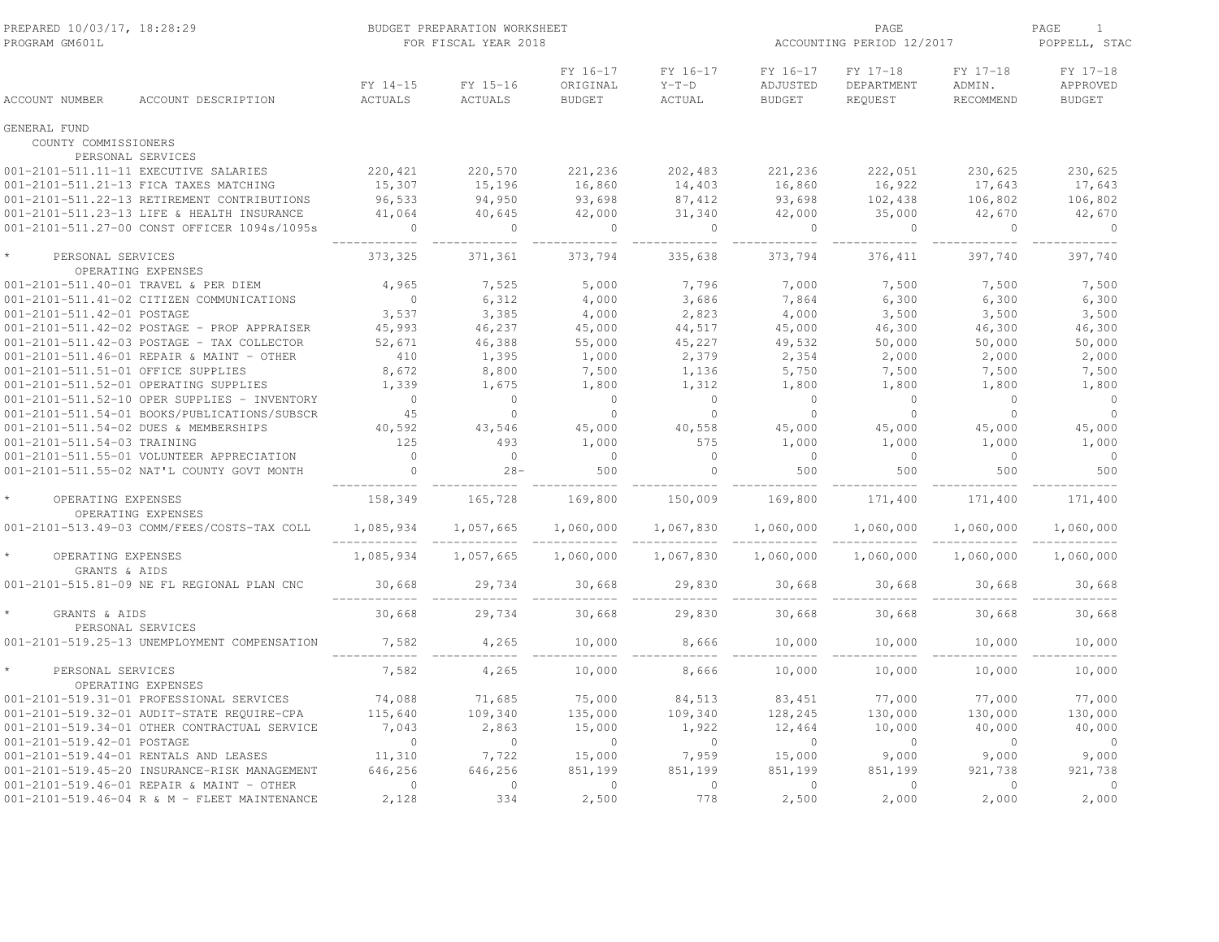BUDGET PREPARATION WORKSHEET
FOR FISCAL YEAR 2018

PREPARED 10/03/17, 18:28:29
PROGRAM GM601L
ACCOUNTING PERIOD 12/2017
POPPELL, STAC

| ACCOUNT NUMBER | ACCOUNT DESCRIPTION | FY 14-15 ACTUALS | FY 15-16 ACTUALS | FY 16-17 ORIGINAL BUDGET | FY 16-17 Y-T-D ACTUAL | FY 16-17 ADJUSTED BUDGET | FY 17-18 DEPARTMENT REQUEST | FY 17-18 ADMIN. RECOMMEND | FY 17-18 APPROVED BUDGET |
|---|---|---|---|---|---|---|---|---|---|
| GENERAL FUND | | | | | | | | | |
| COUNTY COMMISSIONERS | | | | | | | | | |
| PERSONAL SERVICES | | | | | | | | | |
| 001-2101-511.11-11 | EXECUTIVE SALARIES | 220,421 | 220,570 | 221,236 | 202,483 | 221,236 | 222,051 | 230,625 | 230,625 |
| 001-2101-511.21-13 | FICA TAXES MATCHING | 15,307 | 15,196 | 16,860 | 14,403 | 16,860 | 16,922 | 17,643 | 17,643 |
| 001-2101-511.22-13 | RETIREMENT CONTRIBUTIONS | 96,533 | 94,950 | 93,698 | 87,412 | 93,698 | 102,438 | 106,802 | 106,802 |
| 001-2101-511.23-13 | LIFE & HEALTH INSURANCE | 41,064 | 40,645 | 42,000 | 31,340 | 42,000 | 35,000 | 42,670 | 42,670 |
| 001-2101-511.27-00 | CONST OFFICER 1094s/1095s | 0 | 0 | 0 | 0 | 0 | 0 | 0 | 0 |
| * PERSONAL SERVICES | | 373,325 | 371,361 | 373,794 | 335,638 | 373,794 | 376,411 | 397,740 | 397,740 |
| OPERATING EXPENSES | | | | | | | | | |
| 001-2101-511.40-01 | TRAVEL & PER DIEM | 4,965 | 7,525 | 5,000 | 7,796 | 7,000 | 7,500 | 7,500 | 7,500 |
| 001-2101-511.41-02 | CITIZEN COMMUNICATIONS | 0 | 6,312 | 4,000 | 3,686 | 7,864 | 6,300 | 6,300 | 6,300 |
| 001-2101-511.42-01 | POSTAGE | 3,537 | 3,385 | 4,000 | 2,823 | 4,000 | 3,500 | 3,500 | 3,500 |
| 001-2101-511.42-02 | POSTAGE - PROP APPRAISER | 45,993 | 46,237 | 45,000 | 44,517 | 45,000 | 46,300 | 46,300 | 46,300 |
| 001-2101-511.42-03 | POSTAGE - TAX COLLECTOR | 52,671 | 46,388 | 55,000 | 45,227 | 49,532 | 50,000 | 50,000 | 50,000 |
| 001-2101-511.46-01 | REPAIR & MAINT - OTHER | 410 | 1,395 | 1,000 | 2,379 | 2,354 | 2,000 | 2,000 | 2,000 |
| 001-2101-511.51-01 | OFFICE SUPPLIES | 8,672 | 8,800 | 7,500 | 1,136 | 5,750 | 7,500 | 7,500 | 7,500 |
| 001-2101-511.52-01 | OPERATING SUPPLIES | 1,339 | 1,675 | 1,800 | 1,312 | 1,800 | 1,800 | 1,800 | 1,800 |
| 001-2101-511.52-10 | OPER SUPPLIES - INVENTORY | 0 | 0 | 0 | 0 | 0 | 0 | 0 | 0 |
| 001-2101-511.54-01 | BOOKS/PUBLICATIONS/SUBSCR | 45 | 0 | 0 | 0 | 0 | 0 | 0 | 0 |
| 001-2101-511.54-02 | DUES & MEMBERSHIPS | 40,592 | 43,546 | 45,000 | 40,558 | 45,000 | 45,000 | 45,000 | 45,000 |
| 001-2101-511.54-03 | TRAINING | 125 | 493 | 1,000 | 575 | 1,000 | 1,000 | 1,000 | 1,000 |
| 001-2101-511.55-01 | VOLUNTEER APPRECIATION | 0 | 0 | 0 | 0 | 0 | 0 | 0 | 0 |
| 001-2101-511.55-02 | NAT'L COUNTY GOVT MONTH | 0 | 28- | 500 | 0 | 500 | 500 | 500 | 500 |
| * OPERATING EXPENSES | | 158,349 | 165,728 | 169,800 | 150,009 | 169,800 | 171,400 | 171,400 | 171,400 |
| OPERATING EXPENSES | | | | | | | | | |
| 001-2101-513.49-03 | COMM/FEES/COSTS-TAX COLL | 1,085,934 | 1,057,665 | 1,060,000 | 1,067,830 | 1,060,000 | 1,060,000 | 1,060,000 | 1,060,000 |
| * OPERATING EXPENSES | | 1,085,934 | 1,057,665 | 1,060,000 | 1,067,830 | 1,060,000 | 1,060,000 | 1,060,000 | 1,060,000 |
| GRANTS & AIDS | | | | | | | | | |
| 001-2101-515.81-09 | NE FL REGIONAL PLAN CNC | 30,668 | 29,734 | 30,668 | 29,830 | 30,668 | 30,668 | 30,668 | 30,668 |
| * GRANTS & AIDS | | 30,668 | 29,734 | 30,668 | 29,830 | 30,668 | 30,668 | 30,668 | 30,668 |
| PERSONAL SERVICES | | | | | | | | | |
| 001-2101-519.25-13 | UNEMPLOYMENT COMPENSATION | 7,582 | 4,265 | 10,000 | 8,666 | 10,000 | 10,000 | 10,000 | 10,000 |
| * PERSONAL SERVICES | | 7,582 | 4,265 | 10,000 | 8,666 | 10,000 | 10,000 | 10,000 | 10,000 |
| OPERATING EXPENSES | | | | | | | | | |
| 001-2101-519.31-01 | PROFESSIONAL SERVICES | 74,088 | 71,685 | 75,000 | 84,513 | 83,451 | 77,000 | 77,000 | 77,000 |
| 001-2101-519.32-01 | AUDIT-STATE REQUIRE-CPA | 115,640 | 109,340 | 135,000 | 109,340 | 128,245 | 130,000 | 130,000 | 130,000 |
| 001-2101-519.34-01 | OTHER CONTRACTUAL SERVICE | 7,043 | 2,863 | 15,000 | 1,922 | 12,464 | 10,000 | 40,000 | 40,000 |
| 001-2101-519.42-01 | POSTAGE | 0 | 0 | 0 | 0 | 0 | 0 | 0 | 0 |
| 001-2101-519.44-01 | RENTALS AND LEASES | 11,310 | 7,722 | 15,000 | 7,959 | 15,000 | 9,000 | 9,000 | 9,000 |
| 001-2101-519.45-20 | INSURANCE-RISK MANAGEMENT | 646,256 | 646,256 | 851,199 | 851,199 | 851,199 | 851,199 | 921,738 | 921,738 |
| 001-2101-519.46-01 | REPAIR & MAINT - OTHER | 0 | 0 | 0 | 0 | 0 | 0 | 0 | 0 |
| 001-2101-519.46-04 | R & M - FLEET MAINTENANCE | 2,128 | 334 | 2,500 | 778 | 2,500 | 2,000 | 2,000 | 2,000 |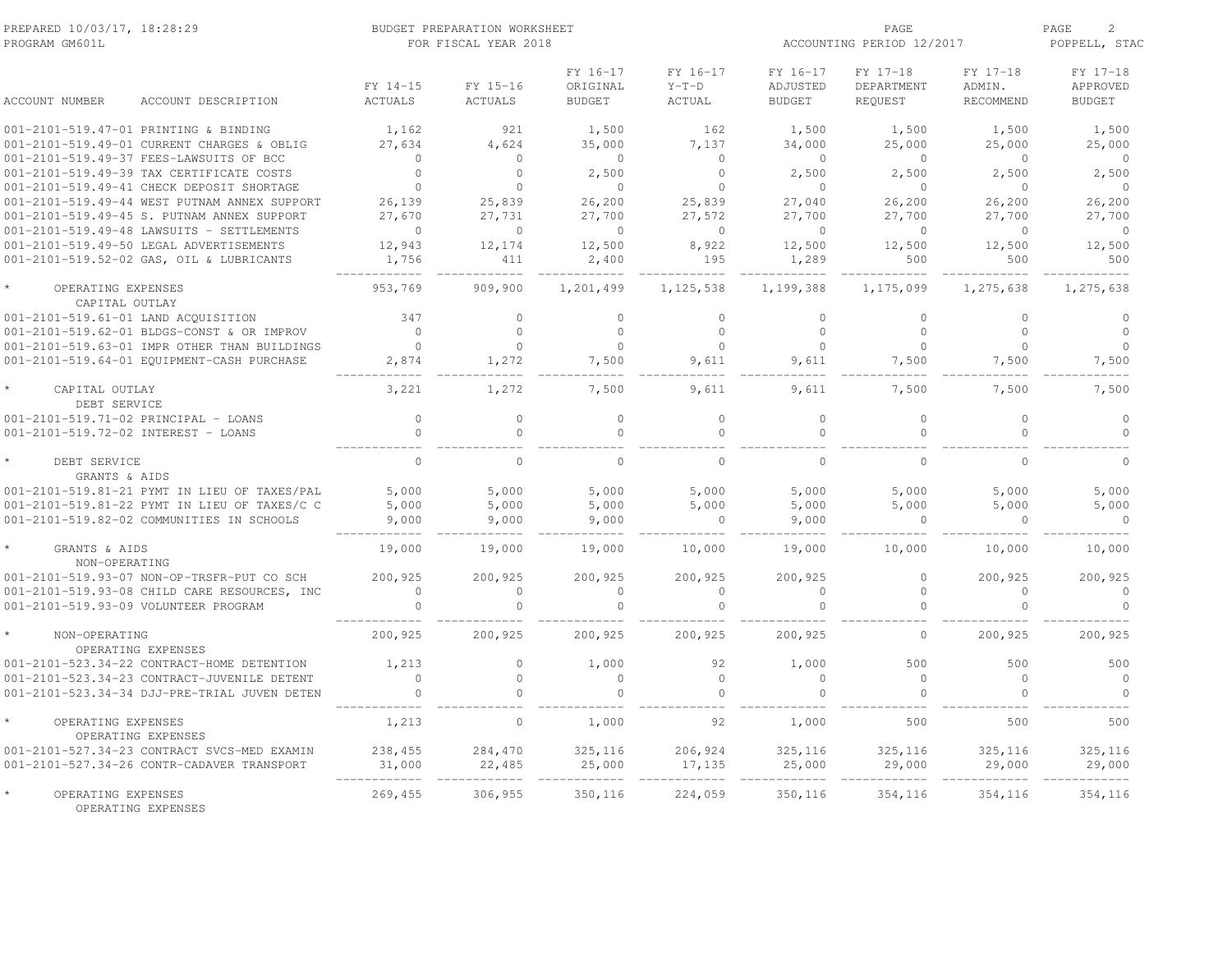PREPARED 10/03/17, 18:28:29 PROGRAM GM601L

BUDGET PREPARATION WORKSHEET FOR FISCAL YEAR 2018

ACCOUNTING PERIOD 12/2017

POPPELL, STAC

| ACCOUNT NUMBER | ACCOUNT DESCRIPTION | FY 14-15 ACTUALS | FY 15-16 ACTUALS | FY 16-17 ORIGINAL BUDGET | FY 16-17 Y-T-D ACTUAL | FY 16-17 ADJUSTED BUDGET | FY 17-18 DEPARTMENT REQUEST | FY 17-18 ADMIN. RECOMMEND | FY 17-18 APPROVED BUDGET |
|---|---|---|---|---|---|---|---|---|---|
| 001-2101-519.47-01 | PRINTING & BINDING | 1,162 | 921 | 1,500 | 162 | 1,500 | 1,500 | 1,500 | 1,500 |
| 001-2101-519.49-01 | CURRENT CHARGES & OBLIG | 27,634 | 4,624 | 35,000 | 7,137 | 34,000 | 25,000 | 25,000 | 25,000 |
| 001-2101-519.49-37 | FEES-LAWSUITS OF BCC | 0 | 0 | 0 | 0 | 0 | 0 | 0 | 0 |
| 001-2101-519.49-39 | TAX CERTIFICATE COSTS | 0 | 0 | 2,500 | 0 | 2,500 | 2,500 | 2,500 | 2,500 |
| 001-2101-519.49-41 | CHECK DEPOSIT SHORTAGE | 0 | 0 | 0 | 0 | 0 | 0 | 0 | 0 |
| 001-2101-519.49-44 | WEST PUTNAM ANNEX SUPPORT | 26,139 | 25,839 | 26,200 | 25,839 | 27,040 | 26,200 | 26,200 | 26,200 |
| 001-2101-519.49-45 | S. PUTNAM ANNEX SUPPORT | 27,670 | 27,731 | 27,700 | 27,572 | 27,700 | 27,700 | 27,700 | 27,700 |
| 001-2101-519.49-48 | LAWSUITS - SETTLEMENTS | 0 | 0 | 0 | 0 | 0 | 0 | 0 | 0 |
| 001-2101-519.49-50 | LEGAL ADVERTISEMENTS | 12,943 | 12,174 | 12,500 | 8,922 | 12,500 | 12,500 | 12,500 | 12,500 |
| 001-2101-519.52-02 | GAS, OIL & LUBRICANTS | 1,756 | 411 | 2,400 | 195 | 1,289 | 500 | 500 | 500 |
| * | OPERATING EXPENSES | 953,769 | 909,900 | 1,201,499 | 1,125,538 | 1,199,388 | 1,175,099 | 1,275,638 | 1,275,638 |
| | CAPITAL OUTLAY | | | | | | | | |
| 001-2101-519.61-01 | LAND ACQUISITION | 347 | 0 | 0 | 0 | 0 | 0 | 0 | 0 |
| 001-2101-519.62-01 | BLDGS-CONST & OR IMPROV | 0 | 0 | 0 | 0 | 0 | 0 | 0 | 0 |
| 001-2101-519.63-01 | IMPR OTHER THAN BUILDINGS | 0 | 0 | 0 | 0 | 0 | 0 | 0 | 0 |
| 001-2101-519.64-01 | EQUIPMENT-CASH PURCHASE | 2,874 | 1,272 | 7,500 | 9,611 | 9,611 | 7,500 | 7,500 | 7,500 |
| * | CAPITAL OUTLAY | 3,221 | 1,272 | 7,500 | 9,611 | 9,611 | 7,500 | 7,500 | 7,500 |
| | DEBT SERVICE | | | | | | | | |
| 001-2101-519.71-02 | PRINCIPAL - LOANS | 0 | 0 | 0 | 0 | 0 | 0 | 0 | 0 |
| 001-2101-519.72-02 | INTEREST - LOANS | 0 | 0 | 0 | 0 | 0 | 0 | 0 | 0 |
| * | DEBT SERVICE | 0 | 0 | 0 | 0 | 0 | 0 | 0 | 0 |
| | GRANTS & AIDS | | | | | | | | |
| 001-2101-519.81-21 | PYMT IN LIEU OF TAXES/PAL | 5,000 | 5,000 | 5,000 | 5,000 | 5,000 | 5,000 | 5,000 | 5,000 |
| 001-2101-519.81-22 | PYMT IN LIEU OF TAXES/C C | 5,000 | 5,000 | 5,000 | 5,000 | 5,000 | 5,000 | 5,000 | 5,000 |
| 001-2101-519.82-02 | COMMUNITIES IN SCHOOLS | 9,000 | 9,000 | 9,000 | 0 | 9,000 | 0 | 0 | 0 |
| * | GRANTS & AIDS | 19,000 | 19,000 | 19,000 | 10,000 | 19,000 | 10,000 | 10,000 | 10,000 |
| | NON-OPERATING | | | | | | | | |
| 001-2101-519.93-07 | NON-OP-TRSFR-PUT CO SCH | 200,925 | 200,925 | 200,925 | 200,925 | 200,925 | 0 | 200,925 | 200,925 |
| 001-2101-519.93-08 | CHILD CARE RESOURCES, INC | 0 | 0 | 0 | 0 | 0 | 0 | 0 | 0 |
| 001-2101-519.93-09 | VOLUNTEER PROGRAM | 0 | 0 | 0 | 0 | 0 | 0 | 0 | 0 |
| * | NON-OPERATING | 200,925 | 200,925 | 200,925 | 200,925 | 200,925 | 0 | 200,925 | 200,925 |
| | OPERATING EXPENSES | | | | | | | | |
| 001-2101-523.34-22 | CONTRACT-HOME DETENTION | 1,213 | 0 | 1,000 | 92 | 1,000 | 500 | 500 | 500 |
| 001-2101-523.34-23 | CONTRACT-JUVENILE DETENT | 0 | 0 | 0 | 0 | 0 | 0 | 0 | 0 |
| 001-2101-523.34-34 | DJJ-PRE-TRIAL JUVEN DETEN | 0 | 0 | 0 | 0 | 0 | 0 | 0 | 0 |
| * | OPERATING EXPENSES | 1,213 | 0 | 1,000 | 92 | 1,000 | 500 | 500 | 500 |
| | OPERATING EXPENSES | | | | | | | | |
| 001-2101-527.34-23 | CONTRACT SVCS-MED EXAMIN | 238,455 | 284,470 | 325,116 | 206,924 | 325,116 | 325,116 | 325,116 | 325,116 |
| 001-2101-527.34-26 | CONTR-CADAVER TRANSPORT | 31,000 | 22,485 | 25,000 | 17,135 | 25,000 | 29,000 | 29,000 | 29,000 |
| * | OPERATING EXPENSES | 269,455 | 306,955 | 350,116 | 224,059 | 350,116 | 354,116 | 354,116 | 354,116 |
| | OPERATING EXPENSES | | | | | | | | |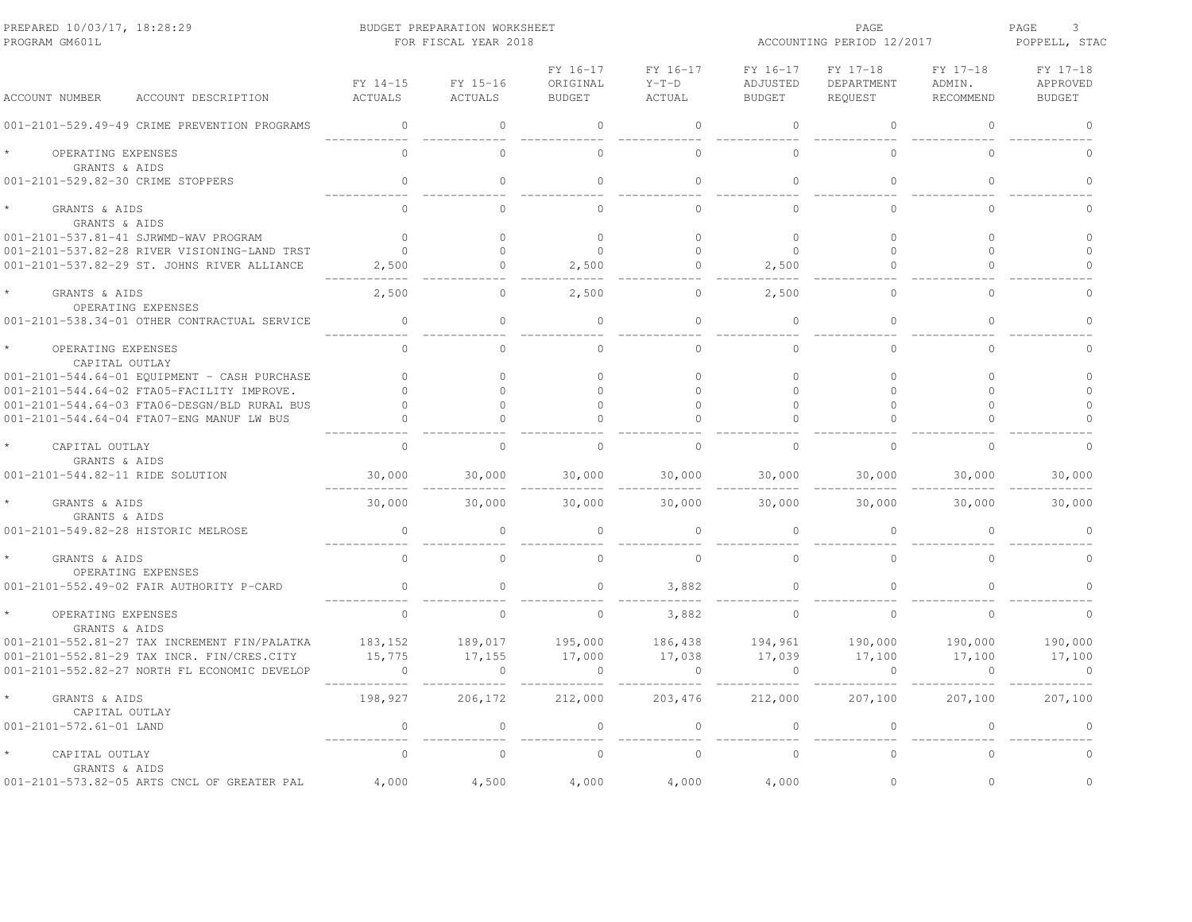PREPARED 10/03/17, 18:28:29 BUDGET PREPARATION WORKSHEET PAGE 3
PROGRAM GM601L FOR FISCAL YEAR 2018 ACCOUNTING PERIOD 12/2017 POPPELL, STAC

| ACCOUNT NUMBER | ACCOUNT DESCRIPTION | FY 14-15 ACTUALS | FY 15-16 ACTUALS | FY 16-17 ORIGINAL BUDGET | FY 16-17 Y-T-D ACTUAL | FY 16-17 ADJUSTED BUDGET | FY 17-18 DEPARTMENT REQUEST | FY 17-18 ADMIN. RECOMMEND | FY 17-18 APPROVED BUDGET |
|---|---|---|---|---|---|---|---|---|---|
| 001-2101-529.49-49 | CRIME PREVENTION PROGRAMS | 0 | 0 | 0 | 0 | 0 | 0 | 0 | 0 |
| * | OPERATING EXPENSES | 0 | 0 | 0 | 0 | 0 | 0 | 0 | 0 |
| | GRANTS & AIDS | | | | | | | | |
| 001-2101-529.82-30 | CRIME STOPPERS | 0 | 0 | 0 | 0 | 0 | 0 | 0 | 0 |
| * | GRANTS & AIDS | 0 | 0 | 0 | 0 | 0 | 0 | 0 | 0 |
| | GRANTS & AIDS | | | | | | | | |
| 001-2101-537.81-41 | SJRWMD-WAV PROGRAM | 0 | 0 | 0 | 0 | 0 | 0 | 0 | 0 |
| 001-2101-537.82-28 | RIVER VISIONING-LAND TRST | 0 | 0 | 0 | 0 | 0 | 0 | 0 | 0 |
| 001-2101-537.82-29 | ST. JOHNS RIVER ALLIANCE | 2,500 | 0 | 2,500 | 0 | 2,500 | 0 | 0 | 0 |
| * | GRANTS & AIDS | 2,500 | 0 | 2,500 | 0 | 2,500 | 0 | 0 | 0 |
| | OPERATING EXPENSES | | | | | | | | |
| 001-2101-538.34-01 | OTHER CONTRACTUAL SERVICE | 0 | 0 | 0 | 0 | 0 | 0 | 0 | 0 |
| * | OPERATING EXPENSES | 0 | 0 | 0 | 0 | 0 | 0 | 0 | 0 |
| | CAPITAL OUTLAY | | | | | | | | |
| 001-2101-544.64-01 | EQUIPMENT - CASH PURCHASE | 0 | 0 | 0 | 0 | 0 | 0 | 0 | 0 |
| 001-2101-544.64-02 | FTA05-FACILITY IMPROVE. | 0 | 0 | 0 | 0 | 0 | 0 | 0 | 0 |
| 001-2101-544.64-03 | FTA06-DESGN/BLD RURAL BUS | 0 | 0 | 0 | 0 | 0 | 0 | 0 | 0 |
| 001-2101-544.64-04 | FTA07-ENG MANUF LW BUS | 0 | 0 | 0 | 0 | 0 | 0 | 0 | 0 |
| * | CAPITAL OUTLAY | 0 | 0 | 0 | 0 | 0 | 0 | 0 | 0 |
| | GRANTS & AIDS | | | | | | | | |
| 001-2101-544.82-11 | RIDE SOLUTION | 30,000 | 30,000 | 30,000 | 30,000 | 30,000 | 30,000 | 30,000 | 30,000 |
| * | GRANTS & AIDS | 30,000 | 30,000 | 30,000 | 30,000 | 30,000 | 30,000 | 30,000 | 30,000 |
| | GRANTS & AIDS | | | | | | | | |
| 001-2101-549.82-28 | HISTORIC MELROSE | 0 | 0 | 0 | 0 | 0 | 0 | 0 | 0 |
| * | GRANTS & AIDS | 0 | 0 | 0 | 0 | 0 | 0 | 0 | 0 |
| | OPERATING EXPENSES | | | | | | | | |
| 001-2101-552.49-02 | FAIR AUTHORITY P-CARD | 0 | 0 | 0 | 3,882 | 0 | 0 | 0 | 0 |
| * | OPERATING EXPENSES | 0 | 0 | 0 | 3,882 | 0 | 0 | 0 | 0 |
| | GRANTS & AIDS | | | | | | | | |
| 001-2101-552.81-27 | TAX INCREMENT FIN/PALATKA | 183,152 | 189,017 | 195,000 | 186,438 | 194,961 | 190,000 | 190,000 | 190,000 |
| 001-2101-552.81-29 | TAX INCR. FIN/CRES.CITY | 15,775 | 17,155 | 17,000 | 17,038 | 17,039 | 17,100 | 17,100 | 17,100 |
| 001-2101-552.82-27 | NORTH FL ECONOMIC DEVELOP | 0 | 0 | 0 | 0 | 0 | 0 | 0 | 0 |
| * | GRANTS & AIDS | 198,927 | 206,172 | 212,000 | 203,476 | 212,000 | 207,100 | 207,100 | 207,100 |
| | CAPITAL OUTLAY | | | | | | | | |
| 001-2101-572.61-01 | LAND | 0 | 0 | 0 | 0 | 0 | 0 | 0 | 0 |
| * | CAPITAL OUTLAY | 0 | 0 | 0 | 0 | 0 | 0 | 0 | 0 |
| | GRANTS & AIDS | | | | | | | | |
| 001-2101-573.82-05 | ARTS CNCL OF GREATER PAL | 4,000 | 4,500 | 4,000 | 4,000 | 4,000 | 0 | 0 | 0 |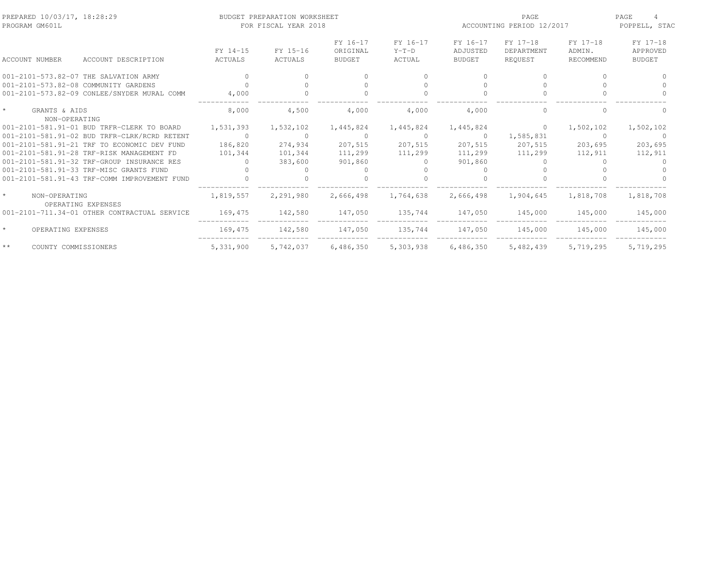PREPARED 10/03/17, 18:28:29
PROGRAM GM601L

BUDGET PREPARATION WORKSHEET
FOR FISCAL YEAR 2018

ACCOUNTING PERIOD 12/2017

POPPELL, STAC

| ACCOUNT NUMBER | ACCOUNT DESCRIPTION | FY 14-15 ACTUALS | FY 15-16 ACTUALS | FY 16-17 ORIGINAL BUDGET | FY 16-17 Y-T-D ACTUAL | FY 16-17 ADJUSTED BUDGET | FY 17-18 DEPARTMENT REQUEST | FY 17-18 ADMIN. RECOMMEND | FY 17-18 APPROVED BUDGET |
|---|---|---|---|---|---|---|---|---|---|
| 001-2101-573.82-07 | THE SALVATION ARMY | 0 | 0 | 0 | 0 | 0 | 0 | 0 | 0 |
| 001-2101-573.82-08 | COMMUNITY GARDENS | 0 | 0 | 0 | 0 | 0 | 0 | 0 | 0 |
| 001-2101-573.82-09 | CONLEE/SNYDER MURAL COMM | 4,000 | 0 | 0 | 0 | 0 | 0 | 0 | 0 |
| * | GRANTS & AIDS | 8,000 | 4,500 | 4,000 | 4,000 | 4,000 | 0 | 0 | 0 |
| | NON-OPERATING | | | | | | | | |
| 001-2101-581.91-01 | BUD TRFR-CLERK TO BOARD | 1,531,393 | 1,532,102 | 1,445,824 | 1,445,824 | 1,445,824 | 0 | 1,502,102 | 1,502,102 |
| 001-2101-581.91-02 | BUD TRFR-CLRK/RCRD RETENT | 0 | 0 | 0 | 0 | 0 | 1,585,831 | 0 | 0 |
| 001-2101-581.91-21 | TRF TO ECONOMIC DEV FUND | 186,820 | 274,934 | 207,515 | 207,515 | 207,515 | 207,515 | 203,695 | 203,695 |
| 001-2101-581.91-28 | TRF-RISK MANAGEMENT FD | 101,344 | 101,344 | 111,299 | 111,299 | 111,299 | 111,299 | 112,911 | 112,911 |
| 001-2101-581.91-32 | TRF-GROUP INSURANCE RES | 0 | 383,600 | 901,860 | 0 | 901,860 | 0 | 0 | 0 |
| 001-2101-581.91-33 | TRF-MISC GRANTS FUND | 0 | 0 | 0 | 0 | 0 | 0 | 0 | 0 |
| 001-2101-581.91-43 | TRF-COMM IMPROVEMENT FUND | 0 | 0 | 0 | 0 | 0 | 0 | 0 | 0 |
| * | NON-OPERATING | 1,819,557 | 2,291,980 | 2,666,498 | 1,764,638 | 2,666,498 | 1,904,645 | 1,818,708 | 1,818,708 |
| | OPERATING EXPENSES | | | | | | | | |
| 001-2101-711.34-01 | OTHER CONTRACTUAL SERVICE | 169,475 | 142,580 | 147,050 | 135,744 | 147,050 | 145,000 | 145,000 | 145,000 |
| * | OPERATING EXPENSES | 169,475 | 142,580 | 147,050 | 135,744 | 147,050 | 145,000 | 145,000 | 145,000 |
| ** | COUNTY COMMISSIONERS | 5,331,900 | 5,742,037 | 6,486,350 | 5,303,938 | 6,486,350 | 5,482,439 | 5,719,295 | 5,719,295 |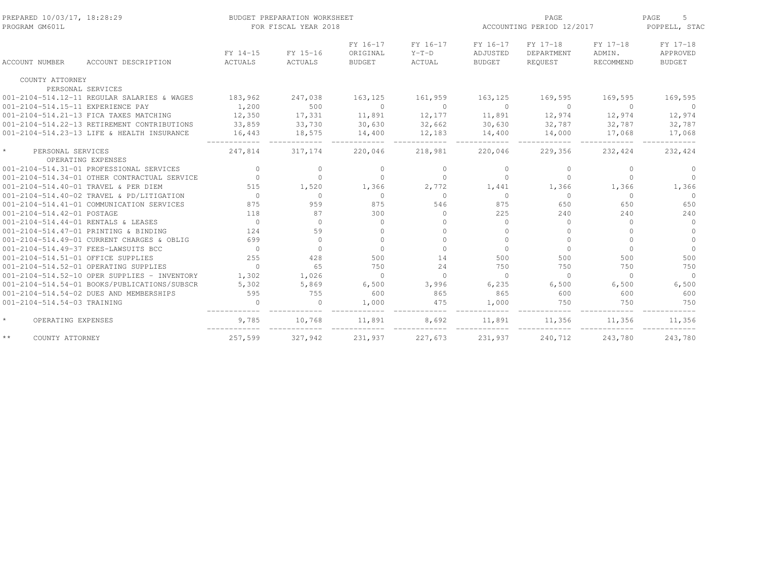BUDGET PREPARATION WORKSHEET
FOR FISCAL YEAR 2018

PREPARED 10/03/17, 18:28:29
PROGRAM GM601L

ACCOUNTING PERIOD 12/2017

POPPELL, STAC

| ACCOUNT NUMBER | ACCOUNT DESCRIPTION | FY 14-15 ACTUALS | FY 15-16 ACTUALS | FY 16-17 ORIGINAL BUDGET | FY 16-17 Y-T-D ACTUAL | FY 16-17 ADJUSTED BUDGET | FY 17-18 DEPARTMENT REQUEST | FY 17-18 ADMIN. RECOMMEND | FY 17-18 APPROVED BUDGET |
|---|---|---|---|---|---|---|---|---|---|
| COUNTY ATTORNEY | | | | | | | | | |
| | PERSONAL SERVICES | | | | | | | | |
| 001-2104-514.12-11 | REGULAR SALARIES & WAGES | 183,962 | 247,038 | 163,125 | 161,959 | 163,125 | 169,595 | 169,595 | 169,595 |
| 001-2104-514.15-11 | EXPERIENCE PAY | 1,200 | 500 | 0 | 0 | 0 | 0 | 0 | 0 |
| 001-2104-514.21-13 | FICA TAXES MATCHING | 12,350 | 17,331 | 11,891 | 12,177 | 11,891 | 12,974 | 12,974 | 12,974 |
| 001-2104-514.22-13 | RETIREMENT CONTRIBUTIONS | 33,859 | 33,730 | 30,630 | 32,662 | 30,630 | 32,787 | 32,787 | 32,787 |
| 001-2104-514.23-13 | LIFE & HEALTH INSURANCE | 16,443 | 18,575 | 14,400 | 12,183 | 14,400 | 14,000 | 17,068 | 17,068 |
| * | PERSONAL SERVICES | 247,814 | 317,174 | 220,046 | 218,981 | 220,046 | 229,356 | 232,424 | 232,424 |
| | OPERATING EXPENSES | | | | | | | | |
| 001-2104-514.31-01 | PROFESSIONAL SERVICES | 0 | 0 | 0 | 0 | 0 | 0 | 0 | 0 |
| 001-2104-514.34-01 | OTHER CONTRACTUAL SERVICE | 0 | 0 | 0 | 0 | 0 | 0 | 0 | 0 |
| 001-2104-514.40-01 | TRAVEL & PER DIEM | 515 | 1,520 | 1,366 | 2,772 | 1,441 | 1,366 | 1,366 | 1,366 |
| 001-2104-514.40-02 | TRAVEL & PD/LITIGATION | 0 | 0 | 0 | 0 | 0 | 0 | 0 | 0 |
| 001-2104-514.41-01 | COMMUNICATION SERVICES | 875 | 959 | 875 | 546 | 875 | 650 | 650 | 650 |
| 001-2104-514.42-01 | POSTAGE | 118 | 87 | 300 | 0 | 225 | 240 | 240 | 240 |
| 001-2104-514.44-01 | RENTALS & LEASES | 0 | 0 | 0 | 0 | 0 | 0 | 0 | 0 |
| 001-2104-514.47-01 | PRINTING & BINDING | 124 | 59 | 0 | 0 | 0 | 0 | 0 | 0 |
| 001-2104-514.49-01 | CURRENT CHARGES & OBLIG | 699 | 0 | 0 | 0 | 0 | 0 | 0 | 0 |
| 001-2104-514.49-37 | FEES-LAWSUITS BCC | 0 | 0 | 0 | 0 | 0 | 0 | 0 | 0 |
| 001-2104-514.51-01 | OFFICE SUPPLIES | 255 | 428 | 500 | 14 | 500 | 500 | 500 | 500 |
| 001-2104-514.52-01 | OPERATING SUPPLIES | 0 | 65 | 750 | 24 | 750 | 750 | 750 | 750 |
| 001-2104-514.52-10 | OPER SUPPLIES - INVENTORY | 1,302 | 1,026 | 0 | 0 | 0 | 0 | 0 | 0 |
| 001-2104-514.54-01 | BOOKS/PUBLICATIONS/SUBSCR | 5,302 | 5,869 | 6,500 | 3,996 | 6,235 | 6,500 | 6,500 | 6,500 |
| 001-2104-514.54-02 | DUES AND MEMBERSHIPS | 595 | 755 | 600 | 865 | 865 | 600 | 600 | 600 |
| 001-2104-514.54-03 | TRAINING | 0 | 0 | 1,000 | 475 | 1,000 | 750 | 750 | 750 |
| * | OPERATING EXPENSES | 9,785 | 10,768 | 11,891 | 8,692 | 11,891 | 11,356 | 11,356 | 11,356 |
| ** | COUNTY ATTORNEY | 257,599 | 327,942 | 231,937 | 227,673 | 231,937 | 240,712 | 243,780 | 243,780 |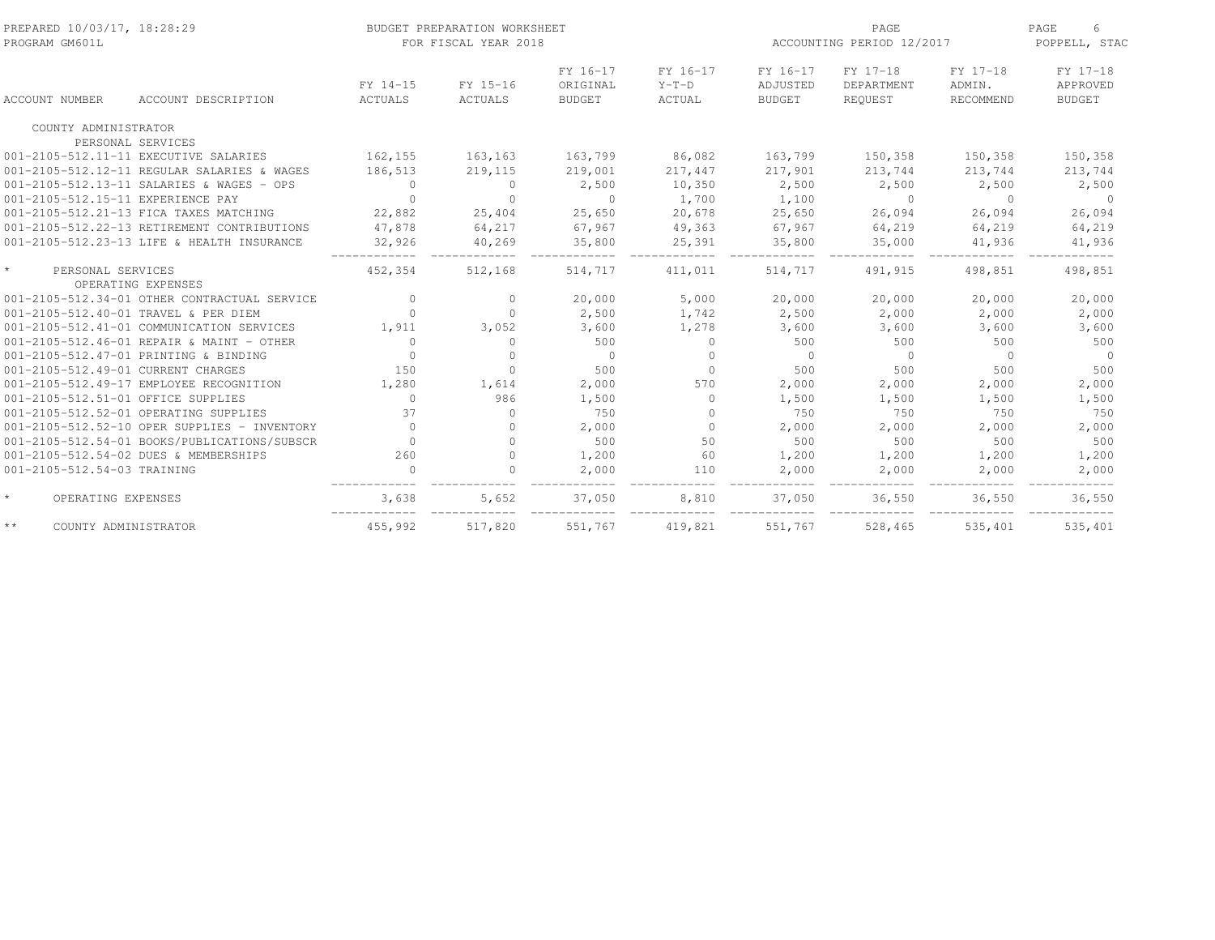PREPARED 10/03/17, 18:28:29
PROGRAM GM601L

BUDGET PREPARATION WORKSHEET
FOR FISCAL YEAR 2018

ACCOUNTING PERIOD 12/2017

POPPELL, STAC

| ACCOUNT NUMBER | ACCOUNT DESCRIPTION | FY 14-15 ACTUALS | FY 15-16 ACTUALS | FY 16-17 ORIGINAL BUDGET | FY 16-17 Y-T-D ACTUAL | FY 16-17 ADJUSTED BUDGET | FY 17-18 DEPARTMENT REQUEST | FY 17-18 ADMIN. RECOMMEND | FY 17-18 APPROVED BUDGET |
|---|---|---|---|---|---|---|---|---|---|
| COUNTY ADMINISTRATOR | | | | | | | | | |
| PERSONAL SERVICES | | | | | | | | | |
| 001-2105-512.11-11 | EXECUTIVE SALARIES | 162,155 | 163,163 | 163,799 | 86,082 | 163,799 | 150,358 | 150,358 | 150,358 |
| 001-2105-512.12-11 | REGULAR SALARIES & WAGES | 186,513 | 219,115 | 219,001 | 217,447 | 217,901 | 213,744 | 213,744 | 213,744 |
| 001-2105-512.13-11 | SALARIES & WAGES - OPS | 0 | 0 | 2,500 | 10,350 | 2,500 | 2,500 | 2,500 | 2,500 |
| 001-2105-512.15-11 | EXPERIENCE PAY | 0 | 0 | 0 | 1,700 | 1,100 | 0 | 0 | 0 |
| 001-2105-512.21-13 | FICA TAXES MATCHING | 22,882 | 25,404 | 25,650 | 20,678 | 25,650 | 26,094 | 26,094 | 26,094 |
| 001-2105-512.22-13 | RETIREMENT CONTRIBUTIONS | 47,878 | 64,217 | 67,967 | 49,363 | 67,967 | 64,219 | 64,219 | 64,219 |
| 001-2105-512.23-13 | LIFE & HEALTH INSURANCE | 32,926 | 40,269 | 35,800 | 25,391 | 35,800 | 35,000 | 41,936 | 41,936 |
| * | PERSONAL SERVICES | 452,354 | 512,168 | 514,717 | 411,011 | 514,717 | 491,915 | 498,851 | 498,851 |
| OPERATING EXPENSES | | | | | | | | | |
| 001-2105-512.34-01 | OTHER CONTRACTUAL SERVICE | 0 | 0 | 20,000 | 5,000 | 20,000 | 20,000 | 20,000 | 20,000 |
| 001-2105-512.40-01 | TRAVEL & PER DIEM | 0 | 0 | 2,500 | 1,742 | 2,500 | 2,000 | 2,000 | 2,000 |
| 001-2105-512.41-01 | COMMUNICATION SERVICES | 1,911 | 3,052 | 3,600 | 1,278 | 3,600 | 3,600 | 3,600 | 3,600 |
| 001-2105-512.46-01 | REPAIR & MAINT - OTHER | 0 | 0 | 500 | 0 | 500 | 500 | 500 | 500 |
| 001-2105-512.47-01 | PRINTING & BINDING | 0 | 0 | 0 | 0 | 0 | 0 | 0 | 0 |
| 001-2105-512.49-01 | CURRENT CHARGES | 150 | 0 | 500 | 0 | 500 | 500 | 500 | 500 |
| 001-2105-512.49-17 | EMPLOYEE RECOGNITION | 1,280 | 1,614 | 2,000 | 570 | 2,000 | 2,000 | 2,000 | 2,000 |
| 001-2105-512.51-01 | OFFICE SUPPLIES | 0 | 986 | 1,500 | 0 | 1,500 | 1,500 | 1,500 | 1,500 |
| 001-2105-512.52-01 | OPERATING SUPPLIES | 37 | 0 | 750 | 0 | 750 | 750 | 750 | 750 |
| 001-2105-512.52-10 | OPER SUPPLIES - INVENTORY | 0 | 0 | 2,000 | 0 | 2,000 | 2,000 | 2,000 | 2,000 |
| 001-2105-512.54-01 | BOOKS/PUBLICATIONS/SUBSCR | 0 | 0 | 500 | 50 | 500 | 500 | 500 | 500 |
| 001-2105-512.54-02 | DUES & MEMBERSHIPS | 260 | 0 | 1,200 | 60 | 1,200 | 1,200 | 1,200 | 1,200 |
| 001-2105-512.54-03 | TRAINING | 0 | 0 | 2,000 | 110 | 2,000 | 2,000 | 2,000 | 2,000 |
| * | OPERATING EXPENSES | 3,638 | 5,652 | 37,050 | 8,810 | 37,050 | 36,550 | 36,550 | 36,550 |
| ** | COUNTY ADMINISTRATOR | 455,992 | 517,820 | 551,767 | 419,821 | 551,767 | 528,465 | 535,401 | 535,401 |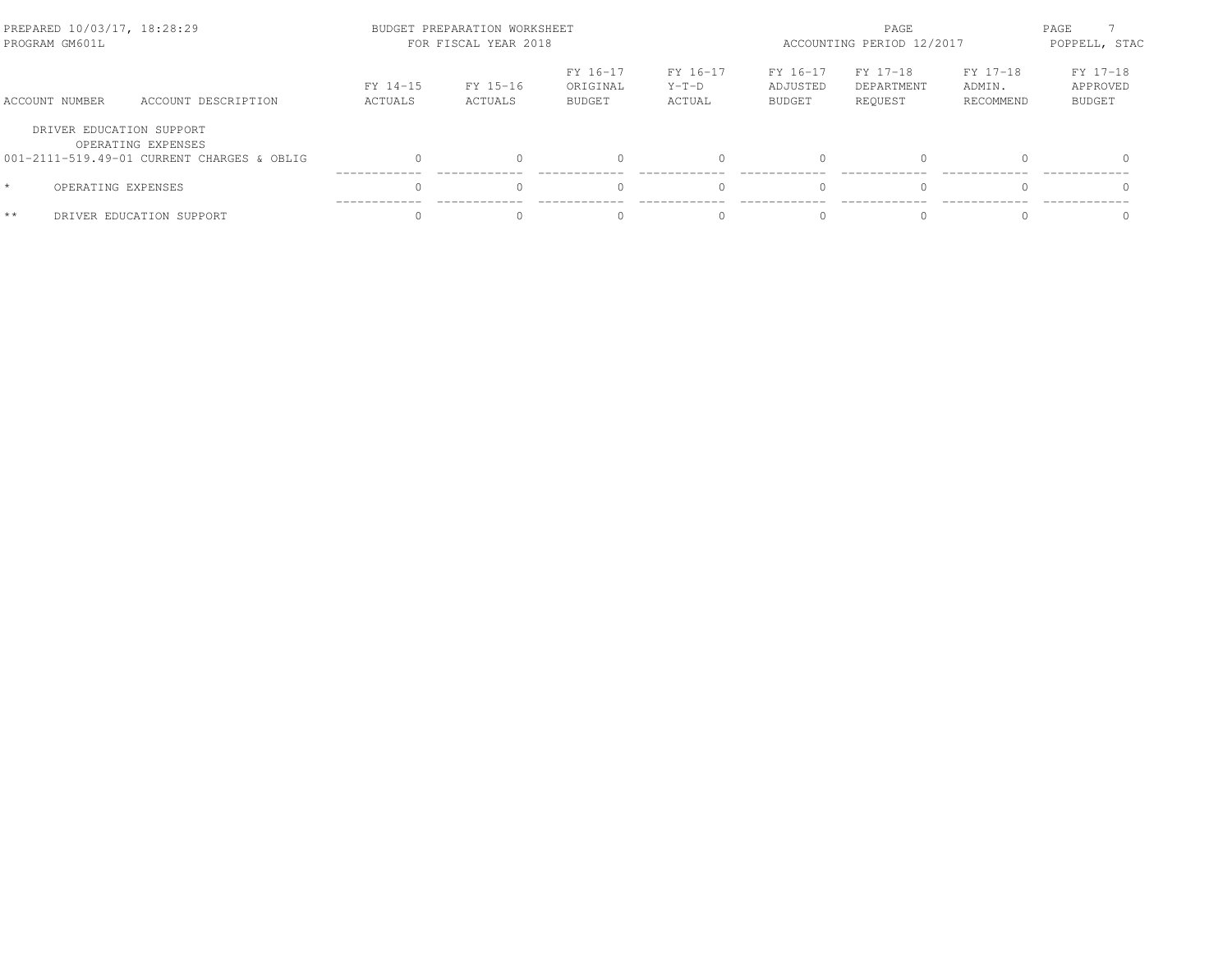BUDGET PREPARATION WORKSHEET
FOR FISCAL YEAR 2018

PREPARED 10/03/17, 18:28:29
PROGRAM GM601L

ACCOUNTING PERIOD 12/2017
POPPELL, STAC

| ACCOUNT NUMBER | ACCOUNT DESCRIPTION | FY 14-15 ACTUALS | FY 15-16 ACTUALS | FY 16-17 ORIGINAL BUDGET | FY 16-17 Y-T-D ACTUAL | FY 16-17 ADJUSTED BUDGET | FY 17-18 DEPARTMENT REQUEST | FY 17-18 ADMIN. RECOMMEND | FY 17-18 APPROVED BUDGET |
|---|---|---|---|---|---|---|---|---|---|
| DRIVER EDUCATION SUPPORT | | | | | | | | | |
| | OPERATING EXPENSES | | | | | | | | |
| 001-2111-519.49-01 | CURRENT CHARGES & OBLIG | 0 | 0 | 0 | 0 | 0 | 0 | 0 | 0 |
| * | OPERATING EXPENSES | 0 | 0 | 0 | 0 | 0 | 0 | 0 | 0 |
| ** | DRIVER EDUCATION SUPPORT | 0 | 0 | 0 | 0 | 0 | 0 | 0 | 0 |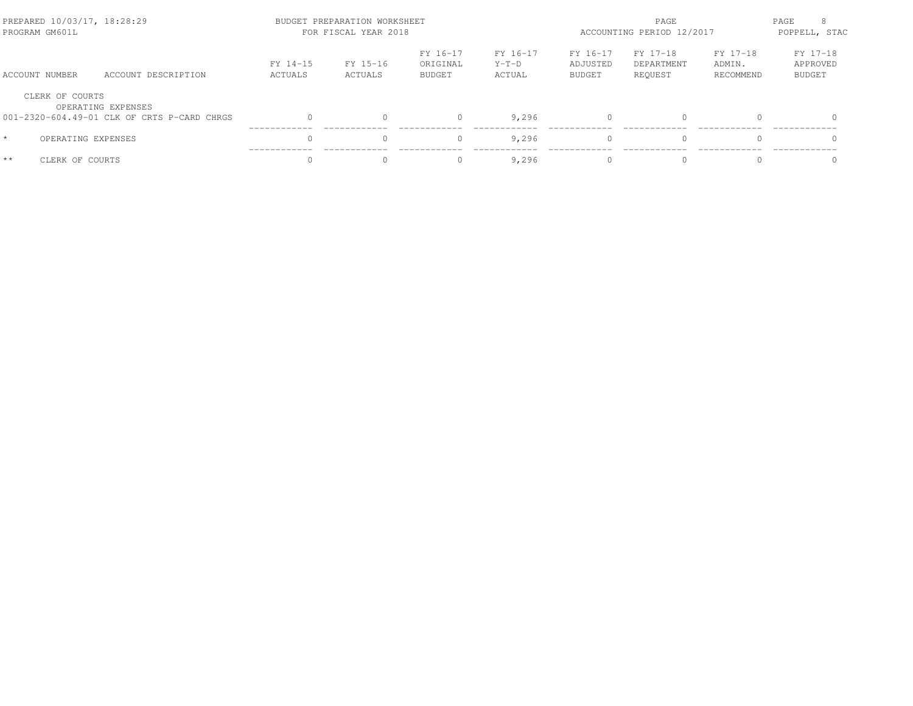PREPARED 10/03/17, 18:28:29 BUDGET PREPARATION WORKSHEET
PROGRAM GM601L FOR FISCAL YEAR 2018
ACCOUNTING PERIOD 12/2017
POPPELL, STAC

| ACCOUNT NUMBER | ACCOUNT DESCRIPTION | FY 14-15 ACTUALS | FY 15-16 ACTUALS | FY 16-17 ORIGINAL BUDGET | FY 16-17 Y-T-D ACTUAL | FY 16-17 ADJUSTED BUDGET | FY 17-18 DEPARTMENT REQUEST | FY 17-18 ADMIN. RECOMMEND | FY 17-18 APPROVED BUDGET |
|---|---|---|---|---|---|---|---|---|---|
| CLERK OF COURTS | | | | | | | | | |
| | OPERATING EXPENSES | | | | | | | | |
| 001-2320-604.49-01 | CLK OF CRTS P-CARD CHRGS | 0 | 0 | 0 | 9,296 | 0 | 0 | 0 | 0 |
| * | OPERATING EXPENSES | 0 | 0 | 0 | 9,296 | 0 | 0 | 0 | 0 |
| ** | CLERK OF COURTS | 0 | 0 | 0 | 9,296 | 0 | 0 | 0 | 0 |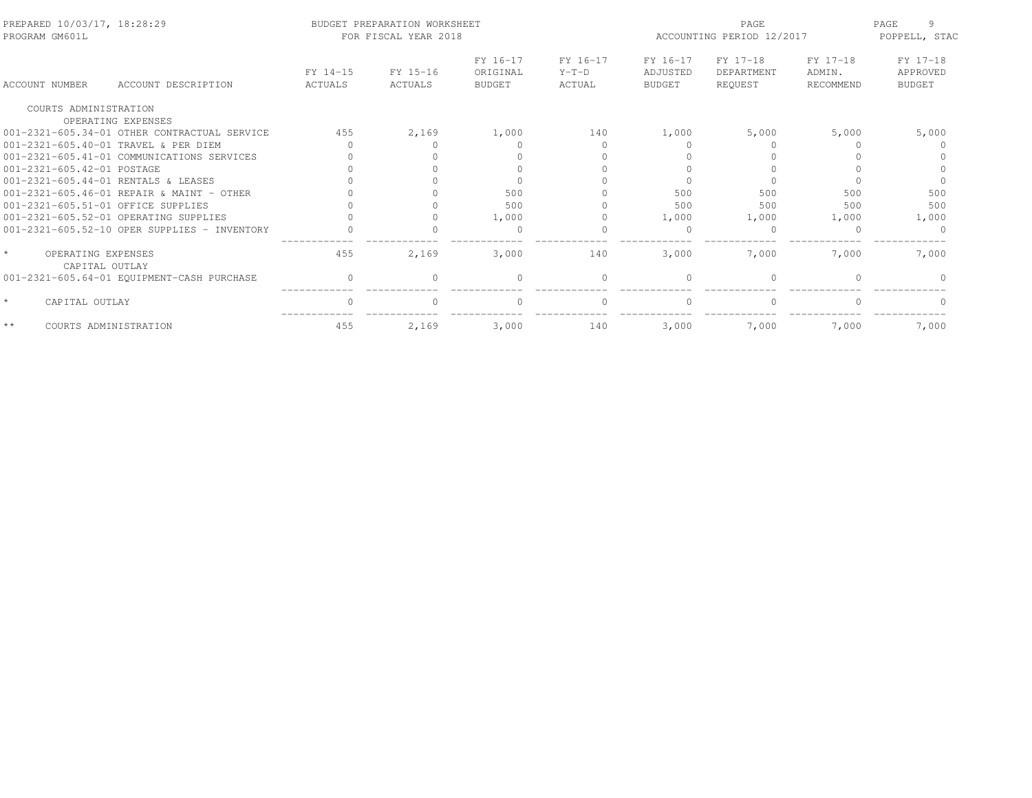PREPARED 10/03/17, 18:28:29 BUDGET PREPARATION WORKSHEET
PROGRAM GM601L FOR FISCAL YEAR 2018

ACCOUNTING PERIOD 12/2017 POPPELL, STAC

| ACCOUNT NUMBER | ACCOUNT DESCRIPTION | FY 14-15 ACTUALS | FY 15-16 ACTUALS | FY 16-17 ORIGINAL BUDGET | FY 16-17 Y-T-D ACTUAL | FY 16-17 ADJUSTED BUDGET | FY 17-18 DEPARTMENT REQUEST | FY 17-18 ADMIN. RECOMMEND | FY 17-18 APPROVED BUDGET |
|---|---|---|---|---|---|---|---|---|---|
| COURTS ADMINISTRATION | | | | | | | | | |
| | OPERATING EXPENSES | | | | | | | | |
| 001-2321-605.34-01 | OTHER CONTRACTUAL SERVICE | 455 | 2,169 | 1,000 | 140 | 1,000 | 5,000 | 5,000 | 5,000 |
| 001-2321-605.40-01 | TRAVEL & PER DIEM | 0 | 0 | 0 | 0 | 0 | 0 | 0 | 0 |
| 001-2321-605.41-01 | COMMUNICATIONS SERVICES | 0 | 0 | 0 | 0 | 0 | 0 | 0 | 0 |
| 001-2321-605.42-01 | POSTAGE | 0 | 0 | 0 | 0 | 0 | 0 | 0 | 0 |
| 001-2321-605.44-01 | RENTALS & LEASES | 0 | 0 | 0 | 0 | 0 | 0 | 0 | 0 |
| 001-2321-605.46-01 | REPAIR & MAINT - OTHER | 0 | 0 | 500 | 0 | 500 | 500 | 500 | 500 |
| 001-2321-605.51-01 | OFFICE SUPPLIES | 0 | 0 | 500 | 0 | 500 | 500 | 500 | 500 |
| 001-2321-605.52-01 | OPERATING SUPPLIES | 0 | 0 | 1,000 | 0 | 1,000 | 1,000 | 1,000 | 1,000 |
| 001-2321-605.52-10 | OPER SUPPLIES - INVENTORY | 0 | 0 | 0 | 0 | 0 | 0 | 0 | 0 |
| * | OPERATING EXPENSES | 455 | 2,169 | 3,000 | 140 | 3,000 | 7,000 | 7,000 | 7,000 |
| | CAPITAL OUTLAY | | | | | | | | |
| 001-2321-605.64-01 | EQUIPMENT-CASH PURCHASE | 0 | 0 | 0 | 0 | 0 | 0 | 0 | 0 |
| * | CAPITAL OUTLAY | 0 | 0 | 0 | 0 | 0 | 0 | 0 | 0 |
| ** | COURTS ADMINISTRATION | 455 | 2,169 | 3,000 | 140 | 3,000 | 7,000 | 7,000 | 7,000 |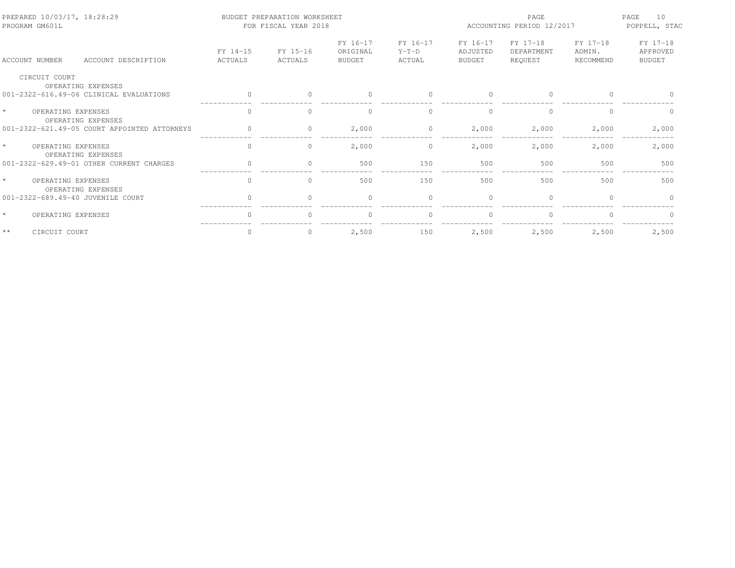| ACCOUNT NUMBER | ACCOUNT DESCRIPTION | FY 14-15 ACTUALS | FY 15-16 ACTUALS | FY 16-17 ORIGINAL BUDGET | FY 16-17 Y-T-D ACTUAL | FY 16-17 ADJUSTED BUDGET | FY 17-18 DEPARTMENT REQUEST | FY 17-18 ADMIN. RECOMMEND | FY 17-18 APPROVED BUDGET |
|---|---|---|---|---|---|---|---|---|---|
| CIRCUIT COURT | | | | | | | | | |
| | OPERATING EXPENSES | | | | | | | | |
| 001-2322-616.49-06 | CLINICAL EVALUATIONS | 0 | 0 | 0 | 0 | 0 | 0 | 0 | 0 |
| * | OPERATING EXPENSES | 0 | 0 | 0 | 0 | 0 | 0 | 0 | 0 |
| | OPERATING EXPENSES | | | | | | | | |
| 001-2322-621.49-05 | COURT APPOINTED ATTORNEYS | 0 | 0 | 2,000 | 0 | 2,000 | 2,000 | 2,000 | 2,000 |
| * | OPERATING EXPENSES | 0 | 0 | 2,000 | 0 | 2,000 | 2,000 | 2,000 | 2,000 |
| | OPERATING EXPENSES | | | | | | | | |
| 001-2322-629.49-01 | OTHER CURRENT CHARGES | 0 | 0 | 500 | 150 | 500 | 500 | 500 | 500 |
| * | OPERATING EXPENSES | 0 | 0 | 500 | 150 | 500 | 500 | 500 | 500 |
| | OPERATING EXPENSES | | | | | | | | |
| 001-2322-689.49-40 | JUVENILE COURT | 0 | 0 | 0 | 0 | 0 | 0 | 0 | 0 |
| * | OPERATING EXPENSES | 0 | 0 | 0 | 0 | 0 | 0 | 0 | 0 |
| ** | CIRCUIT COURT | 0 | 0 | 2,500 | 150 | 2,500 | 2,500 | 2,500 | 2,500 |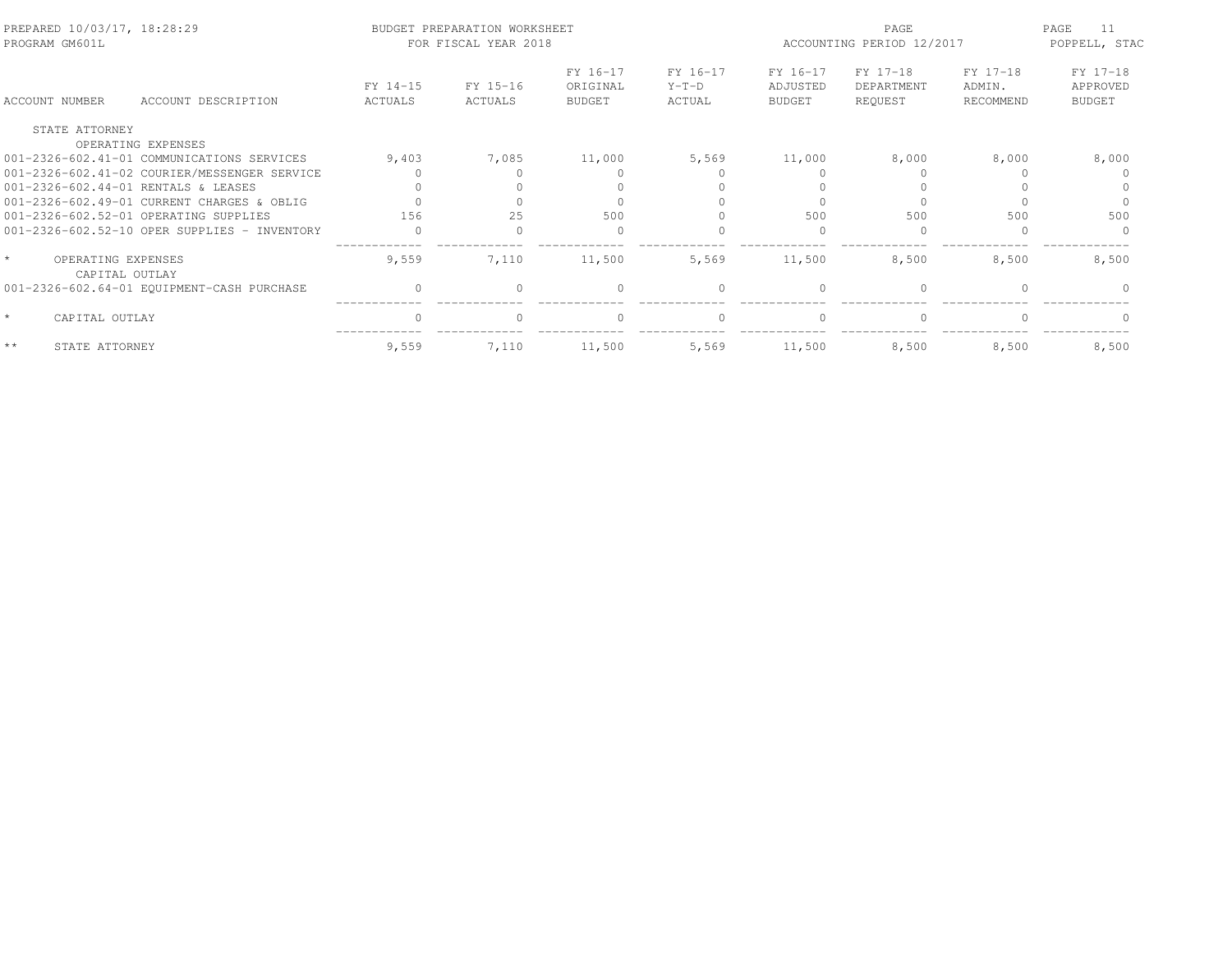PREPARED 10/03/17, 18:28:29 BUDGET PREPARATION WORKSHEET PAGE
PROGRAM GM601L FOR FISCAL YEAR 2018 ACCOUNTING PERIOD 12/2017 POPPELL, STAC

| ACCOUNT NUMBER | ACCOUNT DESCRIPTION | FY 14-15 ACTUALS | FY 15-16 ACTUALS | FY 16-17 ORIGINAL BUDGET | FY 16-17 Y-T-D ACTUAL | FY 16-17 ADJUSTED BUDGET | FY 17-18 DEPARTMENT REQUEST | FY 17-18 ADMIN. RECOMMEND | FY 17-18 APPROVED BUDGET |
|---|---|---|---|---|---|---|---|---|---|
| STATE ATTORNEY | | | | | | | | | |
| | OPERATING EXPENSES | | | | | | | | |
| 001-2326-602.41-01 | COMMUNICATIONS SERVICES | 9,403 | 7,085 | 11,000 | 5,569 | 11,000 | 8,000 | 8,000 | 8,000 |
| 001-2326-602.41-02 | COURIER/MESSENGER SERVICE | 0 | 0 | 0 | 0 | 0 | 0 | 0 | 0 |
| 001-2326-602.44-01 | RENTALS & LEASES | 0 | 0 | 0 | 0 | 0 | 0 | 0 | 0 |
| 001-2326-602.49-01 | CURRENT CHARGES & OBLIG | 0 | 0 | 0 | 0 | 0 | 0 | 0 | 0 |
| 001-2326-602.52-01 | OPERATING SUPPLIES | 156 | 25 | 500 | 0 | 500 | 500 | 500 | 500 |
| 001-2326-602.52-10 | OPER SUPPLIES - INVENTORY | 0 | 0 | 0 | 0 | 0 | 0 | 0 | 0 |
| * | OPERATING EXPENSES | 9,559 | 7,110 | 11,500 | 5,569 | 11,500 | 8,500 | 8,500 | 8,500 |
| | CAPITAL OUTLAY | | | | | | | | |
| 001-2326-602.64-01 | EQUIPMENT-CASH PURCHASE | 0 | 0 | 0 | 0 | 0 | 0 | 0 | 0 |
| * | CAPITAL OUTLAY | 0 | 0 | 0 | 0 | 0 | 0 | 0 | 0 |
| ** | STATE ATTORNEY | 9,559 | 7,110 | 11,500 | 5,569 | 11,500 | 8,500 | 8,500 | 8,500 |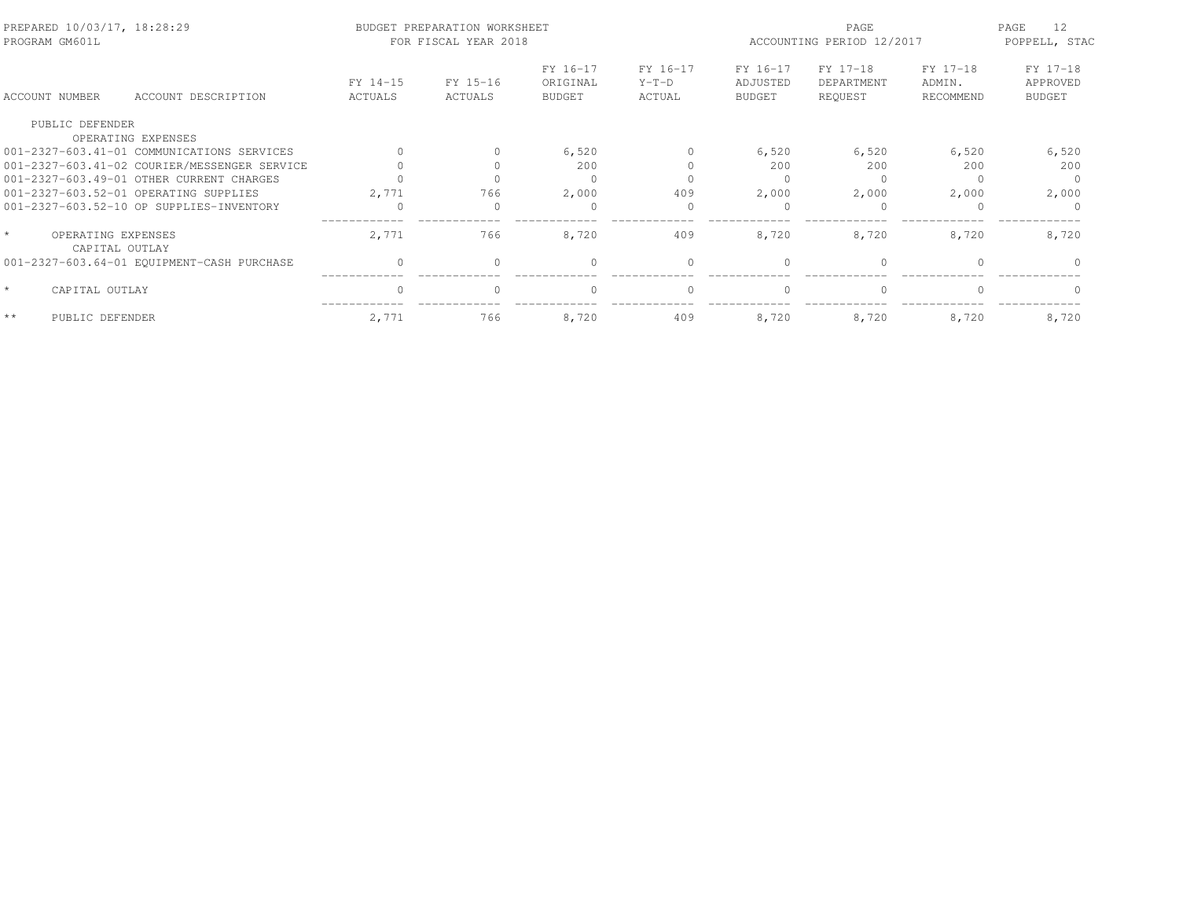BUDGET PREPARATION WORKSHEET
FOR FISCAL YEAR 2018

PREPARED 10/03/17, 18:28:29
PROGRAM GM601L

ACCOUNTING PERIOD 12/2017
POPPELL, STAC

| ACCOUNT NUMBER | ACCOUNT DESCRIPTION | FY 14-15 ACTUALS | FY 15-16 ACTUALS | FY 16-17 ORIGINAL BUDGET | FY 16-17 Y-T-D ACTUAL | FY 16-17 ADJUSTED BUDGET | FY 17-18 DEPARTMENT REQUEST | FY 17-18 ADMIN. RECOMMEND | FY 17-18 APPROVED BUDGET |
|---|---|---|---|---|---|---|---|---|---|
| PUBLIC DEFENDER | | | | | | | | | |
| | OPERATING EXPENSES | | | | | | | | |
| 001-2327-603.41-01 | COMMUNICATIONS SERVICES | 0 | 0 | 6,520 | 0 | 6,520 | 6,520 | 6,520 | 6,520 |
| 001-2327-603.41-02 | COURIER/MESSENGER SERVICE | 0 | 0 | 200 | 0 | 200 | 200 | 200 | 200 |
| 001-2327-603.49-01 | OTHER CURRENT CHARGES | 0 | 0 | 0 | 0 | 0 | 0 | 0 | 0 |
| 001-2327-603.52-01 | OPERATING SUPPLIES | 2,771 | 766 | 2,000 | 409 | 2,000 | 2,000 | 2,000 | 2,000 |
| 001-2327-603.52-10 | OP SUPPLIES-INVENTORY | 0 | 0 | 0 | 0 | 0 | 0 | 0 | 0 |
| * | OPERATING EXPENSES | 2,771 | 766 | 8,720 | 409 | 8,720 | 8,720 | 8,720 | 8,720 |
| | CAPITAL OUTLAY | | | | | | | | |
| 001-2327-603.64-01 | EQUIPMENT-CASH PURCHASE | 0 | 0 | 0 | 0 | 0 | 0 | 0 | 0 |
| * | CAPITAL OUTLAY | 0 | 0 | 0 | 0 | 0 | 0 | 0 | 0 |
| ** | PUBLIC DEFENDER | 2,771 | 766 | 8,720 | 409 | 8,720 | 8,720 | 8,720 | 8,720 |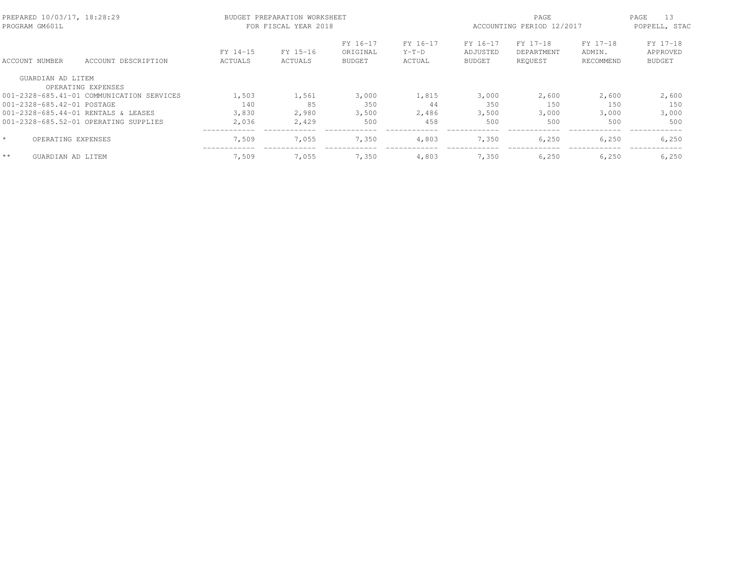PREPARED 10/03/17, 18:28:29 | BUDGET PREPARATION WORKSHEET | ACCOUNTING PERIOD 12/2017
PROGRAM GM601L | FOR FISCAL YEAR 2018 | POPPELL, STAC

| ACCOUNT NUMBER | ACCOUNT DESCRIPTION | FY 14-15 ACTUALS | FY 15-16 ACTUALS | FY 16-17 ORIGINAL BUDGET | FY 16-17 Y-T-D ACTUAL | FY 16-17 ADJUSTED BUDGET | FY 17-18 DEPARTMENT REQUEST | FY 17-18 ADMIN. RECOMMEND | FY 17-18 APPROVED BUDGET |
|---|---|---|---|---|---|---|---|---|---|
| GUARDIAN AD LITEM | | | | | | | | | |
| | OPERATING EXPENSES | | | | | | | | |
| 001-2328-685.41-01 | COMMUNICATION SERVICES | 1,503 | 1,561 | 3,000 | 1,815 | 3,000 | 2,600 | 2,600 | 2,600 |
| 001-2328-685.42-01 | POSTAGE | 140 | 85 | 350 | 44 | 350 | 150 | 150 | 150 |
| 001-2328-685.44-01 | RENTALS & LEASES | 3,830 | 2,980 | 3,500 | 2,486 | 3,500 | 3,000 | 3,000 | 3,000 |
| 001-2328-685.52-01 | OPERATING SUPPLIES | 2,036 | 2,429 | 500 | 458 | 500 | 500 | 500 | 500 |
| * | OPERATING EXPENSES | 7,509 | 7,055 | 7,350 | 4,803 | 7,350 | 6,250 | 6,250 | 6,250 |
| ** | GUARDIAN AD LITEM | 7,509 | 7,055 | 7,350 | 4,803 | 7,350 | 6,250 | 6,250 | 6,250 |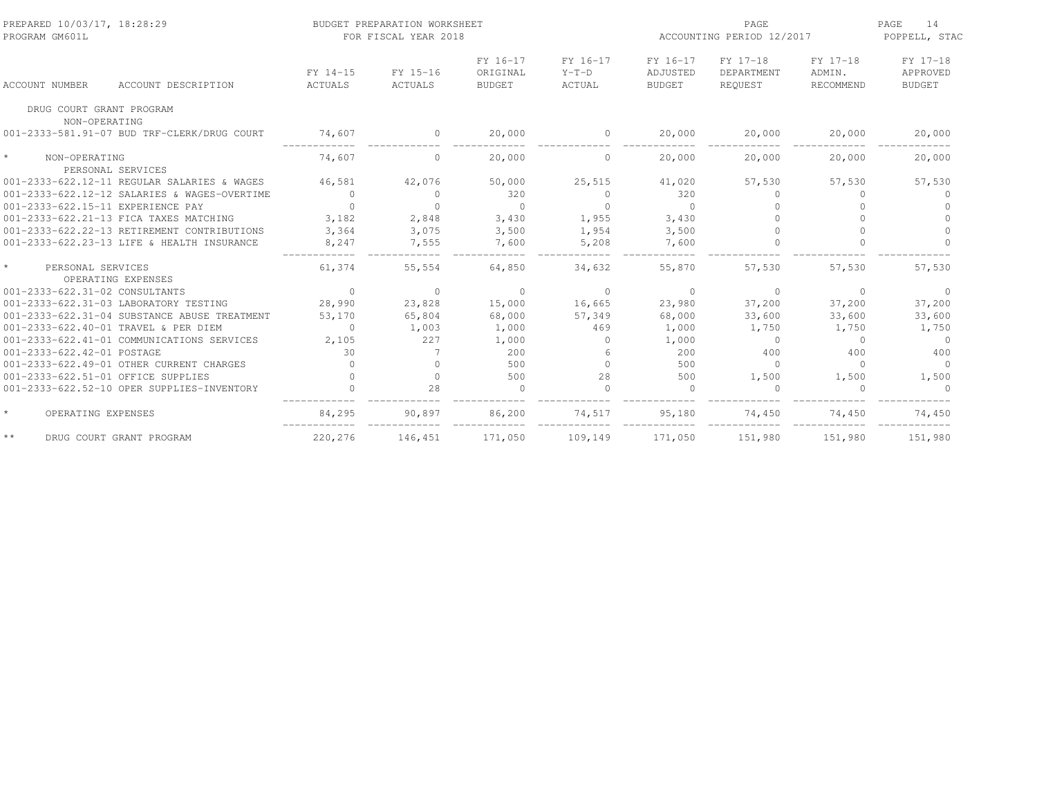PREPARED 10/03/17, 18:28:29
PROGRAM GM601L

BUDGET PREPARATION WORKSHEET
FOR FISCAL YEAR 2018

ACCOUNTING PERIOD 12/2017

POPPELL, STAC

| ACCOUNT NUMBER | ACCOUNT DESCRIPTION | FY 14-15 ACTUALS | FY 15-16 ACTUALS | FY 16-17 ORIGINAL BUDGET | FY 16-17 Y-T-D ACTUAL | FY 16-17 ADJUSTED BUDGET | FY 17-18 DEPARTMENT REQUEST | FY 17-18 ADMIN. RECOMMEND | FY 17-18 APPROVED BUDGET |
|---|---|---|---|---|---|---|---|---|---|
| DRUG COURT GRANT PROGRAM | | | | | | | | | |
| NON-OPERATING | | | | | | | | | |
| 001-2333-581.91-07 | BUD TRF-CLERK/DRUG COURT | 74,607 | 0 | 20,000 | 0 | 20,000 | 20,000 | 20,000 | 20,000 |
| * | NON-OPERATING | 74,607 | 0 | 20,000 | 0 | 20,000 | 20,000 | 20,000 | 20,000 |
| PERSONAL SERVICES | | | | | | | | | |
| 001-2333-622.12-11 | REGULAR SALARIES & WAGES | 46,581 | 42,076 | 50,000 | 25,515 | 41,020 | 57,530 | 57,530 | 57,530 |
| 001-2333-622.12-12 | SALARIES & WAGES-OVERTIME | 0 | 0 | 320 | 0 | 320 | 0 | 0 | 0 |
| 001-2333-622.15-11 | EXPERIENCE PAY | 0 | 0 | 0 | 0 | 0 | 0 | 0 | 0 |
| 001-2333-622.21-13 | FICA TAXES MATCHING | 3,182 | 2,848 | 3,430 | 1,955 | 3,430 | 0 | 0 | 0 |
| 001-2333-622.22-13 | RETIREMENT CONTRIBUTIONS | 3,364 | 3,075 | 3,500 | 1,954 | 3,500 | 0 | 0 | 0 |
| 001-2333-622.23-13 | LIFE & HEALTH INSURANCE | 8,247 | 7,555 | 7,600 | 5,208 | 7,600 | 0 | 0 | 0 |
| * | PERSONAL SERVICES | 61,374 | 55,554 | 64,850 | 34,632 | 55,870 | 57,530 | 57,530 | 57,530 |
| OPERATING EXPENSES | | | | | | | | | |
| 001-2333-622.31-02 | CONSULTANTS | 0 | 0 | 0 | 0 | 0 | 0 | 0 | 0 |
| 001-2333-622.31-03 | LABORATORY TESTING | 28,990 | 23,828 | 15,000 | 16,665 | 23,980 | 37,200 | 37,200 | 37,200 |
| 001-2333-622.31-04 | SUBSTANCE ABUSE TREATMENT | 53,170 | 65,804 | 68,000 | 57,349 | 68,000 | 33,600 | 33,600 | 33,600 |
| 001-2333-622.40-01 | TRAVEL & PER DIEM | 0 | 1,003 | 1,000 | 469 | 1,000 | 1,750 | 1,750 | 1,750 |
| 001-2333-622.41-01 | COMMUNICATIONS SERVICES | 2,105 | 227 | 1,000 | 0 | 1,000 | 0 | 0 | 0 |
| 001-2333-622.42-01 | POSTAGE | 30 | 7 | 200 | 6 | 200 | 400 | 400 | 400 |
| 001-2333-622.49-01 | OTHER CURRENT CHARGES | 0 | 0 | 500 | 0 | 500 | 0 | 0 | 0 |
| 001-2333-622.51-01 | OFFICE SUPPLIES | 0 | 0 | 500 | 28 | 500 | 1,500 | 1,500 | 1,500 |
| 001-2333-622.52-10 | OPER SUPPLIES-INVENTORY | 0 | 28 | 0 | 0 | 0 | 0 | 0 | 0 |
| * | OPERATING EXPENSES | 84,295 | 90,897 | 86,200 | 74,517 | 95,180 | 74,450 | 74,450 | 74,450 |
| ** | DRUG COURT GRANT PROGRAM | 220,276 | 146,451 | 171,050 | 109,149 | 171,050 | 151,980 | 151,980 | 151,980 |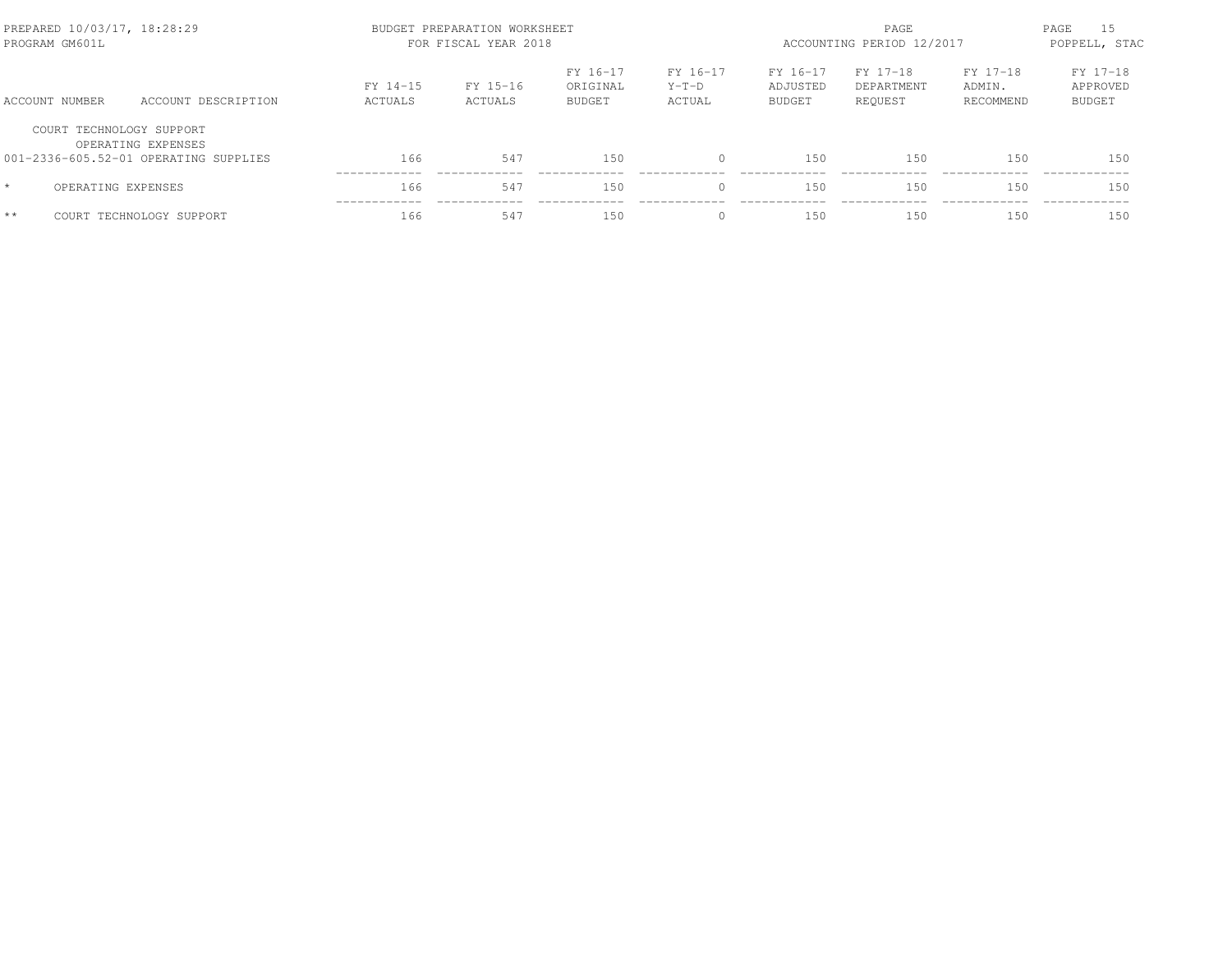PREPARED 10/03/17, 18:28:29
PROGRAM GM601L

BUDGET PREPARATION WORKSHEET
FOR FISCAL YEAR 2018

ACCOUNTING PERIOD 12/2017

POPPELL, STAC

| ACCOUNT NUMBER | ACCOUNT DESCRIPTION | FY 14-15 ACTUALS | FY 15-16 ACTUALS | FY 16-17 ORIGINAL BUDGET | FY 16-17 Y-T-D ACTUAL | FY 16-17 ADJUSTED BUDGET | FY 17-18 DEPARTMENT REQUEST | FY 17-18 ADMIN. RECOMMEND | FY 17-18 APPROVED BUDGET |
|---|---|---|---|---|---|---|---|---|---|
| COURT TECHNOLOGY SUPPORT | | | | | | | | | |
| | OPERATING EXPENSES | | | | | | | | |
| 001-2336-605.52-01 | OPERATING SUPPLIES | 166 | 547 | 150 | 0 | 150 | 150 | 150 | 150 |
| * | OPERATING EXPENSES | 166 | 547 | 150 | 0 | 150 | 150 | 150 | 150 |
| ** | COURT TECHNOLOGY SUPPORT | 166 | 547 | 150 | 0 | 150 | 150 | 150 | 150 |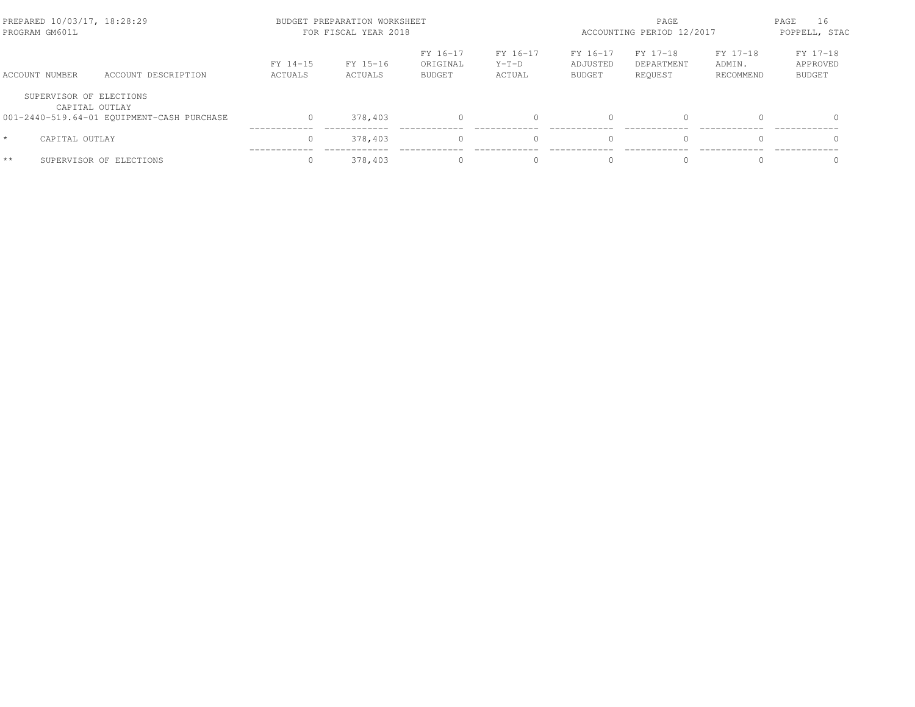PREPARED 10/03/17, 18:28:29
PROGRAM GM601L

BUDGET PREPARATION WORKSHEET
FOR FISCAL YEAR 2018

ACCOUNTING PERIOD 12/2017

POPPELL, STAC

| ACCOUNT NUMBER | ACCOUNT DESCRIPTION | FY 14-15 ACTUALS | FY 15-16 ACTUALS | FY 16-17 ORIGINAL BUDGET | FY 16-17 Y-T-D ACTUAL | FY 16-17 ADJUSTED BUDGET | FY 17-18 DEPARTMENT REQUEST | FY 17-18 ADMIN. RECOMMEND | FY 17-18 APPROVED BUDGET |
|---|---|---|---|---|---|---|---|---|---|
| SUPERVISOR OF ELECTIONS | | | | | | | | | |
| CAPITAL OUTLAY | | | | | | | | | |
| 001-2440-519.64-01 | EQUIPMENT-CASH PURCHASE | 0 | 378,403 | 0 | 0 | 0 | 0 | 0 | 0 |
| * | CAPITAL OUTLAY | 0 | 378,403 | 0 | 0 | 0 | 0 | 0 | 0 |
| ** | SUPERVISOR OF ELECTIONS | 0 | 378,403 | 0 | 0 | 0 | 0 | 0 | 0 |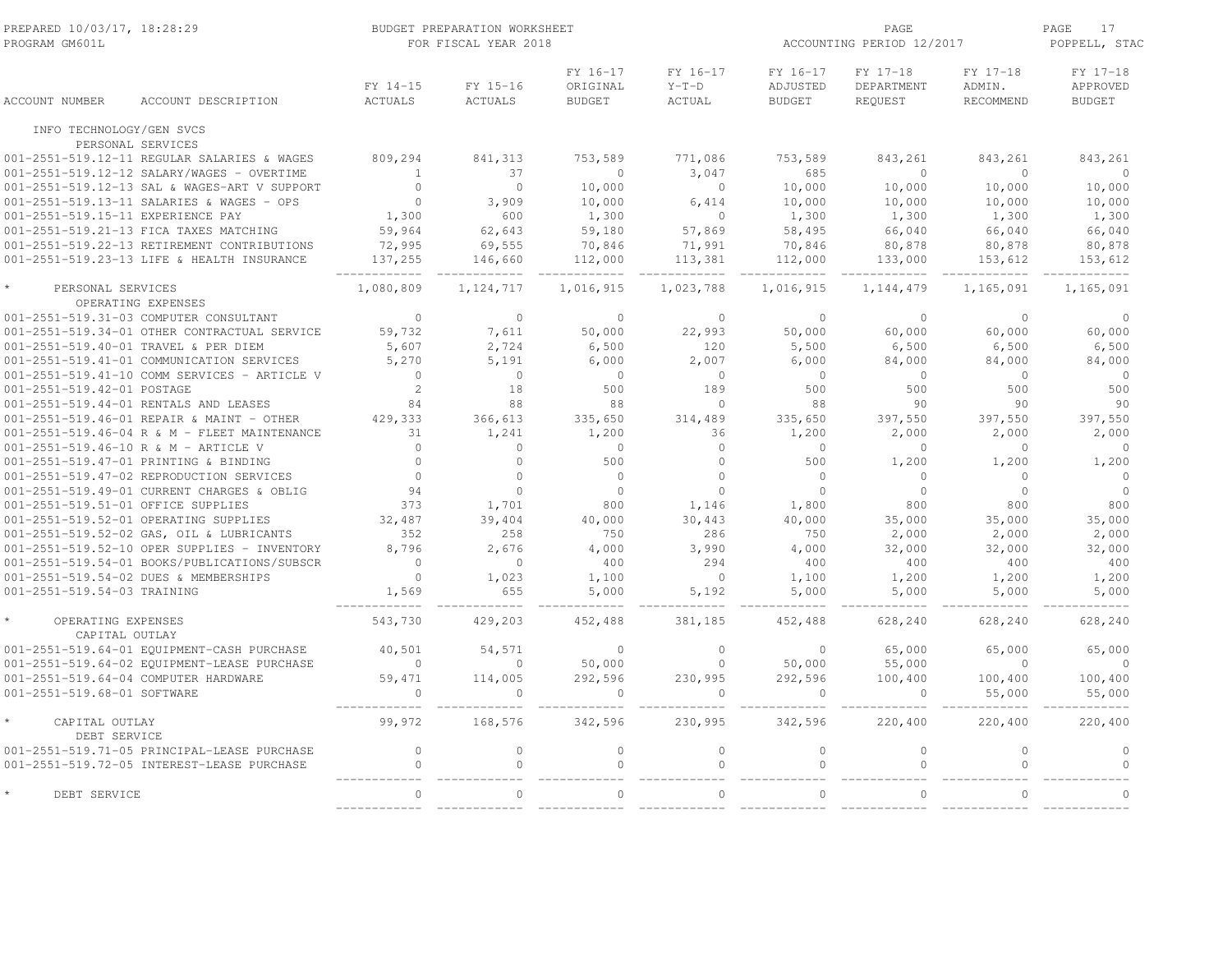PREPARED 10/03/17, 18:28:29 — PROGRAM GM601L

BUDGET PREPARATION WORKSHEET FOR FISCAL YEAR 2018

ACCOUNTING PERIOD 12/2017 — POPPELL, STAC

| ACCOUNT NUMBER | ACCOUNT DESCRIPTION | FY 14-15 ACTUALS | FY 15-16 ACTUALS | FY 16-17 ORIGINAL BUDGET | FY 16-17 Y-T-D ACTUAL | FY 16-17 ADJUSTED BUDGET | FY 17-18 DEPARTMENT REQUEST | FY 17-18 ADMIN. RECOMMEND | FY 17-18 APPROVED BUDGET |
|---|---|---|---|---|---|---|---|---|---|
| INFO TECHNOLOGY/GEN SVCS | | | | | | | | | |
| | PERSONAL SERVICES | | | | | | | | |
| 001-2551-519.12-11 | REGULAR SALARIES & WAGES | 809,294 | 841,313 | 753,589 | 771,086 | 753,589 | 843,261 | 843,261 | 843,261 |
| 001-2551-519.12-12 | SALARY/WAGES - OVERTIME | 1 | 37 | 0 | 3,047 | 685 | 0 | 0 | 0 |
| 001-2551-519.12-13 | SAL & WAGES-ART V SUPPORT | 0 | 0 | 10,000 | 0 | 10,000 | 10,000 | 10,000 | 10,000 |
| 001-2551-519.13-11 | SALARIES & WAGES - OPS | 0 | 3,909 | 10,000 | 6,414 | 10,000 | 10,000 | 10,000 | 10,000 |
| 001-2551-519.15-11 | EXPERIENCE PAY | 1,300 | 600 | 1,300 | 0 | 1,300 | 1,300 | 1,300 | 1,300 |
| 001-2551-519.21-13 | FICA TAXES MATCHING | 59,964 | 62,643 | 59,180 | 57,869 | 58,495 | 66,040 | 66,040 | 66,040 |
| 001-2551-519.22-13 | RETIREMENT CONTRIBUTIONS | 72,995 | 69,555 | 70,846 | 71,991 | 70,846 | 80,878 | 80,878 | 80,878 |
| 001-2551-519.23-13 | LIFE & HEALTH INSURANCE | 137,255 | 146,660 | 112,000 | 113,381 | 112,000 | 133,000 | 153,612 | 153,612 |
| * | PERSONAL SERVICES | 1,080,809 | 1,124,717 | 1,016,915 | 1,023,788 | 1,016,915 | 1,144,479 | 1,165,091 | 1,165,091 |
| | OPERATING EXPENSES | | | | | | | | |
| 001-2551-519.31-03 | COMPUTER CONSULTANT | 0 | 0 | 0 | 0 | 0 | 0 | 0 | 0 |
| 001-2551-519.34-01 | OTHER CONTRACTUAL SERVICE | 59,732 | 7,611 | 50,000 | 22,993 | 50,000 | 60,000 | 60,000 | 60,000 |
| 001-2551-519.40-01 | TRAVEL & PER DIEM | 5,607 | 2,724 | 6,500 | 120 | 5,500 | 6,500 | 6,500 | 6,500 |
| 001-2551-519.41-01 | COMMUNICATION SERVICES | 5,270 | 5,191 | 6,000 | 2,007 | 6,000 | 84,000 | 84,000 | 84,000 |
| 001-2551-519.41-10 | COMM SERVICES - ARTICLE V | 0 | 0 | 0 | 0 | 0 | 0 | 0 | 0 |
| 001-2551-519.42-01 | POSTAGE | 2 | 18 | 500 | 189 | 500 | 500 | 500 | 500 |
| 001-2551-519.44-01 | RENTALS AND LEASES | 84 | 88 | 88 | 0 | 88 | 90 | 90 | 90 |
| 001-2551-519.46-01 | REPAIR & MAINT - OTHER | 429,333 | 366,613 | 335,650 | 314,489 | 335,650 | 397,550 | 397,550 | 397,550 |
| 001-2551-519.46-04 | R & M - FLEET MAINTENANCE | 31 | 1,241 | 1,200 | 36 | 1,200 | 2,000 | 2,000 | 2,000 |
| 001-2551-519.46-10 | R & M - ARTICLE V | 0 | 0 | 0 | 0 | 0 | 0 | 0 | 0 |
| 001-2551-519.47-01 | PRINTING & BINDING | 0 | 0 | 500 | 0 | 500 | 1,200 | 1,200 | 1,200 |
| 001-2551-519.47-02 | REPRODUCTION SERVICES | 0 | 0 | 0 | 0 | 0 | 0 | 0 | 0 |
| 001-2551-519.49-01 | CURRENT CHARGES & OBLIG | 94 | 0 | 0 | 0 | 0 | 0 | 0 | 0 |
| 001-2551-519.51-01 | OFFICE SUPPLIES | 373 | 1,701 | 800 | 1,146 | 1,800 | 800 | 800 | 800 |
| 001-2551-519.52-01 | OPERATING SUPPLIES | 32,487 | 39,404 | 40,000 | 30,443 | 40,000 | 35,000 | 35,000 | 35,000 |
| 001-2551-519.52-02 | GAS, OIL & LUBRICANTS | 352 | 258 | 750 | 286 | 750 | 2,000 | 2,000 | 2,000 |
| 001-2551-519.52-10 | OPER SUPPLIES - INVENTORY | 8,796 | 2,676 | 4,000 | 3,990 | 4,000 | 32,000 | 32,000 | 32,000 |
| 001-2551-519.54-01 | BOOKS/PUBLICATIONS/SUBSCR | 0 | 0 | 400 | 294 | 400 | 400 | 400 | 400 |
| 001-2551-519.54-02 | DUES & MEMBERSHIPS | 0 | 1,023 | 1,100 | 0 | 1,100 | 1,200 | 1,200 | 1,200 |
| 001-2551-519.54-03 | TRAINING | 1,569 | 655 | 5,000 | 5,192 | 5,000 | 5,000 | 5,000 | 5,000 |
| * | OPERATING EXPENSES | 543,730 | 429,203 | 452,488 | 381,185 | 452,488 | 628,240 | 628,240 | 628,240 |
| | CAPITAL OUTLAY | | | | | | | | |
| 001-2551-519.64-01 | EQUIPMENT-CASH PURCHASE | 40,501 | 54,571 | 0 | 0 | 0 | 65,000 | 65,000 | 65,000 |
| 001-2551-519.64-02 | EQUIPMENT-LEASE PURCHASE | 0 | 0 | 50,000 | 0 | 50,000 | 55,000 | 0 | 0 |
| 001-2551-519.64-04 | COMPUTER HARDWARE | 59,471 | 114,005 | 292,596 | 230,995 | 292,596 | 100,400 | 100,400 | 100,400 |
| 001-2551-519.68-01 | SOFTWARE | 0 | 0 | 0 | 0 | 0 | 0 | 55,000 | 55,000 |
| * | CAPITAL OUTLAY | 99,972 | 168,576 | 342,596 | 230,995 | 342,596 | 220,400 | 220,400 | 220,400 |
| | DEBT SERVICE | | | | | | | | |
| 001-2551-519.71-05 | PRINCIPAL-LEASE PURCHASE | 0 | 0 | 0 | 0 | 0 | 0 | 0 | 0 |
| 001-2551-519.72-05 | INTEREST-LEASE PURCHASE | 0 | 0 | 0 | 0 | 0 | 0 | 0 | 0 |
| * | DEBT SERVICE | 0 | 0 | 0 | 0 | 0 | 0 | 0 | 0 |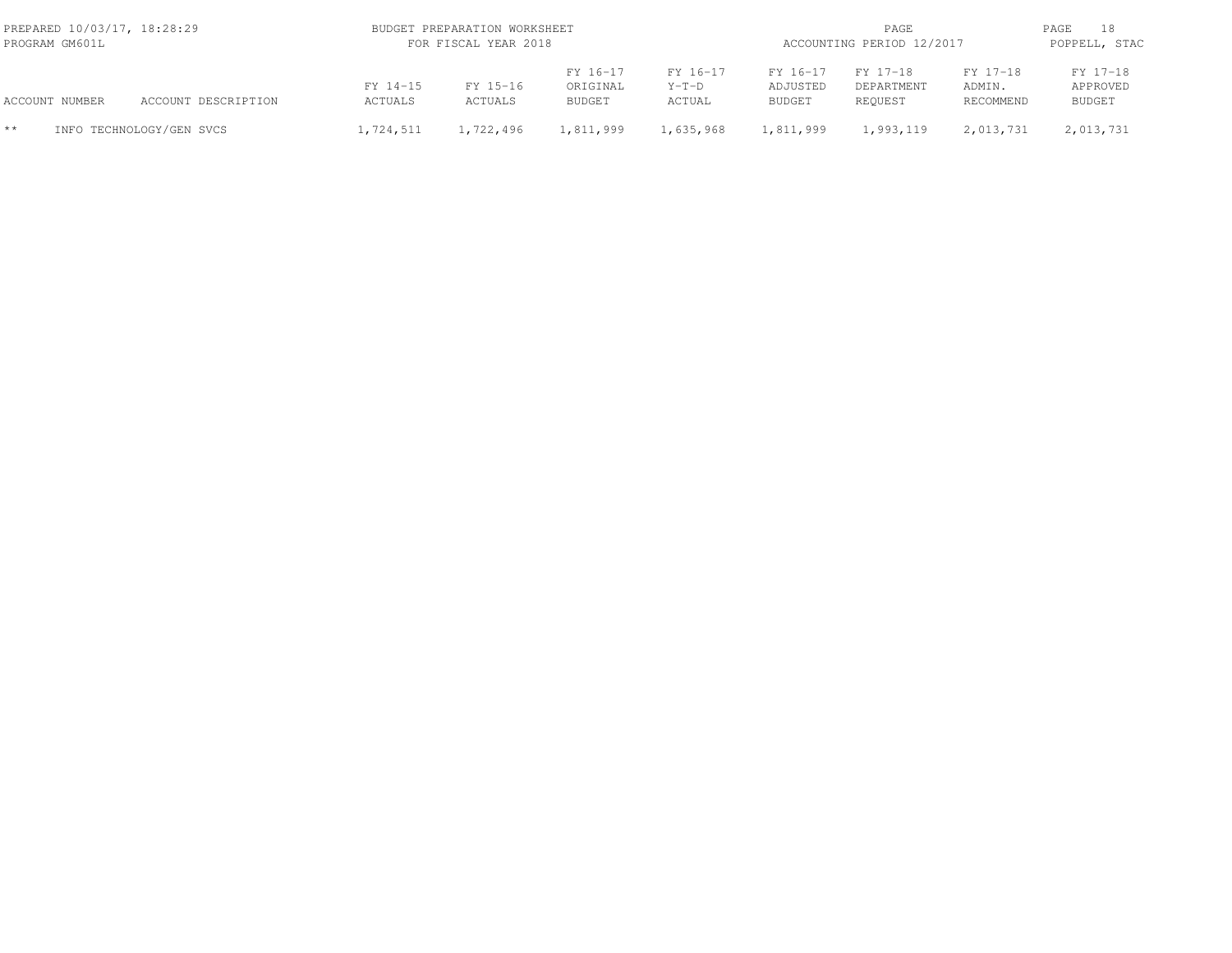| ACCOUNT NUMBER | ACCOUNT DESCRIPTION | FY 14-15 ACTUALS | FY 15-16 ACTUALS | FY 16-17 ORIGINAL BUDGET | FY 16-17 Y-T-D ACTUAL | FY 16-17 ADJUSTED BUDGET | FY 17-18 DEPARTMENT REQUEST | FY 17-18 ADMIN. RECOMMEND | FY 17-18 APPROVED BUDGET |
|---|---|---|---|---|---|---|---|---|---|
| ** | INFO TECHNOLOGY/GEN SVCS | 1,724,511 | 1,722,496 | 1,811,999 | 1,635,968 | 1,811,999 | 1,993,119 | 2,013,731 | 2,013,731 |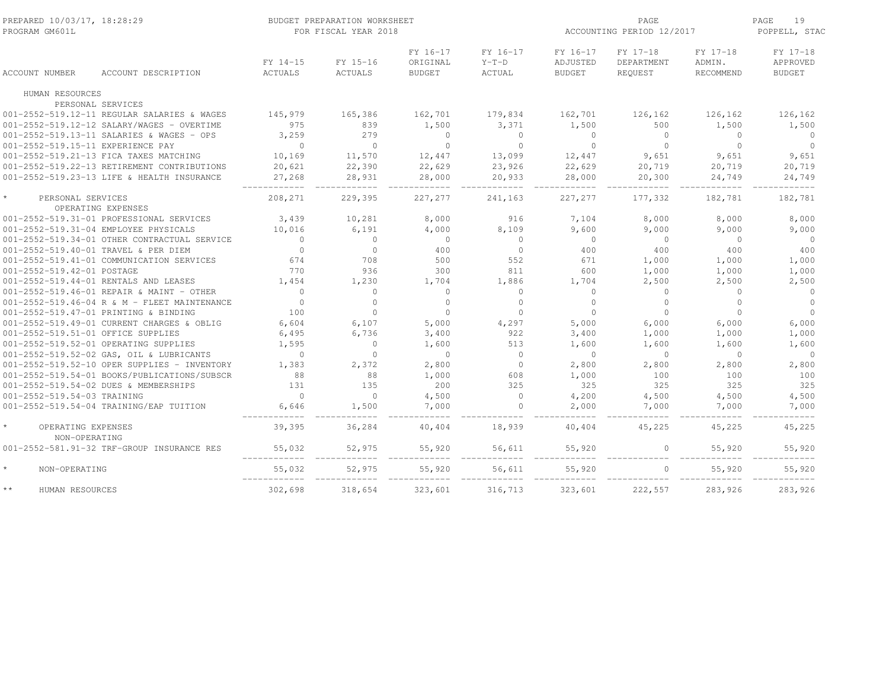PREPARED 10/03/17, 18:28:29 BUDGET PREPARATION WORKSHEET PAGE
PROGRAM GM601L FOR FISCAL YEAR 2018 ACCOUNTING PERIOD 12/2017 POPPELL, STAC

| ACCOUNT NUMBER | ACCOUNT DESCRIPTION | FY 14-15 ACTUALS | FY 15-16 ACTUALS | FY 16-17 ORIGINAL BUDGET | FY 16-17 Y-T-D ACTUAL | FY 16-17 ADJUSTED BUDGET | FY 17-18 DEPARTMENT REQUEST | FY 17-18 ADMIN. RECOMMEND | FY 17-18 APPROVED BUDGET |
|---|---|---|---|---|---|---|---|---|---|
| HUMAN RESOURCES | | | | | | | | | |
| PERSONAL SERVICES | | | | | | | | | |
| 001-2552-519.12-11 | REGULAR SALARIES & WAGES | 145,979 | 165,386 | 162,701 | 179,834 | 162,701 | 126,162 | 126,162 | 126,162 |
| 001-2552-519.12-12 | SALARY/WAGES - OVERTIME | 975 | 839 | 1,500 | 3,371 | 1,500 | 500 | 1,500 | 1,500 |
| 001-2552-519.13-11 | SALARIES & WAGES - OPS | 3,259 | 279 | 0 | 0 | 0 | 0 | 0 | 0 |
| 001-2552-519.15-11 | EXPERIENCE PAY | 0 | 0 | 0 | 0 | 0 | 0 | 0 | 0 |
| 001-2552-519.21-13 | FICA TAXES MATCHING | 10,169 | 11,570 | 12,447 | 13,099 | 12,447 | 9,651 | 9,651 | 9,651 |
| 001-2552-519.22-13 | RETIREMENT CONTRIBUTIONS | 20,621 | 22,390 | 22,629 | 23,926 | 22,629 | 20,719 | 20,719 | 20,719 |
| 001-2552-519.23-13 | LIFE & HEALTH INSURANCE | 27,268 | 28,931 | 28,000 | 20,933 | 28,000 | 20,300 | 24,749 | 24,749 |
| * PERSONAL SERVICES | | 208,271 | 229,395 | 227,277 | 241,163 | 227,277 | 177,332 | 182,781 | 182,781 |
| OPERATING EXPENSES | | | | | | | | | |
| 001-2552-519.31-01 | PROFESSIONAL SERVICES | 3,439 | 10,281 | 8,000 | 916 | 7,104 | 8,000 | 8,000 | 8,000 |
| 001-2552-519.31-04 | EMPLOYEE PHYSICALS | 10,016 | 6,191 | 4,000 | 8,109 | 9,600 | 9,000 | 9,000 | 9,000 |
| 001-2552-519.34-01 | OTHER CONTRACTUAL SERVICE | 0 | 0 | 0 | 0 | 0 | 0 | 0 | 0 |
| 001-2552-519.40-01 | TRAVEL & PER DIEM | 0 | 0 | 400 | 0 | 400 | 400 | 400 | 400 |
| 001-2552-519.41-01 | COMMUNICATION SERVICES | 674 | 708 | 500 | 552 | 671 | 1,000 | 1,000 | 1,000 |
| 001-2552-519.42-01 | POSTAGE | 770 | 936 | 300 | 811 | 600 | 1,000 | 1,000 | 1,000 |
| 001-2552-519.44-01 | RENTALS AND LEASES | 1,454 | 1,230 | 1,704 | 1,886 | 1,704 | 2,500 | 2,500 | 2,500 |
| 001-2552-519.46-01 | REPAIR & MAINT - OTHER | 0 | 0 | 0 | 0 | 0 | 0 | 0 | 0 |
| 001-2552-519.46-04 | R & M - FLEET MAINTENANCE | 0 | 0 | 0 | 0 | 0 | 0 | 0 | 0 |
| 001-2552-519.47-01 | PRINTING & BINDING | 100 | 0 | 0 | 0 | 0 | 0 | 0 | 0 |
| 001-2552-519.49-01 | CURRENT CHARGES & OBLIG | 6,604 | 6,107 | 5,000 | 4,297 | 5,000 | 6,000 | 6,000 | 6,000 |
| 001-2552-519.51-01 | OFFICE SUPPLIES | 6,495 | 6,736 | 3,400 | 922 | 3,400 | 1,000 | 1,000 | 1,000 |
| 001-2552-519.52-01 | OPERATING SUPPLIES | 1,595 | 0 | 1,600 | 513 | 1,600 | 1,600 | 1,600 | 1,600 |
| 001-2552-519.52-02 | GAS, OIL & LUBRICANTS | 0 | 0 | 0 | 0 | 0 | 0 | 0 | 0 |
| 001-2552-519.52-10 | OPER SUPPLIES - INVENTORY | 1,383 | 2,372 | 2,800 | 0 | 2,800 | 2,800 | 2,800 | 2,800 |
| 001-2552-519.54-01 | BOOKS/PUBLICATIONS/SUBSCR | 88 | 88 | 1,000 | 608 | 1,000 | 100 | 100 | 100 |
| 001-2552-519.54-02 | DUES & MEMBERSHIPS | 131 | 135 | 200 | 325 | 325 | 325 | 325 | 325 |
| 001-2552-519.54-03 | TRAINING | 0 | 0 | 4,500 | 0 | 4,200 | 4,500 | 4,500 | 4,500 |
| 001-2552-519.54-04 | TRAINING/EAP TUITION | 6,646 | 1,500 | 7,000 | 0 | 2,000 | 7,000 | 7,000 | 7,000 |
| * OPERATING EXPENSES | | 39,395 | 36,284 | 40,404 | 18,939 | 40,404 | 45,225 | 45,225 | 45,225 |
| NON-OPERATING | | | | | | | | | |
| 001-2552-581.91-32 | TRF-GROUP INSURANCE RES | 55,032 | 52,975 | 55,920 | 56,611 | 55,920 | 0 | 55,920 | 55,920 |
| * NON-OPERATING | | 55,032 | 52,975 | 55,920 | 56,611 | 55,920 | 0 | 55,920 | 55,920 |
| ** HUMAN RESOURCES | | 302,698 | 318,654 | 323,601 | 316,713 | 323,601 | 222,557 | 283,926 | 283,926 |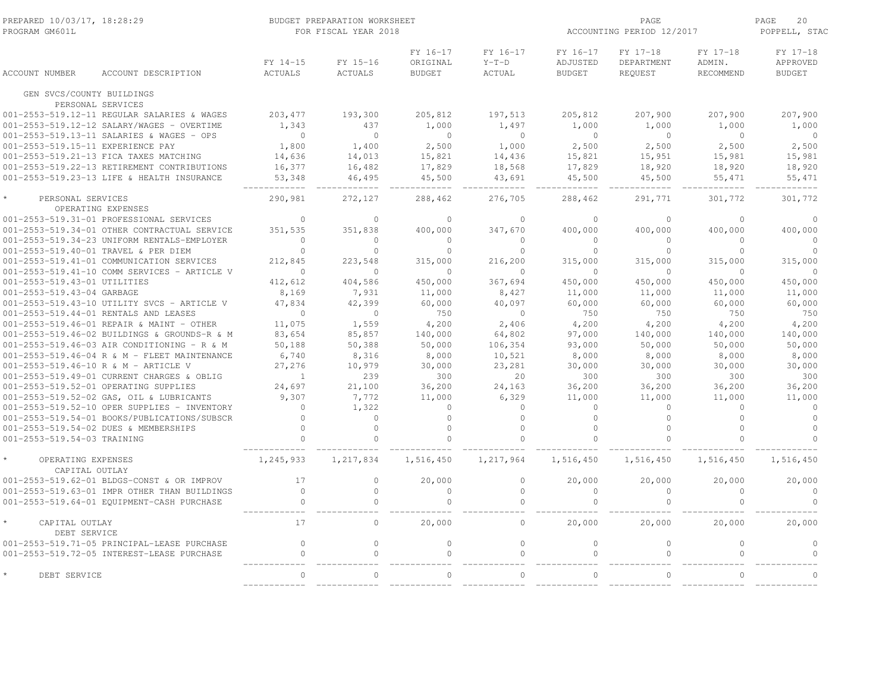PREPARED 10/03/17, 18:28:29 BUDGET PREPARATION WORKSHEET PAGE 20
PROGRAM GM601L FOR FISCAL YEAR 2018 ACCOUNTING PERIOD 12/2017 POPPELL, STAC

| ACCOUNT NUMBER | ACCOUNT DESCRIPTION | FY 14-15 ACTUALS | FY 15-16 ACTUALS | FY 16-17 ORIGINAL BUDGET | FY 16-17 Y-T-D ACTUAL | FY 16-17 ADJUSTED BUDGET | FY 17-18 DEPARTMENT REQUEST | FY 17-18 ADMIN. RECOMMEND | FY 17-18 APPROVED BUDGET |
|---|---|---|---|---|---|---|---|---|---|
| GEN SVCS/COUNTY BUILDINGS | | | | | | | | | |
| PERSONAL SERVICES | | | | | | | | | |
| 001-2553-519.12-11 | REGULAR SALARIES & WAGES | 203,477 | 193,300 | 205,812 | 197,513 | 205,812 | 207,900 | 207,900 | 207,900 |
| 001-2553-519.12-12 | SALARY/WAGES - OVERTIME | 1,343 | 437 | 1,000 | 1,497 | 1,000 | 1,000 | 1,000 | 1,000 |
| 001-2553-519.13-11 | SALARIES & WAGES - OPS | 0 | 0 | 0 | 0 | 0 | 0 | 0 | 0 |
| 001-2553-519.15-11 | EXPERIENCE PAY | 1,800 | 1,400 | 2,500 | 1,000 | 2,500 | 2,500 | 2,500 | 2,500 |
| 001-2553-519.21-13 | FICA TAXES MATCHING | 14,636 | 14,013 | 15,821 | 14,436 | 15,821 | 15,951 | 15,981 | 15,981 |
| 001-2553-519.22-13 | RETIREMENT CONTRIBUTIONS | 16,377 | 16,482 | 17,829 | 18,568 | 17,829 | 18,920 | 18,920 | 18,920 |
| 001-2553-519.23-13 | LIFE & HEALTH INSURANCE | 53,348 | 46,495 | 45,500 | 43,691 | 45,500 | 45,500 | 55,471 | 55,471 |
| * PERSONAL SERVICES | | 290,981 | 272,127 | 288,462 | 276,705 | 288,462 | 291,771 | 301,772 | 301,772 |
| OPERATING EXPENSES | | | | | | | | | |
| 001-2553-519.31-01 | PROFESSIONAL SERVICES | 0 | 0 | 0 | 0 | 0 | 0 | 0 | 0 |
| 001-2553-519.34-01 | OTHER CONTRACTUAL SERVICE | 351,535 | 351,838 | 400,000 | 347,670 | 400,000 | 400,000 | 400,000 | 400,000 |
| 001-2553-519.34-23 | UNIFORM RENTALS-EMPLOYER | 0 | 0 | 0 | 0 | 0 | 0 | 0 | 0 |
| 001-2553-519.40-01 | TRAVEL & PER DIEM | 0 | 0 | 0 | 0 | 0 | 0 | 0 | 0 |
| 001-2553-519.41-01 | COMMUNICATION SERVICES | 212,845 | 223,548 | 315,000 | 216,200 | 315,000 | 315,000 | 315,000 | 315,000 |
| 001-2553-519.41-10 | COMM SERVICES - ARTICLE V | 0 | 0 | 0 | 0 | 0 | 0 | 0 | 0 |
| 001-2553-519.43-01 | UTILITIES | 412,612 | 404,586 | 450,000 | 367,694 | 450,000 | 450,000 | 450,000 | 450,000 |
| 001-2553-519.43-04 | GARBAGE | 8,169 | 7,931 | 11,000 | 8,427 | 11,000 | 11,000 | 11,000 | 11,000 |
| 001-2553-519.43-10 | UTILITY SVCS - ARTICLE V | 47,834 | 42,399 | 60,000 | 40,097 | 60,000 | 60,000 | 60,000 | 60,000 |
| 001-2553-519.44-01 | RENTALS AND LEASES | 0 | 0 | 750 | 0 | 750 | 750 | 750 | 750 |
| 001-2553-519.46-01 | REPAIR & MAINT - OTHER | 11,075 | 1,559 | 4,200 | 2,406 | 4,200 | 4,200 | 4,200 | 4,200 |
| 001-2553-519.46-02 | BUILDINGS & GROUNDS-R & M | 83,654 | 85,857 | 140,000 | 64,802 | 97,000 | 140,000 | 140,000 | 140,000 |
| 001-2553-519.46-03 | AIR CONDITIONING - R & M | 50,188 | 50,388 | 50,000 | 106,354 | 93,000 | 50,000 | 50,000 | 50,000 |
| 001-2553-519.46-04 | R & M - FLEET MAINTENANCE | 6,740 | 8,316 | 8,000 | 10,521 | 8,000 | 8,000 | 8,000 | 8,000 |
| 001-2553-519.46-10 | R & M - ARTICLE V | 27,276 | 10,979 | 30,000 | 23,281 | 30,000 | 30,000 | 30,000 | 30,000 |
| 001-2553-519.49-01 | CURRENT CHARGES & OBLIG | 1 | 239 | 300 | 20 | 300 | 300 | 300 | 300 |
| 001-2553-519.52-01 | OPERATING SUPPLIES | 24,697 | 21,100 | 36,200 | 24,163 | 36,200 | 36,200 | 36,200 | 36,200 |
| 001-2553-519.52-02 | GAS, OIL & LUBRICANTS | 9,307 | 7,772 | 11,000 | 6,329 | 11,000 | 11,000 | 11,000 | 11,000 |
| 001-2553-519.52-10 | OPER SUPPLIES - INVENTORY | 0 | 1,322 | 0 | 0 | 0 | 0 | 0 | 0 |
| 001-2553-519.54-01 | BOOKS/PUBLICATIONS/SUBSCR | 0 | 0 | 0 | 0 | 0 | 0 | 0 | 0 |
| 001-2553-519.54-02 | DUES & MEMBERSHIPS | 0 | 0 | 0 | 0 | 0 | 0 | 0 | 0 |
| 001-2553-519.54-03 | TRAINING | 0 | 0 | 0 | 0 | 0 | 0 | 0 | 0 |
| * OPERATING EXPENSES | | 1,245,933 | 1,217,834 | 1,516,450 | 1,217,964 | 1,516,450 | 1,516,450 | 1,516,450 | 1,516,450 |
| CAPITAL OUTLAY | | | | | | | | | |
| 001-2553-519.62-01 | BLDGS-CONST & OR IMPROV | 17 | 0 | 20,000 | 0 | 20,000 | 20,000 | 20,000 | 20,000 |
| 001-2553-519.63-01 | IMPR OTHER THAN BUILDINGS | 0 | 0 | 0 | 0 | 0 | 0 | 0 | 0 |
| 001-2553-519.64-01 | EQUIPMENT-CASH PURCHASE | 0 | 0 | 0 | 0 | 0 | 0 | 0 | 0 |
| * CAPITAL OUTLAY | | 17 | 0 | 20,000 | 0 | 20,000 | 20,000 | 20,000 | 20,000 |
| DEBT SERVICE | | | | | | | | | |
| 001-2553-519.71-05 | PRINCIPAL-LEASE PURCHASE | 0 | 0 | 0 | 0 | 0 | 0 | 0 | 0 |
| 001-2553-519.72-05 | INTEREST-LEASE PURCHASE | 0 | 0 | 0 | 0 | 0 | 0 | 0 | 0 |
| * DEBT SERVICE | | 0 | 0 | 0 | 0 | 0 | 0 | 0 | 0 |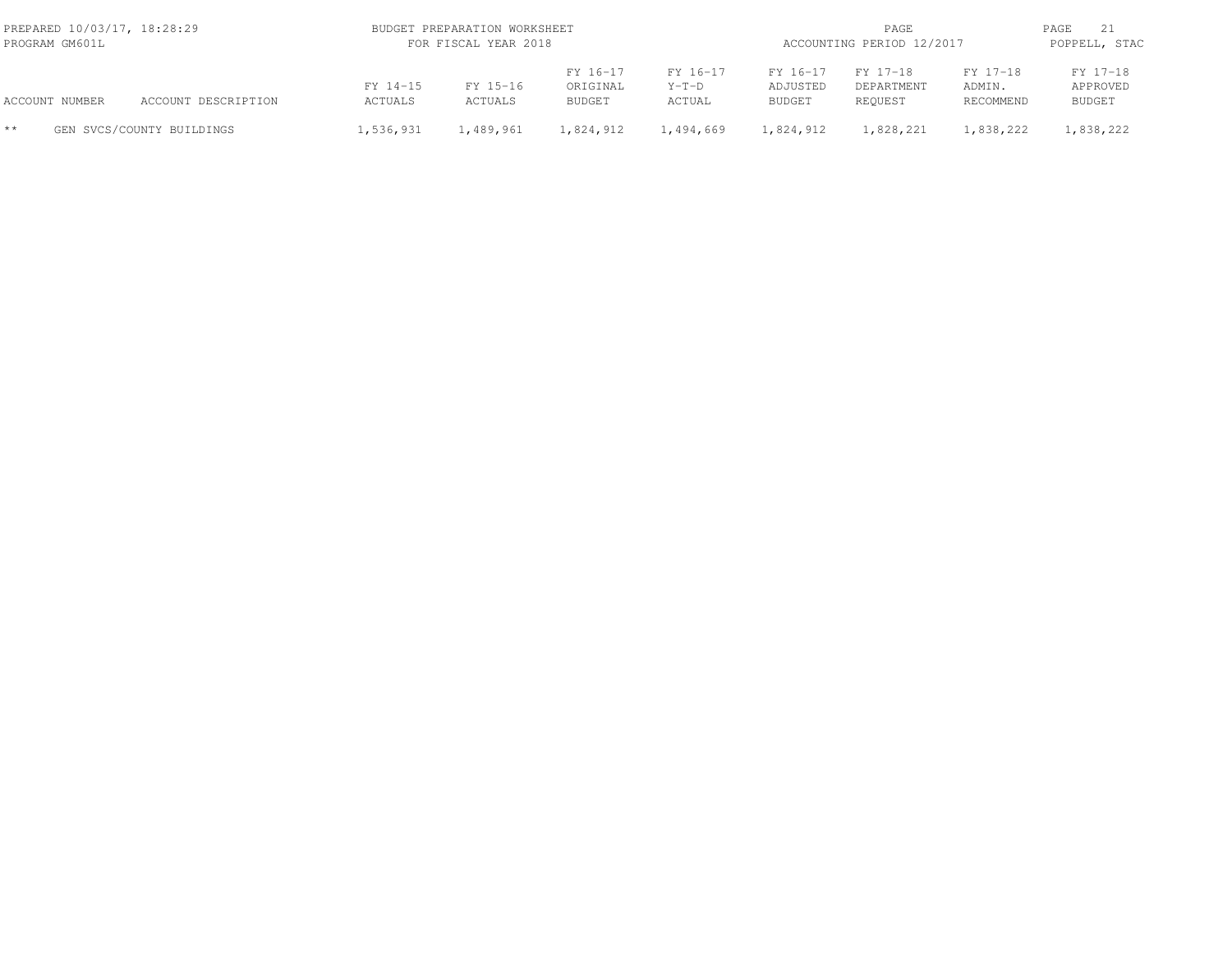| ACCOUNT NUMBER | ACCOUNT DESCRIPTION | FY 14-15 ACTUALS | FY 15-16 ACTUALS | FY 16-17 ORIGINAL BUDGET | FY 16-17 Y-T-D ACTUAL | FY 16-17 ADJUSTED BUDGET | FY 17-18 DEPARTMENT REQUEST | FY 17-18 ADMIN. RECOMMEND | FY 17-18 APPROVED BUDGET |
|---|---|---|---|---|---|---|---|---|---|
| ** | GEN SVCS/COUNTY BUILDINGS | 1,536,931 | 1,489,961 | 1,824,912 | 1,494,669 | 1,824,912 | 1,828,221 | 1,838,222 | 1,838,222 |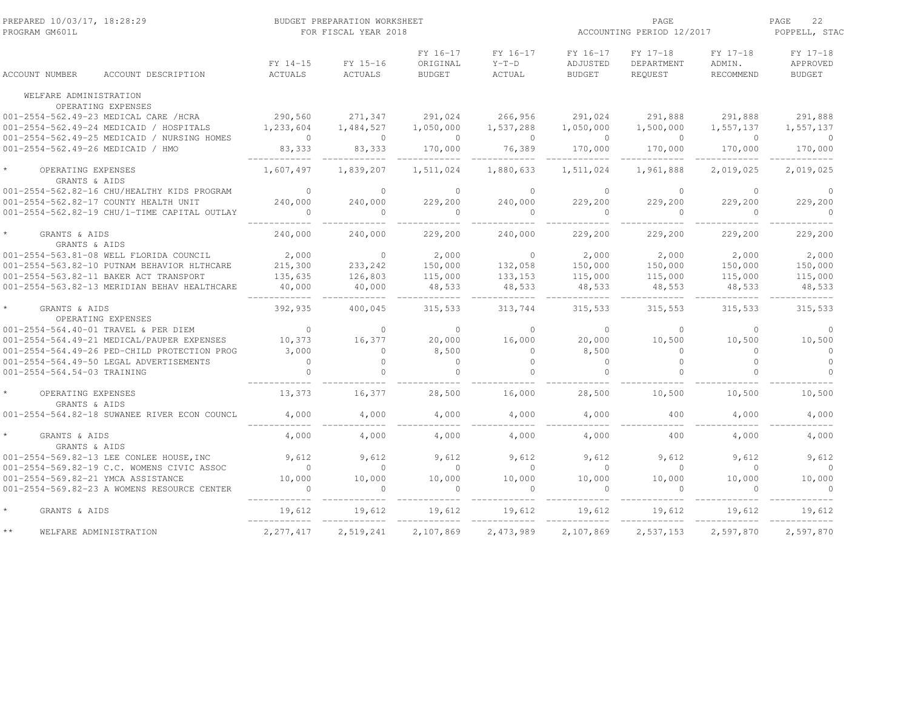PREPARED 10/03/17, 18:28:29 — PROGRAM GM601L

BUDGET PREPARATION WORKSHEET FOR FISCAL YEAR 2018

ACCOUNTING PERIOD 12/2017 — POPPELL, STAC

| ACCOUNT NUMBER | ACCOUNT DESCRIPTION | FY 14-15 ACTUALS | FY 15-16 ACTUALS | FY 16-17 ORIGINAL BUDGET | FY 16-17 Y-T-D ACTUAL | FY 16-17 ADJUSTED BUDGET | FY 17-18 DEPARTMENT REQUEST | FY 17-18 ADMIN. RECOMMEND | FY 17-18 APPROVED BUDGET |
|---|---|---|---|---|---|---|---|---|---|
| WELFARE ADMINISTRATION | | | | | | | | | |
| OPERATING EXPENSES | | | | | | | | | |
| 001-2554-562.49-23 | MEDICAL CARE /HCRA | 290,560 | 271,347 | 291,024 | 266,956 | 291,024 | 291,888 | 291,888 | 291,888 |
| 001-2554-562.49-24 | MEDICAID / HOSPITALS | 1,233,604 | 1,484,527 | 1,050,000 | 1,537,288 | 1,050,000 | 1,500,000 | 1,557,137 | 1,557,137 |
| 001-2554-562.49-25 | MEDICAID / NURSING HOMES | 0 | 0 | 0 | 0 | 0 | 0 | 0 | 0 |
| 001-2554-562.49-26 | MEDICAID / HMO | 83,333 | 83,333 | 170,000 | 76,389 | 170,000 | 170,000 | 170,000 | 170,000 |
| * | OPERATING EXPENSES | 1,607,497 | 1,839,207 | 1,511,024 | 1,880,633 | 1,511,024 | 1,961,888 | 2,019,025 | 2,019,025 |
| GRANTS & AIDS | | | | | | | | | |
| 001-2554-562.82-16 | CHU/HEALTHY KIDS PROGRAM | 0 | 0 | 0 | 0 | 0 | 0 | 0 | 0 |
| 001-2554-562.82-17 | COUNTY HEALTH UNIT | 240,000 | 240,000 | 229,200 | 240,000 | 229,200 | 229,200 | 229,200 | 229,200 |
| 001-2554-562.82-19 | CHU/1-TIME CAPITAL OUTLAY | 0 | 0 | 0 | 0 | 0 | 0 | 0 | 0 |
| * | GRANTS & AIDS | 240,000 | 240,000 | 229,200 | 240,000 | 229,200 | 229,200 | 229,200 | 229,200 |
| GRANTS & AIDS | | | | | | | | | |
| 001-2554-563.81-08 | WELL FLORIDA COUNCIL | 2,000 | 0 | 2,000 | 0 | 2,000 | 2,000 | 2,000 | 2,000 |
| 001-2554-563.82-10 | PUTNAM BEHAVIOR HLTHCARE | 215,300 | 233,242 | 150,000 | 132,058 | 150,000 | 150,000 | 150,000 | 150,000 |
| 001-2554-563.82-11 | BAKER ACT TRANSPORT | 135,635 | 126,803 | 115,000 | 133,153 | 115,000 | 115,000 | 115,000 | 115,000 |
| 001-2554-563.82-13 | MERIDIAN BEHAV HEALTHCARE | 40,000 | 40,000 | 48,533 | 48,533 | 48,533 | 48,553 | 48,533 | 48,533 |
| * | GRANTS & AIDS | 392,935 | 400,045 | 315,533 | 313,744 | 315,533 | 315,553 | 315,533 | 315,533 |
| OPERATING EXPENSES | | | | | | | | | |
| 001-2554-564.40-01 | TRAVEL & PER DIEM | 0 | 0 | 0 | 0 | 0 | 0 | 0 | 0 |
| 001-2554-564.49-21 | MEDICAL/PAUPER EXPENSES | 10,373 | 16,377 | 20,000 | 16,000 | 20,000 | 10,500 | 10,500 | 10,500 |
| 001-2554-564.49-26 | PED-CHILD PROTECTION PROG | 3,000 | 0 | 8,500 | 0 | 8,500 | 0 | 0 | 0 |
| 001-2554-564.49-50 | LEGAL ADVERTISEMENTS | 0 | 0 | 0 | 0 | 0 | 0 | 0 | 0 |
| 001-2554-564.54-03 | TRAINING | 0 | 0 | 0 | 0 | 0 | 0 | 0 | 0 |
| * | OPERATING EXPENSES | 13,373 | 16,377 | 28,500 | 16,000 | 28,500 | 10,500 | 10,500 | 10,500 |
| GRANTS & AIDS | | | | | | | | | |
| 001-2554-564.82-18 | SUWANEE RIVER ECON COUNCL | 4,000 | 4,000 | 4,000 | 4,000 | 4,000 | 400 | 4,000 | 4,000 |
| * | GRANTS & AIDS | 4,000 | 4,000 | 4,000 | 4,000 | 4,000 | 400 | 4,000 | 4,000 |
| GRANTS & AIDS | | | | | | | | | |
| 001-2554-569.82-13 | LEE CONLEE HOUSE,INC | 9,612 | 9,612 | 9,612 | 9,612 | 9,612 | 9,612 | 9,612 | 9,612 |
| 001-2554-569.82-19 | C.C. WOMENS CIVIC ASSOC | 0 | 0 | 0 | 0 | 0 | 0 | 0 | 0 |
| 001-2554-569.82-21 | YMCA ASSISTANCE | 10,000 | 10,000 | 10,000 | 10,000 | 10,000 | 10,000 | 10,000 | 10,000 |
| 001-2554-569.82-23 | A WOMENS RESOURCE CENTER | 0 | 0 | 0 | 0 | 0 | 0 | 0 | 0 |
| * | GRANTS & AIDS | 19,612 | 19,612 | 19,612 | 19,612 | 19,612 | 19,612 | 19,612 | 19,612 |
| ** | WELFARE ADMINISTRATION | 2,277,417 | 2,519,241 | 2,107,869 | 2,473,989 | 2,107,869 | 2,537,153 | 2,597,870 | 2,597,870 |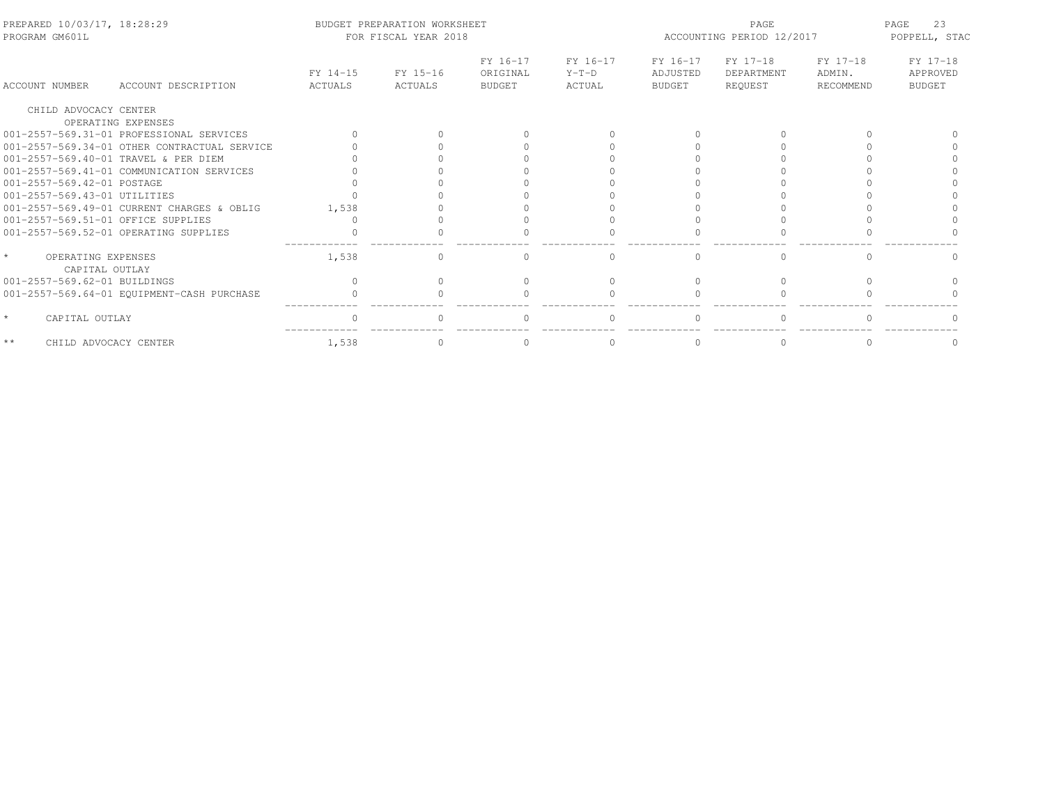BUDGET PREPARATION WORKSHEET
FOR FISCAL YEAR 2018

| ACCOUNT NUMBER | ACCOUNT DESCRIPTION | FY 14-15 ACTUALS | FY 15-16 ACTUALS | FY 16-17 ORIGINAL BUDGET | FY 16-17 Y-T-D ACTUAL | FY 16-17 ADJUSTED BUDGET | FY 17-18 DEPARTMENT REQUEST | FY 17-18 ADMIN. RECOMMEND | FY 17-18 APPROVED BUDGET |
|---|---|---|---|---|---|---|---|---|---|
| CHILD ADVOCACY CENTER | | | | | | | | | |
| | OPERATING EXPENSES | | | | | | | | |
| 001-2557-569.31-01 | PROFESSIONAL SERVICES | 0 | 0 | 0 | 0 | 0 | 0 | 0 | 0 |
| 001-2557-569.34-01 | OTHER CONTRACTUAL SERVICE | 0 | 0 | 0 | 0 | 0 | 0 | 0 | 0 |
| 001-2557-569.40-01 | TRAVEL & PER DIEM | 0 | 0 | 0 | 0 | 0 | 0 | 0 | 0 |
| 001-2557-569.41-01 | COMMUNICATION SERVICES | 0 | 0 | 0 | 0 | 0 | 0 | 0 | 0 |
| 001-2557-569.42-01 | POSTAGE | 0 | 0 | 0 | 0 | 0 | 0 | 0 | 0 |
| 001-2557-569.43-01 | UTILITIES | 0 | 0 | 0 | 0 | 0 | 0 | 0 | 0 |
| 001-2557-569.49-01 | CURRENT CHARGES & OBLIG | 1,538 | 0 | 0 | 0 | 0 | 0 | 0 | 0 |
| 001-2557-569.51-01 | OFFICE SUPPLIES | 0 | 0 | 0 | 0 | 0 | 0 | 0 | 0 |
| 001-2557-569.52-01 | OPERATING SUPPLIES | 0 | 0 | 0 | 0 | 0 | 0 | 0 | 0 |
| * | OPERATING EXPENSES | 1,538 | 0 | 0 | 0 | 0 | 0 | 0 | 0 |
| | CAPITAL OUTLAY | | | | | | | | |
| 001-2557-569.62-01 | BUILDINGS | 0 | 0 | 0 | 0 | 0 | 0 | 0 | 0 |
| 001-2557-569.64-01 | EQUIPMENT-CASH PURCHASE | 0 | 0 | 0 | 0 | 0 | 0 | 0 | 0 |
| * | CAPITAL OUTLAY | 0 | 0 | 0 | 0 | 0 | 0 | 0 | 0 |
| ** | CHILD ADVOCACY CENTER | 1,538 | 0 | 0 | 0 | 0 | 0 | 0 | 0 |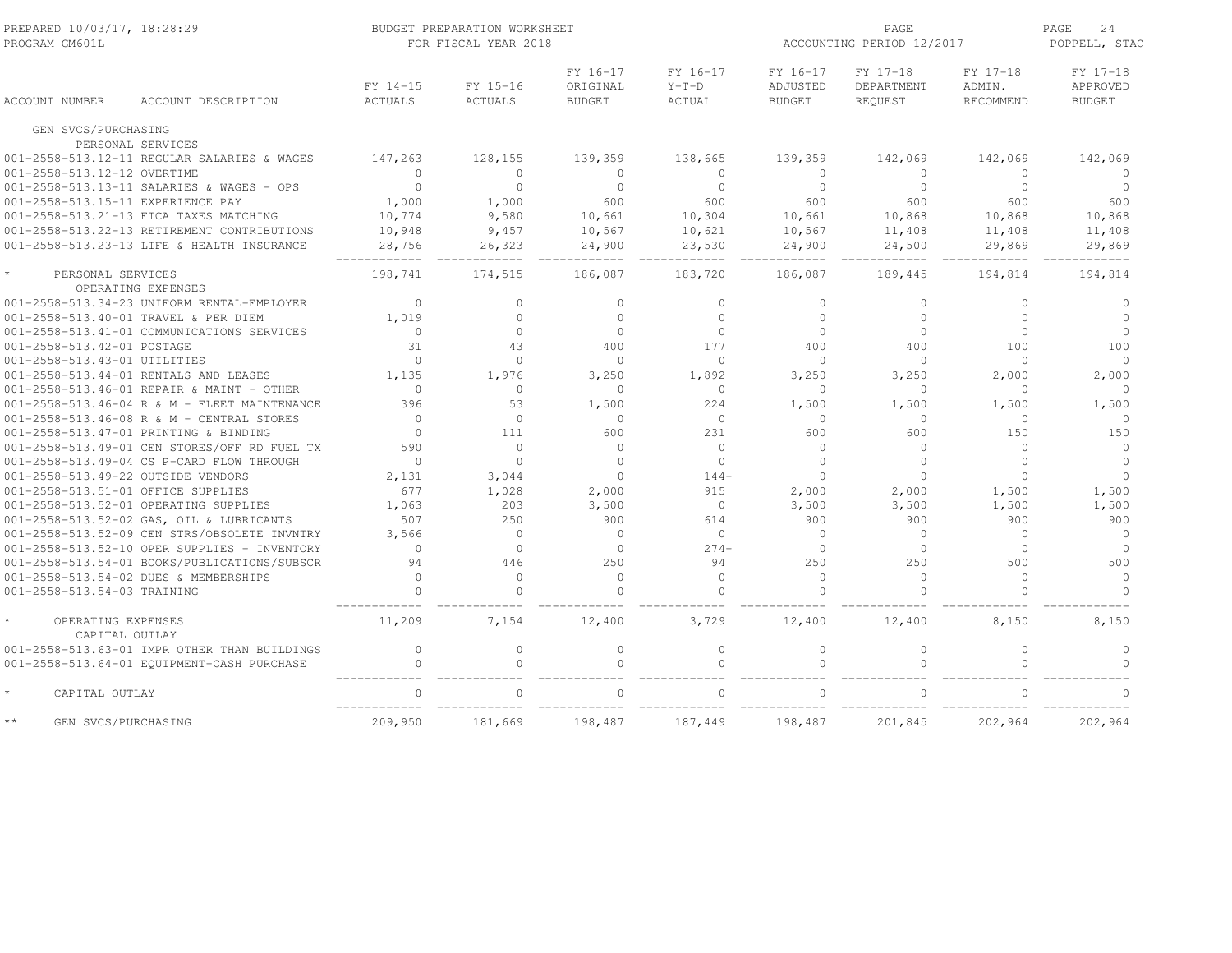PREPARED 10/03/17, 18:28:29 — BUDGET PREPARATION WORKSHEET — FOR FISCAL YEAR 2018 — ACCOUNTING PERIOD 12/2017
PROGRAM GM601L — POPPELL, STAC

| ACCOUNT NUMBER | ACCOUNT DESCRIPTION | FY 14-15 ACTUALS | FY 15-16 ACTUALS | FY 16-17 ORIGINAL BUDGET | FY 16-17 Y-T-D ACTUAL | FY 16-17 ADJUSTED BUDGET | FY 17-18 DEPARTMENT REQUEST | FY 17-18 ADMIN. RECOMMEND | FY 17-18 APPROVED BUDGET |
|---|---|---|---|---|---|---|---|---|---|
| GEN SVCS/PURCHASING | | | | | | | | | |
| PERSONAL SERVICES | | | | | | | | | |
| 001-2558-513.12-11 | REGULAR SALARIES & WAGES | 147,263 | 128,155 | 139,359 | 138,665 | 139,359 | 142,069 | 142,069 | 142,069 |
| 001-2558-513.12-12 | OVERTIME | 0 | 0 | 0 | 0 | 0 | 0 | 0 | 0 |
| 001-2558-513.13-11 | SALARIES & WAGES - OPS | 0 | 0 | 0 | 0 | 0 | 0 | 0 | 0 |
| 001-2558-513.15-11 | EXPERIENCE PAY | 1,000 | 1,000 | 600 | 600 | 600 | 600 | 600 | 600 |
| 001-2558-513.21-13 | FICA TAXES MATCHING | 10,774 | 9,580 | 10,661 | 10,304 | 10,661 | 10,868 | 10,868 | 10,868 |
| 001-2558-513.22-13 | RETIREMENT CONTRIBUTIONS | 10,948 | 9,457 | 10,567 | 10,621 | 10,567 | 11,408 | 11,408 | 11,408 |
| 001-2558-513.23-13 | LIFE & HEALTH INSURANCE | 28,756 | 26,323 | 24,900 | 23,530 | 24,900 | 24,500 | 29,869 | 29,869 |
| * | PERSONAL SERVICES | 198,741 | 174,515 | 186,087 | 183,720 | 186,087 | 189,445 | 194,814 | 194,814 |
| OPERATING EXPENSES | | | | | | | | | |
| 001-2558-513.34-23 | UNIFORM RENTAL-EMPLOYER | 0 | 0 | 0 | 0 | 0 | 0 | 0 | 0 |
| 001-2558-513.40-01 | TRAVEL & PER DIEM | 1,019 | 0 | 0 | 0 | 0 | 0 | 0 | 0 |
| 001-2558-513.41-01 | COMMUNICATIONS SERVICES | 0 | 0 | 0 | 0 | 0 | 0 | 0 | 0 |
| 001-2558-513.42-01 | POSTAGE | 31 | 43 | 400 | 177 | 400 | 400 | 100 | 100 |
| 001-2558-513.43-01 | UTILITIES | 0 | 0 | 0 | 0 | 0 | 0 | 0 | 0 |
| 001-2558-513.44-01 | RENTALS AND LEASES | 1,135 | 1,976 | 3,250 | 1,892 | 3,250 | 3,250 | 2,000 | 2,000 |
| 001-2558-513.46-01 | REPAIR & MAINT - OTHER | 0 | 0 | 0 | 0 | 0 | 0 | 0 | 0 |
| 001-2558-513.46-04 | R & M - FLEET MAINTENANCE | 396 | 53 | 1,500 | 224 | 1,500 | 1,500 | 1,500 | 1,500 |
| 001-2558-513.46-08 | R & M - CENTRAL STORES | 0 | 0 | 0 | 0 | 0 | 0 | 0 | 0 |
| 001-2558-513.47-01 | PRINTING & BINDING | 0 | 111 | 600 | 231 | 600 | 600 | 150 | 150 |
| 001-2558-513.49-01 | CEN STORES/OFF RD FUEL TX | 590 | 0 | 0 | 0 | 0 | 0 | 0 | 0 |
| 001-2558-513.49-04 | CS P-CARD FLOW THROUGH | 0 | 0 | 0 | 0 | 0 | 0 | 0 | 0 |
| 001-2558-513.49-22 | OUTSIDE VENDORS | 2,131 | 3,044 | 0 | 144- | 0 | 0 | 0 | 0 |
| 001-2558-513.51-01 | OFFICE SUPPLIES | 677 | 1,028 | 2,000 | 915 | 2,000 | 2,000 | 1,500 | 1,500 |
| 001-2558-513.52-01 | OPERATING SUPPLIES | 1,063 | 203 | 3,500 | 0 | 3,500 | 3,500 | 1,500 | 1,500 |
| 001-2558-513.52-02 | GAS, OIL & LUBRICANTS | 507 | 250 | 900 | 614 | 900 | 900 | 900 | 900 |
| 001-2558-513.52-09 | CEN STRS/OBSOLETE INVNTRY | 3,566 | 0 | 0 | 0 | 0 | 0 | 0 | 0 |
| 001-2558-513.52-10 | OPER SUPPLIES - INVENTORY | 0 | 0 | 0 | 274- | 0 | 0 | 0 | 0 |
| 001-2558-513.54-01 | BOOKS/PUBLICATIONS/SUBSCR | 94 | 446 | 250 | 94 | 250 | 250 | 500 | 500 |
| 001-2558-513.54-02 | DUES & MEMBERSHIPS | 0 | 0 | 0 | 0 | 0 | 0 | 0 | 0 |
| 001-2558-513.54-03 | TRAINING | 0 | 0 | 0 | 0 | 0 | 0 | 0 | 0 |
| * | OPERATING EXPENSES | 11,209 | 7,154 | 12,400 | 3,729 | 12,400 | 12,400 | 8,150 | 8,150 |
| CAPITAL OUTLAY | | | | | | | | | |
| 001-2558-513.63-01 | IMPR OTHER THAN BUILDINGS | 0 | 0 | 0 | 0 | 0 | 0 | 0 | 0 |
| 001-2558-513.64-01 | EQUIPMENT-CASH PURCHASE | 0 | 0 | 0 | 0 | 0 | 0 | 0 | 0 |
| * | CAPITAL OUTLAY | 0 | 0 | 0 | 0 | 0 | 0 | 0 | 0 |
| ** | GEN SVCS/PURCHASING | 209,950 | 181,669 | 198,487 | 187,449 | 198,487 | 201,845 | 202,964 | 202,964 |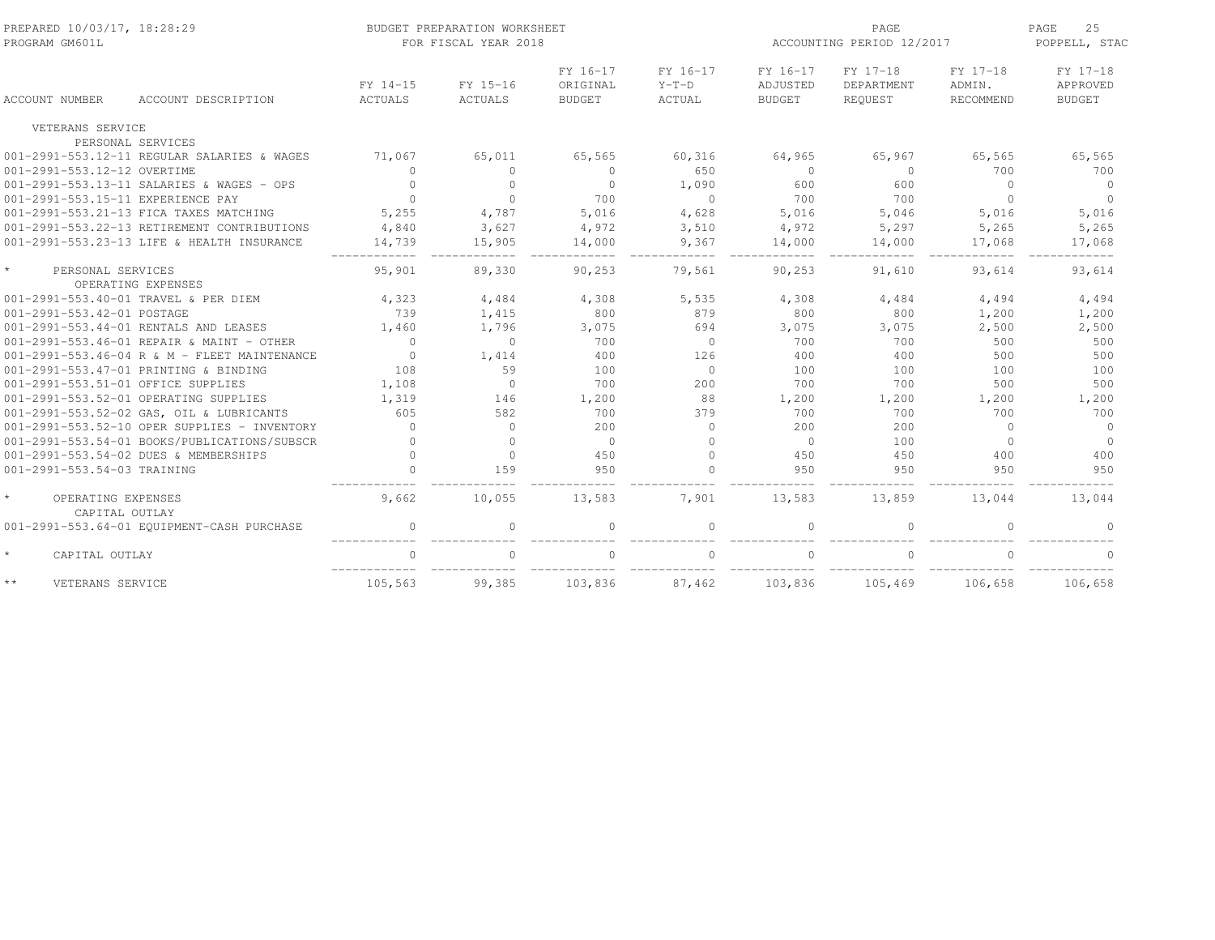BUDGET PREPARATION WORKSHEET
FOR FISCAL YEAR 2018

PREPARED 10/03/17, 18:28:29
PROGRAM GM601L

ACCOUNTING PERIOD 12/2017

POPPELL, STAC

| ACCOUNT NUMBER | ACCOUNT DESCRIPTION | FY 14-15 ACTUALS | FY 15-16 ACTUALS | FY 16-17 ORIGINAL BUDGET | FY 16-17 Y-T-D ACTUAL | FY 16-17 ADJUSTED BUDGET | FY 17-18 DEPARTMENT REQUEST | FY 17-18 ADMIN. RECOMMEND | FY 17-18 APPROVED BUDGET |
|---|---|---|---|---|---|---|---|---|---|
| VETERANS SERVICE | | | | | | | | | |
| PERSONAL SERVICES | | | | | | | | | |
| 001-2991-553.12-11 | REGULAR SALARIES & WAGES | 71,067 | 65,011 | 65,565 | 60,316 | 64,965 | 65,967 | 65,565 | 65,565 |
| 001-2991-553.12-12 | OVERTIME | 0 | 0 | 0 | 650 | 0 | 0 | 700 | 700 |
| 001-2991-553.13-11 | SALARIES & WAGES - OPS | 0 | 0 | 0 | 1,090 | 600 | 600 | 0 | 0 |
| 001-2991-553.15-11 | EXPERIENCE PAY | 0 | 0 | 700 | 0 | 700 | 700 | 0 | 0 |
| 001-2991-553.21-13 | FICA TAXES MATCHING | 5,255 | 4,787 | 5,016 | 4,628 | 5,016 | 5,046 | 5,016 | 5,016 |
| 001-2991-553.22-13 | RETIREMENT CONTRIBUTIONS | 4,840 | 3,627 | 4,972 | 3,510 | 4,972 | 5,297 | 5,265 | 5,265 |
| 001-2991-553.23-13 | LIFE & HEALTH INSURANCE | 14,739 | 15,905 | 14,000 | 9,367 | 14,000 | 14,000 | 17,068 | 17,068 |
| * | PERSONAL SERVICES | 95,901 | 89,330 | 90,253 | 79,561 | 90,253 | 91,610 | 93,614 | 93,614 |
| OPERATING EXPENSES | | | | | | | | | |
| 001-2991-553.40-01 | TRAVEL & PER DIEM | 4,323 | 4,484 | 4,308 | 5,535 | 4,308 | 4,484 | 4,494 | 4,494 |
| 001-2991-553.42-01 | POSTAGE | 739 | 1,415 | 800 | 879 | 800 | 800 | 1,200 | 1,200 |
| 001-2991-553.44-01 | RENTALS AND LEASES | 1,460 | 1,796 | 3,075 | 694 | 3,075 | 3,075 | 2,500 | 2,500 |
| 001-2991-553.46-01 | REPAIR & MAINT - OTHER | 0 | 0 | 700 | 0 | 700 | 700 | 500 | 500 |
| 001-2991-553.46-04 | R & M - FLEET MAINTENANCE | 0 | 1,414 | 400 | 126 | 400 | 400 | 500 | 500 |
| 001-2991-553.47-01 | PRINTING & BINDING | 108 | 59 | 100 | 0 | 100 | 100 | 100 | 100 |
| 001-2991-553.51-01 | OFFICE SUPPLIES | 1,108 | 0 | 700 | 200 | 700 | 700 | 500 | 500 |
| 001-2991-553.52-01 | OPERATING SUPPLIES | 1,319 | 146 | 1,200 | 88 | 1,200 | 1,200 | 1,200 | 1,200 |
| 001-2991-553.52-02 | GAS, OIL & LUBRICANTS | 605 | 582 | 700 | 379 | 700 | 700 | 700 | 700 |
| 001-2991-553.52-10 | OPER SUPPLIES - INVENTORY | 0 | 0 | 200 | 0 | 200 | 200 | 0 | 0 |
| 001-2991-553.54-01 | BOOKS/PUBLICATIONS/SUBSCR | 0 | 0 | 0 | 0 | 0 | 100 | 0 | 0 |
| 001-2991-553.54-02 | DUES & MEMBERSHIPS | 0 | 0 | 450 | 0 | 450 | 450 | 400 | 400 |
| 001-2991-553.54-03 | TRAINING | 0 | 159 | 950 | 0 | 950 | 950 | 950 | 950 |
| * | OPERATING EXPENSES | 9,662 | 10,055 | 13,583 | 7,901 | 13,583 | 13,859 | 13,044 | 13,044 |
| CAPITAL OUTLAY | | | | | | | | | |
| 001-2991-553.64-01 | EQUIPMENT-CASH PURCHASE | 0 | 0 | 0 | 0 | 0 | 0 | 0 | 0 |
| * | CAPITAL OUTLAY | 0 | 0 | 0 | 0 | 0 | 0 | 0 | 0 |
| ** | VETERANS SERVICE | 105,563 | 99,385 | 103,836 | 87,462 | 103,836 | 105,469 | 106,658 | 106,658 |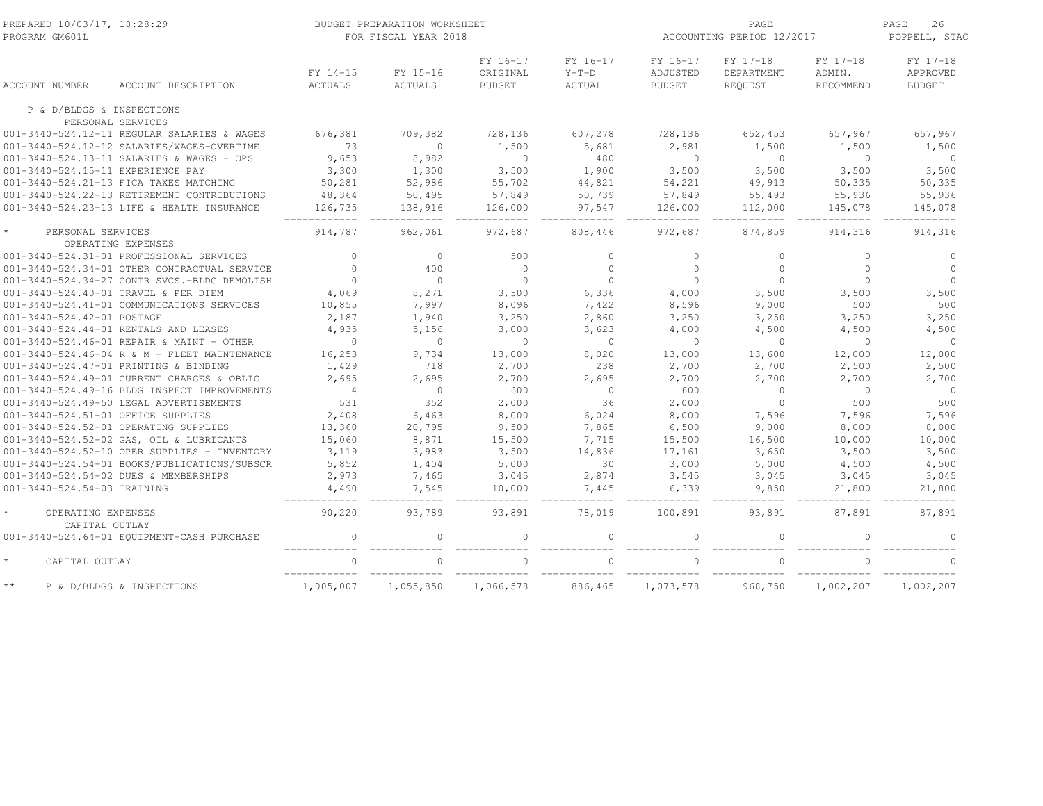PREPARED 10/03/17, 18:28:29 BUDGET PREPARATION WORKSHEET PAGE 26
PROGRAM GM601L FOR FISCAL YEAR 2018 ACCOUNTING PERIOD 12/2017 POPPELL, STAC

| ACCOUNT NUMBER | ACCOUNT DESCRIPTION | FY 14-15 ACTUALS | FY 15-16 ACTUALS | FY 16-17 ORIGINAL BUDGET | FY 16-17 Y-T-D ACTUAL | FY 16-17 ADJUSTED BUDGET | FY 17-18 DEPARTMENT REQUEST | FY 17-18 ADMIN. RECOMMEND | FY 17-18 APPROVED BUDGET |
|---|---|---|---|---|---|---|---|---|---|
| P & D/BLDGS & INSPECTIONS | | | | | | | | | |
| PERSONAL SERVICES | | | | | | | | | |
| 001-3440-524.12-11 | REGULAR SALARIES & WAGES | 676,381 | 709,382 | 728,136 | 607,278 | 728,136 | 652,453 | 657,967 | 657,967 |
| 001-3440-524.12-12 | SALARIES/WAGES-OVERTIME | 73 | 0 | 1,500 | 5,681 | 2,981 | 1,500 | 1,500 | 1,500 |
| 001-3440-524.13-11 | SALARIES & WAGES - OPS | 9,653 | 8,982 | 0 | 480 | 0 | 0 | 0 | 0 |
| 001-3440-524.15-11 | EXPERIENCE PAY | 3,300 | 1,300 | 3,500 | 1,900 | 3,500 | 3,500 | 3,500 | 3,500 |
| 001-3440-524.21-13 | FICA TAXES MATCHING | 50,281 | 52,986 | 55,702 | 44,821 | 54,221 | 49,913 | 50,335 | 50,335 |
| 001-3440-524.22-13 | RETIREMENT CONTRIBUTIONS | 48,364 | 50,495 | 57,849 | 50,739 | 57,849 | 55,493 | 55,936 | 55,936 |
| 001-3440-524.23-13 | LIFE & HEALTH INSURANCE | 126,735 | 138,916 | 126,000 | 97,547 | 126,000 | 112,000 | 145,078 | 145,078 |
| * | PERSONAL SERVICES | 914,787 | 962,061 | 972,687 | 808,446 | 972,687 | 874,859 | 914,316 | 914,316 |
| OPERATING EXPENSES | | | | | | | | | |
| 001-3440-524.31-01 | PROFESSIONAL SERVICES | 0 | 0 | 500 | 0 | 0 | 0 | 0 | 0 |
| 001-3440-524.34-01 | OTHER CONTRACTUAL SERVICE | 0 | 400 | 0 | 0 | 0 | 0 | 0 | 0 |
| 001-3440-524.34-27 | CONTR SVCS.-BLDG DEMOLISH | 0 | 0 | 0 | 0 | 0 | 0 | 0 | 0 |
| 001-3440-524.40-01 | TRAVEL & PER DIEM | 4,069 | 8,271 | 3,500 | 6,336 | 4,000 | 3,500 | 3,500 | 3,500 |
| 001-3440-524.41-01 | COMMUNICATIONS SERVICES | 10,855 | 7,997 | 8,096 | 7,422 | 8,596 | 9,000 | 500 | 500 |
| 001-3440-524.42-01 | POSTAGE | 2,187 | 1,940 | 3,250 | 2,860 | 3,250 | 3,250 | 3,250 | 3,250 |
| 001-3440-524.44-01 | RENTALS AND LEASES | 4,935 | 5,156 | 3,000 | 3,623 | 4,000 | 4,500 | 4,500 | 4,500 |
| 001-3440-524.46-01 | REPAIR & MAINT - OTHER | 0 | 0 | 0 | 0 | 0 | 0 | 0 | 0 |
| 001-3440-524.46-04 | R & M - FLEET MAINTENANCE | 16,253 | 9,734 | 13,000 | 8,020 | 13,000 | 13,600 | 12,000 | 12,000 |
| 001-3440-524.47-01 | PRINTING & BINDING | 1,429 | 718 | 2,700 | 238 | 2,700 | 2,700 | 2,500 | 2,500 |
| 001-3440-524.49-01 | CURRENT CHARGES & OBLIG | 2,695 | 2,695 | 2,700 | 2,695 | 2,700 | 2,700 | 2,700 | 2,700 |
| 001-3440-524.49-16 | BLDG INSPECT IMPROVEMENTS | 4 | 0 | 600 | 0 | 600 | 0 | 0 | 0 |
| 001-3440-524.49-50 | LEGAL ADVERTISEMENTS | 531 | 352 | 2,000 | 36 | 2,000 | 0 | 500 | 500 |
| 001-3440-524.51-01 | OFFICE SUPPLIES | 2,408 | 6,463 | 8,000 | 6,024 | 8,000 | 7,596 | 7,596 | 7,596 |
| 001-3440-524.52-01 | OPERATING SUPPLIES | 13,360 | 20,795 | 9,500 | 7,865 | 6,500 | 9,000 | 8,000 | 8,000 |
| 001-3440-524.52-02 | GAS, OIL & LUBRICANTS | 15,060 | 8,871 | 15,500 | 7,715 | 15,500 | 16,500 | 10,000 | 10,000 |
| 001-3440-524.52-10 | OPER SUPPLIES - INVENTORY | 3,119 | 3,983 | 3,500 | 14,836 | 17,161 | 3,650 | 3,500 | 3,500 |
| 001-3440-524.54-01 | BOOKS/PUBLICATIONS/SUBSCR | 5,852 | 1,404 | 5,000 | 30 | 3,000 | 5,000 | 4,500 | 4,500 |
| 001-3440-524.54-02 | DUES & MEMBERSHIPS | 2,973 | 7,465 | 3,045 | 2,874 | 3,545 | 3,045 | 3,045 | 3,045 |
| 001-3440-524.54-03 | TRAINING | 4,490 | 7,545 | 10,000 | 7,445 | 6,339 | 9,850 | 21,800 | 21,800 |
| * | OPERATING EXPENSES | 90,220 | 93,789 | 93,891 | 78,019 | 100,891 | 93,891 | 87,891 | 87,891 |
| CAPITAL OUTLAY | | | | | | | | | |
| 001-3440-524.64-01 | EQUIPMENT-CASH PURCHASE | 0 | 0 | 0 | 0 | 0 | 0 | 0 | 0 |
| * | CAPITAL OUTLAY | 0 | 0 | 0 | 0 | 0 | 0 | 0 | 0 |
| ** | P & D/BLDGS & INSPECTIONS | 1,005,007 | 1,055,850 | 1,066,578 | 886,465 | 1,073,578 | 968,750 | 1,002,207 | 1,002,207 |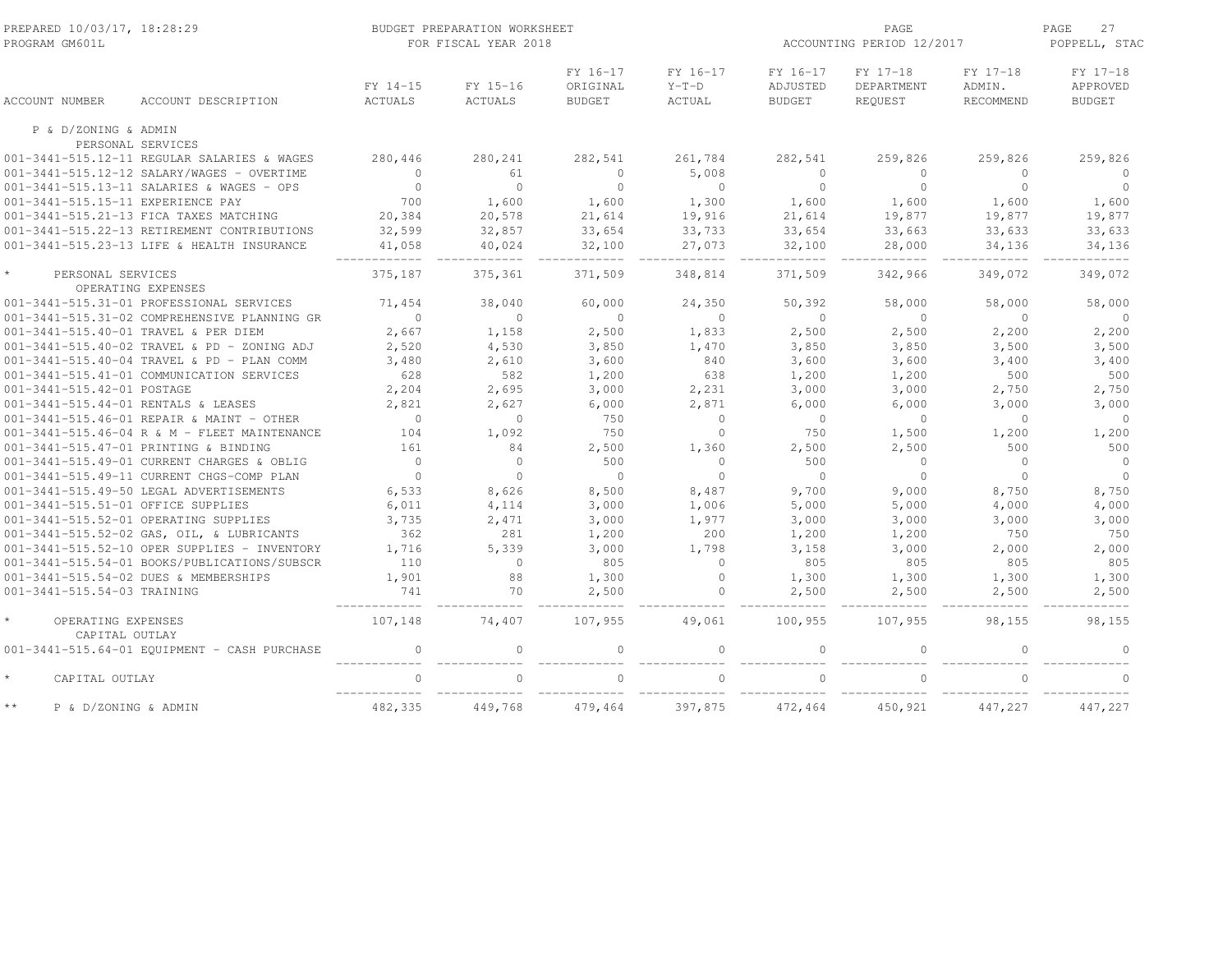PREPARED 10/03/17, 18:28:29 — PROGRAM GM601L

BUDGET PREPARATION WORKSHEET FOR FISCAL YEAR 2018

ACCOUNTING PERIOD 12/2017 — POPPELL, STAC

| ACCOUNT NUMBER | ACCOUNT DESCRIPTION | FY 14-15 ACTUALS | FY 15-16 ACTUALS | FY 16-17 ORIGINAL BUDGET | FY 16-17 Y-T-D ACTUAL | FY 16-17 ADJUSTED BUDGET | FY 17-18 DEPARTMENT REQUEST | FY 17-18 ADMIN. RECOMMEND | FY 17-18 APPROVED BUDGET |
|---|---|---|---|---|---|---|---|---|---|
| P & D/ZONING & ADMIN | | | | | | | | | |
| PERSONAL SERVICES | | | | | | | | | |
| 001-3441-515.12-11 | REGULAR SALARIES & WAGES | 280,446 | 280,241 | 282,541 | 261,784 | 282,541 | 259,826 | 259,826 | 259,826 |
| 001-3441-515.12-12 | SALARY/WAGES - OVERTIME | 0 | 61 | 0 | 5,008 | 0 | 0 | 0 | 0 |
| 001-3441-515.13-11 | SALARIES & WAGES - OPS | 0 | 0 | 0 | 0 | 0 | 0 | 0 | 0 |
| 001-3441-515.15-11 | EXPERIENCE PAY | 700 | 1,600 | 1,600 | 1,300 | 1,600 | 1,600 | 1,600 | 1,600 |
| 001-3441-515.21-13 | FICA TAXES MATCHING | 20,384 | 20,578 | 21,614 | 19,916 | 21,614 | 19,877 | 19,877 | 19,877 |
| 001-3441-515.22-13 | RETIREMENT CONTRIBUTIONS | 32,599 | 32,857 | 33,654 | 33,733 | 33,654 | 33,663 | 33,633 | 33,633 |
| 001-3441-515.23-13 | LIFE & HEALTH INSURANCE | 41,058 | 40,024 | 32,100 | 27,073 | 32,100 | 28,000 | 34,136 | 34,136 |
| * | PERSONAL SERVICES | 375,187 | 375,361 | 371,509 | 348,814 | 371,509 | 342,966 | 349,072 | 349,072 |
| OPERATING EXPENSES | | | | | | | | | |
| 001-3441-515.31-01 | PROFESSIONAL SERVICES | 71,454 | 38,040 | 60,000 | 24,350 | 50,392 | 58,000 | 58,000 | 58,000 |
| 001-3441-515.31-02 | COMPREHENSIVE PLANNING GR | 0 | 0 | 0 | 0 | 0 | 0 | 0 | 0 |
| 001-3441-515.40-01 | TRAVEL & PER DIEM | 2,667 | 1,158 | 2,500 | 1,833 | 2,500 | 2,500 | 2,200 | 2,200 |
| 001-3441-515.40-02 | TRAVEL & PD - ZONING ADJ | 2,520 | 4,530 | 3,850 | 1,470 | 3,850 | 3,850 | 3,500 | 3,500 |
| 001-3441-515.40-04 | TRAVEL & PD - PLAN COMM | 3,480 | 2,610 | 3,600 | 840 | 3,600 | 3,600 | 3,400 | 3,400 |
| 001-3441-515.41-01 | COMMUNICATION SERVICES | 628 | 582 | 1,200 | 638 | 1,200 | 1,200 | 500 | 500 |
| 001-3441-515.42-01 | POSTAGE | 2,204 | 2,695 | 3,000 | 2,231 | 3,000 | 3,000 | 2,750 | 2,750 |
| 001-3441-515.44-01 | RENTALS & LEASES | 2,821 | 2,627 | 6,000 | 2,871 | 6,000 | 6,000 | 3,000 | 3,000 |
| 001-3441-515.46-01 | REPAIR & MAINT - OTHER | 0 | 0 | 750 | 0 | 0 | 0 | 0 | 0 |
| 001-3441-515.46-04 | R & M - FLEET MAINTENANCE | 104 | 1,092 | 750 | 0 | 750 | 1,500 | 1,200 | 1,200 |
| 001-3441-515.47-01 | PRINTING & BINDING | 161 | 84 | 2,500 | 1,360 | 2,500 | 2,500 | 500 | 500 |
| 001-3441-515.49-01 | CURRENT CHARGES & OBLIG | 0 | 0 | 500 | 0 | 500 | 0 | 0 | 0 |
| 001-3441-515.49-11 | CURRENT CHGS-COMP PLAN | 0 | 0 | 0 | 0 | 0 | 0 | 0 | 0 |
| 001-3441-515.49-50 | LEGAL ADVERTISEMENTS | 6,533 | 8,626 | 8,500 | 8,487 | 9,700 | 9,000 | 8,750 | 8,750 |
| 001-3441-515.51-01 | OFFICE SUPPLIES | 6,011 | 4,114 | 3,000 | 1,006 | 5,000 | 5,000 | 4,000 | 4,000 |
| 001-3441-515.52-01 | OPERATING SUPPLIES | 3,735 | 2,471 | 3,000 | 1,977 | 3,000 | 3,000 | 3,000 | 3,000 |
| 001-3441-515.52-02 | GAS, OIL, & LUBRICANTS | 362 | 281 | 1,200 | 200 | 1,200 | 1,200 | 750 | 750 |
| 001-3441-515.52-10 | OPER SUPPLIES - INVENTORY | 1,716 | 5,339 | 3,000 | 1,798 | 3,158 | 3,000 | 2,000 | 2,000 |
| 001-3441-515.54-01 | BOOKS/PUBLICATIONS/SUBSCR | 110 | 0 | 805 | 0 | 805 | 805 | 805 | 805 |
| 001-3441-515.54-02 | DUES & MEMBERSHIPS | 1,901 | 88 | 1,300 | 0 | 1,300 | 1,300 | 1,300 | 1,300 |
| 001-3441-515.54-03 | TRAINING | 741 | 70 | 2,500 | 0 | 2,500 | 2,500 | 2,500 | 2,500 |
| * | OPERATING EXPENSES | 107,148 | 74,407 | 107,955 | 49,061 | 100,955 | 107,955 | 98,155 | 98,155 |
| CAPITAL OUTLAY | | | | | | | | | |
| 001-3441-515.64-01 | EQUIPMENT - CASH PURCHASE | 0 | 0 | 0 | 0 | 0 | 0 | 0 | 0 |
| * | CAPITAL OUTLAY | 0 | 0 | 0 | 0 | 0 | 0 | 0 | 0 |
| ** | P & D/ZONING & ADMIN | 482,335 | 449,768 | 479,464 | 397,875 | 472,464 | 450,921 | 447,227 | 447,227 |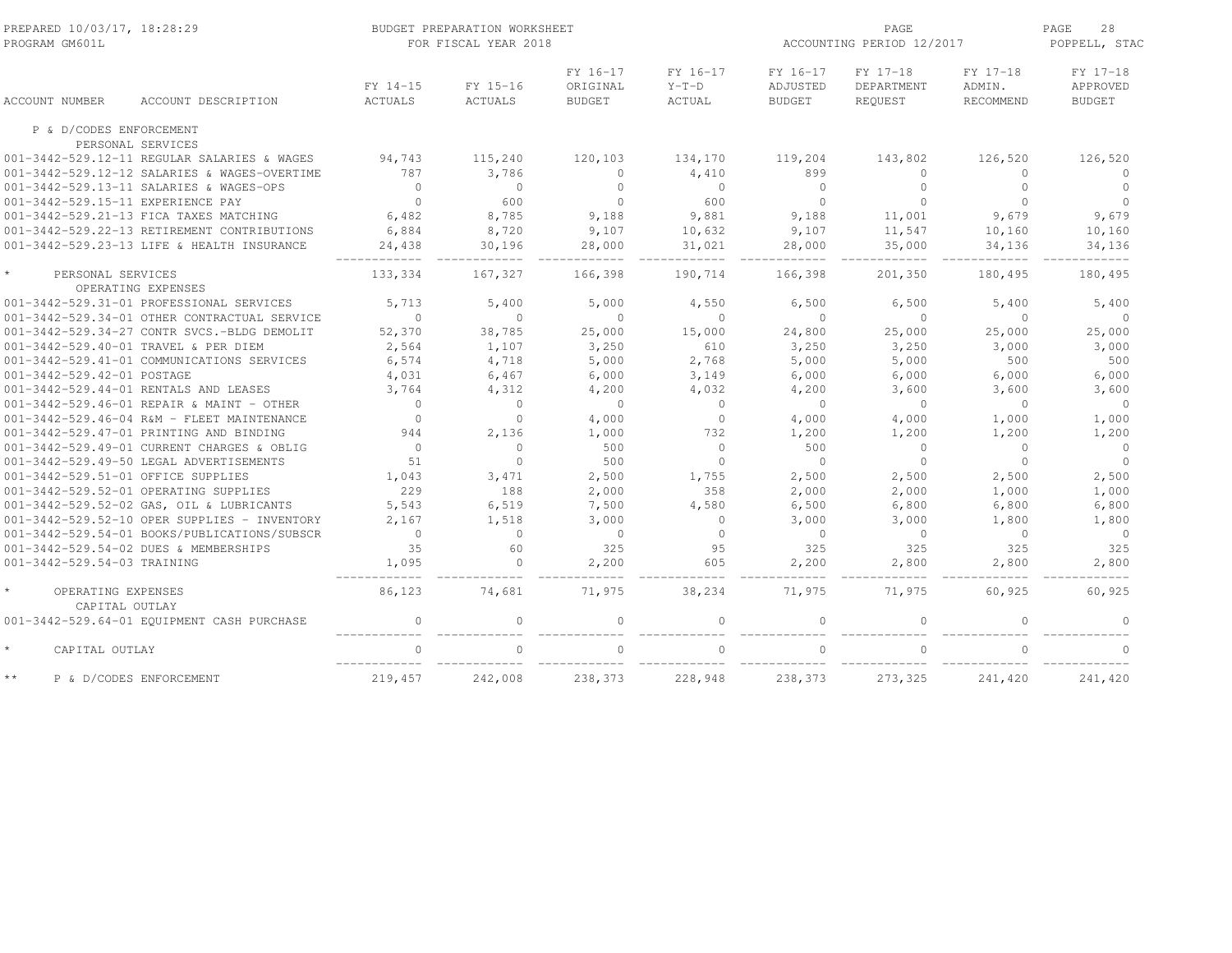PREPARED 10/03/17, 18:28:29
PROGRAM GM601L

BUDGET PREPARATION WORKSHEET
FOR FISCAL YEAR 2018

ACCOUNTING PERIOD 12/2017

POPPELL, STAC

| ACCOUNT NUMBER | ACCOUNT DESCRIPTION | FY 14-15 ACTUALS | FY 15-16 ACTUALS | FY 16-17 ORIGINAL BUDGET | FY 16-17 Y-T-D ACTUAL | FY 16-17 ADJUSTED BUDGET | FY 17-18 DEPARTMENT REQUEST | FY 17-18 ADMIN. RECOMMEND | FY 17-18 APPROVED BUDGET |
|---|---|---|---|---|---|---|---|---|---|
| P & D/CODES ENFORCEMENT | | | | | | | | | |
| PERSONAL SERVICES | | | | | | | | | |
| 001-3442-529.12-11 | REGULAR SALARIES & WAGES | 94,743 | 115,240 | 120,103 | 134,170 | 119,204 | 143,802 | 126,520 | 126,520 |
| 001-3442-529.12-12 | SALARIES & WAGES-OVERTIME | 787 | 3,786 | 0 | 4,410 | 899 | 0 | 0 | 0 |
| 001-3442-529.13-11 | SALARIES & WAGES-OPS | 0 | 0 | 0 | 0 | 0 | 0 | 0 | 0 |
| 001-3442-529.15-11 | EXPERIENCE PAY | 0 | 600 | 0 | 600 | 0 | 0 | 0 | 0 |
| 001-3442-529.21-13 | FICA TAXES MATCHING | 6,482 | 8,785 | 9,188 | 9,881 | 9,188 | 11,001 | 9,679 | 9,679 |
| 001-3442-529.22-13 | RETIREMENT CONTRIBUTIONS | 6,884 | 8,720 | 9,107 | 10,632 | 9,107 | 11,547 | 10,160 | 10,160 |
| 001-3442-529.23-13 | LIFE & HEALTH INSURANCE | 24,438 | 30,196 | 28,000 | 31,021 | 28,000 | 35,000 | 34,136 | 34,136 |
| * PERSONAL SERVICES | | 133,334 | 167,327 | 166,398 | 190,714 | 166,398 | 201,350 | 180,495 | 180,495 |
| OPERATING EXPENSES | | | | | | | | | |
| 001-3442-529.31-01 | PROFESSIONAL SERVICES | 5,713 | 5,400 | 5,000 | 4,550 | 6,500 | 6,500 | 5,400 | 5,400 |
| 001-3442-529.34-01 | OTHER CONTRACTUAL SERVICE | 0 | 0 | 0 | 0 | 0 | 0 | 0 | 0 |
| 001-3442-529.34-27 | CONTR SVCS.-BLDG DEMOLIT | 52,370 | 38,785 | 25,000 | 15,000 | 24,800 | 25,000 | 25,000 | 25,000 |
| 001-3442-529.40-01 | TRAVEL & PER DIEM | 2,564 | 1,107 | 3,250 | 610 | 3,250 | 3,250 | 3,000 | 3,000 |
| 001-3442-529.41-01 | COMMUNICATIONS SERVICES | 6,574 | 4,718 | 5,000 | 2,768 | 5,000 | 5,000 | 500 | 500 |
| 001-3442-529.42-01 | POSTAGE | 4,031 | 6,467 | 6,000 | 3,149 | 6,000 | 6,000 | 6,000 | 6,000 |
| 001-3442-529.44-01 | RENTALS AND LEASES | 3,764 | 4,312 | 4,200 | 4,032 | 4,200 | 3,600 | 3,600 | 3,600 |
| 001-3442-529.46-01 | REPAIR & MAINT - OTHER | 0 | 0 | 0 | 0 | 0 | 0 | 0 | 0 |
| 001-3442-529.46-04 | R&M - FLEET MAINTENANCE | 0 | 0 | 4,000 | 0 | 4,000 | 4,000 | 1,000 | 1,000 |
| 001-3442-529.47-01 | PRINTING AND BINDING | 944 | 2,136 | 1,000 | 732 | 1,200 | 1,200 | 1,200 | 1,200 |
| 001-3442-529.49-01 | CURRENT CHARGES & OBLIG | 0 | 0 | 500 | 0 | 500 | 0 | 0 | 0 |
| 001-3442-529.49-50 | LEGAL ADVERTISEMENTS | 51 | 0 | 500 | 0 | 0 | 0 | 0 | 0 |
| 001-3442-529.51-01 | OFFICE SUPPLIES | 1,043 | 3,471 | 2,500 | 1,755 | 2,500 | 2,500 | 2,500 | 2,500 |
| 001-3442-529.52-01 | OPERATING SUPPLIES | 229 | 188 | 2,000 | 358 | 2,000 | 2,000 | 1,000 | 1,000 |
| 001-3442-529.52-02 | GAS, OIL & LUBRICANTS | 5,543 | 6,519 | 7,500 | 4,580 | 6,500 | 6,800 | 6,800 | 6,800 |
| 001-3442-529.52-10 | OPER SUPPLIES - INVENTORY | 2,167 | 1,518 | 3,000 | 0 | 3,000 | 3,000 | 1,800 | 1,800 |
| 001-3442-529.54-01 | BOOKS/PUBLICATIONS/SUBSCR | 0 | 0 | 0 | 0 | 0 | 0 | 0 | 0 |
| 001-3442-529.54-02 | DUES & MEMBERSHIPS | 35 | 60 | 325 | 95 | 325 | 325 | 325 | 325 |
| 001-3442-529.54-03 | TRAINING | 1,095 | 0 | 2,200 | 605 | 2,200 | 2,800 | 2,800 | 2,800 |
| * OPERATING EXPENSES | | 86,123 | 74,681 | 71,975 | 38,234 | 71,975 | 71,975 | 60,925 | 60,925 |
| CAPITAL OUTLAY | | | | | | | | | |
| 001-3442-529.64-01 | EQUIPMENT CASH PURCHASE | 0 | 0 | 0 | 0 | 0 | 0 | 0 | 0 |
| * CAPITAL OUTLAY | | 0 | 0 | 0 | 0 | 0 | 0 | 0 | 0 |
| ** P & D/CODES ENFORCEMENT | | 219,457 | 242,008 | 238,373 | 228,948 | 238,373 | 273,325 | 241,420 | 241,420 |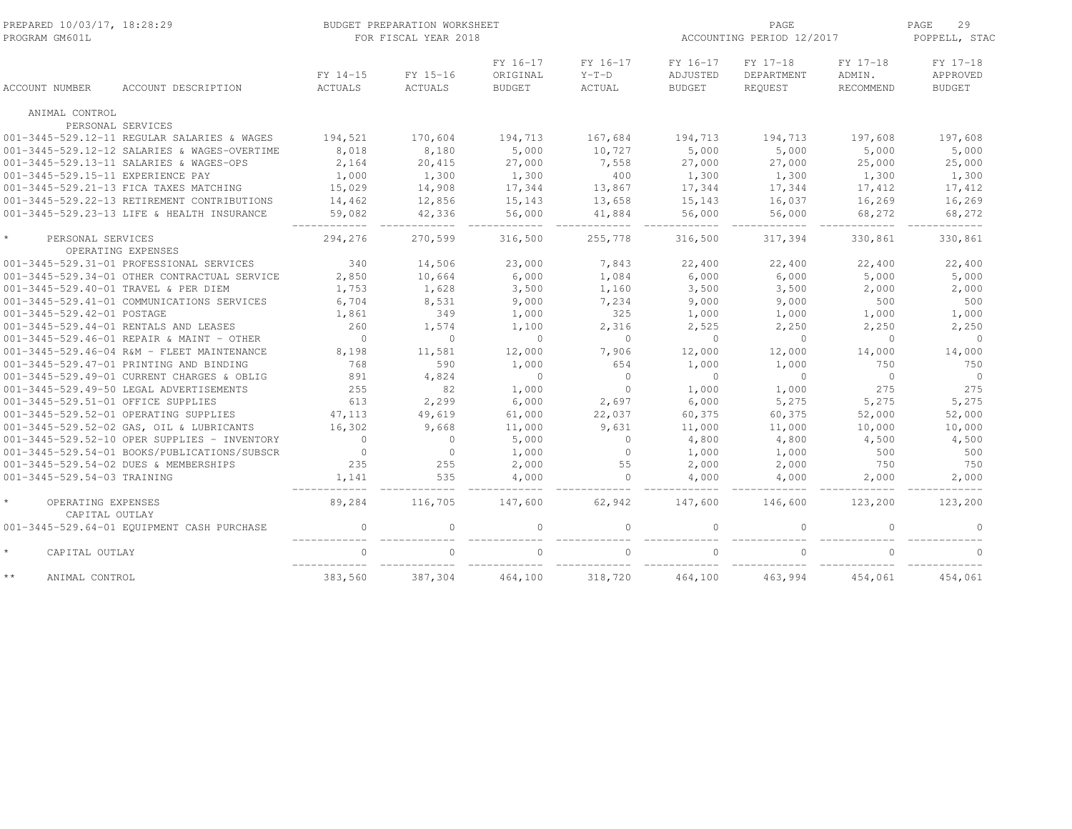PREPARED 10/03/17, 18:28:29 — PROGRAM GM601L

BUDGET PREPARATION WORKSHEET FOR FISCAL YEAR 2018

ACCOUNTING PERIOD 12/2017 — POPPELL, STAC

| ACCOUNT NUMBER | ACCOUNT DESCRIPTION | FY 14-15 ACTUALS | FY 15-16 ACTUALS | FY 16-17 ORIGINAL BUDGET | FY 16-17 Y-T-D ACTUAL | FY 16-17 ADJUSTED BUDGET | FY 17-18 DEPARTMENT REQUEST | FY 17-18 ADMIN. RECOMMEND | FY 17-18 APPROVED BUDGET |
|---|---|---|---|---|---|---|---|---|---|
| ANIMAL CONTROL | | | | | | | | | |
| PERSONAL SERVICES | | | | | | | | | |
| 001-3445-529.12-11 | REGULAR SALARIES & WAGES | 194,521 | 170,604 | 194,713 | 167,684 | 194,713 | 194,713 | 197,608 | 197,608 |
| 001-3445-529.12-12 | SALARIES & WAGES-OVERTIME | 8,018 | 8,180 | 5,000 | 10,727 | 5,000 | 5,000 | 5,000 | 5,000 |
| 001-3445-529.13-11 | SALARIES & WAGES-OPS | 2,164 | 20,415 | 27,000 | 7,558 | 27,000 | 27,000 | 25,000 | 25,000 |
| 001-3445-529.15-11 | EXPERIENCE PAY | 1,000 | 1,300 | 1,300 | 400 | 1,300 | 1,300 | 1,300 | 1,300 |
| 001-3445-529.21-13 | FICA TAXES MATCHING | 15,029 | 14,908 | 17,344 | 13,867 | 17,344 | 17,344 | 17,412 | 17,412 |
| 001-3445-529.22-13 | RETIREMENT CONTRIBUTIONS | 14,462 | 12,856 | 15,143 | 13,658 | 15,143 | 16,037 | 16,269 | 16,269 |
| 001-3445-529.23-13 | LIFE & HEALTH INSURANCE | 59,082 | 42,336 | 56,000 | 41,884 | 56,000 | 56,000 | 68,272 | 68,272 |
| * | PERSONAL SERVICES | 294,276 | 270,599 | 316,500 | 255,778 | 316,500 | 317,394 | 330,861 | 330,861 |
| OPERATING EXPENSES | | | | | | | | | |
| 001-3445-529.31-01 | PROFESSIONAL SERVICES | 340 | 14,506 | 23,000 | 7,843 | 22,400 | 22,400 | 22,400 | 22,400 |
| 001-3445-529.34-01 | OTHER CONTRACTUAL SERVICE | 2,850 | 10,664 | 6,000 | 1,084 | 6,000 | 6,000 | 5,000 | 5,000 |
| 001-3445-529.40-01 | TRAVEL & PER DIEM | 1,753 | 1,628 | 3,500 | 1,160 | 3,500 | 3,500 | 2,000 | 2,000 |
| 001-3445-529.41-01 | COMMUNICATIONS SERVICES | 6,704 | 8,531 | 9,000 | 7,234 | 9,000 | 9,000 | 500 | 500 |
| 001-3445-529.42-01 | POSTAGE | 1,861 | 349 | 1,000 | 325 | 1,000 | 1,000 | 1,000 | 1,000 |
| 001-3445-529.44-01 | RENTALS AND LEASES | 260 | 1,574 | 1,100 | 2,316 | 2,525 | 2,250 | 2,250 | 2,250 |
| 001-3445-529.46-01 | REPAIR & MAINT - OTHER | 0 | 0 | 0 | 0 | 0 | 0 | 0 | 0 |
| 001-3445-529.46-04 | R&M - FLEET MAINTENANCE | 8,198 | 11,581 | 12,000 | 7,906 | 12,000 | 12,000 | 14,000 | 14,000 |
| 001-3445-529.47-01 | PRINTING AND BINDING | 768 | 590 | 1,000 | 654 | 1,000 | 1,000 | 750 | 750 |
| 001-3445-529.49-01 | CURRENT CHARGES & OBLIG | 891 | 4,824 | 0 | 0 | 0 | 0 | 0 | 0 |
| 001-3445-529.49-50 | LEGAL ADVERTISEMENTS | 255 | 82 | 1,000 | 0 | 1,000 | 1,000 | 275 | 275 |
| 001-3445-529.51-01 | OFFICE SUPPLIES | 613 | 2,299 | 6,000 | 2,697 | 6,000 | 5,275 | 5,275 | 5,275 |
| 001-3445-529.52-01 | OPERATING SUPPLIES | 47,113 | 49,619 | 61,000 | 22,037 | 60,375 | 60,375 | 52,000 | 52,000 |
| 001-3445-529.52-02 | GAS, OIL & LUBRICANTS | 16,302 | 9,668 | 11,000 | 9,631 | 11,000 | 11,000 | 10,000 | 10,000 |
| 001-3445-529.52-10 | OPER SUPPLIES - INVENTORY | 0 | 0 | 5,000 | 0 | 4,800 | 4,800 | 4,500 | 4,500 |
| 001-3445-529.54-01 | BOOKS/PUBLICATIONS/SUBSCR | 0 | 0 | 1,000 | 0 | 1,000 | 1,000 | 500 | 500 |
| 001-3445-529.54-02 | DUES & MEMBERSHIPS | 235 | 255 | 2,000 | 55 | 2,000 | 2,000 | 750 | 750 |
| 001-3445-529.54-03 | TRAINING | 1,141 | 535 | 4,000 | 0 | 4,000 | 4,000 | 2,000 | 2,000 |
| * | OPERATING EXPENSES | 89,284 | 116,705 | 147,600 | 62,942 | 147,600 | 146,600 | 123,200 | 123,200 |
| CAPITAL OUTLAY | | | | | | | | | |
| 001-3445-529.64-01 | EQUIPMENT CASH PURCHASE | 0 | 0 | 0 | 0 | 0 | 0 | 0 | 0 |
| * | CAPITAL OUTLAY | 0 | 0 | 0 | 0 | 0 | 0 | 0 | 0 |
| ** | ANIMAL CONTROL | 383,560 | 387,304 | 464,100 | 318,720 | 464,100 | 463,994 | 454,061 | 454,061 |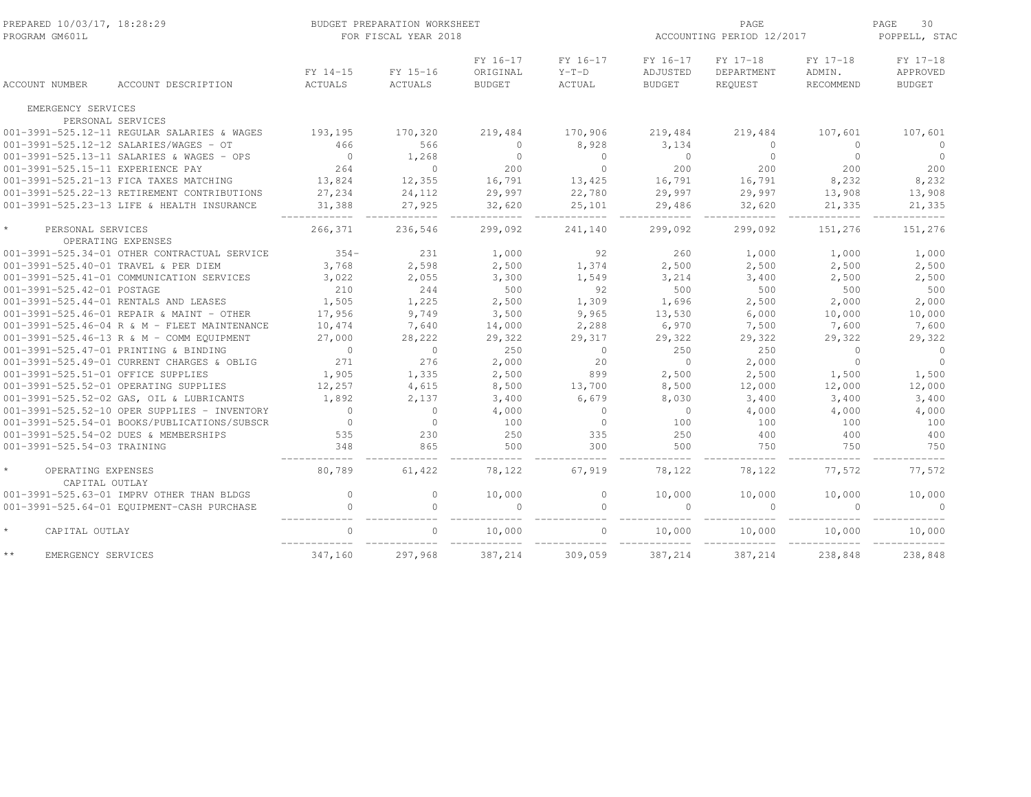PREPARED 10/03/17, 18:28:29
PROGRAM GM601L

BUDGET PREPARATION WORKSHEET
FOR FISCAL YEAR 2018

ACCOUNTING PERIOD 12/2017

POPPELL, STAC

| ACCOUNT NUMBER | ACCOUNT DESCRIPTION | FY 14-15 ACTUALS | FY 15-16 ACTUALS | FY 16-17 ORIGINAL BUDGET | FY 16-17 Y-T-D ACTUAL | FY 16-17 ADJUSTED BUDGET | FY 17-18 DEPARTMENT REQUEST | FY 17-18 ADMIN. RECOMMEND | FY 17-18 APPROVED BUDGET |
|---|---|---|---|---|---|---|---|---|---|
| EMERGENCY SERVICES | | | | | | | | | |
| PERSONAL SERVICES | | | | | | | | | |
| 001-3991-525.12-11 | REGULAR SALARIES & WAGES | 193,195 | 170,320 | 219,484 | 170,906 | 219,484 | 219,484 | 107,601 | 107,601 |
| 001-3991-525.12-12 | SALARIES/WAGES - OT | 466 | 566 | 0 | 8,928 | 3,134 | 0 | 0 | 0 |
| 001-3991-525.13-11 | SALARIES & WAGES - OPS | 0 | 1,268 | 0 | 0 | 0 | 0 | 0 | 0 |
| 001-3991-525.15-11 | EXPERIENCE PAY | 264 | 0 | 200 | 0 | 200 | 200 | 200 | 200 |
| 001-3991-525.21-13 | FICA TAXES MATCHING | 13,824 | 12,355 | 16,791 | 13,425 | 16,791 | 16,791 | 8,232 | 8,232 |
| 001-3991-525.22-13 | RETIREMENT CONTRIBUTIONS | 27,234 | 24,112 | 29,997 | 22,780 | 29,997 | 29,997 | 13,908 | 13,908 |
| 001-3991-525.23-13 | LIFE & HEALTH INSURANCE | 31,388 | 27,925 | 32,620 | 25,101 | 29,486 | 32,620 | 21,335 | 21,335 |
| * PERSONAL SERVICES | | 266,371 | 236,546 | 299,092 | 241,140 | 299,092 | 299,092 | 151,276 | 151,276 |
| OPERATING EXPENSES | | | | | | | | | |
| 001-3991-525.34-01 | OTHER CONTRACTUAL SERVICE | 354- | 231 | 1,000 | 92 | 260 | 1,000 | 1,000 | 1,000 |
| 001-3991-525.40-01 | TRAVEL & PER DIEM | 3,768 | 2,598 | 2,500 | 1,374 | 2,500 | 2,500 | 2,500 | 2,500 |
| 001-3991-525.41-01 | COMMUNICATION SERVICES | 3,022 | 2,055 | 3,300 | 1,549 | 3,214 | 3,400 | 2,500 | 2,500 |
| 001-3991-525.42-01 | POSTAGE | 210 | 244 | 500 | 92 | 500 | 500 | 500 | 500 |
| 001-3991-525.44-01 | RENTALS AND LEASES | 1,505 | 1,225 | 2,500 | 1,309 | 1,696 | 2,500 | 2,000 | 2,000 |
| 001-3991-525.46-01 | REPAIR & MAINT - OTHER | 17,956 | 9,749 | 3,500 | 9,965 | 13,530 | 6,000 | 10,000 | 10,000 |
| 001-3991-525.46-04 | R & M - FLEET MAINTENANCE | 10,474 | 7,640 | 14,000 | 2,288 | 6,970 | 7,500 | 7,600 | 7,600 |
| 001-3991-525.46-13 | R & M - COMM EQUIPMENT | 27,000 | 28,222 | 29,322 | 29,317 | 29,322 | 29,322 | 29,322 | 29,322 |
| 001-3991-525.47-01 | PRINTING & BINDING | 0 | 0 | 250 | 0 | 250 | 250 | 0 | 0 |
| 001-3991-525.49-01 | CURRENT CHARGES & OBLIG | 271 | 276 | 2,000 | 20 | 0 | 2,000 | 0 | 0 |
| 001-3991-525.51-01 | OFFICE SUPPLIES | 1,905 | 1,335 | 2,500 | 899 | 2,500 | 2,500 | 1,500 | 1,500 |
| 001-3991-525.52-01 | OPERATING SUPPLIES | 12,257 | 4,615 | 8,500 | 13,700 | 8,500 | 12,000 | 12,000 | 12,000 |
| 001-3991-525.52-02 | GAS, OIL & LUBRICANTS | 1,892 | 2,137 | 3,400 | 6,679 | 8,030 | 3,400 | 3,400 | 3,400 |
| 001-3991-525.52-10 | OPER SUPPLIES - INVENTORY | 0 | 0 | 4,000 | 0 | 0 | 4,000 | 4,000 | 4,000 |
| 001-3991-525.54-01 | BOOKS/PUBLICATIONS/SUBSCR | 0 | 0 | 100 | 0 | 100 | 100 | 100 | 100 |
| 001-3991-525.54-02 | DUES & MEMBERSHIPS | 535 | 230 | 250 | 335 | 250 | 400 | 400 | 400 |
| 001-3991-525.54-03 | TRAINING | 348 | 865 | 500 | 300 | 500 | 750 | 750 | 750 |
| * OPERATING EXPENSES | | 80,789 | 61,422 | 78,122 | 67,919 | 78,122 | 78,122 | 77,572 | 77,572 |
| CAPITAL OUTLAY | | | | | | | | | |
| 001-3991-525.63-01 | IMPRV OTHER THAN BLDGS | 0 | 0 | 10,000 | 0 | 10,000 | 10,000 | 10,000 | 10,000 |
| 001-3991-525.64-01 | EQUIPMENT-CASH PURCHASE | 0 | 0 | 0 | 0 | 0 | 0 | 0 | 0 |
| * CAPITAL OUTLAY | | 0 | 0 | 10,000 | 0 | 10,000 | 10,000 | 10,000 | 10,000 |
| ** EMERGENCY SERVICES | | 347,160 | 297,968 | 387,214 | 309,059 | 387,214 | 387,214 | 238,848 | 238,848 |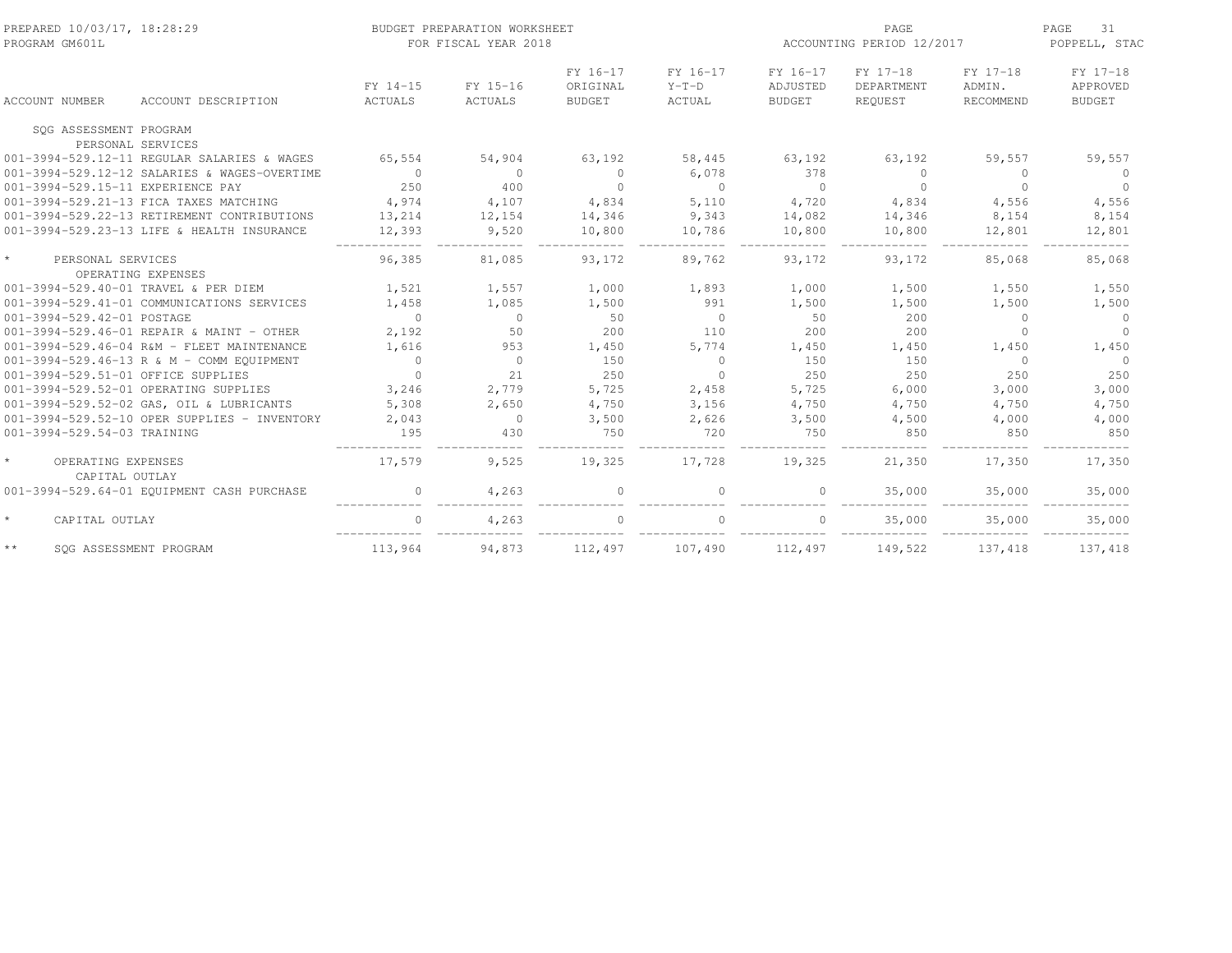BUDGET PREPARATION WORKSHEET
FOR FISCAL YEAR 2018

| ACCOUNT NUMBER | ACCOUNT DESCRIPTION | FY 14-15 ACTUALS | FY 15-16 ACTUALS | FY 16-17 ORIGINAL BUDGET | FY 16-17 Y-T-D ACTUAL | FY 16-17 ADJUSTED BUDGET | FY 17-18 DEPARTMENT REQUEST | FY 17-18 ADMIN. RECOMMEND | FY 17-18 APPROVED BUDGET |
|---|---|---|---|---|---|---|---|---|---|
| SQG ASSESSMENT PROGRAM | | | | | | | | | |
| PERSONAL SERVICES | | | | | | | | | |
| 001-3994-529.12-11 | REGULAR SALARIES & WAGES | 65,554 | 54,904 | 63,192 | 58,445 | 63,192 | 63,192 | 59,557 | 59,557 |
| 001-3994-529.12-12 | SALARIES & WAGES-OVERTIME | 0 | 0 | 0 | 6,078 | 378 | 0 | 0 | 0 |
| 001-3994-529.15-11 | EXPERIENCE PAY | 250 | 400 | 0 | 0 | 0 | 0 | 0 | 0 |
| 001-3994-529.21-13 | FICA TAXES MATCHING | 4,974 | 4,107 | 4,834 | 5,110 | 4,720 | 4,834 | 4,556 | 4,556 |
| 001-3994-529.22-13 | RETIREMENT CONTRIBUTIONS | 13,214 | 12,154 | 14,346 | 9,343 | 14,082 | 14,346 | 8,154 | 8,154 |
| 001-3994-529.23-13 | LIFE & HEALTH INSURANCE | 12,393 | 9,520 | 10,800 | 10,786 | 10,800 | 10,800 | 12,801 | 12,801 |
| * | PERSONAL SERVICES | 96,385 | 81,085 | 93,172 | 89,762 | 93,172 | 93,172 | 85,068 | 85,068 |
| OPERATING EXPENSES | | | | | | | | | |
| 001-3994-529.40-01 | TRAVEL & PER DIEM | 1,521 | 1,557 | 1,000 | 1,893 | 1,000 | 1,500 | 1,550 | 1,550 |
| 001-3994-529.41-01 | COMMUNICATIONS SERVICES | 1,458 | 1,085 | 1,500 | 991 | 1,500 | 1,500 | 1,500 | 1,500 |
| 001-3994-529.42-01 | POSTAGE | 0 | 0 | 50 | 0 | 50 | 200 | 0 | 0 |
| 001-3994-529.46-01 | REPAIR & MAINT - OTHER | 2,192 | 50 | 200 | 110 | 200 | 200 | 0 | 0 |
| 001-3994-529.46-04 | R&M - FLEET MAINTENANCE | 1,616 | 953 | 1,450 | 5,774 | 1,450 | 1,450 | 1,450 | 1,450 |
| 001-3994-529.46-13 | R & M - COMM EQUIPMENT | 0 | 0 | 150 | 0 | 150 | 150 | 0 | 0 |
| 001-3994-529.51-01 | OFFICE SUPPLIES | 0 | 21 | 250 | 0 | 250 | 250 | 250 | 250 |
| 001-3994-529.52-01 | OPERATING SUPPLIES | 3,246 | 2,779 | 5,725 | 2,458 | 5,725 | 6,000 | 3,000 | 3,000 |
| 001-3994-529.52-02 | GAS, OIL & LUBRICANTS | 5,308 | 2,650 | 4,750 | 3,156 | 4,750 | 4,750 | 4,750 | 4,750 |
| 001-3994-529.52-10 | OPER SUPPLIES - INVENTORY | 2,043 | 0 | 3,500 | 2,626 | 3,500 | 4,500 | 4,000 | 4,000 |
| 001-3994-529.54-03 | TRAINING | 195 | 430 | 750 | 720 | 750 | 850 | 850 | 850 |
| * | OPERATING EXPENSES | 17,579 | 9,525 | 19,325 | 17,728 | 19,325 | 21,350 | 17,350 | 17,350 |
| CAPITAL OUTLAY | | | | | | | | | |
| 001-3994-529.64-01 | EQUIPMENT CASH PURCHASE | 0 | 4,263 | 0 | 0 | 0 | 35,000 | 35,000 | 35,000 |
| * | CAPITAL OUTLAY | 0 | 4,263 | 0 | 0 | 0 | 35,000 | 35,000 | 35,000 |
| ** | SQG ASSESSMENT PROGRAM | 113,964 | 94,873 | 112,497 | 107,490 | 112,497 | 149,522 | 137,418 | 137,418 |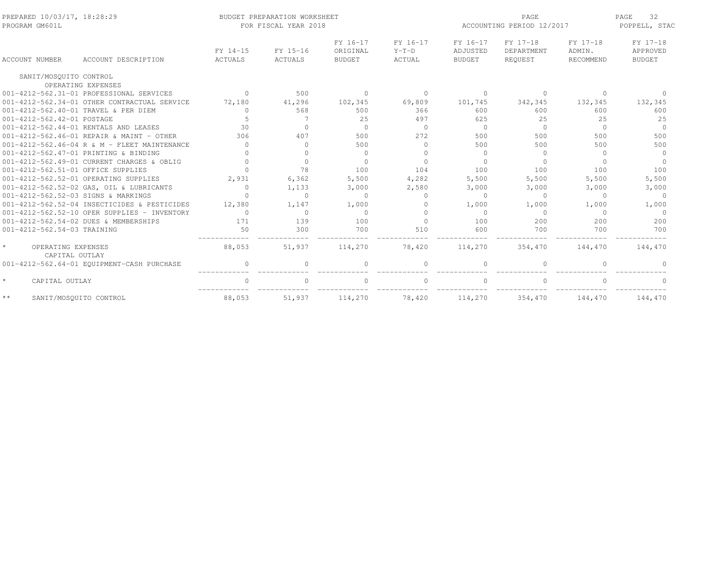| ACCOUNT NUMBER | ACCOUNT DESCRIPTION | FY 14-15 ACTUALS | FY 15-16 ACTUALS | FY 16-17 ORIGINAL BUDGET | FY 16-17 Y-T-D ACTUAL | FY 16-17 ADJUSTED BUDGET | FY 17-18 DEPARTMENT REQUEST | FY 17-18 ADMIN. RECOMMEND | FY 17-18 APPROVED BUDGET |
|---|---|---|---|---|---|---|---|---|---|
| SANIT/MOSQUITO CONTROL | | | | | | | | | |
| OPERATING EXPENSES | | | | | | | | | |
| 001-4212-562.31-01 | PROFESSIONAL SERVICES | 0 | 500 | 0 | 0 | 0 | 0 | 0 | 0 |
| 001-4212-562.34-01 | OTHER CONTRACTUAL SERVICE | 72,180 | 41,296 | 102,345 | 69,809 | 101,745 | 342,345 | 132,345 | 132,345 |
| 001-4212-562.40-01 | TRAVEL & PER DIEM | 0 | 568 | 500 | 366 | 600 | 600 | 600 | 600 |
| 001-4212-562.42-01 | POSTAGE | 5 | 7 | 25 | 497 | 625 | 25 | 25 | 25 |
| 001-4212-562.44-01 | RENTALS AND LEASES | 30 | 0 | 0 | 0 | 0 | 0 | 0 | 0 |
| 001-4212-562.46-01 | REPAIR & MAINT - OTHER | 306 | 407 | 500 | 272 | 500 | 500 | 500 | 500 |
| 001-4212-562.46-04 | R & M - FLEET MAINTENANCE | 0 | 0 | 500 | 0 | 500 | 500 | 500 | 500 |
| 001-4212-562.47-01 | PRINTING & BINDING | 0 | 0 | 0 | 0 | 0 | 0 | 0 | 0 |
| 001-4212-562.49-01 | CURRENT CHARGES & OBLIG | 0 | 0 | 0 | 0 | 0 | 0 | 0 | 0 |
| 001-4212-562.51-01 | OFFICE SUPPLIES | 0 | 78 | 100 | 104 | 100 | 100 | 100 | 100 |
| 001-4212-562.52-01 | OPERATING SUPPLIES | 2,931 | 6,362 | 5,500 | 4,282 | 5,500 | 5,500 | 5,500 | 5,500 |
| 001-4212-562.52-02 | GAS, OIL & LUBRICANTS | 0 | 1,133 | 3,000 | 2,580 | 3,000 | 3,000 | 3,000 | 3,000 |
| 001-4212-562.52-03 | SIGNS & MARKINGS | 0 | 0 | 0 | 0 | 0 | 0 | 0 | 0 |
| 001-4212-562.52-04 | INSECTICIDES & PESTICIDES | 12,380 | 1,147 | 1,000 | 0 | 1,000 | 1,000 | 1,000 | 1,000 |
| 001-4212-562.52-10 | OPER SUPPLIES - INVENTORY | 0 | 0 | 0 | 0 | 0 | 0 | 0 | 0 |
| 001-4212-562.54-02 | DUES & MEMBERSHIPS | 171 | 139 | 100 | 0 | 100 | 200 | 200 | 200 |
| 001-4212-562.54-03 | TRAINING | 50 | 300 | 700 | 510 | 600 | 700 | 700 | 700 |
| * | OPERATING EXPENSES | 88,053 | 51,937 | 114,270 | 78,420 | 114,270 | 354,470 | 144,470 | 144,470 |
| CAPITAL OUTLAY | | | | | | | | | |
| 001-4212-562.64-01 | EQUIPMENT-CASH PURCHASE | 0 | 0 | 0 | 0 | 0 | 0 | 0 | 0 |
| * | CAPITAL OUTLAY | 0 | 0 | 0 | 0 | 0 | 0 | 0 | 0 |
| ** | SANIT/MOSQUITO CONTROL | 88,053 | 51,937 | 114,270 | 78,420 | 114,270 | 354,470 | 144,470 | 144,470 |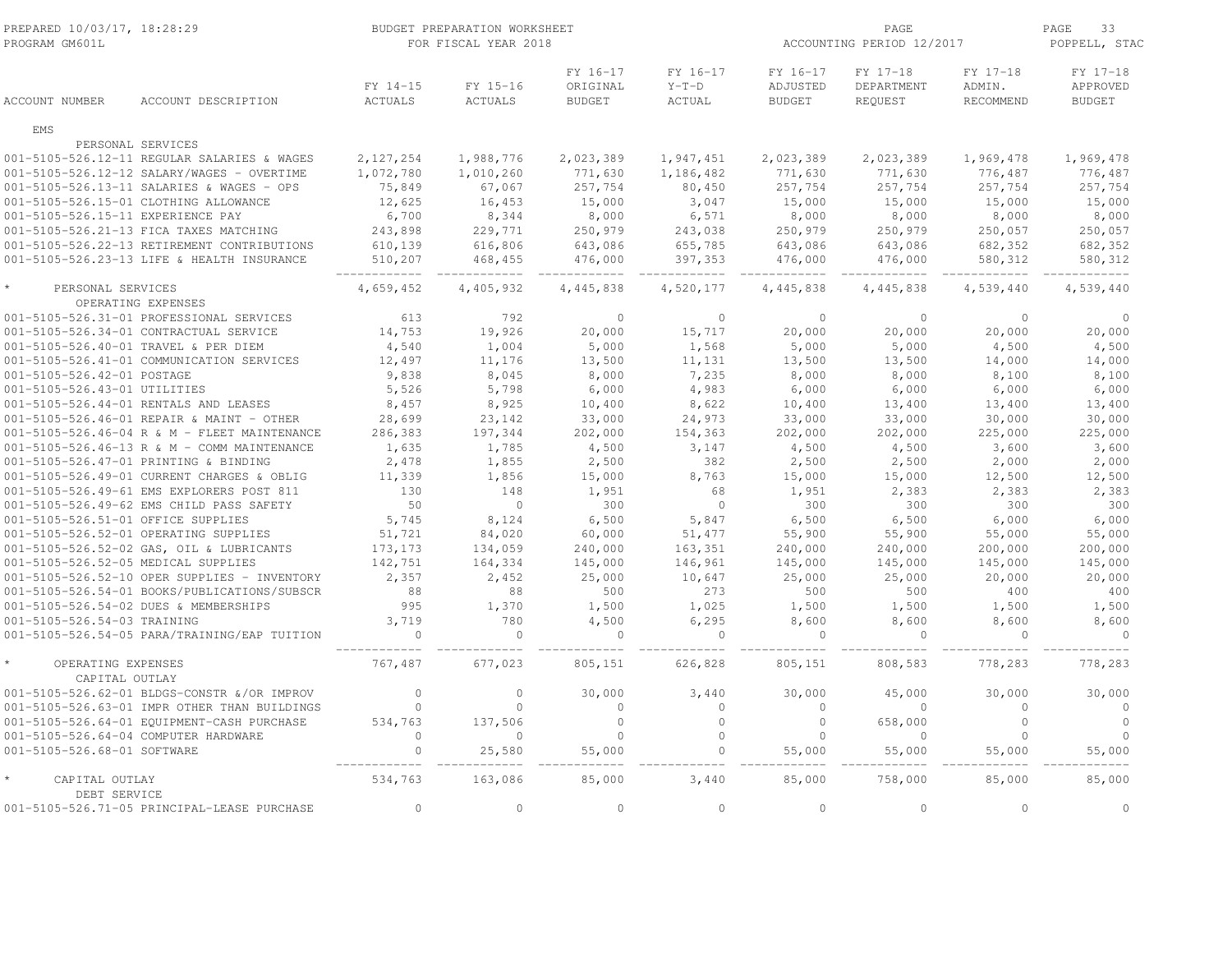BUDGET PREPARATION WORKSHEET
FOR FISCAL YEAR 2018

PREPARED 10/03/17, 18:28:29
PROGRAM GM601L

ACCOUNTING PERIOD 12/2017

POPPELL, STAC

| ACCOUNT NUMBER | ACCOUNT DESCRIPTION | FY 14-15 ACTUALS | FY 15-16 ACTUALS | FY 16-17 ORIGINAL BUDGET | FY 16-17 Y-T-D ACTUAL | FY 16-17 ADJUSTED BUDGET | FY 17-18 DEPARTMENT REQUEST | FY 17-18 ADMIN. RECOMMEND | FY 17-18 APPROVED BUDGET |
|---|---|---|---|---|---|---|---|---|---|
| EMS | | | | | | | | | |
| PERSONAL SERVICES | | | | | | | | | |
| 001-5105-526.12-11 | REGULAR SALARIES & WAGES | 2,127,254 | 1,988,776 | 2,023,389 | 1,947,451 | 2,023,389 | 2,023,389 | 1,969,478 | 1,969,478 |
| 001-5105-526.12-12 | SALARY/WAGES - OVERTIME | 1,072,780 | 1,010,260 | 771,630 | 1,186,482 | 771,630 | 771,630 | 776,487 | 776,487 |
| 001-5105-526.13-11 | SALARIES & WAGES - OPS | 75,849 | 67,067 | 257,754 | 80,450 | 257,754 | 257,754 | 257,754 | 257,754 |
| 001-5105-526.15-01 | CLOTHING ALLOWANCE | 12,625 | 16,453 | 15,000 | 3,047 | 15,000 | 15,000 | 15,000 | 15,000 |
| 001-5105-526.15-11 | EXPERIENCE PAY | 6,700 | 8,344 | 8,000 | 6,571 | 8,000 | 8,000 | 8,000 | 8,000 |
| 001-5105-526.21-13 | FICA TAXES MATCHING | 243,898 | 229,771 | 250,979 | 243,038 | 250,979 | 250,979 | 250,057 | 250,057 |
| 001-5105-526.22-13 | RETIREMENT CONTRIBUTIONS | 610,139 | 616,806 | 643,086 | 655,785 | 643,086 | 643,086 | 682,352 | 682,352 |
| 001-5105-526.23-13 | LIFE & HEALTH INSURANCE | 510,207 | 468,455 | 476,000 | 397,353 | 476,000 | 476,000 | 580,312 | 580,312 |
| * PERSONAL SERVICES | | 4,659,452 | 4,405,932 | 4,445,838 | 4,520,177 | 4,445,838 | 4,445,838 | 4,539,440 | 4,539,440 |
| OPERATING EXPENSES | | | | | | | | | |
| 001-5105-526.31-01 | PROFESSIONAL SERVICES | 613 | 792 | 0 | 0 | 0 | 0 | 0 | 0 |
| 001-5105-526.34-01 | CONTRACTUAL SERVICE | 14,753 | 19,926 | 20,000 | 15,717 | 20,000 | 20,000 | 20,000 | 20,000 |
| 001-5105-526.40-01 | TRAVEL & PER DIEM | 4,540 | 1,004 | 5,000 | 1,568 | 5,000 | 5,000 | 4,500 | 4,500 |
| 001-5105-526.41-01 | COMMUNICATION SERVICES | 12,497 | 11,176 | 13,500 | 11,131 | 13,500 | 13,500 | 14,000 | 14,000 |
| 001-5105-526.42-01 | POSTAGE | 9,838 | 8,045 | 8,000 | 7,235 | 8,000 | 8,000 | 8,100 | 8,100 |
| 001-5105-526.43-01 | UTILITIES | 5,526 | 5,798 | 6,000 | 4,983 | 6,000 | 6,000 | 6,000 | 6,000 |
| 001-5105-526.44-01 | RENTALS AND LEASES | 8,457 | 8,925 | 10,400 | 8,622 | 10,400 | 13,400 | 13,400 | 13,400 |
| 001-5105-526.46-01 | REPAIR & MAINT - OTHER | 28,699 | 23,142 | 33,000 | 24,973 | 33,000 | 33,000 | 30,000 | 30,000 |
| 001-5105-526.46-04 | R & M - FLEET MAINTENANCE | 286,383 | 197,344 | 202,000 | 154,363 | 202,000 | 202,000 | 225,000 | 225,000 |
| 001-5105-526.46-13 | R & M - COMM MAINTENANCE | 1,635 | 1,785 | 4,500 | 3,147 | 4,500 | 4,500 | 3,600 | 3,600 |
| 001-5105-526.47-01 | PRINTING & BINDING | 2,478 | 1,855 | 2,500 | 382 | 2,500 | 2,500 | 2,000 | 2,000 |
| 001-5105-526.49-01 | CURRENT CHARGES & OBLIG | 11,339 | 1,856 | 15,000 | 8,763 | 15,000 | 15,000 | 12,500 | 12,500 |
| 001-5105-526.49-61 | EMS EXPLORERS POST 811 | 130 | 148 | 1,951 | 68 | 1,951 | 2,383 | 2,383 | 2,383 |
| 001-5105-526.49-62 | EMS CHILD PASS SAFETY | 50 | 0 | 300 | 0 | 300 | 300 | 300 | 300 |
| 001-5105-526.51-01 | OFFICE SUPPLIES | 5,745 | 8,124 | 6,500 | 5,847 | 6,500 | 6,500 | 6,000 | 6,000 |
| 001-5105-526.52-01 | OPERATING SUPPLIES | 51,721 | 84,020 | 60,000 | 51,477 | 55,900 | 55,900 | 55,000 | 55,000 |
| 001-5105-526.52-02 | GAS, OIL & LUBRICANTS | 173,173 | 134,059 | 240,000 | 163,351 | 240,000 | 240,000 | 200,000 | 200,000 |
| 001-5105-526.52-05 | MEDICAL SUPPLIES | 142,751 | 164,334 | 145,000 | 146,961 | 145,000 | 145,000 | 145,000 | 145,000 |
| 001-5105-526.52-10 | OPER SUPPLIES - INVENTORY | 2,357 | 2,452 | 25,000 | 10,647 | 25,000 | 25,000 | 20,000 | 20,000 |
| 001-5105-526.54-01 | BOOKS/PUBLICATIONS/SUBSCR | 88 | 88 | 500 | 273 | 500 | 500 | 400 | 400 |
| 001-5105-526.54-02 | DUES & MEMBERSHIPS | 995 | 1,370 | 1,500 | 1,025 | 1,500 | 1,500 | 1,500 | 1,500 |
| 001-5105-526.54-03 | TRAINING | 3,719 | 780 | 4,500 | 6,295 | 8,600 | 8,600 | 8,600 | 8,600 |
| 001-5105-526.54-05 | PARA/TRAINING/EAP TUITION | 0 | 0 | 0 | 0 | 0 | 0 | 0 | 0 |
| * OPERATING EXPENSES | | 767,487 | 677,023 | 805,151 | 626,828 | 805,151 | 808,583 | 778,283 | 778,283 |
| CAPITAL OUTLAY | | | | | | | | | |
| 001-5105-526.62-01 | BLDGS-CONSTR &/OR IMPROV | 0 | 0 | 30,000 | 3,440 | 30,000 | 45,000 | 30,000 | 30,000 |
| 001-5105-526.63-01 | IMPR OTHER THAN BUILDINGS | 0 | 0 | 0 | 0 | 0 | 0 | 0 | 0 |
| 001-5105-526.64-01 | EQUIPMENT-CASH PURCHASE | 534,763 | 137,506 | 0 | 0 | 0 | 658,000 | 0 | 0 |
| 001-5105-526.64-04 | COMPUTER HARDWARE | 0 | 0 | 0 | 0 | 0 | 0 | 0 | 0 |
| 001-5105-526.68-01 | SOFTWARE | 0 | 25,580 | 55,000 | 0 | 55,000 | 55,000 | 55,000 | 55,000 |
| * CAPITAL OUTLAY | | 534,763 | 163,086 | 85,000 | 3,440 | 85,000 | 758,000 | 85,000 | 85,000 |
| DEBT SERVICE | | | | | | | | | |
| 001-5105-526.71-05 | PRINCIPAL-LEASE PURCHASE | 0 | 0 | 0 | 0 | 0 | 0 | 0 | 0 |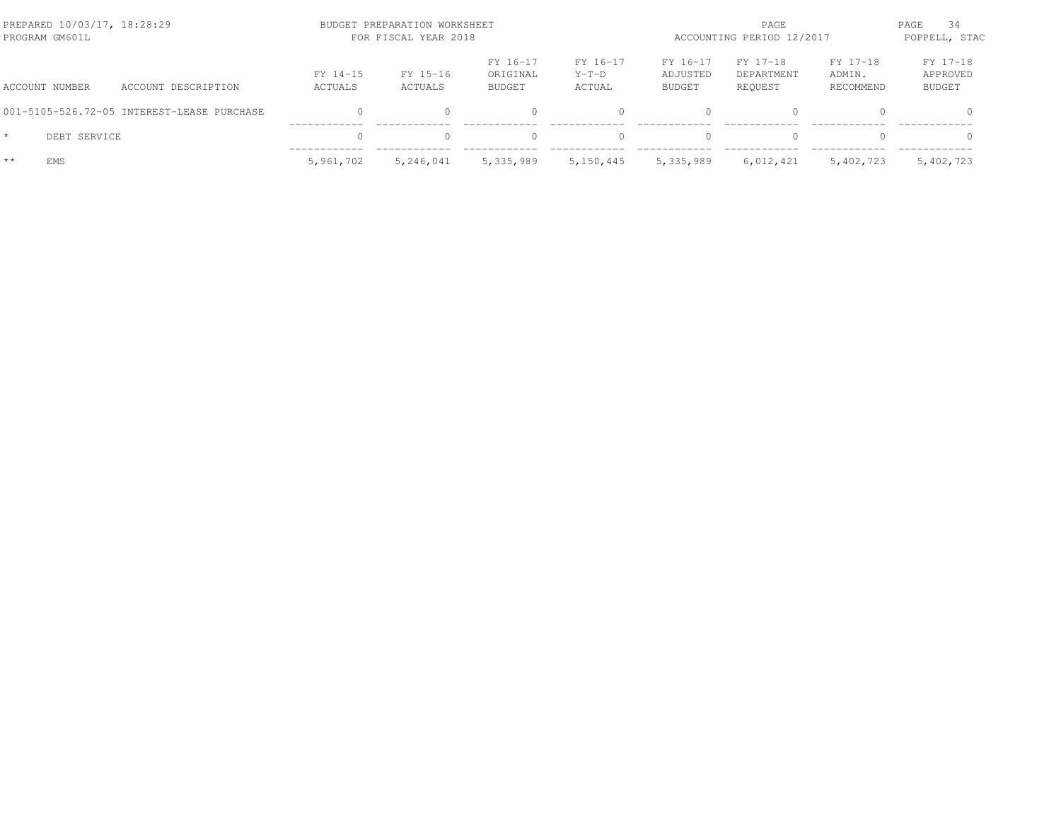| ACCOUNT NUMBER | ACCOUNT DESCRIPTION | FY 14-15 ACTUALS | FY 15-16 ACTUALS | FY 16-17 ORIGINAL BUDGET | FY 16-17 Y-T-D ACTUAL | FY 16-17 ADJUSTED BUDGET | FY 17-18 DEPARTMENT REQUEST | FY 17-18 ADMIN. RECOMMEND | FY 17-18 APPROVED BUDGET |
|---|---|---|---|---|---|---|---|---|---|
| 001-5105-526.72-05 | INTEREST-LEASE PURCHASE | 0 | 0 | 0 | 0 | 0 | 0 | 0 | 0 |
| * | DEBT SERVICE | 0 | 0 | 0 | 0 | 0 | 0 | 0 | 0 |
| ** | EMS | 5,961,702 | 5,246,041 | 5,335,989 | 5,150,445 | 5,335,989 | 6,012,421 | 5,402,723 | 5,402,723 |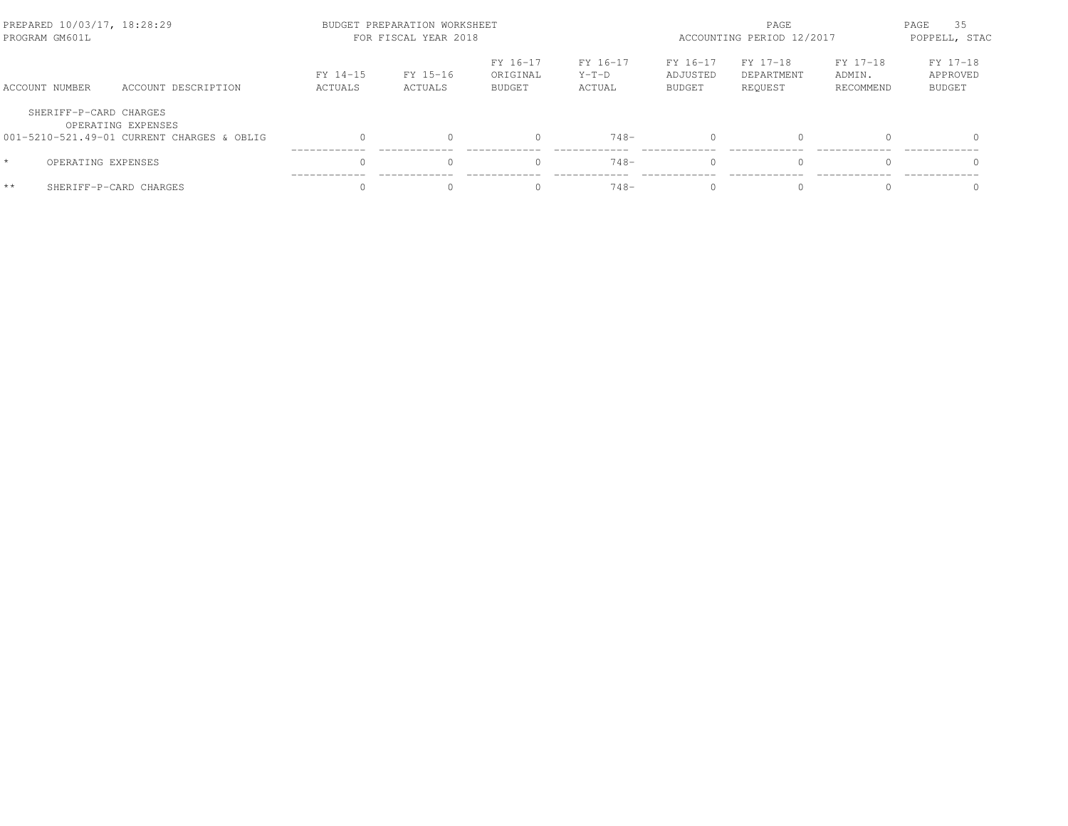| ACCOUNT NUMBER | ACCOUNT DESCRIPTION | FY 14-15 ACTUALS | FY 15-16 ACTUALS | FY 16-17 ORIGINAL BUDGET | FY 16-17 Y-T-D ACTUAL | FY 16-17 ADJUSTED BUDGET | FY 17-18 DEPARTMENT REQUEST | FY 17-18 ADMIN. RECOMMEND | FY 17-18 APPROVED BUDGET |
|---|---|---|---|---|---|---|---|---|---|
| SHERIFF-P-CARD CHARGES | | | | | | | | | |
| OPERATING EXPENSES | | | | | | | | | |
| 001-5210-521.49-01 | CURRENT CHARGES & OBLIG | 0 | 0 | 0 | 748- | 0 | 0 | 0 | 0 |
| * | OPERATING EXPENSES | 0 | 0 | 0 | 748- | 0 | 0 | 0 | 0 |
| ** | SHERIFF-P-CARD CHARGES | 0 | 0 | 0 | 748- | 0 | 0 | 0 | 0 |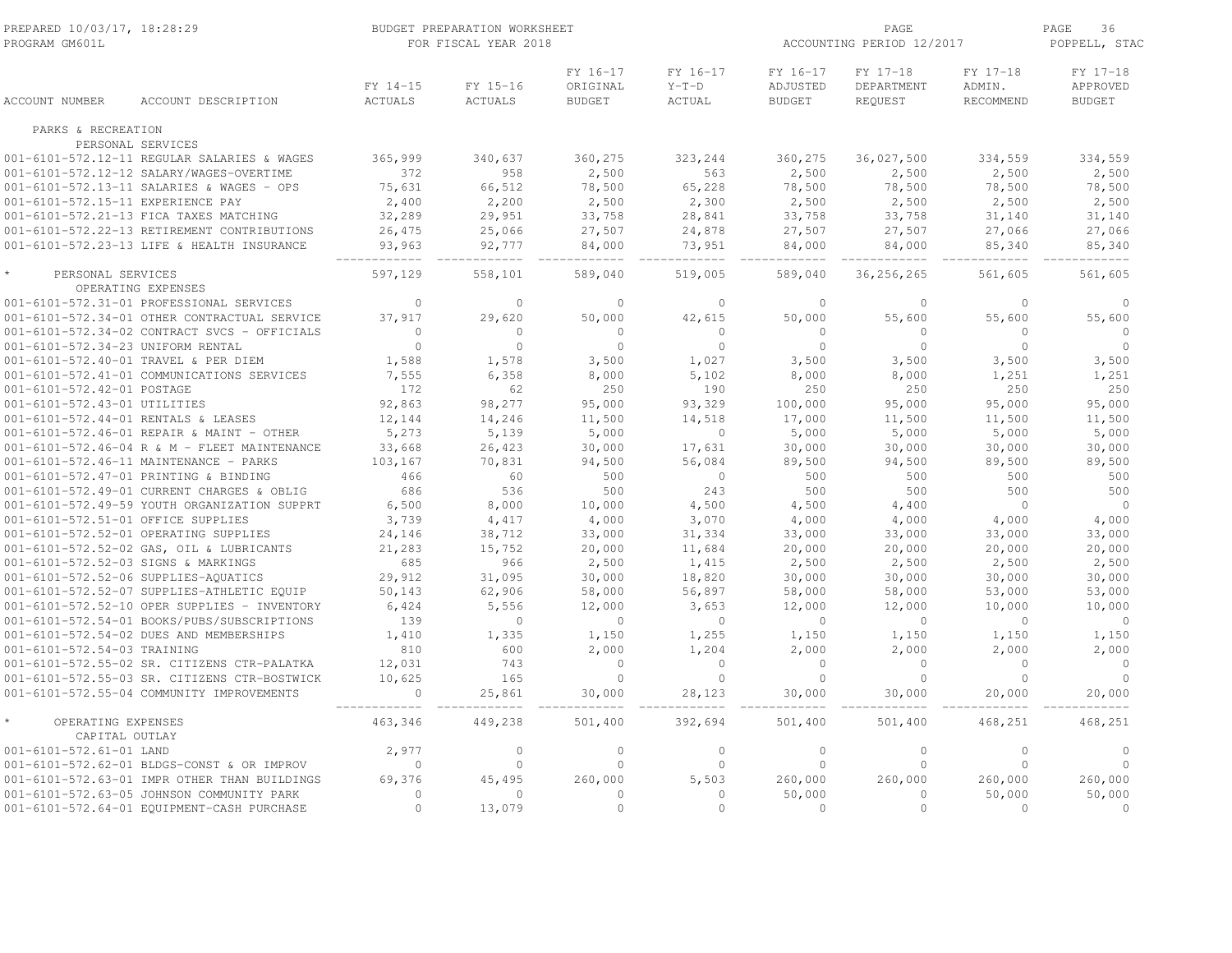PREPARED 10/03/17, 18:28:29 — BUDGET PREPARATION WORKSHEET — FOR FISCAL YEAR 2018 — ACCOUNTING PERIOD 12/2017 — PROGRAM GM601L — POPPELL, STAC

| ACCOUNT NUMBER | ACCOUNT DESCRIPTION | FY 14-15 ACTUALS | FY 15-16 ACTUALS | FY 16-17 ORIGINAL BUDGET | FY 16-17 Y-T-D ACTUAL | FY 16-17 ADJUSTED BUDGET | FY 17-18 DEPARTMENT REQUEST | FY 17-18 ADMIN. RECOMMEND | FY 17-18 APPROVED BUDGET |
|---|---|---|---|---|---|---|---|---|---|
| PARKS & RECREATION | | | | | | | | | |
| PERSONAL SERVICES | | | | | | | | | |
| 001-6101-572.12-11 | REGULAR SALARIES & WAGES | 365,999 | 340,637 | 360,275 | 323,244 | 360,275 | 36,027,500 | 334,559 | 334,559 |
| 001-6101-572.12-12 | SALARY/WAGES-OVERTIME | 372 | 958 | 2,500 | 563 | 2,500 | 2,500 | 2,500 | 2,500 |
| 001-6101-572.13-11 | SALARIES & WAGES - OPS | 75,631 | 66,512 | 78,500 | 65,228 | 78,500 | 78,500 | 78,500 | 78,500 |
| 001-6101-572.15-11 | EXPERIENCE PAY | 2,400 | 2,200 | 2,500 | 2,300 | 2,500 | 2,500 | 2,500 | 2,500 |
| 001-6101-572.21-13 | FICA TAXES MATCHING | 32,289 | 29,951 | 33,758 | 28,841 | 33,758 | 33,758 | 31,140 | 31,140 |
| 001-6101-572.22-13 | RETIREMENT CONTRIBUTIONS | 26,475 | 25,066 | 27,507 | 24,878 | 27,507 | 27,507 | 27,066 | 27,066 |
| 001-6101-572.23-13 | LIFE & HEALTH INSURANCE | 93,963 | 92,777 | 84,000 | 73,951 | 84,000 | 84,000 | 85,340 | 85,340 |
| * PERSONAL SERVICES | | 597,129 | 558,101 | 589,040 | 519,005 | 589,040 | 36,256,265 | 561,605 | 561,605 |
| OPERATING EXPENSES | | | | | | | | | |
| 001-6101-572.31-01 | PROFESSIONAL SERVICES | 0 | 0 | 0 | 0 | 0 | 0 | 0 | 0 |
| 001-6101-572.34-01 | OTHER CONTRACTUAL SERVICE | 37,917 | 29,620 | 50,000 | 42,615 | 50,000 | 55,600 | 55,600 | 55,600 |
| 001-6101-572.34-02 | CONTRACT SVCS - OFFICIALS | 0 | 0 | 0 | 0 | 0 | 0 | 0 | 0 |
| 001-6101-572.34-23 | UNIFORM RENTAL | 0 | 0 | 0 | 0 | 0 | 0 | 0 | 0 |
| 001-6101-572.40-01 | TRAVEL & PER DIEM | 1,588 | 1,578 | 3,500 | 1,027 | 3,500 | 3,500 | 3,500 | 3,500 |
| 001-6101-572.41-01 | COMMUNICATIONS SERVICES | 7,555 | 6,358 | 8,000 | 5,102 | 8,000 | 8,000 | 1,251 | 1,251 |
| 001-6101-572.42-01 | POSTAGE | 172 | 62 | 250 | 190 | 250 | 250 | 250 | 250 |
| 001-6101-572.43-01 | UTILITIES | 92,863 | 98,277 | 95,000 | 93,329 | 100,000 | 95,000 | 95,000 | 95,000 |
| 001-6101-572.44-01 | RENTALS & LEASES | 12,144 | 14,246 | 11,500 | 14,518 | 17,000 | 11,500 | 11,500 | 11,500 |
| 001-6101-572.46-01 | REPAIR & MAINT - OTHER | 5,273 | 5,139 | 5,000 | 0 | 5,000 | 5,000 | 5,000 | 5,000 |
| 001-6101-572.46-04 | R & M - FLEET MAINTENANCE | 33,668 | 26,423 | 30,000 | 17,631 | 30,000 | 30,000 | 30,000 | 30,000 |
| 001-6101-572.46-11 | MAINTENANCE - PARKS | 103,167 | 70,831 | 94,500 | 56,084 | 89,500 | 94,500 | 89,500 | 89,500 |
| 001-6101-572.47-01 | PRINTING & BINDING | 466 | 60 | 500 | 0 | 500 | 500 | 500 | 500 |
| 001-6101-572.49-01 | CURRENT CHARGES & OBLIG | 686 | 536 | 500 | 243 | 500 | 500 | 500 | 500 |
| 001-6101-572.49-59 | YOUTH ORGANIZATION SUPPRT | 6,500 | 8,000 | 10,000 | 4,500 | 4,500 | 4,400 | 0 | 0 |
| 001-6101-572.51-01 | OFFICE SUPPLIES | 3,739 | 4,417 | 4,000 | 3,070 | 4,000 | 4,000 | 4,000 | 4,000 |
| 001-6101-572.52-01 | OPERATING SUPPLIES | 24,146 | 38,712 | 33,000 | 31,334 | 33,000 | 33,000 | 33,000 | 33,000 |
| 001-6101-572.52-02 | GAS, OIL & LUBRICANTS | 21,283 | 15,752 | 20,000 | 11,684 | 20,000 | 20,000 | 20,000 | 20,000 |
| 001-6101-572.52-03 | SIGNS & MARKINGS | 685 | 966 | 2,500 | 1,415 | 2,500 | 2,500 | 2,500 | 2,500 |
| 001-6101-572.52-06 | SUPPLIES-AQUATICS | 29,912 | 31,095 | 30,000 | 18,820 | 30,000 | 30,000 | 30,000 | 30,000 |
| 001-6101-572.52-07 | SUPPLIES-ATHLETIC EQUIP | 50,143 | 62,906 | 58,000 | 56,897 | 58,000 | 58,000 | 53,000 | 53,000 |
| 001-6101-572.52-10 | OPER SUPPLIES - INVENTORY | 6,424 | 5,556 | 12,000 | 3,653 | 12,000 | 12,000 | 10,000 | 10,000 |
| 001-6101-572.54-01 | BOOKS/PUBS/SUBSCRIPTIONS | 139 | 0 | 0 | 0 | 0 | 0 | 0 | 0 |
| 001-6101-572.54-02 | DUES AND MEMBERSHIPS | 1,410 | 1,335 | 1,150 | 1,255 | 1,150 | 1,150 | 1,150 | 1,150 |
| 001-6101-572.54-03 | TRAINING | 810 | 600 | 2,000 | 1,204 | 2,000 | 2,000 | 2,000 | 2,000 |
| 001-6101-572.55-02 | SR. CITIZENS CTR-PALATKA | 12,031 | 743 | 0 | 0 | 0 | 0 | 0 | 0 |
| 001-6101-572.55-03 | SR. CITIZENS CTR-BOSTWICK | 10,625 | 165 | 0 | 0 | 0 | 0 | 0 | 0 |
| 001-6101-572.55-04 | COMMUNITY IMPROVEMENTS | 0 | 25,861 | 30,000 | 28,123 | 30,000 | 30,000 | 20,000 | 20,000 |
| * OPERATING EXPENSES | | 463,346 | 449,238 | 501,400 | 392,694 | 501,400 | 501,400 | 468,251 | 468,251 |
| CAPITAL OUTLAY | | | | | | | | | |
| 001-6101-572.61-01 | LAND | 2,977 | 0 | 0 | 0 | 0 | 0 | 0 | 0 |
| 001-6101-572.62-01 | BLDGS-CONST & OR IMPROV | 0 | 0 | 0 | 0 | 0 | 0 | 0 | 0 |
| 001-6101-572.63-01 | IMPR OTHER THAN BUILDINGS | 69,376 | 45,495 | 260,000 | 5,503 | 260,000 | 260,000 | 260,000 | 260,000 |
| 001-6101-572.63-05 | JOHNSON COMMUNITY PARK | 0 | 0 | 0 | 0 | 50,000 | 0 | 50,000 | 50,000 |
| 001-6101-572.64-01 | EQUIPMENT-CASH PURCHASE | 0 | 13,079 | 0 | 0 | 0 | 0 | 0 | 0 |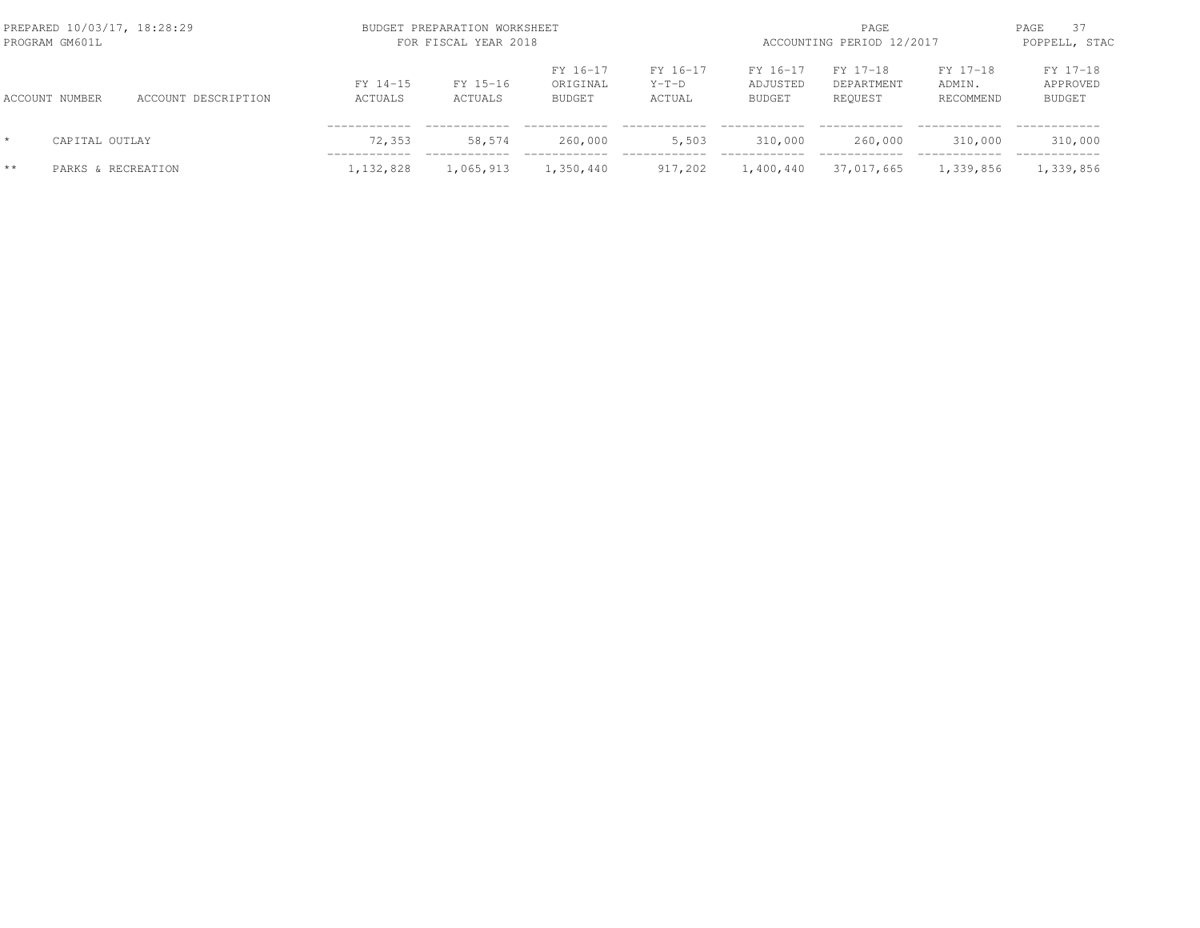PREPARED 10/03/17, 18:28:29 — BUDGET PREPARATION WORKSHEET — PROGRAM GM601L — FOR FISCAL YEAR 2018 — ACCOUNTING PERIOD 12/2017 — POPPELL, STAC

| | ACCOUNT NUMBER | ACCOUNT DESCRIPTION | FY 14-15 ACTUALS | FY 15-16 ACTUALS | FY 16-17 ORIGINAL BUDGET | FY 16-17 Y-T-D ACTUAL | FY 16-17 ADJUSTED BUDGET | FY 17-18 DEPARTMENT REQUEST | FY 17-18 ADMIN. RECOMMEND | FY 17-18 APPROVED BUDGET |
|---|---|---|---|---|---|---|---|---|---|---|
| * | CAPITAL OUTLAY | | 72,353 | 58,574 | 260,000 | 5,503 | 310,000 | 260,000 | 310,000 | 310,000 |
| ** | PARKS & RECREATION | | 1,132,828 | 1,065,913 | 1,350,440 | 917,202 | 1,400,440 | 37,017,665 | 1,339,856 | 1,339,856 |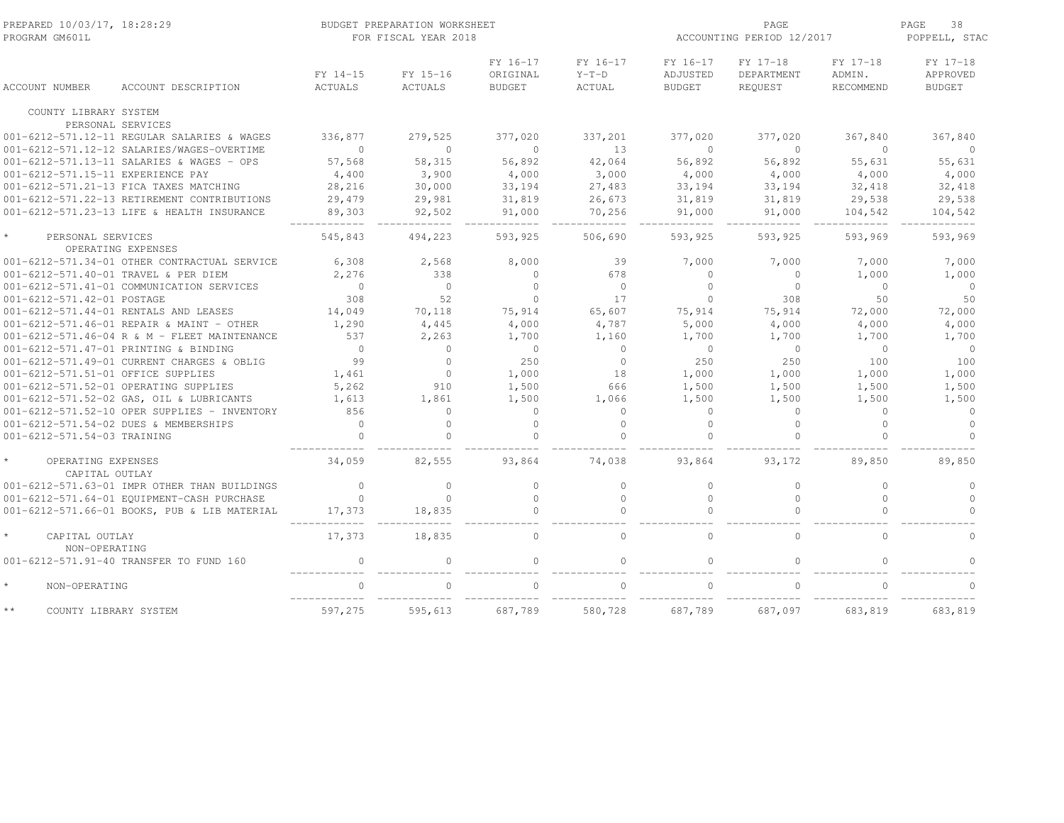BUDGET PREPARATION WORKSHEET
FOR FISCAL YEAR 2018

PREPARED 10/03/17, 18:28:29
PROGRAM GM601L

ACCOUNTING PERIOD 12/2017
POPPELL, STAC

| ACCOUNT NUMBER | ACCOUNT DESCRIPTION | FY 14-15 ACTUALS | FY 15-16 ACTUALS | FY 16-17 ORIGINAL BUDGET | FY 16-17 Y-T-D ACTUAL | FY 16-17 ADJUSTED BUDGET | FY 17-18 DEPARTMENT REQUEST | FY 17-18 ADMIN. RECOMMEND | FY 17-18 APPROVED BUDGET |
|---|---|---|---|---|---|---|---|---|---|
| COUNTY LIBRARY SYSTEM | | | | | | | | | |
| PERSONAL SERVICES | | | | | | | | | |
| 001-6212-571.12-11 | REGULAR SALARIES & WAGES | 336,877 | 279,525 | 377,020 | 337,201 | 377,020 | 377,020 | 367,840 | 367,840 |
| 001-6212-571.12-12 | SALARIES/WAGES-OVERTIME | 0 | 0 | 0 | 13 | 0 | 0 | 0 | 0 |
| 001-6212-571.13-11 | SALARIES & WAGES - OPS | 57,568 | 58,315 | 56,892 | 42,064 | 56,892 | 56,892 | 55,631 | 55,631 |
| 001-6212-571.15-11 | EXPERIENCE PAY | 4,400 | 3,900 | 4,000 | 3,000 | 4,000 | 4,000 | 4,000 | 4,000 |
| 001-6212-571.21-13 | FICA TAXES MATCHING | 28,216 | 30,000 | 33,194 | 27,483 | 33,194 | 33,194 | 32,418 | 32,418 |
| 001-6212-571.22-13 | RETIREMENT CONTRIBUTIONS | 29,479 | 29,981 | 31,819 | 26,673 | 31,819 | 31,819 | 29,538 | 29,538 |
| 001-6212-571.23-13 | LIFE & HEALTH INSURANCE | 89,303 | 92,502 | 91,000 | 70,256 | 91,000 | 91,000 | 104,542 | 104,542 |
| * | PERSONAL SERVICES | 545,843 | 494,223 | 593,925 | 506,690 | 593,925 | 593,925 | 593,969 | 593,969 |
| OPERATING EXPENSES | | | | | | | | | |
| 001-6212-571.34-01 | OTHER CONTRACTUAL SERVICE | 6,308 | 2,568 | 8,000 | 39 | 7,000 | 7,000 | 7,000 | 7,000 |
| 001-6212-571.40-01 | TRAVEL & PER DIEM | 2,276 | 338 | 0 | 678 | 0 | 0 | 1,000 | 1,000 |
| 001-6212-571.41-01 | COMMUNICATION SERVICES | 0 | 0 | 0 | 0 | 0 | 0 | 0 | 0 |
| 001-6212-571.42-01 | POSTAGE | 308 | 52 | 0 | 17 | 0 | 308 | 50 | 50 |
| 001-6212-571.44-01 | RENTALS AND LEASES | 14,049 | 70,118 | 75,914 | 65,607 | 75,914 | 75,914 | 72,000 | 72,000 |
| 001-6212-571.46-01 | REPAIR & MAINT - OTHER | 1,290 | 4,445 | 4,000 | 4,787 | 5,000 | 4,000 | 4,000 | 4,000 |
| 001-6212-571.46-04 | R & M - FLEET MAINTENANCE | 537 | 2,263 | 1,700 | 1,160 | 1,700 | 1,700 | 1,700 | 1,700 |
| 001-6212-571.47-01 | PRINTING & BINDING | 0 | 0 | 0 | 0 | 0 | 0 | 0 | 0 |
| 001-6212-571.49-01 | CURRENT CHARGES & OBLIG | 99 | 0 | 250 | 0 | 250 | 250 | 100 | 100 |
| 001-6212-571.51-01 | OFFICE SUPPLIES | 1,461 | 0 | 1,000 | 18 | 1,000 | 1,000 | 1,000 | 1,000 |
| 001-6212-571.52-01 | OPERATING SUPPLIES | 5,262 | 910 | 1,500 | 666 | 1,500 | 1,500 | 1,500 | 1,500 |
| 001-6212-571.52-02 | GAS, OIL & LUBRICANTS | 1,613 | 1,861 | 1,500 | 1,066 | 1,500 | 1,500 | 1,500 | 1,500 |
| 001-6212-571.52-10 | OPER SUPPLIES - INVENTORY | 856 | 0 | 0 | 0 | 0 | 0 | 0 | 0 |
| 001-6212-571.54-02 | DUES & MEMBERSHIPS | 0 | 0 | 0 | 0 | 0 | 0 | 0 | 0 |
| 001-6212-571.54-03 | TRAINING | 0 | 0 | 0 | 0 | 0 | 0 | 0 | 0 |
| * | OPERATING EXPENSES | 34,059 | 82,555 | 93,864 | 74,038 | 93,864 | 93,172 | 89,850 | 89,850 |
| CAPITAL OUTLAY | | | | | | | | | |
| 001-6212-571.63-01 | IMPR OTHER THAN BUILDINGS | 0 | 0 | 0 | 0 | 0 | 0 | 0 | 0 |
| 001-6212-571.64-01 | EQUIPMENT-CASH PURCHASE | 0 | 0 | 0 | 0 | 0 | 0 | 0 | 0 |
| 001-6212-571.66-01 | BOOKS, PUB & LIB MATERIAL | 17,373 | 18,835 | 0 | 0 | 0 | 0 | 0 | 0 |
| * | CAPITAL OUTLAY | 17,373 | 18,835 | 0 | 0 | 0 | 0 | 0 | 0 |
| NON-OPERATING | | | | | | | | | |
| 001-6212-571.91-40 | TRANSFER TO FUND 160 | 0 | 0 | 0 | 0 | 0 | 0 | 0 | 0 |
| * | NON-OPERATING | 0 | 0 | 0 | 0 | 0 | 0 | 0 | 0 |
| ** | COUNTY LIBRARY SYSTEM | 597,275 | 595,613 | 687,789 | 580,728 | 687,789 | 687,097 | 683,819 | 683,819 |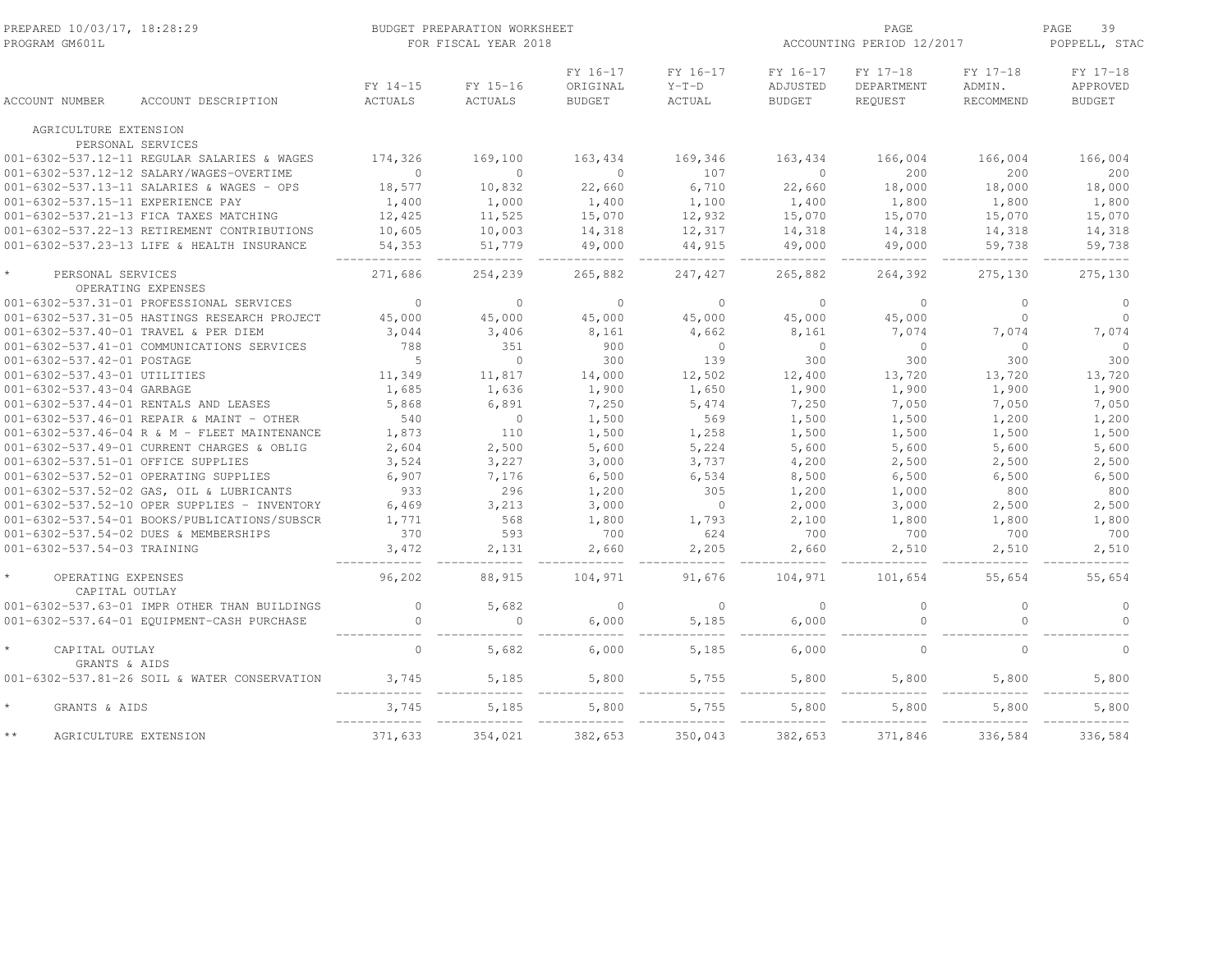PREPARED 10/03/17, 18:28:29
PROGRAM GM601L

BUDGET PREPARATION WORKSHEET
FOR FISCAL YEAR 2018

ACCOUNTING PERIOD 12/2017

POPPELL, STAC

| ACCOUNT NUMBER | ACCOUNT DESCRIPTION | FY 14-15 ACTUALS | FY 15-16 ACTUALS | FY 16-17 ORIGINAL BUDGET | FY 16-17 Y-T-D ACTUAL | FY 16-17 ADJUSTED BUDGET | FY 17-18 DEPARTMENT REQUEST | FY 17-18 ADMIN. RECOMMEND | FY 17-18 APPROVED BUDGET |
|---|---|---|---|---|---|---|---|---|---|
| AGRICULTURE EXTENSION | | | | | | | | | |
| PERSONAL SERVICES | | | | | | | | | |
| 001-6302-537.12-11 | REGULAR SALARIES & WAGES | 174,326 | 169,100 | 163,434 | 169,346 | 163,434 | 166,004 | 166,004 | 166,004 |
| 001-6302-537.12-12 | SALARY/WAGES-OVERTIME | 0 | 0 | 0 | 107 | 0 | 200 | 200 | 200 |
| 001-6302-537.13-11 | SALARIES & WAGES - OPS | 18,577 | 10,832 | 22,660 | 6,710 | 22,660 | 18,000 | 18,000 | 18,000 |
| 001-6302-537.15-11 | EXPERIENCE PAY | 1,400 | 1,000 | 1,400 | 1,100 | 1,400 | 1,800 | 1,800 | 1,800 |
| 001-6302-537.21-13 | FICA TAXES MATCHING | 12,425 | 11,525 | 15,070 | 12,932 | 15,070 | 15,070 | 15,070 | 15,070 |
| 001-6302-537.22-13 | RETIREMENT CONTRIBUTIONS | 10,605 | 10,003 | 14,318 | 12,317 | 14,318 | 14,318 | 14,318 | 14,318 |
| 001-6302-537.23-13 | LIFE & HEALTH INSURANCE | 54,353 | 51,779 | 49,000 | 44,915 | 49,000 | 49,000 | 59,738 | 59,738 |
| * | PERSONAL SERVICES | 271,686 | 254,239 | 265,882 | 247,427 | 265,882 | 264,392 | 275,130 | 275,130 |
| OPERATING EXPENSES | | | | | | | | | |
| 001-6302-537.31-01 | PROFESSIONAL SERVICES | 0 | 0 | 0 | 0 | 0 | 0 | 0 | 0 |
| 001-6302-537.31-05 | HASTINGS RESEARCH PROJECT | 45,000 | 45,000 | 45,000 | 45,000 | 45,000 | 45,000 | 0 | 0 |
| 001-6302-537.40-01 | TRAVEL & PER DIEM | 3,044 | 3,406 | 8,161 | 4,662 | 8,161 | 7,074 | 7,074 | 7,074 |
| 001-6302-537.41-01 | COMMUNICATIONS SERVICES | 788 | 351 | 900 | 0 | 0 | 0 | 0 | 0 |
| 001-6302-537.42-01 | POSTAGE | 5 | 0 | 300 | 139 | 300 | 300 | 300 | 300 |
| 001-6302-537.43-01 | UTILITIES | 11,349 | 11,817 | 14,000 | 12,502 | 12,400 | 13,720 | 13,720 | 13,720 |
| 001-6302-537.43-04 | GARBAGE | 1,685 | 1,636 | 1,900 | 1,650 | 1,900 | 1,900 | 1,900 | 1,900 |
| 001-6302-537.44-01 | RENTALS AND LEASES | 5,868 | 6,891 | 7,250 | 5,474 | 7,250 | 7,050 | 7,050 | 7,050 |
| 001-6302-537.46-01 | REPAIR & MAINT - OTHER | 540 | 0 | 1,500 | 569 | 1,500 | 1,500 | 1,200 | 1,200 |
| 001-6302-537.46-04 | R & M - FLEET MAINTENANCE | 1,873 | 110 | 1,500 | 1,258 | 1,500 | 1,500 | 1,500 | 1,500 |
| 001-6302-537.49-01 | CURRENT CHARGES & OBLIG | 2,604 | 2,500 | 5,600 | 5,224 | 5,600 | 5,600 | 5,600 | 5,600 |
| 001-6302-537.51-01 | OFFICE SUPPLIES | 3,524 | 3,227 | 3,000 | 3,737 | 4,200 | 2,500 | 2,500 | 2,500 |
| 001-6302-537.52-01 | OPERATING SUPPLIES | 6,907 | 7,176 | 6,500 | 6,534 | 8,500 | 6,500 | 6,500 | 6,500 |
| 001-6302-537.52-02 | GAS, OIL & LUBRICANTS | 933 | 296 | 1,200 | 305 | 1,200 | 1,000 | 800 | 800 |
| 001-6302-537.52-10 | OPER SUPPLIES - INVENTORY | 6,469 | 3,213 | 3,000 | 0 | 2,000 | 3,000 | 2,500 | 2,500 |
| 001-6302-537.54-01 | BOOKS/PUBLICATIONS/SUBSCR | 1,771 | 568 | 1,800 | 1,793 | 2,100 | 1,800 | 1,800 | 1,800 |
| 001-6302-537.54-02 | DUES & MEMBERSHIPS | 370 | 593 | 700 | 624 | 700 | 700 | 700 | 700 |
| 001-6302-537.54-03 | TRAINING | 3,472 | 2,131 | 2,660 | 2,205 | 2,660 | 2,510 | 2,510 | 2,510 |
| * | OPERATING EXPENSES | 96,202 | 88,915 | 104,971 | 91,676 | 104,971 | 101,654 | 55,654 | 55,654 |
| CAPITAL OUTLAY | | | | | | | | | |
| 001-6302-537.63-01 | IMPR OTHER THAN BUILDINGS | 0 | 5,682 | 0 | 0 | 0 | 0 | 0 | 0 |
| 001-6302-537.64-01 | EQUIPMENT-CASH PURCHASE | 0 | 0 | 6,000 | 5,185 | 6,000 | 0 | 0 | 0 |
| * | CAPITAL OUTLAY | 0 | 5,682 | 6,000 | 5,185 | 6,000 | 0 | 0 | 0 |
| GRANTS & AIDS | | | | | | | | | |
| 001-6302-537.81-26 | SOIL & WATER CONSERVATION | 3,745 | 5,185 | 5,800 | 5,755 | 5,800 | 5,800 | 5,800 | 5,800 |
| * | GRANTS & AIDS | 3,745 | 5,185 | 5,800 | 5,755 | 5,800 | 5,800 | 5,800 | 5,800 |
| ** | AGRICULTURE EXTENSION | 371,633 | 354,021 | 382,653 | 350,043 | 382,653 | 371,846 | 336,584 | 336,584 |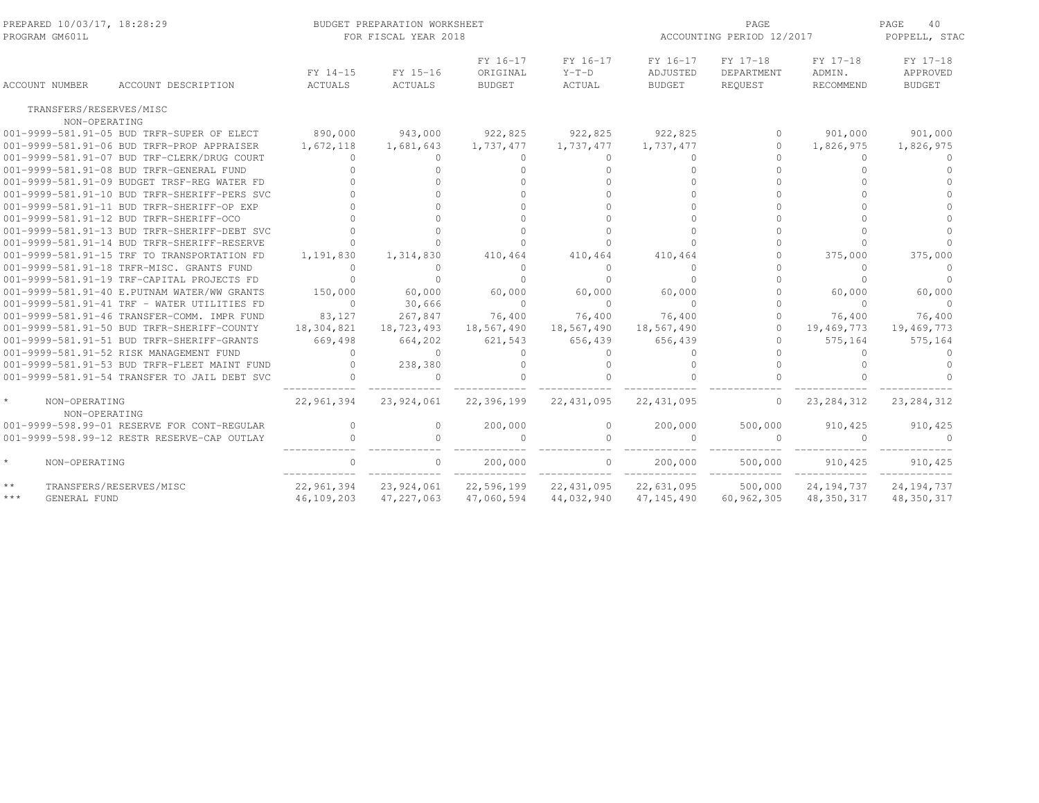PREPARED 10/03/17, 18:28:29 — PROGRAM GM601L

BUDGET PREPARATION WORKSHEET FOR FISCAL YEAR 2018

ACCOUNTING PERIOD 12/2017 — POPPELL, STAC

| ACCOUNT NUMBER | ACCOUNT DESCRIPTION | FY 14-15 ACTUALS | FY 15-16 ACTUALS | FY 16-17 ORIGINAL BUDGET | FY 16-17 Y-T-D ACTUAL | FY 16-17 ADJUSTED BUDGET | FY 17-18 DEPARTMENT REQUEST | FY 17-18 ADMIN. RECOMMEND | FY 17-18 APPROVED BUDGET |
|---|---|---|---|---|---|---|---|---|---|
| TRANSFERS/RESERVES/MISC | | | | | | | | | |
| NON-OPERATING | | | | | | | | | |
| 001-9999-581.91-05 | BUD TRFR-SUPER OF ELECT | 890,000 | 943,000 | 922,825 | 922,825 | 922,825 | 0 | 901,000 | 901,000 |
| 001-9999-581.91-06 | BUD TRFR-PROP APPRAISER | 1,672,118 | 1,681,643 | 1,737,477 | 1,737,477 | 1,737,477 | 0 | 1,826,975 | 1,826,975 |
| 001-9999-581.91-07 | BUD TRF-CLERK/DRUG COURT | 0 | 0 | 0 | 0 | 0 | 0 | 0 | 0 |
| 001-9999-581.91-08 | BUD TRFR-GENERAL FUND | 0 | 0 | 0 | 0 | 0 | 0 | 0 | 0 |
| 001-9999-581.91-09 | BUDGET TRSF-REG WATER FD | 0 | 0 | 0 | 0 | 0 | 0 | 0 | 0 |
| 001-9999-581.91-10 | BUD TRFR-SHERIFF-PERS SVC | 0 | 0 | 0 | 0 | 0 | 0 | 0 | 0 |
| 001-9999-581.91-11 | BUD TRFR-SHERIFF-OP EXP | 0 | 0 | 0 | 0 | 0 | 0 | 0 | 0 |
| 001-9999-581.91-12 | BUD TRFR-SHERIFF-OCO | 0 | 0 | 0 | 0 | 0 | 0 | 0 | 0 |
| 001-9999-581.91-13 | BUD TRFR-SHERIFF-DEBT SVC | 0 | 0 | 0 | 0 | 0 | 0 | 0 | 0 |
| 001-9999-581.91-14 | BUD TRFR-SHERIFF-RESERVE | 0 | 0 | 0 | 0 | 0 | 0 | 0 | 0 |
| 001-9999-581.91-15 | TRF TO TRANSPORTATION FD | 1,191,830 | 1,314,830 | 410,464 | 410,464 | 410,464 | 0 | 375,000 | 375,000 |
| 001-9999-581.91-18 | TRFR-MISC. GRANTS FUND | 0 | 0 | 0 | 0 | 0 | 0 | 0 | 0 |
| 001-9999-581.91-19 | TRF-CAPITAL PROJECTS FD | 0 | 0 | 0 | 0 | 0 | 0 | 0 | 0 |
| 001-9999-581.91-40 | E.PUTNAM WATER/WW GRANTS | 150,000 | 60,000 | 60,000 | 60,000 | 60,000 | 0 | 60,000 | 60,000 |
| 001-9999-581.91-41 | TRF - WATER UTILITIES FD | 0 | 30,666 | 0 | 0 | 0 | 0 | 0 | 0 |
| 001-9999-581.91-46 | TRANSFER-COMM. IMPR FUND | 83,127 | 267,847 | 76,400 | 76,400 | 76,400 | 0 | 76,400 | 76,400 |
| 001-9999-581.91-50 | BUD TRFR-SHERIFF-COUNTY | 18,304,821 | 18,723,493 | 18,567,490 | 18,567,490 | 18,567,490 | 0 | 19,469,773 | 19,469,773 |
| 001-9999-581.91-51 | BUD TRFR-SHERIFF-GRANTS | 669,498 | 664,202 | 621,543 | 656,439 | 656,439 | 0 | 575,164 | 575,164 |
| 001-9999-581.91-52 | RISK MANAGEMENT FUND | 0 | 0 | 0 | 0 | 0 | 0 | 0 | 0 |
| 001-9999-581.91-53 | BUD TRFR-FLEET MAINT FUND | 0 | 238,380 | 0 | 0 | 0 | 0 | 0 | 0 |
| 001-9999-581.91-54 | TRANSFER TO JAIL DEBT SVC | 0 | 0 | 0 | 0 | 0 | 0 | 0 | 0 |
| * | NON-OPERATING | 22,961,394 | 23,924,061 | 22,396,199 | 22,431,095 | 22,431,095 | 0 | 23,284,312 | 23,284,312 |
| NON-OPERATING | | | | | | | | | |
| 001-9999-598.99-01 | RESERVE FOR CONT-REGULAR | 0 | 0 | 200,000 | 0 | 200,000 | 500,000 | 910,425 | 910,425 |
| 001-9999-598.99-12 | RESTR RESERVE-CAP OUTLAY | 0 | 0 | 0 | 0 | 0 | 0 | 0 | 0 |
| * | NON-OPERATING | 0 | 0 | 200,000 | 0 | 200,000 | 500,000 | 910,425 | 910,425 |
| ** | TRANSFERS/RESERVES/MISC | 22,961,394 | 23,924,061 | 22,596,199 | 22,431,095 | 22,631,095 | 500,000 | 24,194,737 | 24,194,737 |
| *** | GENERAL FUND | 46,109,203 | 47,227,063 | 47,060,594 | 44,032,940 | 47,145,490 | 60,962,305 | 48,350,317 | 48,350,317 |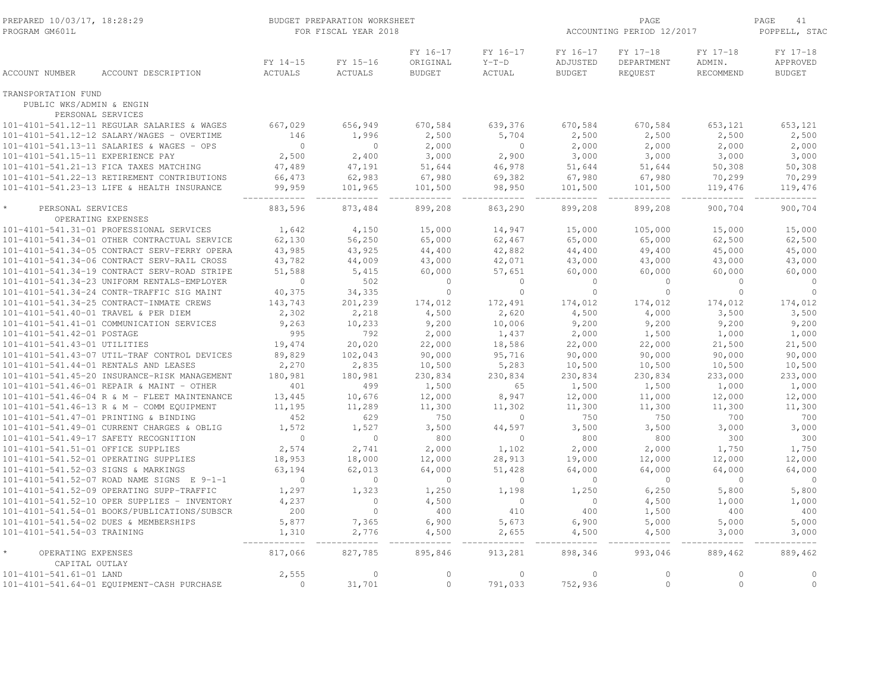PREPARED 10/03/17, 18:28:29 — BUDGET PREPARATION WORKSHEET — PROGRAM GM601L — FOR FISCAL YEAR 2018 — ACCOUNTING PERIOD 12/2017 — POPPELL, STAC

| ACCOUNT NUMBER | ACCOUNT DESCRIPTION | FY 14-15 ACTUALS | FY 15-16 ACTUALS | FY 16-17 ORIGINAL BUDGET | FY 16-17 Y-T-D ACTUAL | FY 16-17 ADJUSTED BUDGET | FY 17-18 DEPARTMENT REQUEST | FY 17-18 ADMIN. RECOMMEND | FY 17-18 APPROVED BUDGET |
|---|---|---|---|---|---|---|---|---|---|
| TRANSPORTATION FUND | | | | | | | | | |
| PUBLIC WKS/ADMIN & ENGIN | | | | | | | | | |
| PERSONAL SERVICES | | | | | | | | | |
| 101-4101-541.12-11 | REGULAR SALARIES & WAGES | 667,029 | 656,949 | 670,584 | 639,376 | 670,584 | 670,584 | 653,121 | 653,121 |
| 101-4101-541.12-12 | SALARY/WAGES - OVERTIME | 146 | 1,996 | 2,500 | 5,704 | 2,500 | 2,500 | 2,500 | 2,500 |
| 101-4101-541.13-11 | SALARIES & WAGES - OPS | 0 | 0 | 2,000 | 0 | 2,000 | 2,000 | 2,000 | 2,000 |
| 101-4101-541.15-11 | EXPERIENCE PAY | 2,500 | 2,400 | 3,000 | 2,900 | 3,000 | 3,000 | 3,000 | 3,000 |
| 101-4101-541.21-13 | FICA TAXES MATCHING | 47,489 | 47,191 | 51,644 | 46,978 | 51,644 | 51,644 | 50,308 | 50,308 |
| 101-4101-541.22-13 | RETIREMENT CONTRIBUTIONS | 66,473 | 62,983 | 67,980 | 69,382 | 67,980 | 67,980 | 70,299 | 70,299 |
| 101-4101-541.23-13 | LIFE & HEALTH INSURANCE | 99,959 | 101,965 | 101,500 | 98,950 | 101,500 | 101,500 | 119,476 | 119,476 |
| * | PERSONAL SERVICES | 883,596 | 873,484 | 899,208 | 863,290 | 899,208 | 899,208 | 900,704 | 900,704 |
| OPERATING EXPENSES | | | | | | | | | |
| 101-4101-541.31-01 | PROFESSIONAL SERVICES | 1,642 | 4,150 | 15,000 | 14,947 | 15,000 | 105,000 | 15,000 | 15,000 |
| 101-4101-541.34-01 | OTHER CONTRACTUAL SERVICE | 62,130 | 56,250 | 65,000 | 62,467 | 65,000 | 65,000 | 62,500 | 62,500 |
| 101-4101-541.34-05 | CONTRACT SERV-FERRY OPERA | 43,985 | 43,925 | 44,400 | 42,882 | 44,400 | 49,400 | 45,000 | 45,000 |
| 101-4101-541.34-06 | CONTRACT SERV-RAIL CROSS | 43,782 | 44,009 | 43,000 | 42,071 | 43,000 | 43,000 | 43,000 | 43,000 |
| 101-4101-541.34-19 | CONTRACT SERV-ROAD STRIPE | 51,588 | 5,415 | 60,000 | 57,651 | 60,000 | 60,000 | 60,000 | 60,000 |
| 101-4101-541.34-23 | UNIFORM RENTALS-EMPLOYER | 0 | 502 | 0 | 0 | 0 | 0 | 0 | 0 |
| 101-4101-541.34-24 | CONTR-TRAFFIC SIG MAINT | 40,375 | 34,335 | 0 | 0 | 0 | 0 | 0 | 0 |
| 101-4101-541.34-25 | CONTRACT-INMATE CREWS | 143,743 | 201,239 | 174,012 | 172,491 | 174,012 | 174,012 | 174,012 | 174,012 |
| 101-4101-541.40-01 | TRAVEL & PER DIEM | 2,302 | 2,218 | 4,500 | 2,620 | 4,500 | 4,000 | 3,500 | 3,500 |
| 101-4101-541.41-01 | COMMUNICATION SERVICES | 9,263 | 10,233 | 9,200 | 10,006 | 9,200 | 9,200 | 9,200 | 9,200 |
| 101-4101-541.42-01 | POSTAGE | 995 | 792 | 2,000 | 1,437 | 2,000 | 1,500 | 1,000 | 1,000 |
| 101-4101-541.43-01 | UTILITIES | 19,474 | 20,020 | 22,000 | 18,586 | 22,000 | 22,000 | 21,500 | 21,500 |
| 101-4101-541.43-07 | UTIL-TRAF CONTROL DEVICES | 89,829 | 102,043 | 90,000 | 95,716 | 90,000 | 90,000 | 90,000 | 90,000 |
| 101-4101-541.44-01 | RENTALS AND LEASES | 2,270 | 2,835 | 10,500 | 5,283 | 10,500 | 10,500 | 10,500 | 10,500 |
| 101-4101-541.45-20 | INSURANCE-RISK MANAGEMENT | 180,981 | 180,981 | 230,834 | 230,834 | 230,834 | 230,834 | 233,000 | 233,000 |
| 101-4101-541.46-01 | REPAIR & MAINT - OTHER | 401 | 499 | 1,500 | 65 | 1,500 | 1,500 | 1,000 | 1,000 |
| 101-4101-541.46-04 | R & M - FLEET MAINTENANCE | 13,445 | 10,676 | 12,000 | 8,947 | 12,000 | 11,000 | 12,000 | 12,000 |
| 101-4101-541.46-13 | R & M - COMM EQUIPMENT | 11,195 | 11,289 | 11,300 | 11,302 | 11,300 | 11,300 | 11,300 | 11,300 |
| 101-4101-541.47-01 | PRINTING & BINDING | 452 | 629 | 750 | 0 | 750 | 750 | 700 | 700 |
| 101-4101-541.49-01 | CURRENT CHARGES & OBLIG | 1,572 | 1,527 | 3,500 | 44,597 | 3,500 | 3,500 | 3,000 | 3,000 |
| 101-4101-541.49-17 | SAFETY RECOGNITION | 0 | 0 | 800 | 0 | 800 | 800 | 300 | 300 |
| 101-4101-541.51-01 | OFFICE SUPPLIES | 2,574 | 2,741 | 2,000 | 1,102 | 2,000 | 2,000 | 1,750 | 1,750 |
| 101-4101-541.52-01 | OPERATING SUPPLIES | 18,953 | 18,000 | 12,000 | 28,913 | 19,000 | 12,000 | 12,000 | 12,000 |
| 101-4101-541.52-03 | SIGNS & MARKINGS | 63,194 | 62,013 | 64,000 | 51,428 | 64,000 | 64,000 | 64,000 | 64,000 |
| 101-4101-541.52-07 | ROAD NAME SIGNS E 9-1-1 | 0 | 0 | 0 | 0 | 0 | 0 | 0 | 0 |
| 101-4101-541.52-09 | OPERATING SUPP-TRAFFIC | 1,297 | 1,323 | 1,250 | 1,198 | 1,250 | 6,250 | 5,800 | 5,800 |
| 101-4101-541.52-10 | OPER SUPPLIES - INVENTORY | 4,237 | 0 | 4,500 | 0 | 0 | 4,500 | 1,000 | 1,000 |
| 101-4101-541.54-01 | BOOKS/PUBLICATIONS/SUBSCR | 200 | 0 | 400 | 410 | 400 | 1,500 | 400 | 400 |
| 101-4101-541.54-02 | DUES & MEMBERSHIPS | 5,877 | 7,365 | 6,900 | 5,673 | 6,900 | 5,000 | 5,000 | 5,000 |
| 101-4101-541.54-03 | TRAINING | 1,310 | 2,776 | 4,500 | 2,655 | 4,500 | 4,500 | 3,000 | 3,000 |
| * | OPERATING EXPENSES | 817,066 | 827,785 | 895,846 | 913,281 | 898,346 | 993,046 | 889,462 | 889,462 |
| CAPITAL OUTLAY | | | | | | | | | |
| 101-4101-541.61-01 | LAND | 2,555 | 0 | 0 | 0 | 0 | 0 | 0 | 0 |
| 101-4101-541.64-01 | EQUIPMENT-CASH PURCHASE | 0 | 31,701 | 0 | 791,033 | 752,936 | 0 | 0 | 0 |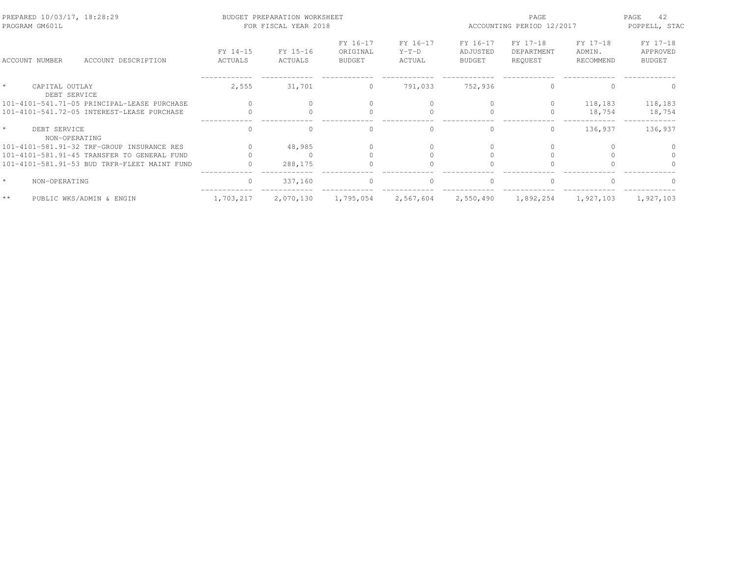PREPARED 10/03/17, 18:28:29 BUDGET PREPARATION WORKSHEET
PROGRAM GM601L FOR FISCAL YEAR 2018
ACCOUNTING PERIOD 12/2017
POPPELL, STAC

| ACCOUNT NUMBER | ACCOUNT DESCRIPTION | FY 14-15 ACTUALS | FY 15-16 ACTUALS | FY 16-17 ORIGINAL BUDGET | FY 16-17 Y-T-D ACTUAL | FY 16-17 ADJUSTED BUDGET | FY 17-18 DEPARTMENT REQUEST | FY 17-18 ADMIN. RECOMMEND | FY 17-18 APPROVED BUDGET |
|---|---|---|---|---|---|---|---|---|---|
| * | CAPITAL OUTLAY | 2,555 | 31,701 | 0 | 791,033 | 752,936 | 0 | 0 | 0 |
| | DEBT SERVICE | | | | | | | | |
| 101-4101-541.71-05 | PRINCIPAL-LEASE PURCHASE | 0 | 0 | 0 | 0 | 0 | 0 | 118,183 | 118,183 |
| 101-4101-541.72-05 | INTEREST-LEASE PURCHASE | 0 | 0 | 0 | 0 | 0 | 0 | 18,754 | 18,754 |
| * | DEBT SERVICE | 0 | 0 | 0 | 0 | 0 | 0 | 136,937 | 136,937 |
| | NON-OPERATING | | | | | | | | |
| 101-4101-581.91-32 | TRF-GROUP INSURANCE RES | 0 | 48,985 | 0 | 0 | 0 | 0 | 0 | 0 |
| 101-4101-581.91-45 | TRANSFER TO GENERAL FUND | 0 | 0 | 0 | 0 | 0 | 0 | 0 | 0 |
| 101-4101-581.91-53 | BUD TRFR-FLEET MAINT FUND | 0 | 288,175 | 0 | 0 | 0 | 0 | 0 | 0 |
| * | NON-OPERATING | 0 | 337,160 | 0 | 0 | 0 | 0 | 0 | 0 |
| ** | PUBLIC WKS/ADMIN & ENGIN | 1,703,217 | 2,070,130 | 1,795,054 | 2,567,604 | 2,550,490 | 1,892,254 | 1,927,103 | 1,927,103 |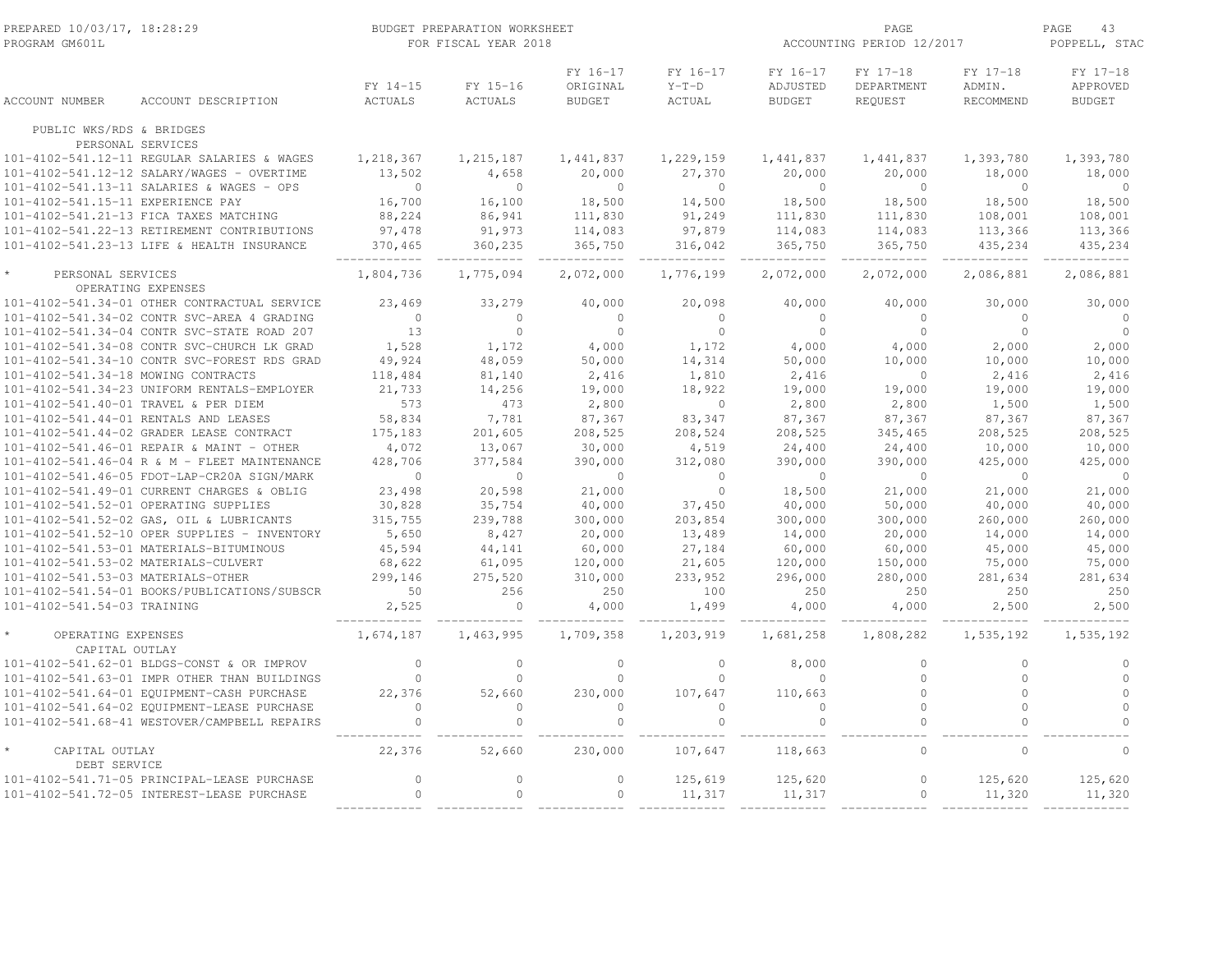PREPARED 10/03/17, 18:28:29 — BUDGET PREPARATION WORKSHEET — FOR FISCAL YEAR 2018 — ACCOUNTING PERIOD 12/2017
PROGRAM GM601L — POPPELL, STAC

| ACCOUNT NUMBER | ACCOUNT DESCRIPTION | FY 14-15 ACTUALS | FY 15-16 ACTUALS | FY 16-17 ORIGINAL BUDGET | FY 16-17 Y-T-D ACTUAL | FY 16-17 ADJUSTED BUDGET | FY 17-18 DEPARTMENT REQUEST | FY 17-18 ADMIN. RECOMMEND | FY 17-18 APPROVED BUDGET |
|---|---|---|---|---|---|---|---|---|---|
| PUBLIC WKS/RDS & BRIDGES | | | | | | | | | |
| PERSONAL SERVICES | | | | | | | | | |
| 101-4102-541.12-11 | REGULAR SALARIES & WAGES | 1,218,367 | 1,215,187 | 1,441,837 | 1,229,159 | 1,441,837 | 1,441,837 | 1,393,780 | 1,393,780 |
| 101-4102-541.12-12 | SALARY/WAGES - OVERTIME | 13,502 | 4,658 | 20,000 | 27,370 | 20,000 | 20,000 | 18,000 | 18,000 |
| 101-4102-541.13-11 | SALARIES & WAGES - OPS | 0 | 0 | 0 | 0 | 0 | 0 | 0 | 0 |
| 101-4102-541.15-11 | EXPERIENCE PAY | 16,700 | 16,100 | 18,500 | 14,500 | 18,500 | 18,500 | 18,500 | 18,500 |
| 101-4102-541.21-13 | FICA TAXES MATCHING | 88,224 | 86,941 | 111,830 | 91,249 | 111,830 | 111,830 | 108,001 | 108,001 |
| 101-4102-541.22-13 | RETIREMENT CONTRIBUTIONS | 97,478 | 91,973 | 114,083 | 97,879 | 114,083 | 114,083 | 113,366 | 113,366 |
| 101-4102-541.23-13 | LIFE & HEALTH INSURANCE | 370,465 | 360,235 | 365,750 | 316,042 | 365,750 | 365,750 | 435,234 | 435,234 |
| * PERSONAL SERVICES | | 1,804,736 | 1,775,094 | 2,072,000 | 1,776,199 | 2,072,000 | 2,072,000 | 2,086,881 | 2,086,881 |
| OPERATING EXPENSES | | | | | | | | | |
| 101-4102-541.34-01 | OTHER CONTRACTUAL SERVICE | 23,469 | 33,279 | 40,000 | 20,098 | 40,000 | 40,000 | 30,000 | 30,000 |
| 101-4102-541.34-02 | CONTR SVC-AREA 4 GRADING | 0 | 0 | 0 | 0 | 0 | 0 | 0 | 0 |
| 101-4102-541.34-04 | CONTR SVC-STATE ROAD 207 | 13 | 0 | 0 | 0 | 0 | 0 | 0 | 0 |
| 101-4102-541.34-08 | CONTR SVC-CHURCH LK GRAD | 1,528 | 1,172 | 4,000 | 1,172 | 4,000 | 4,000 | 2,000 | 2,000 |
| 101-4102-541.34-10 | CONTR SVC-FOREST RDS GRAD | 49,924 | 48,059 | 50,000 | 14,314 | 50,000 | 10,000 | 10,000 | 10,000 |
| 101-4102-541.34-18 | MOWING CONTRACTS | 118,484 | 81,140 | 2,416 | 1,810 | 2,416 | 0 | 2,416 | 2,416 |
| 101-4102-541.34-23 | UNIFORM RENTALS-EMPLOYER | 21,733 | 14,256 | 19,000 | 18,922 | 19,000 | 19,000 | 19,000 | 19,000 |
| 101-4102-541.40-01 | TRAVEL & PER DIEM | 573 | 473 | 2,800 | 0 | 2,800 | 2,800 | 1,500 | 1,500 |
| 101-4102-541.44-01 | RENTALS AND LEASES | 58,834 | 7,781 | 87,367 | 83,347 | 87,367 | 87,367 | 87,367 | 87,367 |
| 101-4102-541.44-02 | GRADER LEASE CONTRACT | 175,183 | 201,605 | 208,525 | 208,524 | 208,525 | 345,465 | 208,525 | 208,525 |
| 101-4102-541.46-01 | REPAIR & MAINT - OTHER | 4,072 | 13,067 | 30,000 | 4,519 | 24,400 | 24,400 | 10,000 | 10,000 |
| 101-4102-541.46-04 | R & M - FLEET MAINTENANCE | 428,706 | 377,584 | 390,000 | 312,080 | 390,000 | 390,000 | 425,000 | 425,000 |
| 101-4102-541.46-05 | FDOT-LAP-CR20A SIGN/MARK | 0 | 0 | 0 | 0 | 0 | 0 | 0 | 0 |
| 101-4102-541.49-01 | CURRENT CHARGES & OBLIG | 23,498 | 20,598 | 21,000 | 0 | 18,500 | 21,000 | 21,000 | 21,000 |
| 101-4102-541.52-01 | OPERATING SUPPLIES | 30,828 | 35,754 | 40,000 | 37,450 | 40,000 | 50,000 | 40,000 | 40,000 |
| 101-4102-541.52-02 | GAS, OIL & LUBRICANTS | 315,755 | 239,788 | 300,000 | 203,854 | 300,000 | 300,000 | 260,000 | 260,000 |
| 101-4102-541.52-10 | OPER SUPPLIES - INVENTORY | 5,650 | 8,427 | 20,000 | 13,489 | 14,000 | 20,000 | 14,000 | 14,000 |
| 101-4102-541.53-01 | MATERIALS-BITUMINOUS | 45,594 | 44,141 | 60,000 | 27,184 | 60,000 | 60,000 | 45,000 | 45,000 |
| 101-4102-541.53-02 | MATERIALS-CULVERT | 68,622 | 61,095 | 120,000 | 21,605 | 120,000 | 150,000 | 75,000 | 75,000 |
| 101-4102-541.53-03 | MATERIALS-OTHER | 299,146 | 275,520 | 310,000 | 233,952 | 296,000 | 280,000 | 281,634 | 281,634 |
| 101-4102-541.54-01 | BOOKS/PUBLICATIONS/SUBSCR | 50 | 256 | 250 | 100 | 250 | 250 | 250 | 250 |
| 101-4102-541.54-03 | TRAINING | 2,525 | 0 | 4,000 | 1,499 | 4,000 | 4,000 | 2,500 | 2,500 |
| * OPERATING EXPENSES | | 1,674,187 | 1,463,995 | 1,709,358 | 1,203,919 | 1,681,258 | 1,808,282 | 1,535,192 | 1,535,192 |
| CAPITAL OUTLAY | | | | | | | | | |
| 101-4102-541.62-01 | BLDGS-CONST & OR IMPROV | 0 | 0 | 0 | 0 | 8,000 | 0 | 0 | 0 |
| 101-4102-541.63-01 | IMPR OTHER THAN BUILDINGS | 0 | 0 | 0 | 0 | 0 | 0 | 0 | 0 |
| 101-4102-541.64-01 | EQUIPMENT-CASH PURCHASE | 22,376 | 52,660 | 230,000 | 107,647 | 110,663 | 0 | 0 | 0 |
| 101-4102-541.64-02 | EQUIPMENT-LEASE PURCHASE | 0 | 0 | 0 | 0 | 0 | 0 | 0 | 0 |
| 101-4102-541.68-41 | WESTOVER/CAMPBELL REPAIRS | 0 | 0 | 0 | 0 | 0 | 0 | 0 | 0 |
| * CAPITAL OUTLAY | | 22,376 | 52,660 | 230,000 | 107,647 | 118,663 | 0 | 0 | 0 |
| DEBT SERVICE | | | | | | | | | |
| 101-4102-541.71-05 | PRINCIPAL-LEASE PURCHASE | 0 | 0 | 0 | 125,619 | 125,620 | 0 | 125,620 | 125,620 |
| 101-4102-541.72-05 | INTEREST-LEASE PURCHASE | 0 | 0 | 0 | 11,317 | 11,317 | 0 | 11,320 | 11,320 |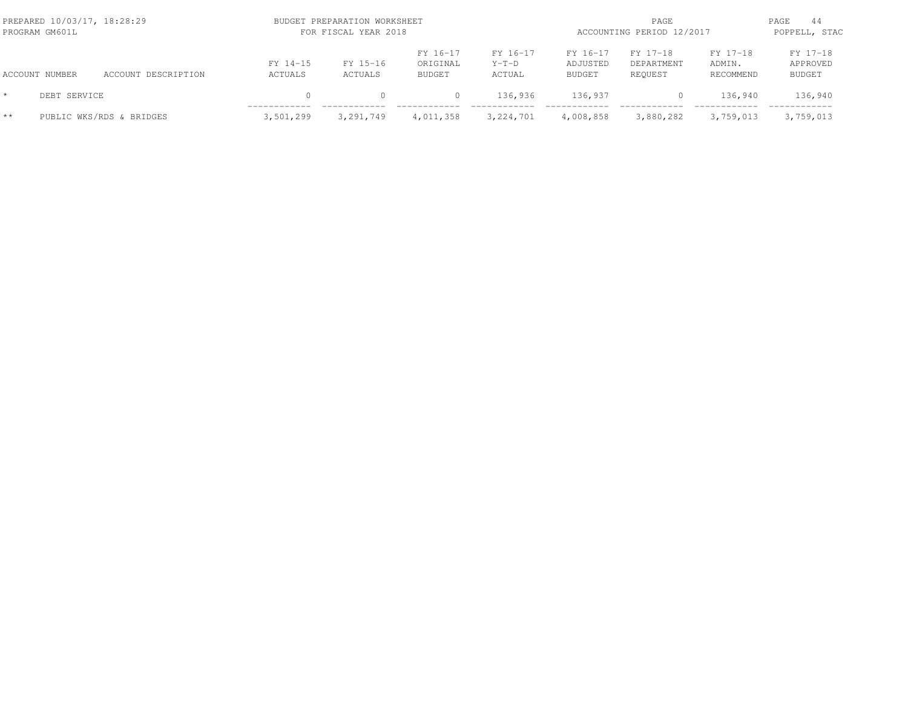| ACCOUNT NUMBER | ACCOUNT DESCRIPTION | FY 14-15 ACTUALS | FY 15-16 ACTUALS | FY 16-17 ORIGINAL BUDGET | FY 16-17 Y-T-D ACTUAL | FY 16-17 ADJUSTED BUDGET | FY 17-18 DEPARTMENT REQUEST | FY 17-18 ADMIN. RECOMMEND | FY 17-18 APPROVED BUDGET |
|---|---|---|---|---|---|---|---|---|---|
| * | DEBT SERVICE | 0 | 0 | 0 | 136,936 | 136,937 | 0 | 136,940 | 136,940 |
| ** | PUBLIC WKS/RDS & BRIDGES | 3,501,299 | 3,291,749 | 4,011,358 | 3,224,701 | 4,008,858 | 3,880,282 | 3,759,013 | 3,759,013 |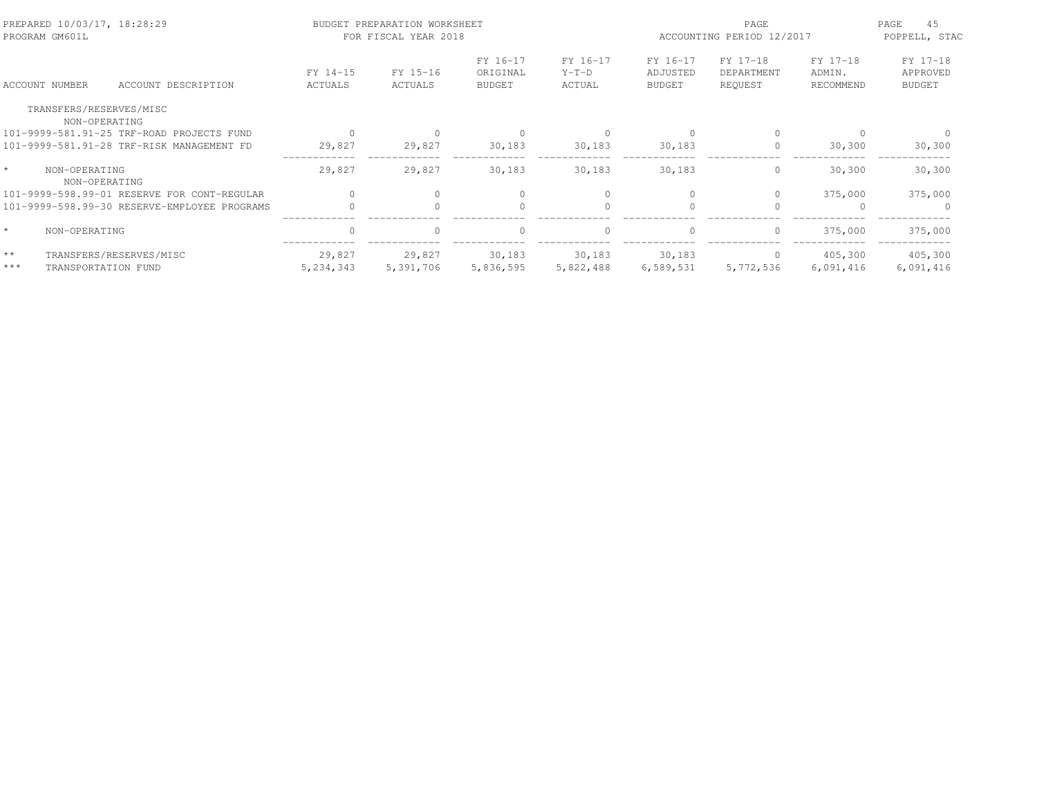PREPARED 10/03/17, 18:28:29 — BUDGET PREPARATION WORKSHEET — FOR FISCAL YEAR 2018 — ACCOUNTING PERIOD 12/2017

PROGRAM GM601L — POPPELL, STAC

| ACCOUNT NUMBER | ACCOUNT DESCRIPTION | FY 14-15 ACTUALS | FY 15-16 ACTUALS | FY 16-17 ORIGINAL BUDGET | FY 16-17 Y-T-D ACTUAL | FY 16-17 ADJUSTED BUDGET | FY 17-18 DEPARTMENT REQUEST | FY 17-18 ADMIN. RECOMMEND | FY 17-18 APPROVED BUDGET |
|---|---|---|---|---|---|---|---|---|---|
| TRANSFERS/RESERVES/MISC | | | | | | | | | |
| NON-OPERATING | | | | | | | | | |
| 101-9999-581.91-25 | TRF-ROAD PROJECTS FUND | 0 | 0 | 0 | 0 | 0 | 0 | 0 | 0 |
| 101-9999-581.91-28 | TRF-RISK MANAGEMENT FD | 29,827 | 29,827 | 30,183 | 30,183 | 30,183 | 0 | 30,300 | 30,300 |
| * | NON-OPERATING | 29,827 | 29,827 | 30,183 | 30,183 | 30,183 | 0 | 30,300 | 30,300 |
| NON-OPERATING | | | | | | | | | |
| 101-9999-598.99-01 | RESERVE FOR CONT-REGULAR | 0 | 0 | 0 | 0 | 0 | 0 | 375,000 | 375,000 |
| 101-9999-598.99-30 | RESERVE-EMPLOYEE PROGRAMS | 0 | 0 | 0 | 0 | 0 | 0 | 0 | 0 |
| * | NON-OPERATING | 0 | 0 | 0 | 0 | 0 | 0 | 375,000 | 375,000 |
| ** | TRANSFERS/RESERVES/MISC | 29,827 | 29,827 | 30,183 | 30,183 | 30,183 | 0 | 405,300 | 405,300 |
| *** | TRANSPORTATION FUND | 5,234,343 | 5,391,706 | 5,836,595 | 5,822,488 | 6,589,531 | 5,772,536 | 6,091,416 | 6,091,416 |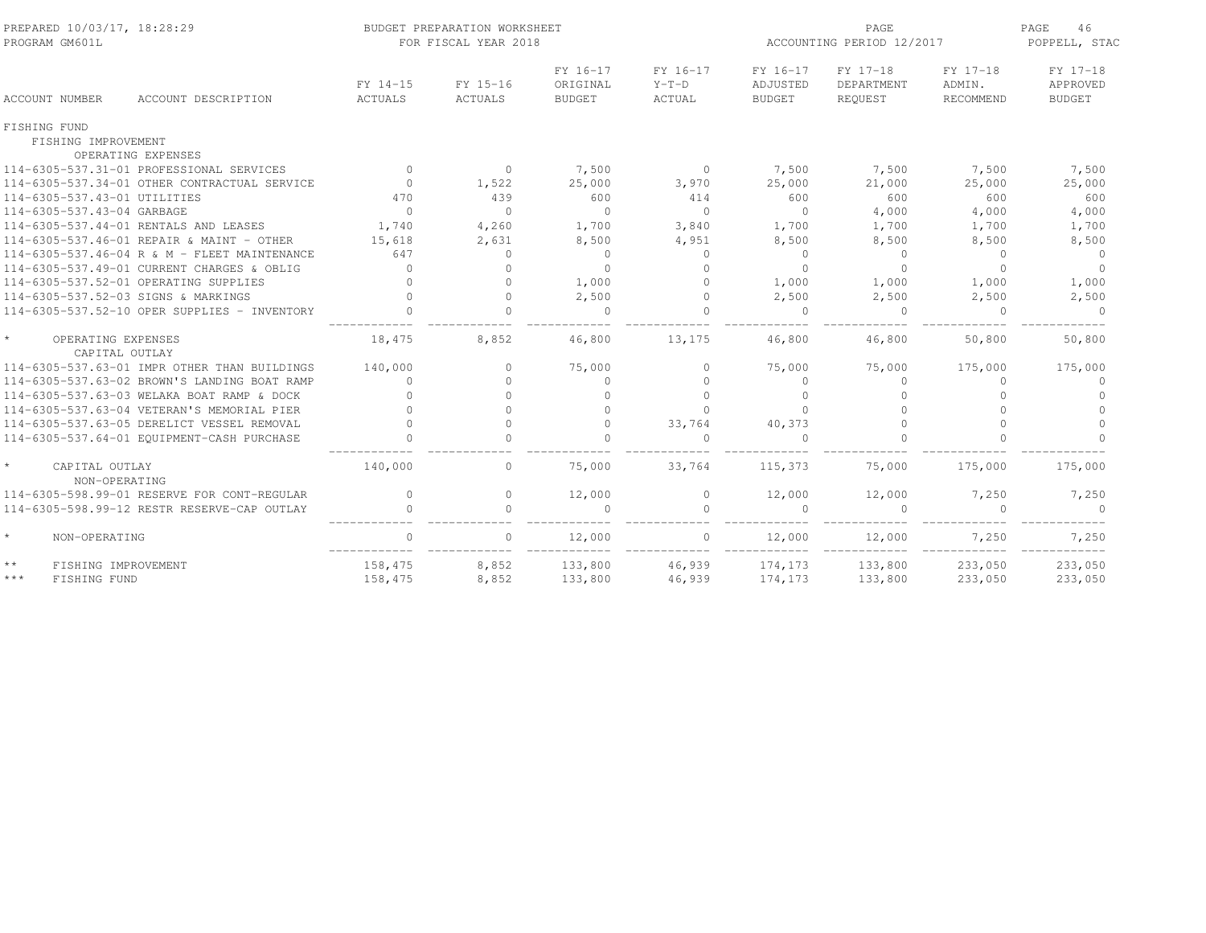PREPARED 10/03/17, 18:28:29 — PROGRAM GM601L

BUDGET PREPARATION WORKSHEET
FOR FISCAL YEAR 2018

ACCOUNTING PERIOD 12/2017 — POPPELL, STAC

| ACCOUNT NUMBER | ACCOUNT DESCRIPTION | FY 14-15 ACTUALS | FY 15-16 ACTUALS | FY 16-17 ORIGINAL BUDGET | FY 16-17 Y-T-D ACTUAL | FY 16-17 ADJUSTED BUDGET | FY 17-18 DEPARTMENT REQUEST | FY 17-18 ADMIN. RECOMMEND | FY 17-18 APPROVED BUDGET |
|---|---|---|---|---|---|---|---|---|---|
| FISHING FUND | | | | | | | | | |
| FISHING IMPROVEMENT | | | | | | | | | |
| OPERATING EXPENSES | | | | | | | | | |
| 114-6305-537.31-01 | PROFESSIONAL SERVICES | 0 | 0 | 7,500 | 0 | 7,500 | 7,500 | 7,500 | 7,500 |
| 114-6305-537.34-01 | OTHER CONTRACTUAL SERVICE | 0 | 1,522 | 25,000 | 3,970 | 25,000 | 21,000 | 25,000 | 25,000 |
| 114-6305-537.43-01 | UTILITIES | 470 | 439 | 600 | 414 | 600 | 600 | 600 | 600 |
| 114-6305-537.43-04 | GARBAGE | 0 | 0 | 0 | 0 | 0 | 4,000 | 4,000 | 4,000 |
| 114-6305-537.44-01 | RENTALS AND LEASES | 1,740 | 4,260 | 1,700 | 3,840 | 1,700 | 1,700 | 1,700 | 1,700 |
| 114-6305-537.46-01 | REPAIR & MAINT - OTHER | 15,618 | 2,631 | 8,500 | 4,951 | 8,500 | 8,500 | 8,500 | 8,500 |
| 114-6305-537.46-04 | R & M - FLEET MAINTENANCE | 647 | 0 | 0 | 0 | 0 | 0 | 0 | 0 |
| 114-6305-537.49-01 | CURRENT CHARGES & OBLIG | 0 | 0 | 0 | 0 | 0 | 0 | 0 | 0 |
| 114-6305-537.52-01 | OPERATING SUPPLIES | 0 | 0 | 1,000 | 0 | 1,000 | 1,000 | 1,000 | 1,000 |
| 114-6305-537.52-03 | SIGNS & MARKINGS | 0 | 0 | 2,500 | 0 | 2,500 | 2,500 | 2,500 | 2,500 |
| 114-6305-537.52-10 | OPER SUPPLIES - INVENTORY | 0 | 0 | 0 | 0 | 0 | 0 | 0 | 0 |
| * | OPERATING EXPENSES | 18,475 | 8,852 | 46,800 | 13,175 | 46,800 | 46,800 | 50,800 | 50,800 |
| CAPITAL OUTLAY | | | | | | | | | |
| 114-6305-537.63-01 | IMPR OTHER THAN BUILDINGS | 140,000 | 0 | 75,000 | 0 | 75,000 | 75,000 | 175,000 | 175,000 |
| 114-6305-537.63-02 | BROWN'S LANDING BOAT RAMP | 0 | 0 | 0 | 0 | 0 | 0 | 0 | 0 |
| 114-6305-537.63-03 | WELAKA BOAT RAMP & DOCK | 0 | 0 | 0 | 0 | 0 | 0 | 0 | 0 |
| 114-6305-537.63-04 | VETERAN'S MEMORIAL PIER | 0 | 0 | 0 | 0 | 0 | 0 | 0 | 0 |
| 114-6305-537.63-05 | DERELICT VESSEL REMOVAL | 0 | 0 | 0 | 33,764 | 40,373 | 0 | 0 | 0 |
| 114-6305-537.64-01 | EQUIPMENT-CASH PURCHASE | 0 | 0 | 0 | 0 | 0 | 0 | 0 | 0 |
| * | CAPITAL OUTLAY | 140,000 | 0 | 75,000 | 33,764 | 115,373 | 75,000 | 175,000 | 175,000 |
| NON-OPERATING | | | | | | | | | |
| 114-6305-598.99-01 | RESERVE FOR CONT-REGULAR | 0 | 0 | 12,000 | 0 | 12,000 | 12,000 | 7,250 | 7,250 |
| 114-6305-598.99-12 | RESTR RESERVE-CAP OUTLAY | 0 | 0 | 0 | 0 | 0 | 0 | 0 | 0 |
| * | NON-OPERATING | 0 | 0 | 12,000 | 0 | 12,000 | 12,000 | 7,250 | 7,250 |
| ** | FISHING IMPROVEMENT | 158,475 | 8,852 | 133,800 | 46,939 | 174,173 | 133,800 | 233,050 | 233,050 |
| *** | FISHING FUND | 158,475 | 8,852 | 133,800 | 46,939 | 174,173 | 133,800 | 233,050 | 233,050 |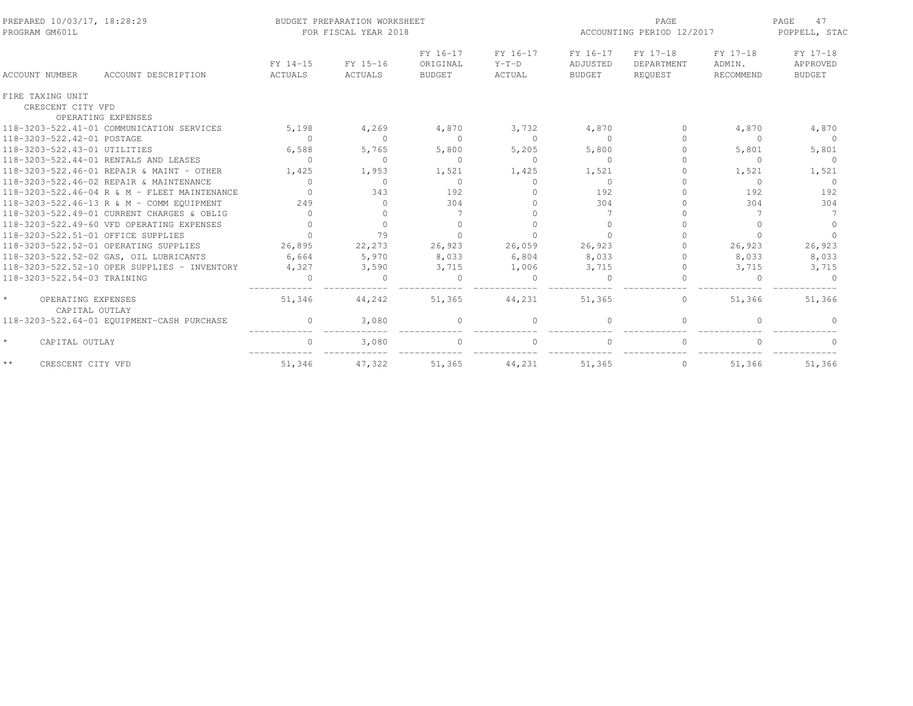PREPARED 10/03/17, 18:28:29 — BUDGET PREPARATION WORKSHEET — PAGE 47
PROGRAM GM601L — FOR FISCAL YEAR 2018 — ACCOUNTING PERIOD 12/2017 — POPPELL, STAC

| ACCOUNT NUMBER | ACCOUNT DESCRIPTION | FY 14-15 ACTUALS | FY 15-16 ACTUALS | FY 16-17 ORIGINAL BUDGET | FY 16-17 Y-T-D ACTUAL | FY 16-17 ADJUSTED BUDGET | FY 17-18 DEPARTMENT REQUEST | FY 17-18 ADMIN. RECOMMEND | FY 17-18 APPROVED BUDGET |
|---|---|---|---|---|---|---|---|---|---|
| FIRE TAXING UNIT | | | | | | | | | |
| CRESCENT CITY VFD | | | | | | | | | |
| | OPERATING EXPENSES | | | | | | | | |
| 118-3203-522.41-01 | COMMUNICATION SERVICES | 5,198 | 4,269 | 4,870 | 3,732 | 4,870 | 0 | 4,870 | 4,870 |
| 118-3203-522.42-01 | POSTAGE | 0 | 0 | 0 | 0 | 0 | 0 | 0 | 0 |
| 118-3203-522.43-01 | UTILITIES | 6,588 | 5,765 | 5,800 | 5,205 | 5,800 | 0 | 5,801 | 5,801 |
| 118-3203-522.44-01 | RENTALS AND LEASES | 0 | 0 | 0 | 0 | 0 | 0 | 0 | 0 |
| 118-3203-522.46-01 | REPAIR & MAINT - OTHER | 1,425 | 1,953 | 1,521 | 1,425 | 1,521 | 0 | 1,521 | 1,521 |
| 118-3203-522.46-02 | REPAIR & MAINTENANCE | 0 | 0 | 0 | 0 | 0 | 0 | 0 | 0 |
| 118-3203-522.46-04 | R & M - FLEET MAINTENANCE | 0 | 343 | 192 | 0 | 192 | 0 | 192 | 192 |
| 118-3203-522.46-13 | R & M - COMM EQUIPMENT | 249 | 0 | 304 | 0 | 304 | 0 | 304 | 304 |
| 118-3203-522.49-01 | CURRENT CHARGES & OBLIG | 0 | 0 | 7 | 0 | 7 | 0 | 7 | 7 |
| 118-3203-522.49-60 | VFD OPERATING EXPENSES | 0 | 0 | 0 | 0 | 0 | 0 | 0 | 0 |
| 118-3203-522.51-01 | OFFICE SUPPLIES | 0 | 79 | 0 | 0 | 0 | 0 | 0 | 0 |
| 118-3203-522.52-01 | OPERATING SUPPLIES | 26,895 | 22,273 | 26,923 | 26,059 | 26,923 | 0 | 26,923 | 26,923 |
| 118-3203-522.52-02 | GAS, OIL LUBRICANTS | 6,664 | 5,970 | 8,033 | 6,804 | 8,033 | 0 | 8,033 | 8,033 |
| 118-3203-522.52-10 | OPER SUPPLIES - INVENTORY | 4,327 | 3,590 | 3,715 | 1,006 | 3,715 | 0 | 3,715 | 3,715 |
| 118-3203-522.54-03 | TRAINING | 0 | 0 | 0 | 0 | 0 | 0 | 0 | 0 |
| * | OPERATING EXPENSES | 51,346 | 44,242 | 51,365 | 44,231 | 51,365 | 0 | 51,366 | 51,366 |
| | CAPITAL OUTLAY | | | | | | | | |
| 118-3203-522.64-01 | EQUIPMENT-CASH PURCHASE | 0 | 3,080 | 0 | 0 | 0 | 0 | 0 | 0 |
| * | CAPITAL OUTLAY | 0 | 3,080 | 0 | 0 | 0 | 0 | 0 | 0 |
| ** | CRESCENT CITY VFD | 51,346 | 47,322 | 51,365 | 44,231 | 51,365 | 0 | 51,366 | 51,366 |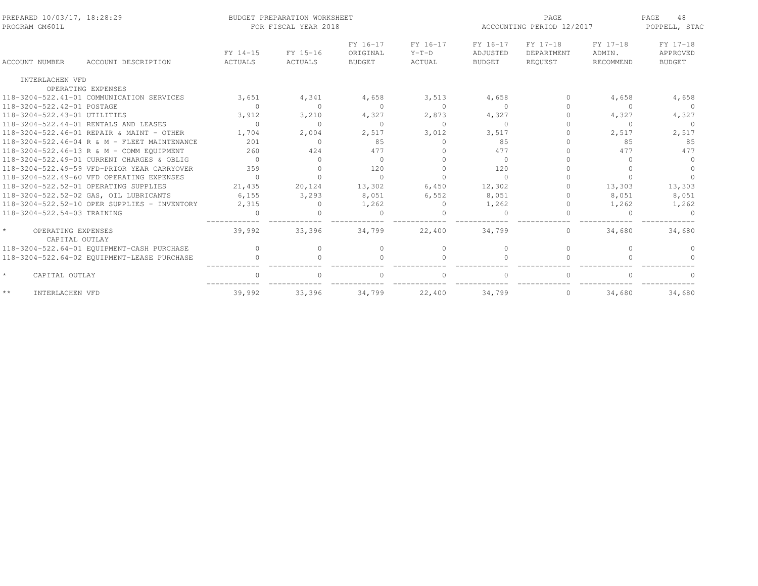BUDGET PREPARATION WORKSHEET
FOR FISCAL YEAR 2018

| ACCOUNT NUMBER | ACCOUNT DESCRIPTION | FY 14-15 ACTUALS | FY 15-16 ACTUALS | FY 16-17 ORIGINAL BUDGET | FY 16-17 Y-T-D ACTUAL | FY 16-17 ADJUSTED BUDGET | FY 17-18 DEPARTMENT REQUEST | FY 17-18 ADMIN. RECOMMEND | FY 17-18 APPROVED BUDGET |
|---|---|---|---|---|---|---|---|---|---|
| INTERLACHEN VFD | | | | | | | | | |
| OPERATING EXPENSES | | | | | | | | | |
| 118-3204-522.41-01 | COMMUNICATION SERVICES | 3,651 | 4,341 | 4,658 | 3,513 | 4,658 | 0 | 4,658 | 4,658 |
| 118-3204-522.42-01 | POSTAGE | 0 | 0 | 0 | 0 | 0 | 0 | 0 | 0 |
| 118-3204-522.43-01 | UTILITIES | 3,912 | 3,210 | 4,327 | 2,873 | 4,327 | 0 | 4,327 | 4,327 |
| 118-3204-522.44-01 | RENTALS AND LEASES | 0 | 0 | 0 | 0 | 0 | 0 | 0 | 0 |
| 118-3204-522.46-01 | REPAIR & MAINT - OTHER | 1,704 | 2,004 | 2,517 | 3,012 | 3,517 | 0 | 2,517 | 2,517 |
| 118-3204-522.46-04 | R & M - FLEET MAINTENANCE | 201 | 0 | 85 | 0 | 85 | 0 | 85 | 85 |
| 118-3204-522.46-13 | R & M - COMM EQUIPMENT | 260 | 424 | 477 | 0 | 477 | 0 | 477 | 477 |
| 118-3204-522.49-01 | CURRENT CHARGES & OBLIG | 0 | 0 | 0 | 0 | 0 | 0 | 0 | 0 |
| 118-3204-522.49-59 | VFD-PRIOR YEAR CARRYOVER | 359 | 0 | 120 | 0 | 120 | 0 | 0 | 0 |
| 118-3204-522.49-60 | VFD OPERATING EXPENSES | 0 | 0 | 0 | 0 | 0 | 0 | 0 | 0 |
| 118-3204-522.52-01 | OPERATING SUPPLIES | 21,435 | 20,124 | 13,302 | 6,450 | 12,302 | 0 | 13,303 | 13,303 |
| 118-3204-522.52-02 | GAS, OIL LUBRICANTS | 6,155 | 3,293 | 8,051 | 6,552 | 8,051 | 0 | 8,051 | 8,051 |
| 118-3204-522.52-10 | OPER SUPPLIES - INVENTORY | 2,315 | 0 | 1,262 | 0 | 1,262 | 0 | 1,262 | 1,262 |
| 118-3204-522.54-03 | TRAINING | 0 | 0 | 0 | 0 | 0 | 0 | 0 | 0 |
| * | OPERATING EXPENSES | 39,992 | 33,396 | 34,799 | 22,400 | 34,799 | 0 | 34,680 | 34,680 |
| CAPITAL OUTLAY | | | | | | | | | |
| 118-3204-522.64-01 | EQUIPMENT-CASH PURCHASE | 0 | 0 | 0 | 0 | 0 | 0 | 0 | 0 |
| 118-3204-522.64-02 | EQUIPMENT-LEASE PURCHASE | 0 | 0 | 0 | 0 | 0 | 0 | 0 | 0 |
| * | CAPITAL OUTLAY | 0 | 0 | 0 | 0 | 0 | 0 | 0 | 0 |
| ** | INTERLACHEN VFD | 39,992 | 33,396 | 34,799 | 22,400 | 34,799 | 0 | 34,680 | 34,680 |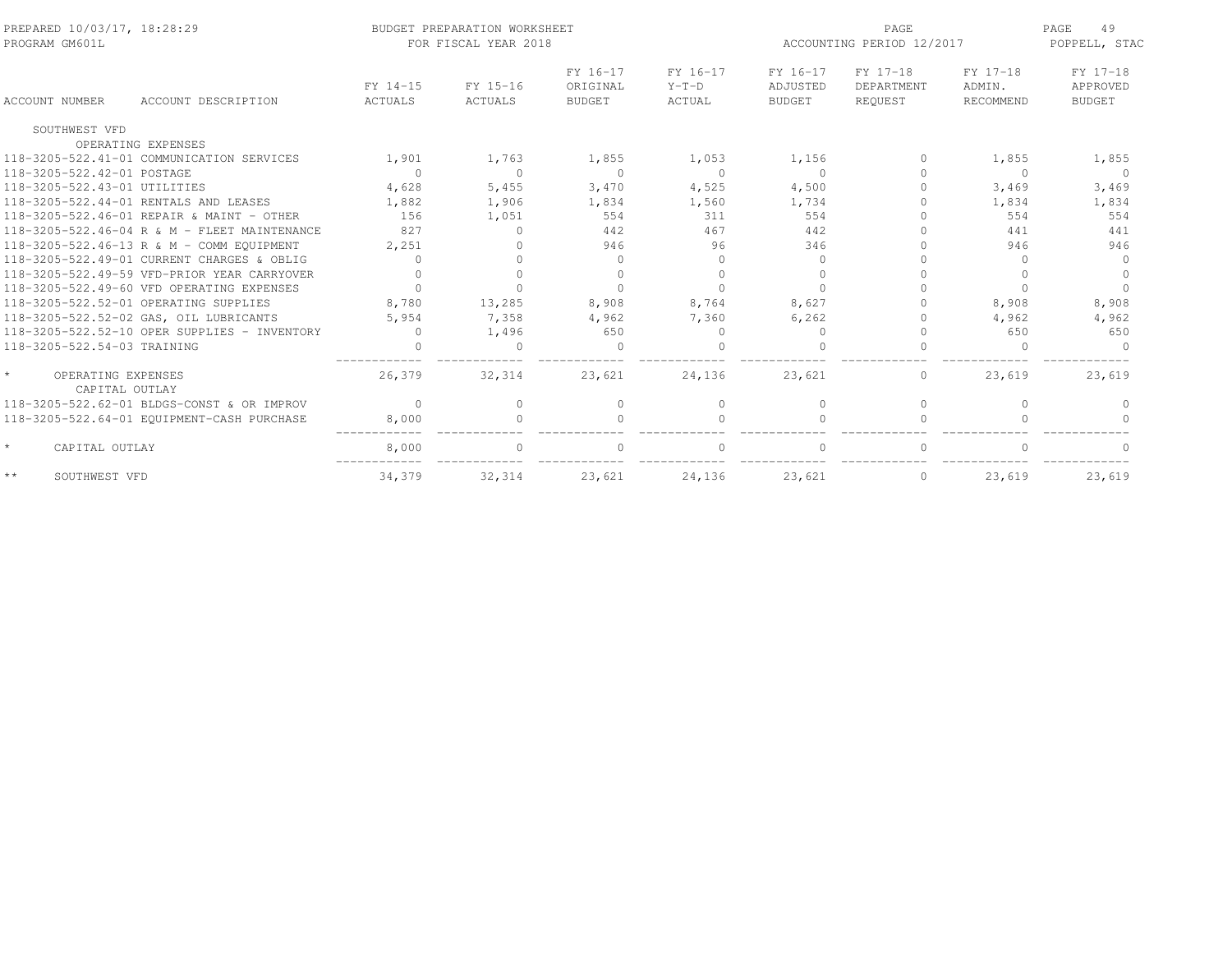PREPARED 10/03/17, 18:28:29 — BUDGET PREPARATION WORKSHEET — FOR FISCAL YEAR 2018 — ACCOUNTING PERIOD 12/2017 — PROGRAM GM601L — POPPELL, STAC

| ACCOUNT NUMBER | ACCOUNT DESCRIPTION | FY 14-15 ACTUALS | FY 15-16 ACTUALS | FY 16-17 ORIGINAL BUDGET | FY 16-17 Y-T-D ACTUAL | FY 16-17 ADJUSTED BUDGET | FY 17-18 DEPARTMENT REQUEST | FY 17-18 ADMIN. RECOMMEND | FY 17-18 APPROVED BUDGET |
|---|---|---|---|---|---|---|---|---|---|
| SOUTHWEST VFD | | | | | | | | | |
| | OPERATING EXPENSES | | | | | | | | |
| 118-3205-522.41-01 | COMMUNICATION SERVICES | 1,901 | 1,763 | 1,855 | 1,053 | 1,156 | 0 | 1,855 | 1,855 |
| 118-3205-522.42-01 | POSTAGE | 0 | 0 | 0 | 0 | 0 | 0 | 0 | 0 |
| 118-3205-522.43-01 | UTILITIES | 4,628 | 5,455 | 3,470 | 4,525 | 4,500 | 0 | 3,469 | 3,469 |
| 118-3205-522.44-01 | RENTALS AND LEASES | 1,882 | 1,906 | 1,834 | 1,560 | 1,734 | 0 | 1,834 | 1,834 |
| 118-3205-522.46-01 | REPAIR & MAINT - OTHER | 156 | 1,051 | 554 | 311 | 554 | 0 | 554 | 554 |
| 118-3205-522.46-04 | R & M - FLEET MAINTENANCE | 827 | 0 | 442 | 467 | 442 | 0 | 441 | 441 |
| 118-3205-522.46-13 | R & M - COMM EQUIPMENT | 2,251 | 0 | 946 | 96 | 346 | 0 | 946 | 946 |
| 118-3205-522.49-01 | CURRENT CHARGES & OBLIG | 0 | 0 | 0 | 0 | 0 | 0 | 0 | 0 |
| 118-3205-522.49-59 | VFD-PRIOR YEAR CARRYOVER | 0 | 0 | 0 | 0 | 0 | 0 | 0 | 0 |
| 118-3205-522.49-60 | VFD OPERATING EXPENSES | 0 | 0 | 0 | 0 | 0 | 0 | 0 | 0 |
| 118-3205-522.52-01 | OPERATING SUPPLIES | 8,780 | 13,285 | 8,908 | 8,764 | 8,627 | 0 | 8,908 | 8,908 |
| 118-3205-522.52-02 | GAS, OIL LUBRICANTS | 5,954 | 7,358 | 4,962 | 7,360 | 6,262 | 0 | 4,962 | 4,962 |
| 118-3205-522.52-10 | OPER SUPPLIES - INVENTORY | 0 | 1,496 | 650 | 0 | 0 | 0 | 650 | 650 |
| 118-3205-522.54-03 | TRAINING | 0 | 0 | 0 | 0 | 0 | 0 | 0 | 0 |
| * | OPERATING EXPENSES | 26,379 | 32,314 | 23,621 | 24,136 | 23,621 | 0 | 23,619 | 23,619 |
| | CAPITAL OUTLAY | | | | | | | | |
| 118-3205-522.62-01 | BLDGS-CONST & OR IMPROV | 0 | 0 | 0 | 0 | 0 | 0 | 0 | 0 |
| 118-3205-522.64-01 | EQUIPMENT-CASH PURCHASE | 8,000 | 0 | 0 | 0 | 0 | 0 | 0 | 0 |
| * | CAPITAL OUTLAY | 8,000 | 0 | 0 | 0 | 0 | 0 | 0 | 0 |
| ** | SOUTHWEST VFD | 34,379 | 32,314 | 23,621 | 24,136 | 23,621 | 0 | 23,619 | 23,619 |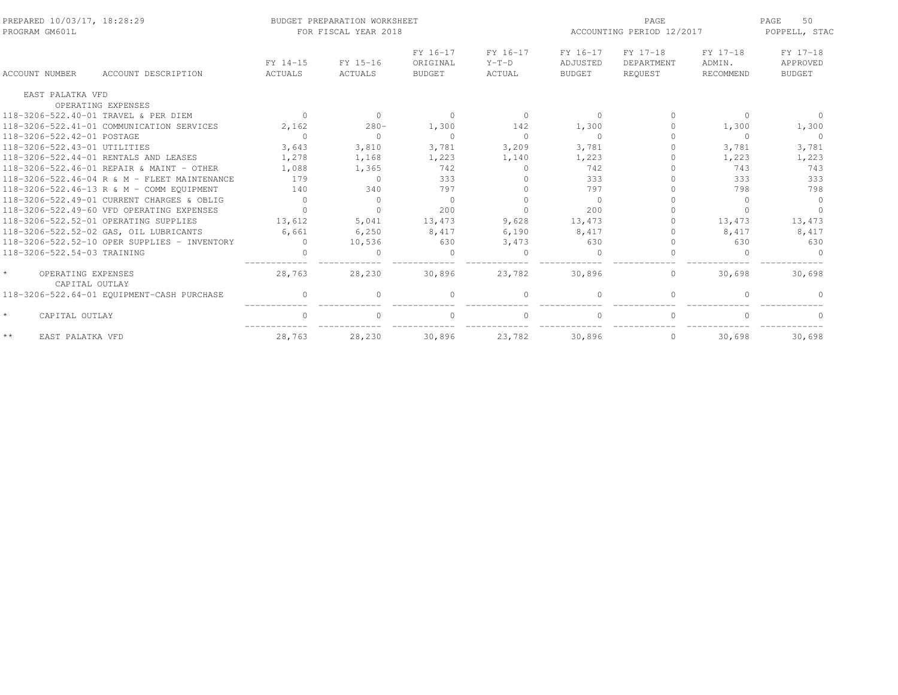PREPARED 10/03/17, 18:28:29
PROGRAM GM601L

BUDGET PREPARATION WORKSHEET
FOR FISCAL YEAR 2018

ACCOUNTING PERIOD 12/2017

POPPELL, STAC

| ACCOUNT NUMBER | ACCOUNT DESCRIPTION | FY 14-15 ACTUALS | FY 15-16 ACTUALS | FY 16-17 ORIGINAL BUDGET | FY 16-17 Y-T-D ACTUAL | FY 16-17 ADJUSTED BUDGET | FY 17-18 DEPARTMENT REQUEST | FY 17-18 ADMIN. RECOMMEND | FY 17-18 APPROVED BUDGET |
|---|---|---|---|---|---|---|---|---|---|
| EAST PALATKA VFD | | | | | | | | | |
| | OPERATING EXPENSES | | | | | | | | |
| 118-3206-522.40-01 | TRAVEL & PER DIEM | 0 | 0 | 0 | 0 | 0 | 0 | 0 | 0 |
| 118-3206-522.41-01 | COMMUNICATION SERVICES | 2,162 | 280- | 1,300 | 142 | 1,300 | 0 | 1,300 | 1,300 |
| 118-3206-522.42-01 | POSTAGE | 0 | 0 | 0 | 0 | 0 | 0 | 0 | 0 |
| 118-3206-522.43-01 | UTILITIES | 3,643 | 3,810 | 3,781 | 3,209 | 3,781 | 0 | 3,781 | 3,781 |
| 118-3206-522.44-01 | RENTALS AND LEASES | 1,278 | 1,168 | 1,223 | 1,140 | 1,223 | 0 | 1,223 | 1,223 |
| 118-3206-522.46-01 | REPAIR & MAINT - OTHER | 1,088 | 1,365 | 742 | 0 | 742 | 0 | 743 | 743 |
| 118-3206-522.46-04 | R & M - FLEET MAINTENANCE | 179 | 0 | 333 | 0 | 333 | 0 | 333 | 333 |
| 118-3206-522.46-13 | R & M - COMM EQUIPMENT | 140 | 340 | 797 | 0 | 797 | 0 | 798 | 798 |
| 118-3206-522.49-01 | CURRENT CHARGES & OBLIG | 0 | 0 | 0 | 0 | 0 | 0 | 0 | 0 |
| 118-3206-522.49-60 | VFD OPERATING EXPENSES | 0 | 0 | 200 | 0 | 200 | 0 | 0 | 0 |
| 118-3206-522.52-01 | OPERATING SUPPLIES | 13,612 | 5,041 | 13,473 | 9,628 | 13,473 | 0 | 13,473 | 13,473 |
| 118-3206-522.52-02 | GAS, OIL LUBRICANTS | 6,661 | 6,250 | 8,417 | 6,190 | 8,417 | 0 | 8,417 | 8,417 |
| 118-3206-522.52-10 | OPER SUPPLIES - INVENTORY | 0 | 10,536 | 630 | 3,473 | 630 | 0 | 630 | 630 |
| 118-3206-522.54-03 | TRAINING | 0 | 0 | 0 | 0 | 0 | 0 | 0 | 0 |
| * | OPERATING EXPENSES | 28,763 | 28,230 | 30,896 | 23,782 | 30,896 | 0 | 30,698 | 30,698 |
| | CAPITAL OUTLAY | | | | | | | | |
| 118-3206-522.64-01 | EQUIPMENT-CASH PURCHASE | 0 | 0 | 0 | 0 | 0 | 0 | 0 | 0 |
| * | CAPITAL OUTLAY | 0 | 0 | 0 | 0 | 0 | 0 | 0 | 0 |
| ** | EAST PALATKA VFD | 28,763 | 28,230 | 30,896 | 23,782 | 30,896 | 0 | 30,698 | 30,698 |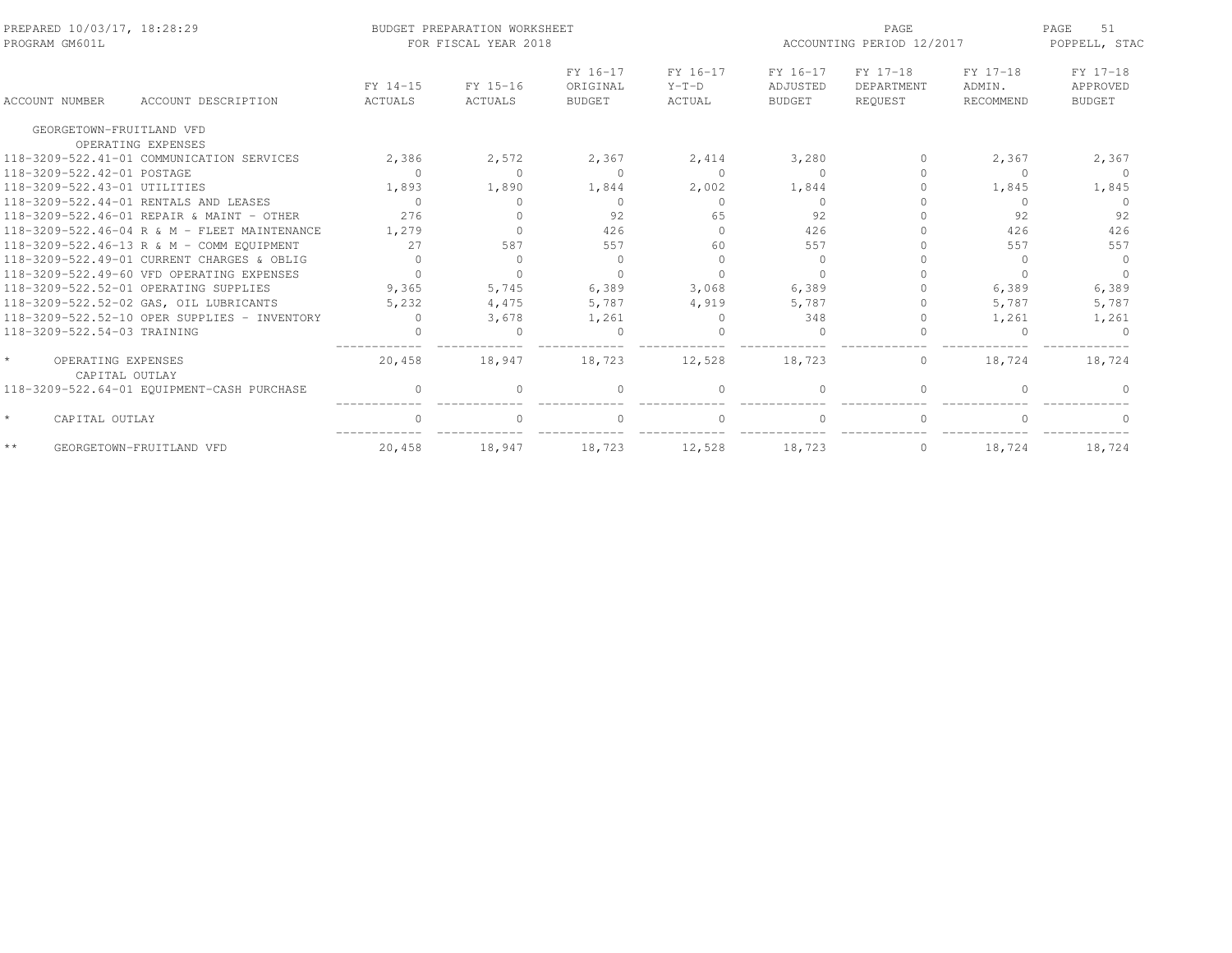PREPARED 10/03/17, 18:28:29
PROGRAM GM601L

BUDGET PREPARATION WORKSHEET
FOR FISCAL YEAR 2018

ACCOUNTING PERIOD 12/2017

POPPELL, STAC

| ACCOUNT NUMBER | ACCOUNT DESCRIPTION | FY 14-15 ACTUALS | FY 15-16 ACTUALS | FY 16-17 ORIGINAL BUDGET | FY 16-17 Y-T-D ACTUAL | FY 16-17 ADJUSTED BUDGET | FY 17-18 DEPARTMENT REQUEST | FY 17-18 ADMIN. RECOMMEND | FY 17-18 APPROVED BUDGET |
|---|---|---|---|---|---|---|---|---|---|
| GEORGETOWN-FRUITLAND VFD | | | | | | | | | |
| OPERATING EXPENSES | | | | | | | | | |
| 118-3209-522.41-01 | COMMUNICATION SERVICES | 2,386 | 2,572 | 2,367 | 2,414 | 3,280 | 0 | 2,367 | 2,367 |
| 118-3209-522.42-01 | POSTAGE | 0 | 0 | 0 | 0 | 0 | 0 | 0 | 0 |
| 118-3209-522.43-01 | UTILITIES | 1,893 | 1,890 | 1,844 | 2,002 | 1,844 | 0 | 1,845 | 1,845 |
| 118-3209-522.44-01 | RENTALS AND LEASES | 0 | 0 | 0 | 0 | 0 | 0 | 0 | 0 |
| 118-3209-522.46-01 | REPAIR & MAINT - OTHER | 276 | 0 | 92 | 65 | 92 | 0 | 92 | 92 |
| 118-3209-522.46-04 | R & M - FLEET MAINTENANCE | 1,279 | 0 | 426 | 0 | 426 | 0 | 426 | 426 |
| 118-3209-522.46-13 | R & M - COMM EQUIPMENT | 27 | 587 | 557 | 60 | 557 | 0 | 557 | 557 |
| 118-3209-522.49-01 | CURRENT CHARGES & OBLIG | 0 | 0 | 0 | 0 | 0 | 0 | 0 | 0 |
| 118-3209-522.49-60 | VFD OPERATING EXPENSES | 0 | 0 | 0 | 0 | 0 | 0 | 0 | 0 |
| 118-3209-522.52-01 | OPERATING SUPPLIES | 9,365 | 5,745 | 6,389 | 3,068 | 6,389 | 0 | 6,389 | 6,389 |
| 118-3209-522.52-02 | GAS, OIL LUBRICANTS | 5,232 | 4,475 | 5,787 | 4,919 | 5,787 | 0 | 5,787 | 5,787 |
| 118-3209-522.52-10 | OPER SUPPLIES - INVENTORY | 0 | 3,678 | 1,261 | 0 | 348 | 0 | 1,261 | 1,261 |
| 118-3209-522.54-03 | TRAINING | 0 | 0 | 0 | 0 | 0 | 0 | 0 | 0 |
| * | OPERATING EXPENSES | 20,458 | 18,947 | 18,723 | 12,528 | 18,723 | 0 | 18,724 | 18,724 |
| CAPITAL OUTLAY | | | | | | | | | |
| 118-3209-522.64-01 | EQUIPMENT-CASH PURCHASE | 0 | 0 | 0 | 0 | 0 | 0 | 0 | 0 |
| * | CAPITAL OUTLAY | 0 | 0 | 0 | 0 | 0 | 0 | 0 | 0 |
| ** | GEORGETOWN-FRUITLAND VFD | 20,458 | 18,947 | 18,723 | 12,528 | 18,723 | 0 | 18,724 | 18,724 |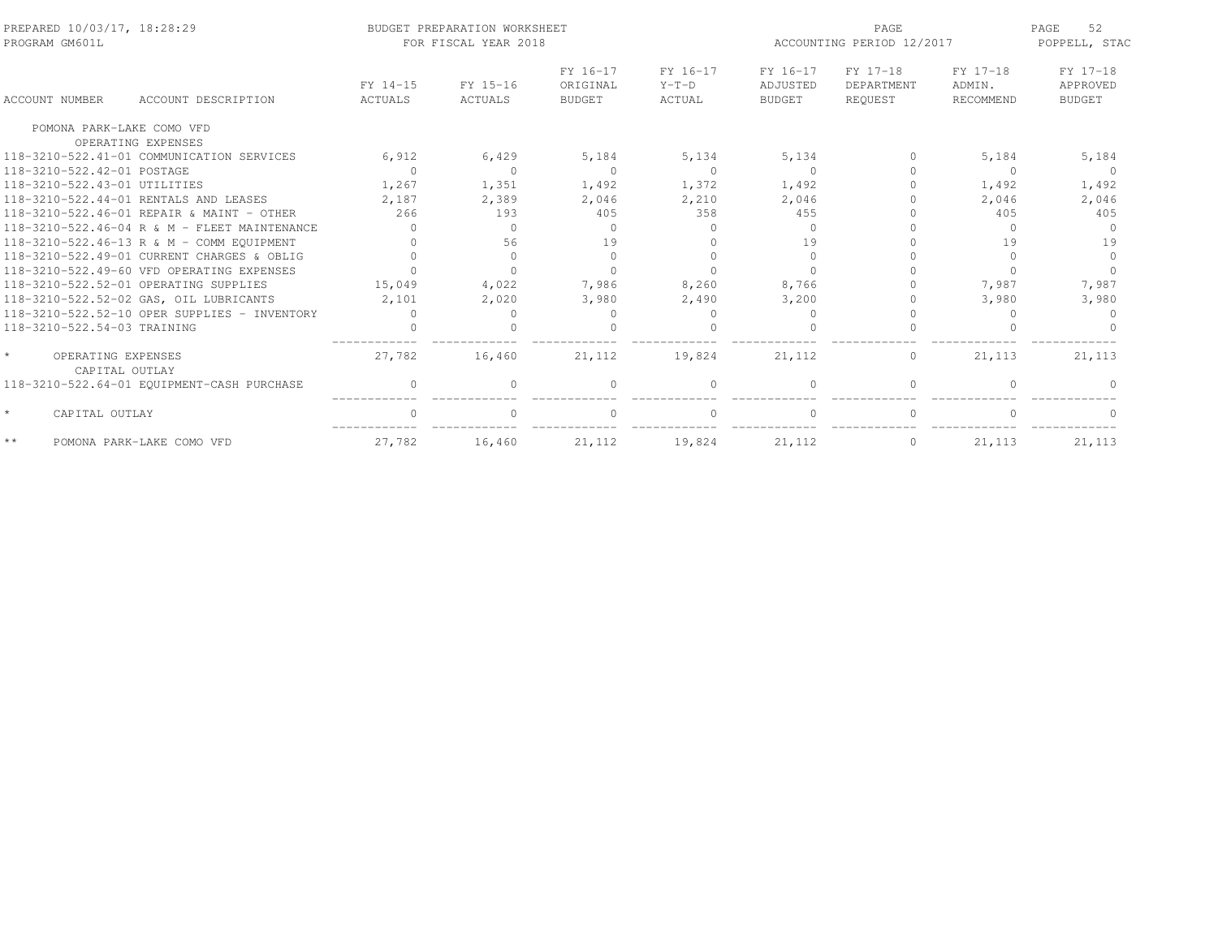PREPARED 10/03/17, 18:28:29 — BUDGET PREPARATION WORKSHEET — FOR FISCAL YEAR 2018 — ACCOUNTING PERIOD 12/2017
PROGRAM GM601L — POPPELL, STAC

| ACCOUNT NUMBER | ACCOUNT DESCRIPTION | FY 14-15 ACTUALS | FY 15-16 ACTUALS | FY 16-17 ORIGINAL BUDGET | FY 16-17 Y-T-D ACTUAL | FY 16-17 ADJUSTED BUDGET | FY 17-18 DEPARTMENT REQUEST | FY 17-18 ADMIN. RECOMMEND | FY 17-18 APPROVED BUDGET |
|---|---|---|---|---|---|---|---|---|---|
| POMONA PARK-LAKE COMO VFD | | | | | | | | | |
| OPERATING EXPENSES | | | | | | | | | |
| 118-3210-522.41-01 | COMMUNICATION SERVICES | 6,912 | 6,429 | 5,184 | 5,134 | 5,134 | 0 | 5,184 | 5,184 |
| 118-3210-522.42-01 | POSTAGE | 0 | 0 | 0 | 0 | 0 | 0 | 0 | 0 |
| 118-3210-522.43-01 | UTILITIES | 1,267 | 1,351 | 1,492 | 1,372 | 1,492 | 0 | 1,492 | 1,492 |
| 118-3210-522.44-01 | RENTALS AND LEASES | 2,187 | 2,389 | 2,046 | 2,210 | 2,046 | 0 | 2,046 | 2,046 |
| 118-3210-522.46-01 | REPAIR & MAINT - OTHER | 266 | 193 | 405 | 358 | 455 | 0 | 405 | 405 |
| 118-3210-522.46-04 | R & M - FLEET MAINTENANCE | 0 | 0 | 0 | 0 | 0 | 0 | 0 | 0 |
| 118-3210-522.46-13 | R & M - COMM EQUIPMENT | 0 | 56 | 19 | 0 | 19 | 0 | 19 | 19 |
| 118-3210-522.49-01 | CURRENT CHARGES & OBLIG | 0 | 0 | 0 | 0 | 0 | 0 | 0 | 0 |
| 118-3210-522.49-60 | VFD OPERATING EXPENSES | 0 | 0 | 0 | 0 | 0 | 0 | 0 | 0 |
| 118-3210-522.52-01 | OPERATING SUPPLIES | 15,049 | 4,022 | 7,986 | 8,260 | 8,766 | 0 | 7,987 | 7,987 |
| 118-3210-522.52-02 | GAS, OIL LUBRICANTS | 2,101 | 2,020 | 3,980 | 2,490 | 3,200 | 0 | 3,980 | 3,980 |
| 118-3210-522.52-10 | OPER SUPPLIES - INVENTORY | 0 | 0 | 0 | 0 | 0 | 0 | 0 | 0 |
| 118-3210-522.54-03 | TRAINING | 0 | 0 | 0 | 0 | 0 | 0 | 0 | 0 |
| * | OPERATING EXPENSES | 27,782 | 16,460 | 21,112 | 19,824 | 21,112 | 0 | 21,113 | 21,113 |
| CAPITAL OUTLAY | | | | | | | | | |
| 118-3210-522.64-01 | EQUIPMENT-CASH PURCHASE | 0 | 0 | 0 | 0 | 0 | 0 | 0 | 0 |
| * | CAPITAL OUTLAY | 0 | 0 | 0 | 0 | 0 | 0 | 0 | 0 |
| ** | POMONA PARK-LAKE COMO VFD | 27,782 | 16,460 | 21,112 | 19,824 | 21,112 | 0 | 21,113 | 21,113 |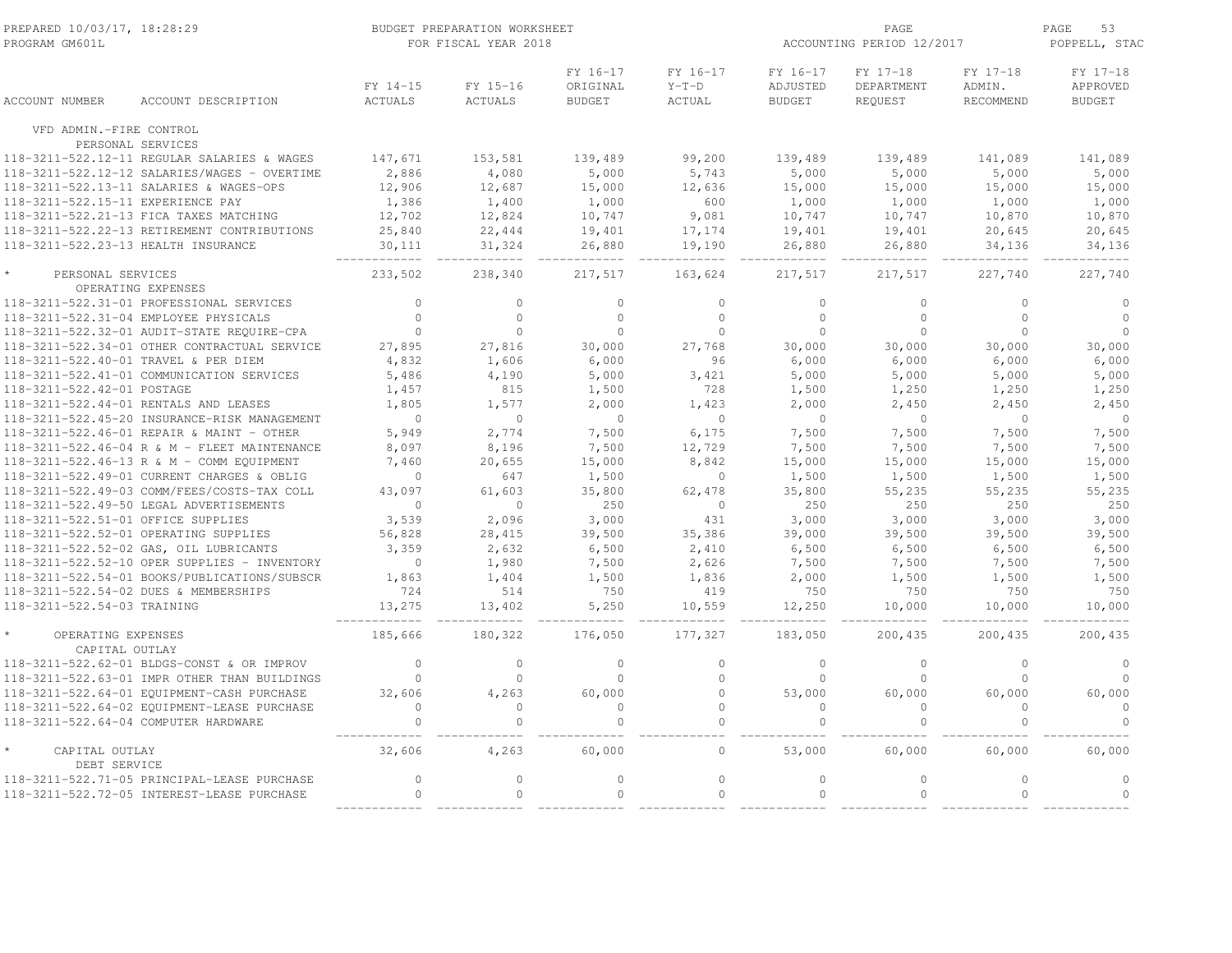PREPARED 10/03/17, 18:28:29 — BUDGET PREPARATION WORKSHEET — FOR FISCAL YEAR 2018 — ACCOUNTING PERIOD 12/2017
PROGRAM GM601L — POPPELL, STAC

| ACCOUNT NUMBER | ACCOUNT DESCRIPTION | FY 14-15 ACTUALS | FY 15-16 ACTUALS | FY 16-17 ORIGINAL BUDGET | FY 16-17 Y-T-D ACTUAL | FY 16-17 ADJUSTED BUDGET | FY 17-18 DEPARTMENT REQUEST | FY 17-18 ADMIN. RECOMMEND | FY 17-18 APPROVED BUDGET |
|---|---|---|---|---|---|---|---|---|---|
| VFD ADMIN.-FIRE CONTROL | | | | | | | | | |
| PERSONAL SERVICES | | | | | | | | | |
| 118-3211-522.12-11 | REGULAR SALARIES & WAGES | 147,671 | 153,581 | 139,489 | 99,200 | 139,489 | 139,489 | 141,089 | 141,089 |
| 118-3211-522.12-12 | SALARIES/WAGES - OVERTIME | 2,886 | 4,080 | 5,000 | 5,743 | 5,000 | 5,000 | 5,000 | 5,000 |
| 118-3211-522.13-11 | SALARIES & WAGES-OPS | 12,906 | 12,687 | 15,000 | 12,636 | 15,000 | 15,000 | 15,000 | 15,000 |
| 118-3211-522.15-11 | EXPERIENCE PAY | 1,386 | 1,400 | 1,000 | 600 | 1,000 | 1,000 | 1,000 | 1,000 |
| 118-3211-522.21-13 | FICA TAXES MATCHING | 12,702 | 12,824 | 10,747 | 9,081 | 10,747 | 10,747 | 10,870 | 10,870 |
| 118-3211-522.22-13 | RETIREMENT CONTRIBUTIONS | 25,840 | 22,444 | 19,401 | 17,174 | 19,401 | 19,401 | 20,645 | 20,645 |
| 118-3211-522.23-13 | HEALTH INSURANCE | 30,111 | 31,324 | 26,880 | 19,190 | 26,880 | 26,880 | 34,136 | 34,136 |
| * PERSONAL SERVICES | | 233,502 | 238,340 | 217,517 | 163,624 | 217,517 | 217,517 | 227,740 | 227,740 |
| OPERATING EXPENSES | | | | | | | | | |
| 118-3211-522.31-01 | PROFESSIONAL SERVICES | 0 | 0 | 0 | 0 | 0 | 0 | 0 | 0 |
| 118-3211-522.31-04 | EMPLOYEE PHYSICALS | 0 | 0 | 0 | 0 | 0 | 0 | 0 | 0 |
| 118-3211-522.32-01 | AUDIT-STATE REQUIRE-CPA | 0 | 0 | 0 | 0 | 0 | 0 | 0 | 0 |
| 118-3211-522.34-01 | OTHER CONTRACTUAL SERVICE | 27,895 | 27,816 | 30,000 | 27,768 | 30,000 | 30,000 | 30,000 | 30,000 |
| 118-3211-522.40-01 | TRAVEL & PER DIEM | 4,832 | 1,606 | 6,000 | 96 | 6,000 | 6,000 | 6,000 | 6,000 |
| 118-3211-522.41-01 | COMMUNICATION SERVICES | 5,486 | 4,190 | 5,000 | 3,421 | 5,000 | 5,000 | 5,000 | 5,000 |
| 118-3211-522.42-01 | POSTAGE | 1,457 | 815 | 1,500 | 728 | 1,500 | 1,250 | 1,250 | 1,250 |
| 118-3211-522.44-01 | RENTALS AND LEASES | 1,805 | 1,577 | 2,000 | 1,423 | 2,000 | 2,450 | 2,450 | 2,450 |
| 118-3211-522.45-20 | INSURANCE-RISK MANAGEMENT | 0 | 0 | 0 | 0 | 0 | 0 | 0 | 0 |
| 118-3211-522.46-01 | REPAIR & MAINT - OTHER | 5,949 | 2,774 | 7,500 | 6,175 | 7,500 | 7,500 | 7,500 | 7,500 |
| 118-3211-522.46-04 | R & M - FLEET MAINTENANCE | 8,097 | 8,196 | 7,500 | 12,729 | 7,500 | 7,500 | 7,500 | 7,500 |
| 118-3211-522.46-13 | R & M - COMM EQUIPMENT | 7,460 | 20,655 | 15,000 | 8,842 | 15,000 | 15,000 | 15,000 | 15,000 |
| 118-3211-522.49-01 | CURRENT CHARGES & OBLIG | 0 | 647 | 1,500 | 0 | 1,500 | 1,500 | 1,500 | 1,500 |
| 118-3211-522.49-03 | COMM/FEES/COSTS-TAX COLL | 43,097 | 61,603 | 35,800 | 62,478 | 35,800 | 55,235 | 55,235 | 55,235 |
| 118-3211-522.49-50 | LEGAL ADVERTISEMENTS | 0 | 0 | 250 | 0 | 250 | 250 | 250 | 250 |
| 118-3211-522.51-01 | OFFICE SUPPLIES | 3,539 | 2,096 | 3,000 | 431 | 3,000 | 3,000 | 3,000 | 3,000 |
| 118-3211-522.52-01 | OPERATING SUPPLIES | 56,828 | 28,415 | 39,500 | 35,386 | 39,000 | 39,500 | 39,500 | 39,500 |
| 118-3211-522.52-02 | GAS, OIL LUBRICANTS | 3,359 | 2,632 | 6,500 | 2,410 | 6,500 | 6,500 | 6,500 | 6,500 |
| 118-3211-522.52-10 | OPER SUPPLIES - INVENTORY | 0 | 1,980 | 7,500 | 2,626 | 7,500 | 7,500 | 7,500 | 7,500 |
| 118-3211-522.54-01 | BOOKS/PUBLICATIONS/SUBSCR | 1,863 | 1,404 | 1,500 | 1,836 | 2,000 | 1,500 | 1,500 | 1,500 |
| 118-3211-522.54-02 | DUES & MEMBERSHIPS | 724 | 514 | 750 | 419 | 750 | 750 | 750 | 750 |
| 118-3211-522.54-03 | TRAINING | 13,275 | 13,402 | 5,250 | 10,559 | 12,250 | 10,000 | 10,000 | 10,000 |
| * OPERATING EXPENSES | | 185,666 | 180,322 | 176,050 | 177,327 | 183,050 | 200,435 | 200,435 | 200,435 |
| CAPITAL OUTLAY | | | | | | | | | |
| 118-3211-522.62-01 | BLDGS-CONST & OR IMPROV | 0 | 0 | 0 | 0 | 0 | 0 | 0 | 0 |
| 118-3211-522.63-01 | IMPR OTHER THAN BUILDINGS | 0 | 0 | 0 | 0 | 0 | 0 | 0 | 0 |
| 118-3211-522.64-01 | EQUIPMENT-CASH PURCHASE | 32,606 | 4,263 | 60,000 | 0 | 53,000 | 60,000 | 60,000 | 60,000 |
| 118-3211-522.64-02 | EQUIPMENT-LEASE PURCHASE | 0 | 0 | 0 | 0 | 0 | 0 | 0 | 0 |
| 118-3211-522.64-04 | COMPUTER HARDWARE | 0 | 0 | 0 | 0 | 0 | 0 | 0 | 0 |
| * CAPITAL OUTLAY | | 32,606 | 4,263 | 60,000 | 0 | 53,000 | 60,000 | 60,000 | 60,000 |
| DEBT SERVICE | | | | | | | | | |
| 118-3211-522.71-05 | PRINCIPAL-LEASE PURCHASE | 0 | 0 | 0 | 0 | 0 | 0 | 0 | 0 |
| 118-3211-522.72-05 | INTEREST-LEASE PURCHASE | 0 | 0 | 0 | 0 | 0 | 0 | 0 | 0 |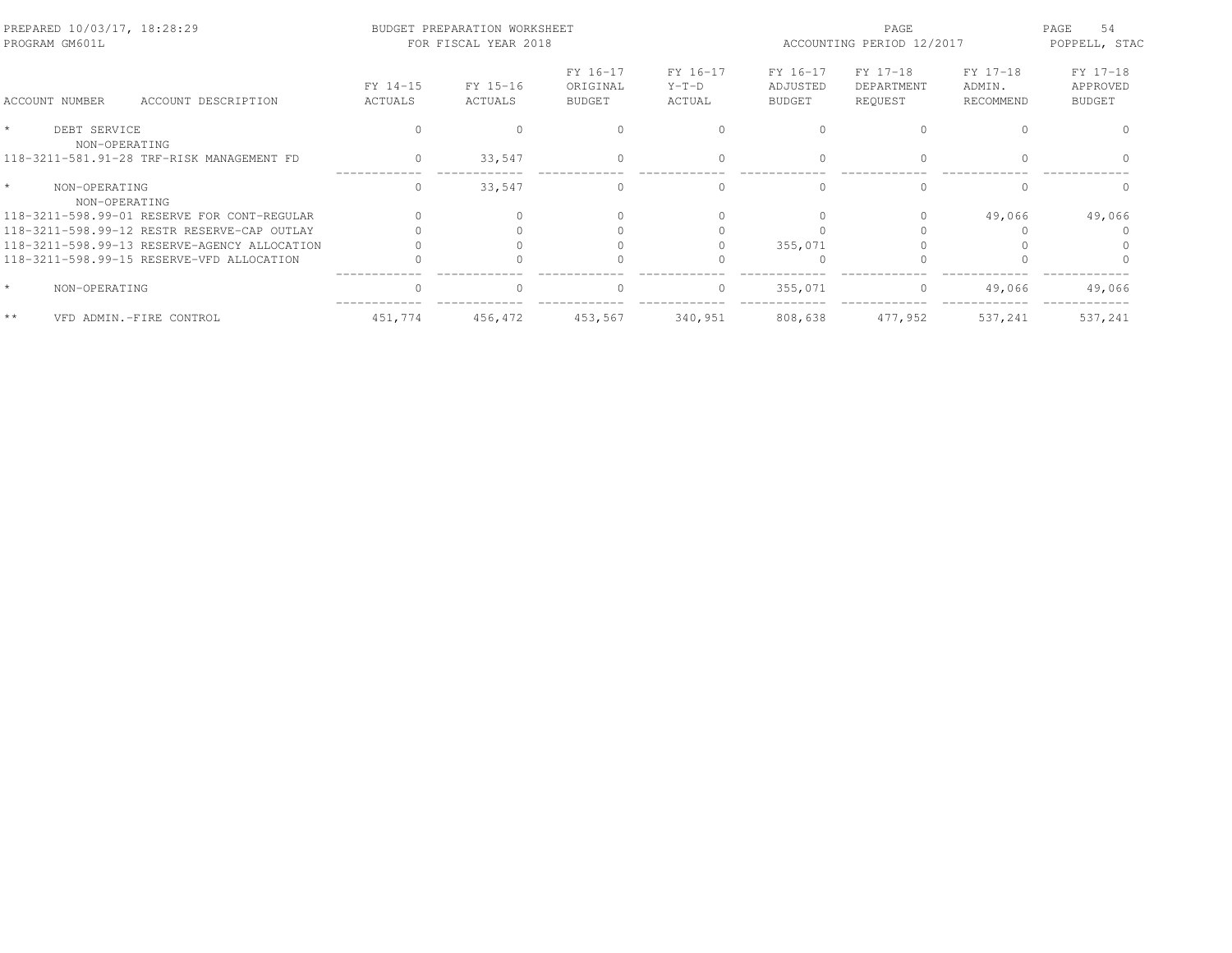PREPARED 10/03/17, 18:28:29 BUDGET PREPARATION WORKSHEET PAGE 54
PROGRAM GM601L FOR FISCAL YEAR 2018 ACCOUNTING PERIOD 12/2017 POPPELL, STAC

| ACCOUNT NUMBER | ACCOUNT DESCRIPTION | FY 14-15 ACTUALS | FY 15-16 ACTUALS | FY 16-17 ORIGINAL BUDGET | FY 16-17 Y-T-D ACTUAL | FY 16-17 ADJUSTED BUDGET | FY 17-18 DEPARTMENT REQUEST | FY 17-18 ADMIN. RECOMMEND | FY 17-18 APPROVED BUDGET |
|---|---|---|---|---|---|---|---|---|---|
| * | DEBT SERVICE | 0 | 0 | 0 | 0 | 0 | 0 | 0 | 0 |
| | NON-OPERATING | | | | | | | | |
| 118-3211-581.91-28 | TRF-RISK MANAGEMENT FD | 0 | 33,547 | 0 | 0 | 0 | 0 | 0 | 0 |
| * | NON-OPERATING | 0 | 33,547 | 0 | 0 | 0 | 0 | 0 | 0 |
| | NON-OPERATING | | | | | | | | |
| 118-3211-598.99-01 | RESERVE FOR CONT-REGULAR | 0 | 0 | 0 | 0 | 0 | 0 | 49,066 | 49,066 |
| 118-3211-598.99-12 | RESTR RESERVE-CAP OUTLAY | 0 | 0 | 0 | 0 | 0 | 0 | 0 | 0 |
| 118-3211-598.99-13 | RESERVE-AGENCY ALLOCATION | 0 | 0 | 0 | 0 | 355,071 | 0 | 0 | 0 |
| 118-3211-598.99-15 | RESERVE-VFD ALLOCATION | 0 | 0 | 0 | 0 | 0 | 0 | 0 | 0 |
| * | NON-OPERATING | 0 | 0 | 0 | 0 | 355,071 | 0 | 49,066 | 49,066 |
| ** | VFD ADMIN.-FIRE CONTROL | 451,774 | 456,472 | 453,567 | 340,951 | 808,638 | 477,952 | 537,241 | 537,241 |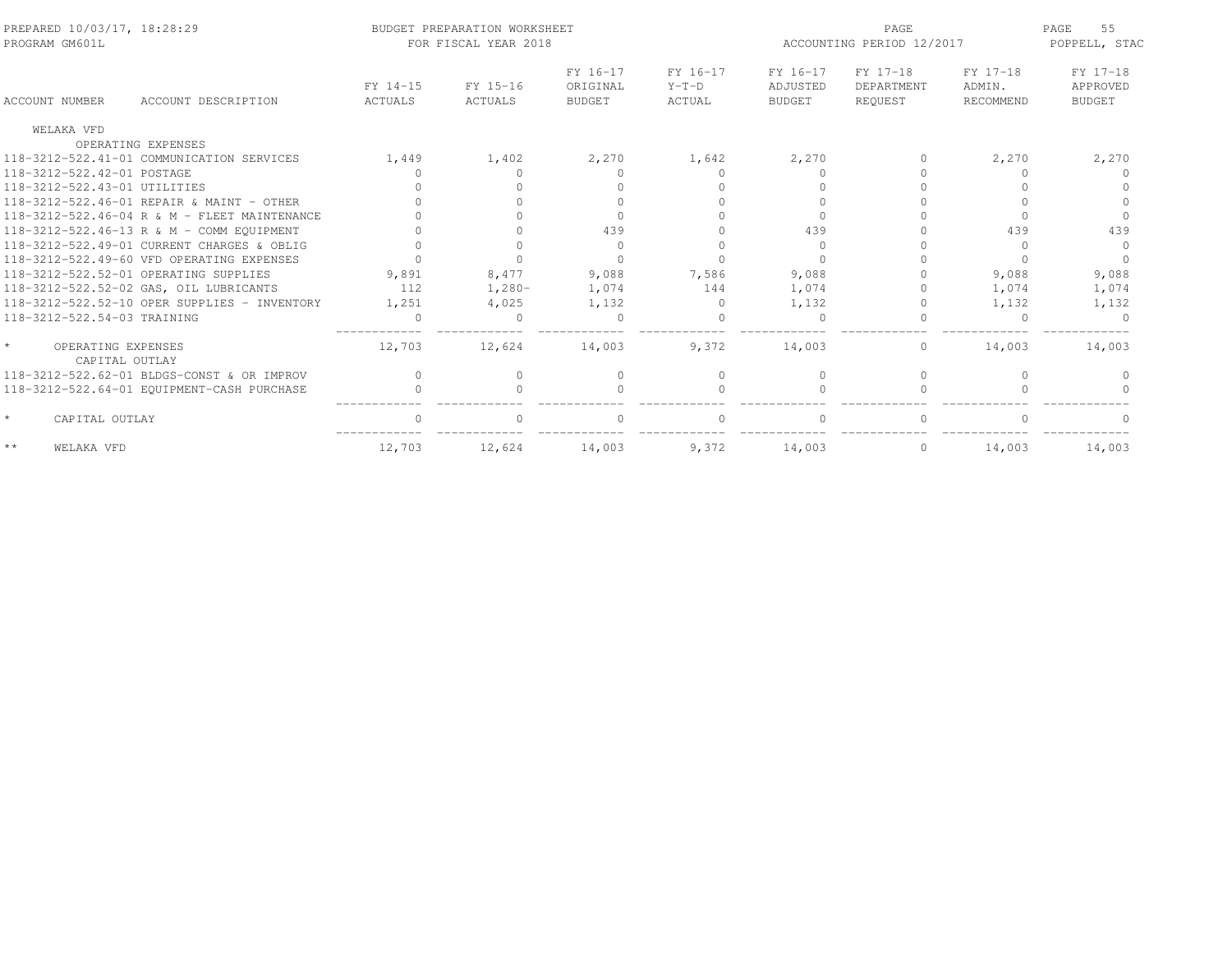BUDGET PREPARATION WORKSHEET
FOR FISCAL YEAR 2018

PREPARED 10/03/17, 18:28:29
PROGRAM GM601L

ACCOUNTING PERIOD 12/2017

POPPELL, STAC

| ACCOUNT NUMBER | ACCOUNT DESCRIPTION | FY 14-15 ACTUALS | FY 15-16 ACTUALS | FY 16-17 ORIGINAL BUDGET | FY 16-17 Y-T-D ACTUAL | FY 16-17 ADJUSTED BUDGET | FY 17-18 DEPARTMENT REQUEST | FY 17-18 ADMIN. RECOMMEND | FY 17-18 APPROVED BUDGET |
|---|---|---|---|---|---|---|---|---|---|
| WELAKA VFD | | | | | | | | | |
| | OPERATING EXPENSES | | | | | | | | |
| 118-3212-522.41-01 | COMMUNICATION SERVICES | 1,449 | 1,402 | 2,270 | 1,642 | 2,270 | 0 | 2,270 | 2,270 |
| 118-3212-522.42-01 | POSTAGE | 0 | 0 | 0 | 0 | 0 | 0 | 0 | 0 |
| 118-3212-522.43-01 | UTILITIES | 0 | 0 | 0 | 0 | 0 | 0 | 0 | 0 |
| 118-3212-522.46-01 | REPAIR & MAINT - OTHER | 0 | 0 | 0 | 0 | 0 | 0 | 0 | 0 |
| 118-3212-522.46-04 | R & M - FLEET MAINTENANCE | 0 | 0 | 0 | 0 | 0 | 0 | 0 | 0 |
| 118-3212-522.46-13 | R & M - COMM EQUIPMENT | 0 | 0 | 439 | 0 | 439 | 0 | 439 | 439 |
| 118-3212-522.49-01 | CURRENT CHARGES & OBLIG | 0 | 0 | 0 | 0 | 0 | 0 | 0 | 0 |
| 118-3212-522.49-60 | VFD OPERATING EXPENSES | 0 | 0 | 0 | 0 | 0 | 0 | 0 | 0 |
| 118-3212-522.52-01 | OPERATING SUPPLIES | 9,891 | 8,477 | 9,088 | 7,586 | 9,088 | 0 | 9,088 | 9,088 |
| 118-3212-522.52-02 | GAS, OIL LUBRICANTS | 112 | 1,280- | 1,074 | 144 | 1,074 | 0 | 1,074 | 1,074 |
| 118-3212-522.52-10 | OPER SUPPLIES - INVENTORY | 1,251 | 4,025 | 1,132 | 0 | 1,132 | 0 | 1,132 | 1,132 |
| 118-3212-522.54-03 | TRAINING | 0 | 0 | 0 | 0 | 0 | 0 | 0 | 0 |
| * | OPERATING EXPENSES | 12,703 | 12,624 | 14,003 | 9,372 | 14,003 | 0 | 14,003 | 14,003 |
| | CAPITAL OUTLAY | | | | | | | | |
| 118-3212-522.62-01 | BLDGS-CONST & OR IMPROV | 0 | 0 | 0 | 0 | 0 | 0 | 0 | 0 |
| 118-3212-522.64-01 | EQUIPMENT-CASH PURCHASE | 0 | 0 | 0 | 0 | 0 | 0 | 0 | 0 |
| * | CAPITAL OUTLAY | 0 | 0 | 0 | 0 | 0 | 0 | 0 | 0 |
| ** | WELAKA VFD | 12,703 | 12,624 | 14,003 | 9,372 | 14,003 | 0 | 14,003 | 14,003 |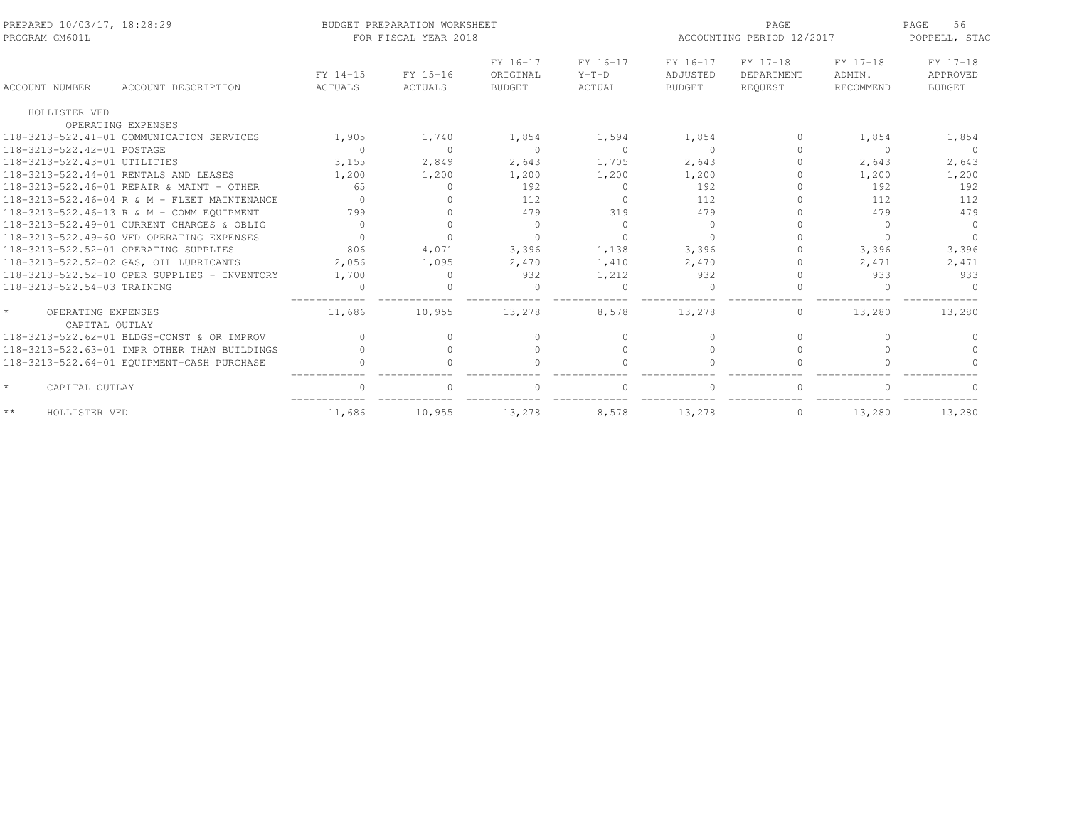PREPARED 10/03/17, 18:28:29 — BUDGET PREPARATION WORKSHEET — PROGRAM GM601L — FOR FISCAL YEAR 2018 — ACCOUNTING PERIOD 12/2017 — POPPELL, STAC

| ACCOUNT NUMBER | ACCOUNT DESCRIPTION | FY 14-15 ACTUALS | FY 15-16 ACTUALS | FY 16-17 ORIGINAL BUDGET | FY 16-17 Y-T-D ACTUAL | FY 16-17 ADJUSTED BUDGET | FY 17-18 DEPARTMENT REQUEST | FY 17-18 ADMIN. RECOMMEND | FY 17-18 APPROVED BUDGET |
|---|---|---|---|---|---|---|---|---|---|
| HOLLISTER VFD | | | | | | | | | |
| | OPERATING EXPENSES | | | | | | | | |
| 118-3213-522.41-01 | COMMUNICATION SERVICES | 1,905 | 1,740 | 1,854 | 1,594 | 1,854 | 0 | 1,854 | 1,854 |
| 118-3213-522.42-01 | POSTAGE | 0 | 0 | 0 | 0 | 0 | 0 | 0 | 0 |
| 118-3213-522.43-01 | UTILITIES | 3,155 | 2,849 | 2,643 | 1,705 | 2,643 | 0 | 2,643 | 2,643 |
| 118-3213-522.44-01 | RENTALS AND LEASES | 1,200 | 1,200 | 1,200 | 1,200 | 1,200 | 0 | 1,200 | 1,200 |
| 118-3213-522.46-01 | REPAIR & MAINT - OTHER | 65 | 0 | 192 | 0 | 192 | 0 | 192 | 192 |
| 118-3213-522.46-04 | R & M - FLEET MAINTENANCE | 0 | 0 | 112 | 0 | 112 | 0 | 112 | 112 |
| 118-3213-522.46-13 | R & M - COMM EQUIPMENT | 799 | 0 | 479 | 319 | 479 | 0 | 479 | 479 |
| 118-3213-522.49-01 | CURRENT CHARGES & OBLIG | 0 | 0 | 0 | 0 | 0 | 0 | 0 | 0 |
| 118-3213-522.49-60 | VFD OPERATING EXPENSES | 0 | 0 | 0 | 0 | 0 | 0 | 0 | 0 |
| 118-3213-522.52-01 | OPERATING SUPPLIES | 806 | 4,071 | 3,396 | 1,138 | 3,396 | 0 | 3,396 | 3,396 |
| 118-3213-522.52-02 | GAS, OIL LUBRICANTS | 2,056 | 1,095 | 2,470 | 1,410 | 2,470 | 0 | 2,471 | 2,471 |
| 118-3213-522.52-10 | OPER SUPPLIES - INVENTORY | 1,700 | 0 | 932 | 1,212 | 932 | 0 | 933 | 933 |
| 118-3213-522.54-03 | TRAINING | 0 | 0 | 0 | 0 | 0 | 0 | 0 | 0 |
| * | OPERATING EXPENSES | 11,686 | 10,955 | 13,278 | 8,578 | 13,278 | 0 | 13,280 | 13,280 |
| | CAPITAL OUTLAY | | | | | | | | |
| 118-3213-522.62-01 | BLDGS-CONST & OR IMPROV | 0 | 0 | 0 | 0 | 0 | 0 | 0 | 0 |
| 118-3213-522.63-01 | IMPR OTHER THAN BUILDINGS | 0 | 0 | 0 | 0 | 0 | 0 | 0 | 0 |
| 118-3213-522.64-01 | EQUIPMENT-CASH PURCHASE | 0 | 0 | 0 | 0 | 0 | 0 | 0 | 0 |
| * | CAPITAL OUTLAY | 0 | 0 | 0 | 0 | 0 | 0 | 0 | 0 |
| ** | HOLLISTER VFD | 11,686 | 10,955 | 13,278 | 8,578 | 13,278 | 0 | 13,280 | 13,280 |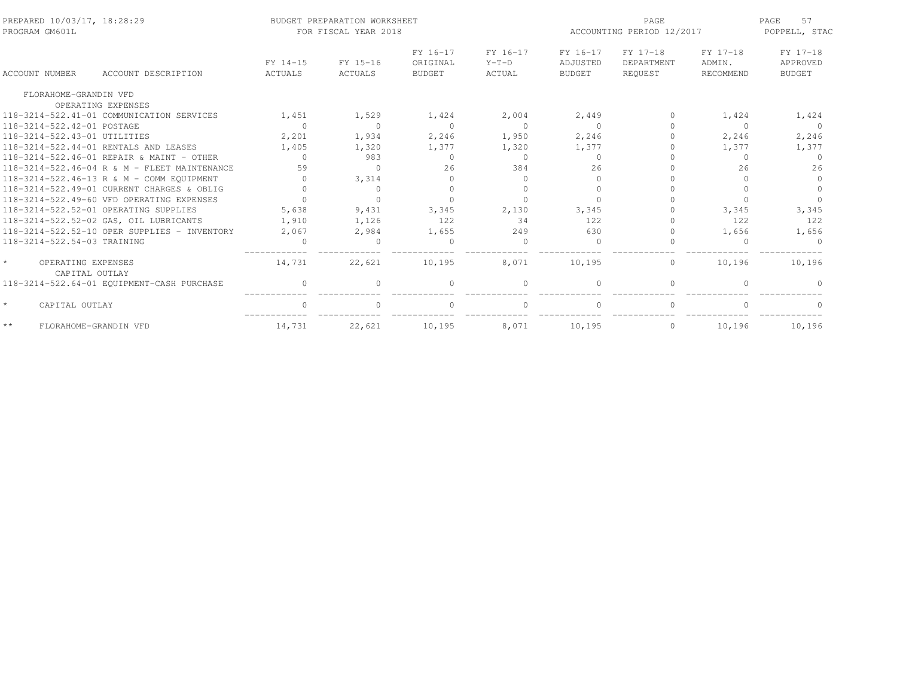PREPARED 10/03/17, 18:28:29 — PROGRAM GM601L

BUDGET PREPARATION WORKSHEET FOR FISCAL YEAR 2018

ACCOUNTING PERIOD 12/2017 — POPPELL, STAC

| ACCOUNT NUMBER | ACCOUNT DESCRIPTION | FY 14-15 ACTUALS | FY 15-16 ACTUALS | FY 16-17 ORIGINAL BUDGET | FY 16-17 Y-T-D ACTUAL | FY 16-17 ADJUSTED BUDGET | FY 17-18 DEPARTMENT REQUEST | FY 17-18 ADMIN. RECOMMEND | FY 17-18 APPROVED BUDGET |
|---|---|---|---|---|---|---|---|---|---|
| FLORAHOME-GRANDIN VFD | | | | | | | | | |
| OPERATING EXPENSES | | | | | | | | | |
| 118-3214-522.41-01 | COMMUNICATION SERVICES | 1,451 | 1,529 | 1,424 | 2,004 | 2,449 | 0 | 1,424 | 1,424 |
| 118-3214-522.42-01 | POSTAGE | 0 | 0 | 0 | 0 | 0 | 0 | 0 | 0 |
| 118-3214-522.43-01 | UTILITIES | 2,201 | 1,934 | 2,246 | 1,950 | 2,246 | 0 | 2,246 | 2,246 |
| 118-3214-522.44-01 | RENTALS AND LEASES | 1,405 | 1,320 | 1,377 | 1,320 | 1,377 | 0 | 1,377 | 1,377 |
| 118-3214-522.46-01 | REPAIR & MAINT - OTHER | 0 | 983 | 0 | 0 | 0 | 0 | 0 | 0 |
| 118-3214-522.46-04 | R & M - FLEET MAINTENANCE | 59 | 0 | 26 | 384 | 26 | 0 | 26 | 26 |
| 118-3214-522.46-13 | R & M - COMM EQUIPMENT | 0 | 3,314 | 0 | 0 | 0 | 0 | 0 | 0 |
| 118-3214-522.49-01 | CURRENT CHARGES & OBLIG | 0 | 0 | 0 | 0 | 0 | 0 | 0 | 0 |
| 118-3214-522.49-60 | VFD OPERATING EXPENSES | 0 | 0 | 0 | 0 | 0 | 0 | 0 | 0 |
| 118-3214-522.52-01 | OPERATING SUPPLIES | 5,638 | 9,431 | 3,345 | 2,130 | 3,345 | 0 | 3,345 | 3,345 |
| 118-3214-522.52-02 | GAS, OIL LUBRICANTS | 1,910 | 1,126 | 122 | 34 | 122 | 0 | 122 | 122 |
| 118-3214-522.52-10 | OPER SUPPLIES - INVENTORY | 2,067 | 2,984 | 1,655 | 249 | 630 | 0 | 1,656 | 1,656 |
| 118-3214-522.54-03 | TRAINING | 0 | 0 | 0 | 0 | 0 | 0 | 0 | 0 |
| * | OPERATING EXPENSES | 14,731 | 22,621 | 10,195 | 8,071 | 10,195 | 0 | 10,196 | 10,196 |
| CAPITAL OUTLAY | | | | | | | | | |
| 118-3214-522.64-01 | EQUIPMENT-CASH PURCHASE | 0 | 0 | 0 | 0 | 0 | 0 | 0 | 0 |
| * | CAPITAL OUTLAY | 0 | 0 | 0 | 0 | 0 | 0 | 0 | 0 |
| ** | FLORAHOME-GRANDIN VFD | 14,731 | 22,621 | 10,195 | 8,071 | 10,195 | 0 | 10,196 | 10,196 |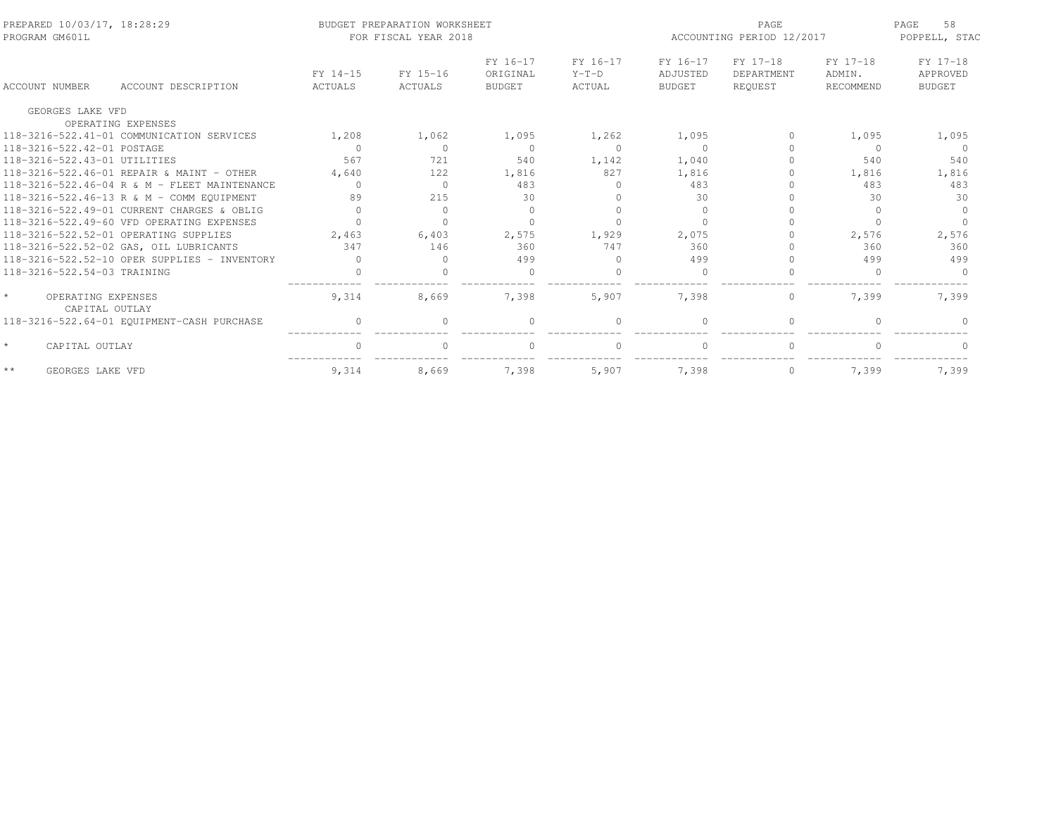BUDGET PREPARATION WORKSHEET
FOR FISCAL YEAR 2018

ACCOUNTING PERIOD 12/2017

| ACCOUNT NUMBER | ACCOUNT DESCRIPTION | FY 14-15 ACTUALS | FY 15-16 ACTUALS | FY 16-17 ORIGINAL BUDGET | FY 16-17 Y-T-D ACTUAL | FY 16-17 ADJUSTED BUDGET | FY 17-18 DEPARTMENT REQUEST | FY 17-18 ADMIN. RECOMMEND | FY 17-18 APPROVED BUDGET |
|---|---|---|---|---|---|---|---|---|---|
| GEORGES LAKE VFD | | | | | | | | | |
| | OPERATING EXPENSES | | | | | | | | |
| 118-3216-522.41-01 | COMMUNICATION SERVICES | 1,208 | 1,062 | 1,095 | 1,262 | 1,095 | 0 | 1,095 | 1,095 |
| 118-3216-522.42-01 | POSTAGE | 0 | 0 | 0 | 0 | 0 | 0 | 0 | 0 |
| 118-3216-522.43-01 | UTILITIES | 567 | 721 | 540 | 1,142 | 1,040 | 0 | 540 | 540 |
| 118-3216-522.46-01 | REPAIR & MAINT - OTHER | 4,640 | 122 | 1,816 | 827 | 1,816 | 0 | 1,816 | 1,816 |
| 118-3216-522.46-04 | R & M - FLEET MAINTENANCE | 0 | 0 | 483 | 0 | 483 | 0 | 483 | 483 |
| 118-3216-522.46-13 | R & M - COMM EQUIPMENT | 89 | 215 | 30 | 0 | 30 | 0 | 30 | 30 |
| 118-3216-522.49-01 | CURRENT CHARGES & OBLIG | 0 | 0 | 0 | 0 | 0 | 0 | 0 | 0 |
| 118-3216-522.49-60 | VFD OPERATING EXPENSES | 0 | 0 | 0 | 0 | 0 | 0 | 0 | 0 |
| 118-3216-522.52-01 | OPERATING SUPPLIES | 2,463 | 6,403 | 2,575 | 1,929 | 2,075 | 0 | 2,576 | 2,576 |
| 118-3216-522.52-02 | GAS, OIL LUBRICANTS | 347 | 146 | 360 | 747 | 360 | 0 | 360 | 360 |
| 118-3216-522.52-10 | OPER SUPPLIES - INVENTORY | 0 | 0 | 499 | 0 | 499 | 0 | 499 | 499 |
| 118-3216-522.54-03 | TRAINING | 0 | 0 | 0 | 0 | 0 | 0 | 0 | 0 |
| * | OPERATING EXPENSES | 9,314 | 8,669 | 7,398 | 5,907 | 7,398 | 0 | 7,399 | 7,399 |
| | CAPITAL OUTLAY | | | | | | | | |
| 118-3216-522.64-01 | EQUIPMENT-CASH PURCHASE | 0 | 0 | 0 | 0 | 0 | 0 | 0 | 0 |
| * | CAPITAL OUTLAY | 0 | 0 | 0 | 0 | 0 | 0 | 0 | 0 |
| ** | GEORGES LAKE VFD | 9,314 | 8,669 | 7,398 | 5,907 | 7,398 | 0 | 7,399 | 7,399 |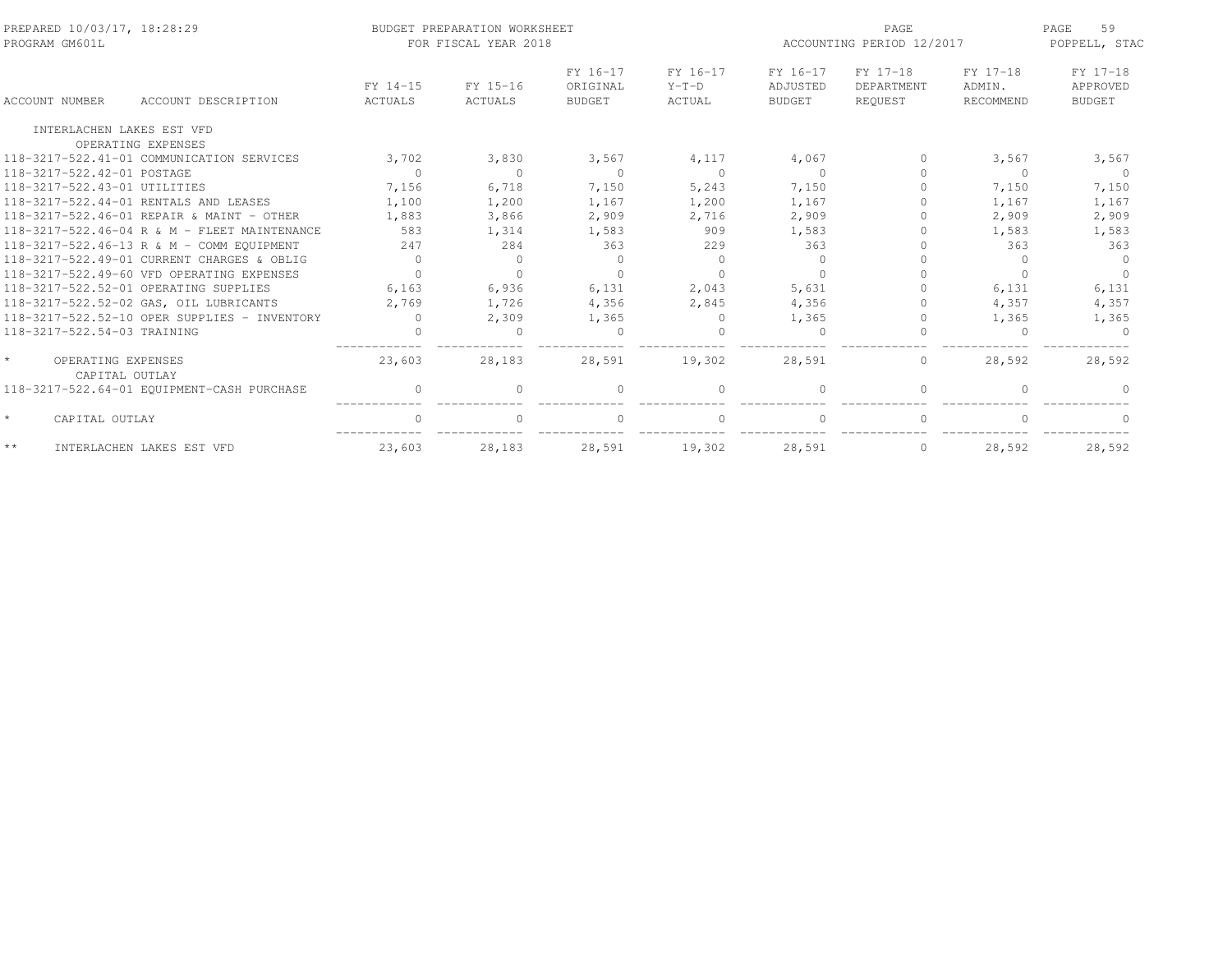PREPARED 10/03/17, 18:28:29 BUDGET PREPARATION WORKSHEET PAGE 59
PROGRAM GM601L FOR FISCAL YEAR 2018 ACCOUNTING PERIOD 12/2017 POPPELL, STAC

| ACCOUNT NUMBER | ACCOUNT DESCRIPTION | FY 14-15 ACTUALS | FY 15-16 ACTUALS | FY 16-17 ORIGINAL BUDGET | FY 16-17 Y-T-D ACTUAL | FY 16-17 ADJUSTED BUDGET | FY 17-18 DEPARTMENT REQUEST | FY 17-18 ADMIN. RECOMMEND | FY 17-18 APPROVED BUDGET |
|---|---|---|---|---|---|---|---|---|---|
| INTERLACHEN LAKES EST VFD | | | | | | | | | |
| | OPERATING EXPENSES | | | | | | | | |
| 118-3217-522.41-01 | COMMUNICATION SERVICES | 3,702 | 3,830 | 3,567 | 4,117 | 4,067 | 0 | 3,567 | 3,567 |
| 118-3217-522.42-01 | POSTAGE | 0 | 0 | 0 | 0 | 0 | 0 | 0 | 0 |
| 118-3217-522.43-01 | UTILITIES | 7,156 | 6,718 | 7,150 | 5,243 | 7,150 | 0 | 7,150 | 7,150 |
| 118-3217-522.44-01 | RENTALS AND LEASES | 1,100 | 1,200 | 1,167 | 1,200 | 1,167 | 0 | 1,167 | 1,167 |
| 118-3217-522.46-01 | REPAIR & MAINT - OTHER | 1,883 | 3,866 | 2,909 | 2,716 | 2,909 | 0 | 2,909 | 2,909 |
| 118-3217-522.46-04 | R & M - FLEET MAINTENANCE | 583 | 1,314 | 1,583 | 909 | 1,583 | 0 | 1,583 | 1,583 |
| 118-3217-522.46-13 | R & M - COMM EQUIPMENT | 247 | 284 | 363 | 229 | 363 | 0 | 363 | 363 |
| 118-3217-522.49-01 | CURRENT CHARGES & OBLIG | 0 | 0 | 0 | 0 | 0 | 0 | 0 | 0 |
| 118-3217-522.49-60 | VFD OPERATING EXPENSES | 0 | 0 | 0 | 0 | 0 | 0 | 0 | 0 |
| 118-3217-522.52-01 | OPERATING SUPPLIES | 6,163 | 6,936 | 6,131 | 2,043 | 5,631 | 0 | 6,131 | 6,131 |
| 118-3217-522.52-02 | GAS, OIL LUBRICANTS | 2,769 | 1,726 | 4,356 | 2,845 | 4,356 | 0 | 4,357 | 4,357 |
| 118-3217-522.52-10 | OPER SUPPLIES - INVENTORY | 0 | 2,309 | 1,365 | 0 | 1,365 | 0 | 1,365 | 1,365 |
| 118-3217-522.54-03 | TRAINING | 0 | 0 | 0 | 0 | 0 | 0 | 0 | 0 |
| * | OPERATING EXPENSES | 23,603 | 28,183 | 28,591 | 19,302 | 28,591 | 0 | 28,592 | 28,592 |
| | CAPITAL OUTLAY | | | | | | | | |
| 118-3217-522.64-01 | EQUIPMENT-CASH PURCHASE | 0 | 0 | 0 | 0 | 0 | 0 | 0 | 0 |
| * | CAPITAL OUTLAY | 0 | 0 | 0 | 0 | 0 | 0 | 0 | 0 |
| ** | INTERLACHEN LAKES EST VFD | 23,603 | 28,183 | 28,591 | 19,302 | 28,591 | 0 | 28,592 | 28,592 |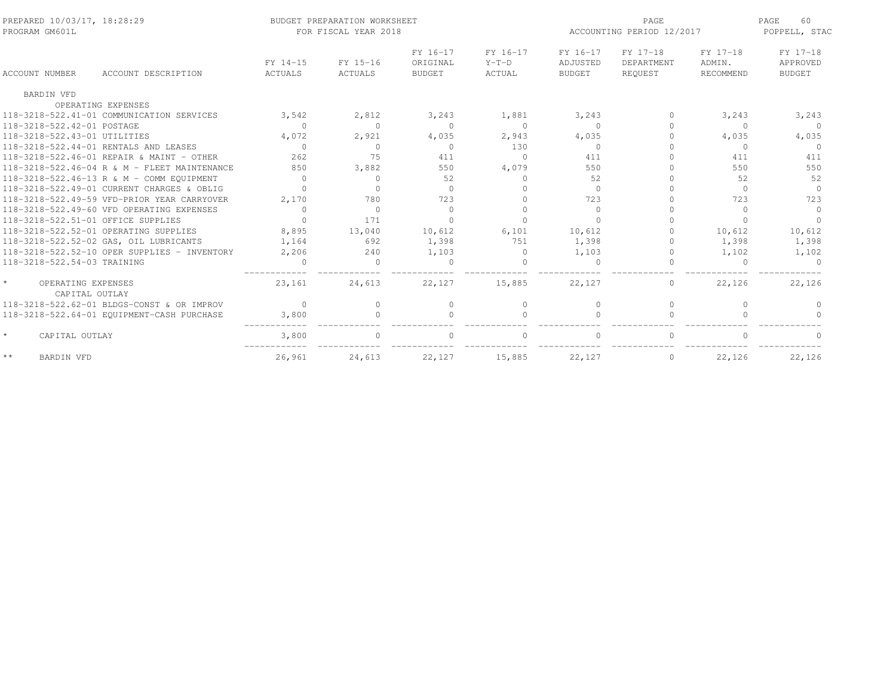PREPARED 10/03/17, 18:28:29 — BUDGET PREPARATION WORKSHEET — PAGE 60
PROGRAM GM601L — FOR FISCAL YEAR 2018 — ACCOUNTING PERIOD 12/2017 — POPPELL, STAC

| ACCOUNT NUMBER | ACCOUNT DESCRIPTION | FY 14-15 ACTUALS | FY 15-16 ACTUALS | FY 16-17 ORIGINAL BUDGET | FY 16-17 Y-T-D ACTUAL | FY 16-17 ADJUSTED BUDGET | FY 17-18 DEPARTMENT REQUEST | FY 17-18 ADMIN. RECOMMEND | FY 17-18 APPROVED BUDGET |
|---|---|---|---|---|---|---|---|---|---|
| BARDIN VFD | | | | | | | | | |
| | OPERATING EXPENSES | | | | | | | | |
| 118-3218-522.41-01 | COMMUNICATION SERVICES | 3,542 | 2,812 | 3,243 | 1,881 | 3,243 | 0 | 3,243 | 3,243 |
| 118-3218-522.42-01 | POSTAGE | 0 | 0 | 0 | 0 | 0 | 0 | 0 | 0 |
| 118-3218-522.43-01 | UTILITIES | 4,072 | 2,921 | 4,035 | 2,943 | 4,035 | 0 | 4,035 | 4,035 |
| 118-3218-522.44-01 | RENTALS AND LEASES | 0 | 0 | 0 | 130 | 0 | 0 | 0 | 0 |
| 118-3218-522.46-01 | REPAIR & MAINT - OTHER | 262 | 75 | 411 | 0 | 411 | 0 | 411 | 411 |
| 118-3218-522.46-04 | R & M - FLEET MAINTENANCE | 850 | 3,882 | 550 | 4,079 | 550 | 0 | 550 | 550 |
| 118-3218-522.46-13 | R & M - COMM EQUIPMENT | 0 | 0 | 52 | 0 | 52 | 0 | 52 | 52 |
| 118-3218-522.49-01 | CURRENT CHARGES & OBLIG | 0 | 0 | 0 | 0 | 0 | 0 | 0 | 0 |
| 118-3218-522.49-59 | VFD-PRIOR YEAR CARRYOVER | 2,170 | 780 | 723 | 0 | 723 | 0 | 723 | 723 |
| 118-3218-522.49-60 | VFD OPERATING EXPENSES | 0 | 0 | 0 | 0 | 0 | 0 | 0 | 0 |
| 118-3218-522.51-01 | OFFICE SUPPLIES | 0 | 171 | 0 | 0 | 0 | 0 | 0 | 0 |
| 118-3218-522.52-01 | OPERATING SUPPLIES | 8,895 | 13,040 | 10,612 | 6,101 | 10,612 | 0 | 10,612 | 10,612 |
| 118-3218-522.52-02 | GAS, OIL LUBRICANTS | 1,164 | 692 | 1,398 | 751 | 1,398 | 0 | 1,398 | 1,398 |
| 118-3218-522.52-10 | OPER SUPPLIES - INVENTORY | 2,206 | 240 | 1,103 | 0 | 1,103 | 0 | 1,102 | 1,102 |
| 118-3218-522.54-03 | TRAINING | 0 | 0 | 0 | 0 | 0 | 0 | 0 | 0 |
| * | OPERATING EXPENSES | 23,161 | 24,613 | 22,127 | 15,885 | 22,127 | 0 | 22,126 | 22,126 |
| | CAPITAL OUTLAY | | | | | | | | |
| 118-3218-522.62-01 | BLDGS-CONST & OR IMPROV | 0 | 0 | 0 | 0 | 0 | 0 | 0 | 0 |
| 118-3218-522.64-01 | EQUIPMENT-CASH PURCHASE | 3,800 | 0 | 0 | 0 | 0 | 0 | 0 | 0 |
| * | CAPITAL OUTLAY | 3,800 | 0 | 0 | 0 | 0 | 0 | 0 | 0 |
| ** | BARDIN VFD | 26,961 | 24,613 | 22,127 | 15,885 | 22,127 | 0 | 22,126 | 22,126 |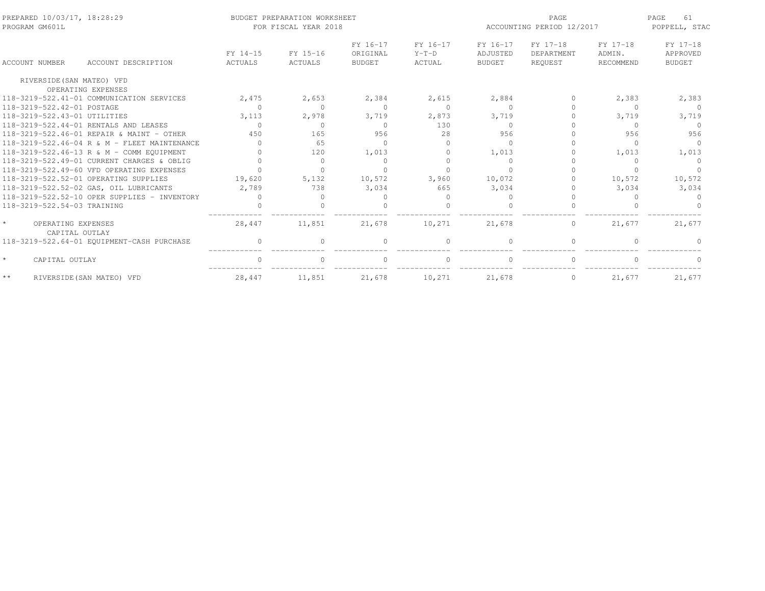PREPARED 10/03/17, 18:28:29
PROGRAM GM601L

BUDGET PREPARATION WORKSHEET
FOR FISCAL YEAR 2018

ACCOUNTING PERIOD 12/2017

POPPELL, STAC

| ACCOUNT NUMBER | ACCOUNT DESCRIPTION | FY 14-15 ACTUALS | FY 15-16 ACTUALS | FY 16-17 ORIGINAL BUDGET | FY 16-17 Y-T-D ACTUAL | FY 16-17 ADJUSTED BUDGET | FY 17-18 DEPARTMENT REQUEST | FY 17-18 ADMIN. RECOMMEND | FY 17-18 APPROVED BUDGET |
|---|---|---|---|---|---|---|---|---|---|
| RIVERSIDE(SAN MATEO) VFD | | | | | | | | | |
| | OPERATING EXPENSES | | | | | | | | |
| 118-3219-522.41-01 | COMMUNICATION SERVICES | 2,475 | 2,653 | 2,384 | 2,615 | 2,884 | 0 | 2,383 | 2,383 |
| 118-3219-522.42-01 | POSTAGE | 0 | 0 | 0 | 0 | 0 | 0 | 0 | 0 |
| 118-3219-522.43-01 | UTILITIES | 3,113 | 2,978 | 3,719 | 2,873 | 3,719 | 0 | 3,719 | 3,719 |
| 118-3219-522.44-01 | RENTALS AND LEASES | 0 | 0 | 0 | 130 | 0 | 0 | 0 | 0 |
| 118-3219-522.46-01 | REPAIR & MAINT - OTHER | 450 | 165 | 956 | 28 | 956 | 0 | 956 | 956 |
| 118-3219-522.46-04 | R & M - FLEET MAINTENANCE | 0 | 65 | 0 | 0 | 0 | 0 | 0 | 0 |
| 118-3219-522.46-13 | R & M - COMM EQUIPMENT | 0 | 120 | 1,013 | 0 | 1,013 | 0 | 1,013 | 1,013 |
| 118-3219-522.49-01 | CURRENT CHARGES & OBLIG | 0 | 0 | 0 | 0 | 0 | 0 | 0 | 0 |
| 118-3219-522.49-60 | VFD OPERATING EXPENSES | 0 | 0 | 0 | 0 | 0 | 0 | 0 | 0 |
| 118-3219-522.52-01 | OPERATING SUPPLIES | 19,620 | 5,132 | 10,572 | 3,960 | 10,072 | 0 | 10,572 | 10,572 |
| 118-3219-522.52-02 | GAS, OIL LUBRICANTS | 2,789 | 738 | 3,034 | 665 | 3,034 | 0 | 3,034 | 3,034 |
| 118-3219-522.52-10 | OPER SUPPLIES - INVENTORY | 0 | 0 | 0 | 0 | 0 | 0 | 0 | 0 |
| 118-3219-522.54-03 | TRAINING | 0 | 0 | 0 | 0 | 0 | 0 | 0 | 0 |
| * | OPERATING EXPENSES | 28,447 | 11,851 | 21,678 | 10,271 | 21,678 | 0 | 21,677 | 21,677 |
| | CAPITAL OUTLAY | | | | | | | | |
| 118-3219-522.64-01 | EQUIPMENT-CASH PURCHASE | 0 | 0 | 0 | 0 | 0 | 0 | 0 | 0 |
| * | CAPITAL OUTLAY | 0 | 0 | 0 | 0 | 0 | 0 | 0 | 0 |
| ** | RIVERSIDE(SAN MATEO) VFD | 28,447 | 11,851 | 21,678 | 10,271 | 21,678 | 0 | 21,677 | 21,677 |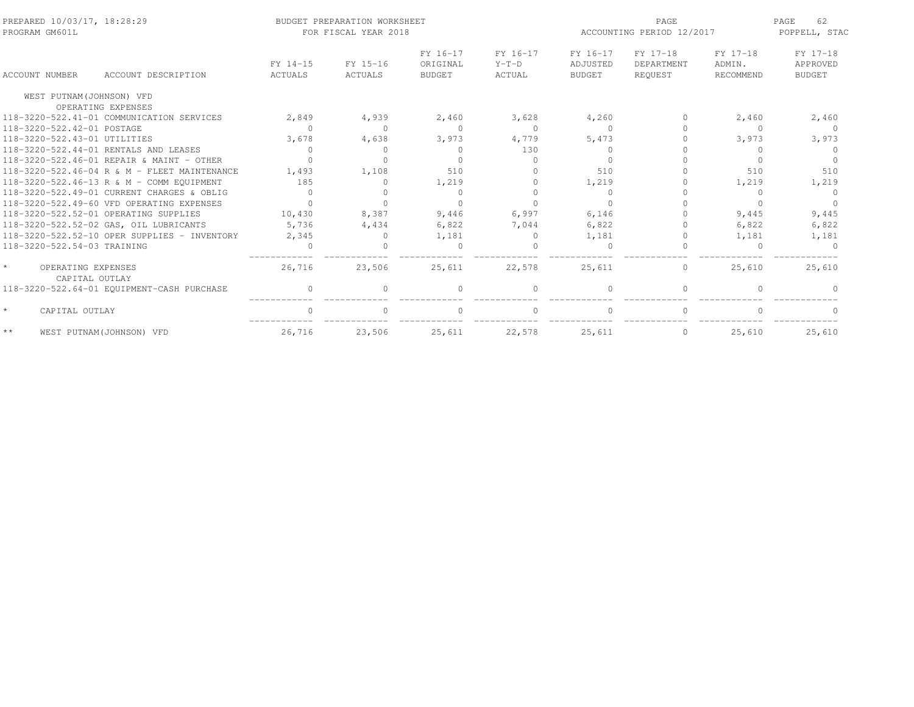BUDGET PREPARATION WORKSHEET
FOR FISCAL YEAR 2018

| ACCOUNT NUMBER | ACCOUNT DESCRIPTION | FY 14-15 ACTUALS | FY 15-16 ACTUALS | FY 16-17 ORIGINAL BUDGET | FY 16-17 Y-T-D ACTUAL | FY 16-17 ADJUSTED BUDGET | FY 17-18 DEPARTMENT REQUEST | FY 17-18 ADMIN. RECOMMEND | FY 17-18 APPROVED BUDGET |
|---|---|---|---|---|---|---|---|---|---|
| WEST PUTNAM(JOHNSON) VFD | | | | | | | | | |
| OPERATING EXPENSES | | | | | | | | | |
| 118-3220-522.41-01 | COMMUNICATION SERVICES | 2,849 | 4,939 | 2,460 | 3,628 | 4,260 | 0 | 2,460 | 2,460 |
| 118-3220-522.42-01 | POSTAGE | 0 | 0 | 0 | 0 | 0 | 0 | 0 | 0 |
| 118-3220-522.43-01 | UTILITIES | 3,678 | 4,638 | 3,973 | 4,779 | 5,473 | 0 | 3,973 | 3,973 |
| 118-3220-522.44-01 | RENTALS AND LEASES | 0 | 0 | 0 | 130 | 0 | 0 | 0 | 0 |
| 118-3220-522.46-01 | REPAIR & MAINT - OTHER | 0 | 0 | 0 | 0 | 0 | 0 | 0 | 0 |
| 118-3220-522.46-04 | R & M - FLEET MAINTENANCE | 1,493 | 1,108 | 510 | 0 | 510 | 0 | 510 | 510 |
| 118-3220-522.46-13 | R & M - COMM EQUIPMENT | 185 | 0 | 1,219 | 0 | 1,219 | 0 | 1,219 | 1,219 |
| 118-3220-522.49-01 | CURRENT CHARGES & OBLIG | 0 | 0 | 0 | 0 | 0 | 0 | 0 | 0 |
| 118-3220-522.49-60 | VFD OPERATING EXPENSES | 0 | 0 | 0 | 0 | 0 | 0 | 0 | 0 |
| 118-3220-522.52-01 | OPERATING SUPPLIES | 10,430 | 8,387 | 9,446 | 6,997 | 6,146 | 0 | 9,445 | 9,445 |
| 118-3220-522.52-02 | GAS, OIL LUBRICANTS | 5,736 | 4,434 | 6,822 | 7,044 | 6,822 | 0 | 6,822 | 6,822 |
| 118-3220-522.52-10 | OPER SUPPLIES - INVENTORY | 2,345 | 0 | 1,181 | 0 | 1,181 | 0 | 1,181 | 1,181 |
| 118-3220-522.54-03 | TRAINING | 0 | 0 | 0 | 0 | 0 | 0 | 0 | 0 |
| * | OPERATING EXPENSES | 26,716 | 23,506 | 25,611 | 22,578 | 25,611 | 0 | 25,610 | 25,610 |
| CAPITAL OUTLAY | | | | | | | | | |
| 118-3220-522.64-01 | EQUIPMENT-CASH PURCHASE | 0 | 0 | 0 | 0 | 0 | 0 | 0 | 0 |
| * | CAPITAL OUTLAY | 0 | 0 | 0 | 0 | 0 | 0 | 0 | 0 |
| ** | WEST PUTNAM(JOHNSON) VFD | 26,716 | 23,506 | 25,611 | 22,578 | 25,611 | 0 | 25,610 | 25,610 |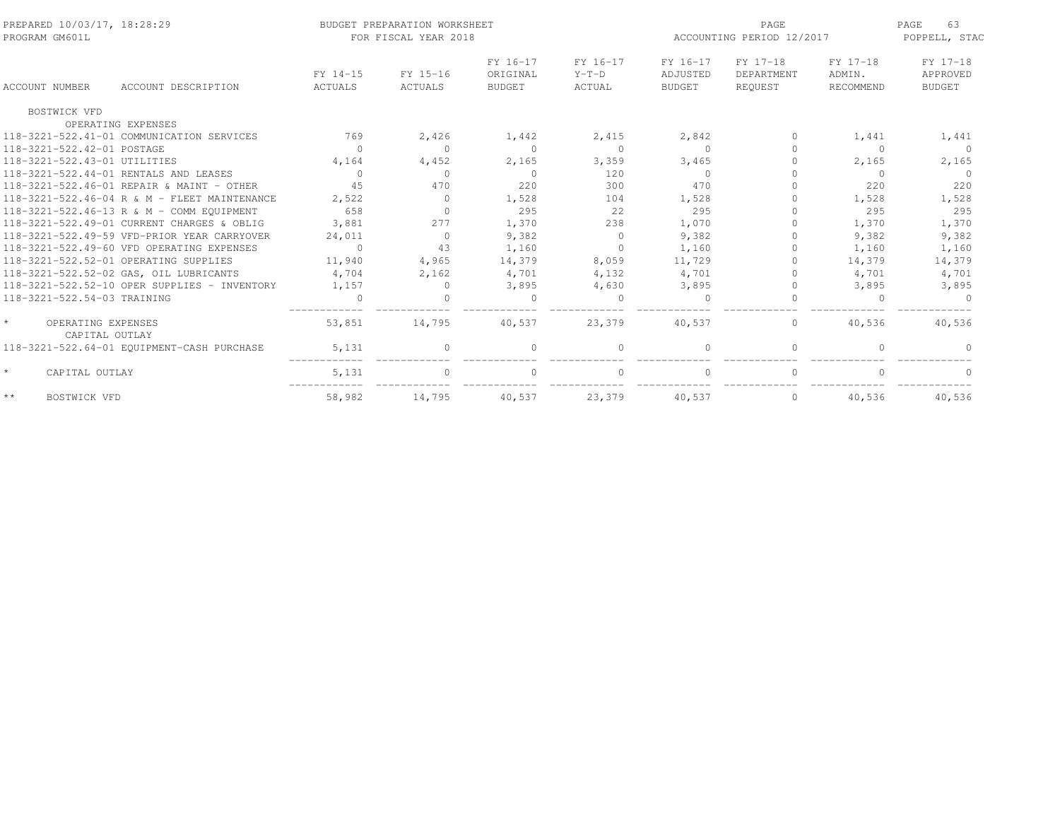PREPARED 10/03/17, 18:28:29 — BUDGET PREPARATION WORKSHEET — PROGRAM GM601L — FOR FISCAL YEAR 2018 — ACCOUNTING PERIOD 12/2017 — POPPELL, STAC

| ACCOUNT NUMBER | ACCOUNT DESCRIPTION | FY 14-15 ACTUALS | FY 15-16 ACTUALS | FY 16-17 ORIGINAL BUDGET | FY 16-17 Y-T-D ACTUAL | FY 16-17 ADJUSTED BUDGET | FY 17-18 DEPARTMENT REQUEST | FY 17-18 ADMIN. RECOMMEND | FY 17-18 APPROVED BUDGET |
|---|---|---|---|---|---|---|---|---|---|
| BOSTWICK VFD | | | | | | | | | |
| | OPERATING EXPENSES | | | | | | | | |
| 118-3221-522.41-01 | COMMUNICATION SERVICES | 769 | 2,426 | 1,442 | 2,415 | 2,842 | 0 | 1,441 | 1,441 |
| 118-3221-522.42-01 | POSTAGE | 0 | 0 | 0 | 0 | 0 | 0 | 0 | 0 |
| 118-3221-522.43-01 | UTILITIES | 4,164 | 4,452 | 2,165 | 3,359 | 3,465 | 0 | 2,165 | 2,165 |
| 118-3221-522.44-01 | RENTALS AND LEASES | 0 | 0 | 0 | 120 | 0 | 0 | 0 | 0 |
| 118-3221-522.46-01 | REPAIR & MAINT - OTHER | 45 | 470 | 220 | 300 | 470 | 0 | 220 | 220 |
| 118-3221-522.46-04 | R & M - FLEET MAINTENANCE | 2,522 | 0 | 1,528 | 104 | 1,528 | 0 | 1,528 | 1,528 |
| 118-3221-522.46-13 | R & M - COMM EQUIPMENT | 658 | 0 | 295 | 22 | 295 | 0 | 295 | 295 |
| 118-3221-522.49-01 | CURRENT CHARGES & OBLIG | 3,881 | 277 | 1,370 | 238 | 1,070 | 0 | 1,370 | 1,370 |
| 118-3221-522.49-59 | VFD-PRIOR YEAR CARRYOVER | 24,011 | 0 | 9,382 | 0 | 9,382 | 0 | 9,382 | 9,382 |
| 118-3221-522.49-60 | VFD OPERATING EXPENSES | 0 | 43 | 1,160 | 0 | 1,160 | 0 | 1,160 | 1,160 |
| 118-3221-522.52-01 | OPERATING SUPPLIES | 11,940 | 4,965 | 14,379 | 8,059 | 11,729 | 0 | 14,379 | 14,379 |
| 118-3221-522.52-02 | GAS, OIL LUBRICANTS | 4,704 | 2,162 | 4,701 | 4,132 | 4,701 | 0 | 4,701 | 4,701 |
| 118-3221-522.52-10 | OPER SUPPLIES - INVENTORY | 1,157 | 0 | 3,895 | 4,630 | 3,895 | 0 | 3,895 | 3,895 |
| 118-3221-522.54-03 | TRAINING | 0 | 0 | 0 | 0 | 0 | 0 | 0 | 0 |
| * | OPERATING EXPENSES | 53,851 | 14,795 | 40,537 | 23,379 | 40,537 | 0 | 40,536 | 40,536 |
| | CAPITAL OUTLAY | | | | | | | | |
| 118-3221-522.64-01 | EQUIPMENT-CASH PURCHASE | 5,131 | 0 | 0 | 0 | 0 | 0 | 0 | 0 |
| * | CAPITAL OUTLAY | 5,131 | 0 | 0 | 0 | 0 | 0 | 0 | 0 |
| ** | BOSTWICK VFD | 58,982 | 14,795 | 40,537 | 23,379 | 40,537 | 0 | 40,536 | 40,536 |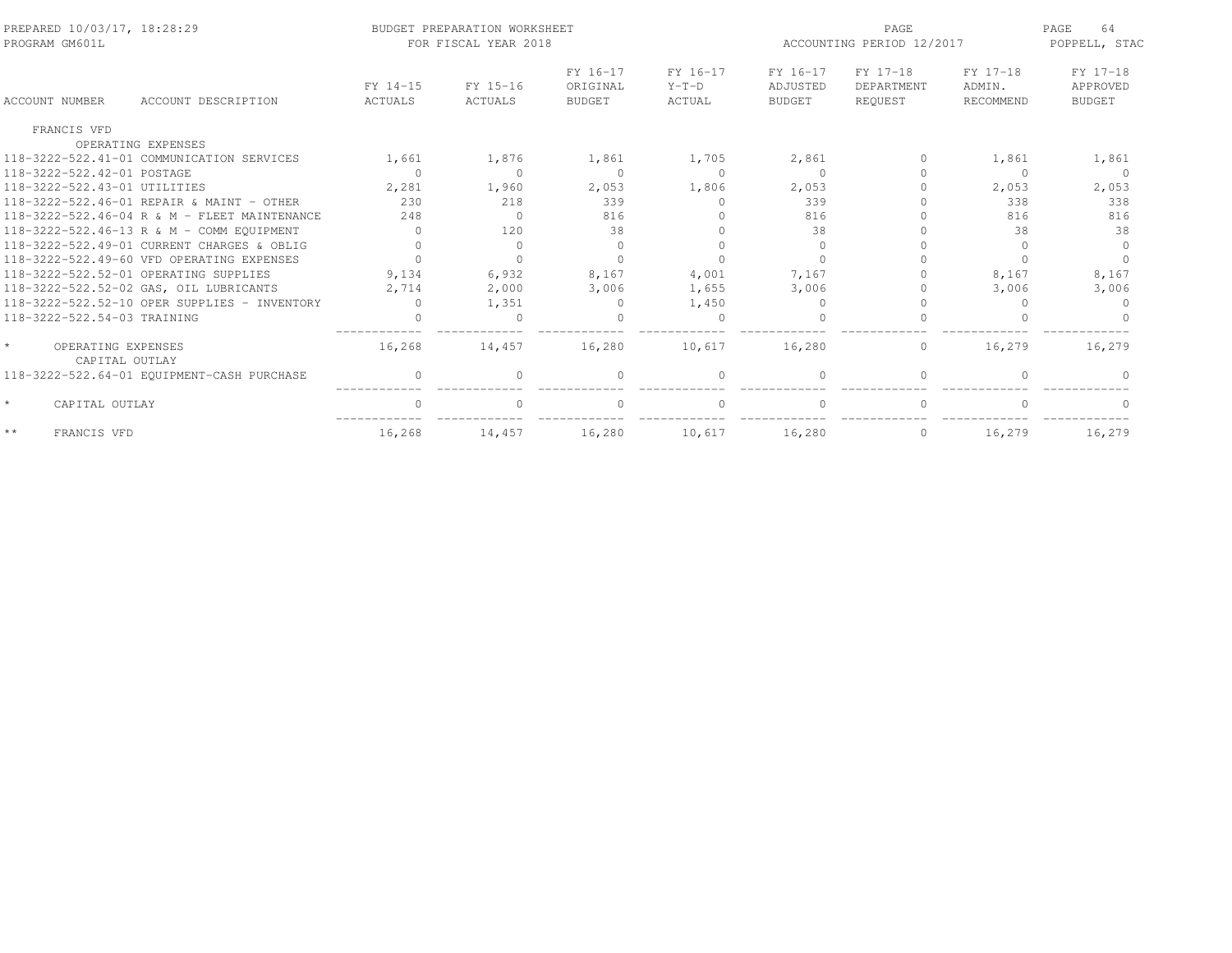BUDGET PREPARATION WORKSHEET
FOR FISCAL YEAR 2018

PREPARED 10/03/17, 18:28:29
PROGRAM GM601L

ACCOUNTING PERIOD 12/2017

POPPELL, STAC

| ACCOUNT NUMBER | ACCOUNT DESCRIPTION | FY 14-15 ACTUALS | FY 15-16 ACTUALS | FY 16-17 ORIGINAL BUDGET | FY 16-17 Y-T-D ACTUAL | FY 16-17 ADJUSTED BUDGET | FY 17-18 DEPARTMENT REQUEST | FY 17-18 ADMIN. RECOMMEND | FY 17-18 APPROVED BUDGET |
|---|---|---|---|---|---|---|---|---|---|
| FRANCIS VFD | | | | | | | | | |
| | OPERATING EXPENSES | | | | | | | | |
| 118-3222-522.41-01 | COMMUNICATION SERVICES | 1,661 | 1,876 | 1,861 | 1,705 | 2,861 | 0 | 1,861 | 1,861 |
| 118-3222-522.42-01 | POSTAGE | 0 | 0 | 0 | 0 | 0 | 0 | 0 | 0 |
| 118-3222-522.43-01 | UTILITIES | 2,281 | 1,960 | 2,053 | 1,806 | 2,053 | 0 | 2,053 | 2,053 |
| 118-3222-522.46-01 | R & M - OTHER | 230 | 218 | 339 | 0 | 339 | 0 | 338 | 338 |
| 118-3222-522.46-04 | R & M - FLEET MAINTENANCE | 248 | 0 | 816 | 0 | 816 | 0 | 816 | 816 |
| 118-3222-522.46-13 | R & M - COMM EQUIPMENT | 0 | 120 | 38 | 0 | 38 | 0 | 38 | 38 |
| 118-3222-522.49-01 | CURRENT CHARGES & OBLIG | 0 | 0 | 0 | 0 | 0 | 0 | 0 | 0 |
| 118-3222-522.49-60 | VFD OPERATING EXPENSES | 0 | 0 | 0 | 0 | 0 | 0 | 0 | 0 |
| 118-3222-522.52-01 | OPERATING SUPPLIES | 9,134 | 6,932 | 8,167 | 4,001 | 7,167 | 0 | 8,167 | 8,167 |
| 118-3222-522.52-02 | GAS, OIL LUBRICANTS | 2,714 | 2,000 | 3,006 | 1,655 | 3,006 | 0 | 3,006 | 3,006 |
| 118-3222-522.52-10 | OPER SUPPLIES - INVENTORY | 0 | 1,351 | 0 | 1,450 | 0 | 0 | 0 | 0 |
| 118-3222-522.54-03 | TRAINING | 0 | 0 | 0 | 0 | 0 | 0 | 0 | 0 |
| * | OPERATING EXPENSES | 16,268 | 14,457 | 16,280 | 10,617 | 16,280 | 0 | 16,279 | 16,279 |
| | CAPITAL OUTLAY | | | | | | | | |
| 118-3222-522.64-01 | EQUIPMENT-CASH PURCHASE | 0 | 0 | 0 | 0 | 0 | 0 | 0 | 0 |
| * | CAPITAL OUTLAY | 0 | 0 | 0 | 0 | 0 | 0 | 0 | 0 |
| ** | FRANCIS VFD | 16,268 | 14,457 | 16,280 | 10,617 | 16,280 | 0 | 16,279 | 16,279 |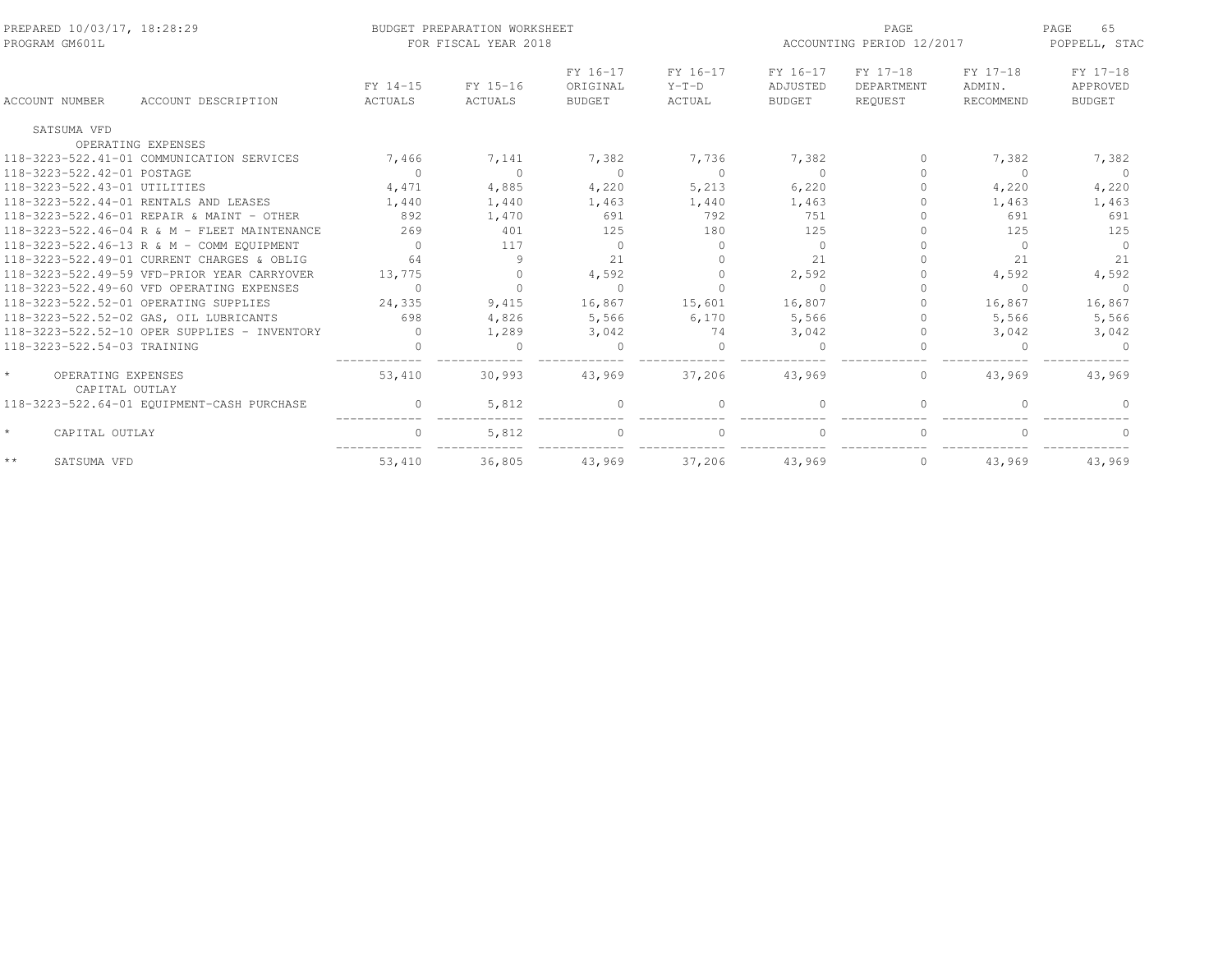PREPARED 10/03/17, 18:28:29 — BUDGET PREPARATION WORKSHEET — FOR FISCAL YEAR 2018 — ACCOUNTING PERIOD 12/2017
PROGRAM GM601L — POPPELL, STAC

| ACCOUNT NUMBER | ACCOUNT DESCRIPTION | FY 14-15 ACTUALS | FY 15-16 ACTUALS | FY 16-17 ORIGINAL BUDGET | FY 16-17 Y-T-D ACTUAL | FY 16-17 ADJUSTED BUDGET | FY 17-18 DEPARTMENT REQUEST | FY 17-18 ADMIN. RECOMMEND | FY 17-18 APPROVED BUDGET |
|---|---|---|---|---|---|---|---|---|---|
| SATSUMA VFD | | | | | | | | | |
| | OPERATING EXPENSES | | | | | | | | |
| 118-3223-522.41-01 | COMMUNICATION SERVICES | 7,466 | 7,141 | 7,382 | 7,736 | 7,382 | 0 | 7,382 | 7,382 |
| 118-3223-522.42-01 | POSTAGE | 0 | 0 | 0 | 0 | 0 | 0 | 0 | 0 |
| 118-3223-522.43-01 | UTILITIES | 4,471 | 4,885 | 4,220 | 5,213 | 6,220 | 0 | 4,220 | 4,220 |
| 118-3223-522.44-01 | RENTALS AND LEASES | 1,440 | 1,440 | 1,463 | 1,440 | 1,463 | 0 | 1,463 | 1,463 |
| 118-3223-522.46-01 | REPAIR & MAINT - OTHER | 892 | 1,470 | 691 | 792 | 751 | 0 | 691 | 691 |
| 118-3223-522.46-04 | R & M - FLEET MAINTENANCE | 269 | 401 | 125 | 180 | 125 | 0 | 125 | 125 |
| 118-3223-522.46-13 | R & M - COMM EQUIPMENT | 0 | 117 | 0 | 0 | 0 | 0 | 0 | 0 |
| 118-3223-522.49-01 | CURRENT CHARGES & OBLIG | 64 | 9 | 21 | 0 | 21 | 0 | 21 | 21 |
| 118-3223-522.49-59 | VFD-PRIOR YEAR CARRYOVER | 13,775 | 0 | 4,592 | 0 | 2,592 | 0 | 4,592 | 4,592 |
| 118-3223-522.49-60 | VFD OPERATING EXPENSES | 0 | 0 | 0 | 0 | 0 | 0 | 0 | 0 |
| 118-3223-522.52-01 | OPERATING SUPPLIES | 24,335 | 9,415 | 16,867 | 15,601 | 16,807 | 0 | 16,867 | 16,867 |
| 118-3223-522.52-02 | GAS, OIL LUBRICANTS | 698 | 4,826 | 5,566 | 6,170 | 5,566 | 0 | 5,566 | 5,566 |
| 118-3223-522.52-10 | OPER SUPPLIES - INVENTORY | 0 | 1,289 | 3,042 | 74 | 3,042 | 0 | 3,042 | 3,042 |
| 118-3223-522.54-03 | TRAINING | 0 | 0 | 0 | 0 | 0 | 0 | 0 | 0 |
| * | OPERATING EXPENSES | 53,410 | 30,993 | 43,969 | 37,206 | 43,969 | 0 | 43,969 | 43,969 |
| | CAPITAL OUTLAY | | | | | | | | |
| 118-3223-522.64-01 | EQUIPMENT-CASH PURCHASE | 0 | 5,812 | 0 | 0 | 0 | 0 | 0 | 0 |
| * | CAPITAL OUTLAY | 0 | 5,812 | 0 | 0 | 0 | 0 | 0 | 0 |
| ** | SATSUMA VFD | 53,410 | 36,805 | 43,969 | 37,206 | 43,969 | 0 | 43,969 | 43,969 |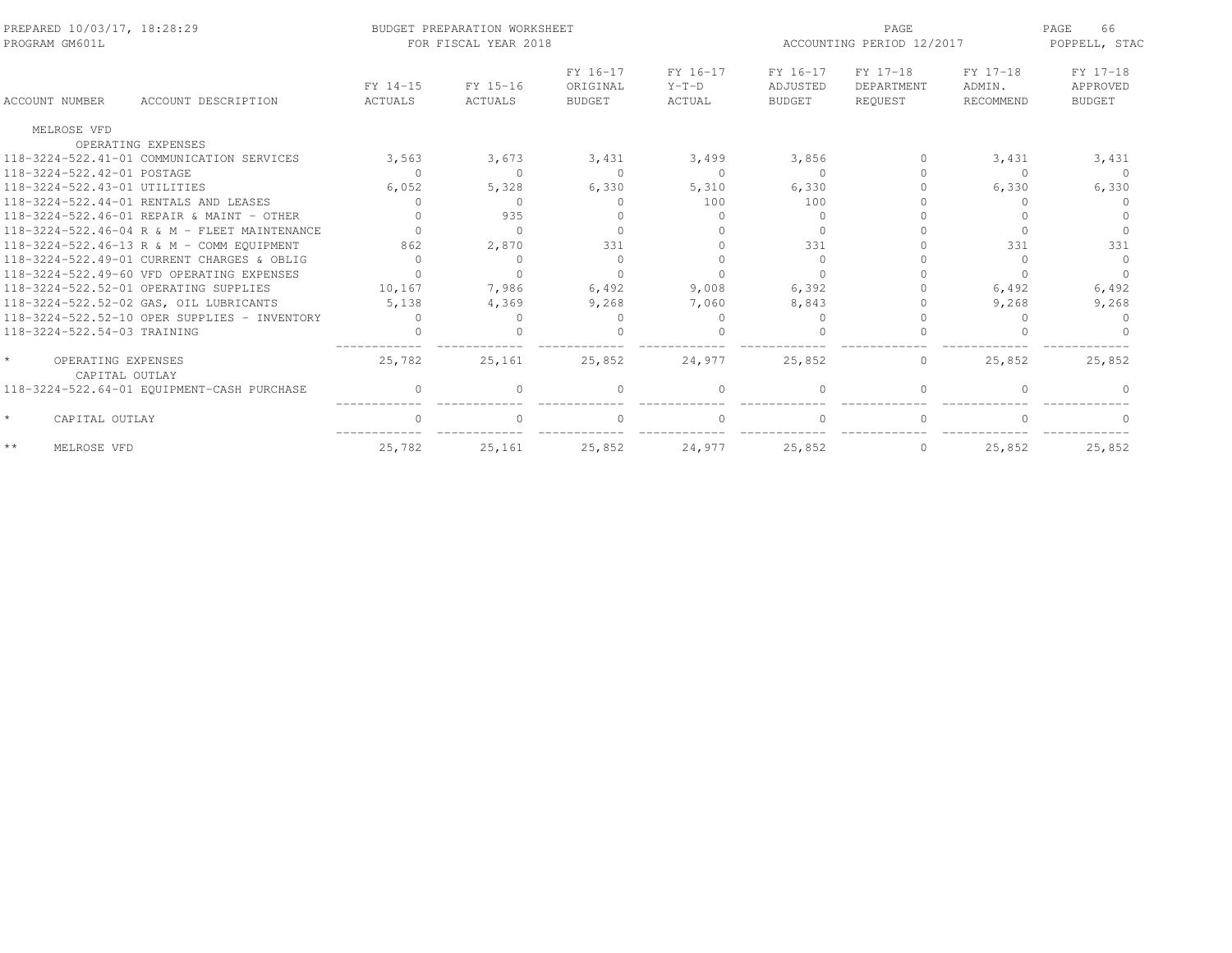PREPARED 10/03/17, 18:28:29 PROGRAM GM601L

BUDGET PREPARATION WORKSHEET FOR FISCAL YEAR 2018

ACCOUNTING PERIOD 12/2017

POPPELL, STAC

| ACCOUNT NUMBER | ACCOUNT DESCRIPTION | FY 14-15 ACTUALS | FY 15-16 ACTUALS | FY 16-17 ORIGINAL BUDGET | FY 16-17 Y-T-D ACTUAL | FY 16-17 ADJUSTED BUDGET | FY 17-18 DEPARTMENT REQUEST | FY 17-18 ADMIN. RECOMMEND | FY 17-18 APPROVED BUDGET |
|---|---|---|---|---|---|---|---|---|---|
| MELROSE VFD | | | | | | | | | |
| | OPERATING EXPENSES | | | | | | | | |
| 118-3224-522.41-01 | COMMUNICATION SERVICES | 3,563 | 3,673 | 3,431 | 3,499 | 3,856 | 0 | 3,431 | 3,431 |
| 118-3224-522.42-01 | POSTAGE | 0 | 0 | 0 | 0 | 0 | 0 | 0 | 0 |
| 118-3224-522.43-01 | UTILITIES | 6,052 | 5,328 | 6,330 | 5,310 | 6,330 | 0 | 6,330 | 6,330 |
| 118-3224-522.44-01 | RENTALS AND LEASES | 0 | 0 | 0 | 100 | 100 | 0 | 0 | 0 |
| 118-3224-522.46-01 | REPAIR & MAINT - OTHER | 0 | 935 | 0 | 0 | 0 | 0 | 0 | 0 |
| 118-3224-522.46-04 | R & M - FLEET MAINTENANCE | 0 | 0 | 0 | 0 | 0 | 0 | 0 | 0 |
| 118-3224-522.46-13 | R & M - COMM EQUIPMENT | 862 | 2,870 | 331 | 0 | 331 | 0 | 331 | 331 |
| 118-3224-522.49-01 | CURRENT CHARGES & OBLIG | 0 | 0 | 0 | 0 | 0 | 0 | 0 | 0 |
| 118-3224-522.49-60 | VFD OPERATING EXPENSES | 0 | 0 | 0 | 0 | 0 | 0 | 0 | 0 |
| 118-3224-522.52-01 | OPERATING SUPPLIES | 10,167 | 7,986 | 6,492 | 9,008 | 6,392 | 0 | 6,492 | 6,492 |
| 118-3224-522.52-02 | GAS, OIL LUBRICANTS | 5,138 | 4,369 | 9,268 | 7,060 | 8,843 | 0 | 9,268 | 9,268 |
| 118-3224-522.52-10 | OPER SUPPLIES - INVENTORY | 0 | 0 | 0 | 0 | 0 | 0 | 0 | 0 |
| 118-3224-522.54-03 | TRAINING | 0 | 0 | 0 | 0 | 0 | 0 | 0 | 0 |
| * | OPERATING EXPENSES | 25,782 | 25,161 | 25,852 | 24,977 | 25,852 | 0 | 25,852 | 25,852 |
| | CAPITAL OUTLAY | | | | | | | | |
| 118-3224-522.64-01 | EQUIPMENT-CASH PURCHASE | 0 | 0 | 0 | 0 | 0 | 0 | 0 | 0 |
| * | CAPITAL OUTLAY | 0 | 0 | 0 | 0 | 0 | 0 | 0 | 0 |
| ** | MELROSE VFD | 25,782 | 25,161 | 25,852 | 24,977 | 25,852 | 0 | 25,852 | 25,852 |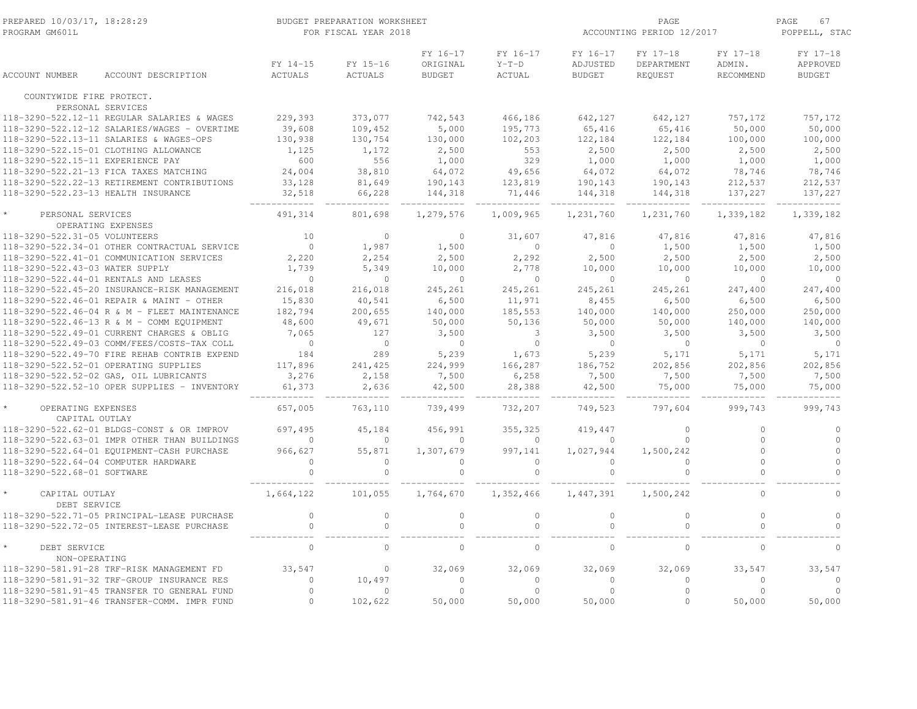PREPARED 10/03/17, 18:28:29 BUDGET PREPARATION WORKSHEET PAGE 67
PROGRAM GM601L FOR FISCAL YEAR 2018 ACCOUNTING PERIOD 12/2017 POPPELL, STAC

| ACCOUNT NUMBER | ACCOUNT DESCRIPTION | FY 14-15 ACTUALS | FY 15-16 ACTUALS | FY 16-17 ORIGINAL BUDGET | FY 16-17 Y-T-D ACTUAL | FY 16-17 ADJUSTED BUDGET | FY 17-18 DEPARTMENT REQUEST | FY 17-18 ADMIN. RECOMMEND | FY 17-18 APPROVED BUDGET |
|---|---|---|---|---|---|---|---|---|---|
| COUNTYWIDE FIRE PROTECT. | | | | | | | | | |
| PERSONAL SERVICES | | | | | | | | | |
| 118-3290-522.12-11 | REGULAR SALARIES & WAGES | 229,393 | 373,077 | 742,543 | 466,186 | 642,127 | 642,127 | 757,172 | 757,172 |
| 118-3290-522.12-12 | SALARIES/WAGES - OVERTIME | 39,608 | 109,452 | 5,000 | 195,773 | 65,416 | 65,416 | 50,000 | 50,000 |
| 118-3290-522.13-11 | SALARIES & WAGES-OPS | 130,938 | 130,754 | 130,000 | 102,203 | 122,184 | 122,184 | 100,000 | 100,000 |
| 118-3290-522.15-01 | CLOTHING ALLOWANCE | 1,125 | 1,172 | 2,500 | 553 | 2,500 | 2,500 | 2,500 | 2,500 |
| 118-3290-522.15-11 | EXPERIENCE PAY | 600 | 556 | 1,000 | 329 | 1,000 | 1,000 | 1,000 | 1,000 |
| 118-3290-522.21-13 | FICA TAXES MATCHING | 24,004 | 38,810 | 64,072 | 49,656 | 64,072 | 64,072 | 78,746 | 78,746 |
| 118-3290-522.22-13 | RETIREMENT CONTRIBUTIONS | 33,128 | 81,649 | 190,143 | 123,819 | 190,143 | 190,143 | 212,537 | 212,537 |
| 118-3290-522.23-13 | HEALTH INSURANCE | 32,518 | 66,228 | 144,318 | 71,446 | 144,318 | 144,318 | 137,227 | 137,227 |
| * PERSONAL SERVICES | | 491,314 | 801,698 | 1,279,576 | 1,009,965 | 1,231,760 | 1,231,760 | 1,339,182 | 1,339,182 |
| OPERATING EXPENSES | | | | | | | | | |
| 118-3290-522.31-05 | VOLUNTEERS | 10 | 0 | 0 | 31,607 | 47,816 | 47,816 | 47,816 | 47,816 |
| 118-3290-522.34-01 | OTHER CONTRACTUAL SERVICE | 0 | 1,987 | 1,500 | 0 | 0 | 1,500 | 1,500 | 1,500 |
| 118-3290-522.41-01 | COMMUNICATION SERVICES | 2,220 | 2,254 | 2,500 | 2,292 | 2,500 | 2,500 | 2,500 | 2,500 |
| 118-3290-522.43-03 | WATER SUPPLY | 1,739 | 5,349 | 10,000 | 2,778 | 10,000 | 10,000 | 10,000 | 10,000 |
| 118-3290-522.44-01 | RENTALS AND LEASES | 0 | 0 | 0 | 0 | 0 | 0 | 0 | 0 |
| 118-3290-522.45-20 | INSURANCE-RISK MANAGEMENT | 216,018 | 216,018 | 245,261 | 245,261 | 245,261 | 245,261 | 247,400 | 247,400 |
| 118-3290-522.46-01 | REPAIR & MAINT - OTHER | 15,830 | 40,541 | 6,500 | 11,971 | 8,455 | 6,500 | 6,500 | 6,500 |
| 118-3290-522.46-04 | R & M - FLEET MAINTENANCE | 182,794 | 200,655 | 140,000 | 185,553 | 140,000 | 140,000 | 250,000 | 250,000 |
| 118-3290-522.46-13 | R & M - COMM EQUIPMENT | 48,600 | 49,671 | 50,000 | 50,136 | 50,000 | 50,000 | 140,000 | 140,000 |
| 118-3290-522.49-01 | CURRENT CHARGES & OBLIG | 7,065 | 127 | 3,500 | 3 | 3,500 | 3,500 | 3,500 | 3,500 |
| 118-3290-522.49-03 | COMM/FEES/COSTS-TAX COLL | 0 | 0 | 0 | 0 | 0 | 0 | 0 | 0 |
| 118-3290-522.49-70 | FIRE REHAB CONTRIB EXPEND | 184 | 289 | 5,239 | 1,673 | 5,239 | 5,171 | 5,171 | 5,171 |
| 118-3290-522.52-01 | OPERATING SUPPLIES | 117,896 | 241,425 | 224,999 | 166,287 | 186,752 | 202,856 | 202,856 | 202,856 |
| 118-3290-522.52-02 | GAS, OIL LUBRICANTS | 3,276 | 2,158 | 7,500 | 6,258 | 7,500 | 7,500 | 7,500 | 7,500 |
| 118-3290-522.52-10 | OPER SUPPLIES - INVENTORY | 61,373 | 2,636 | 42,500 | 28,388 | 42,500 | 75,000 | 75,000 | 75,000 |
| * OPERATING EXPENSES | | 657,005 | 763,110 | 739,499 | 732,207 | 749,523 | 797,604 | 999,743 | 999,743 |
| CAPITAL OUTLAY | | | | | | | | | |
| 118-3290-522.62-01 | BLDGS-CONST & OR IMPROV | 697,495 | 45,184 | 456,991 | 355,325 | 419,447 | 0 | 0 | 0 |
| 118-3290-522.63-01 | IMPR OTHER THAN BUILDINGS | 0 | 0 | 0 | 0 | 0 | 0 | 0 | 0 |
| 118-3290-522.64-01 | EQUIPMENT-CASH PURCHASE | 966,627 | 55,871 | 1,307,679 | 997,141 | 1,027,944 | 1,500,242 | 0 | 0 |
| 118-3290-522.64-04 | COMPUTER HARDWARE | 0 | 0 | 0 | 0 | 0 | 0 | 0 | 0 |
| 118-3290-522.68-01 | SOFTWARE | 0 | 0 | 0 | 0 | 0 | 0 | 0 | 0 |
| * CAPITAL OUTLAY | | 1,664,122 | 101,055 | 1,764,670 | 1,352,466 | 1,447,391 | 1,500,242 | 0 | 0 |
| DEBT SERVICE | | | | | | | | | |
| 118-3290-522.71-05 | PRINCIPAL-LEASE PURCHASE | 0 | 0 | 0 | 0 | 0 | 0 | 0 | 0 |
| 118-3290-522.72-05 | INTEREST-LEASE PURCHASE | 0 | 0 | 0 | 0 | 0 | 0 | 0 | 0 |
| * DEBT SERVICE | | 0 | 0 | 0 | 0 | 0 | 0 | 0 | 0 |
| NON-OPERATING | | | | | | | | | |
| 118-3290-581.91-28 | TRF-RISK MANAGEMENT FD | 33,547 | 0 | 32,069 | 32,069 | 32,069 | 32,069 | 33,547 | 33,547 |
| 118-3290-581.91-32 | TRF-GROUP INSURANCE RES | 0 | 10,497 | 0 | 0 | 0 | 0 | 0 | 0 |
| 118-3290-581.91-45 | TRANSFER TO GENERAL FUND | 0 | 0 | 0 | 0 | 0 | 0 | 0 | 0 |
| 118-3290-581.91-46 | TRANSFER-COMM. IMPR FUND | 0 | 102,622 | 50,000 | 50,000 | 50,000 | 0 | 50,000 | 50,000 |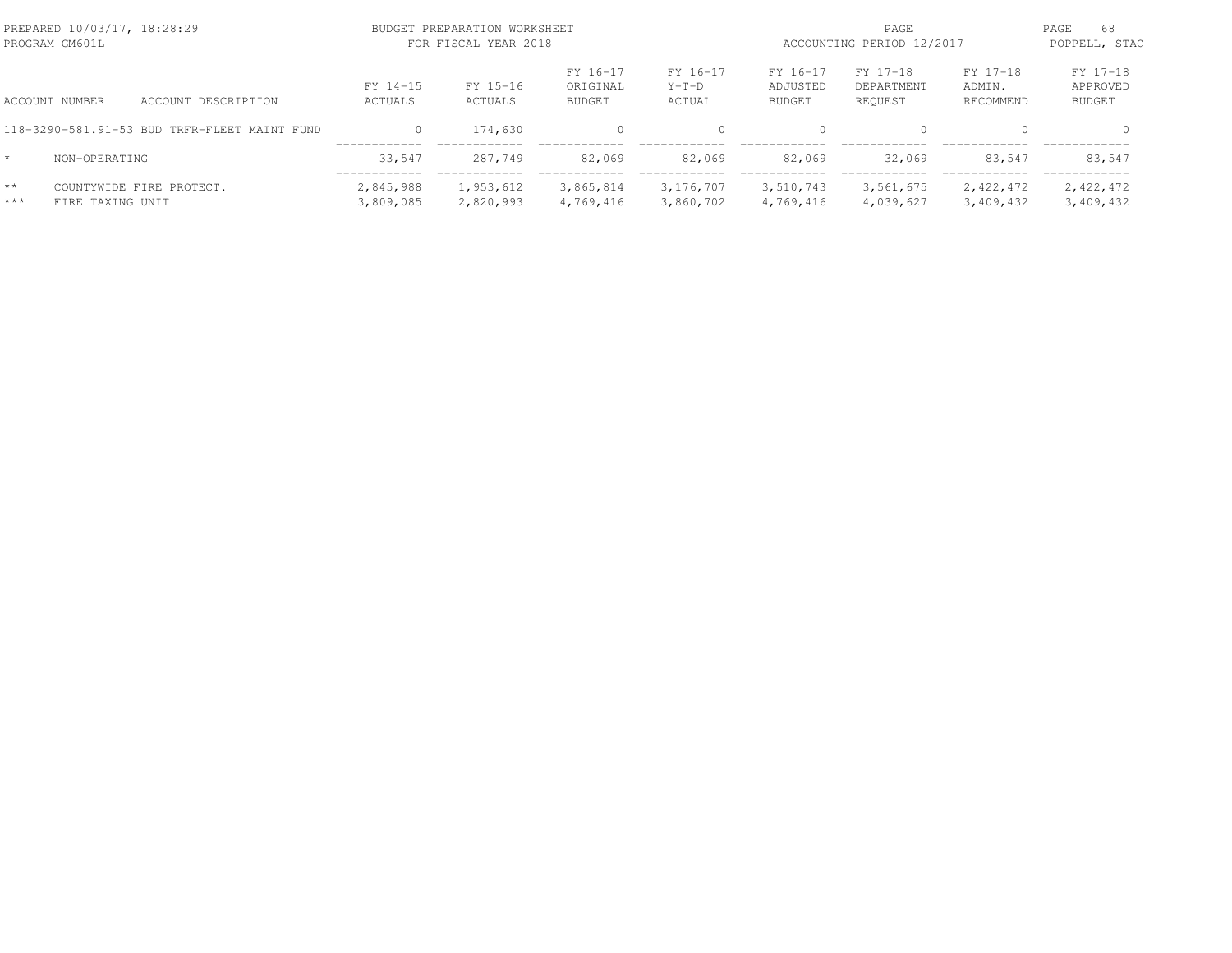BUDGET PREPARATION WORKSHEET
FOR FISCAL YEAR 2018

| ACCOUNT NUMBER | ACCOUNT DESCRIPTION | FY 14-15 ACTUALS | FY 15-16 ACTUALS | FY 16-17 ORIGINAL BUDGET | FY 16-17 Y-T-D ACTUAL | FY 16-17 ADJUSTED BUDGET | FY 17-18 DEPARTMENT REQUEST | FY 17-18 ADMIN. RECOMMEND | FY 17-18 APPROVED BUDGET |
|---|---|---|---|---|---|---|---|---|---|
| 118-3290-581.91-53 | BUD TRFR-FLEET MAINT FUND | 0 | 174,630 | 0 | 0 | 0 | 0 | 0 | 0 |
| * | NON-OPERATING | 33,547 | 287,749 | 82,069 | 82,069 | 82,069 | 32,069 | 83,547 | 83,547 |
| ** | COUNTYWIDE FIRE PROTECT. | 2,845,988 | 1,953,612 | 3,865,814 | 3,176,707 | 3,510,743 | 3,561,675 | 2,422,472 | 2,422,472 |
| *** | FIRE TAXING UNIT | 3,809,085 | 2,820,993 | 4,769,416 | 3,860,702 | 4,769,416 | 4,039,627 | 3,409,432 | 3,409,432 |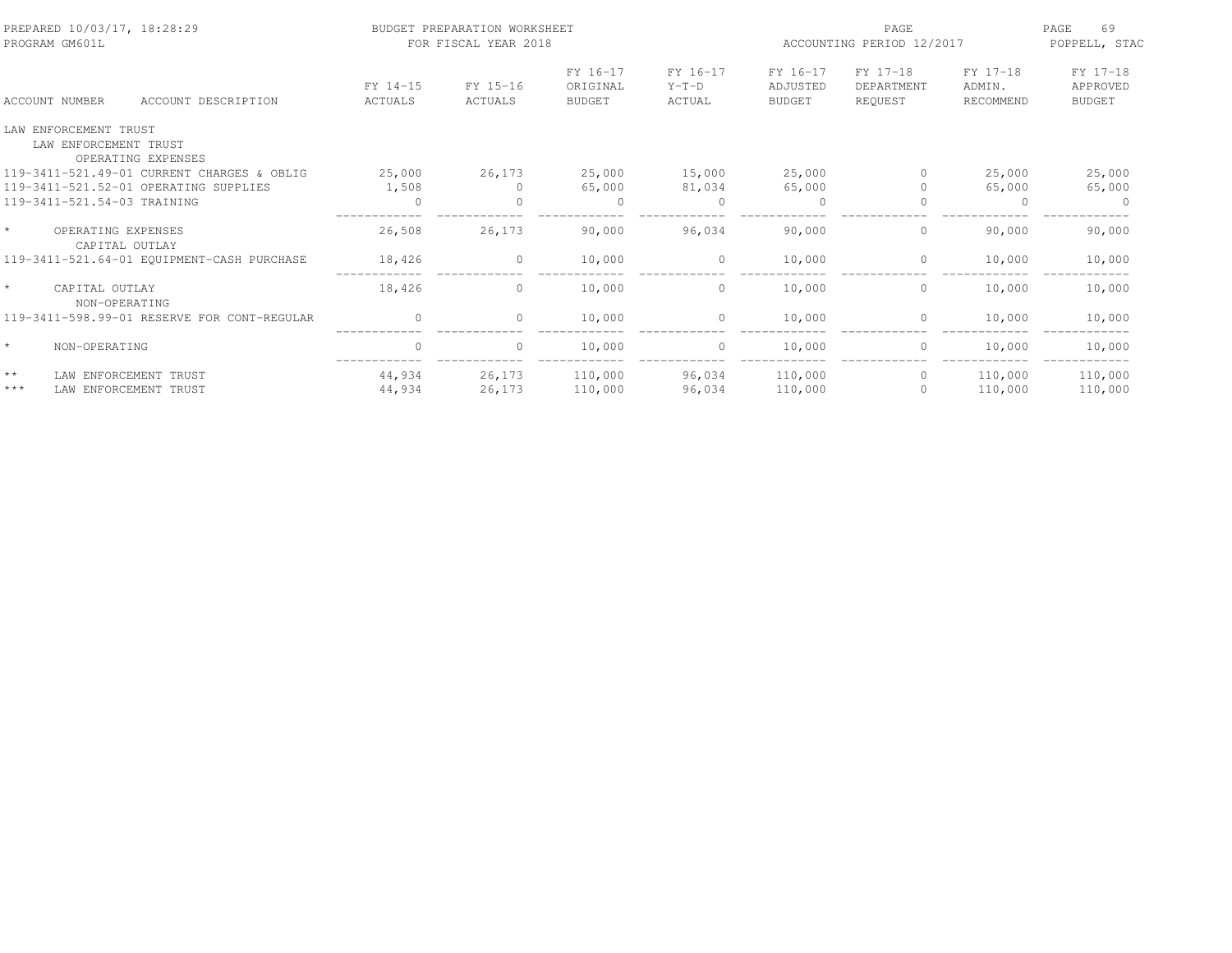PREPARED 10/03/17, 18:28:29
PROGRAM GM601L

BUDGET PREPARATION WORKSHEET
FOR FISCAL YEAR 2018

ACCOUNTING PERIOD 12/2017

POPPELL, STAC

| ACCOUNT NUMBER | ACCOUNT DESCRIPTION | FY 14-15 ACTUALS | FY 15-16 ACTUALS | FY 16-17 ORIGINAL BUDGET | FY 16-17 Y-T-D ACTUAL | FY 16-17 ADJUSTED BUDGET | FY 17-18 DEPARTMENT REQUEST | FY 17-18 ADMIN. RECOMMEND | FY 17-18 APPROVED BUDGET |
|---|---|---|---|---|---|---|---|---|---|
| LAW ENFORCEMENT TRUST | | | | | | | | | |
| LAW ENFORCEMENT TRUST | | | | | | | | | |
| OPERATING EXPENSES | | | | | | | | | |
| 119-3411-521.49-01 | CURRENT CHARGES & OBLIG | 25,000 | 26,173 | 25,000 | 15,000 | 25,000 | 0 | 25,000 | 25,000 |
| 119-3411-521.52-01 | OPERATING SUPPLIES | 1,508 | 0 | 65,000 | 81,034 | 65,000 | 0 | 65,000 | 65,000 |
| 119-3411-521.54-03 | TRAINING | 0 | 0 | 0 | 0 | 0 | 0 | 0 | 0 |
| * | OPERATING EXPENSES | 26,508 | 26,173 | 90,000 | 96,034 | 90,000 | 0 | 90,000 | 90,000 |
| CAPITAL OUTLAY | | | | | | | | | |
| 119-3411-521.64-01 | EQUIPMENT-CASH PURCHASE | 18,426 | 0 | 10,000 | 0 | 10,000 | 0 | 10,000 | 10,000 |
| * | CAPITAL OUTLAY | 18,426 | 0 | 10,000 | 0 | 10,000 | 0 | 10,000 | 10,000 |
| NON-OPERATING | | | | | | | | | |
| 119-3411-598.99-01 | RESERVE FOR CONT-REGULAR | 0 | 0 | 10,000 | 0 | 10,000 | 0 | 10,000 | 10,000 |
| * | NON-OPERATING | 0 | 0 | 10,000 | 0 | 10,000 | 0 | 10,000 | 10,000 |
| ** | LAW ENFORCEMENT TRUST | 44,934 | 26,173 | 110,000 | 96,034 | 110,000 | 0 | 110,000 | 110,000 |
| *** | LAW ENFORCEMENT TRUST | 44,934 | 26,173 | 110,000 | 96,034 | 110,000 | 0 | 110,000 | 110,000 |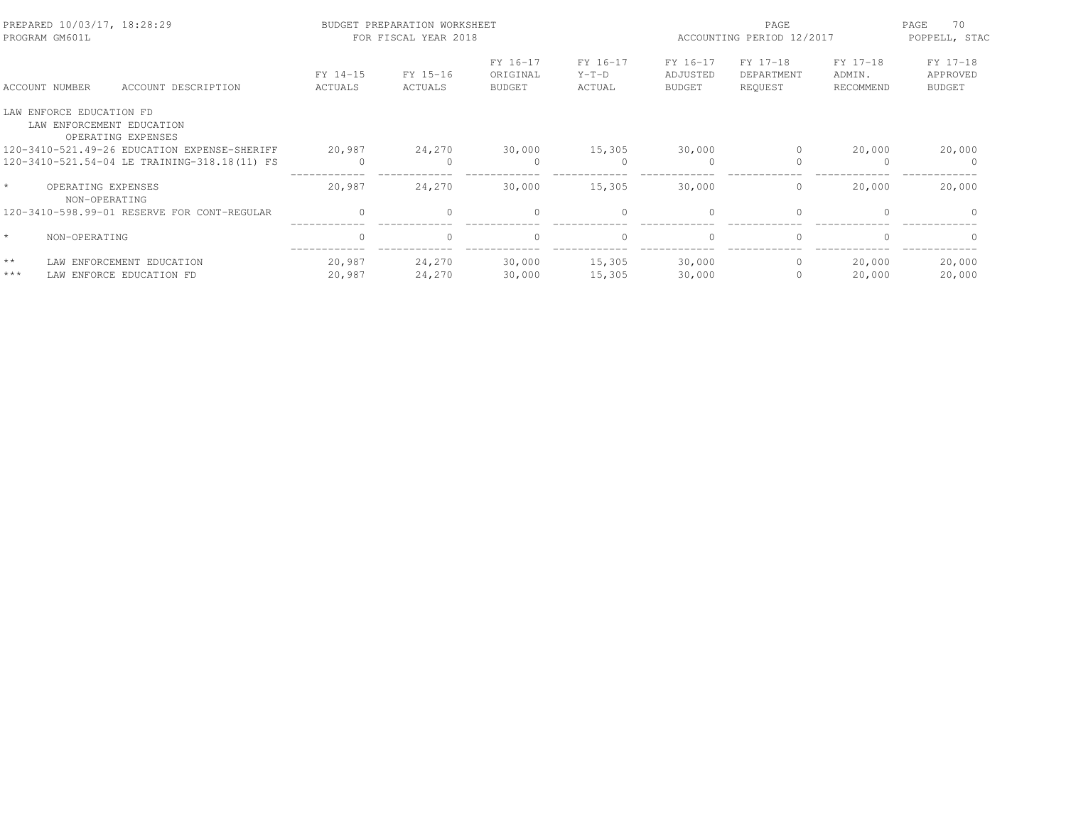PREPARED 10/03/17, 18:28:29
PROGRAM GM601L

BUDGET PREPARATION WORKSHEET
FOR FISCAL YEAR 2018

ACCOUNTING PERIOD 12/2017

POPPELL, STAC

| ACCOUNT NUMBER | ACCOUNT DESCRIPTION | FY 14-15 ACTUALS | FY 15-16 ACTUALS | FY 16-17 ORIGINAL BUDGET | FY 16-17 Y-T-D ACTUAL | FY 16-17 ADJUSTED BUDGET | FY 17-18 DEPARTMENT REQUEST | FY 17-18 ADMIN. RECOMMEND | FY 17-18 APPROVED BUDGET |
|---|---|---|---|---|---|---|---|---|---|
| LAW ENFORCE EDUCATION FD | | | | | | | | | |
| LAW ENFORCEMENT EDUCATION | | | | | | | | | |
| OPERATING EXPENSES | | | | | | | | | |
| 120-3410-521.49-26 | EDUCATION EXPENSE-SHERIFF | 20,987 | 24,270 | 30,000 | 15,305 | 30,000 | 0 | 20,000 | 20,000 |
| 120-3410-521.54-04 | LE TRAINING-318.18(11) FS | 0 | 0 | 0 | 0 | 0 | 0 | 0 | 0 |
| * | OPERATING EXPENSES | 20,987 | 24,270 | 30,000 | 15,305 | 30,000 | 0 | 20,000 | 20,000 |
| NON-OPERATING | | | | | | | | | |
| 120-3410-598.99-01 | RESERVE FOR CONT-REGULAR | 0 | 0 | 0 | 0 | 0 | 0 | 0 | 0 |
| * | NON-OPERATING | 0 | 0 | 0 | 0 | 0 | 0 | 0 | 0 |
| ** | LAW ENFORCEMENT EDUCATION | 20,987 | 24,270 | 30,000 | 15,305 | 30,000 | 0 | 20,000 | 20,000 |
| *** | LAW ENFORCE EDUCATION FD | 20,987 | 24,270 | 30,000 | 15,305 | 30,000 | 0 | 20,000 | 20,000 |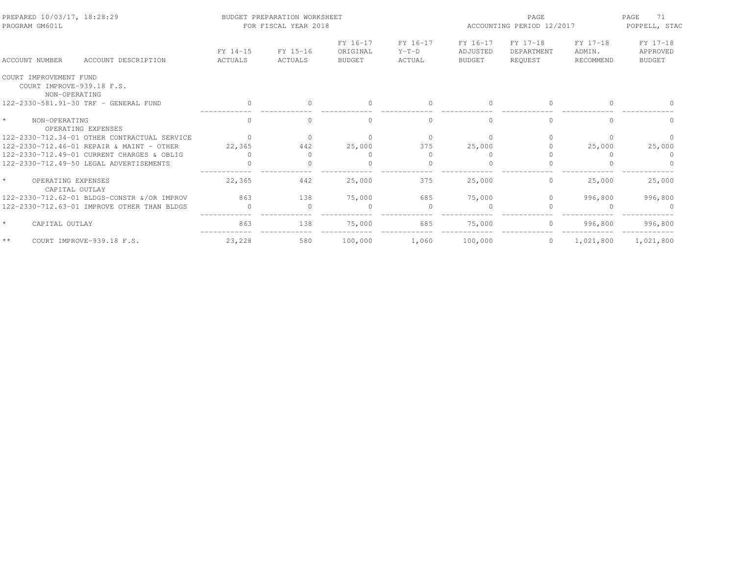PREPARED 10/03/17, 18:28:29 BUDGET PREPARATION WORKSHEET
PROGRAM GM601L FOR FISCAL YEAR 2018
ACCOUNTING PERIOD 12/2017
POPPELL, STAC

| ACCOUNT NUMBER | ACCOUNT DESCRIPTION | FY 14-15 ACTUALS | FY 15-16 ACTUALS | FY 16-17 ORIGINAL BUDGET | FY 16-17 Y-T-D ACTUAL | FY 16-17 ADJUSTED BUDGET | FY 17-18 DEPARTMENT REQUEST | FY 17-18 ADMIN. RECOMMEND | FY 17-18 APPROVED BUDGET |
|---|---|---|---|---|---|---|---|---|---|
| COURT IMPROVEMENT FUND | | | | | | | | | |
| COURT IMPROVE-939.18 F.S. | | | | | | | | | |
| NON-OPERATING | | | | | | | | | |
| 122-2330-581.91-30 | TRF - GENERAL FUND | 0 | 0 | 0 | 0 | 0 | 0 | 0 | 0 |
| * | NON-OPERATING | 0 | 0 | 0 | 0 | 0 | 0 | 0 | 0 |
| OPERATING EXPENSES | | | | | | | | | |
| 122-2330-712.34-01 | OTHER CONTRACTUAL SERVICE | 0 | 0 | 0 | 0 | 0 | 0 | 0 | 0 |
| 122-2330-712.46-01 | REPAIR & MAINT - OTHER | 22,365 | 442 | 25,000 | 375 | 25,000 | 0 | 25,000 | 25,000 |
| 122-2330-712.49-01 | CURRENT CHARGES & OBLIG | 0 | 0 | 0 | 0 | 0 | 0 | 0 | 0 |
| 122-2330-712.49-50 | LEGAL ADVERTISEMENTS | 0 | 0 | 0 | 0 | 0 | 0 | 0 | 0 |
| * | OPERATING EXPENSES | 22,365 | 442 | 25,000 | 375 | 25,000 | 0 | 25,000 | 25,000 |
| CAPITAL OUTLAY | | | | | | | | | |
| 122-2330-712.62-01 | BLDGS-CONSTR &/OR IMPROV | 863 | 138 | 75,000 | 685 | 75,000 | 0 | 996,800 | 996,800 |
| 122-2330-712.63-01 | IMPROVE OTHER THAN BLDGS | 0 | 0 | 0 | 0 | 0 | 0 | 0 | 0 |
| * | CAPITAL OUTLAY | 863 | 138 | 75,000 | 685 | 75,000 | 0 | 996,800 | 996,800 |
| ** | COURT IMPROVE-939.18 F.S. | 23,228 | 580 | 100,000 | 1,060 | 100,000 | 0 | 1,021,800 | 1,021,800 |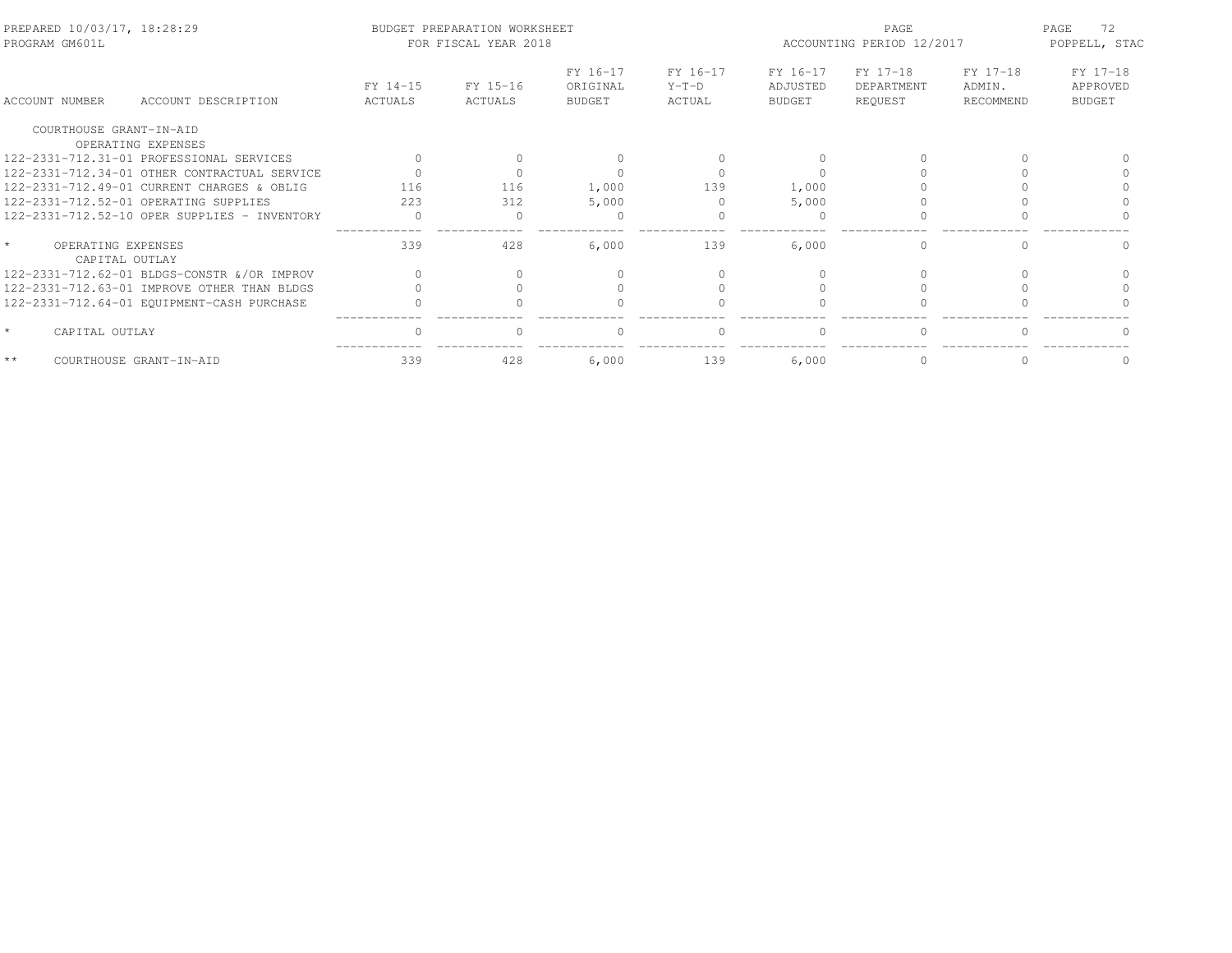PREPARED 10/03/17, 18:28:29 PROGRAM GM601L

BUDGET PREPARATION WORKSHEET FOR FISCAL YEAR 2018

ACCOUNTING PERIOD 12/2017

POPPELL, STAC

| ACCOUNT NUMBER | ACCOUNT DESCRIPTION | FY 14-15 ACTUALS | FY 15-16 ACTUALS | FY 16-17 ORIGINAL BUDGET | FY 16-17 Y-T-D ACTUAL | FY 16-17 ADJUSTED BUDGET | FY 17-18 DEPARTMENT REQUEST | FY 17-18 ADMIN. RECOMMEND | FY 17-18 APPROVED BUDGET |
|---|---|---|---|---|---|---|---|---|---|
| COURTHOUSE GRANT-IN-AID | | | | | | | | | |
| OPERATING EXPENSES | | | | | | | | | |
| 122-2331-712.31-01 | PROFESSIONAL SERVICES | 0 | 0 | 0 | 0 | 0 | 0 | 0 | 0 |
| 122-2331-712.34-01 | OTHER CONTRACTUAL SERVICE | 0 | 0 | 0 | 0 | 0 | 0 | 0 | 0 |
| 122-2331-712.49-01 | CURRENT CHARGES & OBLIG | 116 | 116 | 1,000 | 139 | 1,000 | 0 | 0 | 0 |
| 122-2331-712.52-01 | OPERATING SUPPLIES | 223 | 312 | 5,000 | 0 | 5,000 | 0 | 0 | 0 |
| 122-2331-712.52-10 | OPER SUPPLIES - INVENTORY | 0 | 0 | 0 | 0 | 0 | 0 | 0 | 0 |
| * | OPERATING EXPENSES | 339 | 428 | 6,000 | 139 | 6,000 | 0 | 0 | 0 |
| CAPITAL OUTLAY | | | | | | | | | |
| 122-2331-712.62-01 | BLDGS-CONSTR &/OR IMPROV | 0 | 0 | 0 | 0 | 0 | 0 | 0 | 0 |
| 122-2331-712.63-01 | IMPROVE OTHER THAN BLDGS | 0 | 0 | 0 | 0 | 0 | 0 | 0 | 0 |
| 122-2331-712.64-01 | EQUIPMENT-CASH PURCHASE | 0 | 0 | 0 | 0 | 0 | 0 | 0 | 0 |
| * | CAPITAL OUTLAY | 0 | 0 | 0 | 0 | 0 | 0 | 0 | 0 |
| ** | COURTHOUSE GRANT-IN-AID | 339 | 428 | 6,000 | 139 | 6,000 | 0 | 0 | 0 |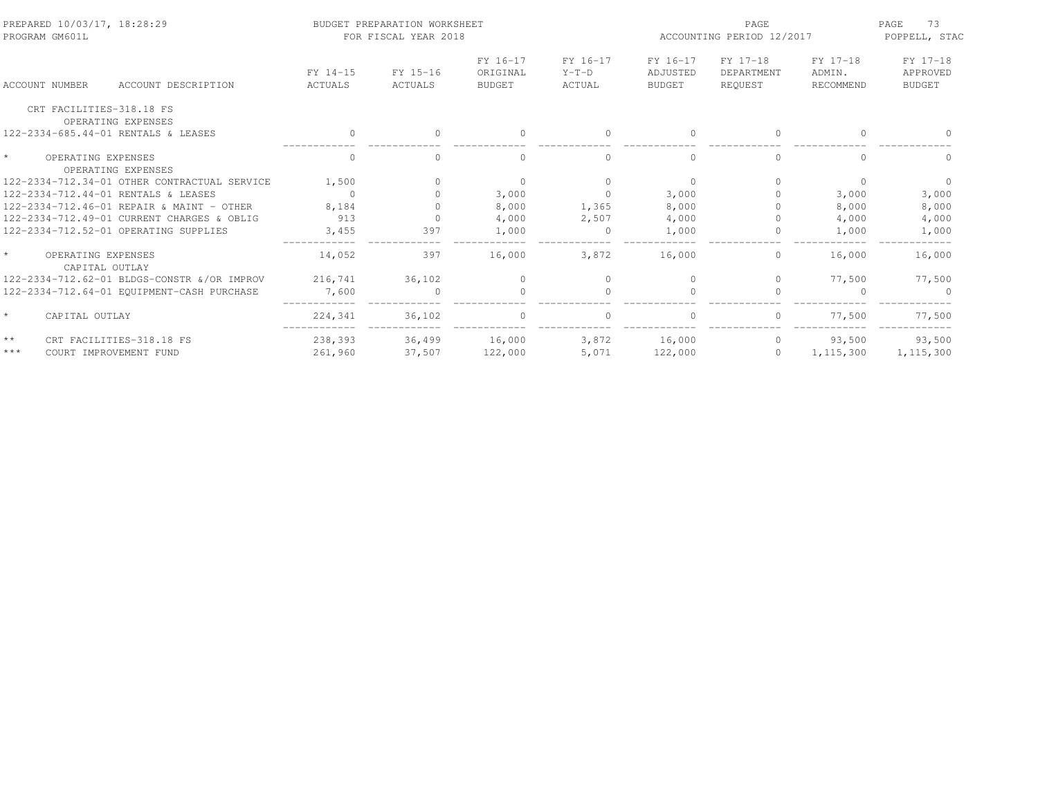PREPARED 10/03/17, 18:28:29 — PROGRAM GM601L

BUDGET PREPARATION WORKSHEET FOR FISCAL YEAR 2018

ACCOUNTING PERIOD 12/2017 — POPPELL, STAC

| ACCOUNT NUMBER / ACCOUNT DESCRIPTION | FY 14-15 ACTUALS | FY 15-16 ACTUALS | FY 16-17 ORIGINAL BUDGET | FY 16-17 Y-T-D ACTUAL | FY 16-17 ADJUSTED BUDGET | FY 17-18 DEPARTMENT REQUEST | FY 17-18 ADMIN. RECOMMEND | FY 17-18 APPROVED BUDGET |
|---|---|---|---|---|---|---|---|---|
| CRT FACILITIES-318.18 FS | | | | | | | | |
| OPERATING EXPENSES | | | | | | | | |
| 122-2334-685.44-01 RENTALS & LEASES | 0 | 0 | 0 | 0 | 0 | 0 | 0 | 0 |
| * OPERATING EXPENSES | 0 | 0 | 0 | 0 | 0 | 0 | 0 | 0 |
| OPERATING EXPENSES | | | | | | | | |
| 122-2334-712.34-01 OTHER CONTRACTUAL SERVICE | 1,500 | 0 | 0 | 0 | 0 | 0 | 0 | 0 |
| 122-2334-712.44-01 RENTALS & LEASES | 0 | 0 | 3,000 | 0 | 3,000 | 0 | 3,000 | 3,000 |
| 122-2334-712.46-01 REPAIR & MAINT - OTHER | 8,184 | 0 | 8,000 | 1,365 | 8,000 | 0 | 8,000 | 8,000 |
| 122-2334-712.49-01 CURRENT CHARGES & OBLIG | 913 | 0 | 4,000 | 2,507 | 4,000 | 0 | 4,000 | 4,000 |
| 122-2334-712.52-01 OPERATING SUPPLIES | 3,455 | 397 | 1,000 | 0 | 1,000 | 0 | 1,000 | 1,000 |
| * OPERATING EXPENSES | 14,052 | 397 | 16,000 | 3,872 | 16,000 | 0 | 16,000 | 16,000 |
| CAPITAL OUTLAY | | | | | | | | |
| 122-2334-712.62-01 BLDGS-CONSTR &/OR IMPROV | 216,741 | 36,102 | 0 | 0 | 0 | 0 | 77,500 | 77,500 |
| 122-2334-712.64-01 EQUIPMENT-CASH PURCHASE | 7,600 | 0 | 0 | 0 | 0 | 0 | 0 | 0 |
| * CAPITAL OUTLAY | 224,341 | 36,102 | 0 | 0 | 0 | 0 | 77,500 | 77,500 |
| ** CRT FACILITIES-318.18 FS | 238,393 | 36,499 | 16,000 | 3,872 | 16,000 | 0 | 93,500 | 93,500 |
| *** COURT IMPROVEMENT FUND | 261,960 | 37,507 | 122,000 | 5,071 | 122,000 | 0 | 1,115,300 | 1,115,300 |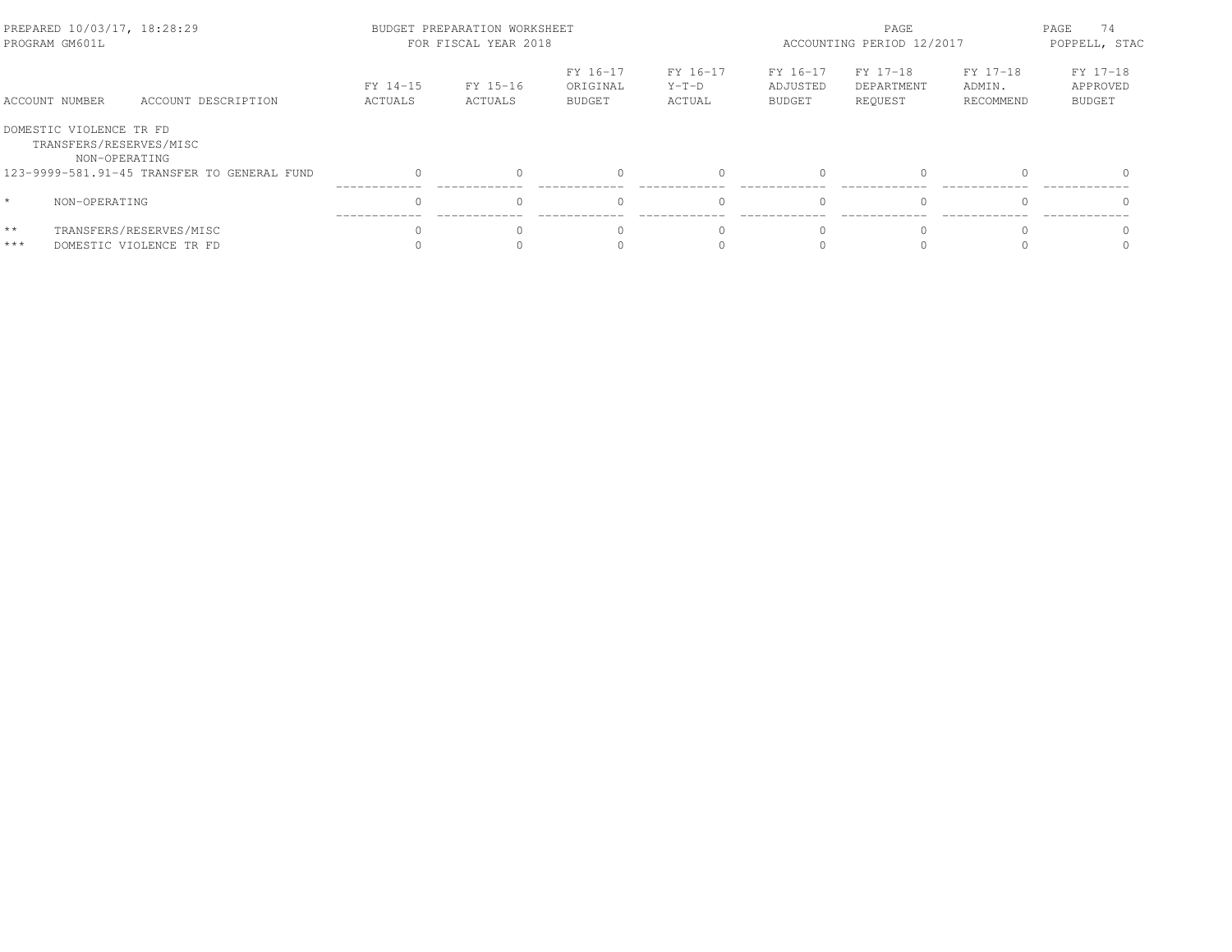| ACCOUNT NUMBER | ACCOUNT DESCRIPTION | FY 14-15 ACTUALS | FY 15-16 ACTUALS | FY 16-17 ORIGINAL BUDGET | FY 16-17 Y-T-D ACTUAL | FY 16-17 ADJUSTED BUDGET | FY 17-18 DEPARTMENT REQUEST | FY 17-18 ADMIN. RECOMMEND | FY 17-18 APPROVED BUDGET |
|---|---|---|---|---|---|---|---|---|---|
| DOMESTIC VIOLENCE TR FD | | | | | | | | | |
| TRANSFERS/RESERVES/MISC | | | | | | | | | |
| NON-OPERATING | | | | | | | | | |
| 123-9999-581.91-45 | TRANSFER TO GENERAL FUND | 0 | 0 | 0 | 0 | 0 | 0 | 0 | 0 |
| * | NON-OPERATING | 0 | 0 | 0 | 0 | 0 | 0 | 0 | 0 |
| ** | TRANSFERS/RESERVES/MISC | 0 | 0 | 0 | 0 | 0 | 0 | 0 | 0 |
| *** | DOMESTIC VIOLENCE TR FD | 0 | 0 | 0 | 0 | 0 | 0 | 0 | 0 |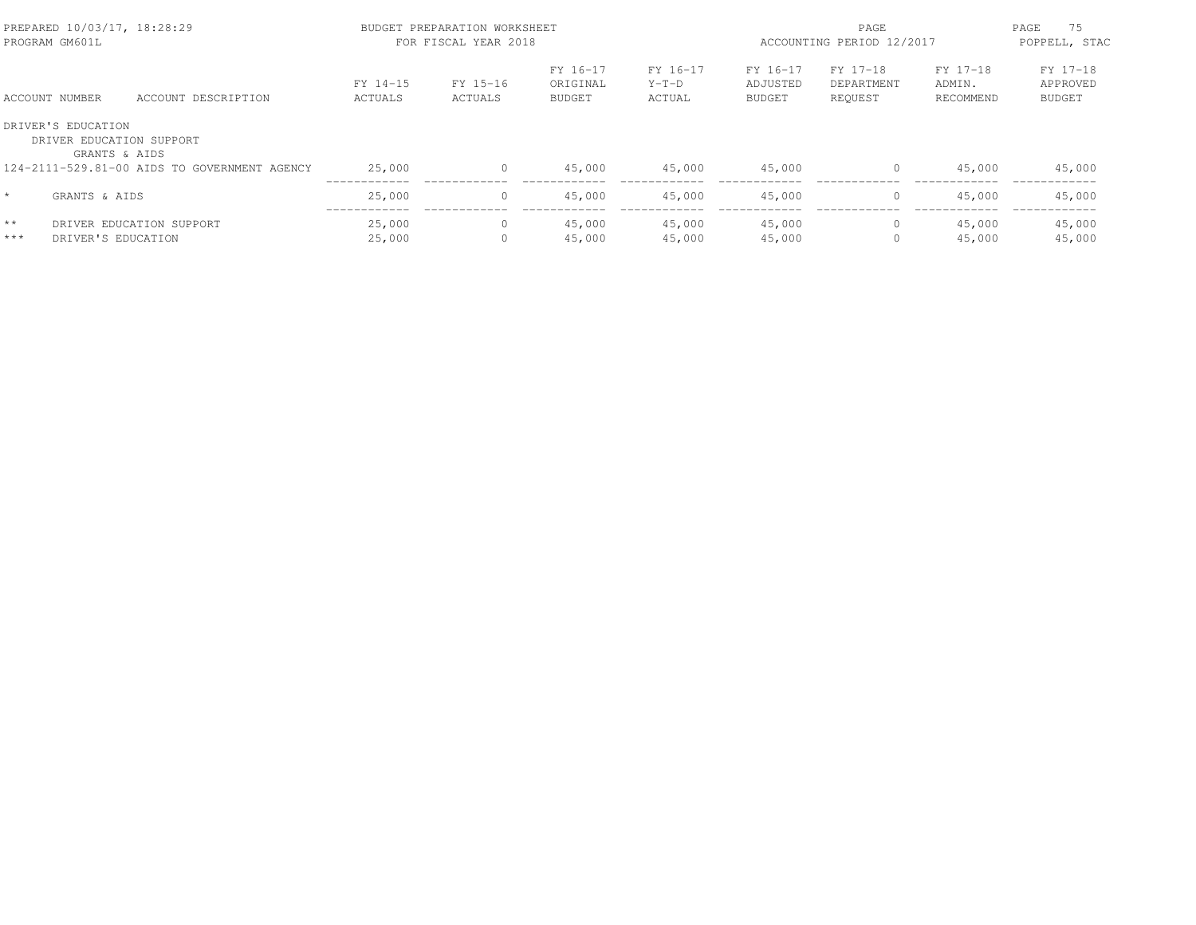PREPARED 10/03/17, 18:28:29 — PROGRAM GM601L

BUDGET PREPARATION WORKSHEET
FOR FISCAL YEAR 2018

ACCOUNTING PERIOD 12/2017 — POPPELL, STAC

| ACCOUNT NUMBER | ACCOUNT DESCRIPTION | FY 14-15 ACTUALS | FY 15-16 ACTUALS | FY 16-17 ORIGINAL BUDGET | FY 16-17 Y-T-D ACTUAL | FY 16-17 ADJUSTED BUDGET | FY 17-18 DEPARTMENT REQUEST | FY 17-18 ADMIN. RECOMMEND | FY 17-18 APPROVED BUDGET |
|---|---|---|---|---|---|---|---|---|---|
| DRIVER'S EDUCATION | | | | | | | | | |
| DRIVER EDUCATION SUPPORT | | | | | | | | | |
| GRANTS & AIDS | | | | | | | | | |
| 124-2111-529.81-00 | AIDS TO GOVERNMENT AGENCY | 25,000 | 0 | 45,000 | 45,000 | 45,000 | 0 | 45,000 | 45,000 |
| * | GRANTS & AIDS | 25,000 | 0 | 45,000 | 45,000 | 45,000 | 0 | 45,000 | 45,000 |
| ** | DRIVER EDUCATION SUPPORT | 25,000 | 0 | 45,000 | 45,000 | 45,000 | 0 | 45,000 | 45,000 |
| *** | DRIVER'S EDUCATION | 25,000 | 0 | 45,000 | 45,000 | 45,000 | 0 | 45,000 | 45,000 |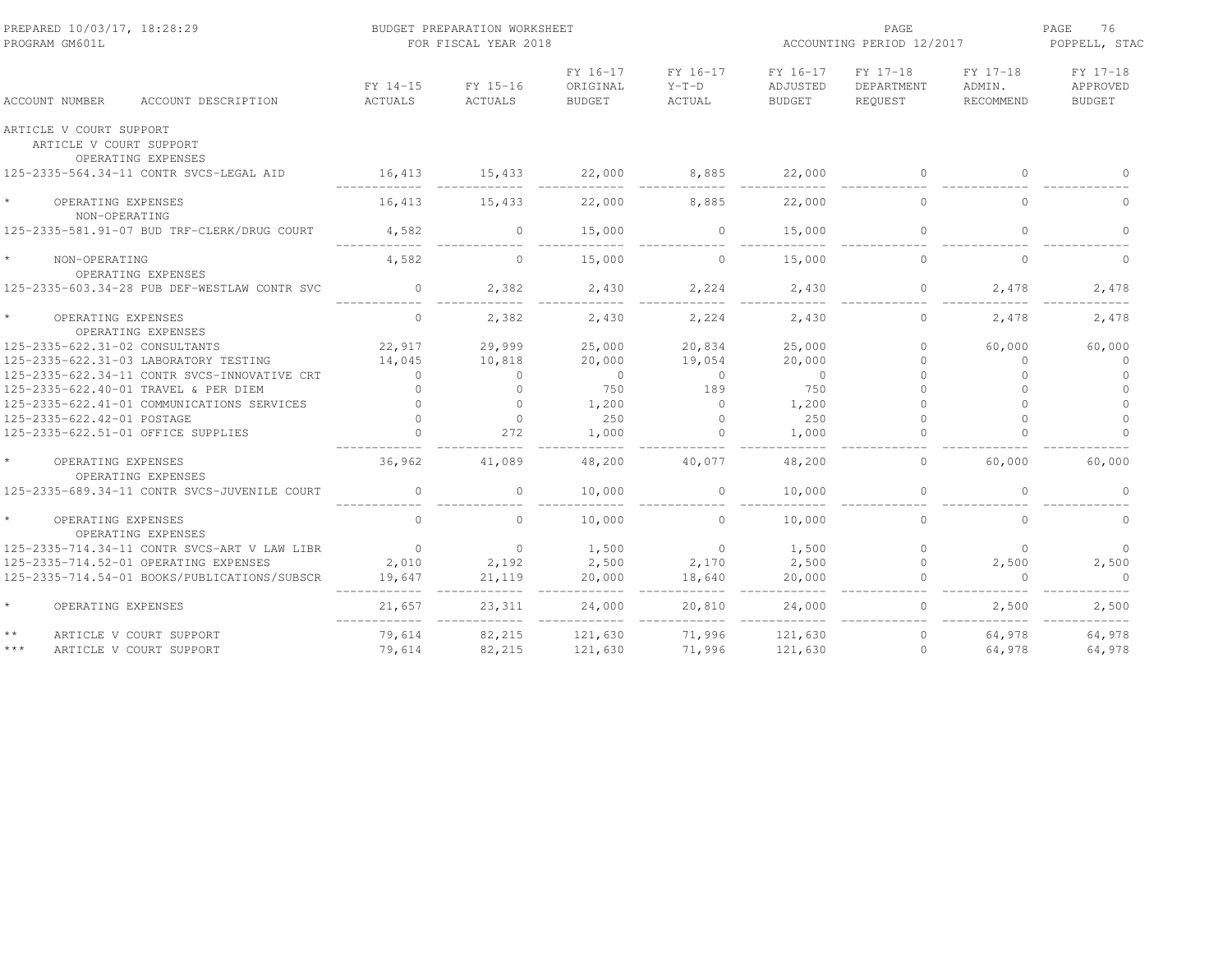PREPARED 10/03/17, 18:28:29 PROGRAM GM601L

BUDGET PREPARATION WORKSHEET FOR FISCAL YEAR 2018

ACCOUNTING PERIOD 12/2017

POPPELL, STAC

| ACCOUNT NUMBER | ACCOUNT DESCRIPTION | FY 14-15 ACTUALS | FY 15-16 ACTUALS | FY 16-17 ORIGINAL BUDGET | FY 16-17 Y-T-D ACTUAL | FY 16-17 ADJUSTED BUDGET | FY 17-18 DEPARTMENT REQUEST | FY 17-18 ADMIN. RECOMMEND | FY 17-18 APPROVED BUDGET |
|---|---|---|---|---|---|---|---|---|---|
| ARTICLE V COURT SUPPORT | | | | | | | | | |
| ARTICLE V COURT SUPPORT | | | | | | | | | |
| OPERATING EXPENSES | | | | | | | | | |
| 125-2335-564.34-11 | CONTR SVCS-LEGAL AID | 16,413 | 15,433 | 22,000 | 8,885 | 22,000 | 0 | 0 | 0 |
| * | OPERATING EXPENSES | 16,413 | 15,433 | 22,000 | 8,885 | 22,000 | 0 | 0 | 0 |
| NON-OPERATING | | | | | | | | | |
| 125-2335-581.91-07 | BUD TRF-CLERK/DRUG COURT | 4,582 | 0 | 15,000 | 0 | 15,000 | 0 | 0 | 0 |
| * | NON-OPERATING | 4,582 | 0 | 15,000 | 0 | 15,000 | 0 | 0 | 0 |
| OPERATING EXPENSES | | | | | | | | | |
| 125-2335-603.34-28 | PUB DEF-WESTLAW CONTR SVC | 0 | 2,382 | 2,430 | 2,224 | 2,430 | 0 | 2,478 | 2,478 |
| * | OPERATING EXPENSES | 0 | 2,382 | 2,430 | 2,224 | 2,430 | 0 | 2,478 | 2,478 |
| OPERATING EXPENSES | | | | | | | | | |
| 125-2335-622.31-02 | CONSULTANTS | 22,917 | 29,999 | 25,000 | 20,834 | 25,000 | 0 | 60,000 | 60,000 |
| 125-2335-622.31-03 | LABORATORY TESTING | 14,045 | 10,818 | 20,000 | 19,054 | 20,000 | 0 | 0 | 0 |
| 125-2335-622.34-11 | CONTR SVCS-INNOVATIVE CRT | 0 | 0 | 0 | 0 | 0 | 0 | 0 | 0 |
| 125-2335-622.40-01 | TRAVEL & PER DIEM | 0 | 0 | 750 | 189 | 750 | 0 | 0 | 0 |
| 125-2335-622.41-01 | COMMUNICATIONS SERVICES | 0 | 0 | 1,200 | 0 | 1,200 | 0 | 0 | 0 |
| 125-2335-622.42-01 | POSTAGE | 0 | 0 | 250 | 0 | 250 | 0 | 0 | 0 |
| 125-2335-622.51-01 | OFFICE SUPPLIES | 0 | 272 | 1,000 | 0 | 1,000 | 0 | 0 | 0 |
| * | OPERATING EXPENSES | 36,962 | 41,089 | 48,200 | 40,077 | 48,200 | 0 | 60,000 | 60,000 |
| OPERATING EXPENSES | | | | | | | | | |
| 125-2335-689.34-11 | CONTR SVCS-JUVENILE COURT | 0 | 0 | 10,000 | 0 | 10,000 | 0 | 0 | 0 |
| * | OPERATING EXPENSES | 0 | 0 | 10,000 | 0 | 10,000 | 0 | 0 | 0 |
| OPERATING EXPENSES | | | | | | | | | |
| 125-2335-714.34-11 | CONTR SVCS-ART V LAW LIBR | 0 | 0 | 1,500 | 0 | 1,500 | 0 | 0 | 0 |
| 125-2335-714.52-01 | OPERATING EXPENSES | 2,010 | 2,192 | 2,500 | 2,170 | 2,500 | 0 | 2,500 | 2,500 |
| 125-2335-714.54-01 | BOOKS/PUBLICATIONS/SUBSCR | 19,647 | 21,119 | 20,000 | 18,640 | 20,000 | 0 | 0 | 0 |
| * | OPERATING EXPENSES | 21,657 | 23,311 | 24,000 | 20,810 | 24,000 | 0 | 2,500 | 2,500 |
| ** | ARTICLE V COURT SUPPORT | 79,614 | 82,215 | 121,630 | 71,996 | 121,630 | 0 | 64,978 | 64,978 |
| *** | ARTICLE V COURT SUPPORT | 79,614 | 82,215 | 121,630 | 71,996 | 121,630 | 0 | 64,978 | 64,978 |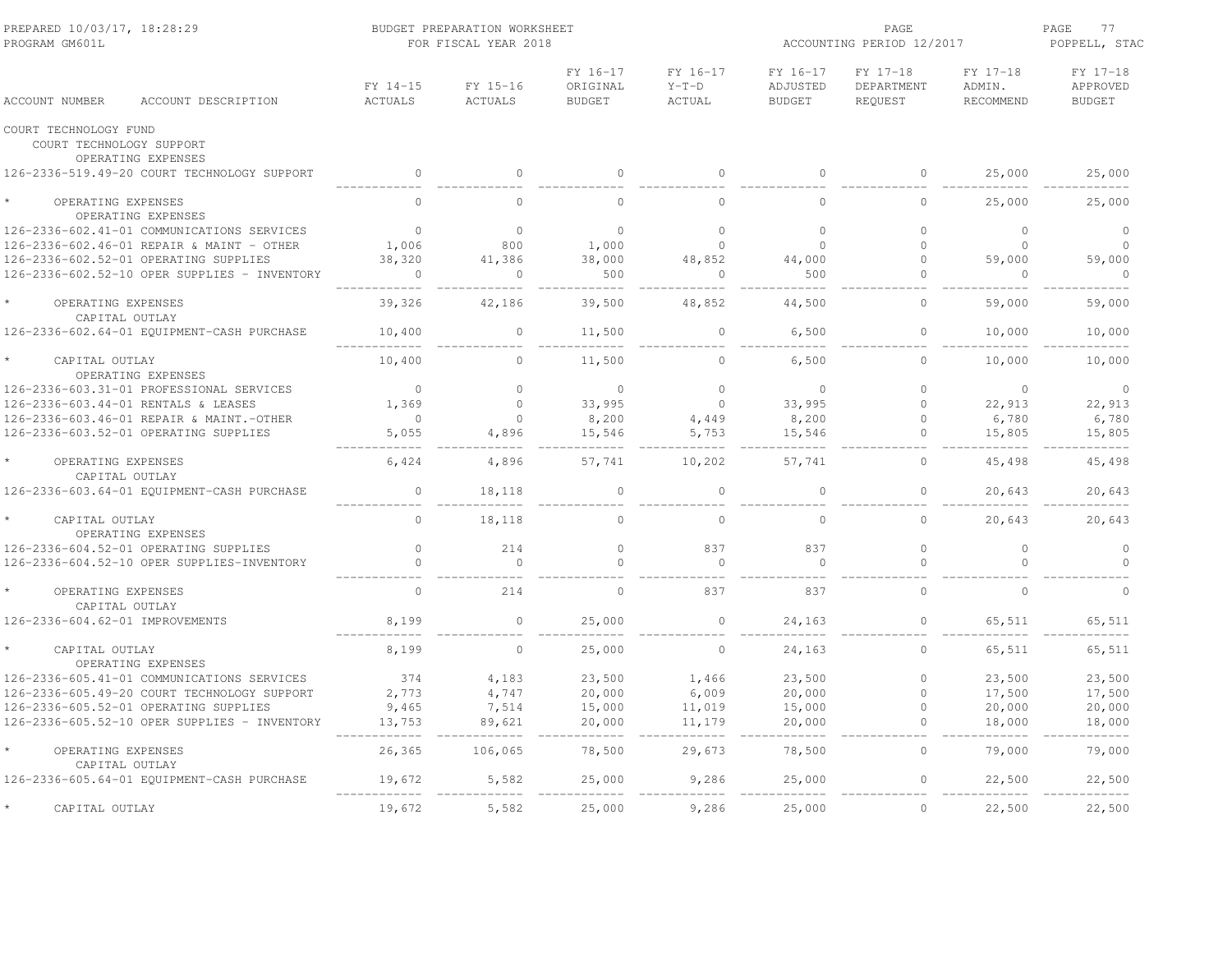PREPARED 10/03/17, 18:28:29 — PROGRAM GM601L

BUDGET PREPARATION WORKSHEET — FOR FISCAL YEAR 2018

ACCOUNTING PERIOD 12/2017 — POPPELL, STAC

| ACCOUNT NUMBER | ACCOUNT DESCRIPTION | FY 14-15 ACTUALS | FY 15-16 ACTUALS | FY 16-17 ORIGINAL BUDGET | FY 16-17 Y-T-D ACTUAL | FY 16-17 ADJUSTED BUDGET | FY 17-18 DEPARTMENT REQUEST | FY 17-18 ADMIN. RECOMMEND | FY 17-18 APPROVED BUDGET |
|---|---|---|---|---|---|---|---|---|---|
| COURT TECHNOLOGY FUND | | | | | | | | | |
| COURT TECHNOLOGY SUPPORT | | | | | | | | | |
| OPERATING EXPENSES | | | | | | | | | |
| 126-2336-519.49-20 | COURT TECHNOLOGY SUPPORT | 0 | 0 | 0 | 0 | 0 | 0 | 25,000 | 25,000 |
| * | OPERATING EXPENSES | 0 | 0 | 0 | 0 | 0 | 0 | 25,000 | 25,000 |
| OPERATING EXPENSES | | | | | | | | | |
| 126-2336-602.41-01 | COMMUNICATIONS SERVICES | 0 | 0 | 0 | 0 | 0 | 0 | 0 | 0 |
| 126-2336-602.46-01 | REPAIR & MAINT - OTHER | 1,006 | 800 | 1,000 | 0 | 0 | 0 | 0 | 0 |
| 126-2336-602.52-01 | OPERATING SUPPLIES | 38,320 | 41,386 | 38,000 | 48,852 | 44,000 | 0 | 59,000 | 59,000 |
| 126-2336-602.52-10 | OPER SUPPLIES - INVENTORY | 0 | 0 | 500 | 0 | 500 | 0 | 0 | 0 |
| * | OPERATING EXPENSES | 39,326 | 42,186 | 39,500 | 48,852 | 44,500 | 0 | 59,000 | 59,000 |
| CAPITAL OUTLAY | | | | | | | | | |
| 126-2336-602.64-01 | EQUIPMENT-CASH PURCHASE | 10,400 | 0 | 11,500 | 0 | 6,500 | 0 | 10,000 | 10,000 |
| * | CAPITAL OUTLAY | 10,400 | 0 | 11,500 | 0 | 6,500 | 0 | 10,000 | 10,000 |
| OPERATING EXPENSES | | | | | | | | | |
| 126-2336-603.31-01 | PROFESSIONAL SERVICES | 0 | 0 | 0 | 0 | 0 | 0 | 0 | 0 |
| 126-2336-603.44-01 | RENTALS & LEASES | 1,369 | 0 | 33,995 | 0 | 33,995 | 0 | 22,913 | 22,913 |
| 126-2336-603.46-01 | REPAIR & MAINT.-OTHER | 0 | 0 | 8,200 | 4,449 | 8,200 | 0 | 6,780 | 6,780 |
| 126-2336-603.52-01 | OPERATING SUPPLIES | 5,055 | 4,896 | 15,546 | 5,753 | 15,546 | 0 | 15,805 | 15,805 |
| * | OPERATING EXPENSES | 6,424 | 4,896 | 57,741 | 10,202 | 57,741 | 0 | 45,498 | 45,498 |
| CAPITAL OUTLAY | | | | | | | | | |
| 126-2336-603.64-01 | EQUIPMENT-CASH PURCHASE | 0 | 18,118 | 0 | 0 | 0 | 0 | 20,643 | 20,643 |
| * | CAPITAL OUTLAY | 0 | 18,118 | 0 | 0 | 0 | 0 | 20,643 | 20,643 |
| OPERATING EXPENSES | | | | | | | | | |
| 126-2336-604.52-01 | OPERATING SUPPLIES | 0 | 214 | 0 | 837 | 837 | 0 | 0 | 0 |
| 126-2336-604.52-10 | OPER SUPPLIES-INVENTORY | 0 | 0 | 0 | 0 | 0 | 0 | 0 | 0 |
| * | OPERATING EXPENSES | 0 | 214 | 0 | 837 | 837 | 0 | 0 | 0 |
| CAPITAL OUTLAY | | | | | | | | | |
| 126-2336-604.62-01 | IMPROVEMENTS | 8,199 | 0 | 25,000 | 0 | 24,163 | 0 | 65,511 | 65,511 |
| * | CAPITAL OUTLAY | 8,199 | 0 | 25,000 | 0 | 24,163 | 0 | 65,511 | 65,511 |
| OPERATING EXPENSES | | | | | | | | | |
| 126-2336-605.41-01 | COMMUNICATIONS SERVICES | 374 | 4,183 | 23,500 | 1,466 | 23,500 | 0 | 23,500 | 23,500 |
| 126-2336-605.49-20 | COURT TECHNOLOGY SUPPORT | 2,773 | 4,747 | 20,000 | 6,009 | 20,000 | 0 | 17,500 | 17,500 |
| 126-2336-605.52-01 | OPERATING SUPPLIES | 9,465 | 7,514 | 15,000 | 11,019 | 15,000 | 0 | 20,000 | 20,000 |
| 126-2336-605.52-10 | OPER SUPPLIES - INVENTORY | 13,753 | 89,621 | 20,000 | 11,179 | 20,000 | 0 | 18,000 | 18,000 |
| * | OPERATING EXPENSES | 26,365 | 106,065 | 78,500 | 29,673 | 78,500 | 0 | 79,000 | 79,000 |
| CAPITAL OUTLAY | | | | | | | | | |
| 126-2336-605.64-01 | EQUIPMENT-CASH PURCHASE | 19,672 | 5,582 | 25,000 | 9,286 | 25,000 | 0 | 22,500 | 22,500 |
| * | CAPITAL OUTLAY | 19,672 | 5,582 | 25,000 | 9,286 | 25,000 | 0 | 22,500 | 22,500 |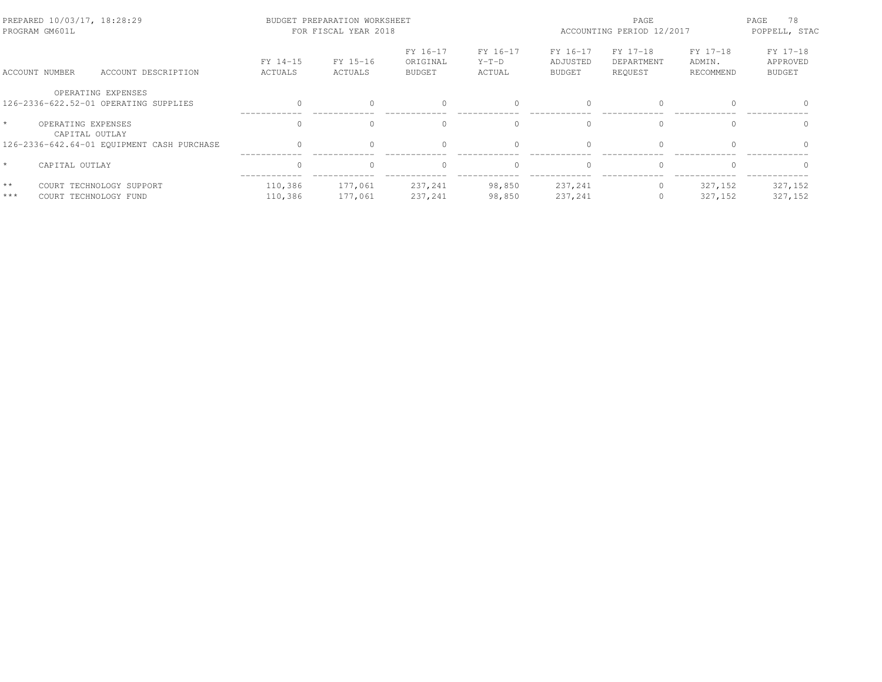PREPARED 10/03/17, 18:28:29 BUDGET PREPARATION WORKSHEET
PROGRAM GM601L FOR FISCAL YEAR 2018 ACCOUNTING PERIOD 12/2017 POPPELL, STAC

| ACCOUNT NUMBER | ACCOUNT DESCRIPTION | FY 14-15 ACTUALS | FY 15-16 ACTUALS | FY 16-17 ORIGINAL BUDGET | FY 16-17 Y-T-D ACTUAL | FY 16-17 ADJUSTED BUDGET | FY 17-18 DEPARTMENT REQUEST | FY 17-18 ADMIN. RECOMMEND | FY 17-18 APPROVED BUDGET |
|---|---|---|---|---|---|---|---|---|---|
| | OPERATING EXPENSES | | | | | | | | |
| 126-2336-622.52-01 | OPERATING SUPPLIES | 0 | 0 | 0 | 0 | 0 | 0 | 0 | 0 |
| * | OPERATING EXPENSES | 0 | 0 | 0 | 0 | 0 | 0 | 0 | 0 |
| | CAPITAL OUTLAY | | | | | | | | |
| 126-2336-642.64-01 | EQUIPMENT CASH PURCHASE | 0 | 0 | 0 | 0 | 0 | 0 | 0 | 0 |
| * | CAPITAL OUTLAY | 0 | 0 | 0 | 0 | 0 | 0 | 0 | 0 |
| ** | COURT TECHNOLOGY SUPPORT | 110,386 | 177,061 | 237,241 | 98,850 | 237,241 | 0 | 327,152 | 327,152 |
| *** | COURT TECHNOLOGY FUND | 110,386 | 177,061 | 237,241 | 98,850 | 237,241 | 0 | 327,152 | 327,152 |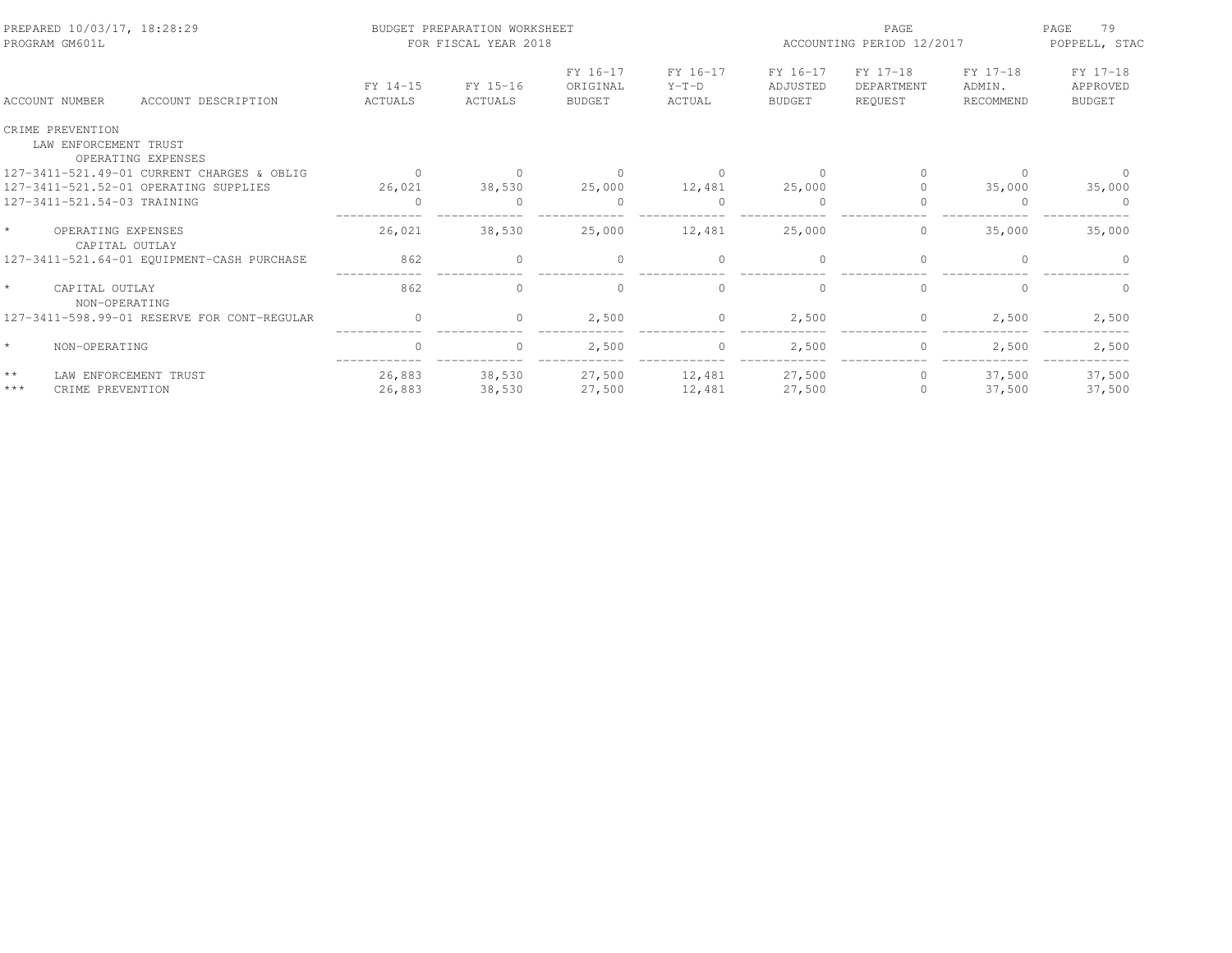BUDGET PREPARATION WORKSHEET
FOR FISCAL YEAR 2018

PREPARED 10/03/17, 18:28:29
PROGRAM GM601L

ACCOUNTING PERIOD 12/2017

| ACCOUNT NUMBER | ACCOUNT DESCRIPTION | FY 14-15 ACTUALS | FY 15-16 ACTUALS | FY 16-17 ORIGINAL BUDGET | FY 16-17 Y-T-D ACTUAL | FY 16-17 ADJUSTED BUDGET | FY 17-18 DEPARTMENT REQUEST | FY 17-18 ADMIN. RECOMMEND | FY 17-18 APPROVED BUDGET |
|---|---|---|---|---|---|---|---|---|---|
| CRIME PREVENTION | | | | | | | | | |
| LAW ENFORCEMENT TRUST | | | | | | | | | |
| OPERATING EXPENSES | | | | | | | | | |
| 127-3411-521.49-01 | CURRENT CHARGES & OBLIG | 0 | 0 | 0 | 0 | 0 | 0 | 0 | 0 |
| 127-3411-521.52-01 | OPERATING SUPPLIES | 26,021 | 38,530 | 25,000 | 12,481 | 25,000 | 0 | 35,000 | 35,000 |
| 127-3411-521.54-03 | TRAINING | 0 | 0 | 0 | 0 | 0 | 0 | 0 | 0 |
| * | OPERATING EXPENSES | 26,021 | 38,530 | 25,000 | 12,481 | 25,000 | 0 | 35,000 | 35,000 |
| CAPITAL OUTLAY | | | | | | | | | |
| 127-3411-521.64-01 | EQUIPMENT-CASH PURCHASE | 862 | 0 | 0 | 0 | 0 | 0 | 0 | 0 |
| * | CAPITAL OUTLAY | 862 | 0 | 0 | 0 | 0 | 0 | 0 | 0 |
| NON-OPERATING | | | | | | | | | |
| 127-3411-598.99-01 | RESERVE FOR CONT-REGULAR | 0 | 0 | 2,500 | 0 | 2,500 | 0 | 2,500 | 2,500 |
| * | NON-OPERATING | 0 | 0 | 2,500 | 0 | 2,500 | 0 | 2,500 | 2,500 |
| ** | LAW ENFORCEMENT TRUST | 26,883 | 38,530 | 27,500 | 12,481 | 27,500 | 0 | 37,500 | 37,500 |
| *** | CRIME PREVENTION | 26,883 | 38,530 | 27,500 | 12,481 | 27,500 | 0 | 37,500 | 37,500 |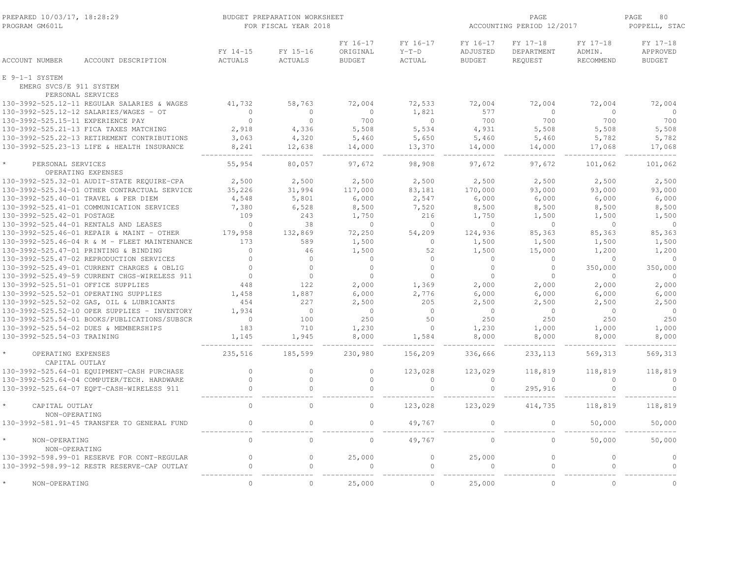| ACCOUNT NUMBER | ACCOUNT DESCRIPTION | FY 14-15 ACTUALS | FY 15-16 ACTUALS | FY 16-17 ORIGINAL BUDGET | FY 16-17 Y-T-D ACTUAL | FY 16-17 ADJUSTED BUDGET | FY 17-18 DEPARTMENT REQUEST | FY 17-18 ADMIN. RECOMMEND | FY 17-18 APPROVED BUDGET |
|---|---|---|---|---|---|---|---|---|---|
| E 9-1-1 SYSTEM | | | | | | | | | |
| EMERG SVCS/E 911 SYSTEM | | | | | | | | | |
| PERSONAL SERVICES | | | | | | | | | |
| 130-3992-525.12-11 | REGULAR SALARIES & WAGES | 41,732 | 58,763 | 72,004 | 72,533 | 72,004 | 72,004 | 72,004 | 72,004 |
| 130-3992-525.12-12 | SALARIES/WAGES - OT | 0 | 0 | 0 | 1,821 | 577 | 0 | 0 | 0 |
| 130-3992-525.15-11 | EXPERIENCE PAY | 0 | 0 | 700 | 0 | 700 | 700 | 700 | 700 |
| 130-3992-525.21-13 | FICA TAXES MATCHING | 2,918 | 4,336 | 5,508 | 5,534 | 4,931 | 5,508 | 5,508 | 5,508 |
| 130-3992-525.22-13 | RETIREMENT CONTRIBUTIONS | 3,063 | 4,320 | 5,460 | 5,650 | 5,460 | 5,460 | 5,782 | 5,782 |
| 130-3992-525.23-13 | LIFE & HEALTH INSURANCE | 8,241 | 12,638 | 14,000 | 13,370 | 14,000 | 14,000 | 17,068 | 17,068 |
| * | PERSONAL SERVICES | 55,954 | 80,057 | 97,672 | 98,908 | 97,672 | 97,672 | 101,062 | 101,062 |
| OPERATING EXPENSES | | | | | | | | | |
| 130-3992-525.32-01 | AUDIT-STATE REQUIRE-CPA | 2,500 | 2,500 | 2,500 | 2,500 | 2,500 | 2,500 | 2,500 | 2,500 |
| 130-3992-525.34-01 | OTHER CONTRACTUAL SERVICE | 35,226 | 31,994 | 117,000 | 83,181 | 170,000 | 93,000 | 93,000 | 93,000 |
| 130-3992-525.40-01 | TRAVEL & PER DIEM | 4,548 | 5,801 | 6,000 | 2,547 | 6,000 | 6,000 | 6,000 | 6,000 |
| 130-3992-525.41-01 | COMMUNICATION SERVICES | 7,380 | 6,528 | 8,500 | 7,520 | 8,500 | 8,500 | 8,500 | 8,500 |
| 130-3992-525.42-01 | POSTAGE | 109 | 243 | 1,750 | 216 | 1,750 | 1,500 | 1,500 | 1,500 |
| 130-3992-525.44-01 | RENTALS AND LEASES | 0 | 38 | 0 | 0 | 0 | 0 | 0 | 0 |
| 130-3992-525.46-01 | REPAIR & MAINT - OTHER | 179,958 | 132,869 | 72,250 | 54,209 | 124,936 | 85,363 | 85,363 | 85,363 |
| 130-3992-525.46-04 | R & M - FLEET MAINTENANCE | 173 | 589 | 1,500 | 0 | 1,500 | 1,500 | 1,500 | 1,500 |
| 130-3992-525.47-01 | PRINTING & BINDING | 0 | 46 | 1,500 | 52 | 1,500 | 15,000 | 1,200 | 1,200 |
| 130-3992-525.47-02 | REPRODUCTION SERVICES | 0 | 0 | 0 | 0 | 0 | 0 | 0 | 0 |
| 130-3992-525.49-01 | CURRENT CHARGES & OBLIG | 0 | 0 | 0 | 0 | 0 | 0 | 350,000 | 350,000 |
| 130-3992-525.49-59 | CURRENT CHGS-WIRELESS 911 | 0 | 0 | 0 | 0 | 0 | 0 | 0 | 0 |
| 130-3992-525.51-01 | OFFICE SUPPLIES | 448 | 122 | 2,000 | 1,369 | 2,000 | 2,000 | 2,000 | 2,000 |
| 130-3992-525.52-01 | OPERATING SUPPLIES | 1,458 | 1,887 | 6,000 | 2,776 | 6,000 | 6,000 | 6,000 | 6,000 |
| 130-3992-525.52-02 | GAS, OIL & LUBRICANTS | 454 | 227 | 2,500 | 205 | 2,500 | 2,500 | 2,500 | 2,500 |
| 130-3992-525.52-10 | OPER SUPPLIES - INVENTORY | 1,934 | 0 | 0 | 0 | 0 | 0 | 0 | 0 |
| 130-3992-525.54-01 | BOOKS/PUBLICATIONS/SUBSCR | 0 | 100 | 250 | 50 | 250 | 250 | 250 | 250 |
| 130-3992-525.54-02 | DUES & MEMBERSHIPS | 183 | 710 | 1,230 | 0 | 1,230 | 1,000 | 1,000 | 1,000 |
| 130-3992-525.54-03 | TRAINING | 1,145 | 1,945 | 8,000 | 1,584 | 8,000 | 8,000 | 8,000 | 8,000 |
| * | OPERATING EXPENSES | 235,516 | 185,599 | 230,980 | 156,209 | 336,666 | 233,113 | 569,313 | 569,313 |
| CAPITAL OUTLAY | | | | | | | | | |
| 130-3992-525.64-01 | EQUIPMENT-CASH PURCHASE | 0 | 0 | 0 | 123,028 | 123,029 | 118,819 | 118,819 | 118,819 |
| 130-3992-525.64-04 | COMPUTER/TECH. HARDWARE | 0 | 0 | 0 | 0 | 0 | 0 | 0 | 0 |
| 130-3992-525.64-07 | EQPT-CASH-WIRELESS 911 | 0 | 0 | 0 | 0 | 0 | 295,916 | 0 | 0 |
| * | CAPITAL OUTLAY | 0 | 0 | 0 | 123,028 | 123,029 | 414,735 | 118,819 | 118,819 |
| NON-OPERATING | | | | | | | | | |
| 130-3992-581.91-45 | TRANSFER TO GENERAL FUND | 0 | 0 | 0 | 49,767 | 0 | 0 | 50,000 | 50,000 |
| * | NON-OPERATING | 0 | 0 | 0 | 49,767 | 0 | 0 | 50,000 | 50,000 |
| NON-OPERATING | | | | | | | | | |
| 130-3992-598.99-01 | RESERVE FOR CONT-REGULAR | 0 | 0 | 25,000 | 0 | 25,000 | 0 | 0 | 0 |
| 130-3992-598.99-12 | RESTR RESERVE-CAP OUTLAY | 0 | 0 | 0 | 0 | 0 | 0 | 0 | 0 |
| * | NON-OPERATING | 0 | 0 | 25,000 | 0 | 25,000 | 0 | 0 | 0 |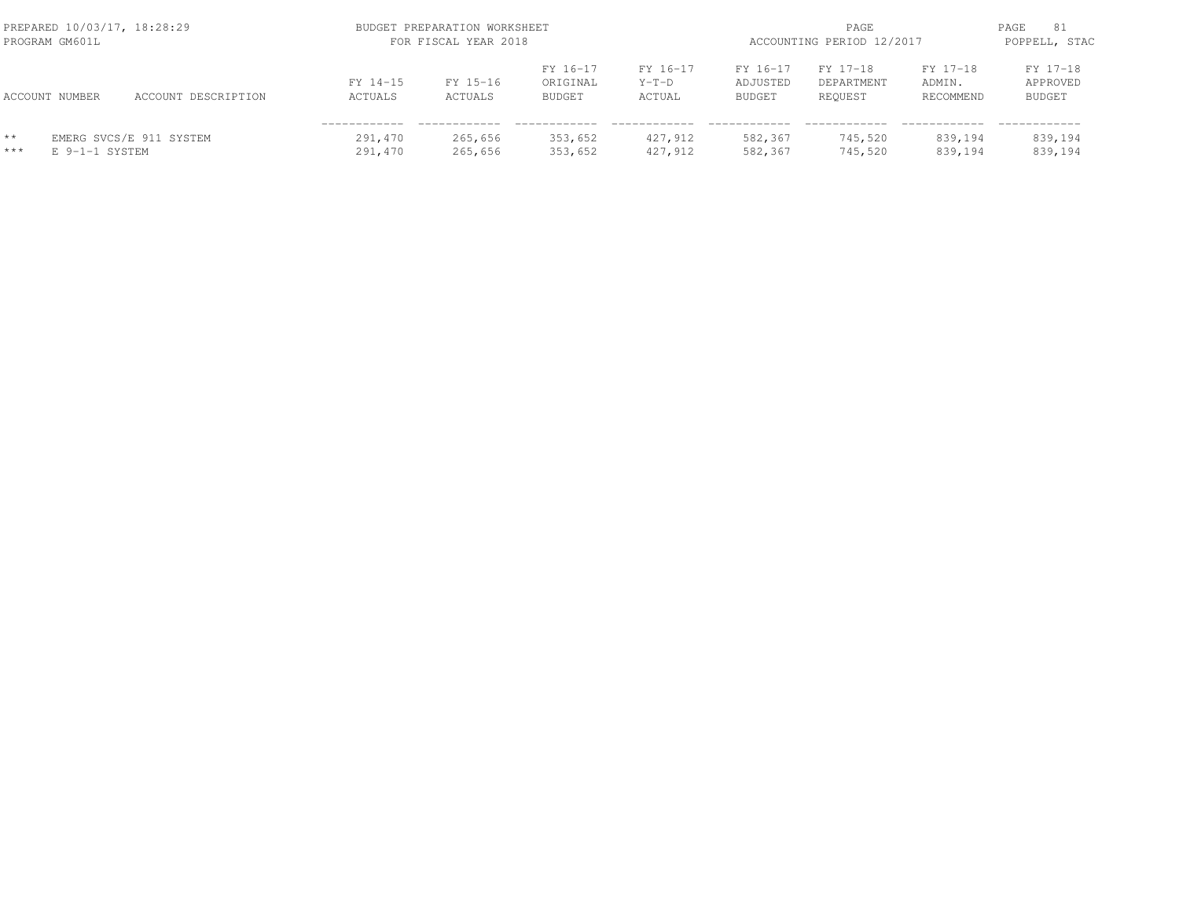| ACCOUNT NUMBER | ACCOUNT DESCRIPTION | FY 14-15 ACTUALS | FY 15-16 ACTUALS | FY 16-17 ORIGINAL BUDGET | FY 16-17 Y-T-D ACTUAL | FY 16-17 ADJUSTED BUDGET | FY 17-18 DEPARTMENT REQUEST | FY 17-18 ADMIN. RECOMMEND | FY 17-18 APPROVED BUDGET |
|---|---|---|---|---|---|---|---|---|---|
| ** | EMERG SVCS/E 911 SYSTEM | 291,470 | 265,656 | 353,652 | 427,912 | 582,367 | 745,520 | 839,194 | 839,194 |
| *** | E 9-1-1 SYSTEM | 291,470 | 265,656 | 353,652 | 427,912 | 582,367 | 745,520 | 839,194 | 839,194 |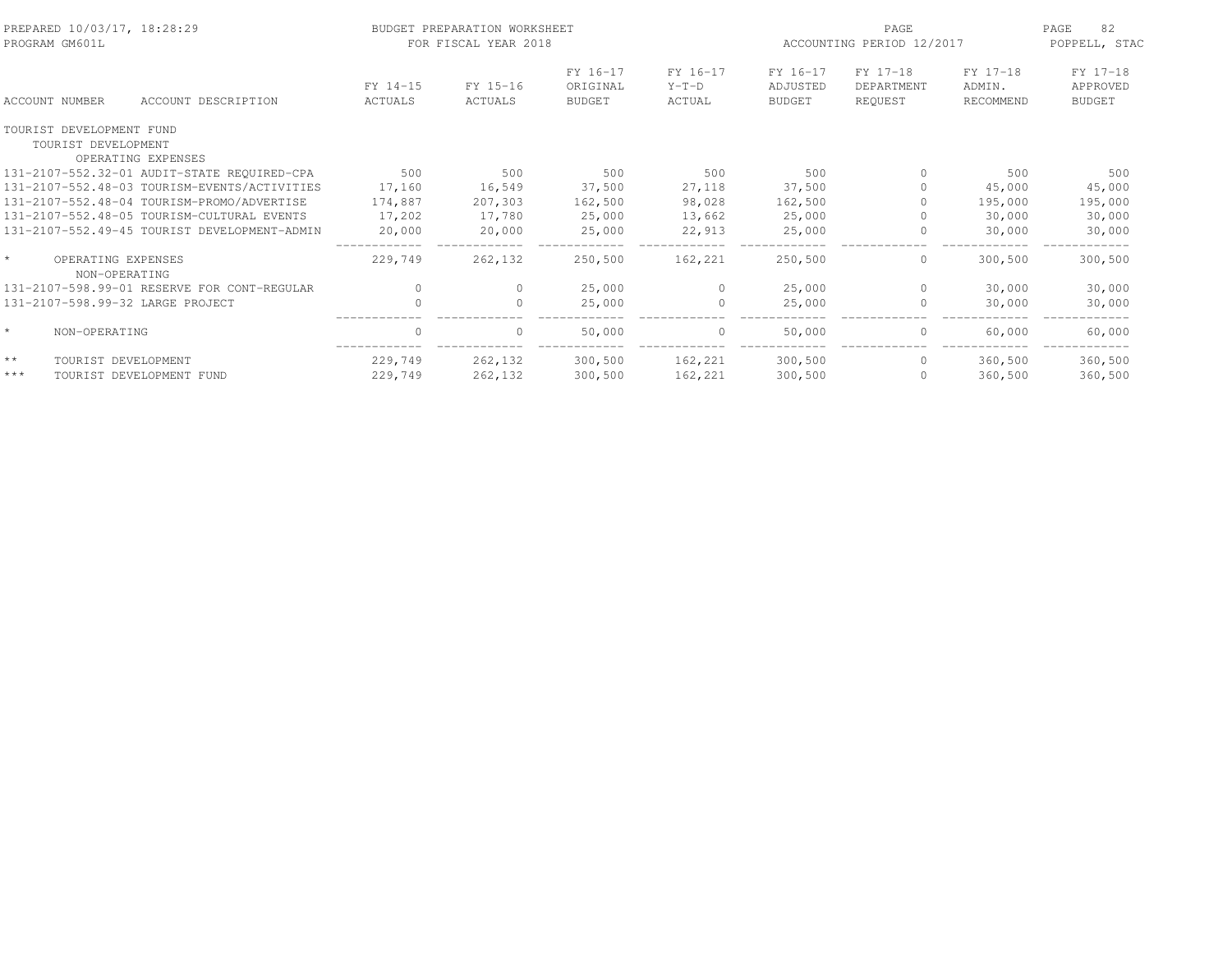PREPARED 10/03/17, 18:28:29
PROGRAM GM601L

BUDGET PREPARATION WORKSHEET
FOR FISCAL YEAR 2018

ACCOUNTING PERIOD 12/2017

POPPELL, STAC

| ACCOUNT NUMBER | ACCOUNT DESCRIPTION | FY 14-15 ACTUALS | FY 15-16 ACTUALS | FY 16-17 ORIGINAL BUDGET | FY 16-17 Y-T-D ACTUAL | FY 16-17 ADJUSTED BUDGET | FY 17-18 DEPARTMENT REQUEST | FY 17-18 ADMIN. RECOMMEND | FY 17-18 APPROVED BUDGET |
|---|---|---|---|---|---|---|---|---|---|
| TOURIST DEVELOPMENT FUND | | | | | | | | | |
| TOURIST DEVELOPMENT | | | | | | | | | |
| OPERATING EXPENSES | | | | | | | | | |
| 131-2107-552.32-01 | AUDIT-STATE REQUIRED-CPA | 500 | 500 | 500 | 500 | 500 | 0 | 500 | 500 |
| 131-2107-552.48-03 | TOURISM-EVENTS/ACTIVITIES | 17,160 | 16,549 | 37,500 | 27,118 | 37,500 | 0 | 45,000 | 45,000 |
| 131-2107-552.48-04 | TOURISM-PROMO/ADVERTISE | 174,887 | 207,303 | 162,500 | 98,028 | 162,500 | 0 | 195,000 | 195,000 |
| 131-2107-552.48-05 | TOURISM-CULTURAL EVENTS | 17,202 | 17,780 | 25,000 | 13,662 | 25,000 | 0 | 30,000 | 30,000 |
| 131-2107-552.49-45 | TOURIST DEVELOPMENT-ADMIN | 20,000 | 20,000 | 25,000 | 22,913 | 25,000 | 0 | 30,000 | 30,000 |
| * | OPERATING EXPENSES | 229,749 | 262,132 | 250,500 | 162,221 | 250,500 | 0 | 300,500 | 300,500 |
| NON-OPERATING | | | | | | | | | |
| 131-2107-598.99-01 | RESERVE FOR CONT-REGULAR | 0 | 0 | 25,000 | 0 | 25,000 | 0 | 30,000 | 30,000 |
| 131-2107-598.99-32 | LARGE PROJECT | 0 | 0 | 25,000 | 0 | 25,000 | 0 | 30,000 | 30,000 |
| * | NON-OPERATING | 0 | 0 | 50,000 | 0 | 50,000 | 0 | 60,000 | 60,000 |
| ** | TOURIST DEVELOPMENT | 229,749 | 262,132 | 300,500 | 162,221 | 300,500 | 0 | 360,500 | 360,500 |
| *** | TOURIST DEVELOPMENT FUND | 229,749 | 262,132 | 300,500 | 162,221 | 300,500 | 0 | 360,500 | 360,500 |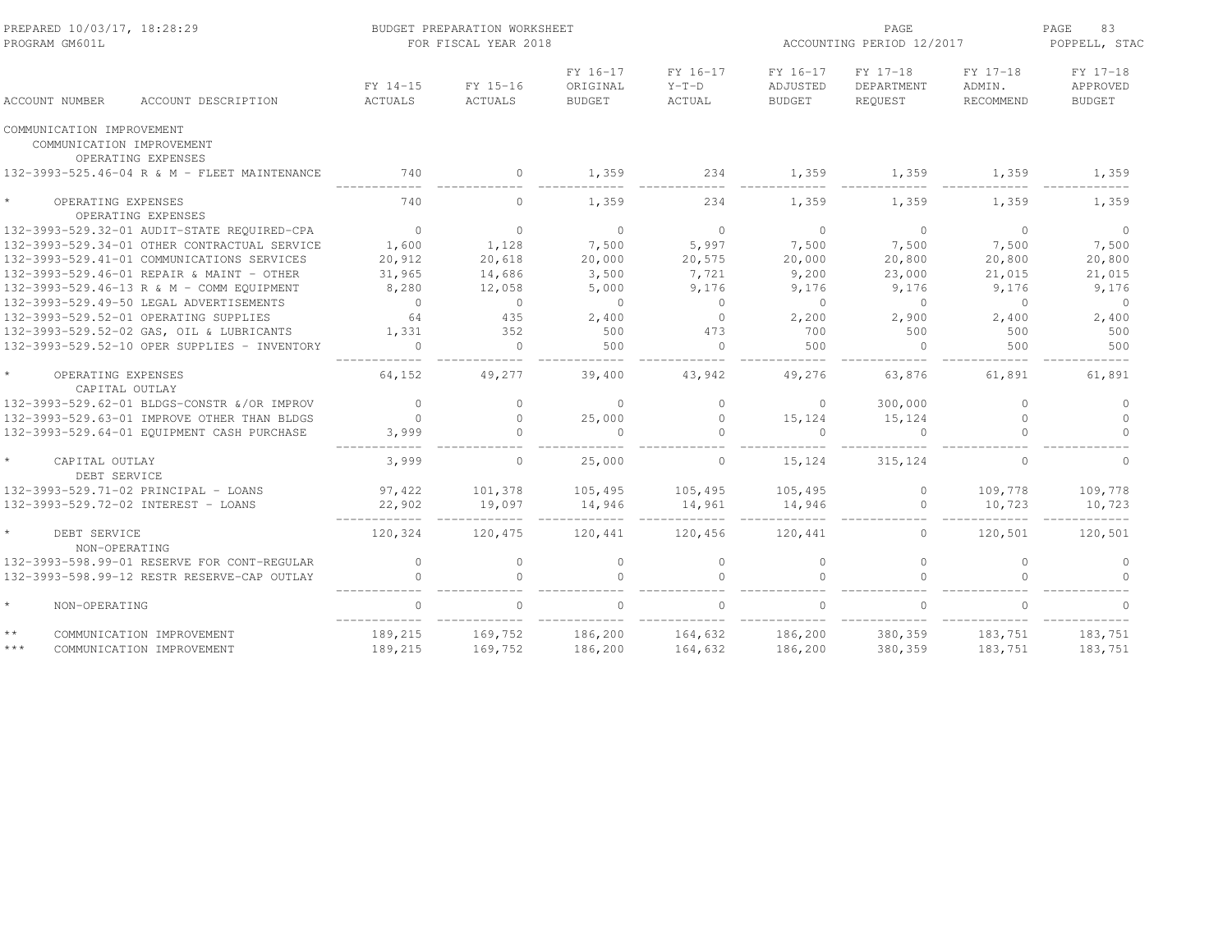PREPARED 10/03/17, 18:28:29
PROGRAM GM601L

BUDGET PREPARATION WORKSHEET
FOR FISCAL YEAR 2018

ACCOUNTING PERIOD 12/2017

POPPELL, STAC

| ACCOUNT NUMBER | ACCOUNT DESCRIPTION | FY 14-15 ACTUALS | FY 15-16 ACTUALS | FY 16-17 ORIGINAL BUDGET | FY 16-17 Y-T-D ACTUAL | FY 16-17 ADJUSTED BUDGET | FY 17-18 DEPARTMENT REQUEST | FY 17-18 ADMIN. RECOMMEND | FY 17-18 APPROVED BUDGET |
|---|---|---|---|---|---|---|---|---|---|
| COMMUNICATION IMPROVEMENT | | | | | | | | | |
| COMMUNICATION IMPROVEMENT | | | | | | | | | |
| OPERATING EXPENSES | | | | | | | | | |
| 132-3993-525.46-04 | R & M - FLEET MAINTENANCE | 740 | 0 | 1,359 | 234 | 1,359 | 1,359 | 1,359 | 1,359 |
| * | OPERATING EXPENSES | 740 | 0 | 1,359 | 234 | 1,359 | 1,359 | 1,359 | 1,359 |
| OPERATING EXPENSES | | | | | | | | | |
| 132-3993-529.32-01 | AUDIT-STATE REQUIRED-CPA | 0 | 0 | 0 | 0 | 0 | 0 | 0 | 0 |
| 132-3993-529.34-01 | OTHER CONTRACTUAL SERVICE | 1,600 | 1,128 | 7,500 | 5,997 | 7,500 | 7,500 | 7,500 | 7,500 |
| 132-3993-529.41-01 | COMMUNICATIONS SERVICES | 20,912 | 20,618 | 20,000 | 20,575 | 20,000 | 20,800 | 20,800 | 20,800 |
| 132-3993-529.46-01 | REPAIR & MAINT - OTHER | 31,965 | 14,686 | 3,500 | 7,721 | 9,200 | 23,000 | 21,015 | 21,015 |
| 132-3993-529.46-13 | R & M - COMM EQUIPMENT | 8,280 | 12,058 | 5,000 | 9,176 | 9,176 | 9,176 | 9,176 | 9,176 |
| 132-3993-529.49-50 | LEGAL ADVERTISEMENTS | 0 | 0 | 0 | 0 | 0 | 0 | 0 | 0 |
| 132-3993-529.52-01 | OPERATING SUPPLIES | 64 | 435 | 2,400 | 0 | 2,200 | 2,900 | 2,400 | 2,400 |
| 132-3993-529.52-02 | GAS, OIL & LUBRICANTS | 1,331 | 352 | 500 | 473 | 700 | 500 | 500 | 500 |
| 132-3993-529.52-10 | OPER SUPPLIES - INVENTORY | 0 | 0 | 500 | 0 | 500 | 0 | 500 | 500 |
| * | OPERATING EXPENSES | 64,152 | 49,277 | 39,400 | 43,942 | 49,276 | 63,876 | 61,891 | 61,891 |
| CAPITAL OUTLAY | | | | | | | | | |
| 132-3993-529.62-01 | BLDGS-CONSTR &/OR IMPROV | 0 | 0 | 0 | 0 | 0 | 300,000 | 0 | 0 |
| 132-3993-529.63-01 | IMPROVE OTHER THAN BLDGS | 0 | 0 | 25,000 | 0 | 15,124 | 15,124 | 0 | 0 |
| 132-3993-529.64-01 | EQUIPMENT CASH PURCHASE | 3,999 | 0 | 0 | 0 | 0 | 0 | 0 | 0 |
| * | CAPITAL OUTLAY | 3,999 | 0 | 25,000 | 0 | 15,124 | 315,124 | 0 | 0 |
| DEBT SERVICE | | | | | | | | | |
| 132-3993-529.71-02 | PRINCIPAL - LOANS | 97,422 | 101,378 | 105,495 | 105,495 | 105,495 | 0 | 109,778 | 109,778 |
| 132-3993-529.72-02 | INTEREST - LOANS | 22,902 | 19,097 | 14,946 | 14,961 | 14,946 | 0 | 10,723 | 10,723 |
| * | DEBT SERVICE | 120,324 | 120,475 | 120,441 | 120,456 | 120,441 | 0 | 120,501 | 120,501 |
| NON-OPERATING | | | | | | | | | |
| 132-3993-598.99-01 | RESERVE FOR CONT-REGULAR | 0 | 0 | 0 | 0 | 0 | 0 | 0 | 0 |
| 132-3993-598.99-12 | RESTR RESERVE-CAP OUTLAY | 0 | 0 | 0 | 0 | 0 | 0 | 0 | 0 |
| * | NON-OPERATING | 0 | 0 | 0 | 0 | 0 | 0 | 0 | 0 |
| ** | COMMUNICATION IMPROVEMENT | 189,215 | 169,752 | 186,200 | 164,632 | 186,200 | 380,359 | 183,751 | 183,751 |
| *** | COMMUNICATION IMPROVEMENT | 189,215 | 169,752 | 186,200 | 164,632 | 186,200 | 380,359 | 183,751 | 183,751 |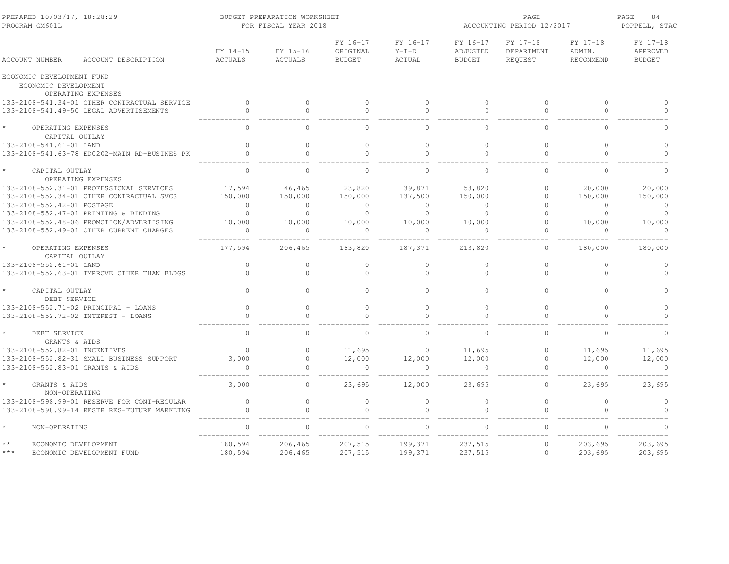PREPARED 10/03/17, 18:28:29 — BUDGET PREPARATION WORKSHEET — PROGRAM GM601L — FOR FISCAL YEAR 2018 — ACCOUNTING PERIOD 12/2017 — POPPELL, STAC

| ACCOUNT NUMBER | ACCOUNT DESCRIPTION | FY 14-15 ACTUALS | FY 15-16 ACTUALS | FY 16-17 ORIGINAL BUDGET | FY 16-17 Y-T-D ACTUAL | FY 16-17 ADJUSTED BUDGET | FY 17-18 DEPARTMENT REQUEST | FY 17-18 ADMIN. RECOMMEND | FY 17-18 APPROVED BUDGET |
|---|---|---|---|---|---|---|---|---|---|
| ECONOMIC DEVELOPMENT FUND | | | | | | | | | |
| ECONOMIC DEVELOPMENT | | | | | | | | | |
| OPERATING EXPENSES | | | | | | | | | |
| 133-2108-541.34-01 | OTHER CONTRACTUAL SERVICE | 0 | 0 | 0 | 0 | 0 | 0 | 0 | 0 |
| 133-2108-541.49-50 | LEGAL ADVERTISEMENTS | 0 | 0 | 0 | 0 | 0 | 0 | 0 | 0 |
| * | OPERATING EXPENSES | 0 | 0 | 0 | 0 | 0 | 0 | 0 | 0 |
| CAPITAL OUTLAY | | | | | | | | | |
| 133-2108-541.61-01 | LAND | 0 | 0 | 0 | 0 | 0 | 0 | 0 | 0 |
| 133-2108-541.63-78 | ED0202-MAIN RD-BUSINES PK | 0 | 0 | 0 | 0 | 0 | 0 | 0 | 0 |
| * | CAPITAL OUTLAY | 0 | 0 | 0 | 0 | 0 | 0 | 0 | 0 |
| OPERATING EXPENSES | | | | | | | | | |
| 133-2108-552.31-01 | PROFESSIONAL SERVICES | 17,594 | 46,465 | 23,820 | 39,871 | 53,820 | 0 | 20,000 | 20,000 |
| 133-2108-552.34-01 | OTHER CONTRACTUAL SVCS | 150,000 | 150,000 | 150,000 | 137,500 | 150,000 | 0 | 150,000 | 150,000 |
| 133-2108-552.42-01 | POSTAGE | 0 | 0 | 0 | 0 | 0 | 0 | 0 | 0 |
| 133-2108-552.47-01 | PRINTING & BINDING | 0 | 0 | 0 | 0 | 0 | 0 | 0 | 0 |
| 133-2108-552.48-06 | PROMOTION/ADVERTISING | 10,000 | 10,000 | 10,000 | 10,000 | 10,000 | 0 | 10,000 | 10,000 |
| 133-2108-552.49-01 | OTHER CURRENT CHARGES | 0 | 0 | 0 | 0 | 0 | 0 | 0 | 0 |
| * | OPERATING EXPENSES | 177,594 | 206,465 | 183,820 | 187,371 | 213,820 | 0 | 180,000 | 180,000 |
| CAPITAL OUTLAY | | | | | | | | | |
| 133-2108-552.61-01 | LAND | 0 | 0 | 0 | 0 | 0 | 0 | 0 | 0 |
| 133-2108-552.63-01 | IMPROVE OTHER THAN BLDGS | 0 | 0 | 0 | 0 | 0 | 0 | 0 | 0 |
| * | CAPITAL OUTLAY | 0 | 0 | 0 | 0 | 0 | 0 | 0 | 0 |
| DEBT SERVICE | | | | | | | | | |
| 133-2108-552.71-02 | PRINCIPAL - LOANS | 0 | 0 | 0 | 0 | 0 | 0 | 0 | 0 |
| 133-2108-552.72-02 | INTEREST - LOANS | 0 | 0 | 0 | 0 | 0 | 0 | 0 | 0 |
| * | DEBT SERVICE | 0 | 0 | 0 | 0 | 0 | 0 | 0 | 0 |
| GRANTS & AIDS | | | | | | | | | |
| 133-2108-552.82-01 | INCENTIVES | 0 | 0 | 11,695 | 0 | 11,695 | 0 | 11,695 | 11,695 |
| 133-2108-552.82-31 | SMALL BUSINESS SUPPORT | 3,000 | 0 | 12,000 | 12,000 | 12,000 | 0 | 12,000 | 12,000 |
| 133-2108-552.83-01 | GRANTS & AIDS | 0 | 0 | 0 | 0 | 0 | 0 | 0 | 0 |
| * | GRANTS & AIDS | 3,000 | 0 | 23,695 | 12,000 | 23,695 | 0 | 23,695 | 23,695 |
| NON-OPERATING | | | | | | | | | |
| 133-2108-598.99-01 | RESERVE FOR CONT-REGULAR | 0 | 0 | 0 | 0 | 0 | 0 | 0 | 0 |
| 133-2108-598.99-14 | RESTR RES-FUTURE MARKETNG | 0 | 0 | 0 | 0 | 0 | 0 | 0 | 0 |
| * | NON-OPERATING | 0 | 0 | 0 | 0 | 0 | 0 | 0 | 0 |
| ** | ECONOMIC DEVELOPMENT | 180,594 | 206,465 | 207,515 | 199,371 | 237,515 | 0 | 203,695 | 203,695 |
| *** | ECONOMIC DEVELOPMENT FUND | 180,594 | 206,465 | 207,515 | 199,371 | 237,515 | 0 | 203,695 | 203,695 |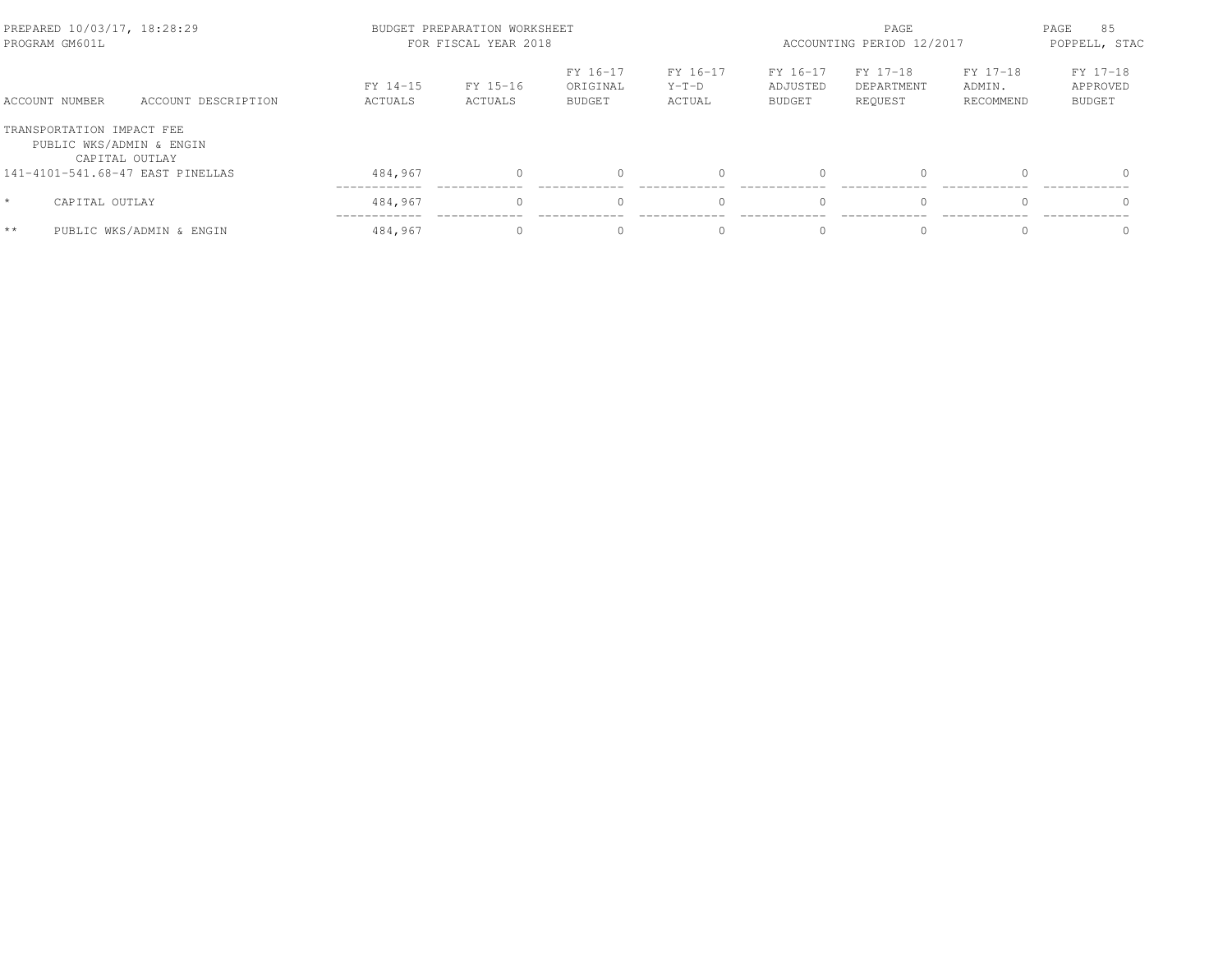PREPARED 10/03/17, 18:28:29
PROGRAM GM601L

BUDGET PREPARATION WORKSHEET
FOR FISCAL YEAR 2018

ACCOUNTING PERIOD 12/2017

POPPELL, STAC

| ACCOUNT NUMBER | ACCOUNT DESCRIPTION | FY 14-15 ACTUALS | FY 15-16 ACTUALS | FY 16-17 ORIGINAL BUDGET | FY 16-17 Y-T-D ACTUAL | FY 16-17 ADJUSTED BUDGET | FY 17-18 DEPARTMENT REQUEST | FY 17-18 ADMIN. RECOMMEND | FY 17-18 APPROVED BUDGET |
|---|---|---|---|---|---|---|---|---|---|
| TRANSPORTATION IMPACT FEE | | | | | | | | | |
| PUBLIC WKS/ADMIN & ENGIN | | | | | | | | | |
| CAPITAL OUTLAY | | | | | | | | | |
| 141-4101-541.68-47 | EAST PINELLAS | 484,967 | 0 | 0 | 0 | 0 | 0 | 0 | 0 |
| * | CAPITAL OUTLAY | 484,967 | 0 | 0 | 0 | 0 | 0 | 0 | 0 |
| ** | PUBLIC WKS/ADMIN & ENGIN | 484,967 | 0 | 0 | 0 | 0 | 0 | 0 | 0 |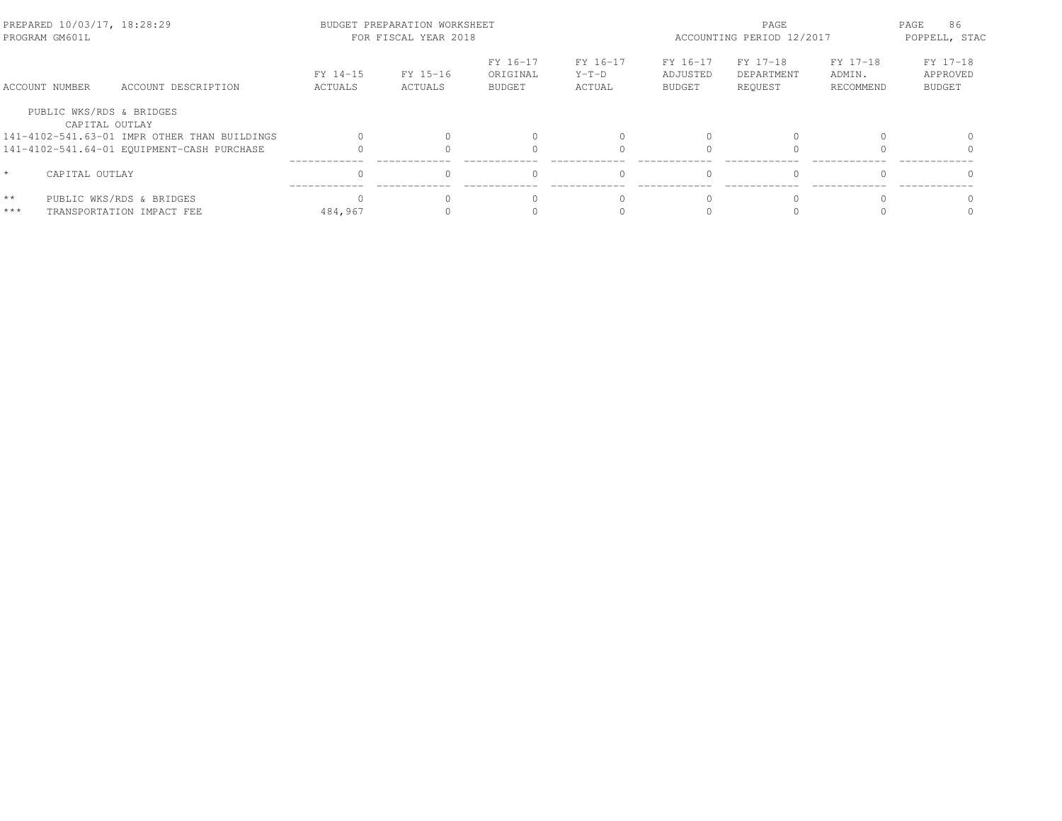PREPARED 10/03/17, 18:28:29 BUDGET PREPARATION WORKSHEET
PROGRAM GM601L FOR FISCAL YEAR 2018
ACCOUNTING PERIOD 12/2017
POPPELL, STAC

| ACCOUNT NUMBER | ACCOUNT DESCRIPTION | FY 14-15 ACTUALS | FY 15-16 ACTUALS | FY 16-17 ORIGINAL BUDGET | FY 16-17 Y-T-D ACTUAL | FY 16-17 ADJUSTED BUDGET | FY 17-18 DEPARTMENT REQUEST | FY 17-18 ADMIN. RECOMMEND | FY 17-18 APPROVED BUDGET |
|---|---|---|---|---|---|---|---|---|---|
| PUBLIC WKS/RDS & BRIDGES | | | | | | | | | |
| CAPITAL OUTLAY | | | | | | | | | |
| 141-4102-541.63-01 | IMPR OTHER THAN BUILDINGS | 0 | 0 | 0 | 0 | 0 | 0 | 0 | 0 |
| 141-4102-541.64-01 | EQUIPMENT-CASH PURCHASE | 0 | 0 | 0 | 0 | 0 | 0 | 0 | 0 |
| * | CAPITAL OUTLAY | 0 | 0 | 0 | 0 | 0 | 0 | 0 | 0 |
| ** | PUBLIC WKS/RDS & BRIDGES | 0 | 0 | 0 | 0 | 0 | 0 | 0 | 0 |
| *** | TRANSPORTATION IMPACT FEE | 484,967 | 0 | 0 | 0 | 0 | 0 | 0 | 0 |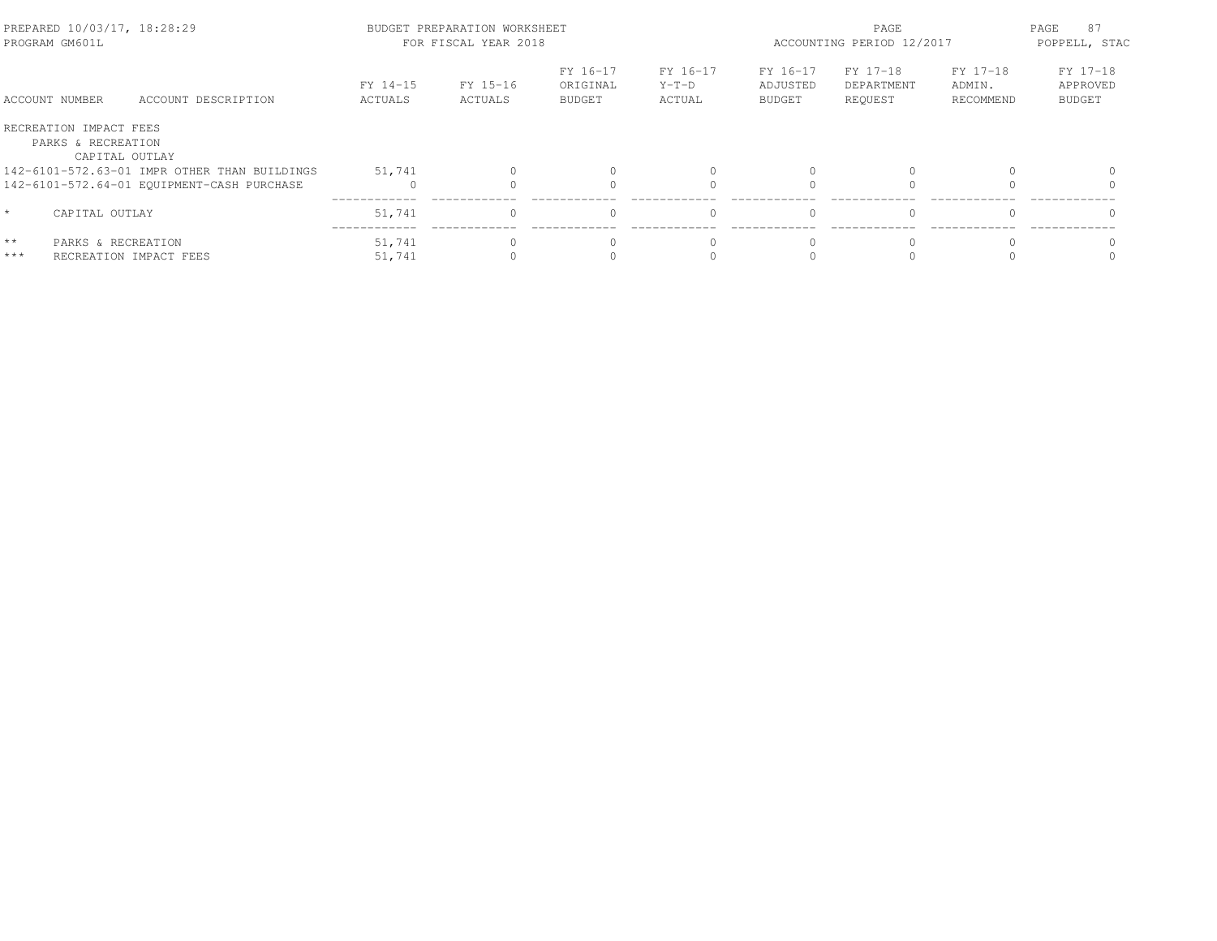PREPARED 10/03/17, 18:28:29 BUDGET PREPARATION WORKSHEET
PROGRAM GM601L FOR FISCAL YEAR 2018

ACCOUNTING PERIOD 12/2017
POPPELL, STAC

| ACCOUNT NUMBER | ACCOUNT DESCRIPTION | FY 14-15 ACTUALS | FY 15-16 ACTUALS | FY 16-17 ORIGINAL BUDGET | FY 16-17 Y-T-D ACTUAL | FY 16-17 ADJUSTED BUDGET | FY 17-18 DEPARTMENT REQUEST | FY 17-18 ADMIN. RECOMMEND | FY 17-18 APPROVED BUDGET |
|---|---|---|---|---|---|---|---|---|---|
| RECREATION IMPACT FEES | | | | | | | | | |
| PARKS & RECREATION | | | | | | | | | |
| CAPITAL OUTLAY | | | | | | | | | |
| 142-6101-572.63-01 | IMPR OTHER THAN BUILDINGS | 51,741 | 0 | 0 | 0 | 0 | 0 | 0 | 0 |
| 142-6101-572.64-01 | EQUIPMENT-CASH PURCHASE | 0 | 0 | 0 | 0 | 0 | 0 | 0 | 0 |
| * | CAPITAL OUTLAY | 51,741 | 0 | 0 | 0 | 0 | 0 | 0 | 0 |
| ** | PARKS & RECREATION | 51,741 | 0 | 0 | 0 | 0 | 0 | 0 | 0 |
| *** | RECREATION IMPACT FEES | 51,741 | 0 | 0 | 0 | 0 | 0 | 0 | 0 |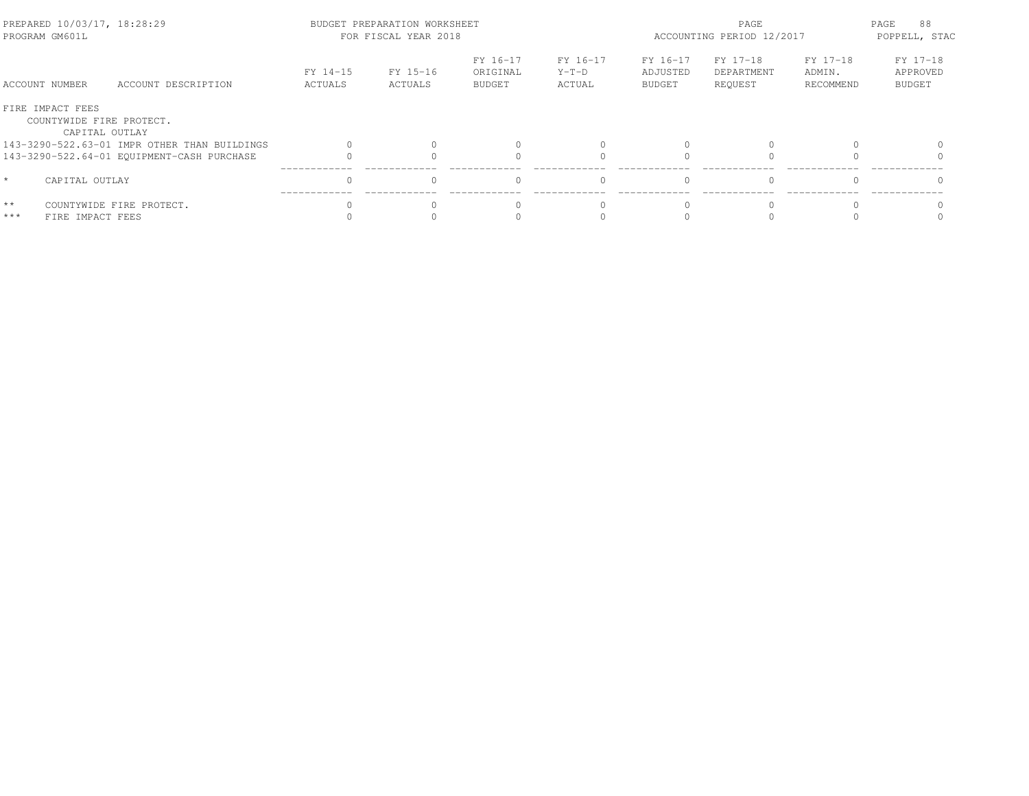PREPARED 10/03/17, 18:28:29 — BUDGET PREPARATION WORKSHEET — PROGRAM GM601L — FOR FISCAL YEAR 2018 — ACCOUNTING PERIOD 12/2017 — POPPELL, STAC

| ACCOUNT NUMBER | ACCOUNT DESCRIPTION | FY 14-15 ACTUALS | FY 15-16 ACTUALS | FY 16-17 ORIGINAL BUDGET | FY 16-17 Y-T-D ACTUAL | FY 16-17 ADJUSTED BUDGET | FY 17-18 DEPARTMENT REQUEST | FY 17-18 ADMIN. RECOMMEND | FY 17-18 APPROVED BUDGET |
|---|---|---|---|---|---|---|---|---|---|
| FIRE IMPACT FEES | | | | | | | | | |
| COUNTYWIDE FIRE PROTECT. | | | | | | | | | |
| CAPITAL OUTLAY | | | | | | | | | |
| 143-3290-522.63-01 | IMPR OTHER THAN BUILDINGS | 0 | 0 | 0 | 0 | 0 | 0 | 0 | 0 |
| 143-3290-522.64-01 | EQUIPMENT-CASH PURCHASE | 0 | 0 | 0 | 0 | 0 | 0 | 0 | 0 |
| * | CAPITAL OUTLAY | 0 | 0 | 0 | 0 | 0 | 0 | 0 | 0 |
| ** | COUNTYWIDE FIRE PROTECT. | 0 | 0 | 0 | 0 | 0 | 0 | 0 | 0 |
| *** | FIRE IMPACT FEES | 0 | 0 | 0 | 0 | 0 | 0 | 0 | 0 |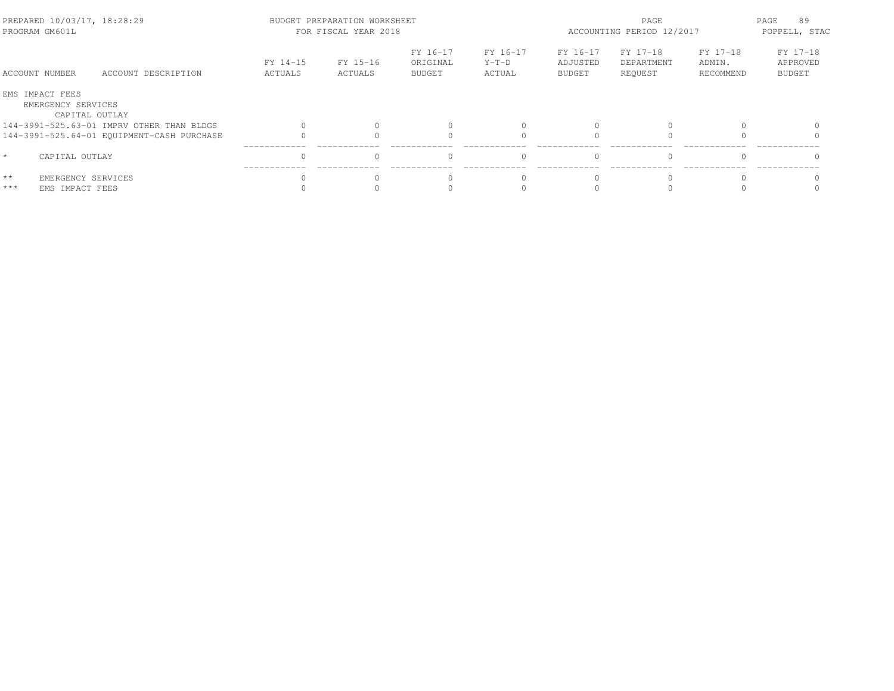BUDGET PREPARATION WORKSHEET
FOR FISCAL YEAR 2018

PREPARED 10/03/17, 18:28:29
PROGRAM GM601L

ACCOUNTING PERIOD 12/2017

POPPELL, STAC

| ACCOUNT NUMBER | ACCOUNT DESCRIPTION | FY 14-15 ACTUALS | FY 15-16 ACTUALS | FY 16-17 ORIGINAL BUDGET | FY 16-17 Y-T-D ACTUAL | FY 16-17 ADJUSTED BUDGET | FY 17-18 DEPARTMENT REQUEST | FY 17-18 ADMIN. RECOMMEND | FY 17-18 APPROVED BUDGET |
|---|---|---|---|---|---|---|---|---|---|
| EMS IMPACT FEES | | | | | | | | | |
| EMERGENCY SERVICES | | | | | | | | | |
| CAPITAL OUTLAY | | | | | | | | | |
| 144-3991-525.63-01 | IMPRV OTHER THAN BLDGS | 0 | 0 | 0 | 0 | 0 | 0 | 0 | 0 |
| 144-3991-525.64-01 | EQUIPMENT-CASH PURCHASE | 0 | 0 | 0 | 0 | 0 | 0 | 0 | 0 |
| * | CAPITAL OUTLAY | 0 | 0 | 0 | 0 | 0 | 0 | 0 | 0 |
| ** | EMERGENCY SERVICES | 0 | 0 | 0 | 0 | 0 | 0 | 0 | 0 |
| *** | EMS IMPACT FEES | 0 | 0 | 0 | 0 | 0 | 0 | 0 | 0 |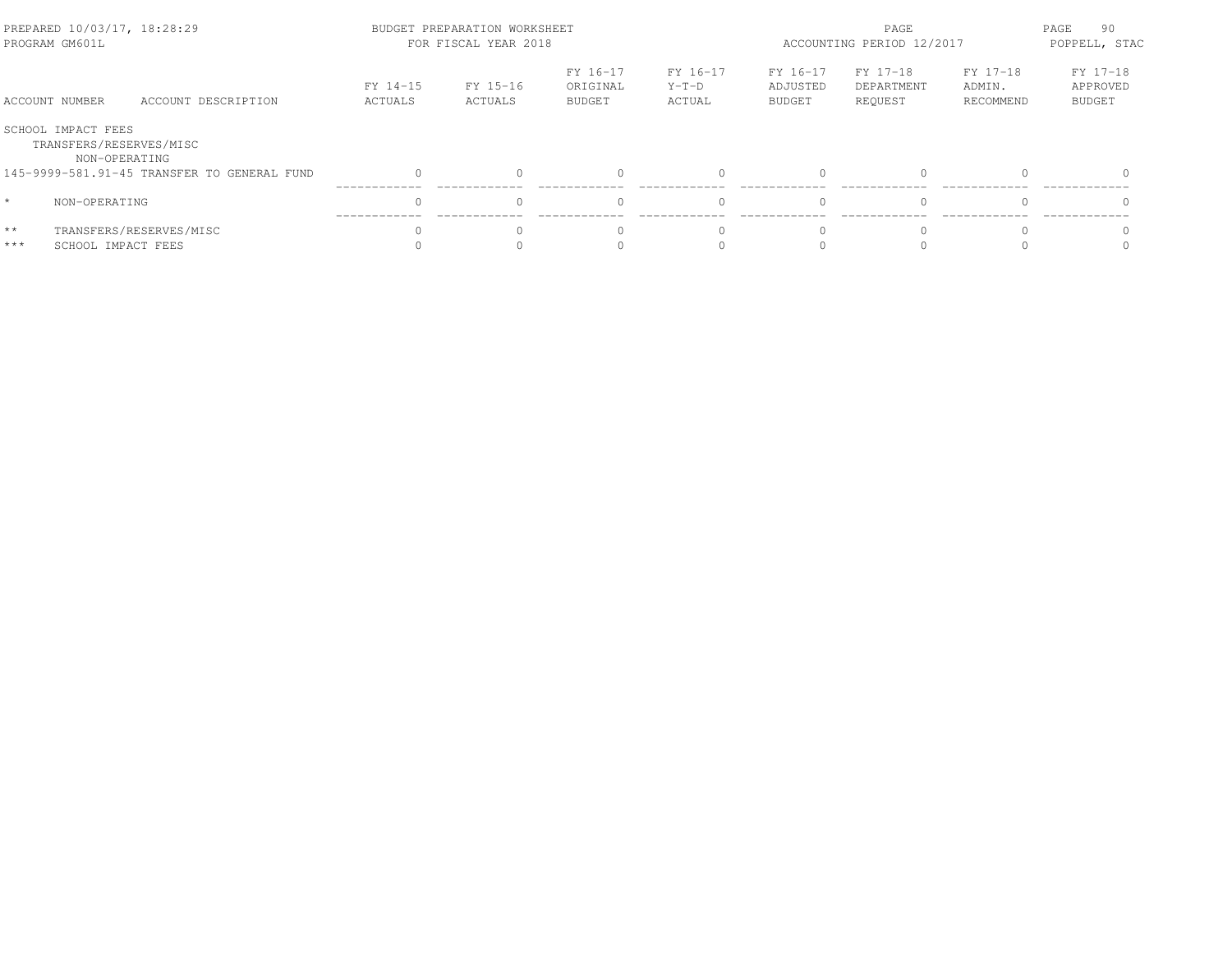PREPARED 10/03/17, 18:28:29 — BUDGET PREPARATION WORKSHEET — PROGRAM GM601L — FOR FISCAL YEAR 2018 — ACCOUNTING PERIOD 12/2017 — POPPELL, STAC

| ACCOUNT NUMBER | ACCOUNT DESCRIPTION | FY 14-15 ACTUALS | FY 15-16 ACTUALS | FY 16-17 ORIGINAL BUDGET | FY 16-17 Y-T-D ACTUAL | FY 16-17 ADJUSTED BUDGET | FY 17-18 DEPARTMENT REQUEST | FY 17-18 ADMIN. RECOMMEND | FY 17-18 APPROVED BUDGET |
|---|---|---|---|---|---|---|---|---|---|
| SCHOOL IMPACT FEES | | | | | | | | | |
| TRANSFERS/RESERVES/MISC | | | | | | | | | |
| NON-OPERATING | | | | | | | | | |
| 145-9999-581.91-45 | TRANSFER TO GENERAL FUND | 0 | 0 | 0 | 0 | 0 | 0 | 0 | 0 |
| * | NON-OPERATING | 0 | 0 | 0 | 0 | 0 | 0 | 0 | 0 |
| ** | TRANSFERS/RESERVES/MISC | 0 | 0 | 0 | 0 | 0 | 0 | 0 | 0 |
| *** | SCHOOL IMPACT FEES | 0 | 0 | 0 | 0 | 0 | 0 | 0 | 0 |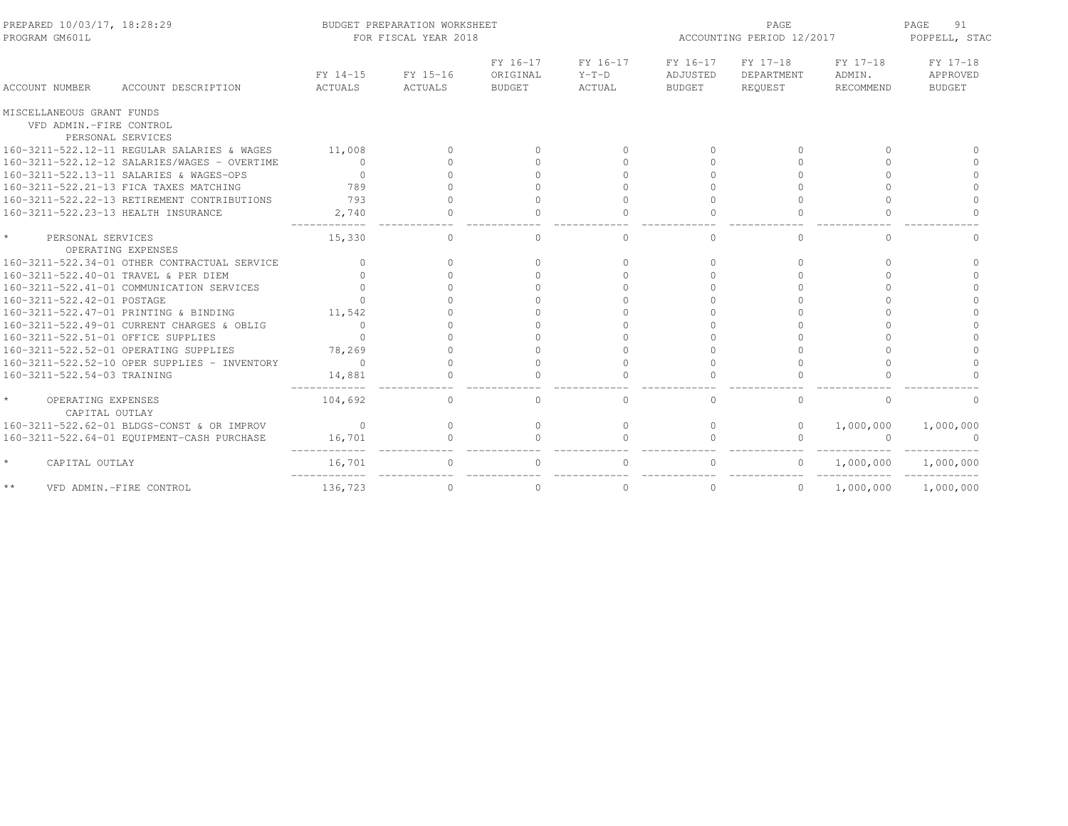PREPARED 10/03/17, 18:28:29 — BUDGET PREPARATION WORKSHEET — PROGRAM GM601L — FOR FISCAL YEAR 2018 — ACCOUNTING PERIOD 12/2017 — POPPELL, STAC

| ACCOUNT NUMBER | ACCOUNT DESCRIPTION | FY 14-15 ACTUALS | FY 15-16 ACTUALS | FY 16-17 ORIGINAL BUDGET | FY 16-17 Y-T-D ACTUAL | FY 16-17 ADJUSTED BUDGET | FY 17-18 DEPARTMENT REQUEST | FY 17-18 ADMIN. RECOMMEND | FY 17-18 APPROVED BUDGET |
|---|---|---|---|---|---|---|---|---|---|
| MISCELLANEOUS GRANT FUNDS | | | | | | | | | |
| VFD ADMIN.-FIRE CONTROL | | | | | | | | | |
| PERSONAL SERVICES | | | | | | | | | |
| 160-3211-522.12-11 | REGULAR SALARIES & WAGES | 11,008 | 0 | 0 | 0 | 0 | 0 | 0 | 0 |
| 160-3211-522.12-12 | SALARIES/WAGES - OVERTIME | 0 | 0 | 0 | 0 | 0 | 0 | 0 | 0 |
| 160-3211-522.13-11 | SALARIES & WAGES-OPS | 0 | 0 | 0 | 0 | 0 | 0 | 0 | 0 |
| 160-3211-522.21-13 | FICA TAXES MATCHING | 789 | 0 | 0 | 0 | 0 | 0 | 0 | 0 |
| 160-3211-522.22-13 | RETIREMENT CONTRIBUTIONS | 793 | 0 | 0 | 0 | 0 | 0 | 0 | 0 |
| 160-3211-522.23-13 | HEALTH INSURANCE | 2,740 | 0 | 0 | 0 | 0 | 0 | 0 | 0 |
| * | PERSONAL SERVICES | 15,330 | 0 | 0 | 0 | 0 | 0 | 0 | 0 |
| OPERATING EXPENSES | | | | | | | | | |
| 160-3211-522.34-01 | OTHER CONTRACTUAL SERVICE | 0 | 0 | 0 | 0 | 0 | 0 | 0 | 0 |
| 160-3211-522.40-01 | TRAVEL & PER DIEM | 0 | 0 | 0 | 0 | 0 | 0 | 0 | 0 |
| 160-3211-522.41-01 | COMMUNICATION SERVICES | 0 | 0 | 0 | 0 | 0 | 0 | 0 | 0 |
| 160-3211-522.42-01 | POSTAGE | 0 | 0 | 0 | 0 | 0 | 0 | 0 | 0 |
| 160-3211-522.47-01 | PRINTING & BINDING | 11,542 | 0 | 0 | 0 | 0 | 0 | 0 | 0 |
| 160-3211-522.49-01 | CURRENT CHARGES & OBLIG | 0 | 0 | 0 | 0 | 0 | 0 | 0 | 0 |
| 160-3211-522.51-01 | OFFICE SUPPLIES | 0 | 0 | 0 | 0 | 0 | 0 | 0 | 0 |
| 160-3211-522.52-01 | OPERATING SUPPLIES | 78,269 | 0 | 0 | 0 | 0 | 0 | 0 | 0 |
| 160-3211-522.52-10 | OPER SUPPLIES - INVENTORY | 0 | 0 | 0 | 0 | 0 | 0 | 0 | 0 |
| 160-3211-522.54-03 | TRAINING | 14,881 | 0 | 0 | 0 | 0 | 0 | 0 | 0 |
| * | OPERATING EXPENSES | 104,692 | 0 | 0 | 0 | 0 | 0 | 0 | 0 |
| CAPITAL OUTLAY | | | | | | | | | |
| 160-3211-522.62-01 | BLDGS-CONST & OR IMPROV | 0 | 0 | 0 | 0 | 0 | 0 | 1,000,000 | 1,000,000 |
| 160-3211-522.64-01 | EQUIPMENT-CASH PURCHASE | 16,701 | 0 | 0 | 0 | 0 | 0 | 0 | 0 |
| * | CAPITAL OUTLAY | 16,701 | 0 | 0 | 0 | 0 | 0 | 1,000,000 | 1,000,000 |
| ** | VFD ADMIN.-FIRE CONTROL | 136,723 | 0 | 0 | 0 | 0 | 0 | 1,000,000 | 1,000,000 |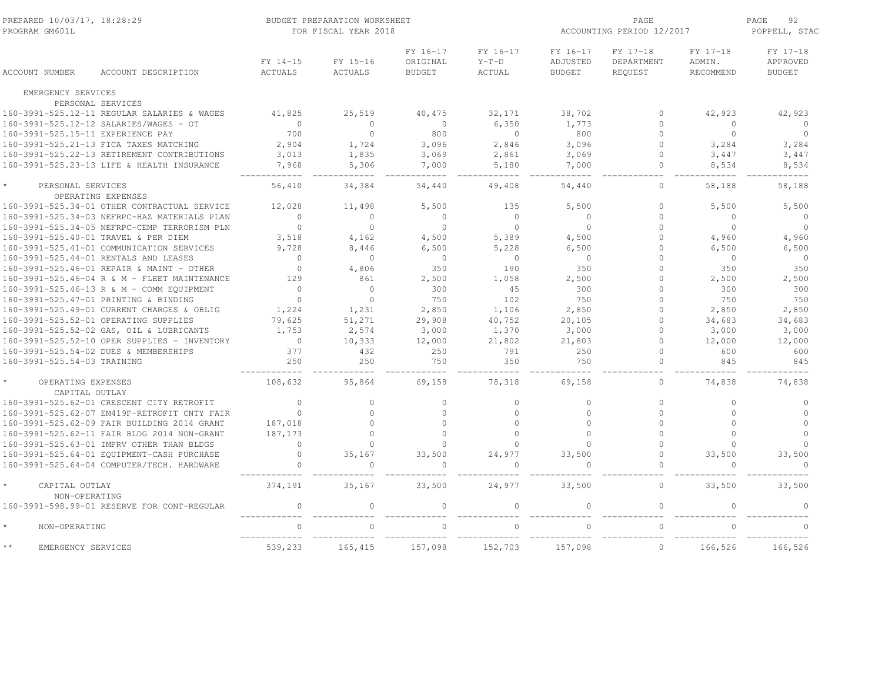| ACCOUNT NUMBER | ACCOUNT DESCRIPTION | FY 14-15 ACTUALS | FY 15-16 ACTUALS | FY 16-17 ORIGINAL BUDGET | FY 16-17 Y-T-D ACTUAL | FY 16-17 ADJUSTED BUDGET | FY 17-18 DEPARTMENT REQUEST | FY 17-18 ADMIN. RECOMMEND | FY 17-18 APPROVED BUDGET |
|---|---|---|---|---|---|---|---|---|---|
| EMERGENCY SERVICES | | | | | | | | | |
| PERSONAL SERVICES | | | | | | | | | |
| 160-3991-525.12-11 | REGULAR SALARIES & WAGES | 41,825 | 25,519 | 40,475 | 32,171 | 38,702 | 0 | 42,923 | 42,923 |
| 160-3991-525.12-12 | SALARIES/WAGES - OT | 0 | 0 | 0 | 6,350 | 1,773 | 0 | 0 | 0 |
| 160-3991-525.15-11 | EXPERIENCE PAY | 700 | 0 | 800 | 0 | 800 | 0 | 0 | 0 |
| 160-3991-525.21-13 | FICA TAXES MATCHING | 2,904 | 1,724 | 3,096 | 2,846 | 3,096 | 0 | 3,284 | 3,284 |
| 160-3991-525.22-13 | RETIREMENT CONTRIBUTIONS | 3,013 | 1,835 | 3,069 | 2,861 | 3,069 | 0 | 3,447 | 3,447 |
| 160-3991-525.23-13 | LIFE & HEALTH INSURANCE | 7,968 | 5,306 | 7,000 | 5,180 | 7,000 | 0 | 8,534 | 8,534 |
| * PERSONAL SERVICES | | 56,410 | 34,384 | 54,440 | 49,408 | 54,440 | 0 | 58,188 | 58,188 |
| OPERATING EXPENSES | | | | | | | | | |
| 160-3991-525.34-01 | OTHER CONTRACTUAL SERVICE | 12,028 | 11,498 | 5,500 | 135 | 5,500 | 0 | 5,500 | 5,500 |
| 160-3991-525.34-03 | NEFRPC-HAZ MATERIALS PLAN | 0 | 0 | 0 | 0 | 0 | 0 | 0 | 0 |
| 160-3991-525.34-05 | NEFRPC-CEMP TERRORISM PLN | 0 | 0 | 0 | 0 | 0 | 0 | 0 | 0 |
| 160-3991-525.40-01 | TRAVEL & PER DIEM | 3,518 | 4,162 | 4,500 | 5,389 | 4,500 | 0 | 4,960 | 4,960 |
| 160-3991-525.41-01 | COMMUNICATION SERVICES | 9,728 | 8,446 | 6,500 | 5,228 | 6,500 | 0 | 6,500 | 6,500 |
| 160-3991-525.44-01 | RENTALS AND LEASES | 0 | 0 | 0 | 0 | 0 | 0 | 0 | 0 |
| 160-3991-525.46-01 | REPAIR & MAINT - OTHER | 0 | 4,806 | 350 | 190 | 350 | 0 | 350 | 350 |
| 160-3991-525.46-04 | R & M - FLEET MAINTENANCE | 129 | 861 | 2,500 | 1,058 | 2,500 | 0 | 2,500 | 2,500 |
| 160-3991-525.46-13 | R & M - COMM EQUIPMENT | 0 | 0 | 300 | 45 | 300 | 0 | 300 | 300 |
| 160-3991-525.47-01 | PRINTING & BINDING | 0 | 0 | 750 | 102 | 750 | 0 | 750 | 750 |
| 160-3991-525.49-01 | CURRENT CHARGES & OBLIG | 1,224 | 1,231 | 2,850 | 1,106 | 2,850 | 0 | 2,850 | 2,850 |
| 160-3991-525.52-01 | OPERATING SUPPLIES | 79,625 | 51,271 | 29,908 | 40,752 | 20,105 | 0 | 34,683 | 34,683 |
| 160-3991-525.52-02 | GAS, OIL & LUBRICANTS | 1,753 | 2,574 | 3,000 | 1,370 | 3,000 | 0 | 3,000 | 3,000 |
| 160-3991-525.52-10 | OPER SUPPLIES - INVENTORY | 0 | 10,333 | 12,000 | 21,802 | 21,803 | 0 | 12,000 | 12,000 |
| 160-3991-525.54-02 | DUES & MEMBERSHIPS | 377 | 432 | 250 | 791 | 250 | 0 | 600 | 600 |
| 160-3991-525.54-03 | TRAINING | 250 | 250 | 750 | 350 | 750 | 0 | 845 | 845 |
| * OPERATING EXPENSES | | 108,632 | 95,864 | 69,158 | 78,318 | 69,158 | 0 | 74,838 | 74,838 |
| CAPITAL OUTLAY | | | | | | | | | |
| 160-3991-525.62-01 | CRESCENT CITY RETROFIT | 0 | 0 | 0 | 0 | 0 | 0 | 0 | 0 |
| 160-3991-525.62-07 | EM419F-RETROFIT CNTY FAIR | 0 | 0 | 0 | 0 | 0 | 0 | 0 | 0 |
| 160-3991-525.62-09 | FAIR BUILDING 2014 GRANT | 187,018 | 0 | 0 | 0 | 0 | 0 | 0 | 0 |
| 160-3991-525.62-11 | FAIR BLDG 2014 NON-GRANT | 187,173 | 0 | 0 | 0 | 0 | 0 | 0 | 0 |
| 160-3991-525.63-01 | IMPRV OTHER THAN BLDGS | 0 | 0 | 0 | 0 | 0 | 0 | 0 | 0 |
| 160-3991-525.64-01 | EQUIPMENT-CASH PURCHASE | 0 | 35,167 | 33,500 | 24,977 | 33,500 | 0 | 33,500 | 33,500 |
| 160-3991-525.64-04 | COMPUTER/TECH. HARDWARE | 0 | 0 | 0 | 0 | 0 | 0 | 0 | 0 |
| * CAPITAL OUTLAY | | 374,191 | 35,167 | 33,500 | 24,977 | 33,500 | 0 | 33,500 | 33,500 |
| NON-OPERATING | | | | | | | | | |
| 160-3991-598.99-01 | RESERVE FOR CONT-REGULAR | 0 | 0 | 0 | 0 | 0 | 0 | 0 | 0 |
| * NON-OPERATING | | 0 | 0 | 0 | 0 | 0 | 0 | 0 | 0 |
| ** EMERGENCY SERVICES | | 539,233 | 165,415 | 157,098 | 152,703 | 157,098 | 0 | 166,526 | 166,526 |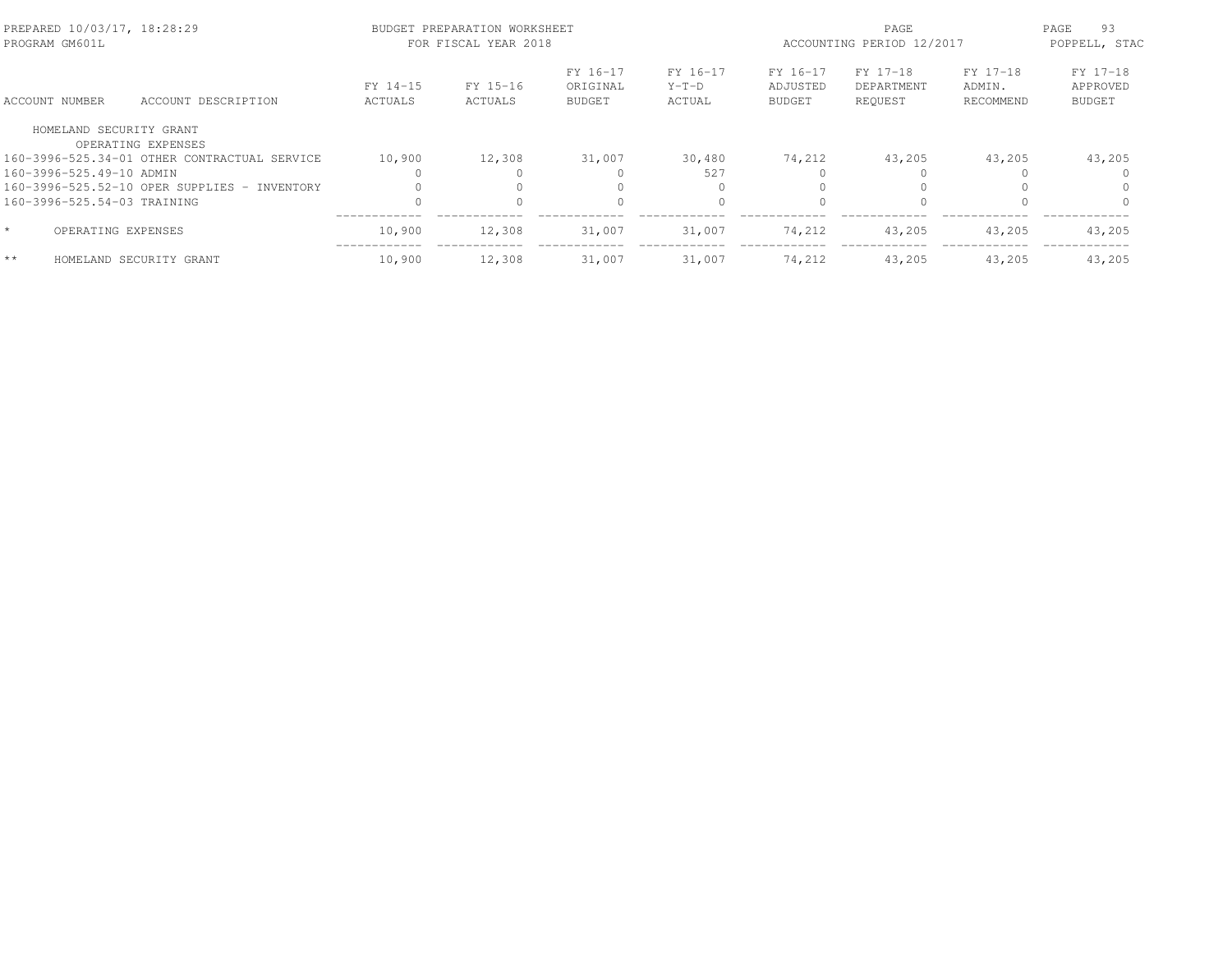PREPARED 10/03/17, 18:28:29
PROGRAM GM601L

BUDGET PREPARATION WORKSHEET
FOR FISCAL YEAR 2018

ACCOUNTING PERIOD 12/2017

POPPELL, STAC

| ACCOUNT NUMBER | ACCOUNT DESCRIPTION | FY 14-15 ACTUALS | FY 15-16 ACTUALS | FY 16-17 ORIGINAL BUDGET | FY 16-17 Y-T-D ACTUAL | FY 16-17 ADJUSTED BUDGET | FY 17-18 DEPARTMENT REQUEST | FY 17-18 ADMIN. RECOMMEND | FY 17-18 APPROVED BUDGET |
|---|---|---|---|---|---|---|---|---|---|
| HOMELAND SECURITY GRANT | | | | | | | | | |
| | OPERATING EXPENSES | | | | | | | | |
| 160-3996-525.34-01 | OTHER CONTRACTUAL SERVICE | 10,900 | 12,308 | 31,007 | 30,480 | 74,212 | 43,205 | 43,205 | 43,205 |
| 160-3996-525.49-10 | ADMIN | 0 | 0 | 0 | 527 | 0 | 0 | 0 | 0 |
| 160-3996-525.52-10 | OPER SUPPLIES - INVENTORY | 0 | 0 | 0 | 0 | 0 | 0 | 0 | 0 |
| 160-3996-525.54-03 | TRAINING | 0 | 0 | 0 | 0 | 0 | 0 | 0 | 0 |
| * | OPERATING EXPENSES | 10,900 | 12,308 | 31,007 | 31,007 | 74,212 | 43,205 | 43,205 | 43,205 |
| ** | HOMELAND SECURITY GRANT | 10,900 | 12,308 | 31,007 | 31,007 | 74,212 | 43,205 | 43,205 | 43,205 |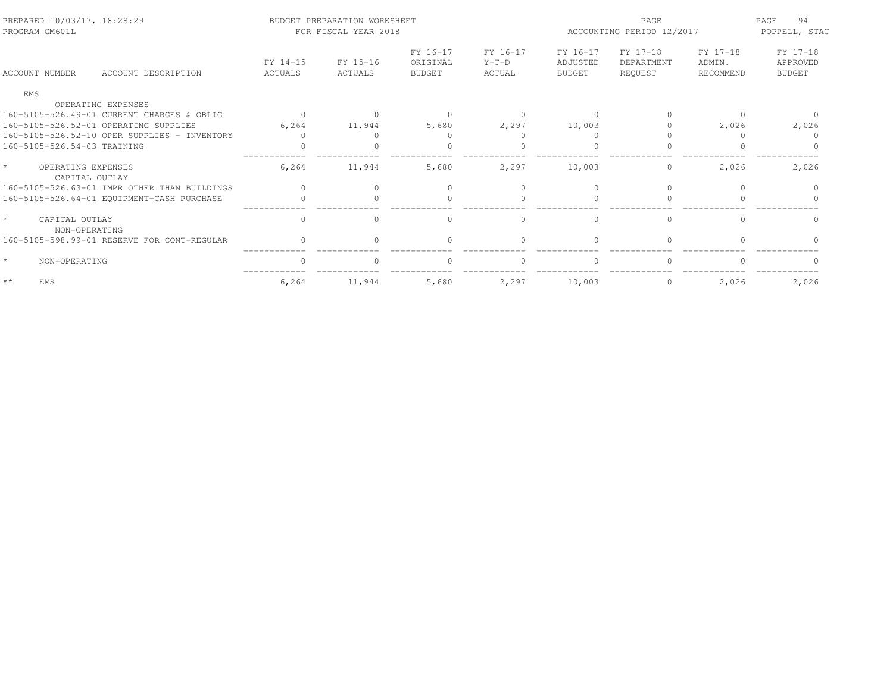PREPARED 10/03/17, 18:28:29 BUDGET PREPARATION WORKSHEET
PROGRAM GM601L FOR FISCAL YEAR 2018
ACCOUNTING PERIOD 12/2017
POPPELL, STAC

| ACCOUNT NUMBER | ACCOUNT DESCRIPTION | FY 14-15 ACTUALS | FY 15-16 ACTUALS | FY 16-17 ORIGINAL BUDGET | FY 16-17 Y-T-D ACTUAL | FY 16-17 ADJUSTED BUDGET | FY 17-18 DEPARTMENT REQUEST | FY 17-18 ADMIN. RECOMMEND | FY 17-18 APPROVED BUDGET |
|---|---|---|---|---|---|---|---|---|---|
| EMS | | | | | | | | | |
| | OPERATING EXPENSES | | | | | | | | |
| 160-5105-526.49-01 | CURRENT CHARGES & OBLIG | 0 | 0 | 0 | 0 | 0 | 0 | 0 | 0 |
| 160-5105-526.52-01 | OPERATING SUPPLIES | 6,264 | 11,944 | 5,680 | 2,297 | 10,003 | 0 | 2,026 | 2,026 |
| 160-5105-526.52-10 | OPER SUPPLIES - INVENTORY | 0 | 0 | 0 | 0 | 0 | 0 | 0 | 0 |
| 160-5105-526.54-03 | TRAINING | 0 | 0 | 0 | 0 | 0 | 0 | 0 | 0 |
| * | OPERATING EXPENSES | 6,264 | 11,944 | 5,680 | 2,297 | 10,003 | 0 | 2,026 | 2,026 |
| | CAPITAL OUTLAY | | | | | | | | |
| 160-5105-526.63-01 | IMPR OTHER THAN BUILDINGS | 0 | 0 | 0 | 0 | 0 | 0 | 0 | 0 |
| 160-5105-526.64-01 | EQUIPMENT-CASH PURCHASE | 0 | 0 | 0 | 0 | 0 | 0 | 0 | 0 |
| * | CAPITAL OUTLAY | 0 | 0 | 0 | 0 | 0 | 0 | 0 | 0 |
| | NON-OPERATING | | | | | | | | |
| 160-5105-598.99-01 | RESERVE FOR CONT-REGULAR | 0 | 0 | 0 | 0 | 0 | 0 | 0 | 0 |
| * | NON-OPERATING | 0 | 0 | 0 | 0 | 0 | 0 | 0 | 0 |
| ** | EMS | 6,264 | 11,944 | 5,680 | 2,297 | 10,003 | 0 | 2,026 | 2,026 |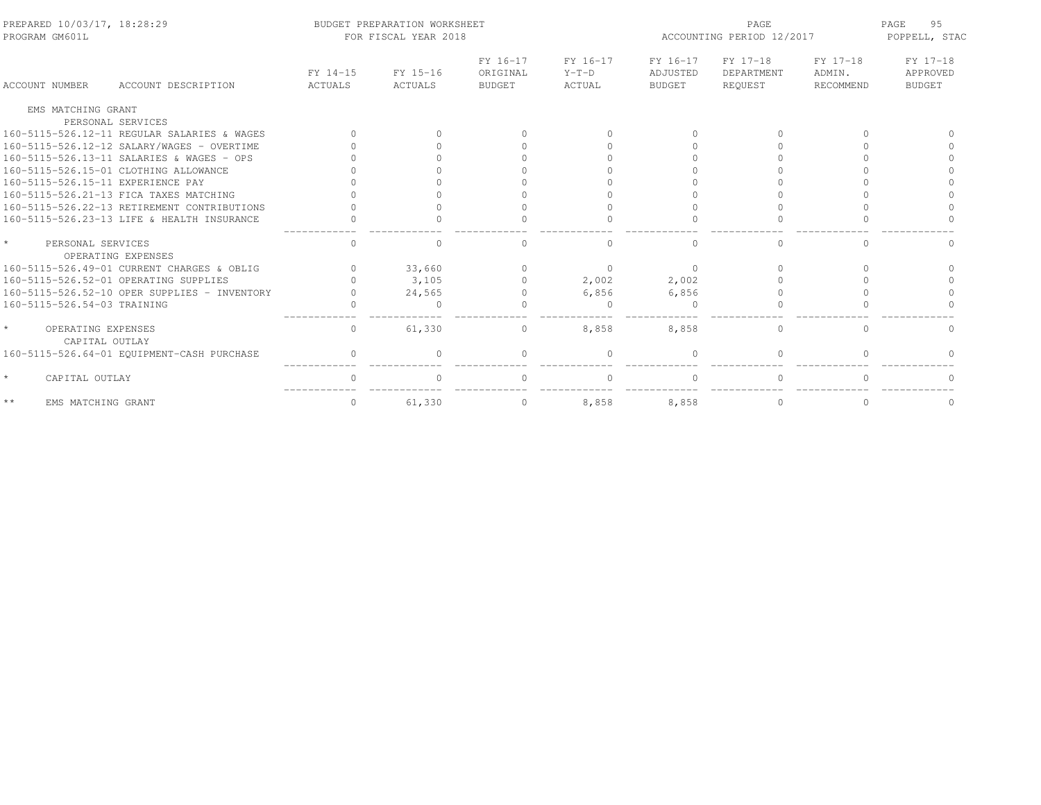PREPARED 10/03/17, 18:28:29 — BUDGET PREPARATION WORKSHEET — FOR FISCAL YEAR 2018 — ACCOUNTING PERIOD 12/2017
PROGRAM GM601L — POPPELL, STAC

| ACCOUNT NUMBER | ACCOUNT DESCRIPTION | FY 14-15 ACTUALS | FY 15-16 ACTUALS | FY 16-17 ORIGINAL BUDGET | FY 16-17 Y-T-D ACTUAL | FY 16-17 ADJUSTED BUDGET | FY 17-18 DEPARTMENT REQUEST | FY 17-18 ADMIN. RECOMMEND | FY 17-18 APPROVED BUDGET |
|---|---|---|---|---|---|---|---|---|---|
| EMS MATCHING GRANT | | | | | | | | | |
| | PERSONAL SERVICES | | | | | | | | |
| 160-5115-526.12-11 | REGULAR SALARIES & WAGES | 0 | 0 | 0 | 0 | 0 | 0 | 0 | 0 |
| 160-5115-526.12-12 | SALARY/WAGES - OVERTIME | 0 | 0 | 0 | 0 | 0 | 0 | 0 | 0 |
| 160-5115-526.13-11 | SALARIES & WAGES - OPS | 0 | 0 | 0 | 0 | 0 | 0 | 0 | 0 |
| 160-5115-526.15-01 | CLOTHING ALLOWANCE | 0 | 0 | 0 | 0 | 0 | 0 | 0 | 0 |
| 160-5115-526.15-11 | EXPERIENCE PAY | 0 | 0 | 0 | 0 | 0 | 0 | 0 | 0 |
| 160-5115-526.21-13 | FICA TAXES MATCHING | 0 | 0 | 0 | 0 | 0 | 0 | 0 | 0 |
| 160-5115-526.22-13 | RETIREMENT CONTRIBUTIONS | 0 | 0 | 0 | 0 | 0 | 0 | 0 | 0 |
| 160-5115-526.23-13 | LIFE & HEALTH INSURANCE | 0 | 0 | 0 | 0 | 0 | 0 | 0 | 0 |
| * | PERSONAL SERVICES | 0 | 0 | 0 | 0 | 0 | 0 | 0 | 0 |
| | OPERATING EXPENSES | | | | | | | | |
| 160-5115-526.49-01 | CURRENT CHARGES & OBLIG | 0 | 33,660 | 0 | 0 | 0 | 0 | 0 | 0 |
| 160-5115-526.52-01 | OPERATING SUPPLIES | 0 | 3,105 | 0 | 2,002 | 2,002 | 0 | 0 | 0 |
| 160-5115-526.52-10 | OPER SUPPLIES - INVENTORY | 0 | 24,565 | 0 | 6,856 | 6,856 | 0 | 0 | 0 |
| 160-5115-526.54-03 | TRAINING | 0 | 0 | 0 | 0 | 0 | 0 | 0 | 0 |
| * | OPERATING EXPENSES | 0 | 61,330 | 0 | 8,858 | 8,858 | 0 | 0 | 0 |
| | CAPITAL OUTLAY | | | | | | | | |
| 160-5115-526.64-01 | EQUIPMENT-CASH PURCHASE | 0 | 0 | 0 | 0 | 0 | 0 | 0 | 0 |
| * | CAPITAL OUTLAY | 0 | 0 | 0 | 0 | 0 | 0 | 0 | 0 |
| ** | EMS MATCHING GRANT | 0 | 61,330 | 0 | 8,858 | 8,858 | 0 | 0 | 0 |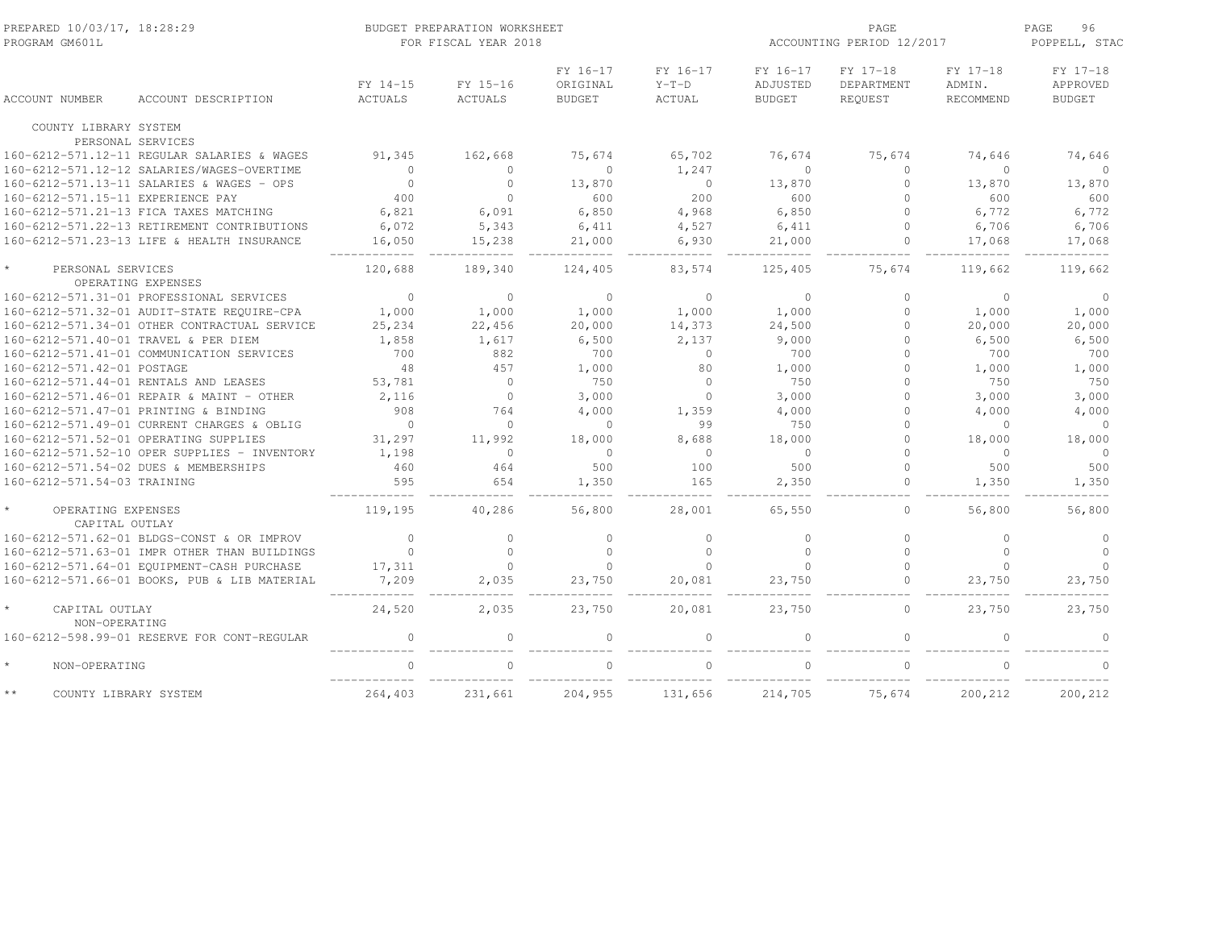PREPARED 10/03/17, 18:28:29
PROGRAM GM601L

BUDGET PREPARATION WORKSHEET
FOR FISCAL YEAR 2018

ACCOUNTING PERIOD 12/2017

POPPELL, STAC

| ACCOUNT NUMBER | ACCOUNT DESCRIPTION | FY 14-15 ACTUALS | FY 15-16 ACTUALS | FY 16-17 ORIGINAL BUDGET | FY 16-17 Y-T-D ACTUAL | FY 16-17 ADJUSTED BUDGET | FY 17-18 DEPARTMENT REQUEST | FY 17-18 ADMIN. RECOMMEND | FY 17-18 APPROVED BUDGET |
|---|---|---|---|---|---|---|---|---|---|
| COUNTY LIBRARY SYSTEM | | | | | | | | | |
| PERSONAL SERVICES | | | | | | | | | |
| 160-6212-571.12-11 | REGULAR SALARIES & WAGES | 91,345 | 162,668 | 75,674 | 65,702 | 76,674 | 75,674 | 74,646 | 74,646 |
| 160-6212-571.12-12 | SALARIES/WAGES-OVERTIME | 0 | 0 | 0 | 1,247 | 0 | 0 | 0 | 0 |
| 160-6212-571.13-11 | SALARIES & WAGES - OPS | 0 | 0 | 13,870 | 0 | 13,870 | 0 | 13,870 | 13,870 |
| 160-6212-571.15-11 | EXPERIENCE PAY | 400 | 0 | 600 | 200 | 600 | 0 | 600 | 600 |
| 160-6212-571.21-13 | FICA TAXES MATCHING | 6,821 | 6,091 | 6,850 | 4,968 | 6,850 | 0 | 6,772 | 6,772 |
| 160-6212-571.22-13 | RETIREMENT CONTRIBUTIONS | 6,072 | 5,343 | 6,411 | 4,527 | 6,411 | 0 | 6,706 | 6,706 |
| 160-6212-571.23-13 | LIFE & HEALTH INSURANCE | 16,050 | 15,238 | 21,000 | 6,930 | 21,000 | 0 | 17,068 | 17,068 |
| * | PERSONAL SERVICES | 120,688 | 189,340 | 124,405 | 83,574 | 125,405 | 75,674 | 119,662 | 119,662 |
| OPERATING EXPENSES | | | | | | | | | |
| 160-6212-571.31-01 | PROFESSIONAL SERVICES | 0 | 0 | 0 | 0 | 0 | 0 | 0 | 0 |
| 160-6212-571.32-01 | AUDIT-STATE REQUIRE-CPA | 1,000 | 1,000 | 1,000 | 1,000 | 1,000 | 0 | 1,000 | 1,000 |
| 160-6212-571.34-01 | OTHER CONTRACTUAL SERVICE | 25,234 | 22,456 | 20,000 | 14,373 | 24,500 | 0 | 20,000 | 20,000 |
| 160-6212-571.40-01 | TRAVEL & PER DIEM | 1,858 | 1,617 | 6,500 | 2,137 | 9,000 | 0 | 6,500 | 6,500 |
| 160-6212-571.41-01 | COMMUNICATION SERVICES | 700 | 882 | 700 | 0 | 700 | 0 | 700 | 700 |
| 160-6212-571.42-01 | POSTAGE | 48 | 457 | 1,000 | 80 | 1,000 | 0 | 1,000 | 1,000 |
| 160-6212-571.44-01 | RENTALS AND LEASES | 53,781 | 0 | 750 | 0 | 750 | 0 | 750 | 750 |
| 160-6212-571.46-01 | REPAIR & MAINT - OTHER | 2,116 | 0 | 3,000 | 0 | 3,000 | 0 | 3,000 | 3,000 |
| 160-6212-571.47-01 | PRINTING & BINDING | 908 | 764 | 4,000 | 1,359 | 4,000 | 0 | 4,000 | 4,000 |
| 160-6212-571.49-01 | CURRENT CHARGES & OBLIG | 0 | 0 | 0 | 99 | 750 | 0 | 0 | 0 |
| 160-6212-571.52-01 | OPERATING SUPPLIES | 31,297 | 11,992 | 18,000 | 8,688 | 18,000 | 0 | 18,000 | 18,000 |
| 160-6212-571.52-10 | OPER SUPPLIES - INVENTORY | 1,198 | 0 | 0 | 0 | 0 | 0 | 0 | 0 |
| 160-6212-571.54-02 | DUES & MEMBERSHIPS | 460 | 464 | 500 | 100 | 500 | 0 | 500 | 500 |
| 160-6212-571.54-03 | TRAINING | 595 | 654 | 1,350 | 165 | 2,350 | 0 | 1,350 | 1,350 |
| * | OPERATING EXPENSES | 119,195 | 40,286 | 56,800 | 28,001 | 65,550 | 0 | 56,800 | 56,800 |
| CAPITAL OUTLAY | | | | | | | | | |
| 160-6212-571.62-01 | BLDGS-CONST & OR IMPROV | 0 | 0 | 0 | 0 | 0 | 0 | 0 | 0 |
| 160-6212-571.63-01 | IMPR OTHER THAN BUILDINGS | 0 | 0 | 0 | 0 | 0 | 0 | 0 | 0 |
| 160-6212-571.64-01 | EQUIPMENT-CASH PURCHASE | 17,311 | 0 | 0 | 0 | 0 | 0 | 0 | 0 |
| 160-6212-571.66-01 | BOOKS, PUB & LIB MATERIAL | 7,209 | 2,035 | 23,750 | 20,081 | 23,750 | 0 | 23,750 | 23,750 |
| * | CAPITAL OUTLAY | 24,520 | 2,035 | 23,750 | 20,081 | 23,750 | 0 | 23,750 | 23,750 |
| NON-OPERATING | | | | | | | | | |
| 160-6212-598.99-01 | RESERVE FOR CONT-REGULAR | 0 | 0 | 0 | 0 | 0 | 0 | 0 | 0 |
| * | NON-OPERATING | 0 | 0 | 0 | 0 | 0 | 0 | 0 | 0 |
| ** | COUNTY LIBRARY SYSTEM | 264,403 | 231,661 | 204,955 | 131,656 | 214,705 | 75,674 | 200,212 | 200,212 |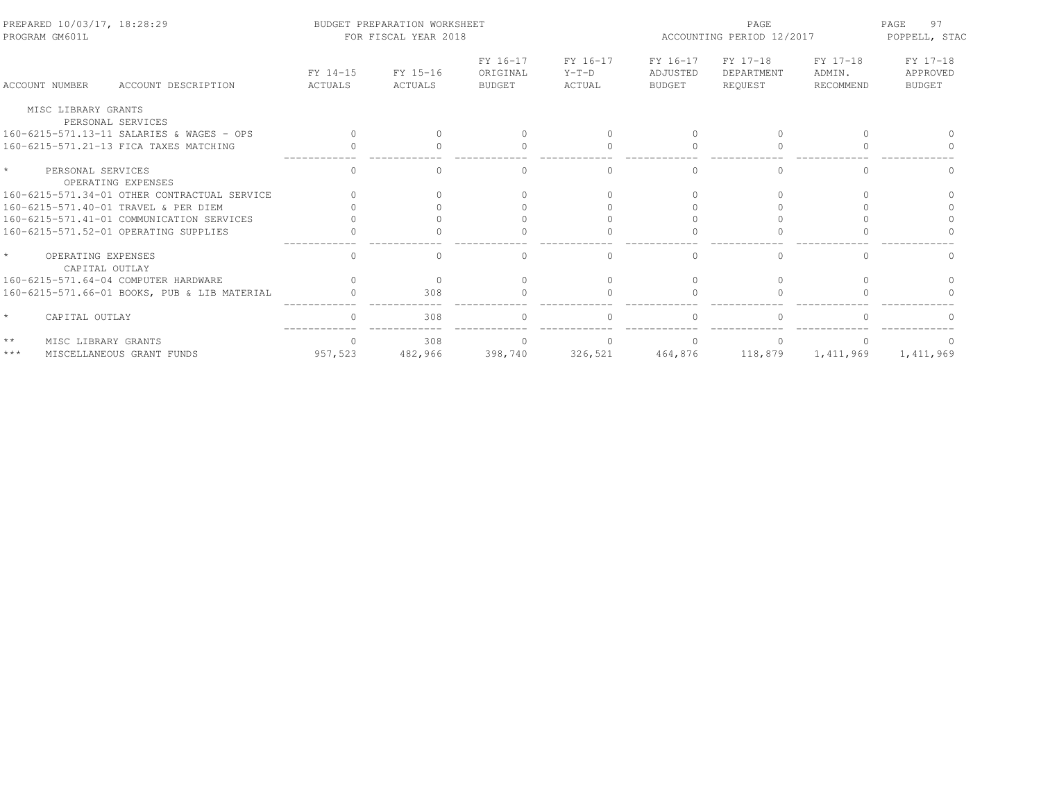PREPARED 10/03/17, 18:28:29 BUDGET PREPARATION WORKSHEET
PROGRAM GM601L FOR FISCAL YEAR 2018
ACCOUNTING PERIOD 12/2017
POPPELL, STAC

| ACCOUNT NUMBER | ACCOUNT DESCRIPTION | FY 14-15 ACTUALS | FY 15-16 ACTUALS | FY 16-17 ORIGINAL BUDGET | FY 16-17 Y-T-D ACTUAL | FY 16-17 ADJUSTED BUDGET | FY 17-18 DEPARTMENT REQUEST | FY 17-18 ADMIN. RECOMMEND | FY 17-18 APPROVED BUDGET |
|---|---|---|---|---|---|---|---|---|---|
| MISC LIBRARY GRANTS | | | | | | | | | |
| | PERSONAL SERVICES | | | | | | | | |
| 160-6215-571.13-11 | SALARIES & WAGES - OPS | 0 | 0 | 0 | 0 | 0 | 0 | 0 | 0 |
| 160-6215-571.21-13 | FICA TAXES MATCHING | 0 | 0 | 0 | 0 | 0 | 0 | 0 | 0 |
| * | PERSONAL SERVICES | 0 | 0 | 0 | 0 | 0 | 0 | 0 | 0 |
| | OPERATING EXPENSES | | | | | | | | |
| 160-6215-571.34-01 | OTHER CONTRACTUAL SERVICE | 0 | 0 | 0 | 0 | 0 | 0 | 0 | 0 |
| 160-6215-571.40-01 | TRAVEL & PER DIEM | 0 | 0 | 0 | 0 | 0 | 0 | 0 | 0 |
| 160-6215-571.41-01 | COMMUNICATION SERVICES | 0 | 0 | 0 | 0 | 0 | 0 | 0 | 0 |
| 160-6215-571.52-01 | OPERATING SUPPLIES | 0 | 0 | 0 | 0 | 0 | 0 | 0 | 0 |
| * | OPERATING EXPENSES | 0 | 0 | 0 | 0 | 0 | 0 | 0 | 0 |
| | CAPITAL OUTLAY | | | | | | | | |
| 160-6215-571.64-04 | COMPUTER HARDWARE | 0 | 0 | 0 | 0 | 0 | 0 | 0 | 0 |
| 160-6215-571.66-01 | BOOKS, PUB & LIB MATERIAL | 0 | 308 | 0 | 0 | 0 | 0 | 0 | 0 |
| * | CAPITAL OUTLAY | 0 | 308 | 0 | 0 | 0 | 0 | 0 | 0 |
| ** | MISC LIBRARY GRANTS | 0 | 308 | 0 | 0 | 0 | 0 | 0 | 0 |
| *** | MISCELLANEOUS GRANT FUNDS | 957,523 | 482,966 | 398,740 | 326,521 | 464,876 | 118,879 | 1,411,969 | 1,411,969 |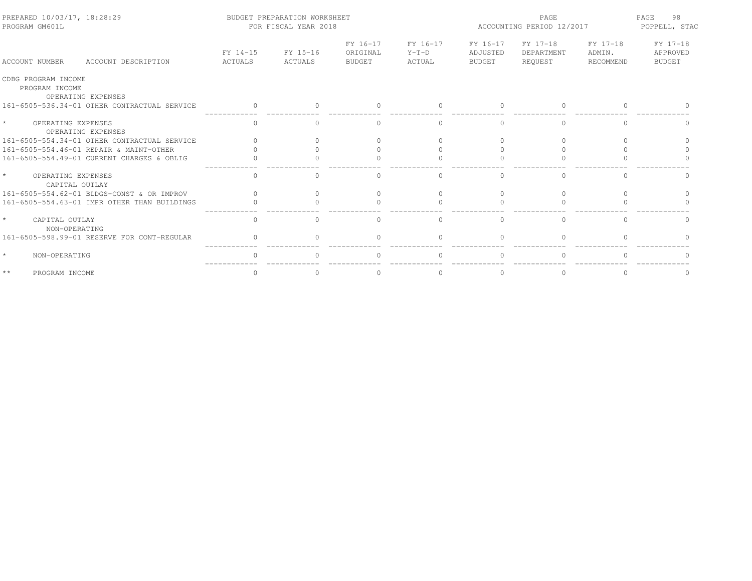PREPARED 10/03/17, 18:28:29
PROGRAM GM601L

BUDGET PREPARATION WORKSHEET
FOR FISCAL YEAR 2018

ACCOUNTING PERIOD 12/2017

POPPELL, STAC

| ACCOUNT NUMBER ACCOUNT DESCRIPTION | FY 14-15 ACTUALS | FY 15-16 ACTUALS | FY 16-17 ORIGINAL BUDGET | FY 16-17 Y-T-D ACTUAL | FY 16-17 ADJUSTED BUDGET | FY 17-18 DEPARTMENT REQUEST | FY 17-18 ADMIN. RECOMMEND | FY 17-18 APPROVED BUDGET |
|---|---|---|---|---|---|---|---|---|
| CDBG PROGRAM INCOME | | | | | | | | |
| PROGRAM INCOME | | | | | | | | |
| OPERATING EXPENSES | | | | | | | | |
| 161-6505-536.34-01 OTHER CONTRACTUAL SERVICE | 0 | 0 | 0 | 0 | 0 | 0 | 0 | 0 |
| * OPERATING EXPENSES | 0 | 0 | 0 | 0 | 0 | 0 | 0 | 0 |
| OPERATING EXPENSES | | | | | | | | |
| 161-6505-554.34-01 OTHER CONTRACTUAL SERVICE | 0 | 0 | 0 | 0 | 0 | 0 | 0 | 0 |
| 161-6505-554.46-01 REPAIR & MAINT-OTHER | 0 | 0 | 0 | 0 | 0 | 0 | 0 | 0 |
| 161-6505-554.49-01 CURRENT CHARGES & OBLIG | 0 | 0 | 0 | 0 | 0 | 0 | 0 | 0 |
| * OPERATING EXPENSES | 0 | 0 | 0 | 0 | 0 | 0 | 0 | 0 |
| CAPITAL OUTLAY | | | | | | | | |
| 161-6505-554.62-01 BLDGS-CONST & OR IMPROV | 0 | 0 | 0 | 0 | 0 | 0 | 0 | 0 |
| 161-6505-554.63-01 IMPR OTHER THAN BUILDINGS | 0 | 0 | 0 | 0 | 0 | 0 | 0 | 0 |
| * CAPITAL OUTLAY | 0 | 0 | 0 | 0 | 0 | 0 | 0 | 0 |
| NON-OPERATING | | | | | | | | |
| 161-6505-598.99-01 RESERVE FOR CONT-REGULAR | 0 | 0 | 0 | 0 | 0 | 0 | 0 | 0 |
| * NON-OPERATING | 0 | 0 | 0 | 0 | 0 | 0 | 0 | 0 |
| ** PROGRAM INCOME | 0 | 0 | 0 | 0 | 0 | 0 | 0 | 0 |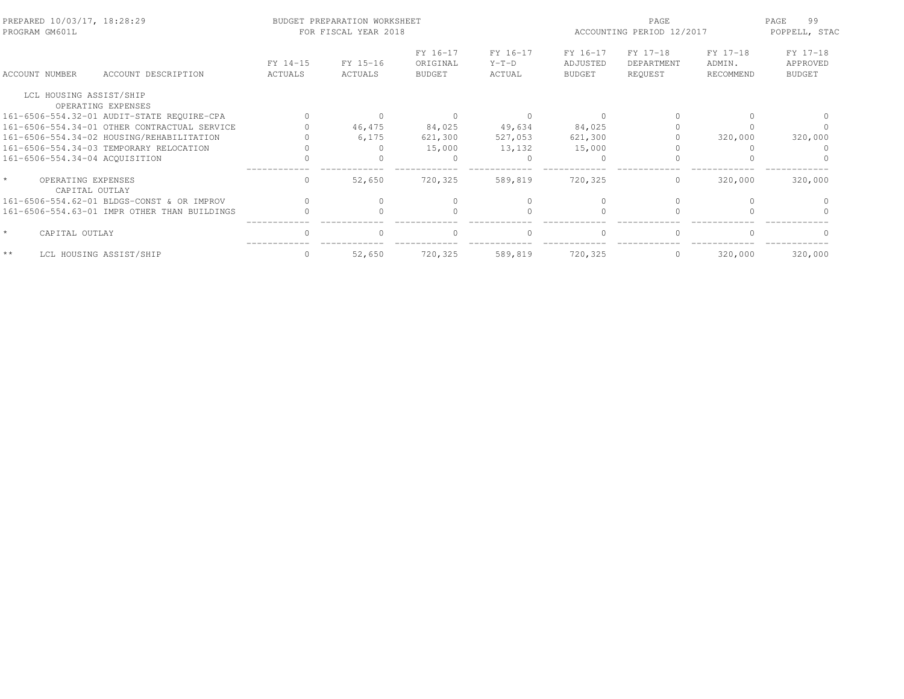PREPARED 10/03/17, 18:28:29 BUDGET PREPARATION WORKSHEET PAGE

PROGRAM GM601L FOR FISCAL YEAR 2018 ACCOUNTING PERIOD 12/2017 POPPELL, STAC

| ACCOUNT NUMBER | ACCOUNT DESCRIPTION | FY 14-15 ACTUALS | FY 15-16 ACTUALS | FY 16-17 ORIGINAL BUDGET | FY 16-17 Y-T-D ACTUAL | FY 16-17 ADJUSTED BUDGET | FY 17-18 DEPARTMENT REQUEST | FY 17-18 ADMIN. RECOMMEND | FY 17-18 APPROVED BUDGET |
|---|---|---|---|---|---|---|---|---|---|
| LCL HOUSING ASSIST/SHIP | | | | | | | | | |
| OPERATING EXPENSES | | | | | | | | | |
| 161-6506-554.32-01 | AUDIT-STATE REQUIRE-CPA | 0 | 0 | 0 | 0 | 0 | 0 | 0 | 0 |
| 161-6506-554.34-01 | OTHER CONTRACTUAL SERVICE | 0 | 46,475 | 84,025 | 49,634 | 84,025 | 0 | 0 | 0 |
| 161-6506-554.34-02 | HOUSING/REHABILITATION | 0 | 6,175 | 621,300 | 527,053 | 621,300 | 0 | 320,000 | 320,000 |
| 161-6506-554.34-03 | TEMPORARY RELOCATION | 0 | 0 | 15,000 | 13,132 | 15,000 | 0 | 0 | 0 |
| 161-6506-554.34-04 | ACQUISITION | 0 | 0 | 0 | 0 | 0 | 0 | 0 | 0 |
| * | OPERATING EXPENSES | 0 | 52,650 | 720,325 | 589,819 | 720,325 | 0 | 320,000 | 320,000 |
| CAPITAL OUTLAY | | | | | | | | | |
| 161-6506-554.62-01 | BLDGS-CONST & OR IMPROV | 0 | 0 | 0 | 0 | 0 | 0 | 0 | 0 |
| 161-6506-554.63-01 | IMPR OTHER THAN BUILDINGS | 0 | 0 | 0 | 0 | 0 | 0 | 0 | 0 |
| * | CAPITAL OUTLAY | 0 | 0 | 0 | 0 | 0 | 0 | 0 | 0 |
| ** | LCL HOUSING ASSIST/SHIP | 0 | 52,650 | 720,325 | 589,819 | 720,325 | 0 | 320,000 | 320,000 |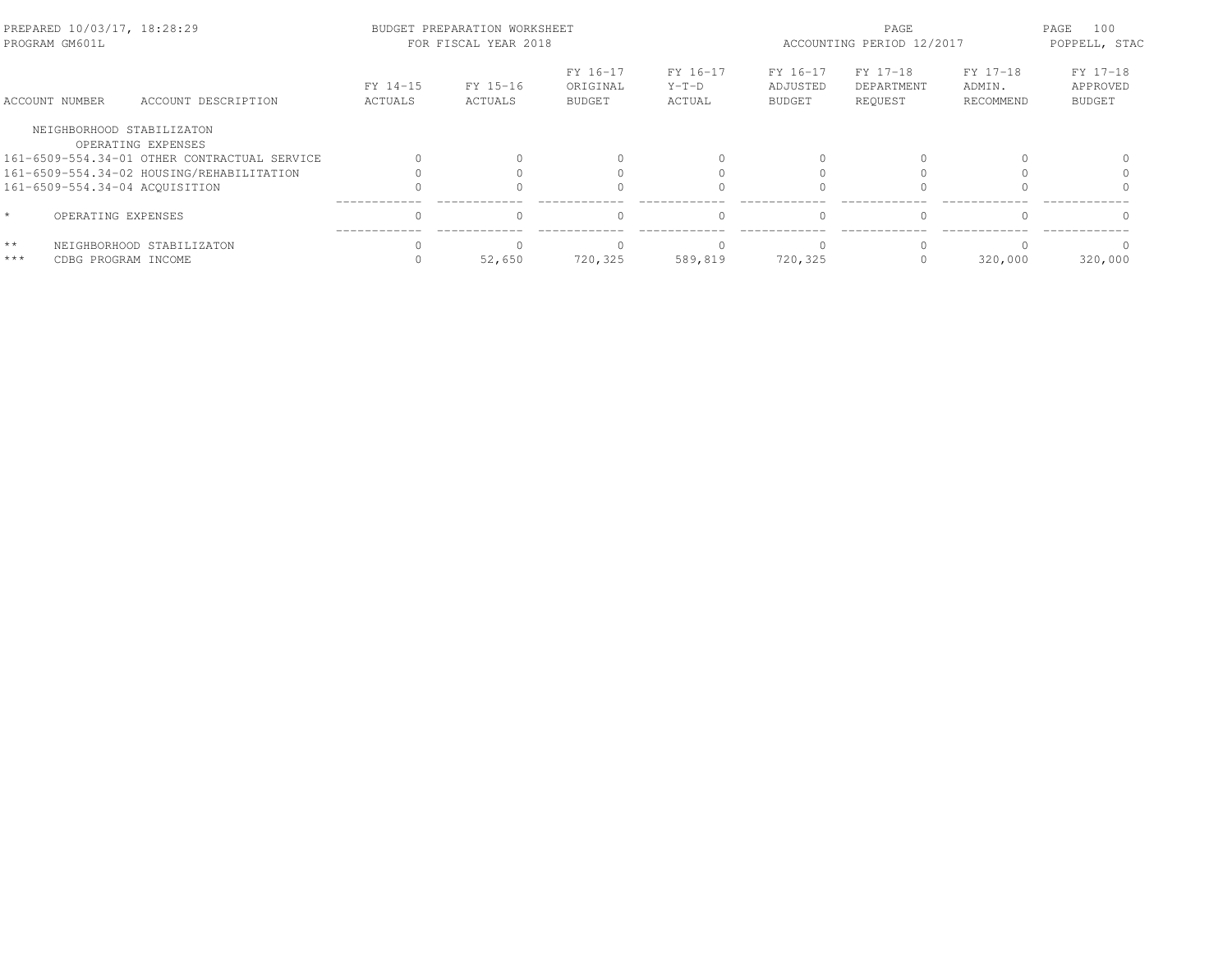PREPARED 10/03/17, 18:28:29 — PROGRAM GM601L

BUDGET PREPARATION WORKSHEET FOR FISCAL YEAR 2018

ACCOUNTING PERIOD 12/2017 — POPPELL, STAC

| ACCOUNT NUMBER | ACCOUNT DESCRIPTION | FY 14-15 ACTUALS | FY 15-16 ACTUALS | FY 16-17 ORIGINAL BUDGET | FY 16-17 Y-T-D ACTUAL | FY 16-17 ADJUSTED BUDGET | FY 17-18 DEPARTMENT REQUEST | FY 17-18 ADMIN. RECOMMEND | FY 17-18 APPROVED BUDGET |
|---|---|---|---|---|---|---|---|---|---|
| NEIGHBORHOOD STABILIZATON | | | | | | | | | |
| OPERATING EXPENSES | | | | | | | | | |
| 161-6509-554.34-01 | OTHER CONTRACTUAL SERVICE | 0 | 0 | 0 | 0 | 0 | 0 | 0 | 0 |
| 161-6509-554.34-02 | HOUSING/REHABILITATION | 0 | 0 | 0 | 0 | 0 | 0 | 0 | 0 |
| 161-6509-554.34-04 | ACQUISITION | 0 | 0 | 0 | 0 | 0 | 0 | 0 | 0 |
| * | OPERATING EXPENSES | 0 | 0 | 0 | 0 | 0 | 0 | 0 | 0 |
| ** | NEIGHBORHOOD STABILIZATON | 0 | 0 | 0 | 0 | 0 | 0 | 0 | 0 |
| *** | CDBG PROGRAM INCOME | 0 | 52,650 | 720,325 | 589,819 | 720,325 | 0 | 320,000 | 320,000 |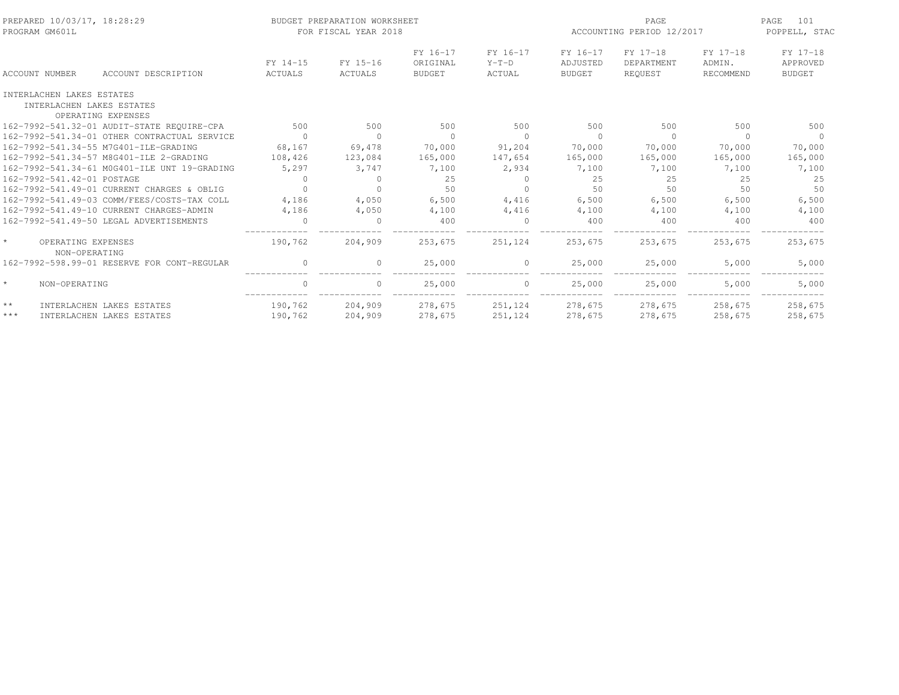PREPARED 10/03/17, 18:28:29 BUDGET PREPARATION WORKSHEET
PROGRAM GM601L FOR FISCAL YEAR 2018
ACCOUNTING PERIOD 12/2017
POPPELL, STAC

| ACCOUNT NUMBER | ACCOUNT DESCRIPTION | FY 14-15 ACTUALS | FY 15-16 ACTUALS | FY 16-17 ORIGINAL BUDGET | FY 16-17 Y-T-D ACTUAL | FY 16-17 ADJUSTED BUDGET | FY 17-18 DEPARTMENT REQUEST | FY 17-18 ADMIN. RECOMMEND | FY 17-18 APPROVED BUDGET |
|---|---|---|---|---|---|---|---|---|---|
| INTERLACHEN LAKES ESTATES | | | | | | | | | |
| INTERLACHEN LAKES ESTATES | | | | | | | | | |
| OPERATING EXPENSES | | | | | | | | | |
| 162-7992-541.32-01 | AUDIT-STATE REQUIRE-CPA | 500 | 500 | 500 | 500 | 500 | 500 | 500 | 500 |
| 162-7992-541.34-01 | OTHER CONTRACTUAL SERVICE | 0 | 0 | 0 | 0 | 0 | 0 | 0 | 0 |
| 162-7992-541.34-55 | M7G401-ILE-GRADING | 68,167 | 69,478 | 70,000 | 91,204 | 70,000 | 70,000 | 70,000 | 70,000 |
| 162-7992-541.34-57 | M8G401-ILE 2-GRADING | 108,426 | 123,084 | 165,000 | 147,654 | 165,000 | 165,000 | 165,000 | 165,000 |
| 162-7992-541.34-61 | M0G401-ILE UNT 19-GRADING | 5,297 | 3,747 | 7,100 | 2,934 | 7,100 | 7,100 | 7,100 | 7,100 |
| 162-7992-541.42-01 | POSTAGE | 0 | 0 | 25 | 0 | 25 | 25 | 25 | 25 |
| 162-7992-541.49-01 | CURRENT CHARGES & OBLIG | 0 | 0 | 50 | 0 | 50 | 50 | 50 | 50 |
| 162-7992-541.49-03 | COMM/FEES/COSTS-TAX COLL | 4,186 | 4,050 | 6,500 | 4,416 | 6,500 | 6,500 | 6,500 | 6,500 |
| 162-7992-541.49-10 | CURRENT CHARGES-ADMIN | 4,186 | 4,050 | 4,100 | 4,416 | 4,100 | 4,100 | 4,100 | 4,100 |
| 162-7992-541.49-50 | LEGAL ADVERTISEMENTS | 0 | 0 | 400 | 0 | 400 | 400 | 400 | 400 |
| * | OPERATING EXPENSES | 190,762 | 204,909 | 253,675 | 251,124 | 253,675 | 253,675 | 253,675 | 253,675 |
| NON-OPERATING | | | | | | | | | |
| 162-7992-598.99-01 | RESERVE FOR CONT-REGULAR | 0 | 0 | 25,000 | 0 | 25,000 | 25,000 | 5,000 | 5,000 |
| * | NON-OPERATING | 0 | 0 | 25,000 | 0 | 25,000 | 25,000 | 5,000 | 5,000 |
| ** | INTERLACHEN LAKES ESTATES | 190,762 | 204,909 | 278,675 | 251,124 | 278,675 | 278,675 | 258,675 | 258,675 |
| *** | INTERLACHEN LAKES ESTATES | 190,762 | 204,909 | 278,675 | 251,124 | 278,675 | 278,675 | 258,675 | 258,675 |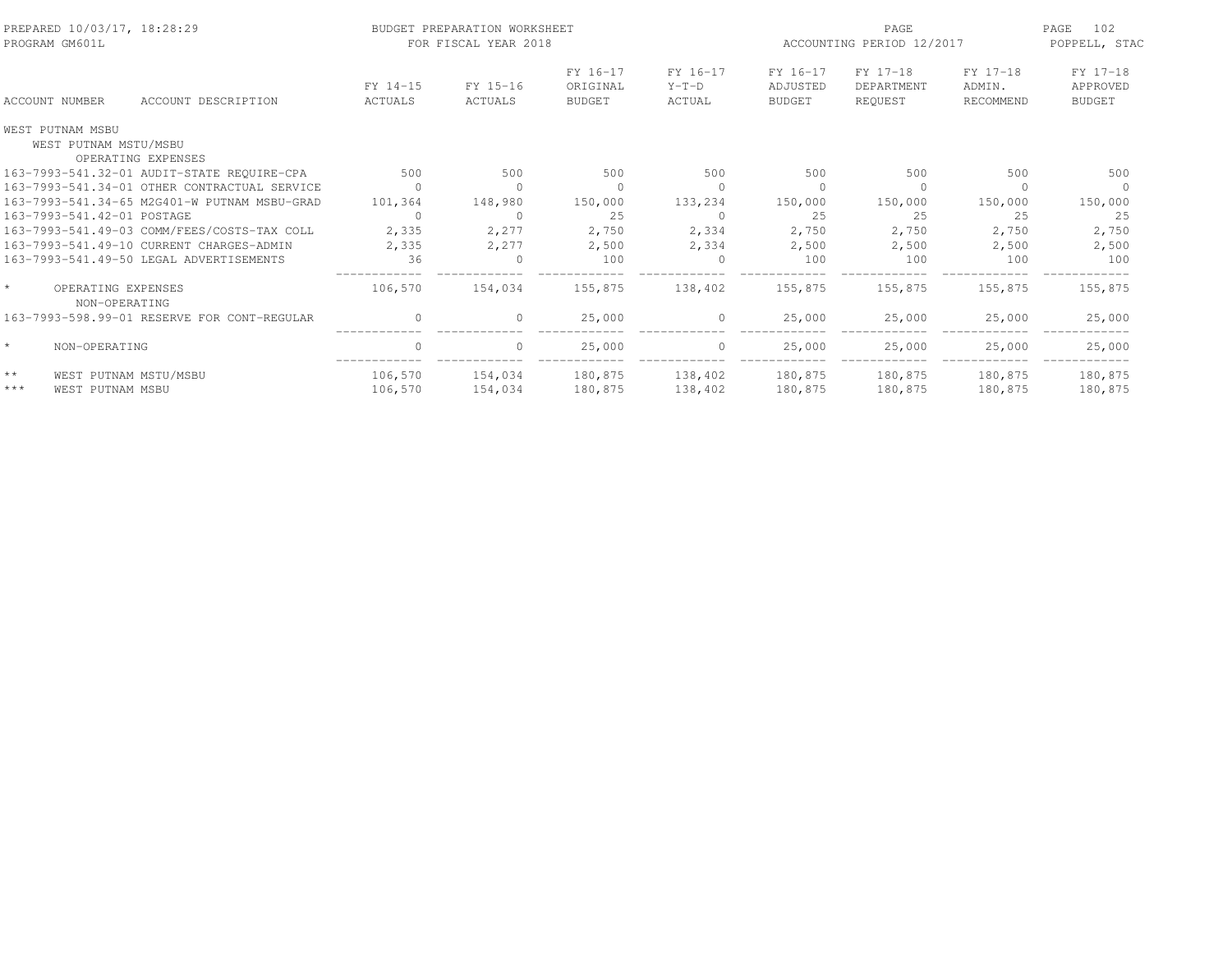PREPARED 10/03/17, 18:28:29 — PROGRAM GM601L

BUDGET PREPARATION WORKSHEET FOR FISCAL YEAR 2018

ACCOUNTING PERIOD 12/2017 — POPPELL, STAC

| ACCOUNT NUMBER | ACCOUNT DESCRIPTION | FY 14-15 ACTUALS | FY 15-16 ACTUALS | FY 16-17 ORIGINAL BUDGET | FY 16-17 Y-T-D ACTUAL | FY 16-17 ADJUSTED BUDGET | FY 17-18 DEPARTMENT REQUEST | FY 17-18 ADMIN. RECOMMEND | FY 17-18 APPROVED BUDGET |
|---|---|---|---|---|---|---|---|---|---|
| WEST PUTNAM MSBU | | | | | | | | | |
| WEST PUTNAM MSTU/MSBU | | | | | | | | | |
| OPERATING EXPENSES | | | | | | | | | |
| 163-7993-541.32-01 | AUDIT-STATE REQUIRE-CPA | 500 | 500 | 500 | 500 | 500 | 500 | 500 | 500 |
| 163-7993-541.34-01 | OTHER CONTRACTUAL SERVICE | 0 | 0 | 0 | 0 | 0 | 0 | 0 | 0 |
| 163-7993-541.34-65 | M2G401-W PUTNAM MSBU-GRAD | 101,364 | 148,980 | 150,000 | 133,234 | 150,000 | 150,000 | 150,000 | 150,000 |
| 163-7993-541.42-01 | POSTAGE | 0 | 0 | 25 | 0 | 25 | 25 | 25 | 25 |
| 163-7993-541.49-03 | COMM/FEES/COSTS-TAX COLL | 2,335 | 2,277 | 2,750 | 2,334 | 2,750 | 2,750 | 2,750 | 2,750 |
| 163-7993-541.49-10 | CURRENT CHARGES-ADMIN | 2,335 | 2,277 | 2,500 | 2,334 | 2,500 | 2,500 | 2,500 | 2,500 |
| 163-7993-541.49-50 | LEGAL ADVERTISEMENTS | 36 | 0 | 100 | 0 | 100 | 100 | 100 | 100 |
| * | OPERATING EXPENSES | 106,570 | 154,034 | 155,875 | 138,402 | 155,875 | 155,875 | 155,875 | 155,875 |
| NON-OPERATING | | | | | | | | | |
| 163-7993-598.99-01 | RESERVE FOR CONT-REGULAR | 0 | 0 | 25,000 | 0 | 25,000 | 25,000 | 25,000 | 25,000 |
| * | NON-OPERATING | 0 | 0 | 25,000 | 0 | 25,000 | 25,000 | 25,000 | 25,000 |
| ** | WEST PUTNAM MSTU/MSBU | 106,570 | 154,034 | 180,875 | 138,402 | 180,875 | 180,875 | 180,875 | 180,875 |
| *** | WEST PUTNAM MSBU | 106,570 | 154,034 | 180,875 | 138,402 | 180,875 | 180,875 | 180,875 | 180,875 |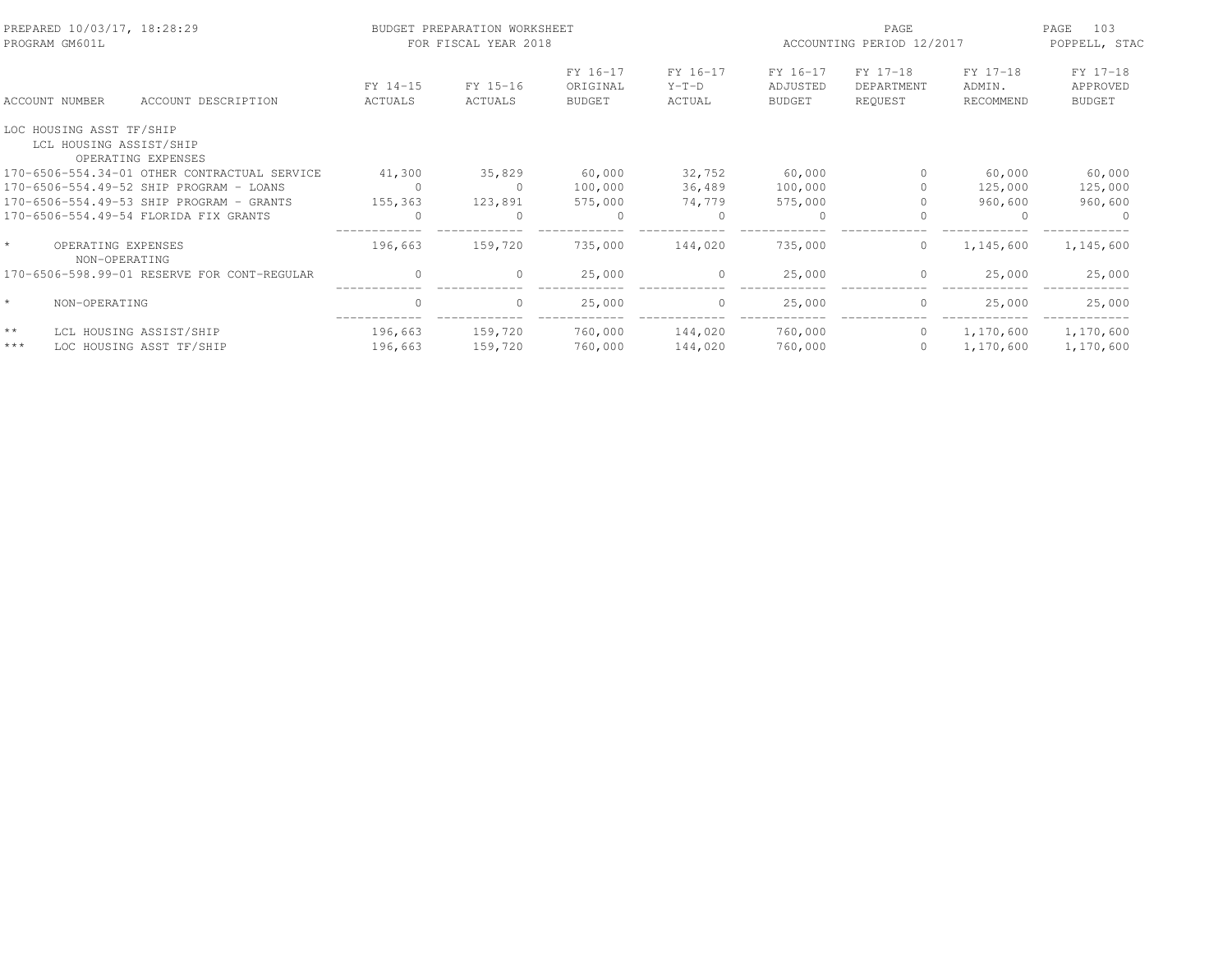BUDGET PREPARATION WORKSHEET
FOR FISCAL YEAR 2018

| ACCOUNT NUMBER | ACCOUNT DESCRIPTION | FY 14-15 ACTUALS | FY 15-16 ACTUALS | FY 16-17 ORIGINAL BUDGET | FY 16-17 Y-T-D ACTUAL | FY 16-17 ADJUSTED BUDGET | FY 17-18 DEPARTMENT REQUEST | FY 17-18 ADMIN. RECOMMEND | FY 17-18 APPROVED BUDGET |
|---|---|---|---|---|---|---|---|---|---|
| LOC HOUSING ASST TF/SHIP | | | | | | | | | |
| LCL HOUSING ASSIST/SHIP | | | | | | | | | |
| | OPERATING EXPENSES | | | | | | | | |
| 170-6506-554.34-01 | OTHER CONTRACTUAL SERVICE | 41,300 | 35,829 | 60,000 | 32,752 | 60,000 | 0 | 60,000 | 60,000 |
| 170-6506-554.49-52 | SHIP PROGRAM - LOANS | 0 | 0 | 100,000 | 36,489 | 100,000 | 0 | 125,000 | 125,000 |
| 170-6506-554.49-53 | SHIP PROGRAM - GRANTS | 155,363 | 123,891 | 575,000 | 74,779 | 575,000 | 0 | 960,600 | 960,600 |
| 170-6506-554.49-54 | FLORIDA FIX GRANTS | 0 | 0 | 0 | 0 | 0 | 0 | 0 | 0 |
| * | OPERATING EXPENSES | 196,663 | 159,720 | 735,000 | 144,020 | 735,000 | 0 | 1,145,600 | 1,145,600 |
| | NON-OPERATING | | | | | | | | |
| 170-6506-598.99-01 | RESERVE FOR CONT-REGULAR | 0 | 0 | 25,000 | 0 | 25,000 | 0 | 25,000 | 25,000 |
| * | NON-OPERATING | 0 | 0 | 25,000 | 0 | 25,000 | 0 | 25,000 | 25,000 |
| ** | LCL HOUSING ASSIST/SHIP | 196,663 | 159,720 | 760,000 | 144,020 | 760,000 | 0 | 1,170,600 | 1,170,600 |
| *** | LOC HOUSING ASST TF/SHIP | 196,663 | 159,720 | 760,000 | 144,020 | 760,000 | 0 | 1,170,600 | 1,170,600 |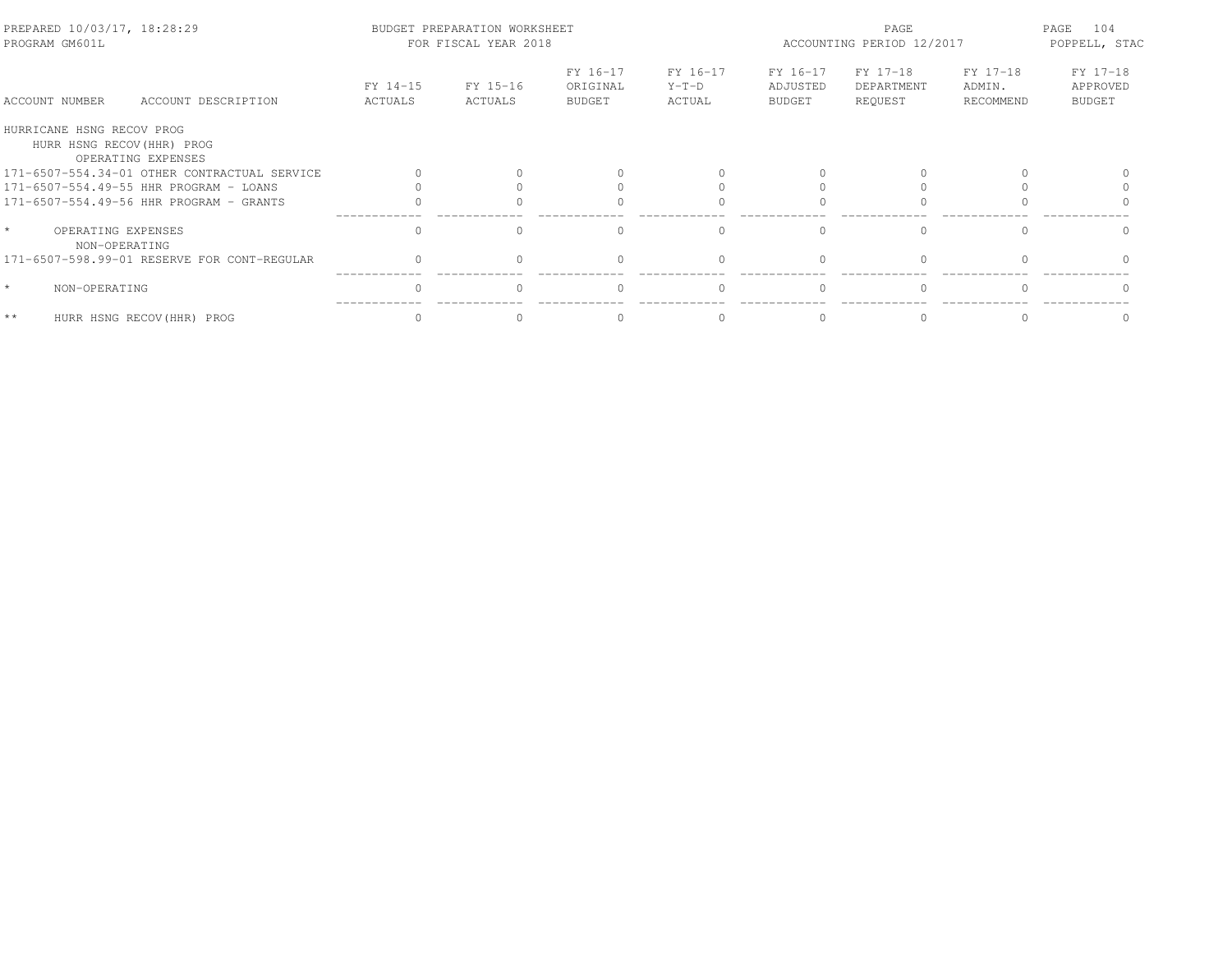| ACCOUNT NUMBER | ACCOUNT DESCRIPTION | FY 14-15 ACTUALS | FY 15-16 ACTUALS | FY 16-17 ORIGINAL BUDGET | FY 16-17 Y-T-D ACTUAL | FY 16-17 ADJUSTED BUDGET | FY 17-18 DEPARTMENT REQUEST | FY 17-18 ADMIN. RECOMMEND | FY 17-18 APPROVED BUDGET |
|---|---|---|---|---|---|---|---|---|---|
| HURRICANE HSNG RECOV PROG | | | | | | | | | |
| HURR HSNG RECOV(HHR) PROG | | | | | | | | | |
| OPERATING EXPENSES | | | | | | | | | |
| 171-6507-554.34-01 | OTHER CONTRACTUAL SERVICE | 0 | 0 | 0 | 0 | 0 | 0 | 0 | 0 |
| 171-6507-554.49-55 | HHR PROGRAM - LOANS | 0 | 0 | 0 | 0 | 0 | 0 | 0 | 0 |
| 171-6507-554.49-56 | HHR PROGRAM - GRANTS | 0 | 0 | 0 | 0 | 0 | 0 | 0 | 0 |
| * | OPERATING EXPENSES | 0 | 0 | 0 | 0 | 0 | 0 | 0 | 0 |
| NON-OPERATING | | | | | | | | | |
| 171-6507-598.99-01 | RESERVE FOR CONT-REGULAR | 0 | 0 | 0 | 0 | 0 | 0 | 0 | 0 |
| * | NON-OPERATING | 0 | 0 | 0 | 0 | 0 | 0 | 0 | 0 |
| ** | HURR HSNG RECOV(HHR) PROG | 0 | 0 | 0 | 0 | 0 | 0 | 0 | 0 |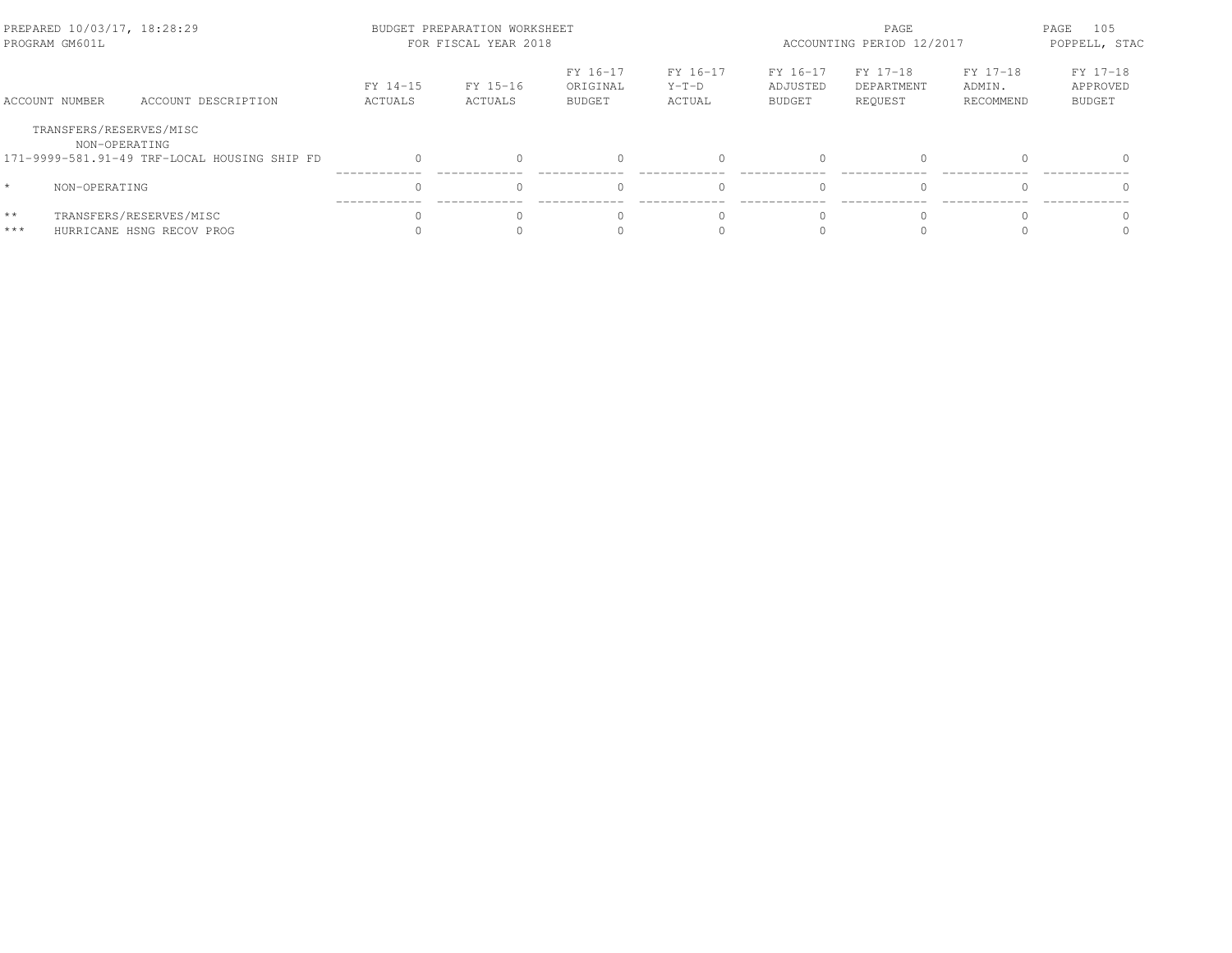PREPARED 10/03/17, 18:28:29 | BUDGET PREPARATION WORKSHEET FOR FISCAL YEAR 2018 | ACCOUNTING PERIOD 12/2017
PROGRAM GM601L | POPPELL, STAC

| ACCOUNT NUMBER | ACCOUNT DESCRIPTION | FY 14-15 ACTUALS | FY 15-16 ACTUALS | FY 16-17 ORIGINAL BUDGET | FY 16-17 Y-T-D ACTUAL | FY 16-17 ADJUSTED BUDGET | FY 17-18 DEPARTMENT REQUEST | FY 17-18 ADMIN. RECOMMEND | FY 17-18 APPROVED BUDGET |
|---|---|---|---|---|---|---|---|---|---|
| TRANSFERS/RESERVES/MISC | | | | | | | | | |
| NON-OPERATING | | | | | | | | | |
| 171-9999-581.91-49 | TRF-LOCAL HOUSING SHIP FD | 0 | 0 | 0 | 0 | 0 | 0 | 0 | 0 |
| * | NON-OPERATING | 0 | 0 | 0 | 0 | 0 | 0 | 0 | 0 |
| ** | TRANSFERS/RESERVES/MISC | 0 | 0 | 0 | 0 | 0 | 0 | 0 | 0 |
| *** | HURRICANE HSNG RECOV PROG | 0 | 0 | 0 | 0 | 0 | 0 | 0 | 0 |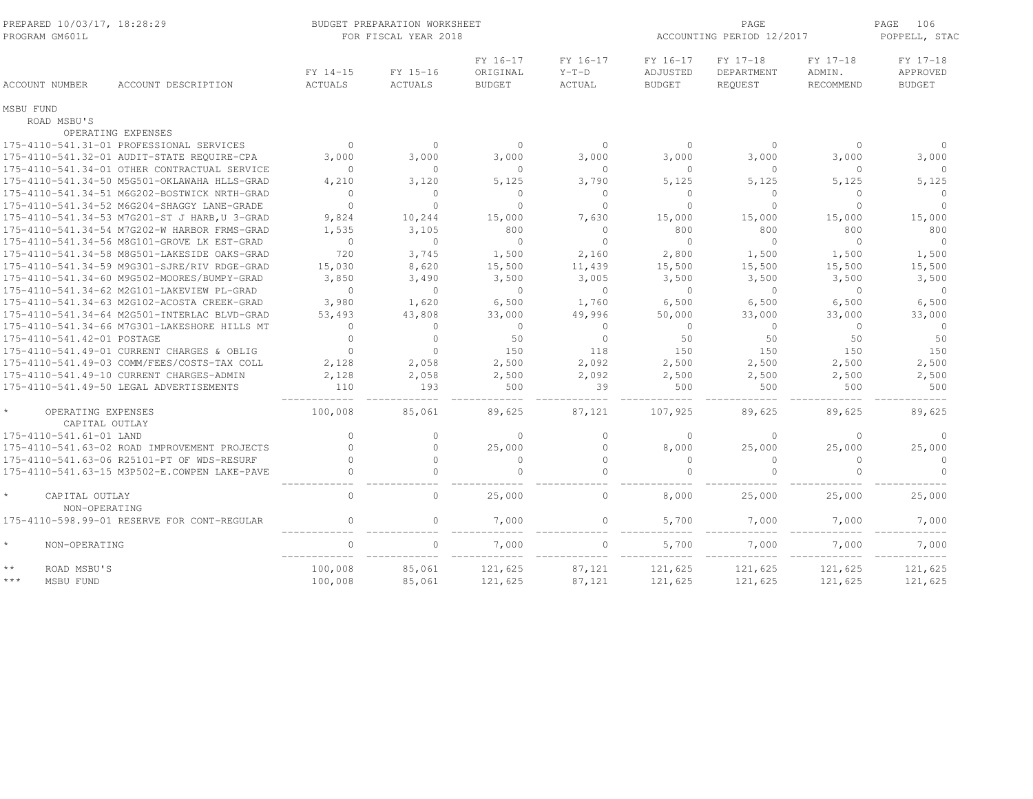PREPARED 10/03/17, 18:28:29 BUDGET PREPARATION WORKSHEET
PROGRAM GM601L FOR FISCAL YEAR 2018
ACCOUNTING PERIOD 12/2017
POPPELL, STAC

| ACCOUNT NUMBER | ACCOUNT DESCRIPTION | FY 14-15 ACTUALS | FY 15-16 ACTUALS | FY 16-17 ORIGINAL BUDGET | FY 16-17 Y-T-D ACTUAL | FY 16-17 ADJUSTED BUDGET | FY 17-18 DEPARTMENT REQUEST | FY 17-18 ADMIN. RECOMMEND | FY 17-18 APPROVED BUDGET |
|---|---|---|---|---|---|---|---|---|---|
| MSBU FUND | | | | | | | | | |
| ROAD MSBU'S | | | | | | | | | |
| OPERATING EXPENSES | | | | | | | | | |
| 175-4110-541.31-01 | PROFESSIONAL SERVICES | 0 | 0 | 0 | 0 | 0 | 0 | 0 | 0 |
| 175-4110-541.32-01 | AUDIT-STATE REQUIRE-CPA | 3,000 | 3,000 | 3,000 | 3,000 | 3,000 | 3,000 | 3,000 | 3,000 |
| 175-4110-541.34-01 | OTHER CONTRACTUAL SERVICE | 0 | 0 | 0 | 0 | 0 | 0 | 0 | 0 |
| 175-4110-541.34-50 | M5G501-OKLAWAHA HLLS-GRAD | 4,210 | 3,120 | 5,125 | 3,790 | 5,125 | 5,125 | 5,125 | 5,125 |
| 175-4110-541.34-51 | M6G202-BOSTWICK NRTH-GRAD | 0 | 0 | 0 | 0 | 0 | 0 | 0 | 0 |
| 175-4110-541.34-52 | M6G204-SHAGGY LANE-GRADE | 0 | 0 | 0 | 0 | 0 | 0 | 0 | 0 |
| 175-4110-541.34-53 | M7G201-ST J HARB,U 3-GRAD | 9,824 | 10,244 | 15,000 | 7,630 | 15,000 | 15,000 | 15,000 | 15,000 |
| 175-4110-541.34-54 | M7G202-W HARBOR FRMS-GRAD | 1,535 | 3,105 | 800 | 0 | 800 | 800 | 800 | 800 |
| 175-4110-541.34-56 | M8G101-GROVE LK EST-GRAD | 0 | 0 | 0 | 0 | 0 | 0 | 0 | 0 |
| 175-4110-541.34-58 | M8G501-LAKESIDE OAKS-GRAD | 720 | 3,745 | 1,500 | 2,160 | 2,800 | 1,500 | 1,500 | 1,500 |
| 175-4110-541.34-59 | M9G301-SJRE/RIV RDGE-GRAD | 15,030 | 8,620 | 15,500 | 11,439 | 15,500 | 15,500 | 15,500 | 15,500 |
| 175-4110-541.34-60 | M9G502-MOORES/BUMPY-GRAD | 3,850 | 3,490 | 3,500 | 3,005 | 3,500 | 3,500 | 3,500 | 3,500 |
| 175-4110-541.34-62 | M2G101-LAKEVIEW PL-GRAD | 0 | 0 | 0 | 0 | 0 | 0 | 0 | 0 |
| 175-4110-541.34-63 | M2G102-ACOSTA CREEK-GRAD | 3,980 | 1,620 | 6,500 | 1,760 | 6,500 | 6,500 | 6,500 | 6,500 |
| 175-4110-541.34-64 | M2G501-INTERLAC BLVD-GRAD | 53,493 | 43,808 | 33,000 | 49,996 | 50,000 | 33,000 | 33,000 | 33,000 |
| 175-4110-541.34-66 | M7G301-LAKESHORE HILLS MT | 0 | 0 | 0 | 0 | 0 | 0 | 0 | 0 |
| 175-4110-541.42-01 | POSTAGE | 0 | 0 | 50 | 0 | 50 | 50 | 50 | 50 |
| 175-4110-541.49-01 | CURRENT CHARGES & OBLIG | 0 | 0 | 150 | 118 | 150 | 150 | 150 | 150 |
| 175-4110-541.49-03 | COMM/FEES/COSTS-TAX COLL | 2,128 | 2,058 | 2,500 | 2,092 | 2,500 | 2,500 | 2,500 | 2,500 |
| 175-4110-541.49-10 | CURRENT CHARGES-ADMIN | 2,128 | 2,058 | 2,500 | 2,092 | 2,500 | 2,500 | 2,500 | 2,500 |
| 175-4110-541.49-50 | LEGAL ADVERTISEMENTS | 110 | 193 | 500 | 39 | 500 | 500 | 500 | 500 |
| * | OPERATING EXPENSES | 100,008 | 85,061 | 89,625 | 87,121 | 107,925 | 89,625 | 89,625 | 89,625 |
| CAPITAL OUTLAY | | | | | | | | | |
| 175-4110-541.61-01 | LAND | 0 | 0 | 0 | 0 | 0 | 0 | 0 | 0 |
| 175-4110-541.63-02 | ROAD IMPROVEMENT PROJECTS | 0 | 0 | 25,000 | 0 | 8,000 | 25,000 | 25,000 | 25,000 |
| 175-4110-541.63-06 | R25101-PT OF WDS-RESURF | 0 | 0 | 0 | 0 | 0 | 0 | 0 | 0 |
| 175-4110-541.63-15 | M3P502-E.COWPEN LAKE-PAVE | 0 | 0 | 0 | 0 | 0 | 0 | 0 | 0 |
| * | CAPITAL OUTLAY | 0 | 0 | 25,000 | 0 | 8,000 | 25,000 | 25,000 | 25,000 |
| NON-OPERATING | | | | | | | | | |
| 175-4110-598.99-01 | RESERVE FOR CONT-REGULAR | 0 | 0 | 7,000 | 0 | 5,700 | 7,000 | 7,000 | 7,000 |
| * | NON-OPERATING | 0 | 0 | 7,000 | 0 | 5,700 | 7,000 | 7,000 | 7,000 |
| ** | ROAD MSBU'S | 100,008 | 85,061 | 121,625 | 87,121 | 121,625 | 121,625 | 121,625 | 121,625 |
| *** | MSBU FUND | 100,008 | 85,061 | 121,625 | 87,121 | 121,625 | 121,625 | 121,625 | 121,625 |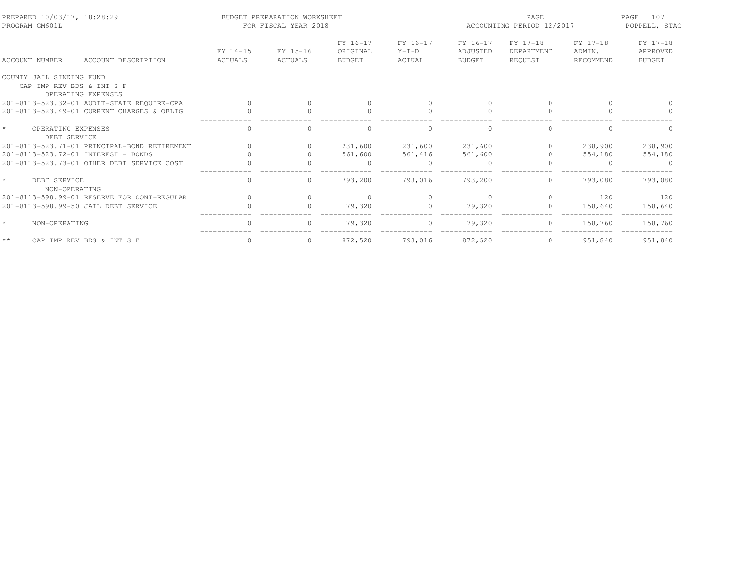PREPARED 10/03/17, 18:28:29 BUDGET PREPARATION WORKSHEET PAGE 107
PROGRAM GM601L FOR FISCAL YEAR 2018 ACCOUNTING PERIOD 12/2017 POPPELL, STAC

| ACCOUNT NUMBER | ACCOUNT DESCRIPTION | FY 14-15 ACTUALS | FY 15-16 ACTUALS | FY 16-17 ORIGINAL BUDGET | FY 16-17 Y-T-D ACTUAL | FY 16-17 ADJUSTED BUDGET | FY 17-18 DEPARTMENT REQUEST | FY 17-18 ADMIN. RECOMMEND | FY 17-18 APPROVED BUDGET |
|---|---|---|---|---|---|---|---|---|---|
| COUNTY JAIL SINKING FUND | | | | | | | | | |
| CAP IMP REV BDS & INT S F | | | | | | | | | |
| OPERATING EXPENSES | | | | | | | | | |
| 201-8113-523.32-01 | AUDIT-STATE REQUIRE-CPA | 0 | 0 | 0 | 0 | 0 | 0 | 0 | 0 |
| 201-8113-523.49-01 | CURRENT CHARGES & OBLIG | 0 | 0 | 0 | 0 | 0 | 0 | 0 | 0 |
| * | OPERATING EXPENSES | 0 | 0 | 0 | 0 | 0 | 0 | 0 | 0 |
| DEBT SERVICE | | | | | | | | | |
| 201-8113-523.71-01 | PRINCIPAL-BOND RETIREMENT | 0 | 0 | 231,600 | 231,600 | 231,600 | 0 | 238,900 | 238,900 |
| 201-8113-523.72-01 | INTEREST - BONDS | 0 | 0 | 561,600 | 561,416 | 561,600 | 0 | 554,180 | 554,180 |
| 201-8113-523.73-01 | OTHER DEBT SERVICE COST | 0 | 0 | 0 | 0 | 0 | 0 | 0 | 0 |
| * | DEBT SERVICE | 0 | 0 | 793,200 | 793,016 | 793,200 | 0 | 793,080 | 793,080 |
| NON-OPERATING | | | | | | | | | |
| 201-8113-598.99-01 | RESERVE FOR CONT-REGULAR | 0 | 0 | 0 | 0 | 0 | 0 | 120 | 120 |
| 201-8113-598.99-50 | JAIL DEBT SERVICE | 0 | 0 | 79,320 | 0 | 79,320 | 0 | 158,640 | 158,640 |
| * | NON-OPERATING | 0 | 0 | 79,320 | 0 | 79,320 | 0 | 158,760 | 158,760 |
| ** | CAP IMP REV BDS & INT S F | 0 | 0 | 872,520 | 793,016 | 872,520 | 0 | 951,840 | 951,840 |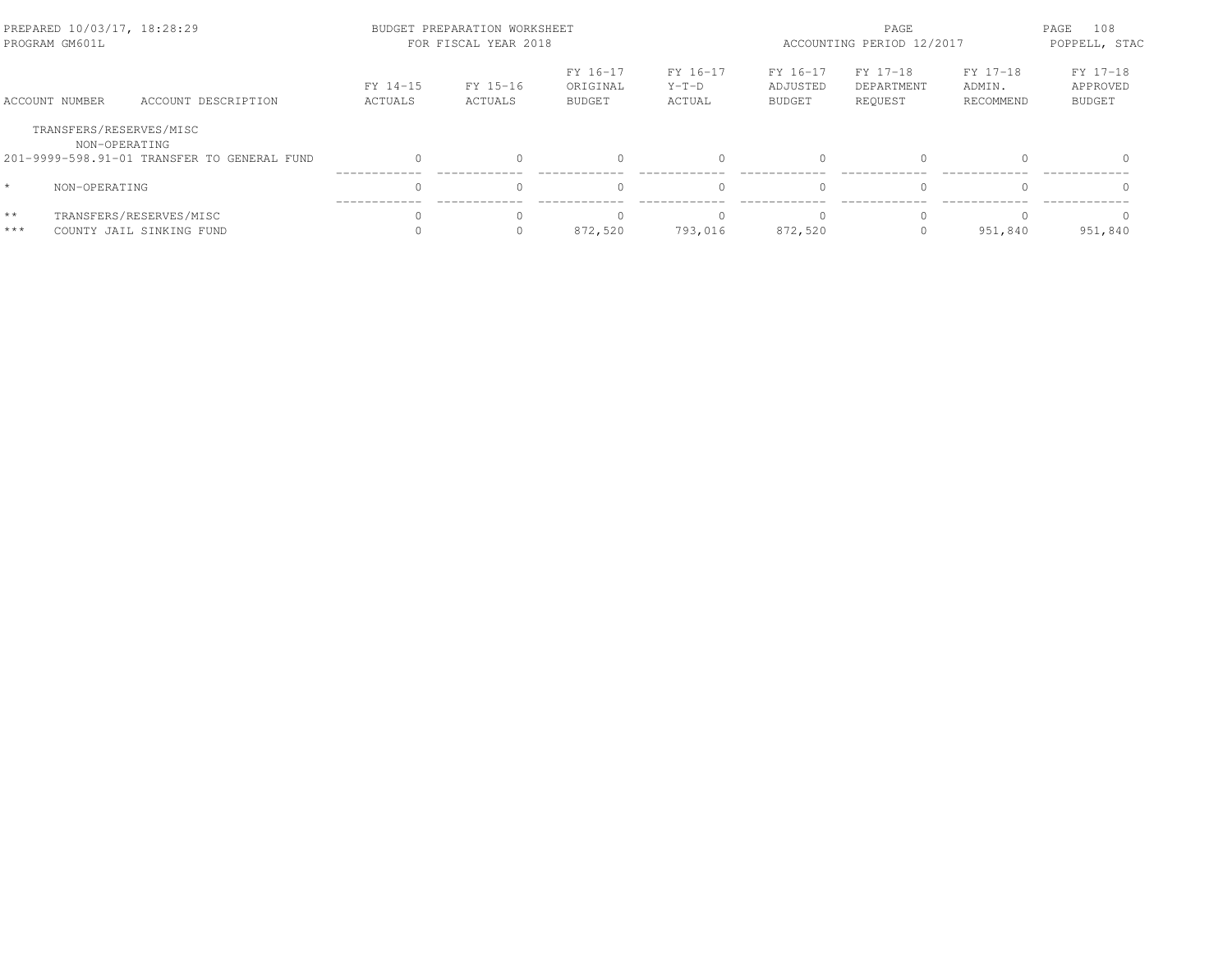PREPARED 10/03/17, 18:28:29 — BUDGET PREPARATION WORKSHEET FOR FISCAL YEAR 2018 — ACCOUNTING PERIOD 12/2017

PROGRAM GM601L — POPPELL, STAC

| ACCOUNT NUMBER | ACCOUNT DESCRIPTION | FY 14-15 ACTUALS | FY 15-16 ACTUALS | FY 16-17 ORIGINAL BUDGET | FY 16-17 Y-T-D ACTUAL | FY 16-17 ADJUSTED BUDGET | FY 17-18 DEPARTMENT REQUEST | FY 17-18 ADMIN. RECOMMEND | FY 17-18 APPROVED BUDGET |
|---|---|---|---|---|---|---|---|---|---|
| TRANSFERS/RESERVES/MISC | | | | | | | | | |
| NON-OPERATING | | | | | | | | | |
| 201-9999-598.91-01 | TRANSFER TO GENERAL FUND | 0 | 0 | 0 | 0 | 0 | 0 | 0 | 0 |
| * | NON-OPERATING | 0 | 0 | 0 | 0 | 0 | 0 | 0 | 0 |
| ** | TRANSFERS/RESERVES/MISC | 0 | 0 | 0 | 0 | 0 | 0 | 0 | 0 |
| *** | COUNTY JAIL SINKING FUND | 0 | 0 | 872,520 | 793,016 | 872,520 | 0 | 951,840 | 951,840 |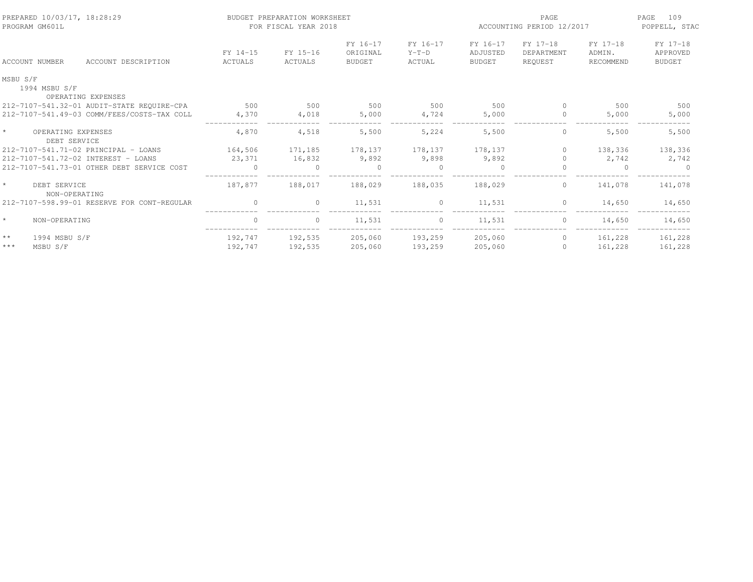PREPARED 10/03/17, 18:28:29
PROGRAM GM601L

BUDGET PREPARATION WORKSHEET
FOR FISCAL YEAR 2018

ACCOUNTING PERIOD 12/2017

POPPELL, STAC

| ACCOUNT NUMBER | ACCOUNT DESCRIPTION | FY 14-15 ACTUALS | FY 15-16 ACTUALS | FY 16-17 ORIGINAL BUDGET | FY 16-17 Y-T-D ACTUAL | FY 16-17 ADJUSTED BUDGET | FY 17-18 DEPARTMENT REQUEST | FY 17-18 ADMIN. RECOMMEND | FY 17-18 APPROVED BUDGET |
|---|---|---|---|---|---|---|---|---|---|
| MSBU S/F | | | | | | | | | |
| 1994 MSBU S/F | | | | | | | | | |
| | OPERATING EXPENSES | | | | | | | | |
| 212-7107-541.32-01 | AUDIT-STATE REQUIRE-CPA | 500 | 500 | 500 | 500 | 500 | 0 | 500 | 500 |
| 212-7107-541.49-03 | COMM/FEES/COSTS-TAX COLL | 4,370 | 4,018 | 5,000 | 4,724 | 5,000 | 0 | 5,000 | 5,000 |
| * | OPERATING EXPENSES | 4,870 | 4,518 | 5,500 | 5,224 | 5,500 | 0 | 5,500 | 5,500 |
| | DEBT SERVICE | | | | | | | | |
| 212-7107-541.71-02 | PRINCIPAL - LOANS | 164,506 | 171,185 | 178,137 | 178,137 | 178,137 | 0 | 138,336 | 138,336 |
| 212-7107-541.72-02 | INTEREST - LOANS | 23,371 | 16,832 | 9,892 | 9,898 | 9,892 | 0 | 2,742 | 2,742 |
| 212-7107-541.73-01 | OTHER DEBT SERVICE COST | 0 | 0 | 0 | 0 | 0 | 0 | 0 | 0 |
| * | DEBT SERVICE | 187,877 | 188,017 | 188,029 | 188,035 | 188,029 | 0 | 141,078 | 141,078 |
| | NON-OPERATING | | | | | | | | |
| 212-7107-598.99-01 | RESERVE FOR CONT-REGULAR | 0 | 0 | 11,531 | 0 | 11,531 | 0 | 14,650 | 14,650 |
| * | NON-OPERATING | 0 | 0 | 11,531 | 0 | 11,531 | 0 | 14,650 | 14,650 |
| ** | 1994 MSBU S/F | 192,747 | 192,535 | 205,060 | 193,259 | 205,060 | 0 | 161,228 | 161,228 |
| *** | MSBU S/F | 192,747 | 192,535 | 205,060 | 193,259 | 205,060 | 0 | 161,228 | 161,228 |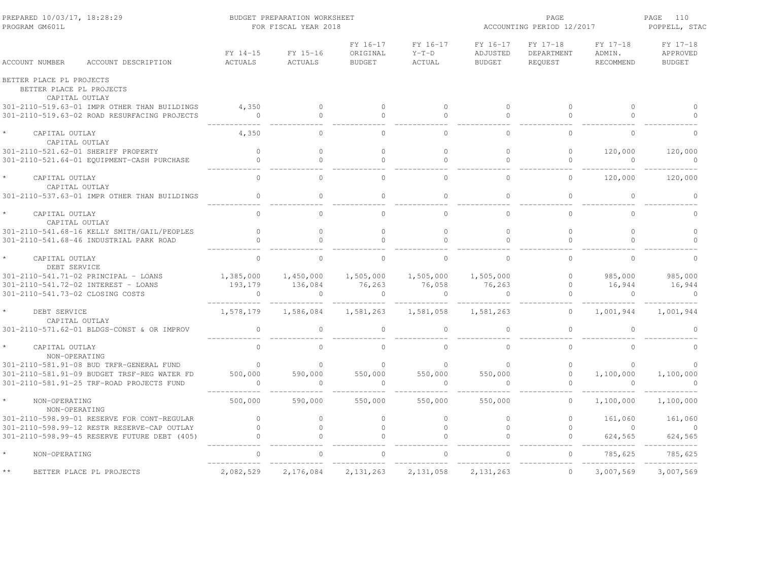BUDGET PREPARATION WORKSHEET
FOR FISCAL YEAR 2018

PREPARED 10/03/17, 18:28:29
PROGRAM GM601L

ACCOUNTING PERIOD 12/2017

POPPELL, STAC

| ACCOUNT NUMBER ACCOUNT DESCRIPTION | FY 14-15 ACTUALS | FY 15-16 ACTUALS | FY 16-17 ORIGINAL BUDGET | FY 16-17 Y-T-D ACTUAL | FY 16-17 ADJUSTED BUDGET | FY 17-18 DEPARTMENT REQUEST | FY 17-18 ADMIN. RECOMMEND | FY 17-18 APPROVED BUDGET |
|---|---|---|---|---|---|---|---|---|
| BETTER PLACE PL PROJECTS | | | | | | | | |
| BETTER PLACE PL PROJECTS | | | | | | | | |
| CAPITAL OUTLAY | | | | | | | | |
| 301-2110-519.63-01 IMPR OTHER THAN BUILDINGS | 4,350 | 0 | 0 | 0 | 0 | 0 | 0 | 0 |
| 301-2110-519.63-02 ROAD RESURFACING PROJECTS | 0 | 0 | 0 | 0 | 0 | 0 | 0 | 0 |
| * CAPITAL OUTLAY | 4,350 | 0 | 0 | 0 | 0 | 0 | 0 | 0 |
| CAPITAL OUTLAY | | | | | | | | |
| 301-2110-521.62-01 SHERIFF PROPERTY | 0 | 0 | 0 | 0 | 0 | 0 | 120,000 | 120,000 |
| 301-2110-521.64-01 EQUIPMENT-CASH PURCHASE | 0 | 0 | 0 | 0 | 0 | 0 | 0 | 0 |
| * CAPITAL OUTLAY | 0 | 0 | 0 | 0 | 0 | 0 | 120,000 | 120,000 |
| CAPITAL OUTLAY | | | | | | | | |
| 301-2110-537.63-01 IMPR OTHER THAN BUILDINGS | 0 | 0 | 0 | 0 | 0 | 0 | 0 | 0 |
| * CAPITAL OUTLAY | 0 | 0 | 0 | 0 | 0 | 0 | 0 | 0 |
| CAPITAL OUTLAY | | | | | | | | |
| 301-2110-541.68-16 KELLY SMITH/GAIL/PEOPLES | 0 | 0 | 0 | 0 | 0 | 0 | 0 | 0 |
| 301-2110-541.68-46 INDUSTRIAL PARK ROAD | 0 | 0 | 0 | 0 | 0 | 0 | 0 | 0 |
| * CAPITAL OUTLAY | 0 | 0 | 0 | 0 | 0 | 0 | 0 | 0 |
| DEBT SERVICE | | | | | | | | |
| 301-2110-541.71-02 PRINCIPAL - LOANS | 1,385,000 | 1,450,000 | 1,505,000 | 1,505,000 | 1,505,000 | 0 | 985,000 | 985,000 |
| 301-2110-541.72-02 INTEREST - LOANS | 193,179 | 136,084 | 76,263 | 76,058 | 76,263 | 0 | 16,944 | 16,944 |
| 301-2110-541.73-02 CLOSING COSTS | 0 | 0 | 0 | 0 | 0 | 0 | 0 | 0 |
| * DEBT SERVICE | 1,578,179 | 1,586,084 | 1,581,263 | 1,581,058 | 1,581,263 | 0 | 1,001,944 | 1,001,944 |
| CAPITAL OUTLAY | | | | | | | | |
| 301-2110-571.62-01 BLDGS-CONST & OR IMPROV | 0 | 0 | 0 | 0 | 0 | 0 | 0 | 0 |
| * CAPITAL OUTLAY | 0 | 0 | 0 | 0 | 0 | 0 | 0 | 0 |
| NON-OPERATING | | | | | | | | |
| 301-2110-581.91-08 BUD TRFR-GENERAL FUND | 0 | 0 | 0 | 0 | 0 | 0 | 0 | 0 |
| 301-2110-581.91-09 BUDGET TRSF-REG WATER FD | 500,000 | 590,000 | 550,000 | 550,000 | 550,000 | 0 | 1,100,000 | 1,100,000 |
| 301-2110-581.91-25 TRF-ROAD PROJECTS FUND | 0 | 0 | 0 | 0 | 0 | 0 | 0 | 0 |
| * NON-OPERATING | 500,000 | 590,000 | 550,000 | 550,000 | 550,000 | 0 | 1,100,000 | 1,100,000 |
| NON-OPERATING | | | | | | | | |
| 301-2110-598.99-01 RESERVE FOR CONT-REGULAR | 0 | 0 | 0 | 0 | 0 | 0 | 161,060 | 161,060 |
| 301-2110-598.99-12 RESTR RESERVE-CAP OUTLAY | 0 | 0 | 0 | 0 | 0 | 0 | 0 | 0 |
| 301-2110-598.99-45 RESERVE FUTURE DEBT (405) | 0 | 0 | 0 | 0 | 0 | 0 | 624,565 | 624,565 |
| * NON-OPERATING | 0 | 0 | 0 | 0 | 0 | 0 | 785,625 | 785,625 |
| ** BETTER PLACE PL PROJECTS | 2,082,529 | 2,176,084 | 2,131,263 | 2,131,058 | 2,131,263 | 0 | 3,007,569 | 3,007,569 |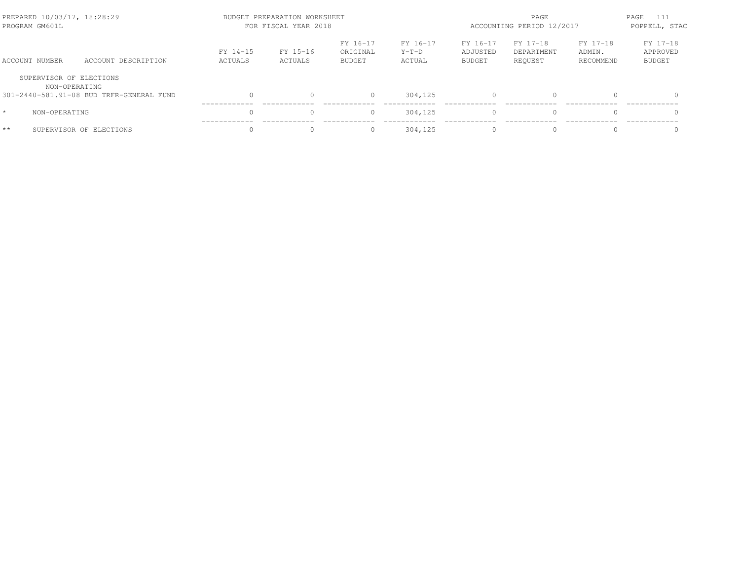PREPARED 10/03/17, 18:28:29 BUDGET PREPARATION WORKSHEET
PROGRAM GM601L FOR FISCAL YEAR 2018
ACCOUNTING PERIOD 12/2017
POPPELL, STAC

| ACCOUNT NUMBER | ACCOUNT DESCRIPTION | FY 14-15 ACTUALS | FY 15-16 ACTUALS | FY 16-17 ORIGINAL BUDGET | FY 16-17 Y-T-D ACTUAL | FY 16-17 ADJUSTED BUDGET | FY 17-18 DEPARTMENT REQUEST | FY 17-18 ADMIN. RECOMMEND | FY 17-18 APPROVED BUDGET |
|---|---|---|---|---|---|---|---|---|---|
| SUPERVISOR OF ELECTIONS | | | | | | | | | |
| NON-OPERATING | | | | | | | | | |
| 301-2440-581.91-08 | BUD TRFR-GENERAL FUND | 0 | 0 | 0 | 304,125 | 0 | 0 | 0 | 0 |
| * | NON-OPERATING | 0 | 0 | 0 | 304,125 | 0 | 0 | 0 | 0 |
| ** | SUPERVISOR OF ELECTIONS | 0 | 0 | 0 | 304,125 | 0 | 0 | 0 | 0 |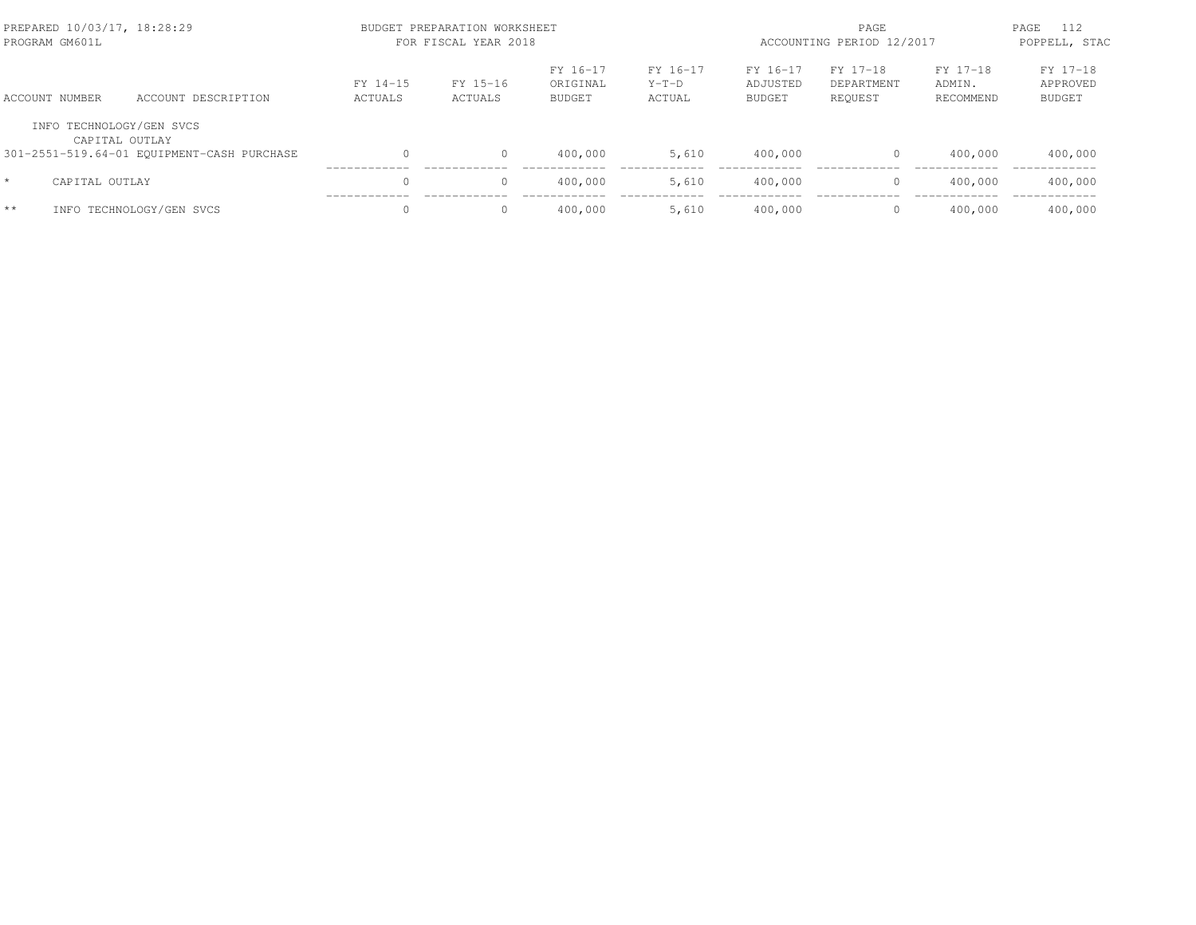| ACCOUNT NUMBER | ACCOUNT DESCRIPTION | FY 14-15 ACTUALS | FY 15-16 ACTUALS | FY 16-17 ORIGINAL BUDGET | FY 16-17 Y-T-D ACTUAL | FY 16-17 ADJUSTED BUDGET | FY 17-18 DEPARTMENT REQUEST | FY 17-18 ADMIN. RECOMMEND | FY 17-18 APPROVED BUDGET |
|---|---|---|---|---|---|---|---|---|---|
| INFO TECHNOLOGY/GEN SVCS | | | | | | | | | |
| CAPITAL OUTLAY | | | | | | | | | |
| 301-2551-519.64-01 | EQUIPMENT-CASH PURCHASE | 0 | 0 | 400,000 | 5,610 | 400,000 | 0 | 400,000 | 400,000 |
| * | CAPITAL OUTLAY | 0 | 0 | 400,000 | 5,610 | 400,000 | 0 | 400,000 | 400,000 |
| ** | INFO TECHNOLOGY/GEN SVCS | 0 | 0 | 400,000 | 5,610 | 400,000 | 0 | 400,000 | 400,000 |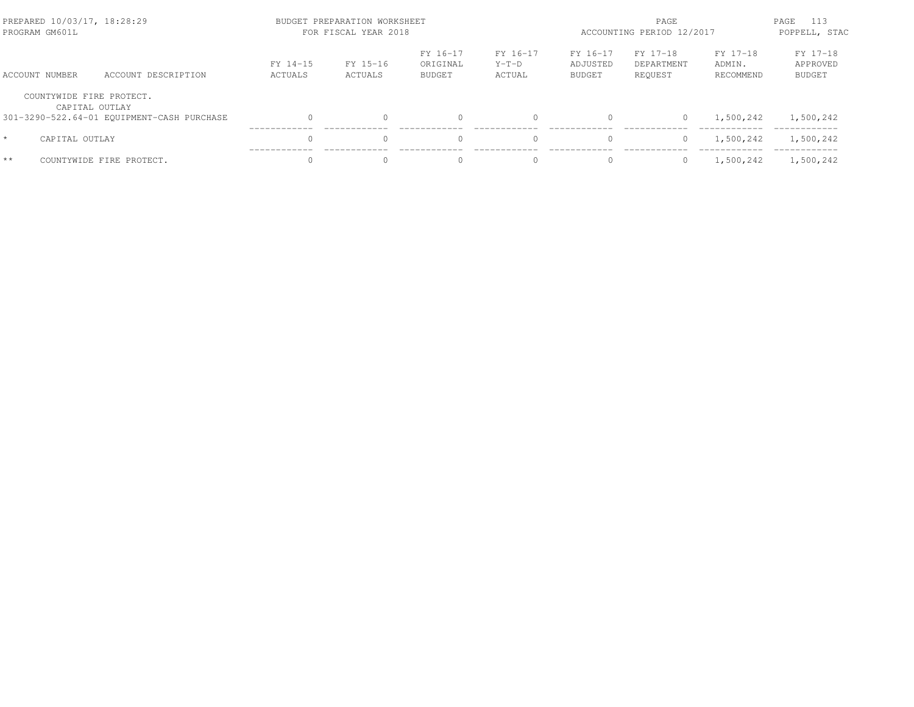BUDGET PREPARATION WORKSHEET
FOR FISCAL YEAR 2018

| ACCOUNT NUMBER | ACCOUNT DESCRIPTION | FY 14-15 ACTUALS | FY 15-16 ACTUALS | FY 16-17 ORIGINAL BUDGET | FY 16-17 Y-T-D ACTUAL | FY 16-17 ADJUSTED BUDGET | FY 17-18 DEPARTMENT REQUEST | FY 17-18 ADMIN. RECOMMEND | FY 17-18 APPROVED BUDGET |
|---|---|---|---|---|---|---|---|---|---|
| COUNTYWIDE FIRE PROTECT. | | | | | | | | | |
| CAPITAL OUTLAY | | | | | | | | | |
| 301-3290-522.64-01 | EQUIPMENT-CASH PURCHASE | 0 | 0 | 0 | 0 | 0 | 0 | 1,500,242 | 1,500,242 |
| * | CAPITAL OUTLAY | 0 | 0 | 0 | 0 | 0 | 0 | 1,500,242 | 1,500,242 |
| ** | COUNTYWIDE FIRE PROTECT. | 0 | 0 | 0 | 0 | 0 | 0 | 1,500,242 | 1,500,242 |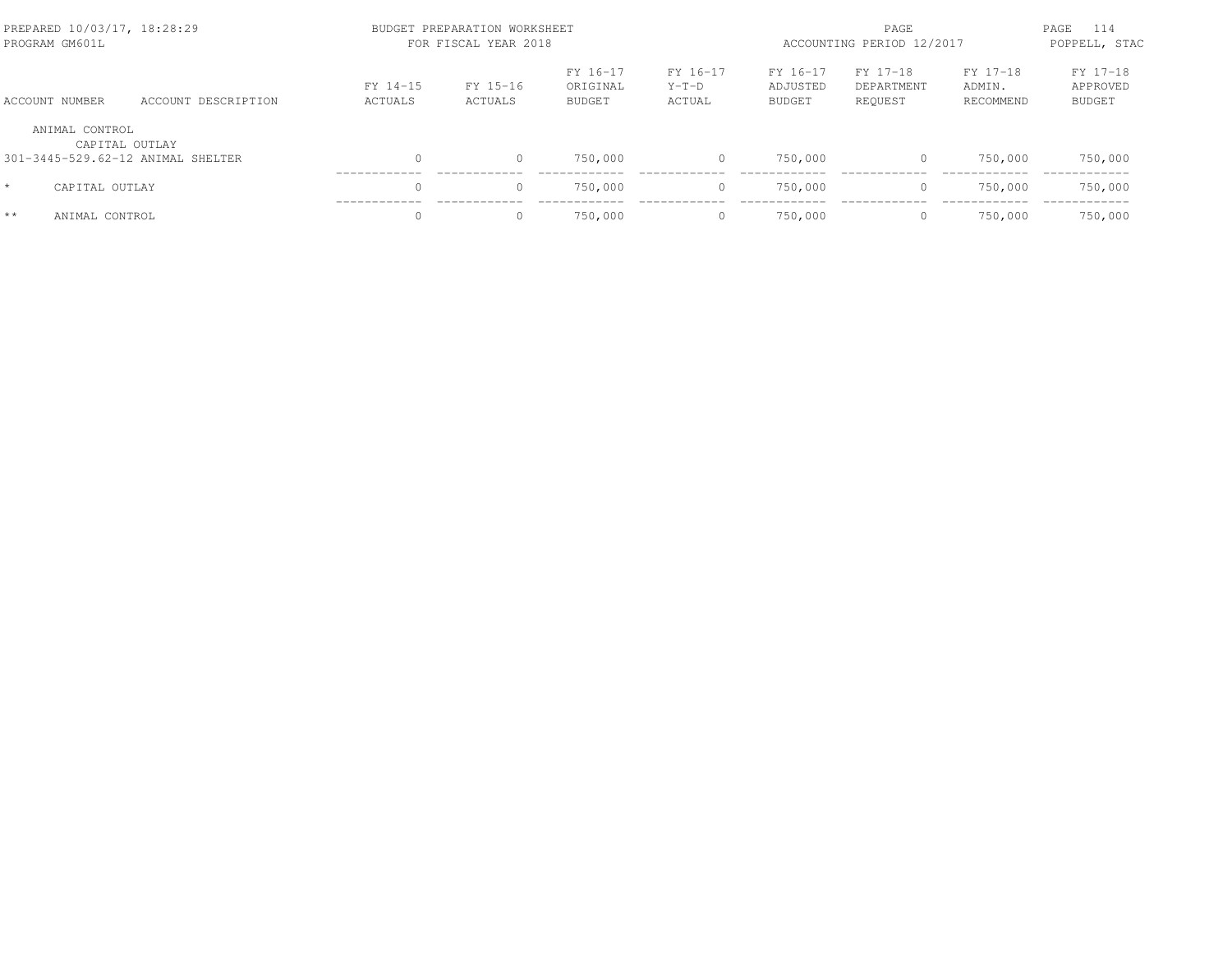PREPARED 10/03/17, 18:28:29 BUDGET PREPARATION WORKSHEET
PROGRAM GM601L FOR FISCAL YEAR 2018
ACCOUNTING PERIOD 12/2017
POPPELL, STAC

| ACCOUNT NUMBER | ACCOUNT DESCRIPTION | FY 14-15 ACTUALS | FY 15-16 ACTUALS | FY 16-17 ORIGINAL BUDGET | FY 16-17 Y-T-D ACTUAL | FY 16-17 ADJUSTED BUDGET | FY 17-18 DEPARTMENT REQUEST | FY 17-18 ADMIN. RECOMMEND | FY 17-18 APPROVED BUDGET |
|---|---|---|---|---|---|---|---|---|---|
| ANIMAL CONTROL | | | | | | | | | |
| CAPITAL OUTLAY | | | | | | | | | |
| 301-3445-529.62-12 | ANIMAL SHELTER | 0 | 0 | 750,000 | 0 | 750,000 | 0 | 750,000 | 750,000 |
| * | CAPITAL OUTLAY | 0 | 0 | 750,000 | 0 | 750,000 | 0 | 750,000 | 750,000 |
| ** | ANIMAL CONTROL | 0 | 0 | 750,000 | 0 | 750,000 | 0 | 750,000 | 750,000 |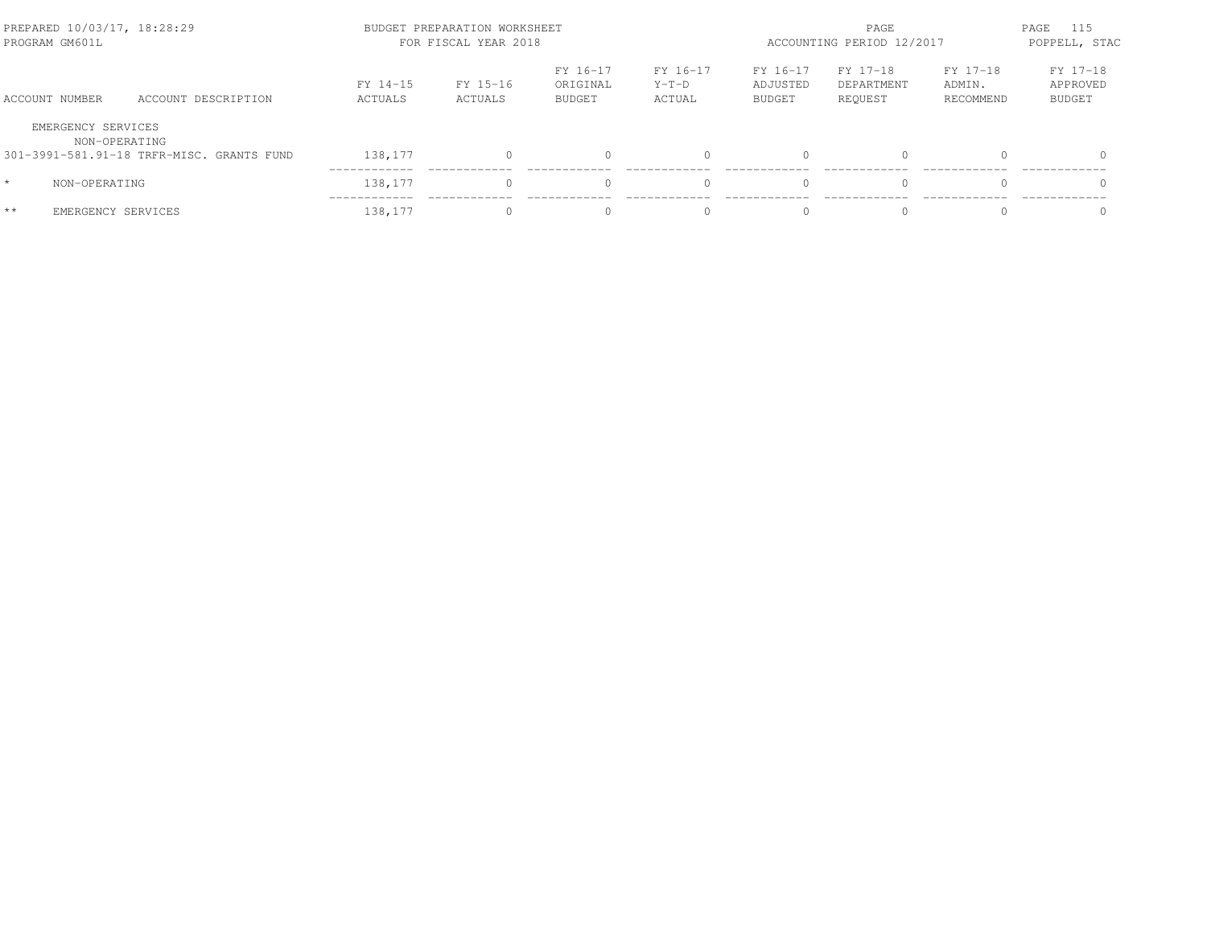PREPARED 10/03/17, 18:28:29
PROGRAM GM601L

BUDGET PREPARATION WORKSHEET
FOR FISCAL YEAR 2018

ACCOUNTING PERIOD 12/2017

POPPELL, STAC

| ACCOUNT NUMBER | ACCOUNT DESCRIPTION | FY 14-15 ACTUALS | FY 15-16 ACTUALS | FY 16-17 ORIGINAL BUDGET | FY 16-17 Y-T-D ACTUAL | FY 16-17 ADJUSTED BUDGET | FY 17-18 DEPARTMENT REQUEST | FY 17-18 ADMIN. RECOMMEND | FY 17-18 APPROVED BUDGET |
|---|---|---|---|---|---|---|---|---|---|
| EMERGENCY SERVICES | | | | | | | | | |
| NON-OPERATING | | | | | | | | | |
| 301-3991-581.91-18 | TRFR-MISC. GRANTS FUND | 138,177 | 0 | 0 | 0 | 0 | 0 | 0 | 0 |
| * | NON-OPERATING | 138,177 | 0 | 0 | 0 | 0 | 0 | 0 | 0 |
| ** | EMERGENCY SERVICES | 138,177 | 0 | 0 | 0 | 0 | 0 | 0 | 0 |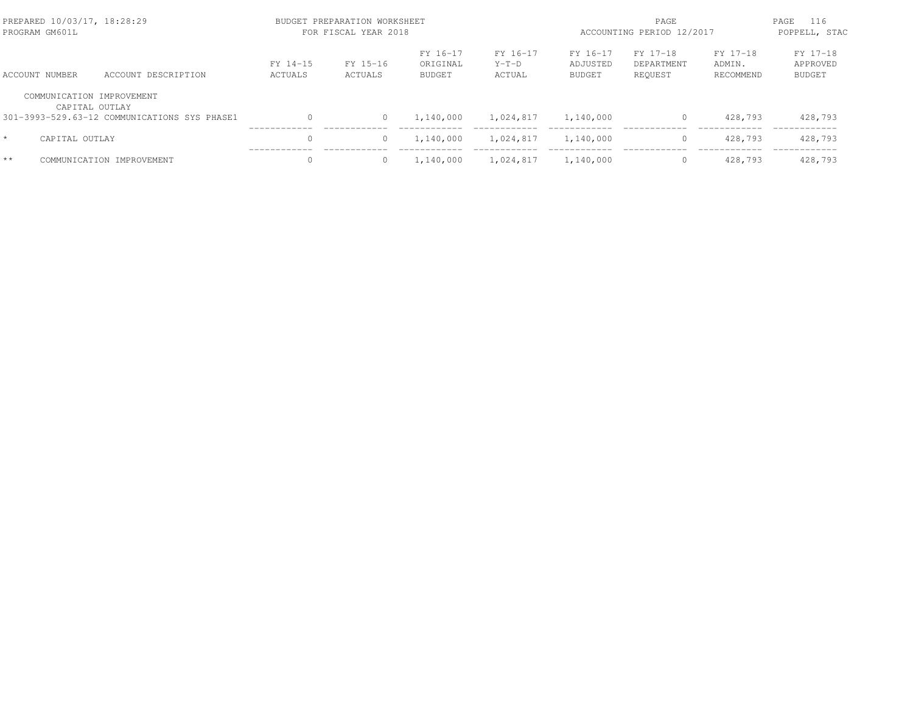| ACCOUNT NUMBER | ACCOUNT DESCRIPTION | FY 14-15 ACTUALS | FY 15-16 ACTUALS | FY 16-17 ORIGINAL BUDGET | FY 16-17 Y-T-D ACTUAL | FY 16-17 ADJUSTED BUDGET | FY 17-18 DEPARTMENT REQUEST | FY 17-18 ADMIN. RECOMMEND | FY 17-18 APPROVED BUDGET |
|---|---|---|---|---|---|---|---|---|---|
| COMMUNICATION IMPROVEMENT | | | | | | | | | |
| CAPITAL OUTLAY | | | | | | | | | |
| 301-3993-529.63-12 | COMMUNICATIONS SYS PHASE1 | 0 | 0 | 1,140,000 | 1,024,817 | 1,140,000 | 0 | 428,793 | 428,793 |
| * | CAPITAL OUTLAY | 0 | 0 | 1,140,000 | 1,024,817 | 1,140,000 | 0 | 428,793 | 428,793 |
| ** | COMMUNICATION IMPROVEMENT | 0 | 0 | 1,140,000 | 1,024,817 | 1,140,000 | 0 | 428,793 | 428,793 |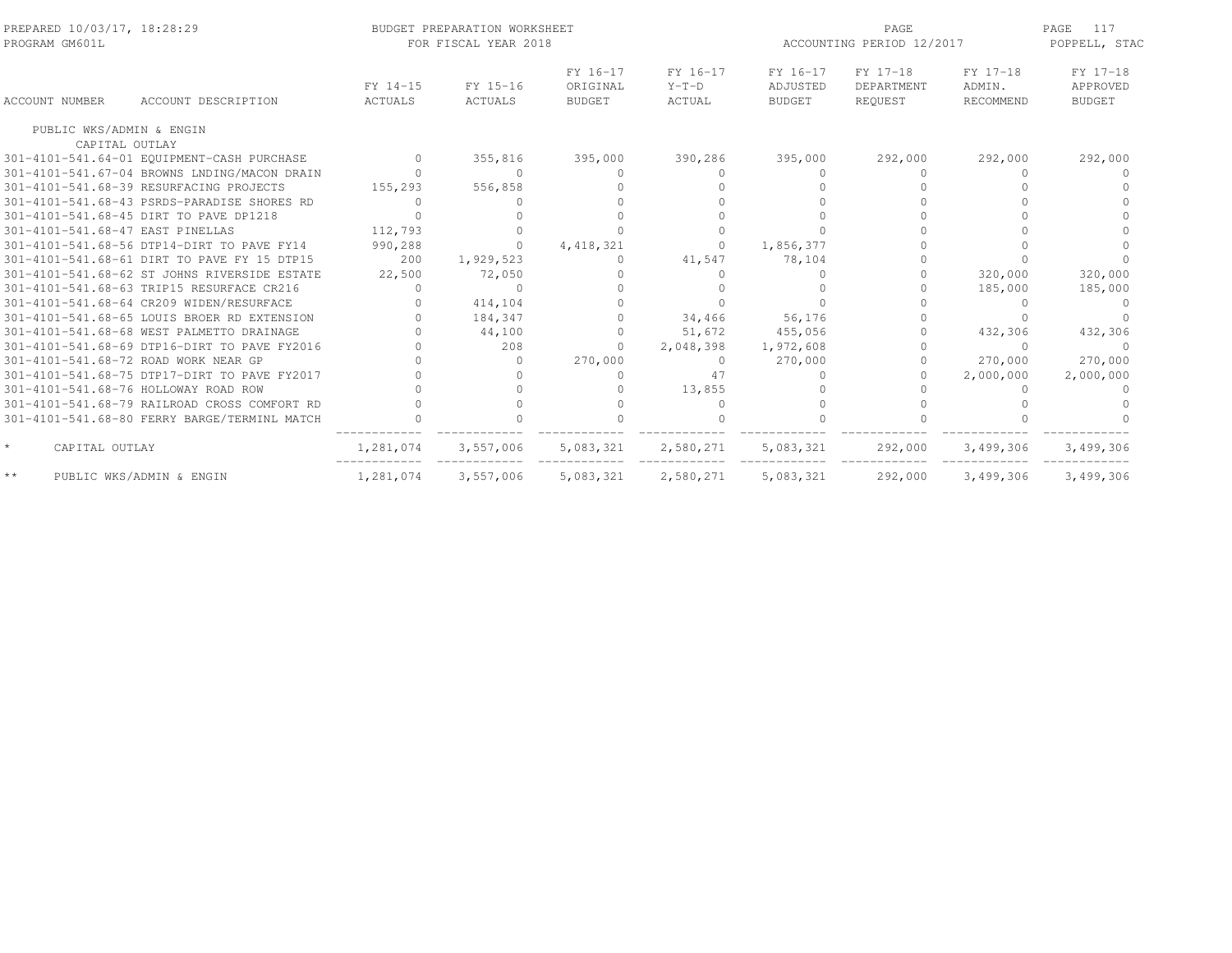PREPARED 10/03/17, 18:28:29
PROGRAM GM601L

BUDGET PREPARATION WORKSHEET
FOR FISCAL YEAR 2018

ACCOUNTING PERIOD 12/2017

POPPELL, STAC

| ACCOUNT NUMBER | ACCOUNT DESCRIPTION | FY 14-15 ACTUALS | FY 15-16 ACTUALS | FY 16-17 ORIGINAL BUDGET | FY 16-17 Y-T-D ACTUAL | FY 16-17 ADJUSTED BUDGET | FY 17-18 DEPARTMENT REQUEST | FY 17-18 ADMIN. RECOMMEND | FY 17-18 APPROVED BUDGET |
|---|---|---|---|---|---|---|---|---|---|
| PUBLIC WKS/ADMIN & ENGIN | | | | | | | | | |
| CAPITAL OUTLAY | | | | | | | | | |
| 301-4101-541.64-01 | EQUIPMENT-CASH PURCHASE | 0 | 355,816 | 395,000 | 390,286 | 395,000 | 292,000 | 292,000 | 292,000 |
| 301-4101-541.67-04 | BROWNS LNDING/MACON DRAIN | 0 | 0 | 0 | 0 | 0 | 0 | 0 | 0 |
| 301-4101-541.68-39 | RESURFACING PROJECTS | 155,293 | 556,858 | 0 | 0 | 0 | 0 | 0 | 0 |
| 301-4101-541.68-43 | PSRDS-PARADISE SHORES RD | 0 | 0 | 0 | 0 | 0 | 0 | 0 | 0 |
| 301-4101-541.68-45 | DIRT TO PAVE DP1218 | 0 | 0 | 0 | 0 | 0 | 0 | 0 | 0 |
| 301-4101-541.68-47 | EAST PINELLAS | 112,793 | 0 | 0 | 0 | 0 | 0 | 0 | 0 |
| 301-4101-541.68-56 | DTP14-DIRT TO PAVE FY14 | 990,288 | 0 | 4,418,321 | 0 | 1,856,377 | 0 | 0 | 0 |
| 301-4101-541.68-61 | DIRT TO PAVE FY 15 DTP15 | 200 | 1,929,523 | 0 | 41,547 | 78,104 | 0 | 0 | 0 |
| 301-4101-541.68-62 | ST JOHNS RIVERSIDE ESTATE | 22,500 | 72,050 | 0 | 0 | 0 | 0 | 320,000 | 320,000 |
| 301-4101-541.68-63 | TRIP15 RESURFACE CR216 | 0 | 0 | 0 | 0 | 0 | 0 | 185,000 | 185,000 |
| 301-4101-541.68-64 | CR209 WIDEN/RESURFACE | 0 | 414,104 | 0 | 0 | 0 | 0 | 0 | 0 |
| 301-4101-541.68-65 | LOUIS BROER RD EXTENSION | 0 | 184,347 | 0 | 34,466 | 56,176 | 0 | 0 | 0 |
| 301-4101-541.68-68 | WEST PALMETTO DRAINAGE | 0 | 44,100 | 0 | 51,672 | 455,056 | 0 | 432,306 | 432,306 |
| 301-4101-541.68-69 | DTP16-DIRT TO PAVE FY2016 | 0 | 208 | 0 | 2,048,398 | 1,972,608 | 0 | 0 | 0 |
| 301-4101-541.68-72 | ROAD WORK NEAR GP | 0 | 0 | 270,000 | 0 | 270,000 | 0 | 270,000 | 270,000 |
| 301-4101-541.68-75 | DTP17-DIRT TO PAVE FY2017 | 0 | 0 | 0 | 47 | 0 | 0 | 2,000,000 | 2,000,000 |
| 301-4101-541.68-76 | HOLLOWAY ROAD ROW | 0 | 0 | 0 | 13,855 | 0 | 0 | 0 | 0 |
| 301-4101-541.68-79 | RAILROAD CROSS COMFORT RD | 0 | 0 | 0 | 0 | 0 | 0 | 0 | 0 |
| 301-4101-541.68-80 | FERRY BARGE/TERMINL MATCH | 0 | 0 | 0 | 0 | 0 | 0 | 0 | 0 |
| * | CAPITAL OUTLAY | 1,281,074 | 3,557,006 | 5,083,321 | 2,580,271 | 5,083,321 | 292,000 | 3,499,306 | 3,499,306 |
| ** | PUBLIC WKS/ADMIN & ENGIN | 1,281,074 | 3,557,006 | 5,083,321 | 2,580,271 | 5,083,321 | 292,000 | 3,499,306 | 3,499,306 |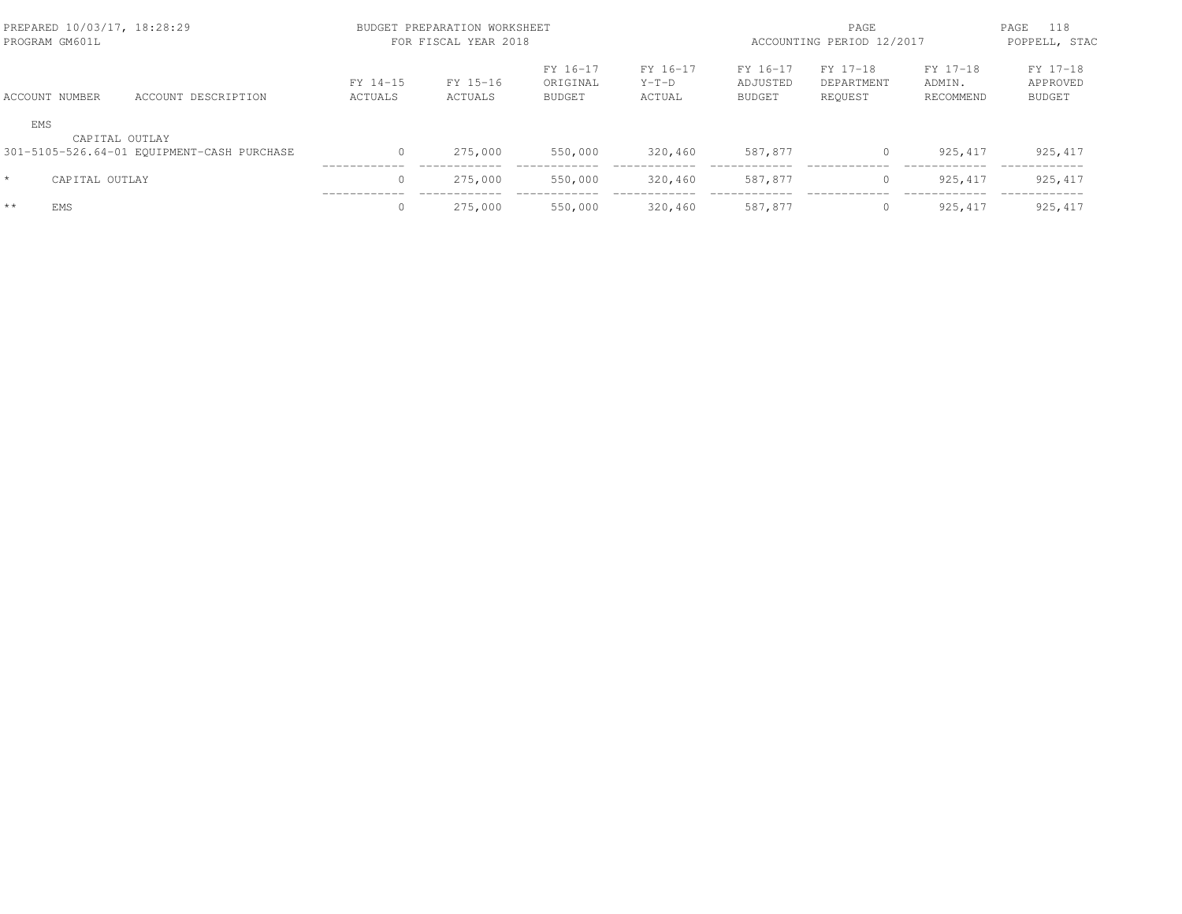| ACCOUNT NUMBER | ACCOUNT DESCRIPTION | FY 14-15 ACTUALS | FY 15-16 ACTUALS | FY 16-17 ORIGINAL BUDGET | FY 16-17 Y-T-D ACTUAL | FY 16-17 ADJUSTED BUDGET | FY 17-18 DEPARTMENT REQUEST | FY 17-18 ADMIN. RECOMMEND | FY 17-18 APPROVED BUDGET |
|---|---|---|---|---|---|---|---|---|---|
| EMS | | | | | | | | | |
| CAPITAL OUTLAY | | | | | | | | | |
| 301-5105-526.64-01 | EQUIPMENT-CASH PURCHASE | 0 | 275,000 | 550,000 | 320,460 | 587,877 | 0 | 925,417 | 925,417 |
| * | CAPITAL OUTLAY | 0 | 275,000 | 550,000 | 320,460 | 587,877 | 0 | 925,417 | 925,417 |
| ** | EMS | 0 | 275,000 | 550,000 | 320,460 | 587,877 | 0 | 925,417 | 925,417 |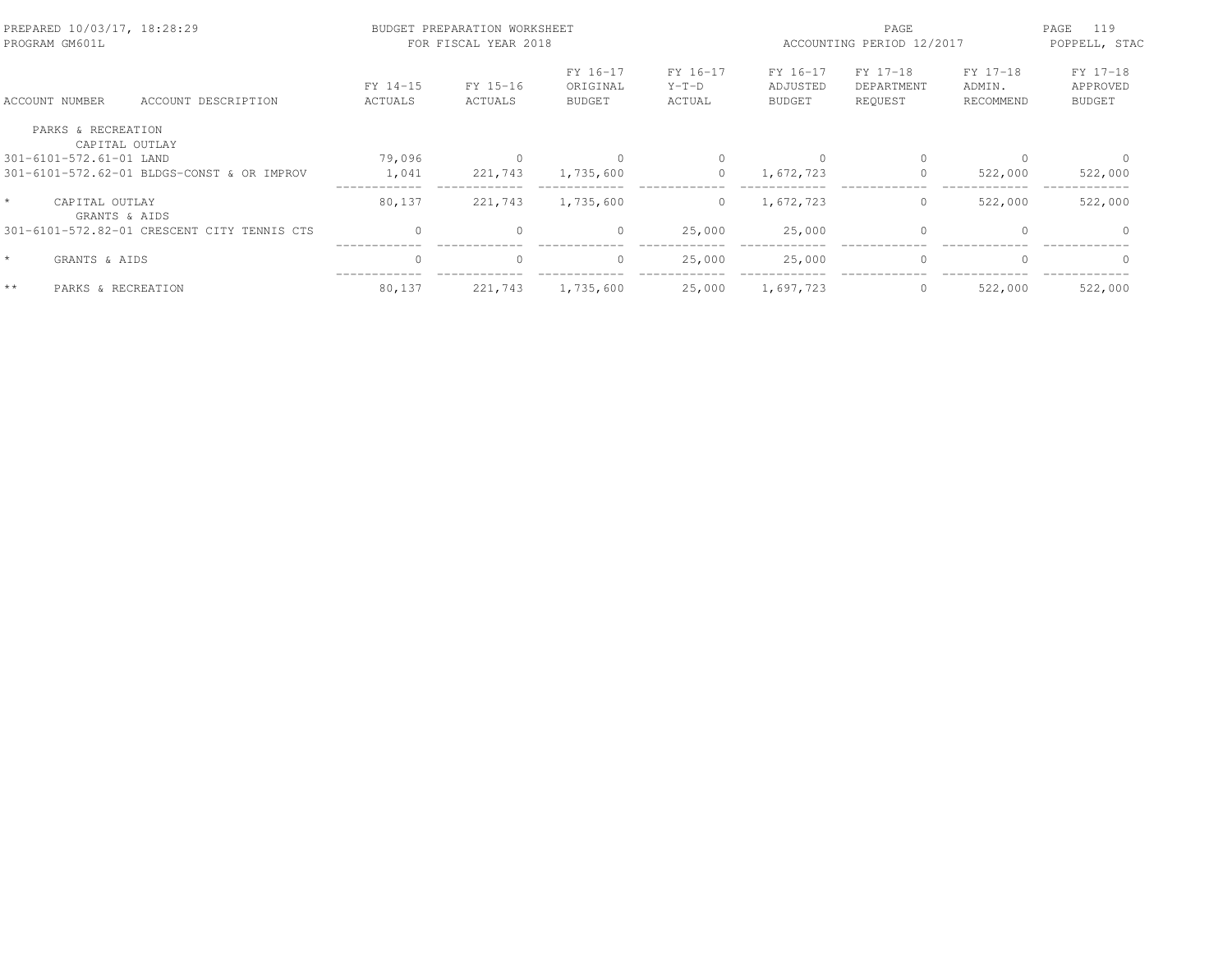| ACCOUNT NUMBER | ACCOUNT DESCRIPTION | FY 14-15 ACTUALS | FY 15-16 ACTUALS | FY 16-17 ORIGINAL BUDGET | FY 16-17 Y-T-D ACTUAL | FY 16-17 ADJUSTED BUDGET | FY 17-18 DEPARTMENT REQUEST | FY 17-18 ADMIN. RECOMMEND | FY 17-18 APPROVED BUDGET |
|---|---|---|---|---|---|---|---|---|---|
| PARKS & RECREATION | | | | | | | | | |
| CAPITAL OUTLAY | | | | | | | | | |
| 301-6101-572.61-01 | LAND | 79,096 | 0 | 0 | 0 | 0 | 0 | 0 | 0 |
| 301-6101-572.62-01 | BLDGS-CONST & OR IMPROV | 1,041 | 221,743 | 1,735,600 | 0 | 1,672,723 | 0 | 522,000 | 522,000 |
| * | CAPITAL OUTLAY | 80,137 | 221,743 | 1,735,600 | 0 | 1,672,723 | 0 | 522,000 | 522,000 |
| GRANTS & AIDS | | | | | | | | | |
| 301-6101-572.82-01 | CRESCENT CITY TENNIS CTS | 0 | 0 | 0 | 25,000 | 25,000 | 0 | 0 | 0 |
| * | GRANTS & AIDS | 0 | 0 | 0 | 25,000 | 25,000 | 0 | 0 | 0 |
| ** | PARKS & RECREATION | 80,137 | 221,743 | 1,735,600 | 25,000 | 1,697,723 | 0 | 522,000 | 522,000 |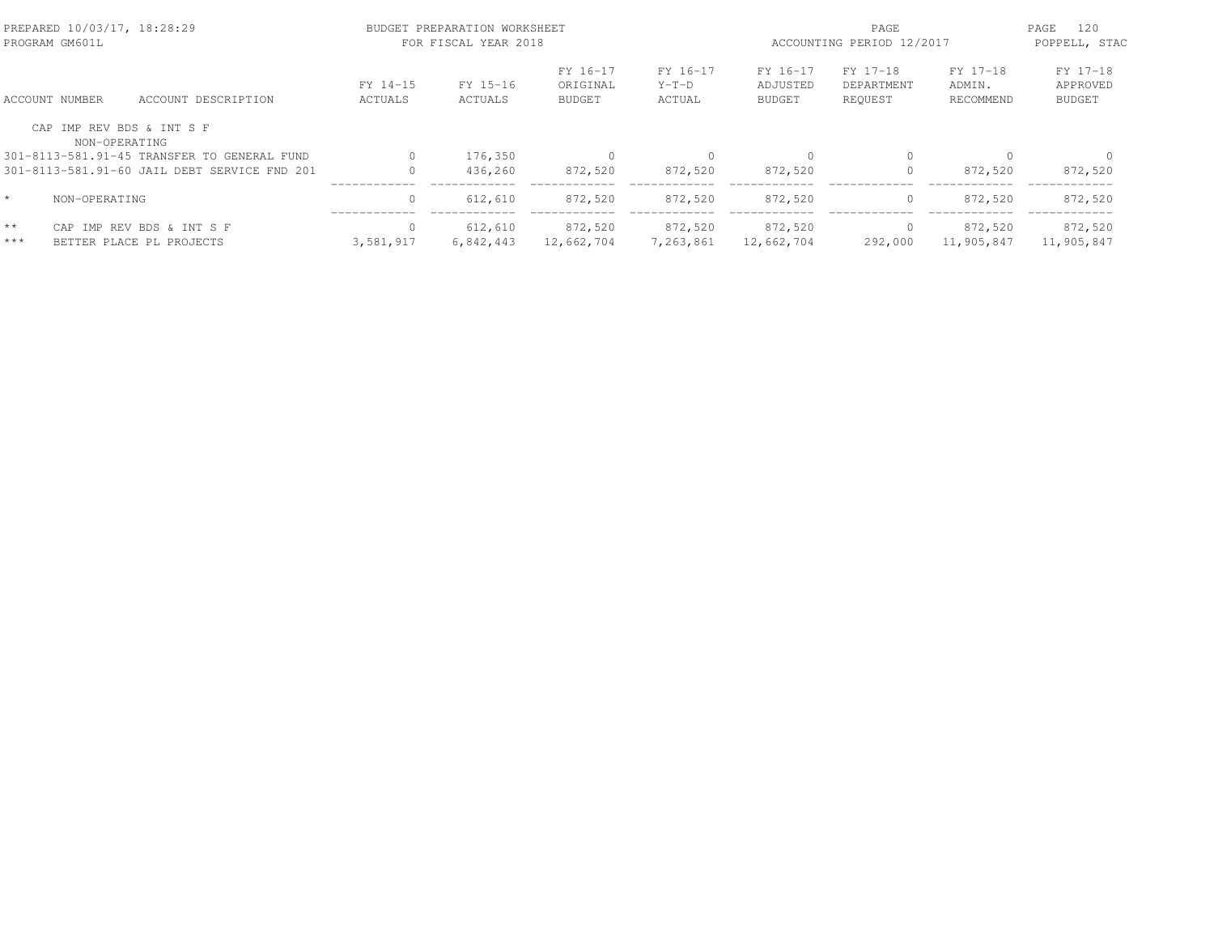| ACCOUNT NUMBER | ACCOUNT DESCRIPTION | FY 14-15 ACTUALS | FY 15-16 ACTUALS | FY 16-17 ORIGINAL BUDGET | FY 16-17 Y-T-D ACTUAL | FY 16-17 ADJUSTED BUDGET | FY 17-18 DEPARTMENT REQUEST | FY 17-18 ADMIN. RECOMMEND | FY 17-18 APPROVED BUDGET |
|---|---|---|---|---|---|---|---|---|---|
| CAP IMP REV BDS & INT S F | | | | | | | | | |
| NON-OPERATING | | | | | | | | | |
| 301-8113-581.91-45 | TRANSFER TO GENERAL FUND | 0 | 176,350 | 0 | 0 | 0 | 0 | 0 | 0 |
| 301-8113-581.91-60 | JAIL DEBT SERVICE FND 201 | 0 | 436,260 | 872,520 | 872,520 | 872,520 | 0 | 872,520 | 872,520 |
| * | NON-OPERATING | 0 | 612,610 | 872,520 | 872,520 | 872,520 | 0 | 872,520 | 872,520 |
| ** | CAP IMP REV BDS & INT S F | 0 | 612,610 | 872,520 | 872,520 | 872,520 | 0 | 872,520 | 872,520 |
| *** | BETTER PLACE PL PROJECTS | 3,581,917 | 6,842,443 | 12,662,704 | 7,263,861 | 12,662,704 | 292,000 | 11,905,847 | 11,905,847 |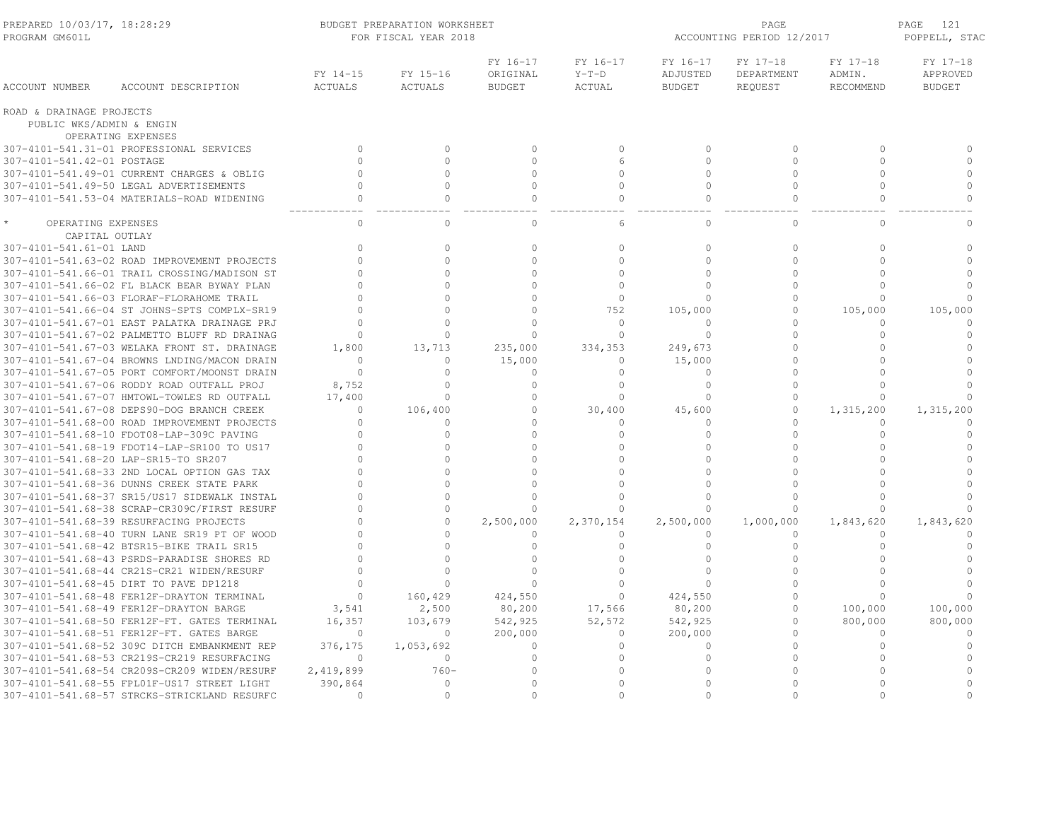BUDGET PREPARATION WORKSHEET
FOR FISCAL YEAR 2018

| ACCOUNT NUMBER | ACCOUNT DESCRIPTION | FY 14-15 ACTUALS | FY 15-16 ACTUALS | FY 16-17 ORIGINAL BUDGET | FY 16-17 Y-T-D ACTUAL | FY 16-17 ADJUSTED BUDGET | FY 17-18 DEPARTMENT REQUEST | FY 17-18 ADMIN. RECOMMEND | FY 17-18 APPROVED BUDGET |
|---|---|---|---|---|---|---|---|---|---|
| ROAD & DRAINAGE PROJECTS | | | | | | | | | |
| PUBLIC WKS/ADMIN & ENGIN | | | | | | | | | |
| OPERATING EXPENSES | | | | | | | | | |
| 307-4101-541.31-01 | PROFESSIONAL SERVICES | 0 | 0 | 0 | 0 | 0 | 0 | 0 | 0 |
| 307-4101-541.42-01 | POSTAGE | 0 | 0 | 0 | 6 | 0 | 0 | 0 | 0 |
| 307-4101-541.49-01 | CURRENT CHARGES & OBLIG | 0 | 0 | 0 | 0 | 0 | 0 | 0 | 0 |
| 307-4101-541.49-50 | LEGAL ADVERTISEMENTS | 0 | 0 | 0 | 0 | 0 | 0 | 0 | 0 |
| 307-4101-541.53-04 | MATERIALS-ROAD WIDENING | 0 | 0 | 0 | 0 | 0 | 0 | 0 | 0 |
| * OPERATING EXPENSES | | 0 | 0 | 0 | 6 | 0 | 0 | 0 | 0 |
| CAPITAL OUTLAY | | | | | | | | | |
| 307-4101-541.61-01 | LAND | 0 | 0 | 0 | 0 | 0 | 0 | 0 | 0 |
| 307-4101-541.63-02 | ROAD IMPROVEMENT PROJECTS | 0 | 0 | 0 | 0 | 0 | 0 | 0 | 0 |
| 307-4101-541.66-01 | TRAIL CROSSING/MADISON ST | 0 | 0 | 0 | 0 | 0 | 0 | 0 | 0 |
| 307-4101-541.66-02 | FL BLACK BEAR BYWAY PLAN | 0 | 0 | 0 | 0 | 0 | 0 | 0 | 0 |
| 307-4101-541.66-03 | FLORAF-FLORAHOME TRAIL | 0 | 0 | 0 | 0 | 0 | 0 | 0 | 0 |
| 307-4101-541.66-04 | ST JOHNS-SPTS COMPLX-SR19 | 0 | 0 | 0 | 752 | 105,000 | 0 | 105,000 | 105,000 |
| 307-4101-541.67-01 | EAST PALATKA DRAINAGE PRJ | 0 | 0 | 0 | 0 | 0 | 0 | 0 | 0 |
| 307-4101-541.67-02 | PALMETTO BLUFF RD DRAINAG | 0 | 0 | 0 | 0 | 0 | 0 | 0 | 0 |
| 307-4101-541.67-03 | WELAKA FRONT ST. DRAINAGE | 1,800 | 13,713 | 235,000 | 334,353 | 249,673 | 0 | 0 | 0 |
| 307-4101-541.67-04 | BROWNS LNDING/MACON DRAIN | 0 | 0 | 15,000 | 0 | 15,000 | 0 | 0 | 0 |
| 307-4101-541.67-05 | PORT COMFORT/MOONST DRAIN | 0 | 0 | 0 | 0 | 0 | 0 | 0 | 0 |
| 307-4101-541.67-06 | RODDY ROAD OUTFALL PROJ | 8,752 | 0 | 0 | 0 | 0 | 0 | 0 | 0 |
| 307-4101-541.67-07 | HMTOWL-TOWLES RD OUTFALL | 17,400 | 0 | 0 | 0 | 0 | 0 | 0 | 0 |
| 307-4101-541.67-08 | DEPS90-DOG BRANCH CREEK | 0 | 106,400 | 0 | 30,400 | 45,600 | 0 | 1,315,200 | 1,315,200 |
| 307-4101-541.68-00 | ROAD IMPROVEMENT PROJECTS | 0 | 0 | 0 | 0 | 0 | 0 | 0 | 0 |
| 307-4101-541.68-10 | FDOT08-LAP-309C PAVING | 0 | 0 | 0 | 0 | 0 | 0 | 0 | 0 |
| 307-4101-541.68-19 | FDOT14-LAP-SR100 TO US17 | 0 | 0 | 0 | 0 | 0 | 0 | 0 | 0 |
| 307-4101-541.68-20 | LAP-SR15-TO SR207 | 0 | 0 | 0 | 0 | 0 | 0 | 0 | 0 |
| 307-4101-541.68-33 | 2ND LOCAL OPTION GAS TAX | 0 | 0 | 0 | 0 | 0 | 0 | 0 | 0 |
| 307-4101-541.68-36 | DUNNS CREEK STATE PARK | 0 | 0 | 0 | 0 | 0 | 0 | 0 | 0 |
| 307-4101-541.68-37 | SR15/US17 SIDEWALK INSTAL | 0 | 0 | 0 | 0 | 0 | 0 | 0 | 0 |
| 307-4101-541.68-38 | SCRAP-CR309C/FIRST RESURF | 0 | 0 | 0 | 0 | 0 | 0 | 0 | 0 |
| 307-4101-541.68-39 | RESURFACING PROJECTS | 0 | 0 | 2,500,000 | 2,370,154 | 2,500,000 | 1,000,000 | 1,843,620 | 1,843,620 |
| 307-4101-541.68-40 | TURN LANE SR19 PT OF WOOD | 0 | 0 | 0 | 0 | 0 | 0 | 0 | 0 |
| 307-4101-541.68-42 | BTSR15-BIKE TRAIL SR15 | 0 | 0 | 0 | 0 | 0 | 0 | 0 | 0 |
| 307-4101-541.68-43 | PSRDS-PARADISE SHORES RD | 0 | 0 | 0 | 0 | 0 | 0 | 0 | 0 |
| 307-4101-541.68-44 | CR21S-CR21 WIDEN/RESURF | 0 | 0 | 0 | 0 | 0 | 0 | 0 | 0 |
| 307-4101-541.68-45 | DIRT TO PAVE DP1218 | 0 | 0 | 0 | 0 | 0 | 0 | 0 | 0 |
| 307-4101-541.68-48 | FER12F-DRAYTON TERMINAL | 0 | 160,429 | 424,550 | 0 | 424,550 | 0 | 0 | 0 |
| 307-4101-541.68-49 | FER12F-DRAYTON BARGE | 3,541 | 2,500 | 80,200 | 17,566 | 80,200 | 0 | 100,000 | 100,000 |
| 307-4101-541.68-50 | FER12F-FT. GATES TERMINAL | 16,357 | 103,679 | 542,925 | 52,572 | 542,925 | 0 | 800,000 | 800,000 |
| 307-4101-541.68-51 | FER12F-FT. GATES BARGE | 0 | 0 | 200,000 | 0 | 200,000 | 0 | 0 | 0 |
| 307-4101-541.68-52 | 309C DITCH EMBANKMENT REP | 376,175 | 1,053,692 | 0 | 0 | 0 | 0 | 0 | 0 |
| 307-4101-541.68-53 | CR219S-CR219 RESURFACING | 0 | 0 | 0 | 0 | 0 | 0 | 0 | 0 |
| 307-4101-541.68-54 | CR209S-CR209 WIDEN/RESURF | 2,419,899 | 760- | 0 | 0 | 0 | 0 | 0 | 0 |
| 307-4101-541.68-55 | FPL01F-US17 STREET LIGHT | 390,864 | 0 | 0 | 0 | 0 | 0 | 0 | 0 |
| 307-4101-541.68-57 | STRCKS-STRICKLAND RESURFC | 0 | 0 | 0 | 0 | 0 | 0 | 0 | 0 |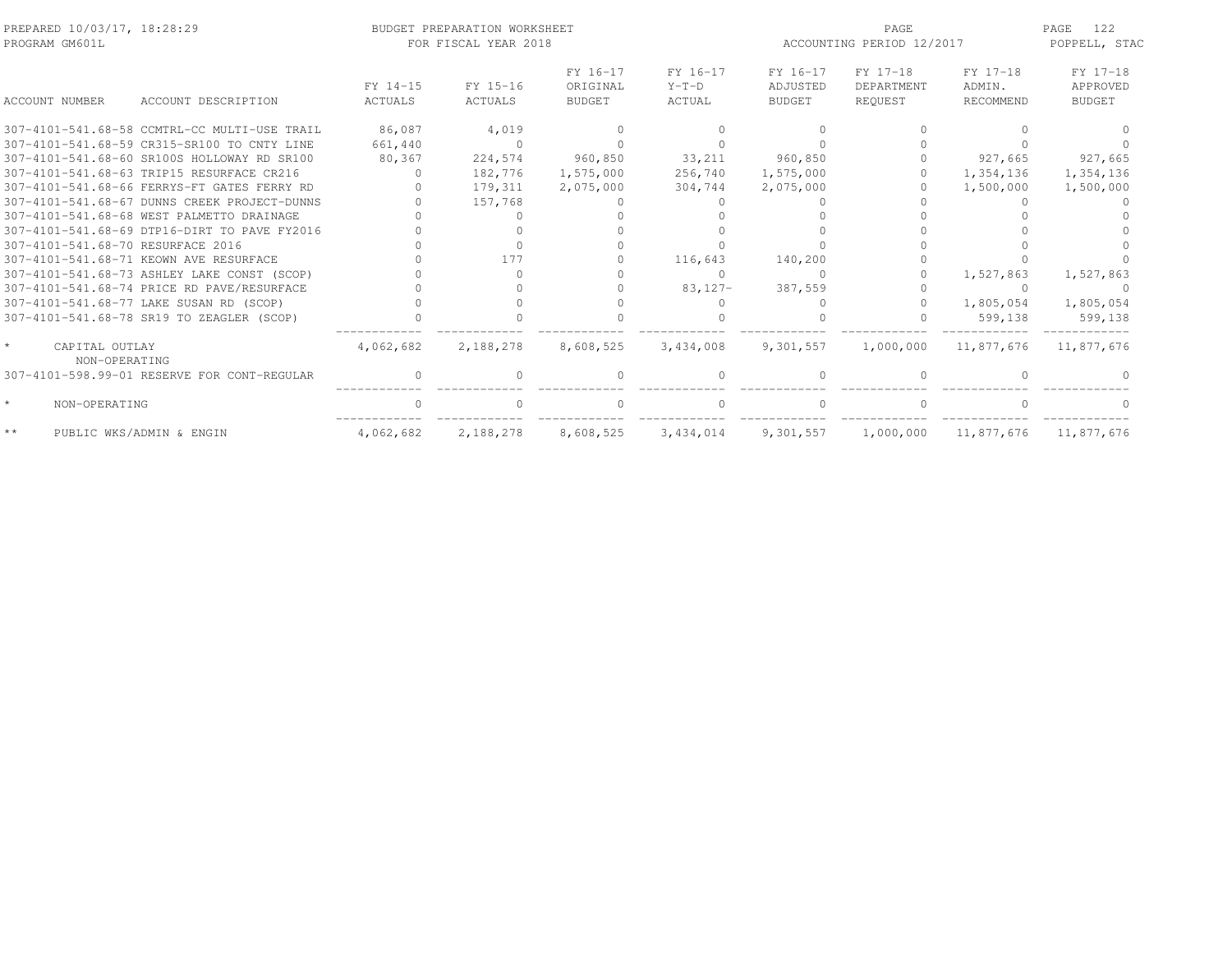PREPARED 10/03/17, 18:28:29 BUDGET PREPARATION WORKSHEET ACCOUNTING PERIOD 12/2017
PROGRAM GM601L FOR FISCAL YEAR 2018 POPPELL, STAC

| ACCOUNT NUMBER | ACCOUNT DESCRIPTION | FY 14-15 ACTUALS | FY 15-16 ACTUALS | FY 16-17 ORIGINAL BUDGET | FY 16-17 Y-T-D ACTUAL | FY 16-17 ADJUSTED BUDGET | FY 17-18 DEPARTMENT REQUEST | FY 17-18 ADMIN. RECOMMEND | FY 17-18 APPROVED BUDGET |
|---|---|---|---|---|---|---|---|---|---|
| 307-4101-541.68-58 | CCMTRL-CC MULTI-USE TRAIL | 86,087 | 4,019 | 0 | 0 | 0 | 0 | 0 | 0 |
| 307-4101-541.68-59 | CR315-SR100 TO CNTY LINE | 661,440 | 0 | 0 | 0 | 0 | 0 | 0 | 0 |
| 307-4101-541.68-60 | SR100S HOLLOWAY RD SR100 | 80,367 | 224,574 | 960,850 | 33,211 | 960,850 | 0 | 927,665 | 927,665 |
| 307-4101-541.68-63 | TRIP15 RESURFACE CR216 | 0 | 182,776 | 1,575,000 | 256,740 | 1,575,000 | 0 | 1,354,136 | 1,354,136 |
| 307-4101-541.68-66 | FERRYS-FT GATES FERRY RD | 0 | 179,311 | 2,075,000 | 304,744 | 2,075,000 | 0 | 1,500,000 | 1,500,000 |
| 307-4101-541.68-67 | DUNNS CREEK PROJECT-DUNNS | 0 | 157,768 | 0 | 0 | 0 | 0 | 0 | 0 |
| 307-4101-541.68-68 | WEST PALMETTO DRAINAGE | 0 | 0 | 0 | 0 | 0 | 0 | 0 | 0 |
| 307-4101-541.68-69 | DTP16-DIRT TO PAVE FY2016 | 0 | 0 | 0 | 0 | 0 | 0 | 0 | 0 |
| 307-4101-541.68-70 | RESURFACE 2016 | 0 | 0 | 0 | 0 | 0 | 0 | 0 | 0 |
| 307-4101-541.68-71 | KEOWN AVE RESURFACE | 0 | 177 | 0 | 116,643 | 140,200 | 0 | 0 | 0 |
| 307-4101-541.68-73 | ASHLEY LAKE CONST (SCOP) | 0 | 0 | 0 | 0 | 0 | 0 | 1,527,863 | 1,527,863 |
| 307-4101-541.68-74 | PRICE RD PAVE/RESURFACE | 0 | 0 | 0 | 83,127- | 387,559 | 0 | 0 | 0 |
| 307-4101-541.68-77 | LAKE SUSAN RD (SCOP) | 0 | 0 | 0 | 0 | 0 | 0 | 1,805,054 | 1,805,054 |
| 307-4101-541.68-78 | SR19 TO ZEAGLER (SCOP) | 0 | 0 | 0 | 0 | 0 | 0 | 599,138 | 599,138 |
| * | CAPITAL OUTLAY | 4,062,682 | 2,188,278 | 8,608,525 | 3,434,008 | 9,301,557 | 1,000,000 | 11,877,676 | 11,877,676 |
| | NON-OPERATING | | | | | | | | |
| 307-4101-598.99-01 | RESERVE FOR CONT-REGULAR | 0 | 0 | 0 | 0 | 0 | 0 | 0 | 0 |
| * | NON-OPERATING | 0 | 0 | 0 | 0 | 0 | 0 | 0 | 0 |
| ** | PUBLIC WKS/ADMIN & ENGIN | 4,062,682 | 2,188,278 | 8,608,525 | 3,434,014 | 9,301,557 | 1,000,000 | 11,877,676 | 11,877,676 |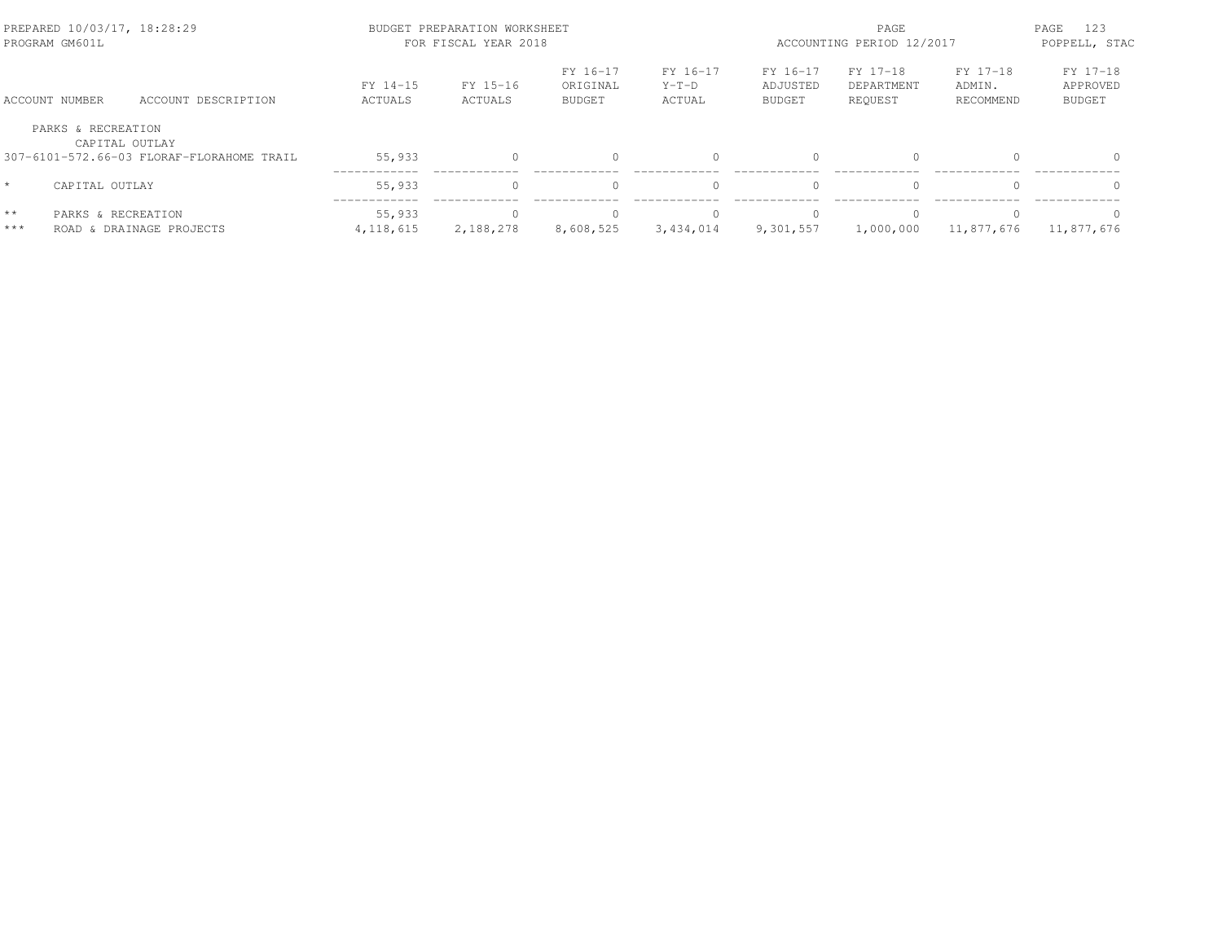PREPARED 10/03/17, 18:28:29 — BUDGET PREPARATION WORKSHEET — FOR FISCAL YEAR 2018 — ACCOUNTING PERIOD 12/2017
PROGRAM GM601L — POPPELL, STAC

| ACCOUNT NUMBER | ACCOUNT DESCRIPTION | FY 14-15 ACTUALS | FY 15-16 ACTUALS | FY 16-17 ORIGINAL BUDGET | FY 16-17 Y-T-D ACTUAL | FY 16-17 ADJUSTED BUDGET | FY 17-18 DEPARTMENT REQUEST | FY 17-18 ADMIN. RECOMMEND | FY 17-18 APPROVED BUDGET |
|---|---|---|---|---|---|---|---|---|---|
| PARKS & RECREATION | | | | | | | | | |
| CAPITAL OUTLAY | | | | | | | | | |
| 307-6101-572.66-03 | FLORAF-FLORAHOME TRAIL | 55,933 | 0 | 0 | 0 | 0 | 0 | 0 | 0 |
| * | CAPITAL OUTLAY | 55,933 | 0 | 0 | 0 | 0 | 0 | 0 | 0 |
| ** | PARKS & RECREATION | 55,933 | 0 | 0 | 0 | 0 | 0 | 0 | 0 |
| *** | ROAD & DRAINAGE PROJECTS | 4,118,615 | 2,188,278 | 8,608,525 | 3,434,014 | 9,301,557 | 1,000,000 | 11,877,676 | 11,877,676 |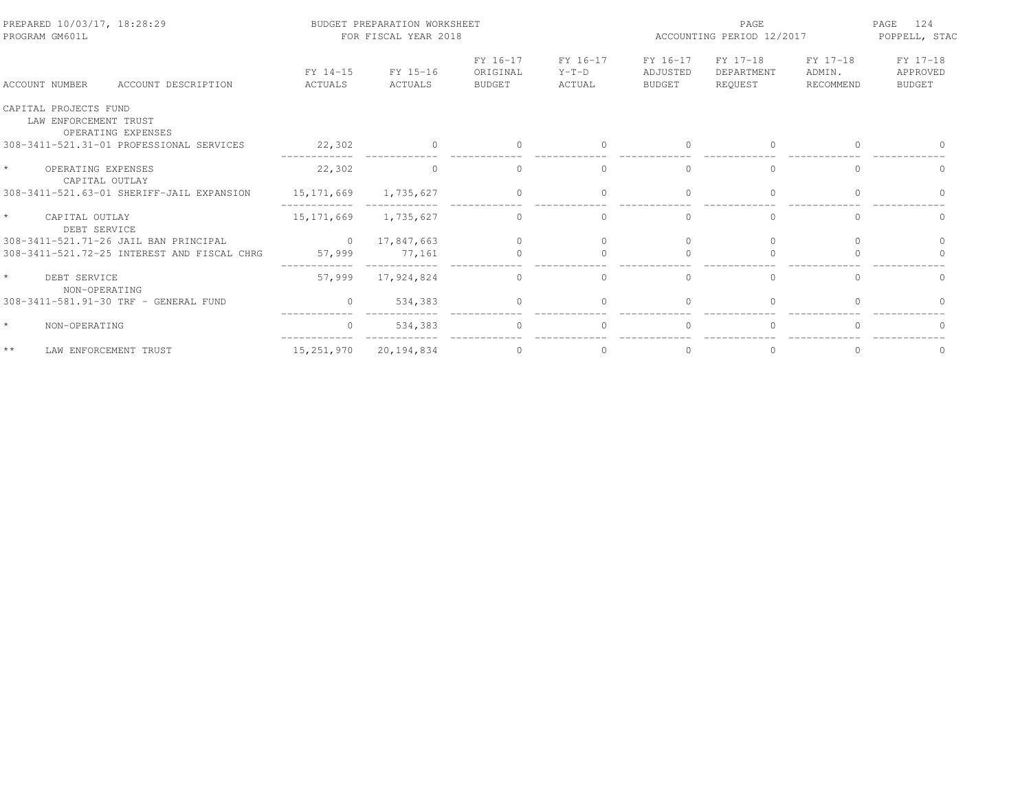BUDGET PREPARATION WORKSHEET
FOR FISCAL YEAR 2018

PREPARED 10/03/17, 18:28:29
PROGRAM GM601L

ACCOUNTING PERIOD 12/2017

POPPELL, STAC

| ACCOUNT NUMBER ACCOUNT DESCRIPTION | FY 14-15 ACTUALS | FY 15-16 ACTUALS | FY 16-17 ORIGINAL BUDGET | FY 16-17 Y-T-D ACTUAL | FY 16-17 ADJUSTED BUDGET | FY 17-18 DEPARTMENT REQUEST | FY 17-18 ADMIN. RECOMMEND | FY 17-18 APPROVED BUDGET |
|---|---|---|---|---|---|---|---|---|
| CAPITAL PROJECTS FUND | | | | | | | | |
| LAW ENFORCEMENT TRUST | | | | | | | | |
| OPERATING EXPENSES | | | | | | | | |
| 308-3411-521.31-01 PROFESSIONAL SERVICES | 22,302 | 0 | 0 | 0 | 0 | 0 | 0 | 0 |
| * OPERATING EXPENSES | 22,302 | 0 | 0 | 0 | 0 | 0 | 0 | 0 |
| CAPITAL OUTLAY | | | | | | | | |
| 308-3411-521.63-01 SHERIFF-JAIL EXPANSION | 15,171,669 | 1,735,627 | 0 | 0 | 0 | 0 | 0 | 0 |
| * CAPITAL OUTLAY | 15,171,669 | 1,735,627 | 0 | 0 | 0 | 0 | 0 | 0 |
| DEBT SERVICE | | | | | | | | |
| 308-3411-521.71-26 JAIL BAN PRINCIPAL | 0 | 17,847,663 | 0 | 0 | 0 | 0 | 0 | 0 |
| 308-3411-521.72-25 INTEREST AND FISCAL CHRG | 57,999 | 77,161 | 0 | 0 | 0 | 0 | 0 | 0 |
| * DEBT SERVICE | 57,999 | 17,924,824 | 0 | 0 | 0 | 0 | 0 | 0 |
| NON-OPERATING | | | | | | | | |
| 308-3411-581.91-30 TRF - GENERAL FUND | 0 | 534,383 | 0 | 0 | 0 | 0 | 0 | 0 |
| * NON-OPERATING | 0 | 534,383 | 0 | 0 | 0 | 0 | 0 | 0 |
| ** LAW ENFORCEMENT TRUST | 15,251,970 | 20,194,834 | 0 | 0 | 0 | 0 | 0 | 0 |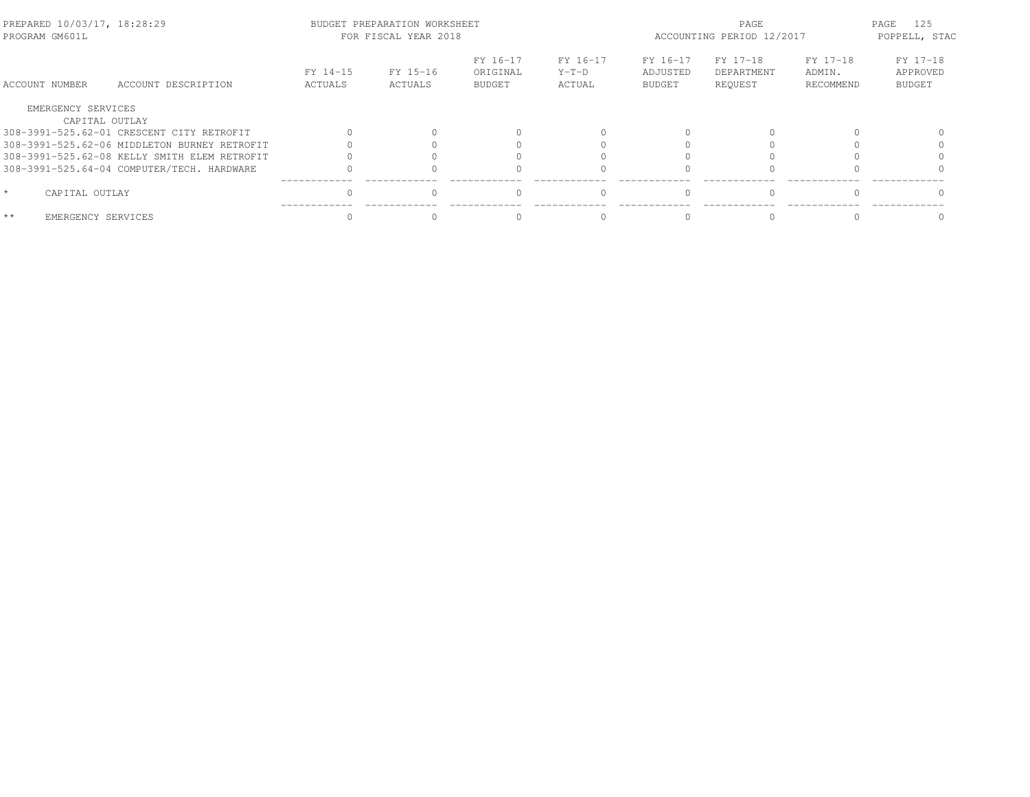PREPARED 10/03/17, 18:28:29 — BUDGET PREPARATION WORKSHEET — FOR FISCAL YEAR 2018 — ACCOUNTING PERIOD 12/2017
PROGRAM GM601L — POPPELL, STAC

| ACCOUNT NUMBER | ACCOUNT DESCRIPTION | FY 14-15 ACTUALS | FY 15-16 ACTUALS | FY 16-17 ORIGINAL BUDGET | FY 16-17 Y-T-D ACTUAL | FY 16-17 ADJUSTED BUDGET | FY 17-18 DEPARTMENT REQUEST | FY 17-18 ADMIN. RECOMMEND | FY 17-18 APPROVED BUDGET |
|---|---|---|---|---|---|---|---|---|---|
| EMERGENCY SERVICES | | | | | | | | | |
| CAPITAL OUTLAY | | | | | | | | | |
| 308-3991-525.62-01 | CRESCENT CITY RETROFIT | 0 | 0 | 0 | 0 | 0 | 0 | 0 | 0 |
| 308-3991-525.62-06 | MIDDLETON BURNEY RETROFIT | 0 | 0 | 0 | 0 | 0 | 0 | 0 | 0 |
| 308-3991-525.62-08 | KELLY SMITH ELEM RETROFIT | 0 | 0 | 0 | 0 | 0 | 0 | 0 | 0 |
| 308-3991-525.64-04 | COMPUTER/TECH. HARDWARE | 0 | 0 | 0 | 0 | 0 | 0 | 0 | 0 |
| * | CAPITAL OUTLAY | 0 | 0 | 0 | 0 | 0 | 0 | 0 | 0 |
| ** | EMERGENCY SERVICES | 0 | 0 | 0 | 0 | 0 | 0 | 0 | 0 |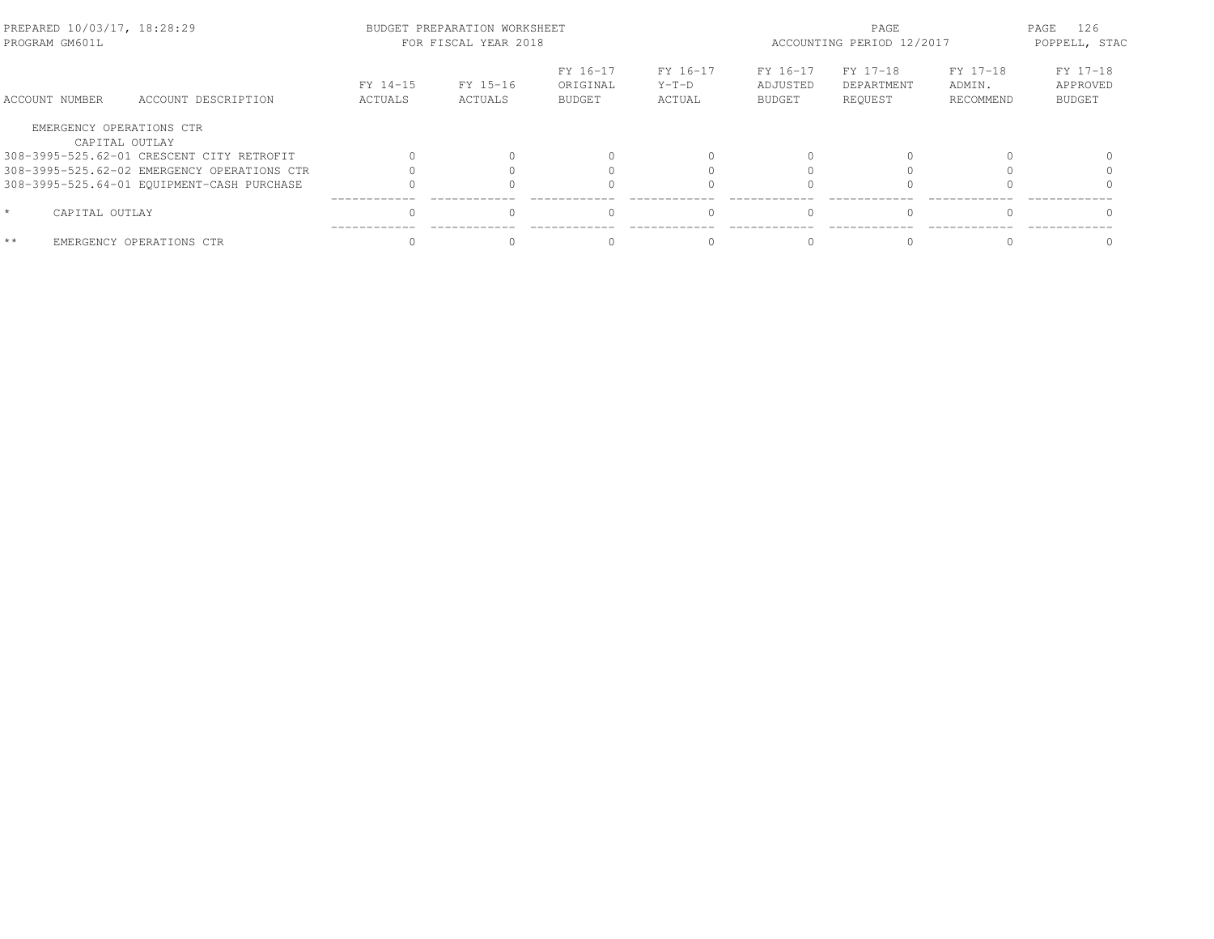PREPARED 10/03/17, 18:28:29 — PROGRAM GM601L

BUDGET PREPARATION WORKSHEET
FOR FISCAL YEAR 2018

ACCOUNTING PERIOD 12/2017 — POPPELL, STAC

| ACCOUNT NUMBER | ACCOUNT DESCRIPTION | FY 14-15 ACTUALS | FY 15-16 ACTUALS | FY 16-17 ORIGINAL BUDGET | FY 16-17 Y-T-D ACTUAL | FY 16-17 ADJUSTED BUDGET | FY 17-18 DEPARTMENT REQUEST | FY 17-18 ADMIN. RECOMMEND | FY 17-18 APPROVED BUDGET |
|---|---|---|---|---|---|---|---|---|---|
| EMERGENCY OPERATIONS CTR | | | | | | | | | |
| CAPITAL OUTLAY | | | | | | | | | |
| 308-3995-525.62-01 | CRESCENT CITY RETROFIT | 0 | 0 | 0 | 0 | 0 | 0 | 0 | 0 |
| 308-3995-525.62-02 | EMERGENCY OPERATIONS CTR | 0 | 0 | 0 | 0 | 0 | 0 | 0 | 0 |
| 308-3995-525.64-01 | EQUIPMENT-CASH PURCHASE | 0 | 0 | 0 | 0 | 0 | 0 | 0 | 0 |
| * | CAPITAL OUTLAY | 0 | 0 | 0 | 0 | 0 | 0 | 0 | 0 |
| ** | EMERGENCY OPERATIONS CTR | 0 | 0 | 0 | 0 | 0 | 0 | 0 | 0 |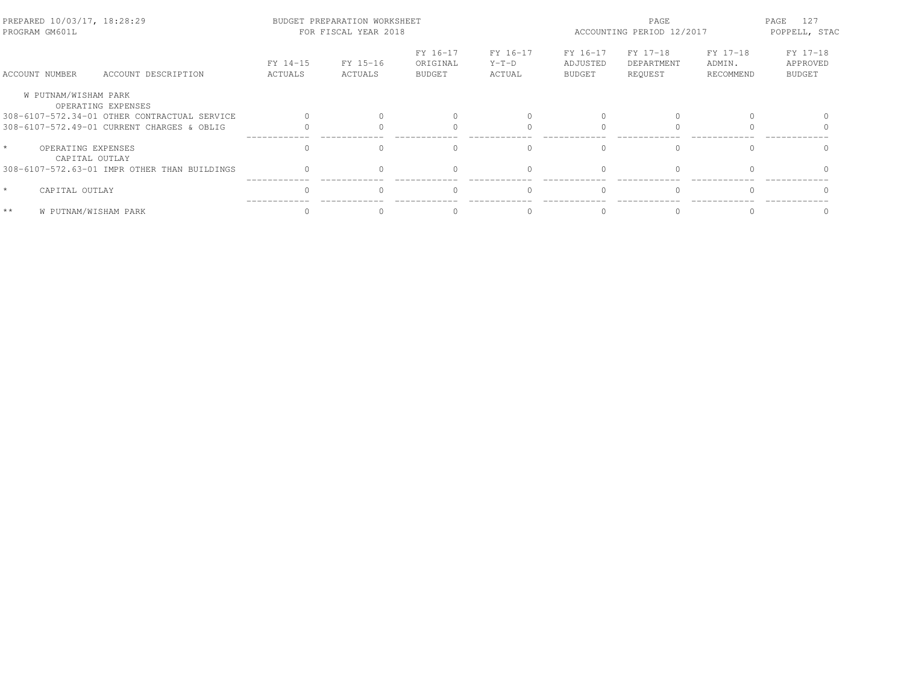| ACCOUNT NUMBER | ACCOUNT DESCRIPTION | FY 14-15 ACTUALS | FY 15-16 ACTUALS | FY 16-17 ORIGINAL BUDGET | FY 16-17 Y-T-D ACTUAL | FY 16-17 ADJUSTED BUDGET | FY 17-18 DEPARTMENT REQUEST | FY 17-18 ADMIN. RECOMMEND | FY 17-18 APPROVED BUDGET |
|---|---|---|---|---|---|---|---|---|---|
| W PUTNAM/WISHAM PARK | | | | | | | | | |
| OPERATING EXPENSES | | | | | | | | | |
| 308-6107-572.34-01 | OTHER CONTRACTUAL SERVICE | 0 | 0 | 0 | 0 | 0 | 0 | 0 | 0 |
| 308-6107-572.49-01 | CURRENT CHARGES & OBLIG | 0 | 0 | 0 | 0 | 0 | 0 | 0 | 0 |
| * | OPERATING EXPENSES | 0 | 0 | 0 | 0 | 0 | 0 | 0 | 0 |
| CAPITAL OUTLAY | | | | | | | | | |
| 308-6107-572.63-01 | IMPR OTHER THAN BUILDINGS | 0 | 0 | 0 | 0 | 0 | 0 | 0 | 0 |
| * | CAPITAL OUTLAY | 0 | 0 | 0 | 0 | 0 | 0 | 0 | 0 |
| ** | W PUTNAM/WISHAM PARK | 0 | 0 | 0 | 0 | 0 | 0 | 0 | 0 |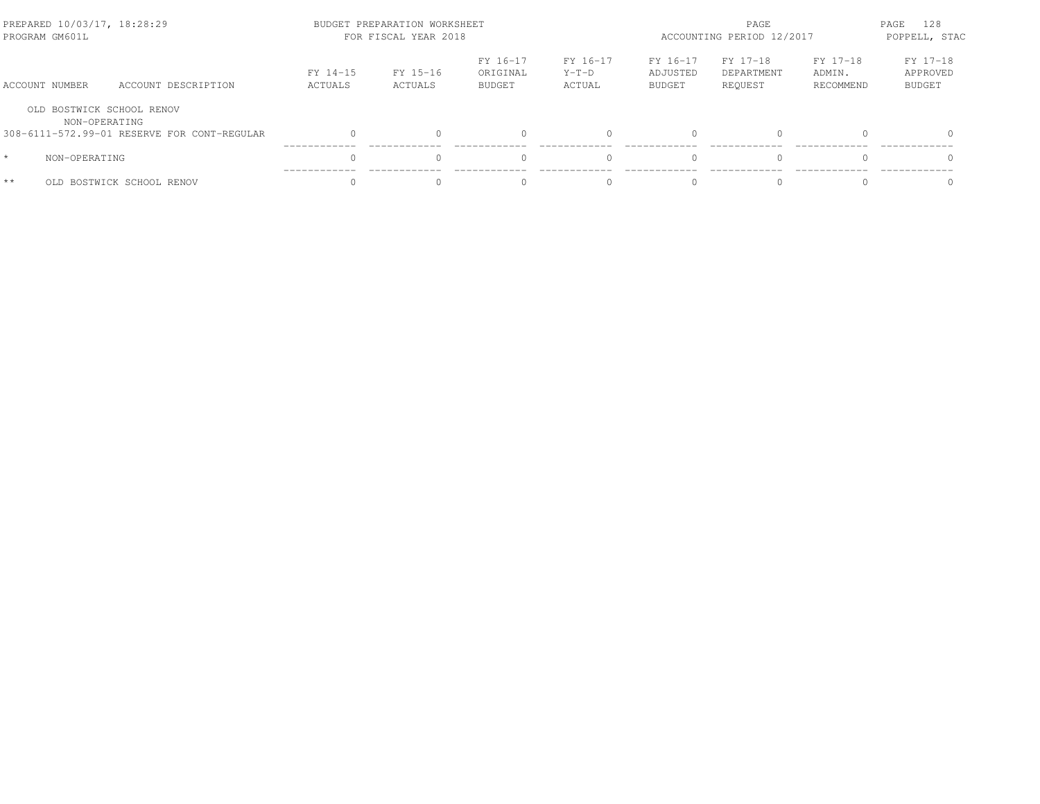| ACCOUNT NUMBER | ACCOUNT DESCRIPTION | FY 14-15 ACTUALS | FY 15-16 ACTUALS | FY 16-17 ORIGINAL BUDGET | FY 16-17 Y-T-D ACTUAL | FY 16-17 ADJUSTED BUDGET | FY 17-18 DEPARTMENT REQUEST | FY 17-18 ADMIN. RECOMMEND | FY 17-18 APPROVED BUDGET |
|---|---|---|---|---|---|---|---|---|---|
| OLD BOSTWICK SCHOOL RENOV | | | | | | | | | |
| NON-OPERATING | | | | | | | | | |
| 308-6111-572.99-01 | RESERVE FOR CONT-REGULAR | 0 | 0 | 0 | 0 | 0 | 0 | 0 | 0 |
| * | NON-OPERATING | 0 | 0 | 0 | 0 | 0 | 0 | 0 | 0 |
| ** | OLD BOSTWICK SCHOOL RENOV | 0 | 0 | 0 | 0 | 0 | 0 | 0 | 0 |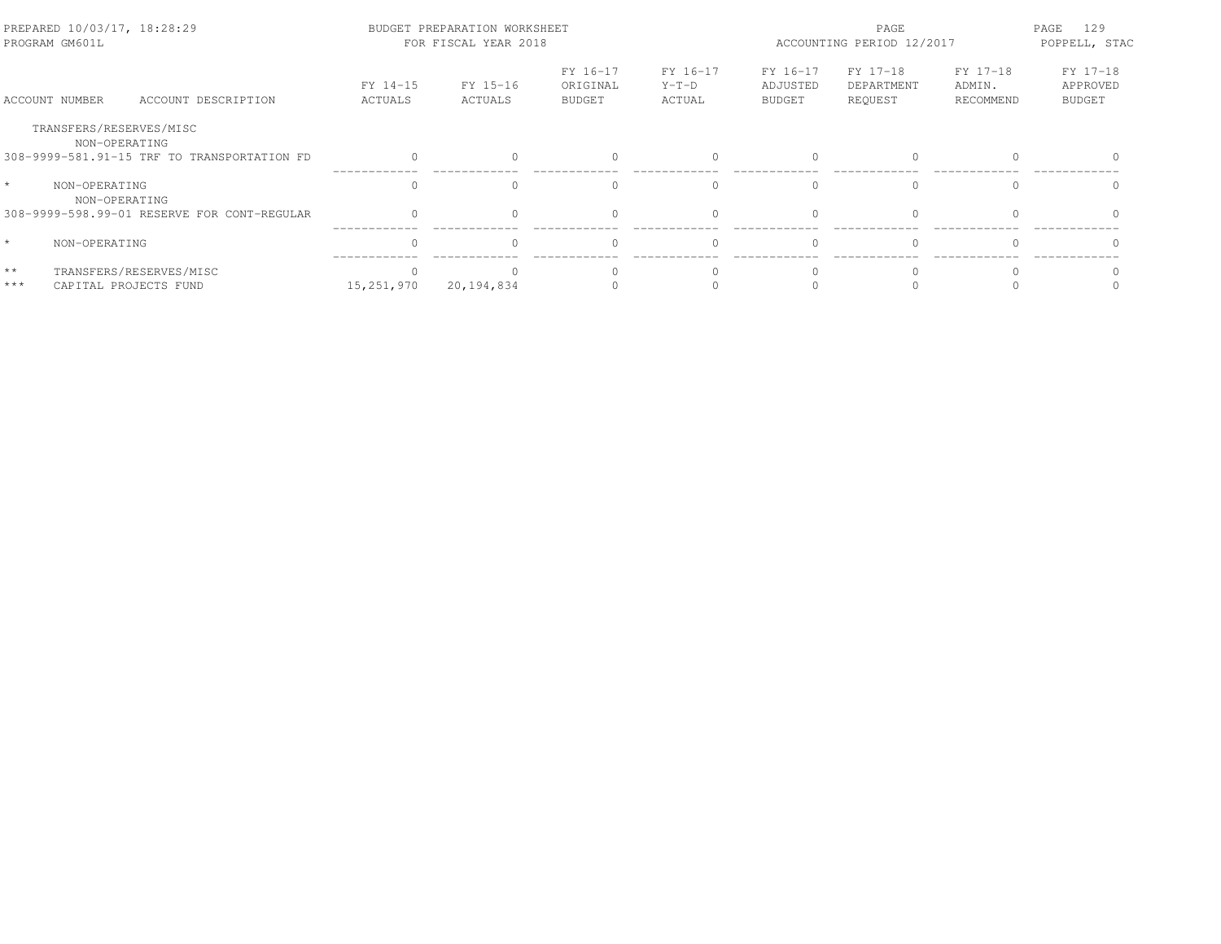| ACCOUNT NUMBER | ACCOUNT DESCRIPTION | FY 14-15 ACTUALS | FY 15-16 ACTUALS | FY 16-17 ORIGINAL BUDGET | FY 16-17 Y-T-D ACTUAL | FY 16-17 ADJUSTED BUDGET | FY 17-18 DEPARTMENT REQUEST | FY 17-18 ADMIN. RECOMMEND | FY 17-18 APPROVED BUDGET |
|---|---|---|---|---|---|---|---|---|---|
| TRANSFERS/RESERVES/MISC | | | | | | | | | |
| NON-OPERATING | | | | | | | | | |
| 308-9999-581.91-15 | TRF TO TRANSPORTATION FD | 0 | 0 | 0 | 0 | 0 | 0 | 0 | 0 |
| * | NON-OPERATING | 0 | 0 | 0 | 0 | 0 | 0 | 0 | 0 |
| NON-OPERATING | | | | | | | | | |
| 308-9999-598.99-01 | RESERVE FOR CONT-REGULAR | 0 | 0 | 0 | 0 | 0 | 0 | 0 | 0 |
| * | NON-OPERATING | 0 | 0 | 0 | 0 | 0 | 0 | 0 | 0 |
| ** | TRANSFERS/RESERVES/MISC | 0 | 0 | 0 | 0 | 0 | 0 | 0 | 0 |
| *** | CAPITAL PROJECTS FUND | 15,251,970 | 20,194,834 | 0 | 0 | 0 | 0 | 0 | 0 |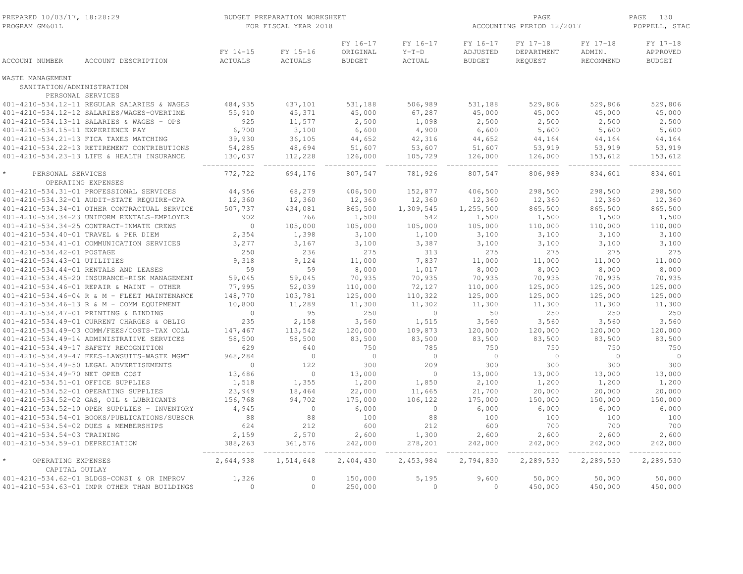BUDGET PREPARATION WORKSHEET
FOR FISCAL YEAR 2018

PREPARED 10/03/17, 18:28:29
PROGRAM GM601L

ACCOUNTING PERIOD 12/2017

POPPELL, STAC

| ACCOUNT NUMBER | ACCOUNT DESCRIPTION | FY 14-15 ACTUALS | FY 15-16 ACTUALS | FY 16-17 ORIGINAL BUDGET | FY 16-17 Y-T-D ACTUAL | FY 16-17 ADJUSTED BUDGET | FY 17-18 DEPARTMENT REQUEST | FY 17-18 ADMIN. RECOMMEND | FY 17-18 APPROVED BUDGET |
|---|---|---|---|---|---|---|---|---|---|
| WASTE MANAGEMENT | | | | | | | | | |
| SANITATION/ADMINISTRATION | | | | | | | | | |
| PERSONAL SERVICES | | | | | | | | | |
| 401-4210-534.12-11 | REGULAR SALARIES & WAGES | 484,935 | 437,101 | 531,188 | 506,989 | 531,188 | 529,806 | 529,806 | 529,806 |
| 401-4210-534.12-12 | SALARIES/WAGES-OVERTIME | 55,910 | 45,371 | 45,000 | 67,287 | 45,000 | 45,000 | 45,000 | 45,000 |
| 401-4210-534.13-11 | SALARIES & WAGES - OPS | 925 | 11,577 | 2,500 | 1,098 | 2,500 | 2,500 | 2,500 | 2,500 |
| 401-4210-534.15-11 | EXPERIENCE PAY | 6,700 | 3,100 | 6,600 | 4,900 | 6,600 | 5,600 | 5,600 | 5,600 |
| 401-4210-534.21-13 | FICA TAXES MATCHING | 39,930 | 36,105 | 44,652 | 42,316 | 44,652 | 44,164 | 44,164 | 44,164 |
| 401-4210-534.22-13 | RETIREMENT CONTRIBUTIONS | 54,285 | 48,694 | 51,607 | 53,607 | 51,607 | 53,919 | 53,919 | 53,919 |
| 401-4210-534.23-13 | LIFE & HEALTH INSURANCE | 130,037 | 112,228 | 126,000 | 105,729 | 126,000 | 126,000 | 153,612 | 153,612 |
| * PERSONAL SERVICES | | 772,722 | 694,176 | 807,547 | 781,926 | 807,547 | 806,989 | 834,601 | 834,601 |
| OPERATING EXPENSES | | | | | | | | | |
| 401-4210-534.31-01 | PROFESSIONAL SERVICES | 44,956 | 68,279 | 406,500 | 152,877 | 406,500 | 298,500 | 298,500 | 298,500 |
| 401-4210-534.32-01 | AUDIT-STATE REQUIRE-CPA | 12,360 | 12,360 | 12,360 | 12,360 | 12,360 | 12,360 | 12,360 | 12,360 |
| 401-4210-534.34-01 | OTHER CONTRACTUAL SERVICE | 507,737 | 434,081 | 865,500 | 1,309,545 | 1,255,500 | 865,500 | 865,500 | 865,500 |
| 401-4210-534.34-23 | UNIFORM RENTALS-EMPLOYER | 902 | 766 | 1,500 | 542 | 1,500 | 1,500 | 1,500 | 1,500 |
| 401-4210-534.34-25 | CONTRACT-INMATE CREWS | 0 | 105,000 | 105,000 | 105,000 | 105,000 | 110,000 | 110,000 | 110,000 |
| 401-4210-534.40-01 | TRAVEL & PER DIEM | 2,354 | 1,398 | 3,100 | 1,100 | 3,100 | 3,100 | 3,100 | 3,100 |
| 401-4210-534.41-01 | COMMUNICATION SERVICES | 3,277 | 3,167 | 3,100 | 3,387 | 3,100 | 3,100 | 3,100 | 3,100 |
| 401-4210-534.42-01 | POSTAGE | 250 | 236 | 275 | 313 | 275 | 275 | 275 | 275 |
| 401-4210-534.43-01 | UTILITIES | 9,318 | 9,124 | 11,000 | 7,837 | 11,000 | 11,000 | 11,000 | 11,000 |
| 401-4210-534.44-01 | RENTALS AND LEASES | 59 | 59 | 8,000 | 1,017 | 8,000 | 8,000 | 8,000 | 8,000 |
| 401-4210-534.45-20 | INSURANCE-RISK MANAGEMENT | 59,045 | 59,045 | 70,935 | 70,935 | 70,935 | 70,935 | 70,935 | 70,935 |
| 401-4210-534.46-01 | REPAIR & MAINT - OTHER | 77,995 | 52,039 | 110,000 | 72,127 | 110,000 | 125,000 | 125,000 | 125,000 |
| 401-4210-534.46-04 | R & M - FLEET MAINTENANCE | 148,770 | 103,781 | 125,000 | 110,322 | 125,000 | 125,000 | 125,000 | 125,000 |
| 401-4210-534.46-13 | R & M - COMM EQUIPMENT | 10,800 | 11,289 | 11,300 | 11,302 | 11,300 | 11,300 | 11,300 | 11,300 |
| 401-4210-534.47-01 | PRINTING & BINDING | 0 | 95 | 250 | 0 | 50 | 250 | 250 | 250 |
| 401-4210-534.49-01 | CURRENT CHARGES & OBLIG | 235 | 2,158 | 3,560 | 1,515 | 3,560 | 3,560 | 3,560 | 3,560 |
| 401-4210-534.49-03 | COMM/FEES/COSTS-TAX COLL | 147,467 | 113,542 | 120,000 | 109,873 | 120,000 | 120,000 | 120,000 | 120,000 |
| 401-4210-534.49-14 | ADMINISTRATIVE SERVICES | 58,500 | 58,500 | 83,500 | 83,500 | 83,500 | 83,500 | 83,500 | 83,500 |
| 401-4210-534.49-17 | SAFETY RECOGNITION | 629 | 640 | 750 | 785 | 750 | 750 | 750 | 750 |
| 401-4210-534.49-47 | FEES-LAWSUITS-WASTE MGMT | 968,284 | 0 | 0 | 0 | 0 | 0 | 0 | 0 |
| 401-4210-534.49-50 | LEGAL ADVERTISEMENTS | 0 | 122 | 300 | 209 | 300 | 300 | 300 | 300 |
| 401-4210-534.49-70 | NET OPEB COST | 13,686 | 0 | 13,000 | 0 | 13,000 | 13,000 | 13,000 | 13,000 |
| 401-4210-534.51-01 | OFFICE SUPPLIES | 1,518 | 1,355 | 1,200 | 1,850 | 2,100 | 1,200 | 1,200 | 1,200 |
| 401-4210-534.52-01 | OPERATING SUPPLIES | 23,949 | 18,464 | 22,000 | 11,665 | 21,700 | 20,000 | 20,000 | 20,000 |
| 401-4210-534.52-02 | GAS, OIL & LUBRICANTS | 156,768 | 94,702 | 175,000 | 106,122 | 175,000 | 150,000 | 150,000 | 150,000 |
| 401-4210-534.52-10 | OPER SUPPLIES - INVENTORY | 4,945 | 0 | 6,000 | 0 | 6,000 | 6,000 | 6,000 | 6,000 |
| 401-4210-534.54-01 | BOOKS/PUBLICATIONS/SUBSCR | 88 | 88 | 100 | 88 | 100 | 100 | 100 | 100 |
| 401-4210-534.54-02 | DUES & MEMBERSHIPS | 624 | 212 | 600 | 212 | 600 | 700 | 700 | 700 |
| 401-4210-534.54-03 | TRAINING | 2,159 | 2,570 | 2,600 | 1,300 | 2,600 | 2,600 | 2,600 | 2,600 |
| 401-4210-534.59-01 | DEPRECIATION | 388,263 | 361,576 | 242,000 | 278,201 | 242,000 | 242,000 | 242,000 | 242,000 |
| * OPERATING EXPENSES | | 2,644,938 | 1,514,648 | 2,404,430 | 2,453,984 | 2,794,830 | 2,289,530 | 2,289,530 | 2,289,530 |
| CAPITAL OUTLAY | | | | | | | | | |
| 401-4210-534.62-01 | BLDGS-CONST & OR IMPROV | 1,326 | 0 | 150,000 | 5,195 | 9,600 | 50,000 | 50,000 | 50,000 |
| 401-4210-534.63-01 | IMPR OTHER THAN BUILDINGS | 0 | 0 | 250,000 | 0 | 0 | 450,000 | 450,000 | 450,000 |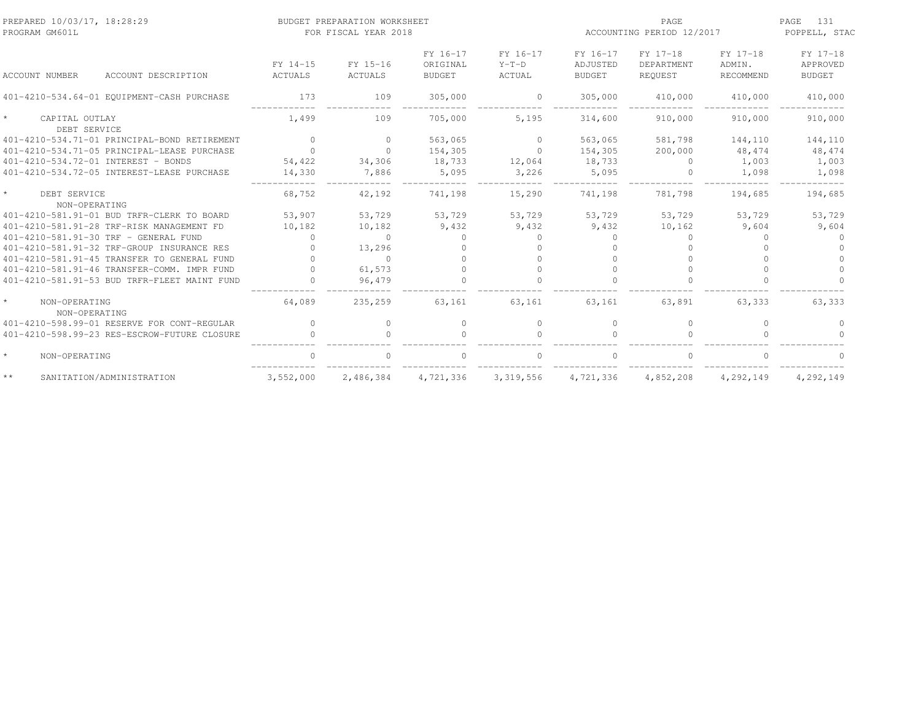| ACCOUNT NUMBER ACCOUNT DESCRIPTION | FY 14-15 ACTUALS | FY 15-16 ACTUALS | FY 16-17 ORIGINAL BUDGET | FY 16-17 Y-T-D ACTUAL | FY 16-17 ADJUSTED BUDGET | FY 17-18 DEPARTMENT REQUEST | FY 17-18 ADMIN. RECOMMEND | FY 17-18 APPROVED BUDGET |
|---|---|---|---|---|---|---|---|---|
| 401-4210-534.64-01 EQUIPMENT-CASH PURCHASE | 173 | 109 | 305,000 | 0 | 305,000 | 410,000 | 410,000 | 410,000 |
| * CAPITAL OUTLAY | 1,499 | 109 | 705,000 | 5,195 | 314,600 | 910,000 | 910,000 | 910,000 |
| DEBT SERVICE | | | | | | | | |
| 401-4210-534.71-01 PRINCIPAL-BOND RETIREMENT | 0 | 0 | 563,065 | 0 | 563,065 | 581,798 | 144,110 | 144,110 |
| 401-4210-534.71-05 PRINCIPAL-LEASE PURCHASE | 0 | 0 | 154,305 | 0 | 154,305 | 200,000 | 48,474 | 48,474 |
| 401-4210-534.72-01 INTEREST - BONDS | 54,422 | 34,306 | 18,733 | 12,064 | 18,733 | 0 | 1,003 | 1,003 |
| 401-4210-534.72-05 INTEREST-LEASE PURCHASE | 14,330 | 7,886 | 5,095 | 3,226 | 5,095 | 0 | 1,098 | 1,098 |
| * DEBT SERVICE | 68,752 | 42,192 | 741,198 | 15,290 | 741,198 | 781,798 | 194,685 | 194,685 |
| NON-OPERATING | | | | | | | | |
| 401-4210-581.91-01 BUD TRFR-CLERK TO BOARD | 53,907 | 53,729 | 53,729 | 53,729 | 53,729 | 53,729 | 53,729 | 53,729 |
| 401-4210-581.91-28 TRF-RISK MANAGEMENT FD | 10,182 | 10,182 | 9,432 | 9,432 | 9,432 | 10,162 | 9,604 | 9,604 |
| 401-4210-581.91-30 TRF - GENERAL FUND | 0 | 0 | 0 | 0 | 0 | 0 | 0 | 0 |
| 401-4210-581.91-32 TRF-GROUP INSURANCE RES | 0 | 13,296 | 0 | 0 | 0 | 0 | 0 | 0 |
| 401-4210-581.91-45 TRANSFER TO GENERAL FUND | 0 | 0 | 0 | 0 | 0 | 0 | 0 | 0 |
| 401-4210-581.91-46 TRANSFER-COMM. IMPR FUND | 0 | 61,573 | 0 | 0 | 0 | 0 | 0 | 0 |
| 401-4210-581.91-53 BUD TRFR-FLEET MAINT FUND | 0 | 96,479 | 0 | 0 | 0 | 0 | 0 | 0 |
| * NON-OPERATING | 64,089 | 235,259 | 63,161 | 63,161 | 63,161 | 63,891 | 63,333 | 63,333 |
| NON-OPERATING | | | | | | | | |
| 401-4210-598.99-01 RESERVE FOR CONT-REGULAR | 0 | 0 | 0 | 0 | 0 | 0 | 0 | 0 |
| 401-4210-598.99-23 RES-ESCROW-FUTURE CLOSURE | 0 | 0 | 0 | 0 | 0 | 0 | 0 | 0 |
| * NON-OPERATING | 0 | 0 | 0 | 0 | 0 | 0 | 0 | 0 |
| ** SANITATION/ADMINISTRATION | 3,552,000 | 2,486,384 | 4,721,336 | 3,319,556 | 4,721,336 | 4,852,208 | 4,292,149 | 4,292,149 |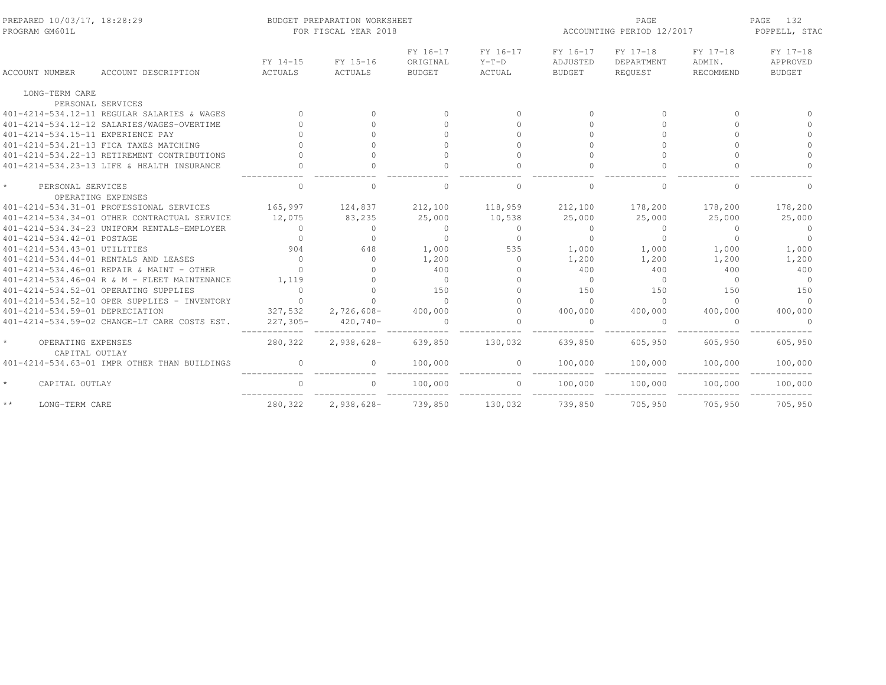PREPARED 10/03/17, 18:28:29 BUDGET PREPARATION WORKSHEET PAGE 132
PROGRAM GM601L FOR FISCAL YEAR 2018 ACCOUNTING PERIOD 12/2017 POPPELL, STAC

| ACCOUNT NUMBER | ACCOUNT DESCRIPTION | FY 14-15 ACTUALS | FY 15-16 ACTUALS | FY 16-17 ORIGINAL BUDGET | FY 16-17 Y-T-D ACTUAL | FY 16-17 ADJUSTED BUDGET | FY 17-18 DEPARTMENT REQUEST | FY 17-18 ADMIN. RECOMMEND | FY 17-18 APPROVED BUDGET |
|---|---|---|---|---|---|---|---|---|---|
| LONG-TERM CARE | | | | | | | | | |
| PERSONAL SERVICES | | | | | | | | | |
| 401-4214-534.12-11 | REGULAR SALARIES & WAGES | 0 | 0 | 0 | 0 | 0 | 0 | 0 | 0 |
| 401-4214-534.12-12 | SALARIES/WAGES-OVERTIME | 0 | 0 | 0 | 0 | 0 | 0 | 0 | 0 |
| 401-4214-534.15-11 | EXPERIENCE PAY | 0 | 0 | 0 | 0 | 0 | 0 | 0 | 0 |
| 401-4214-534.21-13 | FICA TAXES MATCHING | 0 | 0 | 0 | 0 | 0 | 0 | 0 | 0 |
| 401-4214-534.22-13 | RETIREMENT CONTRIBUTIONS | 0 | 0 | 0 | 0 | 0 | 0 | 0 | 0 |
| 401-4214-534.23-13 | LIFE & HEALTH INSURANCE | 0 | 0 | 0 | 0 | 0 | 0 | 0 | 0 |
| * PERSONAL SERVICES | | 0 | 0 | 0 | 0 | 0 | 0 | 0 | 0 |
| OPERATING EXPENSES | | | | | | | | | |
| 401-4214-534.31-01 | PROFESSIONAL SERVICES | 165,997 | 124,837 | 212,100 | 118,959 | 212,100 | 178,200 | 178,200 | 178,200 |
| 401-4214-534.34-01 | OTHER CONTRACTUAL SERVICE | 12,075 | 83,235 | 25,000 | 10,538 | 25,000 | 25,000 | 25,000 | 25,000 |
| 401-4214-534.34-23 | UNIFORM RENTALS-EMPLOYER | 0 | 0 | 0 | 0 | 0 | 0 | 0 | 0 |
| 401-4214-534.42-01 | POSTAGE | 0 | 0 | 0 | 0 | 0 | 0 | 0 | 0 |
| 401-4214-534.43-01 | UTILITIES | 904 | 648 | 1,000 | 535 | 1,000 | 1,000 | 1,000 | 1,000 |
| 401-4214-534.44-01 | RENTALS AND LEASES | 0 | 0 | 1,200 | 0 | 1,200 | 1,200 | 1,200 | 1,200 |
| 401-4214-534.46-01 | REPAIR & MAINT - OTHER | 0 | 0 | 400 | 0 | 400 | 400 | 400 | 400 |
| 401-4214-534.46-04 | R & M - FLEET MAINTENANCE | 1,119 | 0 | 0 | 0 | 0 | 0 | 0 | 0 |
| 401-4214-534.52-01 | OPERATING SUPPLIES | 0 | 0 | 150 | 0 | 150 | 150 | 150 | 150 |
| 401-4214-534.52-10 | OPER SUPPLIES - INVENTORY | 0 | 0 | 0 | 0 | 0 | 0 | 0 | 0 |
| 401-4214-534.59-01 | DEPRECIATION | 327,532 | 2,726,608- | 400,000 | 0 | 400,000 | 400,000 | 400,000 | 400,000 |
| 401-4214-534.59-02 | CHANGE-LT CARE COSTS EST. | 227,305- | 420,740- | 0 | 0 | 0 | 0 | 0 | 0 |
| * OPERATING EXPENSES | | 280,322 | 2,938,628- | 639,850 | 130,032 | 639,850 | 605,950 | 605,950 | 605,950 |
| CAPITAL OUTLAY | | | | | | | | | |
| 401-4214-534.63-01 | IMPR OTHER THAN BUILDINGS | 0 | 0 | 100,000 | 0 | 100,000 | 100,000 | 100,000 | 100,000 |
| * CAPITAL OUTLAY | | 0 | 0 | 100,000 | 0 | 100,000 | 100,000 | 100,000 | 100,000 |
| ** LONG-TERM CARE | | 280,322 | 2,938,628- | 739,850 | 130,032 | 739,850 | 705,950 | 705,950 | 705,950 |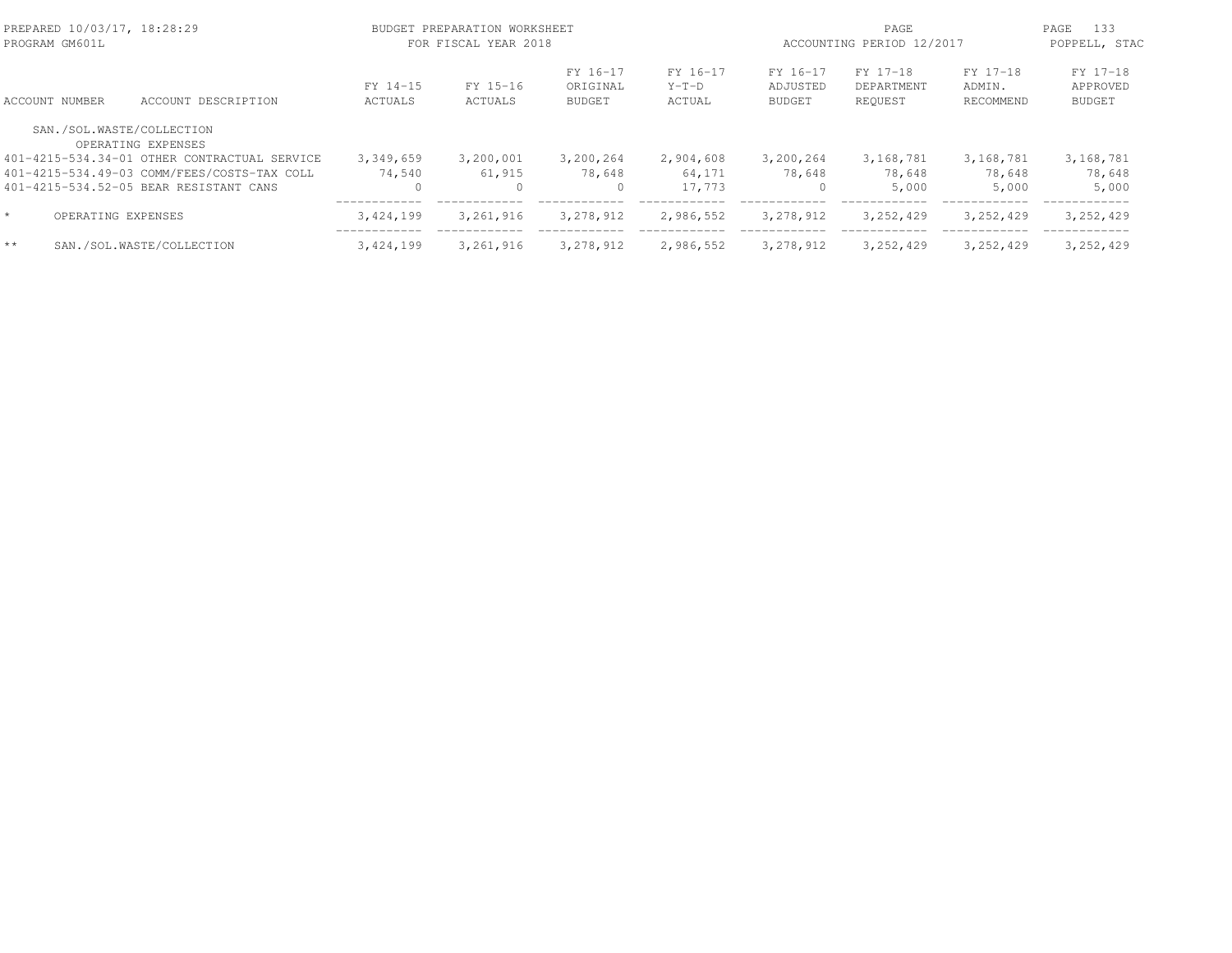BUDGET PREPARATION WORKSHEET
FOR FISCAL YEAR 2018

| ACCOUNT NUMBER | ACCOUNT DESCRIPTION | FY 14-15 ACTUALS | FY 15-16 ACTUALS | FY 16-17 ORIGINAL BUDGET | FY 16-17 Y-T-D ACTUAL | FY 16-17 ADJUSTED BUDGET | FY 17-18 DEPARTMENT REQUEST | FY 17-18 ADMIN. RECOMMEND | FY 17-18 APPROVED BUDGET |
|---|---|---|---|---|---|---|---|---|---|
| SAN./SOL.WASTE/COLLECTION | | | | | | | | | |
| | OPERATING EXPENSES | | | | | | | | |
| 401-4215-534.34-01 | OTHER CONTRACTUAL SERVICE | 3,349,659 | 3,200,001 | 3,200,264 | 2,904,608 | 3,200,264 | 3,168,781 | 3,168,781 | 3,168,781 |
| 401-4215-534.49-03 | COMM/FEES/COSTS-TAX COLL | 74,540 | 61,915 | 78,648 | 64,171 | 78,648 | 78,648 | 78,648 | 78,648 |
| 401-4215-534.52-05 | BEAR RESISTANT CANS | 0 | 0 | 0 | 17,773 | 0 | 5,000 | 5,000 | 5,000 |
| * | OPERATING EXPENSES | 3,424,199 | 3,261,916 | 3,278,912 | 2,986,552 | 3,278,912 | 3,252,429 | 3,252,429 | 3,252,429 |
| ** | SAN./SOL.WASTE/COLLECTION | 3,424,199 | 3,261,916 | 3,278,912 | 2,986,552 | 3,278,912 | 3,252,429 | 3,252,429 | 3,252,429 |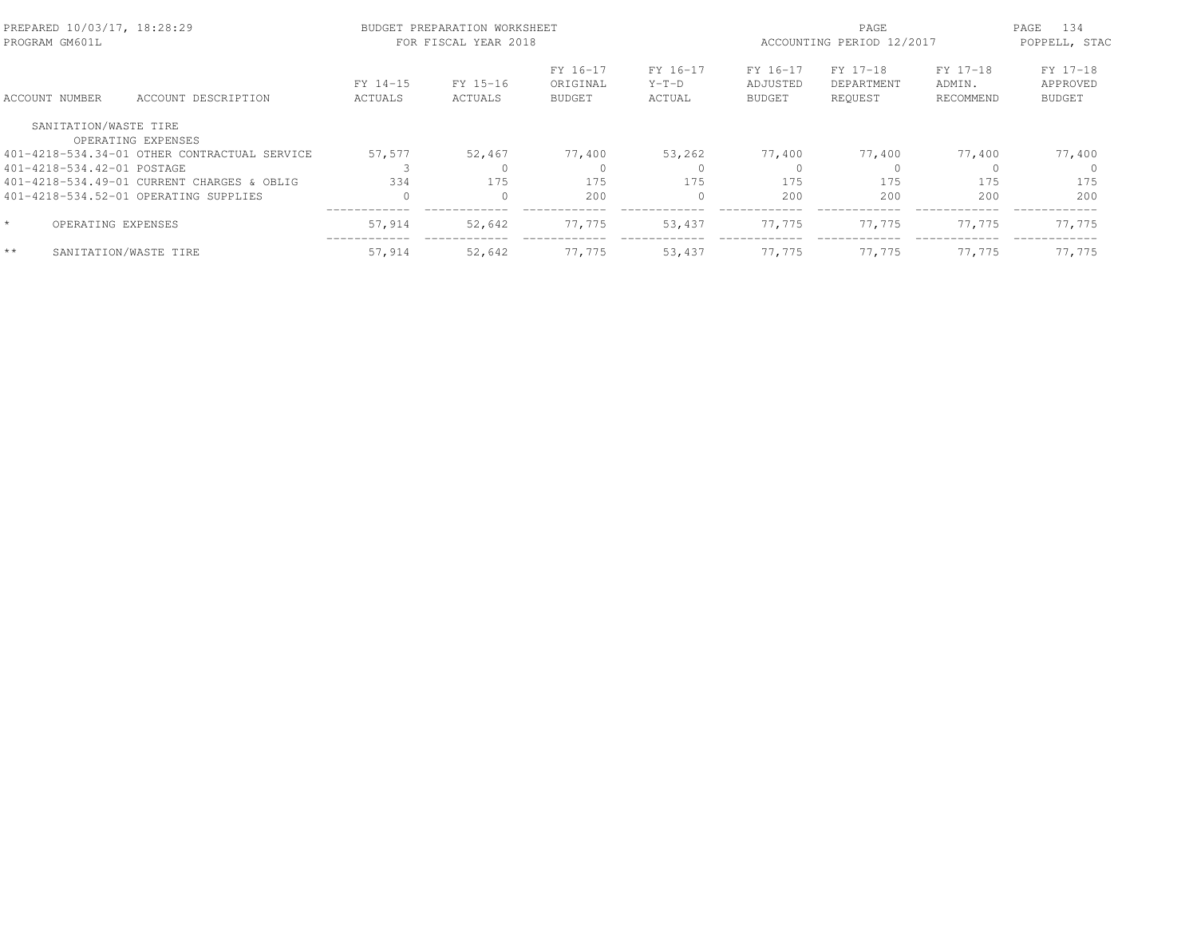| ACCOUNT NUMBER | ACCOUNT DESCRIPTION | FY 14-15 ACTUALS | FY 15-16 ACTUALS | FY 16-17 ORIGINAL BUDGET | FY 16-17 Y-T-D ACTUAL | FY 16-17 ADJUSTED BUDGET | FY 17-18 DEPARTMENT REQUEST | FY 17-18 ADMIN. RECOMMEND | FY 17-18 APPROVED BUDGET |
|---|---|---|---|---|---|---|---|---|---|
| SANITATION/WASTE TIRE | | | | | | | | | |
| | OPERATING EXPENSES | | | | | | | | |
| 401-4218-534.34-01 | OTHER CONTRACTUAL SERVICE | 57,577 | 52,467 | 77,400 | 53,262 | 77,400 | 77,400 | 77,400 | 77,400 |
| 401-4218-534.42-01 | POSTAGE | 3 | 0 | 0 | 0 | 0 | 0 | 0 | 0 |
| 401-4218-534.49-01 | CURRENT CHARGES & OBLIG | 334 | 175 | 175 | 175 | 175 | 175 | 175 | 175 |
| 401-4218-534.52-01 | OPERATING SUPPLIES | 0 | 0 | 200 | 0 | 200 | 200 | 200 | 200 |
| * | OPERATING EXPENSES | 57,914 | 52,642 | 77,775 | 53,437 | 77,775 | 77,775 | 77,775 | 77,775 |
| ** | SANITATION/WASTE TIRE | 57,914 | 52,642 | 77,775 | 53,437 | 77,775 | 77,775 | 77,775 | 77,775 |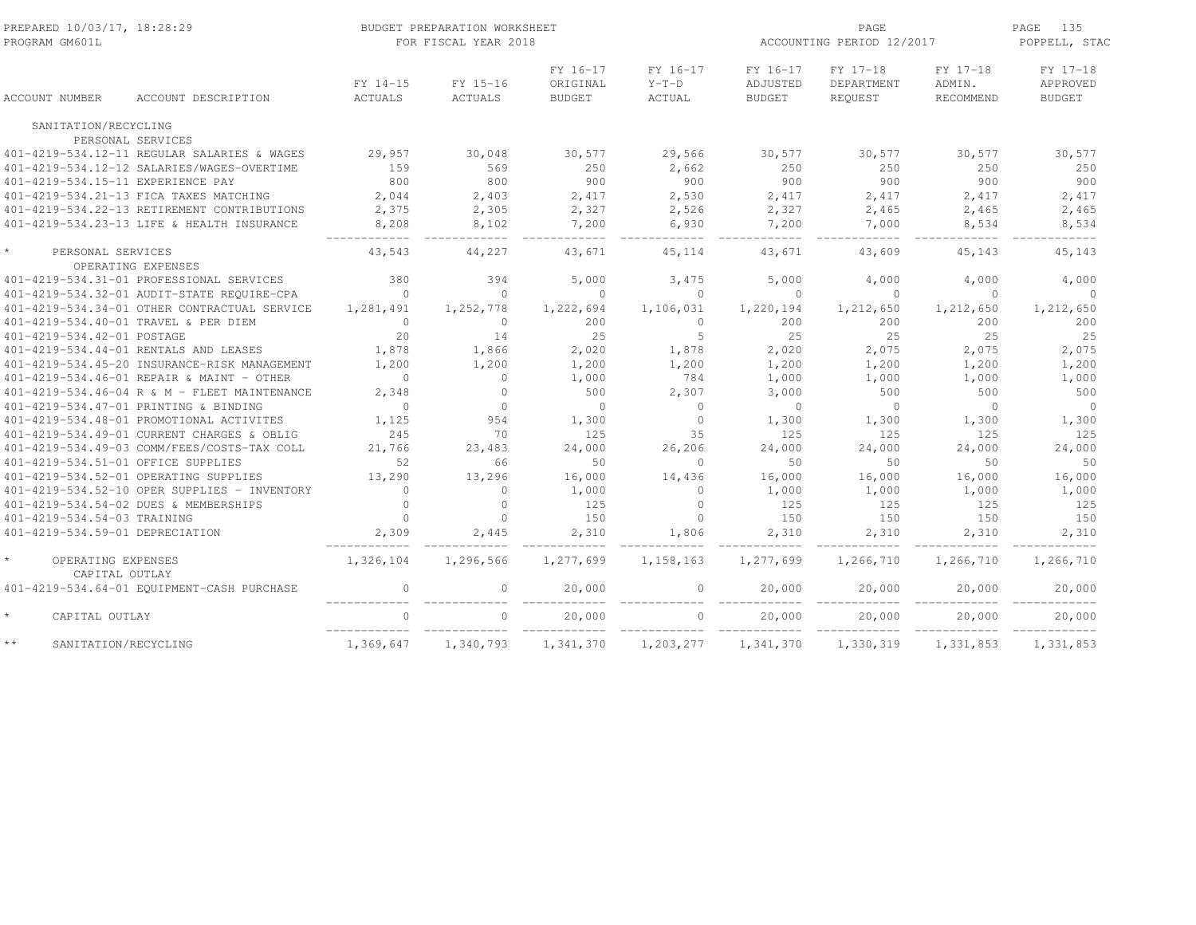PREPARED 10/03/17, 18:28:29 BUDGET PREPARATION WORKSHEET PAGE 135
PROGRAM GM601L FOR FISCAL YEAR 2018 ACCOUNTING PERIOD 12/2017 POPPELL, STAC

| ACCOUNT NUMBER | ACCOUNT DESCRIPTION | FY 14-15 ACTUALS | FY 15-16 ACTUALS | FY 16-17 ORIGINAL BUDGET | FY 16-17 Y-T-D ACTUAL | FY 16-17 ADJUSTED BUDGET | FY 17-18 DEPARTMENT REQUEST | FY 17-18 ADMIN. RECOMMEND | FY 17-18 APPROVED BUDGET |
|---|---|---|---|---|---|---|---|---|---|
| SANITATION/RECYCLING | | | | | | | | | |
| PERSONAL SERVICES | | | | | | | | | |
| 401-4219-534.12-11 | REGULAR SALARIES & WAGES | 29,957 | 30,048 | 30,577 | 29,566 | 30,577 | 30,577 | 30,577 | 30,577 |
| 401-4219-534.12-12 | SALARIES/WAGES-OVERTIME | 159 | 569 | 250 | 2,662 | 250 | 250 | 250 | 250 |
| 401-4219-534.15-11 | EXPERIENCE PAY | 800 | 800 | 900 | 900 | 900 | 900 | 900 | 900 |
| 401-4219-534.21-13 | FICA TAXES MATCHING | 2,044 | 2,403 | 2,417 | 2,530 | 2,417 | 2,417 | 2,417 | 2,417 |
| 401-4219-534.22-13 | RETIREMENT CONTRIBUTIONS | 2,375 | 2,305 | 2,327 | 2,526 | 2,327 | 2,465 | 2,465 | 2,465 |
| 401-4219-534.23-13 | LIFE & HEALTH INSURANCE | 8,208 | 8,102 | 7,200 | 6,930 | 7,200 | 7,000 | 8,534 | 8,534 |
| * | PERSONAL SERVICES | 43,543 | 44,227 | 43,671 | 45,114 | 43,671 | 43,609 | 45,143 | 45,143 |
| OPERATING EXPENSES | | | | | | | | | |
| 401-4219-534.31-01 | PROFESSIONAL SERVICES | 380 | 394 | 5,000 | 3,475 | 5,000 | 4,000 | 4,000 | 4,000 |
| 401-4219-534.32-01 | AUDIT-STATE REQUIRE-CPA | 0 | 0 | 0 | 0 | 0 | 0 | 0 | 0 |
| 401-4219-534.34-01 | OTHER CONTRACTUAL SERVICE | 1,281,491 | 1,252,778 | 1,222,694 | 1,106,031 | 1,220,194 | 1,212,650 | 1,212,650 | 1,212,650 |
| 401-4219-534.40-01 | TRAVEL & PER DIEM | 0 | 0 | 200 | 0 | 200 | 200 | 200 | 200 |
| 401-4219-534.42-01 | POSTAGE | 20 | 14 | 25 | 5 | 25 | 25 | 25 | 25 |
| 401-4219-534.44-01 | RENTALS AND LEASES | 1,878 | 1,866 | 2,020 | 1,878 | 2,020 | 2,075 | 2,075 | 2,075 |
| 401-4219-534.45-20 | INSURANCE-RISK MANAGEMENT | 1,200 | 1,200 | 1,200 | 1,200 | 1,200 | 1,200 | 1,200 | 1,200 |
| 401-4219-534.46-01 | REPAIR & MAINT - OTHER | 0 | 0 | 1,000 | 784 | 1,000 | 1,000 | 1,000 | 1,000 |
| 401-4219-534.46-04 | R & M - FLEET MAINTENANCE | 2,348 | 0 | 500 | 2,307 | 3,000 | 500 | 500 | 500 |
| 401-4219-534.47-01 | PRINTING & BINDING | 0 | 0 | 0 | 0 | 0 | 0 | 0 | 0 |
| 401-4219-534.48-01 | PROMOTIONAL ACTIVITES | 1,125 | 954 | 1,300 | 0 | 1,300 | 1,300 | 1,300 | 1,300 |
| 401-4219-534.49-01 | CURRENT CHARGES & OBLIG | 245 | 70 | 125 | 35 | 125 | 125 | 125 | 125 |
| 401-4219-534.49-03 | COMM/FEES/COSTS-TAX COLL | 21,766 | 23,483 | 24,000 | 26,206 | 24,000 | 24,000 | 24,000 | 24,000 |
| 401-4219-534.51-01 | OFFICE SUPPLIES | 52 | 66 | 50 | 0 | 50 | 50 | 50 | 50 |
| 401-4219-534.52-01 | OPERATING SUPPLIES | 13,290 | 13,296 | 16,000 | 14,436 | 16,000 | 16,000 | 16,000 | 16,000 |
| 401-4219-534.52-10 | OPER SUPPLIES - INVENTORY | 0 | 0 | 1,000 | 0 | 1,000 | 1,000 | 1,000 | 1,000 |
| 401-4219-534.54-02 | DUES & MEMBERSHIPS | 0 | 0 | 125 | 0 | 125 | 125 | 125 | 125 |
| 401-4219-534.54-03 | TRAINING | 0 | 0 | 150 | 0 | 150 | 150 | 150 | 150 |
| 401-4219-534.59-01 | DEPRECIATION | 2,309 | 2,445 | 2,310 | 1,806 | 2,310 | 2,310 | 2,310 | 2,310 |
| * | OPERATING EXPENSES | 1,326,104 | 1,296,566 | 1,277,699 | 1,158,163 | 1,277,699 | 1,266,710 | 1,266,710 | 1,266,710 |
| CAPITAL OUTLAY | | | | | | | | | |
| 401-4219-534.64-01 | EQUIPMENT-CASH PURCHASE | 0 | 0 | 20,000 | 0 | 20,000 | 20,000 | 20,000 | 20,000 |
| * | CAPITAL OUTLAY | 0 | 0 | 20,000 | 0 | 20,000 | 20,000 | 20,000 | 20,000 |
| ** | SANITATION/RECYCLING | 1,369,647 | 1,340,793 | 1,341,370 | 1,203,277 | 1,341,370 | 1,330,319 | 1,331,853 | 1,331,853 |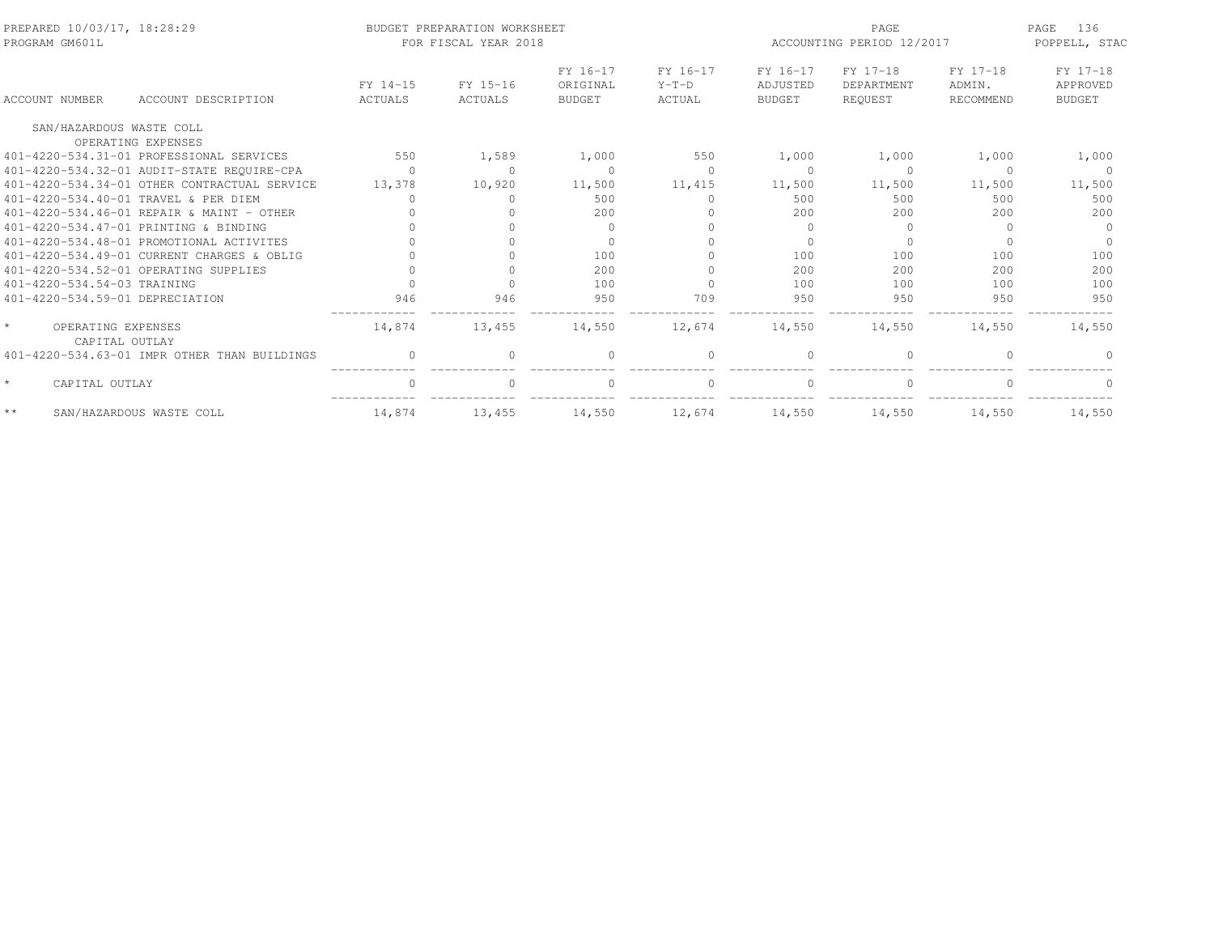PREPARED 10/03/17, 18:28:29 — PROGRAM GM601L

BUDGET PREPARATION WORKSHEET
FOR FISCAL YEAR 2018

ACCOUNTING PERIOD 12/2017 — POPPELL, STAC

| ACCOUNT NUMBER | ACCOUNT DESCRIPTION | FY 14-15 ACTUALS | FY 15-16 ACTUALS | FY 16-17 ORIGINAL BUDGET | FY 16-17 Y-T-D ACTUAL | FY 16-17 ADJUSTED BUDGET | FY 17-18 DEPARTMENT REQUEST | FY 17-18 ADMIN. RECOMMEND | FY 17-18 APPROVED BUDGET |
|---|---|---|---|---|---|---|---|---|---|
| SAN/HAZARDOUS WASTE COLL | | | | | | | | | |
| | OPERATING EXPENSES | | | | | | | | |
| 401-4220-534.31-01 | PROFESSIONAL SERVICES | 550 | 1,589 | 1,000 | 550 | 1,000 | 1,000 | 1,000 | 1,000 |
| 401-4220-534.32-01 | AUDIT-STATE REQUIRE-CPA | 0 | 0 | 0 | 0 | 0 | 0 | 0 | 0 |
| 401-4220-534.34-01 | OTHER CONTRACTUAL SERVICE | 13,378 | 10,920 | 11,500 | 11,415 | 11,500 | 11,500 | 11,500 | 11,500 |
| 401-4220-534.40-01 | TRAVEL & PER DIEM | 0 | 0 | 500 | 0 | 500 | 500 | 500 | 500 |
| 401-4220-534.46-01 | REPAIR & MAINT - OTHER | 0 | 0 | 200 | 0 | 200 | 200 | 200 | 200 |
| 401-4220-534.47-01 | PRINTING & BINDING | 0 | 0 | 0 | 0 | 0 | 0 | 0 | 0 |
| 401-4220-534.48-01 | PROMOTIONAL ACTIVITES | 0 | 0 | 0 | 0 | 0 | 0 | 0 | 0 |
| 401-4220-534.49-01 | CURRENT CHARGES & OBLIG | 0 | 0 | 100 | 0 | 100 | 100 | 100 | 100 |
| 401-4220-534.52-01 | OPERATING SUPPLIES | 0 | 0 | 200 | 0 | 200 | 200 | 200 | 200 |
| 401-4220-534.54-03 | TRAINING | 0 | 0 | 100 | 0 | 100 | 100 | 100 | 100 |
| 401-4220-534.59-01 | DEPRECIATION | 946 | 946 | 950 | 709 | 950 | 950 | 950 | 950 |
| * | OPERATING EXPENSES | 14,874 | 13,455 | 14,550 | 12,674 | 14,550 | 14,550 | 14,550 | 14,550 |
| | CAPITAL OUTLAY | | | | | | | | |
| 401-4220-534.63-01 | IMPR OTHER THAN BUILDINGS | 0 | 0 | 0 | 0 | 0 | 0 | 0 | 0 |
| * | CAPITAL OUTLAY | 0 | 0 | 0 | 0 | 0 | 0 | 0 | 0 |
| ** | SAN/HAZARDOUS WASTE COLL | 14,874 | 13,455 | 14,550 | 12,674 | 14,550 | 14,550 | 14,550 | 14,550 |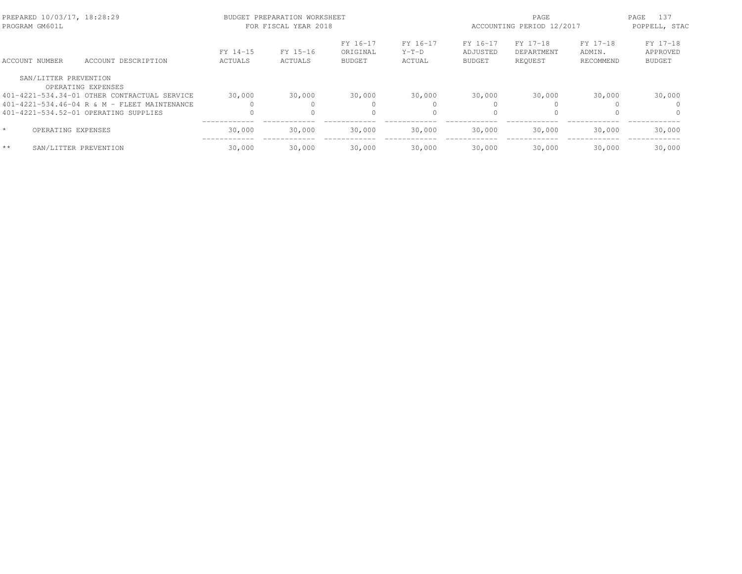| ACCOUNT NUMBER | ACCOUNT DESCRIPTION | FY 14-15 ACTUALS | FY 15-16 ACTUALS | FY 16-17 ORIGINAL BUDGET | FY 16-17 Y-T-D ACTUAL | FY 16-17 ADJUSTED BUDGET | FY 17-18 DEPARTMENT REQUEST | FY 17-18 ADMIN. RECOMMEND | FY 17-18 APPROVED BUDGET |
|---|---|---|---|---|---|---|---|---|---|
| SAN/LITTER PREVENTION | | | | | | | | | |
| | OPERATING EXPENSES | | | | | | | | |
| 401-4221-534.34-01 | OTHER CONTRACTUAL SERVICE | 30,000 | 30,000 | 30,000 | 30,000 | 30,000 | 30,000 | 30,000 | 30,000 |
| 401-4221-534.46-04 | R & M - FLEET MAINTENANCE | 0 | 0 | 0 | 0 | 0 | 0 | 0 | 0 |
| 401-4221-534.52-01 | OPERATING SUPPLIES | 0 | 0 | 0 | 0 | 0 | 0 | 0 | 0 |
| * | OPERATING EXPENSES | 30,000 | 30,000 | 30,000 | 30,000 | 30,000 | 30,000 | 30,000 | 30,000 |
| ** | SAN/LITTER PREVENTION | 30,000 | 30,000 | 30,000 | 30,000 | 30,000 | 30,000 | 30,000 | 30,000 |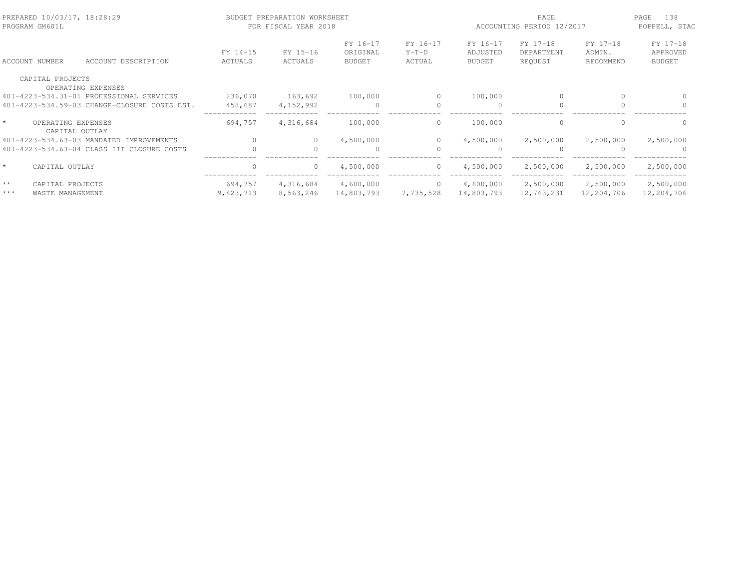PREPARED 10/03/17, 18:28:29 BUDGET PREPARATION WORKSHEET
PROGRAM GM601L FOR FISCAL YEAR 2018
ACCOUNTING PERIOD 12/2017
POPPELL, STAC

| ACCOUNT NUMBER | ACCOUNT DESCRIPTION | FY 14-15 ACTUALS | FY 15-16 ACTUALS | FY 16-17 ORIGINAL BUDGET | FY 16-17 Y-T-D ACTUAL | FY 16-17 ADJUSTED BUDGET | FY 17-18 DEPARTMENT REQUEST | FY 17-18 ADMIN. RECOMMEND | FY 17-18 APPROVED BUDGET |
|---|---|---|---|---|---|---|---|---|---|
| | CAPITAL PROJECTS | | | | | | | | |
| | OPERATING EXPENSES | | | | | | | | |
| 401-4223-534.31-01 | PROFESSIONAL SERVICES | 236,070 | 163,692 | 100,000 | 0 | 100,000 | 0 | 0 | 0 |
| 401-4223-534.59-03 | CHANGE-CLOSURE COSTS EST. | 458,687 | 4,152,992 | 0 | 0 | 0 | 0 | 0 | 0 |
| * | OPERATING EXPENSES | 694,757 | 4,316,684 | 100,000 | 0 | 100,000 | 0 | 0 | 0 |
| | CAPITAL OUTLAY | | | | | | | | |
| 401-4223-534.63-03 | MANDATED IMPROVEMENTS | 0 | 0 | 4,500,000 | 0 | 4,500,000 | 2,500,000 | 2,500,000 | 2,500,000 |
| 401-4223-534.63-04 | CLASS III CLOSURE COSTS | 0 | 0 | 0 | 0 | 0 | 0 | 0 | 0 |
| * | CAPITAL OUTLAY | 0 | 0 | 4,500,000 | 0 | 4,500,000 | 2,500,000 | 2,500,000 | 2,500,000 |
| ** | CAPITAL PROJECTS | 694,757 | 4,316,684 | 4,600,000 | 0 | 4,600,000 | 2,500,000 | 2,500,000 | 2,500,000 |
| *** | WASTE MANAGEMENT | 9,423,713 | 8,563,246 | 14,803,793 | 7,735,528 | 14,803,793 | 12,763,231 | 12,204,706 | 12,204,706 |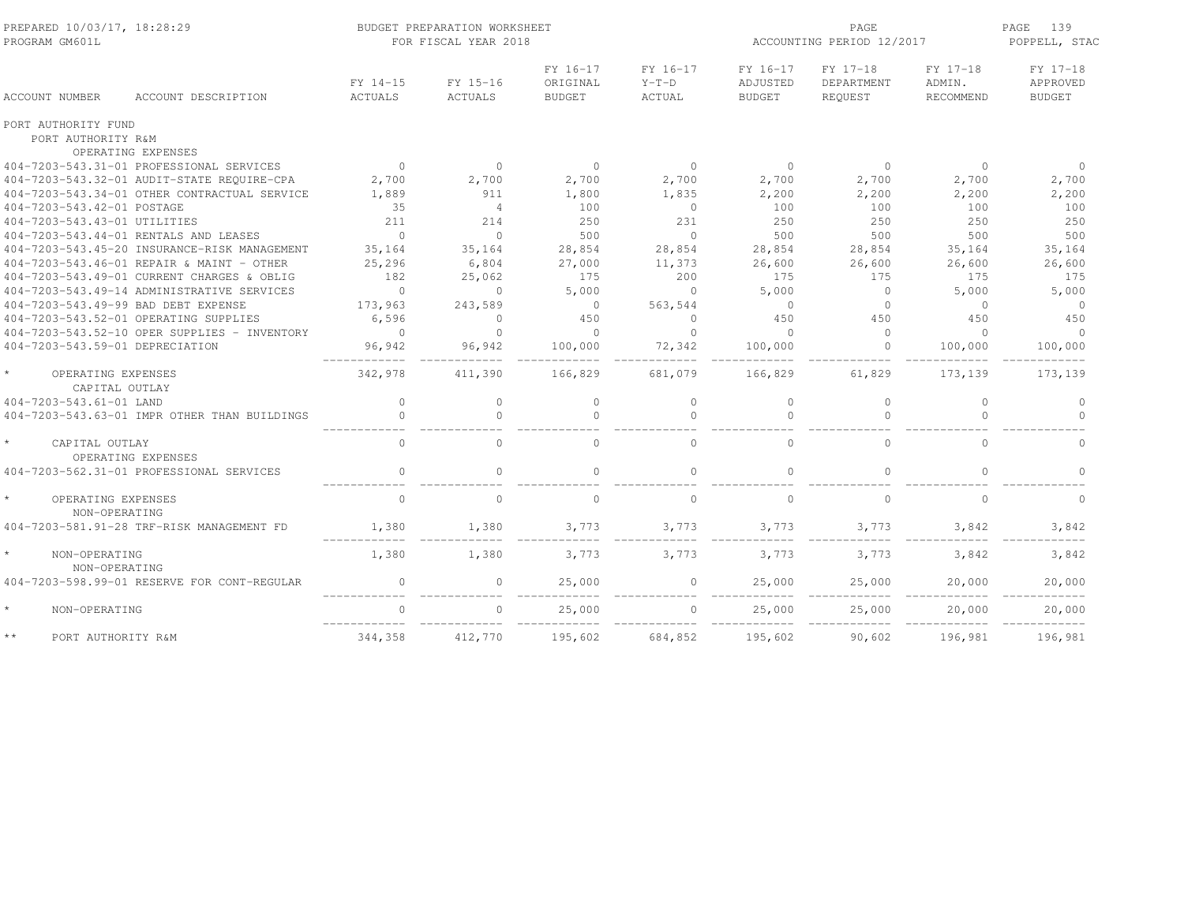PREPARED 10/03/17, 18:28:29 BUDGET PREPARATION WORKSHEET PAGE
PROGRAM GM601L FOR FISCAL YEAR 2018 ACCOUNTING PERIOD 12/2017 POPPELL, STAC

| ACCOUNT NUMBER | ACCOUNT DESCRIPTION | FY 14-15 ACTUALS | FY 15-16 ACTUALS | FY 16-17 ORIGINAL BUDGET | FY 16-17 Y-T-D ACTUAL | FY 16-17 ADJUSTED BUDGET | FY 17-18 DEPARTMENT REQUEST | FY 17-18 ADMIN. RECOMMEND | FY 17-18 APPROVED BUDGET |
|---|---|---|---|---|---|---|---|---|---|
| PORT AUTHORITY FUND | | | | | | | | | |
| PORT AUTHORITY R&M | | | | | | | | | |
| | OPERATING EXPENSES | | | | | | | | |
| 404-7203-543.31-01 | PROFESSIONAL SERVICES | 0 | 0 | 0 | 0 | 0 | 0 | 0 | 0 |
| 404-7203-543.32-01 | AUDIT-STATE REQUIRE-CPA | 2,700 | 2,700 | 2,700 | 2,700 | 2,700 | 2,700 | 2,700 | 2,700 |
| 404-7203-543.34-01 | OTHER CONTRACTUAL SERVICE | 1,889 | 911 | 1,800 | 1,835 | 2,200 | 2,200 | 2,200 | 2,200 |
| 404-7203-543.42-01 | POSTAGE | 35 | 4 | 100 | 0 | 100 | 100 | 100 | 100 |
| 404-7203-543.43-01 | UTILITIES | 211 | 214 | 250 | 231 | 250 | 250 | 250 | 250 |
| 404-7203-543.44-01 | RENTALS AND LEASES | 0 | 0 | 500 | 0 | 500 | 500 | 500 | 500 |
| 404-7203-543.45-20 | INSURANCE-RISK MANAGEMENT | 35,164 | 35,164 | 28,854 | 28,854 | 28,854 | 28,854 | 35,164 | 35,164 |
| 404-7203-543.46-01 | REPAIR & MAINT - OTHER | 25,296 | 6,804 | 27,000 | 11,373 | 26,600 | 26,600 | 26,600 | 26,600 |
| 404-7203-543.49-01 | CURRENT CHARGES & OBLIG | 182 | 25,062 | 175 | 200 | 175 | 175 | 175 | 175 |
| 404-7203-543.49-14 | ADMINISTRATIVE SERVICES | 0 | 0 | 5,000 | 0 | 5,000 | 0 | 5,000 | 5,000 |
| 404-7203-543.49-99 | BAD DEBT EXPENSE | 173,963 | 243,589 | 0 | 563,544 | 0 | 0 | 0 | 0 |
| 404-7203-543.52-01 | OPERATING SUPPLIES | 6,596 | 0 | 450 | 0 | 450 | 450 | 450 | 450 |
| 404-7203-543.52-10 | OPER SUPPLIES - INVENTORY | 0 | 0 | 0 | 0 | 0 | 0 | 0 | 0 |
| 404-7203-543.59-01 | DEPRECIATION | 96,942 | 96,942 | 100,000 | 72,342 | 100,000 | 0 | 100,000 | 100,000 |
| * | OPERATING EXPENSES | 342,978 | 411,390 | 166,829 | 681,079 | 166,829 | 61,829 | 173,139 | 173,139 |
| | CAPITAL OUTLAY | | | | | | | | |
| 404-7203-543.61-01 | LAND | 0 | 0 | 0 | 0 | 0 | 0 | 0 | 0 |
| 404-7203-543.63-01 | IMPR OTHER THAN BUILDINGS | 0 | 0 | 0 | 0 | 0 | 0 | 0 | 0 |
| * | CAPITAL OUTLAY | 0 | 0 | 0 | 0 | 0 | 0 | 0 | 0 |
| | OPERATING EXPENSES | | | | | | | | |
| 404-7203-562.31-01 | PROFESSIONAL SERVICES | 0 | 0 | 0 | 0 | 0 | 0 | 0 | 0 |
| * | OPERATING EXPENSES | 0 | 0 | 0 | 0 | 0 | 0 | 0 | 0 |
| | NON-OPERATING | | | | | | | | |
| 404-7203-581.91-28 | TRF-RISK MANAGEMENT FD | 1,380 | 1,380 | 3,773 | 3,773 | 3,773 | 3,773 | 3,842 | 3,842 |
| * | NON-OPERATING | 1,380 | 1,380 | 3,773 | 3,773 | 3,773 | 3,773 | 3,842 | 3,842 |
| | NON-OPERATING | | | | | | | | |
| 404-7203-598.99-01 | RESERVE FOR CONT-REGULAR | 0 | 0 | 25,000 | 0 | 25,000 | 25,000 | 20,000 | 20,000 |
| * | NON-OPERATING | 0 | 0 | 25,000 | 0 | 25,000 | 25,000 | 20,000 | 20,000 |
| ** | PORT AUTHORITY R&M | 344,358 | 412,770 | 195,602 | 684,852 | 195,602 | 90,602 | 196,981 | 196,981 |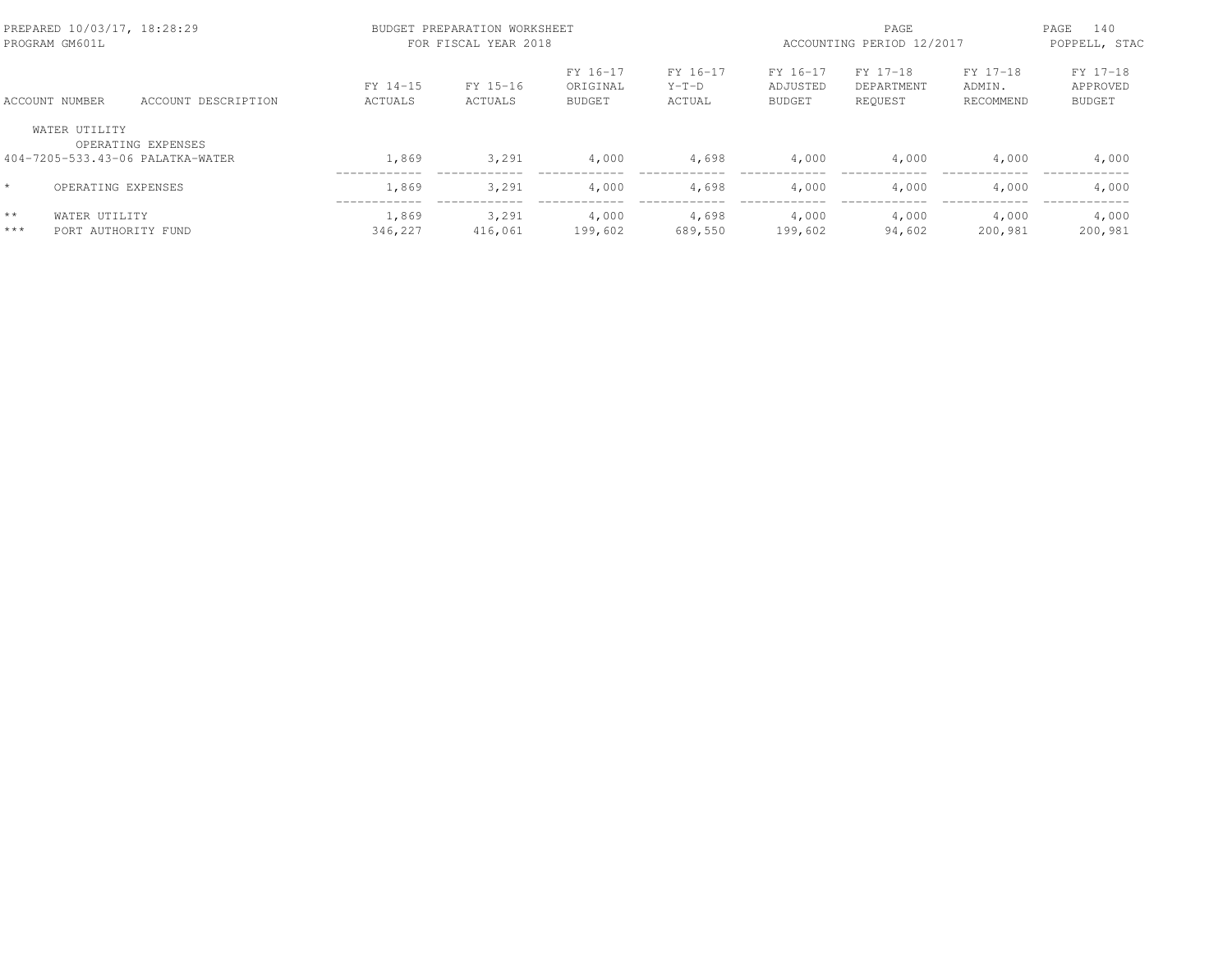PREPARED 10/03/17, 18:28:29
PROGRAM GM601L

BUDGET PREPARATION WORKSHEET
FOR FISCAL YEAR 2018

ACCOUNTING PERIOD 12/2017

POPPELL, STAC

| ACCOUNT NUMBER | ACCOUNT DESCRIPTION | FY 14-15 ACTUALS | FY 15-16 ACTUALS | FY 16-17 ORIGINAL BUDGET | FY 16-17 Y-T-D ACTUAL | FY 16-17 ADJUSTED BUDGET | FY 17-18 DEPARTMENT REQUEST | FY 17-18 ADMIN. RECOMMEND | FY 17-18 APPROVED BUDGET |
|---|---|---|---|---|---|---|---|---|---|
| WATER UTILITY | | | | | | | | | |
| | OPERATING EXPENSES | | | | | | | | |
| 404-7205-533.43-06 | PALATKA-WATER | 1,869 | 3,291 | 4,000 | 4,698 | 4,000 | 4,000 | 4,000 | 4,000 |
| * | OPERATING EXPENSES | 1,869 | 3,291 | 4,000 | 4,698 | 4,000 | 4,000 | 4,000 | 4,000 |
| ** | WATER UTILITY | 1,869 | 3,291 | 4,000 | 4,698 | 4,000 | 4,000 | 4,000 | 4,000 |
| *** | PORT AUTHORITY FUND | 346,227 | 416,061 | 199,602 | 689,550 | 199,602 | 94,602 | 200,981 | 200,981 |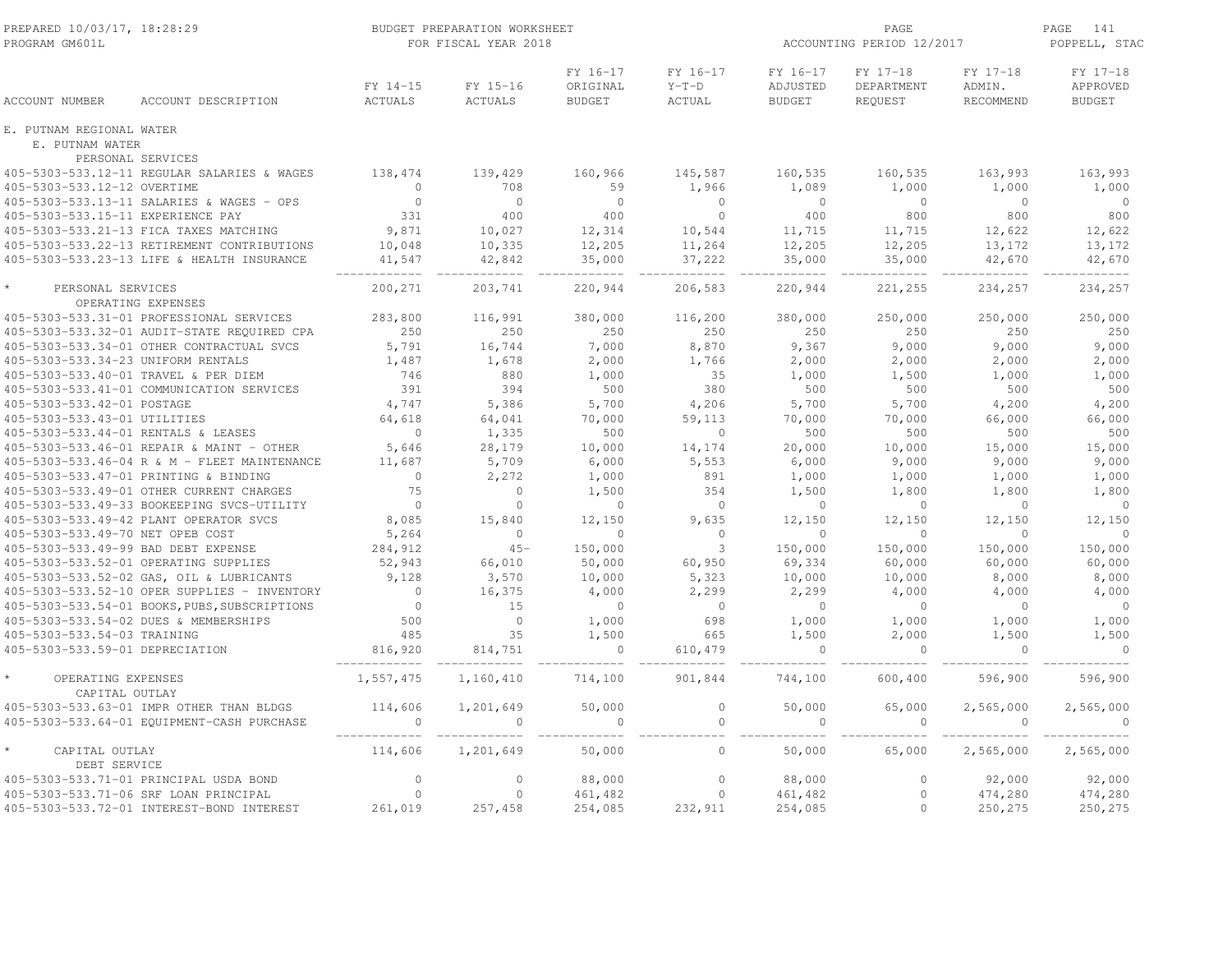| ACCOUNT NUMBER | ACCOUNT DESCRIPTION | FY 14-15 ACTUALS | FY 15-16 ACTUALS | FY 16-17 ORIGINAL BUDGET | FY 16-17 Y-T-D ACTUAL | FY 16-17 ADJUSTED BUDGET | FY 17-18 DEPARTMENT REQUEST | FY 17-18 ADMIN. RECOMMEND | FY 17-18 APPROVED BUDGET |
|---|---|---|---|---|---|---|---|---|---|
| E. PUTNAM REGIONAL WATER | | | | | | | | | |
| E. PUTNAM WATER | | | | | | | | | |
| PERSONAL SERVICES | | | | | | | | | |
| 405-5303-533.12-11 | REGULAR SALARIES & WAGES | 138,474 | 139,429 | 160,966 | 145,587 | 160,535 | 160,535 | 163,993 | 163,993 |
| 405-5303-533.12-12 | OVERTIME | 0 | 708 | 59 | 1,966 | 1,089 | 1,000 | 1,000 | 1,000 |
| 405-5303-533.13-11 | SALARIES & WAGES - OPS | 0 | 0 | 0 | 0 | 0 | 0 | 0 | 0 |
| 405-5303-533.15-11 | EXPERIENCE PAY | 331 | 400 | 400 | 0 | 400 | 800 | 800 | 800 |
| 405-5303-533.21-13 | FICA TAXES MATCHING | 9,871 | 10,027 | 12,314 | 10,544 | 11,715 | 11,715 | 12,622 | 12,622 |
| 405-5303-533.22-13 | RETIREMENT CONTRIBUTIONS | 10,048 | 10,335 | 12,205 | 11,264 | 12,205 | 12,205 | 13,172 | 13,172 |
| 405-5303-533.23-13 | LIFE & HEALTH INSURANCE | 41,547 | 42,842 | 35,000 | 37,222 | 35,000 | 35,000 | 42,670 | 42,670 |
| * | PERSONAL SERVICES | 200,271 | 203,741 | 220,944 | 206,583 | 220,944 | 221,255 | 234,257 | 234,257 |
| OPERATING EXPENSES | | | | | | | | | |
| 405-5303-533.31-01 | PROFESSIONAL SERVICES | 283,800 | 116,991 | 380,000 | 116,200 | 380,000 | 250,000 | 250,000 | 250,000 |
| 405-5303-533.32-01 | AUDIT-STATE REQUIRED CPA | 250 | 250 | 250 | 250 | 250 | 250 | 250 | 250 |
| 405-5303-533.34-01 | OTHER CONTRACTUAL SVCS | 5,791 | 16,744 | 7,000 | 8,870 | 9,367 | 9,000 | 9,000 | 9,000 |
| 405-5303-533.34-23 | UNIFORM RENTALS | 1,487 | 1,678 | 2,000 | 1,766 | 2,000 | 2,000 | 2,000 | 2,000 |
| 405-5303-533.40-01 | TRAVEL & PER DIEM | 746 | 880 | 1,000 | 35 | 1,000 | 1,500 | 1,000 | 1,000 |
| 405-5303-533.41-01 | COMMUNICATION SERVICES | 391 | 394 | 500 | 380 | 500 | 500 | 500 | 500 |
| 405-5303-533.42-01 | POSTAGE | 4,747 | 5,386 | 5,700 | 4,206 | 5,700 | 5,700 | 4,200 | 4,200 |
| 405-5303-533.43-01 | UTILITIES | 64,618 | 64,041 | 70,000 | 59,113 | 70,000 | 70,000 | 66,000 | 66,000 |
| 405-5303-533.44-01 | RENTALS & LEASES | 0 | 1,335 | 500 | 0 | 500 | 500 | 500 | 500 |
| 405-5303-533.46-01 | REPAIR & MAINT - OTHER | 5,646 | 28,179 | 10,000 | 14,174 | 20,000 | 10,000 | 15,000 | 15,000 |
| 405-5303-533.46-04 | R & M - FLEET MAINTENANCE | 11,687 | 5,709 | 6,000 | 5,553 | 6,000 | 9,000 | 9,000 | 9,000 |
| 405-5303-533.47-01 | PRINTING & BINDING | 0 | 2,272 | 1,000 | 891 | 1,000 | 1,000 | 1,000 | 1,000 |
| 405-5303-533.49-01 | OTHER CURRENT CHARGES | 75 | 0 | 1,500 | 354 | 1,500 | 1,800 | 1,800 | 1,800 |
| 405-5303-533.49-33 | BOOKEEPING SVCS-UTILITY | 0 | 0 | 0 | 0 | 0 | 0 | 0 | 0 |
| 405-5303-533.49-42 | PLANT OPERATOR SVCS | 8,085 | 15,840 | 12,150 | 9,635 | 12,150 | 12,150 | 12,150 | 12,150 |
| 405-5303-533.49-70 | NET OPEB COST | 5,264 | 0 | 0 | 0 | 0 | 0 | 0 | 0 |
| 405-5303-533.49-99 | BAD DEBT EXPENSE | 284,912 | 45- | 150,000 | 3 | 150,000 | 150,000 | 150,000 | 150,000 |
| 405-5303-533.52-01 | OPERATING SUPPLIES | 52,943 | 66,010 | 50,000 | 60,950 | 69,334 | 60,000 | 60,000 | 60,000 |
| 405-5303-533.52-02 | GAS, OIL & LUBRICANTS | 9,128 | 3,570 | 10,000 | 5,323 | 10,000 | 10,000 | 8,000 | 8,000 |
| 405-5303-533.52-10 | OPER SUPPLIES - INVENTORY | 0 | 16,375 | 4,000 | 2,299 | 2,299 | 4,000 | 4,000 | 4,000 |
| 405-5303-533.54-01 | BOOKS,PUBS,SUBSCRIPTIONS | 0 | 15 | 0 | 0 | 0 | 0 | 0 | 0 |
| 405-5303-533.54-02 | DUES & MEMBERSHIPS | 500 | 0 | 1,000 | 698 | 1,000 | 1,000 | 1,000 | 1,000 |
| 405-5303-533.54-03 | TRAINING | 485 | 35 | 1,500 | 665 | 1,500 | 2,000 | 1,500 | 1,500 |
| 405-5303-533.59-01 | DEPRECIATION | 816,920 | 814,751 | 0 | 610,479 | 0 | 0 | 0 | 0 |
| * | OPERATING EXPENSES | 1,557,475 | 1,160,410 | 714,100 | 901,844 | 744,100 | 600,400 | 596,900 | 596,900 |
| CAPITAL OUTLAY | | | | | | | | | |
| 405-5303-533.63-01 | IMPR OTHER THAN BLDGS | 114,606 | 1,201,649 | 50,000 | 0 | 50,000 | 65,000 | 2,565,000 | 2,565,000 |
| 405-5303-533.64-01 | EQUIPMENT-CASH PURCHASE | 0 | 0 | 0 | 0 | 0 | 0 | 0 | 0 |
| * | CAPITAL OUTLAY | 114,606 | 1,201,649 | 50,000 | 0 | 50,000 | 65,000 | 2,565,000 | 2,565,000 |
| DEBT SERVICE | | | | | | | | | |
| 405-5303-533.71-01 | PRINCIPAL USDA BOND | 0 | 0 | 88,000 | 0 | 88,000 | 0 | 92,000 | 92,000 |
| 405-5303-533.71-06 | SRF LOAN PRINCIPAL | 0 | 0 | 461,482 | 0 | 461,482 | 0 | 474,280 | 474,280 |
| 405-5303-533.72-01 | INTEREST-BOND INTEREST | 261,019 | 257,458 | 254,085 | 232,911 | 254,085 | 0 | 250,275 | 250,275 |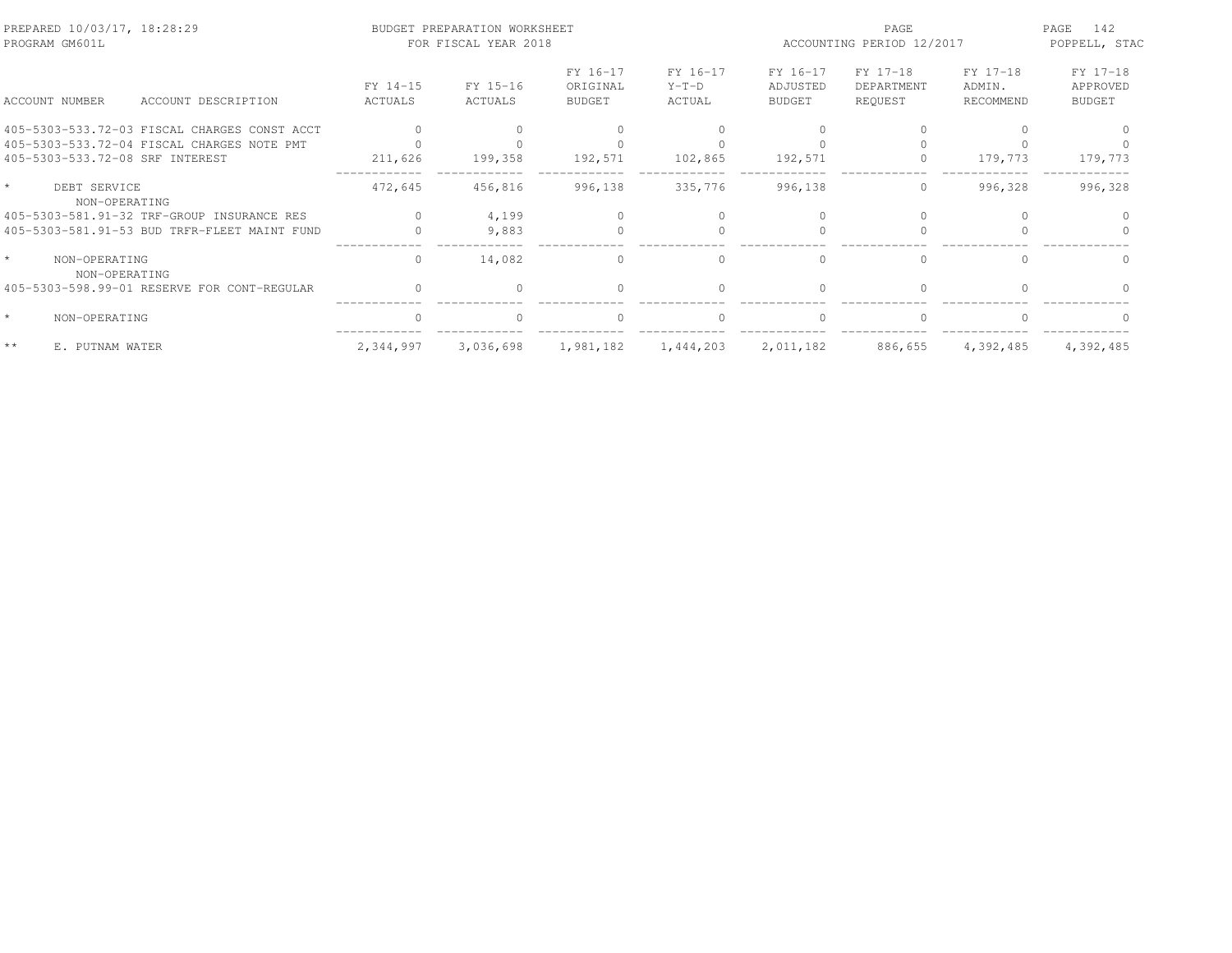PREPARED 10/03/17, 18:28:29
PROGRAM GM601L

BUDGET PREPARATION WORKSHEET
FOR FISCAL YEAR 2018

ACCOUNTING PERIOD 12/2017

POPPELL, STAC

| ACCOUNT NUMBER | ACCOUNT DESCRIPTION | FY 14-15 ACTUALS | FY 15-16 ACTUALS | FY 16-17 ORIGINAL BUDGET | FY 16-17 Y-T-D ACTUAL | FY 16-17 ADJUSTED BUDGET | FY 17-18 DEPARTMENT REQUEST | FY 17-18 ADMIN. RECOMMEND | FY 17-18 APPROVED BUDGET |
|---|---|---|---|---|---|---|---|---|---|
| 405-5303-533.72-03 | FISCAL CHARGES CONST ACCT | 0 | 0 | 0 | 0 | 0 | 0 | 0 | 0 |
| 405-5303-533.72-04 | FISCAL CHARGES NOTE PMT | 0 | 0 | 0 | 0 | 0 | 0 | 0 | 0 |
| 405-5303-533.72-08 | SRF INTEREST | 211,626 | 199,358 | 192,571 | 102,865 | 192,571 | 0 | 179,773 | 179,773 |
| * | DEBT SERVICE | 472,645 | 456,816 | 996,138 | 335,776 | 996,138 | 0 | 996,328 | 996,328 |
| | NON-OPERATING | | | | | | | | |
| 405-5303-581.91-32 | TRF-GROUP INSURANCE RES | 0 | 4,199 | 0 | 0 | 0 | 0 | 0 | 0 |
| 405-5303-581.91-53 | BUD TRFR-FLEET MAINT FUND | 0 | 9,883 | 0 | 0 | 0 | 0 | 0 | 0 |
| * | NON-OPERATING | 0 | 14,082 | 0 | 0 | 0 | 0 | 0 | 0 |
| | NON-OPERATING | | | | | | | | |
| 405-5303-598.99-01 | RESERVE FOR CONT-REGULAR | 0 | 0 | 0 | 0 | 0 | 0 | 0 | 0 |
| * | NON-OPERATING | 0 | 0 | 0 | 0 | 0 | 0 | 0 | 0 |
| ** | E. PUTNAM WATER | 2,344,997 | 3,036,698 | 1,981,182 | 1,444,203 | 2,011,182 | 886,655 | 4,392,485 | 4,392,485 |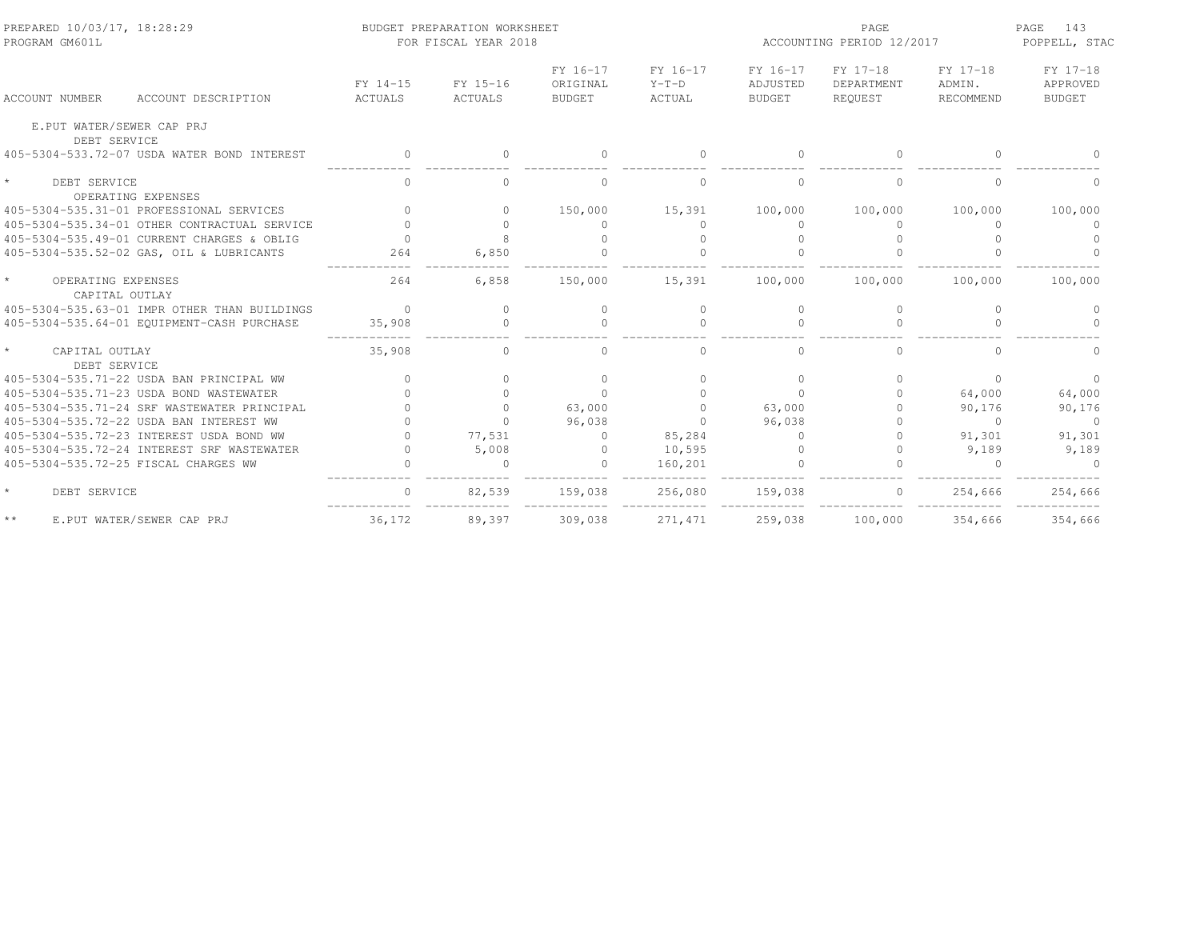PREPARED 10/03/17, 18:28:29
PROGRAM GM601L

BUDGET PREPARATION WORKSHEET
FOR FISCAL YEAR 2018

ACCOUNTING PERIOD 12/2017

POPPELL, STAC

| ACCOUNT NUMBER | ACCOUNT DESCRIPTION | FY 14-15 ACTUALS | FY 15-16 ACTUALS | FY 16-17 ORIGINAL BUDGET | FY 16-17 Y-T-D ACTUAL | FY 16-17 ADJUSTED BUDGET | FY 17-18 DEPARTMENT REQUEST | FY 17-18 ADMIN. RECOMMEND | FY 17-18 APPROVED BUDGET |
|---|---|---|---|---|---|---|---|---|---|
| E.PUT WATER/SEWER CAP PRJ | | | | | | | | | |
| DEBT SERVICE | | | | | | | | | |
| 405-5304-533.72-07 | USDA WATER BOND INTEREST | 0 | 0 | 0 | 0 | 0 | 0 | 0 | 0 |
| * | DEBT SERVICE | 0 | 0 | 0 | 0 | 0 | 0 | 0 | 0 |
| OPERATING EXPENSES | | | | | | | | | |
| 405-5304-535.31-01 | PROFESSIONAL SERVICES | 0 | 0 | 150,000 | 15,391 | 100,000 | 100,000 | 100,000 | 100,000 |
| 405-5304-535.34-01 | OTHER CONTRACTUAL SERVICE | 0 | 0 | 0 | 0 | 0 | 0 | 0 | 0 |
| 405-5304-535.49-01 | CURRENT CHARGES & OBLIG | 0 | 8 | 0 | 0 | 0 | 0 | 0 | 0 |
| 405-5304-535.52-02 | GAS, OIL & LUBRICANTS | 264 | 6,850 | 0 | 0 | 0 | 0 | 0 | 0 |
| * | OPERATING EXPENSES | 264 | 6,858 | 150,000 | 15,391 | 100,000 | 100,000 | 100,000 | 100,000 |
| CAPITAL OUTLAY | | | | | | | | | |
| 405-5304-535.63-01 | IMPR OTHER THAN BUILDINGS | 0 | 0 | 0 | 0 | 0 | 0 | 0 | 0 |
| 405-5304-535.64-01 | EQUIPMENT-CASH PURCHASE | 35,908 | 0 | 0 | 0 | 0 | 0 | 0 | 0 |
| * | CAPITAL OUTLAY | 35,908 | 0 | 0 | 0 | 0 | 0 | 0 | 0 |
| DEBT SERVICE | | | | | | | | | |
| 405-5304-535.71-22 | USDA BAN PRINCIPAL WW | 0 | 0 | 0 | 0 | 0 | 0 | 0 | 0 |
| 405-5304-535.71-23 | USDA BOND WASTEWATER | 0 | 0 | 0 | 0 | 0 | 0 | 64,000 | 64,000 |
| 405-5304-535.71-24 | SRF WASTEWATER PRINCIPAL | 0 | 0 | 63,000 | 0 | 63,000 | 0 | 90,176 | 90,176 |
| 405-5304-535.72-22 | USDA BAN INTEREST WW | 0 | 0 | 96,038 | 0 | 96,038 | 0 | 0 | 0 |
| 405-5304-535.72-23 | INTEREST USDA BOND WW | 0 | 77,531 | 0 | 85,284 | 0 | 0 | 91,301 | 91,301 |
| 405-5304-535.72-24 | INTEREST SRF WASTEWATER | 0 | 5,008 | 0 | 10,595 | 0 | 0 | 9,189 | 9,189 |
| 405-5304-535.72-25 | FISCAL CHARGES WW | 0 | 0 | 0 | 160,201 | 0 | 0 | 0 | 0 |
| * | DEBT SERVICE | 0 | 82,539 | 159,038 | 256,080 | 159,038 | 0 | 254,666 | 254,666 |
| ** | E.PUT WATER/SEWER CAP PRJ | 36,172 | 89,397 | 309,038 | 271,471 | 259,038 | 100,000 | 354,666 | 354,666 |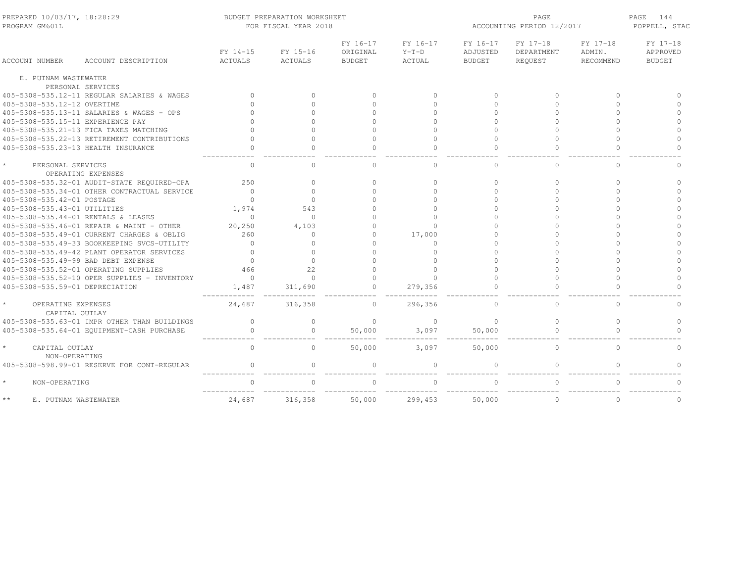PREPARED 10/03/17, 18:28:29 BUDGET PREPARATION WORKSHEET
PROGRAM GM601L FOR FISCAL YEAR 2018
ACCOUNTING PERIOD 12/2017
POPPELL, STAC

| ACCOUNT NUMBER | ACCOUNT DESCRIPTION | FY 14-15 ACTUALS | FY 15-16 ACTUALS | FY 16-17 ORIGINAL BUDGET | FY 16-17 Y-T-D ACTUAL | FY 16-17 ADJUSTED BUDGET | FY 17-18 DEPARTMENT REQUEST | FY 17-18 ADMIN. RECOMMEND | FY 17-18 APPROVED BUDGET |
|---|---|---|---|---|---|---|---|---|---|
| E. PUTNAM WASTEWATER | | | | | | | | | |
| | PERSONAL SERVICES | | | | | | | | |
| 405-5308-535.12-11 | REGULAR SALARIES & WAGES | 0 | 0 | 0 | 0 | 0 | 0 | 0 | 0 |
| 405-5308-535.12-12 | OVERTIME | 0 | 0 | 0 | 0 | 0 | 0 | 0 | 0 |
| 405-5308-535.13-11 | SALARIES & WAGES - OPS | 0 | 0 | 0 | 0 | 0 | 0 | 0 | 0 |
| 405-5308-535.15-11 | EXPERIENCE PAY | 0 | 0 | 0 | 0 | 0 | 0 | 0 | 0 |
| 405-5308-535.21-13 | FICA TAXES MATCHING | 0 | 0 | 0 | 0 | 0 | 0 | 0 | 0 |
| 405-5308-535.22-13 | RETIREMENT CONTRIBUTIONS | 0 | 0 | 0 | 0 | 0 | 0 | 0 | 0 |
| 405-5308-535.23-13 | HEALTH INSURANCE | 0 | 0 | 0 | 0 | 0 | 0 | 0 | 0 |
| * | PERSONAL SERVICES | 0 | 0 | 0 | 0 | 0 | 0 | 0 | 0 |
| | OPERATING EXPENSES | | | | | | | | |
| 405-5308-535.32-01 | AUDIT-STATE REQUIRED-CPA | 250 | 0 | 0 | 0 | 0 | 0 | 0 | 0 |
| 405-5308-535.34-01 | OTHER CONTRACTUAL SERVICE | 0 | 0 | 0 | 0 | 0 | 0 | 0 | 0 |
| 405-5308-535.42-01 | POSTAGE | 0 | 0 | 0 | 0 | 0 | 0 | 0 | 0 |
| 405-5308-535.43-01 | UTILITIES | 1,974 | 543 | 0 | 0 | 0 | 0 | 0 | 0 |
| 405-5308-535.44-01 | RENTALS & LEASES | 0 | 0 | 0 | 0 | 0 | 0 | 0 | 0 |
| 405-5308-535.46-01 | REPAIR & MAINT - OTHER | 20,250 | 4,103 | 0 | 0 | 0 | 0 | 0 | 0 |
| 405-5308-535.49-01 | CURRENT CHARGES & OBLIG | 260 | 0 | 0 | 17,000 | 0 | 0 | 0 | 0 |
| 405-5308-535.49-33 | BOOKKEEPING SVCS-UTILITY | 0 | 0 | 0 | 0 | 0 | 0 | 0 | 0 |
| 405-5308-535.49-42 | PLANT OPERATOR SERVICES | 0 | 0 | 0 | 0 | 0 | 0 | 0 | 0 |
| 405-5308-535.49-99 | BAD DEBT EXPENSE | 0 | 0 | 0 | 0 | 0 | 0 | 0 | 0 |
| 405-5308-535.52-01 | OPERATING SUPPLIES | 466 | 22 | 0 | 0 | 0 | 0 | 0 | 0 |
| 405-5308-535.52-10 | OPER SUPPLIES - INVENTORY | 0 | 0 | 0 | 0 | 0 | 0 | 0 | 0 |
| 405-5308-535.59-01 | DEPRECIATION | 1,487 | 311,690 | 0 | 279,356 | 0 | 0 | 0 | 0 |
| * | OPERATING EXPENSES | 24,687 | 316,358 | 0 | 296,356 | 0 | 0 | 0 | 0 |
| | CAPITAL OUTLAY | | | | | | | | |
| 405-5308-535.63-01 | IMPR OTHER THAN BUILDINGS | 0 | 0 | 0 | 0 | 0 | 0 | 0 | 0 |
| 405-5308-535.64-01 | EQUIPMENT-CASH PURCHASE | 0 | 0 | 50,000 | 3,097 | 50,000 | 0 | 0 | 0 |
| * | CAPITAL OUTLAY | 0 | 0 | 50,000 | 3,097 | 50,000 | 0 | 0 | 0 |
| | NON-OPERATING | | | | | | | | |
| 405-5308-598.99-01 | RESERVE FOR CONT-REGULAR | 0 | 0 | 0 | 0 | 0 | 0 | 0 | 0 |
| * | NON-OPERATING | 0 | 0 | 0 | 0 | 0 | 0 | 0 | 0 |
| ** | E. PUTNAM WASTEWATER | 24,687 | 316,358 | 50,000 | 299,453 | 50,000 | 0 | 0 | 0 |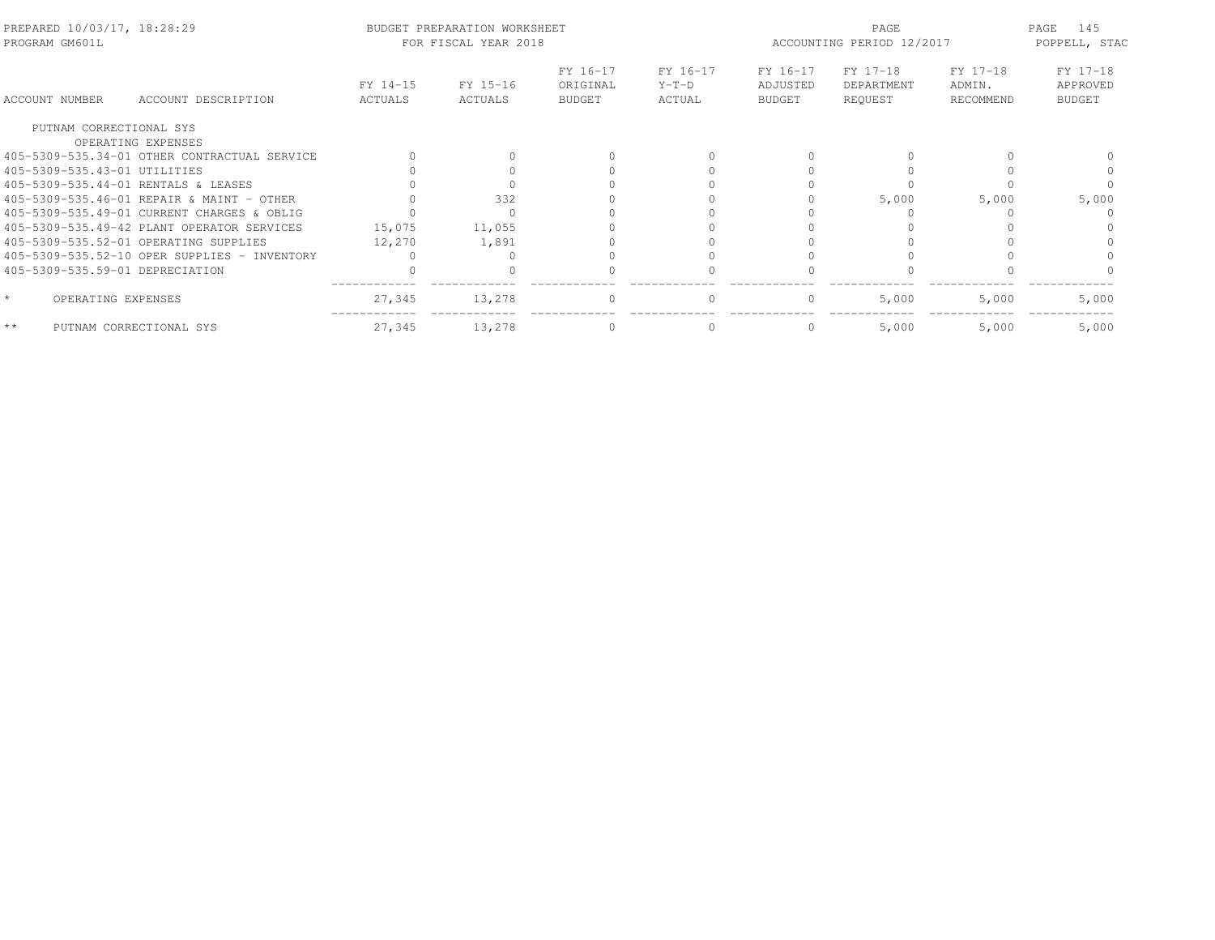PREPARED 10/03/17, 18:28:29
PROGRAM GM601L

BUDGET PREPARATION WORKSHEET
FOR FISCAL YEAR 2018

ACCOUNTING PERIOD 12/2017

POPPELL, STAC

| ACCOUNT NUMBER | ACCOUNT DESCRIPTION | FY 14-15 ACTUALS | FY 15-16 ACTUALS | FY 16-17 ORIGINAL BUDGET | FY 16-17 Y-T-D ACTUAL | FY 16-17 ADJUSTED BUDGET | FY 17-18 DEPARTMENT REQUEST | FY 17-18 ADMIN. RECOMMEND | FY 17-18 APPROVED BUDGET |
|---|---|---|---|---|---|---|---|---|---|
| PUTNAM CORRECTIONAL SYS | | | | | | | | | |
| | OPERATING EXPENSES | | | | | | | | |
| 405-5309-535.34-01 | OTHER CONTRACTUAL SERVICE | 0 | 0 | 0 | 0 | 0 | 0 | 0 | 0 |
| 405-5309-535.43-01 | UTILITIES | 0 | 0 | 0 | 0 | 0 | 0 | 0 | 0 |
| 405-5309-535.44-01 | RENTALS & LEASES | 0 | 0 | 0 | 0 | 0 | 0 | 0 | 0 |
| 405-5309-535.46-01 | REPAIR & MAINT - OTHER | 0 | 332 | 0 | 0 | 0 | 5,000 | 5,000 | 5,000 |
| 405-5309-535.49-01 | CURRENT CHARGES & OBLIG | 0 | 0 | 0 | 0 | 0 | 0 | 0 | 0 |
| 405-5309-535.49-42 | PLANT OPERATOR SERVICES | 15,075 | 11,055 | 0 | 0 | 0 | 0 | 0 | 0 |
| 405-5309-535.52-01 | OPERATING SUPPLIES | 12,270 | 1,891 | 0 | 0 | 0 | 0 | 0 | 0 |
| 405-5309-535.52-10 | OPER SUPPLIES - INVENTORY | 0 | 0 | 0 | 0 | 0 | 0 | 0 | 0 |
| 405-5309-535.59-01 | DEPRECIATION | 0 | 0 | 0 | 0 | 0 | 0 | 0 | 0 |
| * | OPERATING EXPENSES | 27,345 | 13,278 | 0 | 0 | 0 | 5,000 | 5,000 | 5,000 |
| ** | PUTNAM CORRECTIONAL SYS | 27,345 | 13,278 | 0 | 0 | 0 | 5,000 | 5,000 | 5,000 |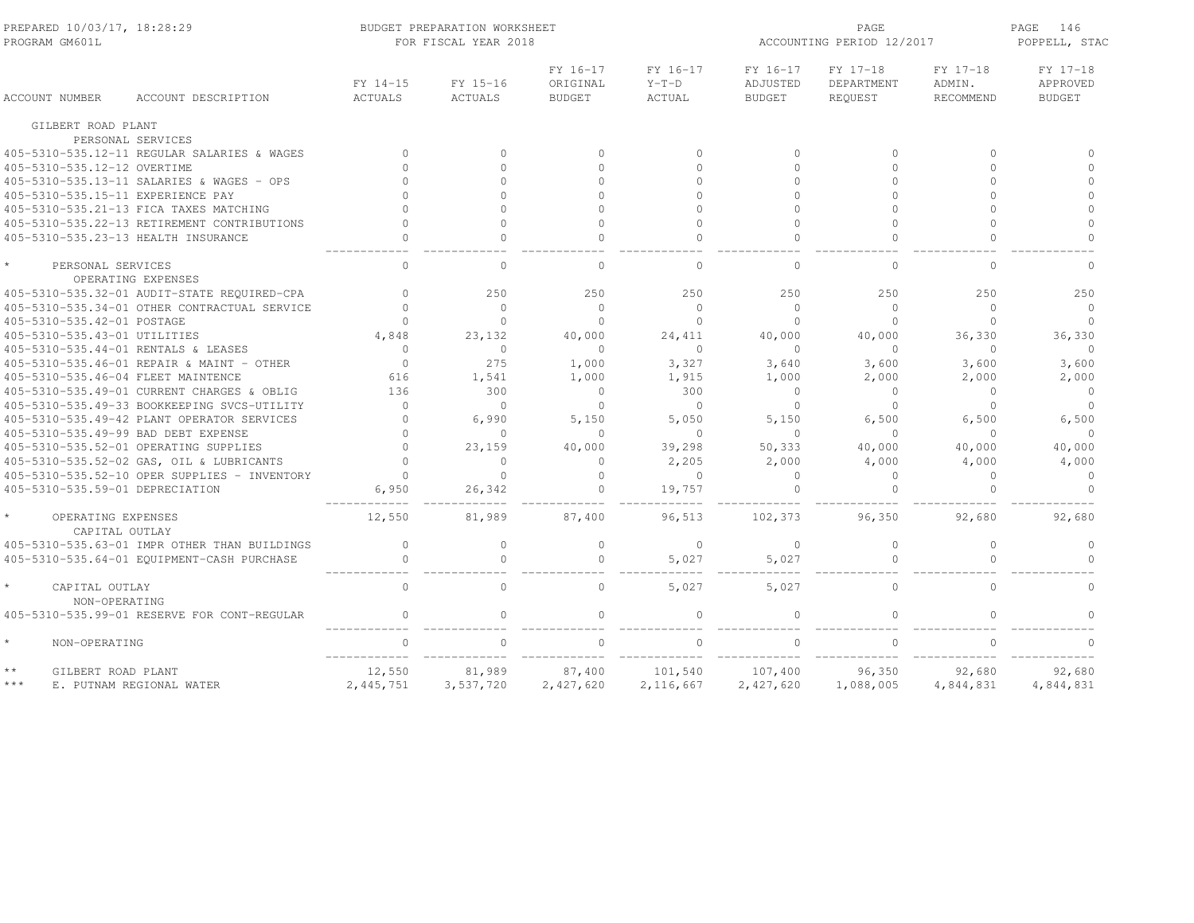PREPARED 10/03/17, 18:28:29 — BUDGET PREPARATION WORKSHEET — PAGE 146
PROGRAM GM601L — FOR FISCAL YEAR 2018 — ACCOUNTING PERIOD 12/2017 — POPPELL, STAC

| ACCOUNT NUMBER | ACCOUNT DESCRIPTION | FY 14-15 ACTUALS | FY 15-16 ACTUALS | FY 16-17 ORIGINAL BUDGET | FY 16-17 Y-T-D ACTUAL | FY 16-17 ADJUSTED BUDGET | FY 17-18 DEPARTMENT REQUEST | FY 17-18 ADMIN. RECOMMEND | FY 17-18 APPROVED BUDGET |
|---|---|---|---|---|---|---|---|---|---|
| GILBERT ROAD PLANT | | | | | | | | | |
| | PERSONAL SERVICES | | | | | | | | |
| 405-5310-535.12-11 | REGULAR SALARIES & WAGES | 0 | 0 | 0 | 0 | 0 | 0 | 0 | 0 |
| 405-5310-535.12-12 | OVERTIME | 0 | 0 | 0 | 0 | 0 | 0 | 0 | 0 |
| 405-5310-535.13-11 | SALARIES & WAGES - OPS | 0 | 0 | 0 | 0 | 0 | 0 | 0 | 0 |
| 405-5310-535.15-11 | EXPERIENCE PAY | 0 | 0 | 0 | 0 | 0 | 0 | 0 | 0 |
| 405-5310-535.21-13 | FICA TAXES MATCHING | 0 | 0 | 0 | 0 | 0 | 0 | 0 | 0 |
| 405-5310-535.22-13 | RETIREMENT CONTRIBUTIONS | 0 | 0 | 0 | 0 | 0 | 0 | 0 | 0 |
| 405-5310-535.23-13 | HEALTH INSURANCE | 0 | 0 | 0 | 0 | 0 | 0 | 0 | 0 |
| * | PERSONAL SERVICES | 0 | 0 | 0 | 0 | 0 | 0 | 0 | 0 |
| | OPERATING EXPENSES | | | | | | | | |
| 405-5310-535.32-01 | AUDIT-STATE REQUIRED-CPA | 0 | 250 | 250 | 250 | 250 | 250 | 250 | 250 |
| 405-5310-535.34-01 | OTHER CONTRACTUAL SERVICE | 0 | 0 | 0 | 0 | 0 | 0 | 0 | 0 |
| 405-5310-535.42-01 | POSTAGE | 0 | 0 | 0 | 0 | 0 | 0 | 0 | 0 |
| 405-5310-535.43-01 | UTILITIES | 4,848 | 23,132 | 40,000 | 24,411 | 40,000 | 40,000 | 36,330 | 36,330 |
| 405-5310-535.44-01 | RENTALS & LEASES | 0 | 0 | 0 | 0 | 0 | 0 | 0 | 0 |
| 405-5310-535.46-01 | REPAIR & MAINT - OTHER | 0 | 275 | 1,000 | 3,327 | 3,640 | 3,600 | 3,600 | 3,600 |
| 405-5310-535.46-04 | FLEET MAINTENCE | 616 | 1,541 | 1,000 | 1,915 | 1,000 | 2,000 | 2,000 | 2,000 |
| 405-5310-535.49-01 | CURRENT CHARGES & OBLIG | 136 | 300 | 0 | 300 | 0 | 0 | 0 | 0 |
| 405-5310-535.49-33 | BOOKKEEPING SVCS-UTILITY | 0 | 0 | 0 | 0 | 0 | 0 | 0 | 0 |
| 405-5310-535.49-42 | PLANT OPERATOR SERVICES | 0 | 6,990 | 5,150 | 5,050 | 5,150 | 6,500 | 6,500 | 6,500 |
| 405-5310-535.49-99 | BAD DEBT EXPENSE | 0 | 0 | 0 | 0 | 0 | 0 | 0 | 0 |
| 405-5310-535.52-01 | OPERATING SUPPLIES | 0 | 23,159 | 40,000 | 39,298 | 50,333 | 40,000 | 40,000 | 40,000 |
| 405-5310-535.52-02 | GAS, OIL & LUBRICANTS | 0 | 0 | 0 | 2,205 | 2,000 | 4,000 | 4,000 | 4,000 |
| 405-5310-535.52-10 | OPER SUPPLIES - INVENTORY | 0 | 0 | 0 | 0 | 0 | 0 | 0 | 0 |
| 405-5310-535.59-01 | DEPRECIATION | 6,950 | 26,342 | 0 | 19,757 | 0 | 0 | 0 | 0 |
| * | OPERATING EXPENSES | 12,550 | 81,989 | 87,400 | 96,513 | 102,373 | 96,350 | 92,680 | 92,680 |
| | CAPITAL OUTLAY | | | | | | | | |
| 405-5310-535.63-01 | IMPR OTHER THAN BUILDINGS | 0 | 0 | 0 | 0 | 0 | 0 | 0 | 0 |
| 405-5310-535.64-01 | EQUIPMENT-CASH PURCHASE | 0 | 0 | 0 | 5,027 | 5,027 | 0 | 0 | 0 |
| * | CAPITAL OUTLAY | 0 | 0 | 0 | 5,027 | 5,027 | 0 | 0 | 0 |
| | NON-OPERATING | | | | | | | | |
| 405-5310-535.99-01 | RESERVE FOR CONT-REGULAR | 0 | 0 | 0 | 0 | 0 | 0 | 0 | 0 |
| * | NON-OPERATING | 0 | 0 | 0 | 0 | 0 | 0 | 0 | 0 |
| ** | GILBERT ROAD PLANT | 12,550 | 81,989 | 87,400 | 101,540 | 107,400 | 96,350 | 92,680 | 92,680 |
| *** | E. PUTNAM REGIONAL WATER | 2,445,751 | 3,537,720 | 2,427,620 | 2,116,667 | 2,427,620 | 1,088,005 | 4,844,831 | 4,844,831 |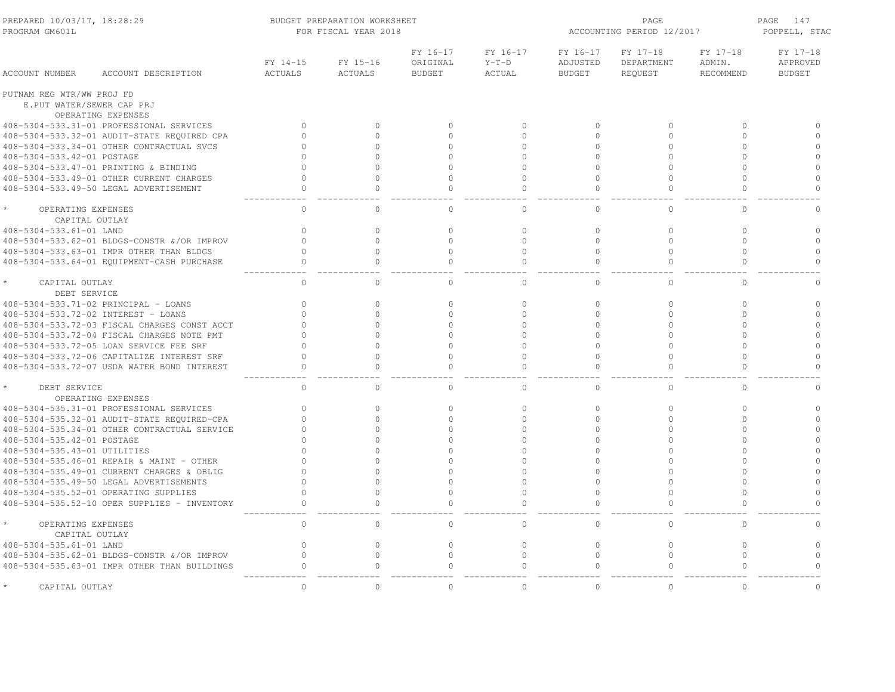PREPARED 10/03/17, 18:28:29 — PROGRAM GM601L

BUDGET PREPARATION WORKSHEET FOR FISCAL YEAR 2018

ACCOUNTING PERIOD 12/2017 — POPPELL, STAC

PUTNAM REG WTR/WW PROJ FD
E.PUT WATER/SEWER CAP PRJ

| ACCOUNT NUMBER | ACCOUNT DESCRIPTION | FY 14-15 ACTUALS | FY 15-16 ACTUALS | FY 16-17 ORIGINAL BUDGET | FY 16-17 Y-T-D ACTUAL | FY 16-17 ADJUSTED BUDGET | FY 17-18 DEPARTMENT REQUEST | FY 17-18 ADMIN. RECOMMEND | FY 17-18 APPROVED BUDGET |
|---|---|---|---|---|---|---|---|---|---|
| | OPERATING EXPENSES | | | | | | | | |
| 408-5304-533.31-01 | PROFESSIONAL SERVICES | 0 | 0 | 0 | 0 | 0 | 0 | 0 | 0 |
| 408-5304-533.32-01 | AUDIT-STATE REQUIRED CPA | 0 | 0 | 0 | 0 | 0 | 0 | 0 | 0 |
| 408-5304-533.34-01 | OTHER CONTRACTUAL SVCS | 0 | 0 | 0 | 0 | 0 | 0 | 0 | 0 |
| 408-5304-533.42-01 | POSTAGE | 0 | 0 | 0 | 0 | 0 | 0 | 0 | 0 |
| 408-5304-533.47-01 | PRINTING & BINDING | 0 | 0 | 0 | 0 | 0 | 0 | 0 | 0 |
| 408-5304-533.49-01 | OTHER CURRENT CHARGES | 0 | 0 | 0 | 0 | 0 | 0 | 0 | 0 |
| 408-5304-533.49-50 | LEGAL ADVERTISEMENT | 0 | 0 | 0 | 0 | 0 | 0 | 0 | 0 |
| * | OPERATING EXPENSES | 0 | 0 | 0 | 0 | 0 | 0 | 0 | 0 |
| | CAPITAL OUTLAY | | | | | | | | |
| 408-5304-533.61-01 | LAND | 0 | 0 | 0 | 0 | 0 | 0 | 0 | 0 |
| 408-5304-533.62-01 | BLDGS-CONSTR &/OR IMPROV | 0 | 0 | 0 | 0 | 0 | 0 | 0 | 0 |
| 408-5304-533.63-01 | IMPR OTHER THAN BLDGS | 0 | 0 | 0 | 0 | 0 | 0 | 0 | 0 |
| 408-5304-533.64-01 | EQUIPMENT-CASH PURCHASE | 0 | 0 | 0 | 0 | 0 | 0 | 0 | 0 |
| * | CAPITAL OUTLAY | 0 | 0 | 0 | 0 | 0 | 0 | 0 | 0 |
| | DEBT SERVICE | | | | | | | | |
| 408-5304-533.71-02 | PRINCIPAL - LOANS | 0 | 0 | 0 | 0 | 0 | 0 | 0 | 0 |
| 408-5304-533.72-02 | INTEREST - LOANS | 0 | 0 | 0 | 0 | 0 | 0 | 0 | 0 |
| 408-5304-533.72-03 | FISCAL CHARGES CONST ACCT | 0 | 0 | 0 | 0 | 0 | 0 | 0 | 0 |
| 408-5304-533.72-04 | FISCAL CHARGES NOTE PMT | 0 | 0 | 0 | 0 | 0 | 0 | 0 | 0 |
| 408-5304-533.72-05 | LOAN SERVICE FEE SRF | 0 | 0 | 0 | 0 | 0 | 0 | 0 | 0 |
| 408-5304-533.72-06 | CAPITALIZE INTEREST SRF | 0 | 0 | 0 | 0 | 0 | 0 | 0 | 0 |
| 408-5304-533.72-07 | USDA WATER BOND INTEREST | 0 | 0 | 0 | 0 | 0 | 0 | 0 | 0 |
| * | DEBT SERVICE | 0 | 0 | 0 | 0 | 0 | 0 | 0 | 0 |
| | OPERATING EXPENSES | | | | | | | | |
| 408-5304-535.31-01 | PROFESSIONAL SERVICES | 0 | 0 | 0 | 0 | 0 | 0 | 0 | 0 |
| 408-5304-535.32-01 | AUDIT-STATE REQUIRED-CPA | 0 | 0 | 0 | 0 | 0 | 0 | 0 | 0 |
| 408-5304-535.34-01 | OTHER CONTRACTUAL SERVICE | 0 | 0 | 0 | 0 | 0 | 0 | 0 | 0 |
| 408-5304-535.42-01 | POSTAGE | 0 | 0 | 0 | 0 | 0 | 0 | 0 | 0 |
| 408-5304-535.43-01 | UTILITIES | 0 | 0 | 0 | 0 | 0 | 0 | 0 | 0 |
| 408-5304-535.46-01 | REPAIR & MAINT - OTHER | 0 | 0 | 0 | 0 | 0 | 0 | 0 | 0 |
| 408-5304-535.49-01 | CURRENT CHARGES & OBLIG | 0 | 0 | 0 | 0 | 0 | 0 | 0 | 0 |
| 408-5304-535.49-50 | LEGAL ADVERTISEMENTS | 0 | 0 | 0 | 0 | 0 | 0 | 0 | 0 |
| 408-5304-535.52-01 | OPERATING SUPPLIES | 0 | 0 | 0 | 0 | 0 | 0 | 0 | 0 |
| 408-5304-535.52-10 | OPER SUPPLIES - INVENTORY | 0 | 0 | 0 | 0 | 0 | 0 | 0 | 0 |
| * | OPERATING EXPENSES | 0 | 0 | 0 | 0 | 0 | 0 | 0 | 0 |
| | CAPITAL OUTLAY | | | | | | | | |
| 408-5304-535.61-01 | LAND | 0 | 0 | 0 | 0 | 0 | 0 | 0 | 0 |
| 408-5304-535.62-01 | BLDGS-CONSTR &/OR IMPROV | 0 | 0 | 0 | 0 | 0 | 0 | 0 | 0 |
| 408-5304-535.63-01 | IMPR OTHER THAN BUILDINGS | 0 | 0 | 0 | 0 | 0 | 0 | 0 | 0 |
| * | CAPITAL OUTLAY | 0 | 0 | 0 | 0 | 0 | 0 | 0 | 0 |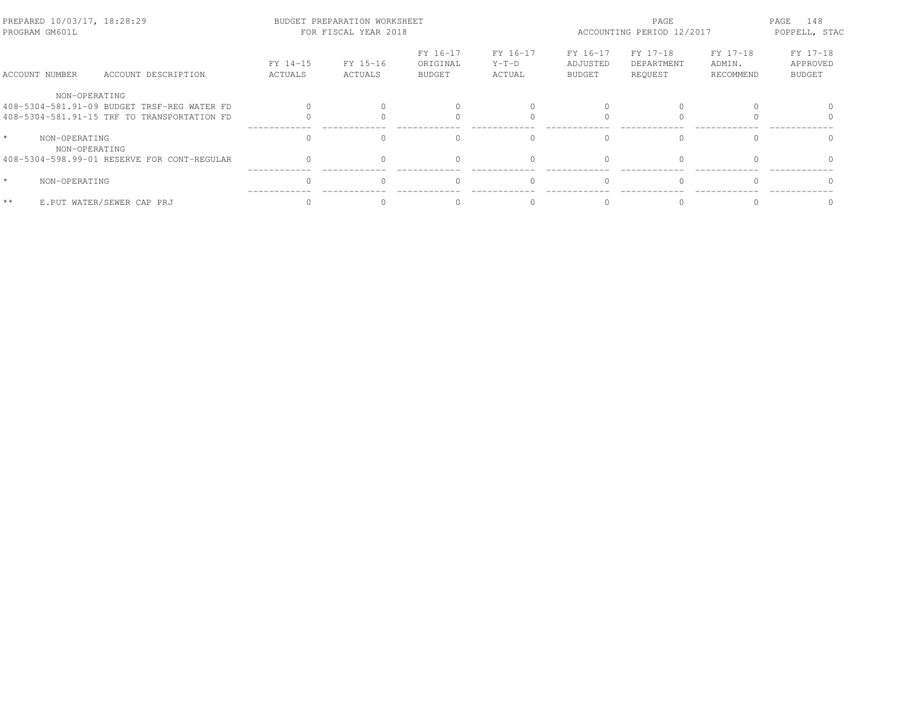PREPARED 10/03/17, 18:28:29 BUDGET PREPARATION WORKSHEET PAGE 148
PROGRAM GM601L FOR FISCAL YEAR 2018 ACCOUNTING PERIOD 12/2017 POPPELL, STAC

| ACCOUNT NUMBER | ACCOUNT DESCRIPTION | FY 14-15 ACTUALS | FY 15-16 ACTUALS | FY 16-17 ORIGINAL BUDGET | FY 16-17 Y-T-D ACTUAL | FY 16-17 ADJUSTED BUDGET | FY 17-18 DEPARTMENT REQUEST | FY 17-18 ADMIN. RECOMMEND | FY 17-18 APPROVED BUDGET |
|---|---|---|---|---|---|---|---|---|---|
| NON-OPERATING | | | | | | | | | |
| 408-5304-581.91-09 | BUDGET TRSF-REG WATER FD | 0 | 0 | 0 | 0 | 0 | 0 | 0 | 0 |
| 408-5304-581.91-15 | TRF TO TRANSPORTATION FD | 0 | 0 | 0 | 0 | 0 | 0 | 0 | 0 |
| * | NON-OPERATING | 0 | 0 | 0 | 0 | 0 | 0 | 0 | 0 |
| NON-OPERATING | | | | | | | | | |
| 408-5304-598.99-01 | RESERVE FOR CONT-REGULAR | 0 | 0 | 0 | 0 | 0 | 0 | 0 | 0 |
| * | NON-OPERATING | 0 | 0 | 0 | 0 | 0 | 0 | 0 | 0 |
| ** | E.PUT WATER/SEWER CAP PRJ | 0 | 0 | 0 | 0 | 0 | 0 | 0 | 0 |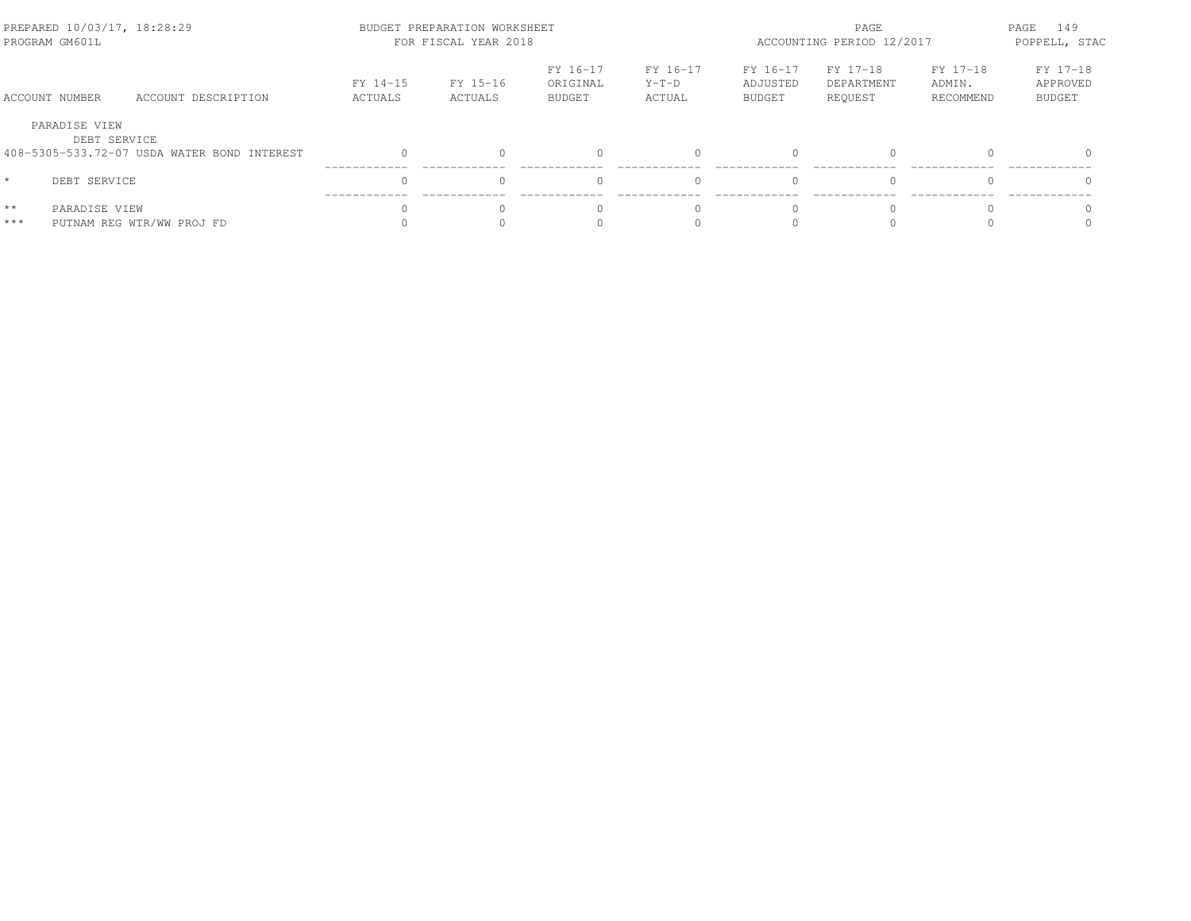| ACCOUNT NUMBER | ACCOUNT DESCRIPTION | FY 14-15 ACTUALS | FY 15-16 ACTUALS | FY 16-17 ORIGINAL BUDGET | FY 16-17 Y-T-D ACTUAL | FY 16-17 ADJUSTED BUDGET | FY 17-18 DEPARTMENT REQUEST | FY 17-18 ADMIN. RECOMMEND | FY 17-18 APPROVED BUDGET |
|---|---|---|---|---|---|---|---|---|---|
| PARADISE VIEW | | | | | | | | | |
| DEBT SERVICE | | | | | | | | | |
| 408-5305-533.72-07 | USDA WATER BOND INTEREST | 0 | 0 | 0 | 0 | 0 | 0 | 0 | 0 |
| * | DEBT SERVICE | 0 | 0 | 0 | 0 | 0 | 0 | 0 | 0 |
| ** | PARADISE VIEW | 0 | 0 | 0 | 0 | 0 | 0 | 0 | 0 |
| *** | PUTNAM REG WTR/WW PROJ FD | 0 | 0 | 0 | 0 | 0 | 0 | 0 | 0 |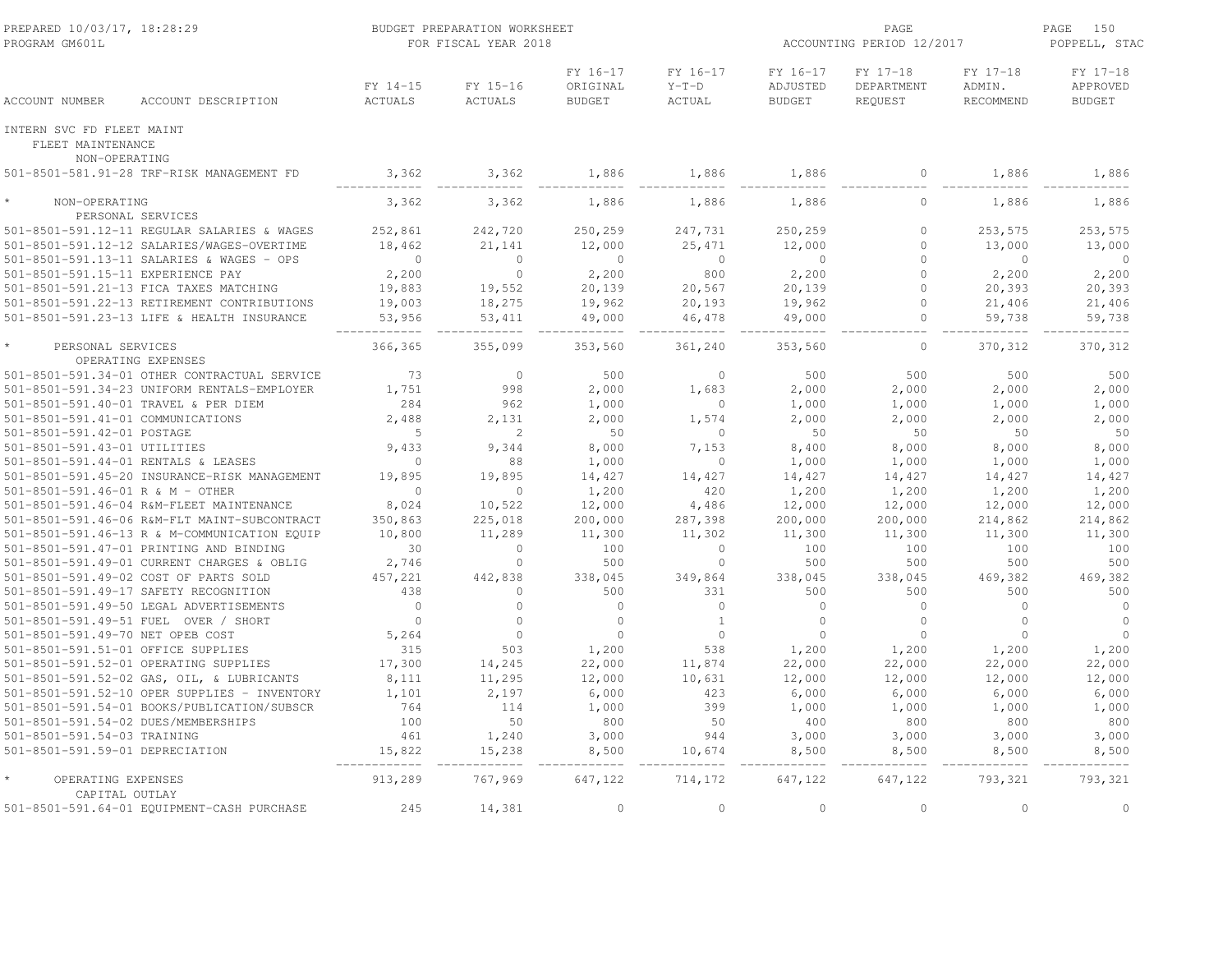PREPARED 10/03/17, 18:28:29 BUDGET PREPARATION WORKSHEET
PROGRAM GM601L FOR FISCAL YEAR 2018
ACCOUNTING PERIOD 12/2017
POPPELL, STAC

| ACCOUNT NUMBER | ACCOUNT DESCRIPTION | FY 14-15 ACTUALS | FY 15-16 ACTUALS | FY 16-17 ORIGINAL BUDGET | FY 16-17 Y-T-D ACTUAL | FY 16-17 ADJUSTED BUDGET | FY 17-18 DEPARTMENT REQUEST | FY 17-18 ADMIN. RECOMMEND | FY 17-18 APPROVED BUDGET |
|---|---|---|---|---|---|---|---|---|---|
| INTERN SVC FD FLEET MAINT | | | | | | | | | |
| FLEET MAINTENANCE | | | | | | | | | |
| NON-OPERATING | | | | | | | | | |
| 501-8501-581.91-28 | TRF-RISK MANAGEMENT FD | 3,362 | 3,362 | 1,886 | 1,886 | 1,886 | 0 | 1,886 | 1,886 |
| * NON-OPERATING | | 3,362 | 3,362 | 1,886 | 1,886 | 1,886 | 0 | 1,886 | 1,886 |
| PERSONAL SERVICES | | | | | | | | | |
| 501-8501-591.12-11 | REGULAR SALARIES & WAGES | 252,861 | 242,720 | 250,259 | 247,731 | 250,259 | 0 | 253,575 | 253,575 |
| 501-8501-591.12-12 | SALARIES/WAGES-OVERTIME | 18,462 | 21,141 | 12,000 | 25,471 | 12,000 | 0 | 13,000 | 13,000 |
| 501-8501-591.13-11 | SALARIES & WAGES - OPS | 0 | 0 | 0 | 0 | 0 | 0 | 0 | 0 |
| 501-8501-591.15-11 | EXPERIENCE PAY | 2,200 | 0 | 2,200 | 800 | 2,200 | 0 | 2,200 | 2,200 |
| 501-8501-591.21-13 | FICA TAXES MATCHING | 19,883 | 19,552 | 20,139 | 20,567 | 20,139 | 0 | 20,393 | 20,393 |
| 501-8501-591.22-13 | RETIREMENT CONTRIBUTIONS | 19,003 | 18,275 | 19,962 | 20,193 | 19,962 | 0 | 21,406 | 21,406 |
| 501-8501-591.23-13 | LIFE & HEALTH INSURANCE | 53,956 | 53,411 | 49,000 | 46,478 | 49,000 | 0 | 59,738 | 59,738 |
| * PERSONAL SERVICES | | 366,365 | 355,099 | 353,560 | 361,240 | 353,560 | 0 | 370,312 | 370,312 |
| OPERATING EXPENSES | | | | | | | | | |
| 501-8501-591.34-01 | OTHER CONTRACTUAL SERVICE | 73 | 0 | 500 | 0 | 500 | 500 | 500 | 500 |
| 501-8501-591.34-23 | UNIFORM RENTALS-EMPLOYER | 1,751 | 998 | 2,000 | 1,683 | 2,000 | 2,000 | 2,000 | 2,000 |
| 501-8501-591.40-01 | TRAVEL & PER DIEM | 284 | 962 | 1,000 | 0 | 1,000 | 1,000 | 1,000 | 1,000 |
| 501-8501-591.41-01 | COMMUNICATIONS | 2,488 | 2,131 | 2,000 | 1,574 | 2,000 | 2,000 | 2,000 | 2,000 |
| 501-8501-591.42-01 | POSTAGE | 5 | 2 | 50 | 0 | 50 | 50 | 50 | 50 |
| 501-8501-591.43-01 | UTILITIES | 9,433 | 9,344 | 8,000 | 7,153 | 8,400 | 8,000 | 8,000 | 8,000 |
| 501-8501-591.44-01 | RENTALS & LEASES | 0 | 88 | 1,000 | 0 | 1,000 | 1,000 | 1,000 | 1,000 |
| 501-8501-591.45-20 | INSURANCE-RISK MANAGEMENT | 19,895 | 19,895 | 14,427 | 14,427 | 14,427 | 14,427 | 14,427 | 14,427 |
| 501-8501-591.46-01 | R & M - OTHER | 0 | 0 | 1,200 | 420 | 1,200 | 1,200 | 1,200 | 1,200 |
| 501-8501-591.46-04 | R&M-FLEET MAINTENANCE | 8,024 | 10,522 | 12,000 | 4,486 | 12,000 | 12,000 | 12,000 | 12,000 |
| 501-8501-591.46-06 | R&M-FLT MAINT-SUBCONTRACT | 350,863 | 225,018 | 200,000 | 287,398 | 200,000 | 200,000 | 214,862 | 214,862 |
| 501-8501-591.46-13 | R & M-COMMUNICATION EQUIP | 10,800 | 11,289 | 11,300 | 11,302 | 11,300 | 11,300 | 11,300 | 11,300 |
| 501-8501-591.47-01 | PRINTING AND BINDING | 30 | 0 | 100 | 0 | 100 | 100 | 100 | 100 |
| 501-8501-591.49-01 | CURRENT CHARGES & OBLIG | 2,746 | 0 | 500 | 0 | 500 | 500 | 500 | 500 |
| 501-8501-591.49-02 | COST OF PARTS SOLD | 457,221 | 442,838 | 338,045 | 349,864 | 338,045 | 338,045 | 469,382 | 469,382 |
| 501-8501-591.49-17 | SAFETY RECOGNITION | 438 | 0 | 500 | 331 | 500 | 500 | 500 | 500 |
| 501-8501-591.49-50 | LEGAL ADVERTISEMENTS | 0 | 0 | 0 | 0 | 0 | 0 | 0 | 0 |
| 501-8501-591.49-51 | FUEL OVER / SHORT | 0 | 0 | 0 | 1 | 0 | 0 | 0 | 0 |
| 501-8501-591.49-70 | NET OPEB COST | 5,264 | 0 | 0 | 0 | 0 | 0 | 0 | 0 |
| 501-8501-591.51-01 | OFFICE SUPPLIES | 315 | 503 | 1,200 | 538 | 1,200 | 1,200 | 1,200 | 1,200 |
| 501-8501-591.52-01 | OPERATING SUPPLIES | 17,300 | 14,245 | 22,000 | 11,874 | 22,000 | 22,000 | 22,000 | 22,000 |
| 501-8501-591.52-02 | GAS, OIL, & LUBRICANTS | 8,111 | 11,295 | 12,000 | 10,631 | 12,000 | 12,000 | 12,000 | 12,000 |
| 501-8501-591.52-10 | OPER SUPPLIES - INVENTORY | 1,101 | 2,197 | 6,000 | 423 | 6,000 | 6,000 | 6,000 | 6,000 |
| 501-8501-591.54-01 | BOOKS/PUBLICATION/SUBSCR | 764 | 114 | 1,000 | 399 | 1,000 | 1,000 | 1,000 | 1,000 |
| 501-8501-591.54-02 | DUES/MEMBERSHIPS | 100 | 50 | 800 | 50 | 400 | 800 | 800 | 800 |
| 501-8501-591.54-03 | TRAINING | 461 | 1,240 | 3,000 | 944 | 3,000 | 3,000 | 3,000 | 3,000 |
| 501-8501-591.59-01 | DEPRECIATION | 15,822 | 15,238 | 8,500 | 10,674 | 8,500 | 8,500 | 8,500 | 8,500 |
| * OPERATING EXPENSES | | 913,289 | 767,969 | 647,122 | 714,172 | 647,122 | 647,122 | 793,321 | 793,321 |
| CAPITAL OUTLAY | | | | | | | | | |
| 501-8501-591.64-01 | EQUIPMENT-CASH PURCHASE | 245 | 14,381 | 0 | 0 | 0 | 0 | 0 | 0 |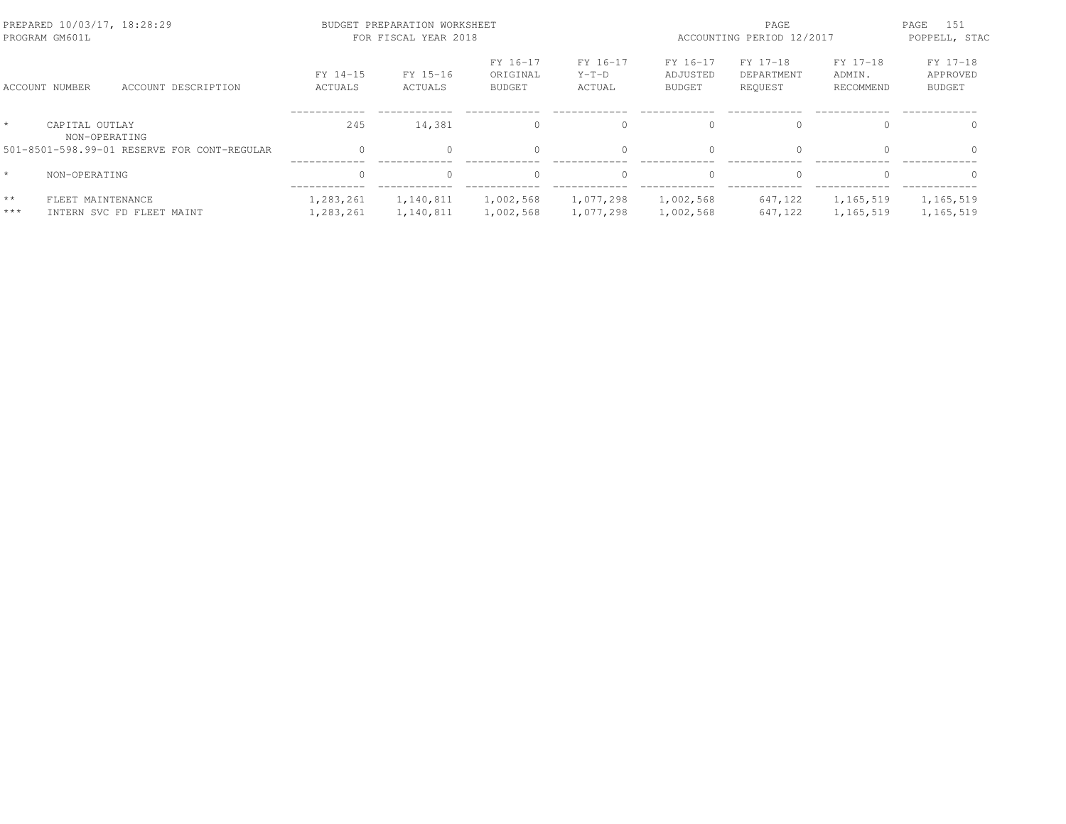PREPARED 10/03/17, 18:28:29 BUDGET PREPARATION WORKSHEET
PROGRAM GM601L FOR FISCAL YEAR 2018
ACCOUNTING PERIOD 12/2017
POPPELL, STAC

| ACCOUNT NUMBER | ACCOUNT DESCRIPTION | FY 14-15 ACTUALS | FY 15-16 ACTUALS | FY 16-17 ORIGINAL BUDGET | FY 16-17 Y-T-D ACTUAL | FY 16-17 ADJUSTED BUDGET | FY 17-18 DEPARTMENT REQUEST | FY 17-18 ADMIN. RECOMMEND | FY 17-18 APPROVED BUDGET |
|---|---|---|---|---|---|---|---|---|---|
| * | CAPITAL OUTLAY | 245 | 14,381 | 0 | 0 | 0 | 0 | 0 | 0 |
| | NON-OPERATING | | | | | | | | |
| 501-8501-598.99-01 | RESERVE FOR CONT-REGULAR | 0 | 0 | 0 | 0 | 0 | 0 | 0 | 0 |
| * | NON-OPERATING | 0 | 0 | 0 | 0 | 0 | 0 | 0 | 0 |
| ** | FLEET MAINTENANCE | 1,283,261 | 1,140,811 | 1,002,568 | 1,077,298 | 1,002,568 | 647,122 | 1,165,519 | 1,165,519 |
| *** | INTERN SVC FD FLEET MAINT | 1,283,261 | 1,140,811 | 1,002,568 | 1,077,298 | 1,002,568 | 647,122 | 1,165,519 | 1,165,519 |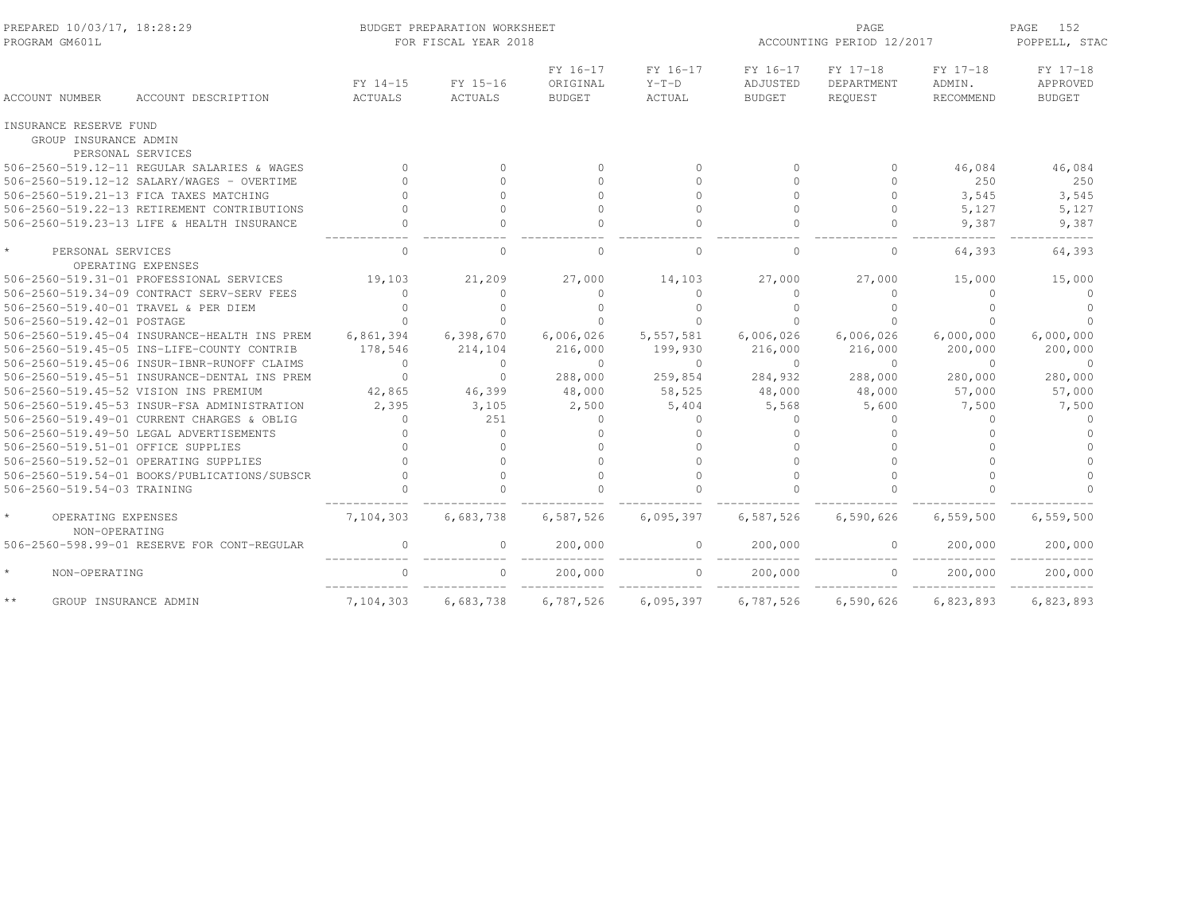BUDGET PREPARATION WORKSHEET
FOR FISCAL YEAR 2018

| ACCOUNT NUMBER | ACCOUNT DESCRIPTION | FY 14-15 ACTUALS | FY 15-16 ACTUALS | FY 16-17 ORIGINAL BUDGET | FY 16-17 Y-T-D ACTUAL | FY 16-17 ADJUSTED BUDGET | FY 17-18 DEPARTMENT REQUEST | FY 17-18 ADMIN. RECOMMEND | FY 17-18 APPROVED BUDGET |
|---|---|---|---|---|---|---|---|---|---|
| INSURANCE RESERVE FUND | | | | | | | | | |
| GROUP INSURANCE ADMIN | | | | | | | | | |
| PERSONAL SERVICES | | | | | | | | | |
| 506-2560-519.12-11 | REGULAR SALARIES & WAGES | 0 | 0 | 0 | 0 | 0 | 0 | 46,084 | 46,084 |
| 506-2560-519.12-12 | SALARY/WAGES - OVERTIME | 0 | 0 | 0 | 0 | 0 | 0 | 250 | 250 |
| 506-2560-519.21-13 | FICA TAXES MATCHING | 0 | 0 | 0 | 0 | 0 | 0 | 3,545 | 3,545 |
| 506-2560-519.22-13 | RETIREMENT CONTRIBUTIONS | 0 | 0 | 0 | 0 | 0 | 0 | 5,127 | 5,127 |
| 506-2560-519.23-13 | LIFE & HEALTH INSURANCE | 0 | 0 | 0 | 0 | 0 | 0 | 9,387 | 9,387 |
| * PERSONAL SERVICES | | 0 | 0 | 0 | 0 | 0 | 0 | 64,393 | 64,393 |
| OPERATING EXPENSES | | | | | | | | | |
| 506-2560-519.31-01 | PROFESSIONAL SERVICES | 19,103 | 21,209 | 27,000 | 14,103 | 27,000 | 27,000 | 15,000 | 15,000 |
| 506-2560-519.34-09 | CONTRACT SERV-SERV FEES | 0 | 0 | 0 | 0 | 0 | 0 | 0 | 0 |
| 506-2560-519.40-01 | TRAVEL & PER DIEM | 0 | 0 | 0 | 0 | 0 | 0 | 0 | 0 |
| 506-2560-519.42-01 | POSTAGE | 0 | 0 | 0 | 0 | 0 | 0 | 0 | 0 |
| 506-2560-519.45-04 | INSURANCE-HEALTH INS PREM | 6,861,394 | 6,398,670 | 6,006,026 | 5,557,581 | 6,006,026 | 6,006,026 | 6,000,000 | 6,000,000 |
| 506-2560-519.45-05 | INS-LIFE-COUNTY CONTRIB | 178,546 | 214,104 | 216,000 | 199,930 | 216,000 | 216,000 | 200,000 | 200,000 |
| 506-2560-519.45-06 | INSUR-IBNR-RUNOFF CLAIMS | 0 | 0 | 0 | 0 | 0 | 0 | 0 | 0 |
| 506-2560-519.45-51 | INSURANCE-DENTAL INS PREM | 0 | 0 | 288,000 | 259,854 | 284,932 | 288,000 | 280,000 | 280,000 |
| 506-2560-519.45-52 | VISION INS PREMIUM | 42,865 | 46,399 | 48,000 | 58,525 | 48,000 | 48,000 | 57,000 | 57,000 |
| 506-2560-519.45-53 | INSUR-FSA ADMINISTRATION | 2,395 | 3,105 | 2,500 | 5,404 | 5,568 | 5,600 | 7,500 | 7,500 |
| 506-2560-519.49-01 | CURRENT CHARGES & OBLIG | 0 | 251 | 0 | 0 | 0 | 0 | 0 | 0 |
| 506-2560-519.49-50 | LEGAL ADVERTISEMENTS | 0 | 0 | 0 | 0 | 0 | 0 | 0 | 0 |
| 506-2560-519.51-01 | OFFICE SUPPLIES | 0 | 0 | 0 | 0 | 0 | 0 | 0 | 0 |
| 506-2560-519.52-01 | OPERATING SUPPLIES | 0 | 0 | 0 | 0 | 0 | 0 | 0 | 0 |
| 506-2560-519.54-01 | BOOKS/PUBLICATIONS/SUBSCR | 0 | 0 | 0 | 0 | 0 | 0 | 0 | 0 |
| 506-2560-519.54-03 | TRAINING | 0 | 0 | 0 | 0 | 0 | 0 | 0 | 0 |
| * OPERATING EXPENSES | | 7,104,303 | 6,683,738 | 6,587,526 | 6,095,397 | 6,587,526 | 6,590,626 | 6,559,500 | 6,559,500 |
| NON-OPERATING | | | | | | | | | |
| 506-2560-598.99-01 | RESERVE FOR CONT-REGULAR | 0 | 0 | 200,000 | 0 | 200,000 | 0 | 200,000 | 200,000 |
| * NON-OPERATING | | 0 | 0 | 200,000 | 0 | 200,000 | 0 | 200,000 | 200,000 |
| ** GROUP INSURANCE ADMIN | | 7,104,303 | 6,683,738 | 6,787,526 | 6,095,397 | 6,787,526 | 6,590,626 | 6,823,893 | 6,823,893 |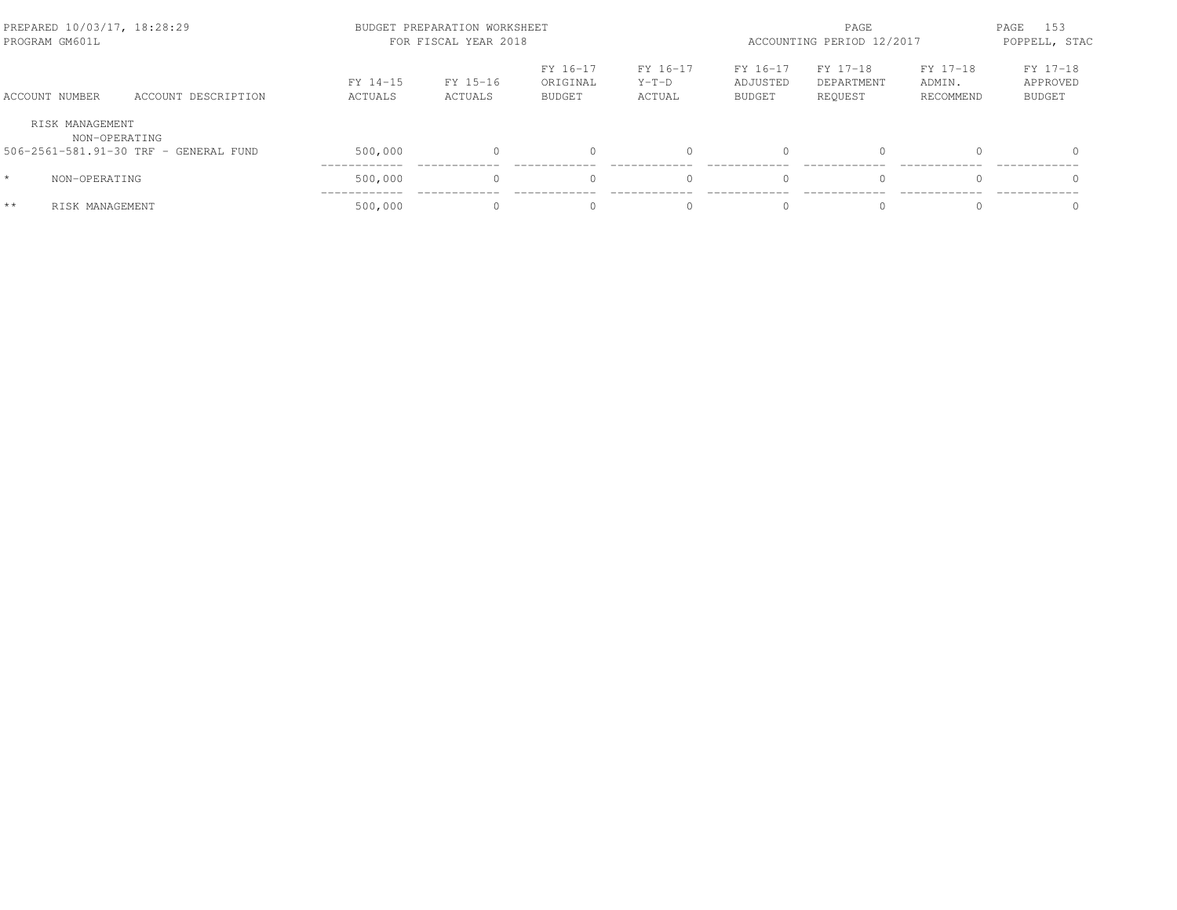BUDGET PREPARATION WORKSHEET
FOR FISCAL YEAR 2018

PREPARED 10/03/17, 18:28:29
PROGRAM GM601L

ACCOUNTING PERIOD 12/2017
POPPELL, STAC

| ACCOUNT NUMBER | ACCOUNT DESCRIPTION | FY 14-15 ACTUALS | FY 15-16 ACTUALS | FY 16-17 ORIGINAL BUDGET | FY 16-17 Y-T-D ACTUAL | FY 16-17 ADJUSTED BUDGET | FY 17-18 DEPARTMENT REQUEST | FY 17-18 ADMIN. RECOMMEND | FY 17-18 APPROVED BUDGET |
|---|---|---|---|---|---|---|---|---|---|
| RISK MANAGEMENT | | | | | | | | | |
| NON-OPERATING | | | | | | | | | |
| 506-2561-581.91-30 | TRF - GENERAL FUND | 500,000 | 0 | 0 | 0 | 0 | 0 | 0 | 0 |
| * | NON-OPERATING | 500,000 | 0 | 0 | 0 | 0 | 0 | 0 | 0 |
| ** | RISK MANAGEMENT | 500,000 | 0 | 0 | 0 | 0 | 0 | 0 | 0 |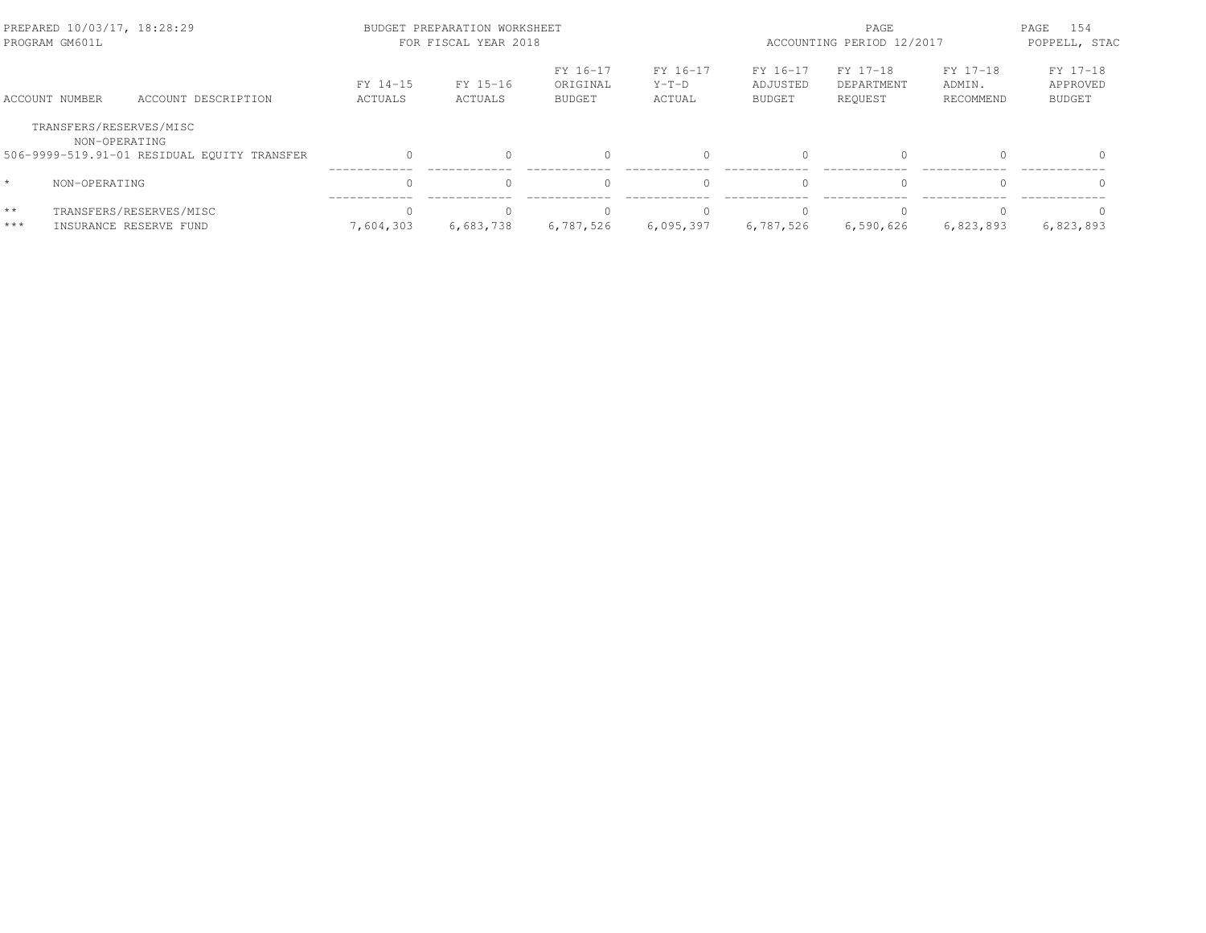PREPARED 10/03/17, 18:28:29 — BUDGET PREPARATION WORKSHEET — FOR FISCAL YEAR 2018 — ACCOUNTING PERIOD 12/2017
PROGRAM GM601L — POPPELL, STAC

| ACCOUNT NUMBER | ACCOUNT DESCRIPTION | FY 14-15 ACTUALS | FY 15-16 ACTUALS | FY 16-17 ORIGINAL BUDGET | FY 16-17 Y-T-D ACTUAL | FY 16-17 ADJUSTED BUDGET | FY 17-18 DEPARTMENT REQUEST | FY 17-18 ADMIN. RECOMMEND | FY 17-18 APPROVED BUDGET |
|---|---|---|---|---|---|---|---|---|---|
| TRANSFERS/RESERVES/MISC | | | | | | | | | |
| NON-OPERATING | | | | | | | | | |
| 506-9999-519.91-01 | RESIDUAL EQUITY TRANSFER | 0 | 0 | 0 | 0 | 0 | 0 | 0 | 0 |
| * | NON-OPERATING | 0 | 0 | 0 | 0 | 0 | 0 | 0 | 0 |
| ** | TRANSFERS/RESERVES/MISC | 0 | 0 | 0 | 0 | 0 | 0 | 0 | 0 |
| *** | INSURANCE RESERVE FUND | 7,604,303 | 6,683,738 | 6,787,526 | 6,095,397 | 6,787,526 | 6,590,626 | 6,823,893 | 6,823,893 |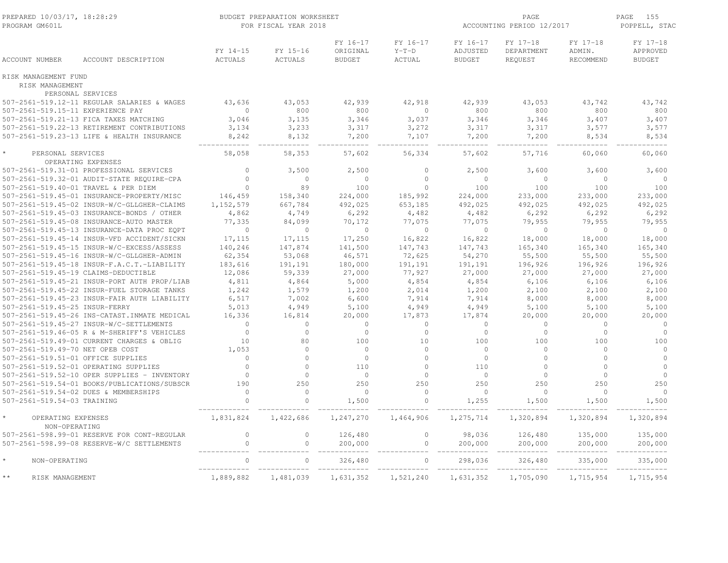PREPARED 10/03/17, 18:28:29 — BUDGET PREPARATION WORKSHEET — FOR FISCAL YEAR 2018 — ACCOUNTING PERIOD 12/2017
PROGRAM GM601L — POPPELL, STAC

| ACCOUNT NUMBER | ACCOUNT DESCRIPTION | FY 14-15 ACTUALS | FY 15-16 ACTUALS | FY 16-17 ORIGINAL BUDGET | FY 16-17 Y-T-D ACTUAL | FY 16-17 ADJUSTED BUDGET | FY 17-18 DEPARTMENT REQUEST | FY 17-18 ADMIN. RECOMMEND | FY 17-18 APPROVED BUDGET |
|---|---|---|---|---|---|---|---|---|---|
| RISK MANAGEMENT FUND | | | | | | | | | |
| RISK MANAGEMENT | | | | | | | | | |
| PERSONAL SERVICES | | | | | | | | | |
| 507-2561-519.12-11 | REGULAR SALARIES & WAGES | 43,636 | 43,053 | 42,939 | 42,918 | 42,939 | 43,053 | 43,742 | 43,742 |
| 507-2561-519.15-11 | EXPERIENCE PAY | 0 | 800 | 800 | 0 | 800 | 800 | 800 | 800 |
| 507-2561-519.21-13 | FICA TAXES MATCHING | 3,046 | 3,135 | 3,346 | 3,037 | 3,346 | 3,346 | 3,407 | 3,407 |
| 507-2561-519.22-13 | RETIREMENT CONTRIBUTIONS | 3,134 | 3,233 | 3,317 | 3,272 | 3,317 | 3,317 | 3,577 | 3,577 |
| 507-2561-519.23-13 | LIFE & HEALTH INSURANCE | 8,242 | 8,132 | 7,200 | 7,107 | 7,200 | 7,200 | 8,534 | 8,534 |
| * | PERSONAL SERVICES | 58,058 | 58,353 | 57,602 | 56,334 | 57,602 | 57,716 | 60,060 | 60,060 |
| OPERATING EXPENSES | | | | | | | | | |
| 507-2561-519.31-01 | PROFESSIONAL SERVICES | 0 | 3,500 | 2,500 | 0 | 2,500 | 3,600 | 3,600 | 3,600 |
| 507-2561-519.32-01 | AUDIT-STATE REQUIRE-CPA | 0 | 0 | 0 | 0 | 0 | 0 | 0 | 0 |
| 507-2561-519.40-01 | TRAVEL & PER DIEM | 0 | 89 | 100 | 0 | 100 | 100 | 100 | 100 |
| 507-2561-519.45-01 | INSURANCE-PROPERTY/MISC | 146,459 | 158,340 | 224,000 | 185,992 | 224,000 | 233,000 | 233,000 | 233,000 |
| 507-2561-519.45-02 | INSUR-W/C-GLLGHER-CLAIMS | 1,152,579 | 667,784 | 492,025 | 653,185 | 492,025 | 492,025 | 492,025 | 492,025 |
| 507-2561-519.45-03 | INSURANCE-BONDS / OTHER | 4,862 | 4,749 | 6,292 | 4,482 | 4,482 | 6,292 | 6,292 | 6,292 |
| 507-2561-519.45-08 | INSURANCE-AUTO MASTER | 77,335 | 84,099 | 70,172 | 77,075 | 77,075 | 79,955 | 79,955 | 79,955 |
| 507-2561-519.45-13 | INSURANCE-DATA PROC EQPT | 0 | 0 | 0 | 0 | 0 | 0 | 0 | 0 |
| 507-2561-519.45-14 | INSUR-VFD ACCIDENT/SICKN | 17,115 | 17,115 | 17,250 | 16,822 | 16,822 | 18,000 | 18,000 | 18,000 |
| 507-2561-519.45-15 | INSUR-W/C-EXCESS/ASSESS | 140,246 | 147,874 | 141,500 | 147,743 | 147,743 | 165,340 | 165,340 | 165,340 |
| 507-2561-519.45-16 | INSUR-W/C-GLLGHER-ADMIN | 62,354 | 53,068 | 46,571 | 72,625 | 54,270 | 55,500 | 55,500 | 55,500 |
| 507-2561-519.45-18 | INSUR-F.A.C.T.-LIABILITY | 183,616 | 191,191 | 180,000 | 191,191 | 191,191 | 196,926 | 196,926 | 196,926 |
| 507-2561-519.45-19 | CLAIMS-DEDUCTIBLE | 12,086 | 59,339 | 27,000 | 77,927 | 27,000 | 27,000 | 27,000 | 27,000 |
| 507-2561-519.45-21 | INSUR-PORT AUTH PROP/LIAB | 4,811 | 4,864 | 5,000 | 4,854 | 4,854 | 6,106 | 6,106 | 6,106 |
| 507-2561-519.45-22 | INSUR-FUEL STORAGE TANKS | 1,242 | 1,579 | 1,200 | 2,014 | 1,200 | 2,100 | 2,100 | 2,100 |
| 507-2561-519.45-23 | INSUR-FAIR AUTH LIABILITY | 6,517 | 7,002 | 6,600 | 7,914 | 7,914 | 8,000 | 8,000 | 8,000 |
| 507-2561-519.45-25 | INSUR-FERRY | 5,013 | 4,949 | 5,100 | 4,949 | 4,949 | 5,100 | 5,100 | 5,100 |
| 507-2561-519.45-26 | INS-CATAST.INMATE MEDICAL | 16,336 | 16,814 | 20,000 | 17,873 | 17,874 | 20,000 | 20,000 | 20,000 |
| 507-2561-519.45-27 | INSUR-W/C-SETTLEMENTS | 0 | 0 | 0 | 0 | 0 | 0 | 0 | 0 |
| 507-2561-519.46-05 | R & M-SHERIFF'S VEHICLES | 0 | 0 | 0 | 0 | 0 | 0 | 0 | 0 |
| 507-2561-519.49-01 | CURRENT CHARGES & OBLIG | 10 | 80 | 100 | 10 | 100 | 100 | 100 | 100 |
| 507-2561-519.49-70 | NET OPEB COST | 1,053 | 0 | 0 | 0 | 0 | 0 | 0 | 0 |
| 507-2561-519.51-01 | OFFICE SUPPLIES | 0 | 0 | 0 | 0 | 0 | 0 | 0 | 0 |
| 507-2561-519.52-01 | OPERATING SUPPLIES | 0 | 0 | 110 | 0 | 110 | 0 | 0 | 0 |
| 507-2561-519.52-10 | OPER SUPPLIES - INVENTORY | 0 | 0 | 0 | 0 | 0 | 0 | 0 | 0 |
| 507-2561-519.54-01 | BOOKS/PUBLICATIONS/SUBSCR | 190 | 250 | 250 | 250 | 250 | 250 | 250 | 250 |
| 507-2561-519.54-02 | DUES & MEMBERSHIPS | 0 | 0 | 0 | 0 | 0 | 0 | 0 | 0 |
| 507-2561-519.54-03 | TRAINING | 0 | 0 | 1,500 | 0 | 1,255 | 1,500 | 1,500 | 1,500 |
| * | OPERATING EXPENSES | 1,831,824 | 1,422,686 | 1,247,270 | 1,464,906 | 1,275,714 | 1,320,894 | 1,320,894 | 1,320,894 |
| NON-OPERATING | | | | | | | | | |
| 507-2561-598.99-01 | RESERVE FOR CONT-REGULAR | 0 | 0 | 126,480 | 0 | 98,036 | 126,480 | 135,000 | 135,000 |
| 507-2561-598.99-08 | RESERVE-W/C SETTLEMENTS | 0 | 0 | 200,000 | 0 | 200,000 | 200,000 | 200,000 | 200,000 |
| * | NON-OPERATING | 0 | 0 | 326,480 | 0 | 298,036 | 326,480 | 335,000 | 335,000 |
| ** | RISK MANAGEMENT | 1,889,882 | 1,481,039 | 1,631,352 | 1,521,240 | 1,631,352 | 1,705,090 | 1,715,954 | 1,715,954 |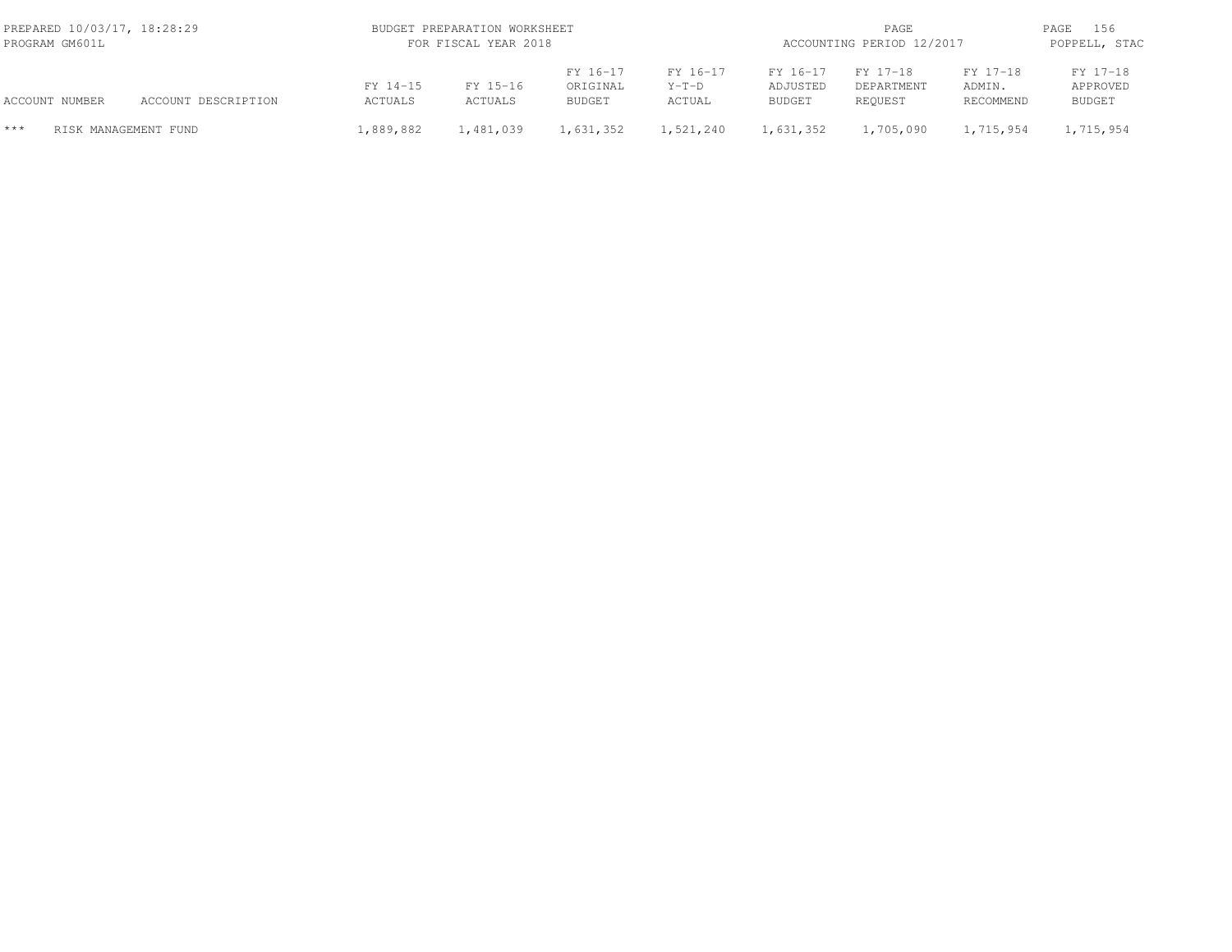BUDGET PREPARATION WORKSHEET
FOR FISCAL YEAR 2018

PREPARED 10/03/17, 18:28:29
PROGRAM GM601L

ACCOUNTING PERIOD 12/2017
POPPELL, STAC

| ACCOUNT NUMBER | ACCOUNT DESCRIPTION | FY 14-15 ACTUALS | FY 15-16 ACTUALS | FY 16-17 ORIGINAL BUDGET | FY 16-17 Y-T-D ACTUAL | FY 16-17 ADJUSTED BUDGET | FY 17-18 DEPARTMENT REQUEST | FY 17-18 ADMIN. RECOMMEND | FY 17-18 APPROVED BUDGET |
|---|---|---|---|---|---|---|---|---|---|
| *** | RISK MANAGEMENT FUND | 1,889,882 | 1,481,039 | 1,631,352 | 1,521,240 | 1,631,352 | 1,705,090 | 1,715,954 | 1,715,954 |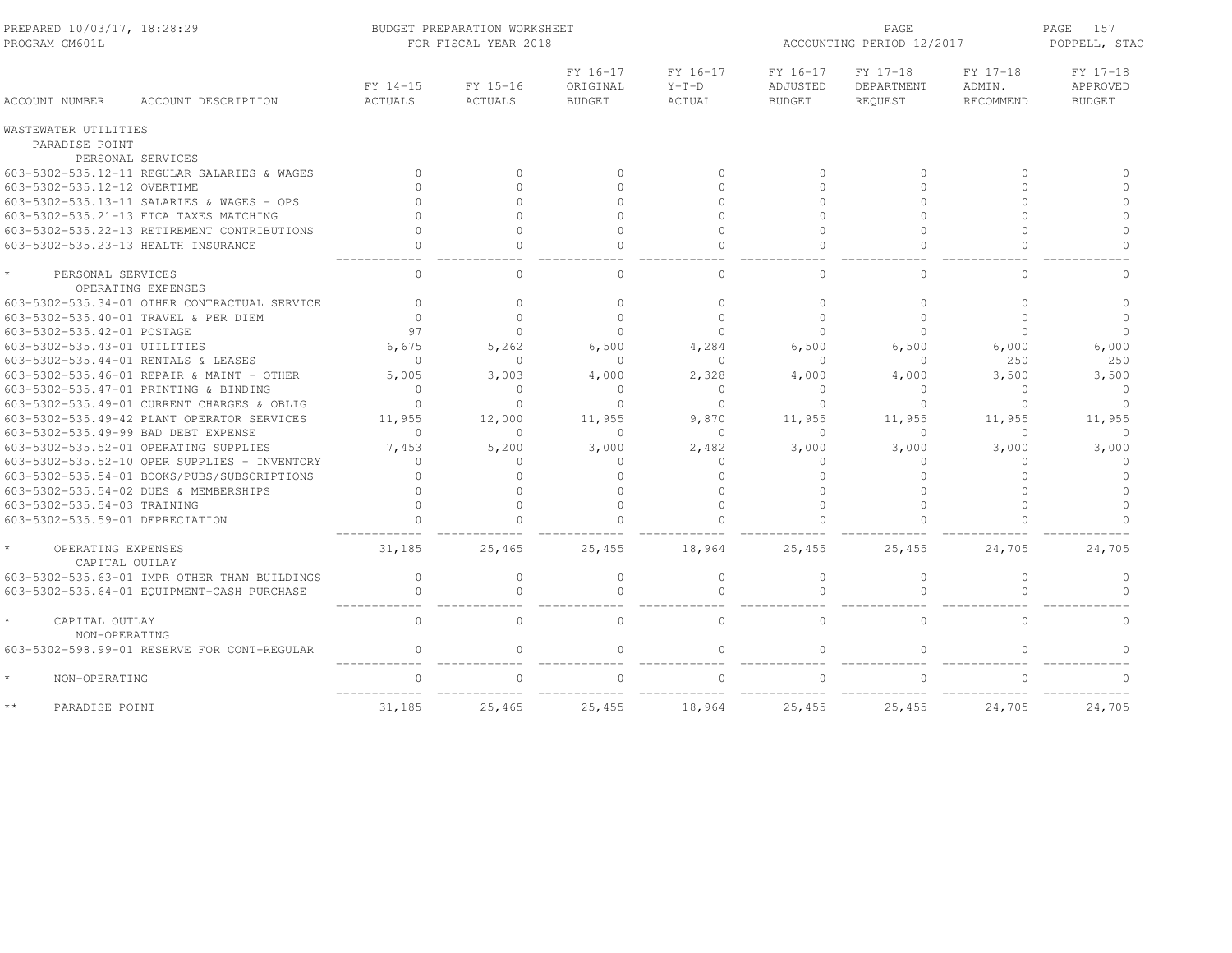PREPARED 10/03/17, 18:28:29 BUDGET PREPARATION WORKSHEET PAGE
PROGRAM GM601L FOR FISCAL YEAR 2018 ACCOUNTING PERIOD 12/2017 POPPELL, STAC

| ACCOUNT NUMBER | ACCOUNT DESCRIPTION | FY 14-15 ACTUALS | FY 15-16 ACTUALS | FY 16-17 ORIGINAL BUDGET | FY 16-17 Y-T-D ACTUAL | FY 16-17 ADJUSTED BUDGET | FY 17-18 DEPARTMENT REQUEST | FY 17-18 ADMIN. RECOMMEND | FY 17-18 APPROVED BUDGET |
|---|---|---|---|---|---|---|---|---|---|
| WASTEWATER UTILITIES | | | | | | | | | |
| PARADISE POINT | | | | | | | | | |
| PERSONAL SERVICES | | | | | | | | | |
| 603-5302-535.12-11 | REGULAR SALARIES & WAGES | 0 | 0 | 0 | 0 | 0 | 0 | 0 | 0 |
| 603-5302-535.12-12 | OVERTIME | 0 | 0 | 0 | 0 | 0 | 0 | 0 | 0 |
| 603-5302-535.13-11 | SALARIES & WAGES - OPS | 0 | 0 | 0 | 0 | 0 | 0 | 0 | 0 |
| 603-5302-535.21-13 | FICA TAXES MATCHING | 0 | 0 | 0 | 0 | 0 | 0 | 0 | 0 |
| 603-5302-535.22-13 | RETIREMENT CONTRIBUTIONS | 0 | 0 | 0 | 0 | 0 | 0 | 0 | 0 |
| 603-5302-535.23-13 | HEALTH INSURANCE | 0 | 0 | 0 | 0 | 0 | 0 | 0 | 0 |
| * | PERSONAL SERVICES | 0 | 0 | 0 | 0 | 0 | 0 | 0 | 0 |
| OPERATING EXPENSES | | | | | | | | | |
| 603-5302-535.34-01 | OTHER CONTRACTUAL SERVICE | 0 | 0 | 0 | 0 | 0 | 0 | 0 | 0 |
| 603-5302-535.40-01 | TRAVEL & PER DIEM | 0 | 0 | 0 | 0 | 0 | 0 | 0 | 0 |
| 603-5302-535.42-01 | POSTAGE | 97 | 0 | 0 | 0 | 0 | 0 | 0 | 0 |
| 603-5302-535.43-01 | UTILITIES | 6,675 | 5,262 | 6,500 | 4,284 | 6,500 | 6,500 | 6,000 | 6,000 |
| 603-5302-535.44-01 | RENTALS & LEASES | 0 | 0 | 0 | 0 | 0 | 0 | 250 | 250 |
| 603-5302-535.46-01 | REPAIR & MAINT - OTHER | 5,005 | 3,003 | 4,000 | 2,328 | 4,000 | 4,000 | 3,500 | 3,500 |
| 603-5302-535.47-01 | PRINTING & BINDING | 0 | 0 | 0 | 0 | 0 | 0 | 0 | 0 |
| 603-5302-535.49-01 | CURRENT CHARGES & OBLIG | 0 | 0 | 0 | 0 | 0 | 0 | 0 | 0 |
| 603-5302-535.49-42 | PLANT OPERATOR SERVICES | 11,955 | 12,000 | 11,955 | 9,870 | 11,955 | 11,955 | 11,955 | 11,955 |
| 603-5302-535.49-99 | BAD DEBT EXPENSE | 0 | 0 | 0 | 0 | 0 | 0 | 0 | 0 |
| 603-5302-535.52-01 | OPERATING SUPPLIES | 7,453 | 5,200 | 3,000 | 2,482 | 3,000 | 3,000 | 3,000 | 3,000 |
| 603-5302-535.52-10 | OPER SUPPLIES - INVENTORY | 0 | 0 | 0 | 0 | 0 | 0 | 0 | 0 |
| 603-5302-535.54-01 | BOOKS/PUBS/SUBSCRIPTIONS | 0 | 0 | 0 | 0 | 0 | 0 | 0 | 0 |
| 603-5302-535.54-02 | DUES & MEMBERSHIPS | 0 | 0 | 0 | 0 | 0 | 0 | 0 | 0 |
| 603-5302-535.54-03 | TRAINING | 0 | 0 | 0 | 0 | 0 | 0 | 0 | 0 |
| 603-5302-535.59-01 | DEPRECIATION | 0 | 0 | 0 | 0 | 0 | 0 | 0 | 0 |
| * | OPERATING EXPENSES | 31,185 | 25,465 | 25,455 | 18,964 | 25,455 | 25,455 | 24,705 | 24,705 |
| CAPITAL OUTLAY | | | | | | | | | |
| 603-5302-535.63-01 | IMPR OTHER THAN BUILDINGS | 0 | 0 | 0 | 0 | 0 | 0 | 0 | 0 |
| 603-5302-535.64-01 | EQUIPMENT-CASH PURCHASE | 0 | 0 | 0 | 0 | 0 | 0 | 0 | 0 |
| * | CAPITAL OUTLAY | 0 | 0 | 0 | 0 | 0 | 0 | 0 | 0 |
| NON-OPERATING | | | | | | | | | |
| 603-5302-598.99-01 | RESERVE FOR CONT-REGULAR | 0 | 0 | 0 | 0 | 0 | 0 | 0 | 0 |
| * | NON-OPERATING | 0 | 0 | 0 | 0 | 0 | 0 | 0 | 0 |
| ** | PARADISE POINT | 31,185 | 25,465 | 25,455 | 18,964 | 25,455 | 25,455 | 24,705 | 24,705 |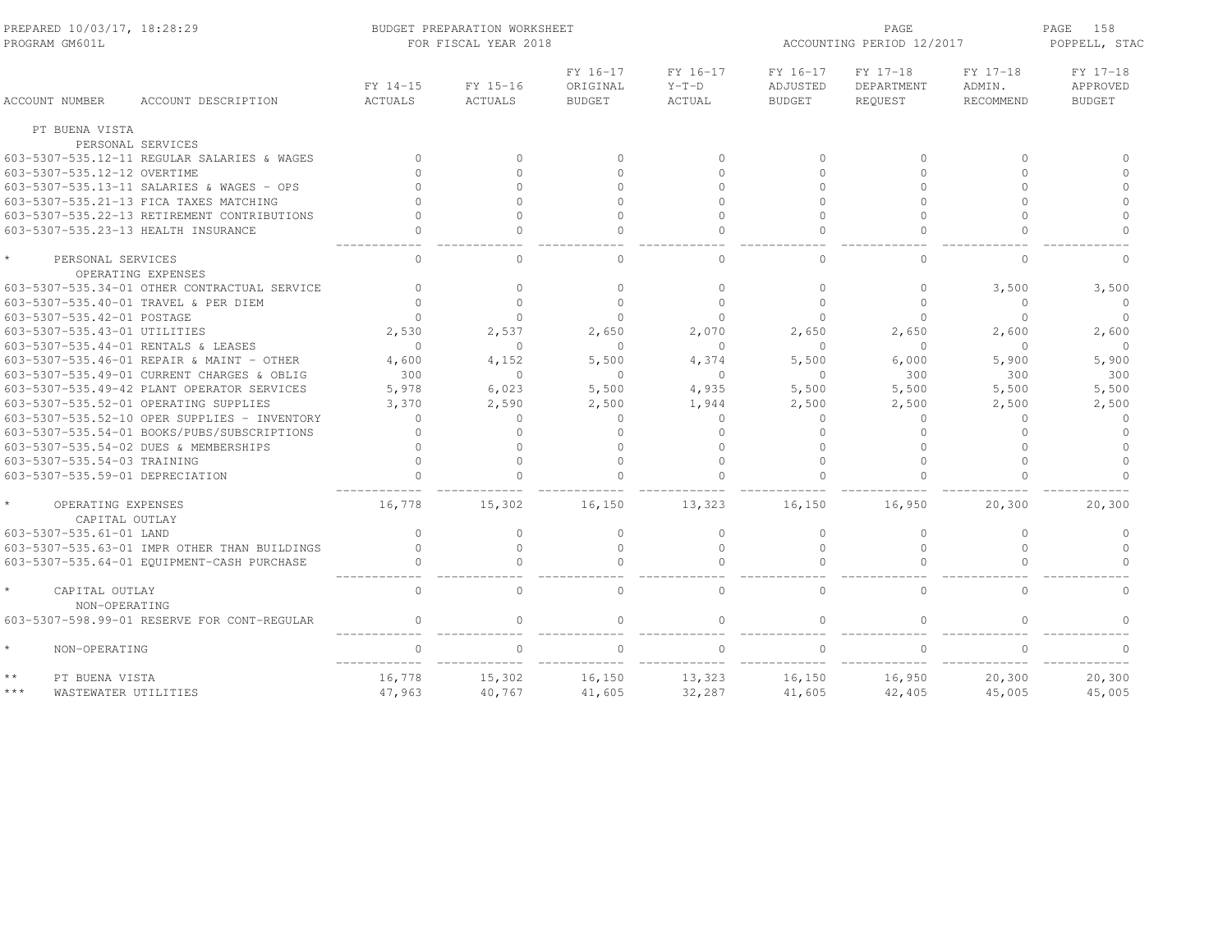PREPARED 10/03/17, 18:28:29 — BUDGET PREPARATION WORKSHEET — FOR FISCAL YEAR 2018 — ACCOUNTING PERIOD 12/2017 — PROGRAM GM601L — POPPELL, STAC

| ACCOUNT NUMBER | ACCOUNT DESCRIPTION | FY 14-15 ACTUALS | FY 15-16 ACTUALS | FY 16-17 ORIGINAL BUDGET | FY 16-17 Y-T-D ACTUAL | FY 16-17 ADJUSTED BUDGET | FY 17-18 DEPARTMENT REQUEST | FY 17-18 ADMIN. RECOMMEND | FY 17-18 APPROVED BUDGET |
|---|---|---|---|---|---|---|---|---|---|
| PT BUENA VISTA | | | | | | | | | |
| | PERSONAL SERVICES | | | | | | | | |
| 603-5307-535.12-11 | REGULAR SALARIES & WAGES | 0 | 0 | 0 | 0 | 0 | 0 | 0 | 0 |
| 603-5307-535.12-12 | OVERTIME | 0 | 0 | 0 | 0 | 0 | 0 | 0 | 0 |
| 603-5307-535.13-11 | SALARIES & WAGES - OPS | 0 | 0 | 0 | 0 | 0 | 0 | 0 | 0 |
| 603-5307-535.21-13 | FICA TAXES MATCHING | 0 | 0 | 0 | 0 | 0 | 0 | 0 | 0 |
| 603-5307-535.22-13 | RETIREMENT CONTRIBUTIONS | 0 | 0 | 0 | 0 | 0 | 0 | 0 | 0 |
| 603-5307-535.23-13 | HEALTH INSURANCE | 0 | 0 | 0 | 0 | 0 | 0 | 0 | 0 |
| * | PERSONAL SERVICES | 0 | 0 | 0 | 0 | 0 | 0 | 0 | 0 |
| | OPERATING EXPENSES | | | | | | | | |
| 603-5307-535.34-01 | OTHER CONTRACTUAL SERVICE | 0 | 0 | 0 | 0 | 0 | 0 | 3,500 | 3,500 |
| 603-5307-535.40-01 | TRAVEL & PER DIEM | 0 | 0 | 0 | 0 | 0 | 0 | 0 | 0 |
| 603-5307-535.42-01 | POSTAGE | 0 | 0 | 0 | 0 | 0 | 0 | 0 | 0 |
| 603-5307-535.43-01 | UTILITIES | 2,530 | 2,537 | 2,650 | 2,070 | 2,650 | 2,650 | 2,600 | 2,600 |
| 603-5307-535.44-01 | RENTALS & LEASES | 0 | 0 | 0 | 0 | 0 | 0 | 0 | 0 |
| 603-5307-535.46-01 | REPAIR & MAINT - OTHER | 4,600 | 4,152 | 5,500 | 4,374 | 5,500 | 6,000 | 5,900 | 5,900 |
| 603-5307-535.49-01 | CURRENT CHARGES & OBLIG | 300 | 0 | 0 | 0 | 0 | 300 | 300 | 300 |
| 603-5307-535.49-42 | PLANT OPERATOR SERVICES | 5,978 | 6,023 | 5,500 | 4,935 | 5,500 | 5,500 | 5,500 | 5,500 |
| 603-5307-535.52-01 | OPERATING SUPPLIES | 3,370 | 2,590 | 2,500 | 1,944 | 2,500 | 2,500 | 2,500 | 2,500 |
| 603-5307-535.52-10 | OPER SUPPLIES - INVENTORY | 0 | 0 | 0 | 0 | 0 | 0 | 0 | 0 |
| 603-5307-535.54-01 | BOOKS/PUBS/SUBSCRIPTIONS | 0 | 0 | 0 | 0 | 0 | 0 | 0 | 0 |
| 603-5307-535.54-02 | DUES & MEMBERSHIPS | 0 | 0 | 0 | 0 | 0 | 0 | 0 | 0 |
| 603-5307-535.54-03 | TRAINING | 0 | 0 | 0 | 0 | 0 | 0 | 0 | 0 |
| 603-5307-535.59-01 | DEPRECIATION | 0 | 0 | 0 | 0 | 0 | 0 | 0 | 0 |
| * | OPERATING EXPENSES | 16,778 | 15,302 | 16,150 | 13,323 | 16,150 | 16,950 | 20,300 | 20,300 |
| | CAPITAL OUTLAY | | | | | | | | |
| 603-5307-535.61-01 | LAND | 0 | 0 | 0 | 0 | 0 | 0 | 0 | 0 |
| 603-5307-535.63-01 | IMPR OTHER THAN BUILDINGS | 0 | 0 | 0 | 0 | 0 | 0 | 0 | 0 |
| 603-5307-535.64-01 | EQUIPMENT-CASH PURCHASE | 0 | 0 | 0 | 0 | 0 | 0 | 0 | 0 |
| * | CAPITAL OUTLAY | 0 | 0 | 0 | 0 | 0 | 0 | 0 | 0 |
| | NON-OPERATING | | | | | | | | |
| 603-5307-598.99-01 | RESERVE FOR CONT-REGULAR | 0 | 0 | 0 | 0 | 0 | 0 | 0 | 0 |
| * | NON-OPERATING | 0 | 0 | 0 | 0 | 0 | 0 | 0 | 0 |
| ** | PT BUENA VISTA | 16,778 | 15,302 | 16,150 | 13,323 | 16,150 | 16,950 | 20,300 | 20,300 |
| *** | WASTEWATER UTILITIES | 47,963 | 40,767 | 41,605 | 32,287 | 41,605 | 42,405 | 45,005 | 45,005 |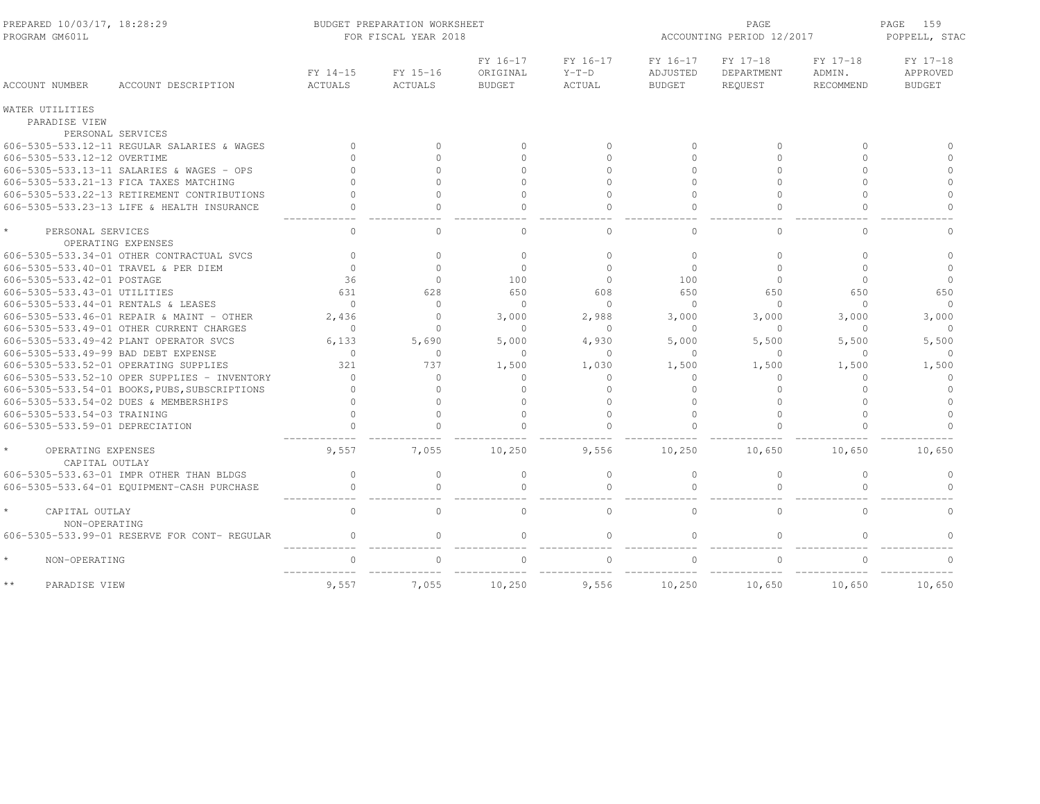PREPARED 10/03/17, 18:28:29 BUDGET PREPARATION WORKSHEET
PROGRAM GM601L FOR FISCAL YEAR 2018
ACCOUNTING PERIOD 12/2017 POPPELL, STAC

| ACCOUNT NUMBER | ACCOUNT DESCRIPTION | FY 14-15 ACTUALS | FY 15-16 ACTUALS | FY 16-17 ORIGINAL BUDGET | FY 16-17 Y-T-D ACTUAL | FY 16-17 ADJUSTED BUDGET | FY 17-18 DEPARTMENT REQUEST | FY 17-18 ADMIN. RECOMMEND | FY 17-18 APPROVED BUDGET |
|---|---|---|---|---|---|---|---|---|---|
| WATER UTILITIES | | | | | | | | | |
| PARADISE VIEW | | | | | | | | | |
| PERSONAL SERVICES | | | | | | | | | |
| 606-5305-533.12-11 | REGULAR SALARIES & WAGES | 0 | 0 | 0 | 0 | 0 | 0 | 0 | 0 |
| 606-5305-533.12-12 | OVERTIME | 0 | 0 | 0 | 0 | 0 | 0 | 0 | 0 |
| 606-5305-533.13-11 | SALARIES & WAGES - OPS | 0 | 0 | 0 | 0 | 0 | 0 | 0 | 0 |
| 606-5305-533.21-13 | FICA TAXES MATCHING | 0 | 0 | 0 | 0 | 0 | 0 | 0 | 0 |
| 606-5305-533.22-13 | RETIREMENT CONTRIBUTIONS | 0 | 0 | 0 | 0 | 0 | 0 | 0 | 0 |
| 606-5305-533.23-13 | LIFE & HEALTH INSURANCE | 0 | 0 | 0 | 0 | 0 | 0 | 0 | 0 |
| * | PERSONAL SERVICES | 0 | 0 | 0 | 0 | 0 | 0 | 0 | 0 |
| OPERATING EXPENSES | | | | | | | | | |
| 606-5305-533.34-01 | OTHER CONTRACTUAL SVCS | 0 | 0 | 0 | 0 | 0 | 0 | 0 | 0 |
| 606-5305-533.40-01 | TRAVEL & PER DIEM | 0 | 0 | 0 | 0 | 0 | 0 | 0 | 0 |
| 606-5305-533.42-01 | POSTAGE | 36 | 0 | 100 | 0 | 100 | 0 | 0 | 0 |
| 606-5305-533.43-01 | UTILITIES | 631 | 628 | 650 | 608 | 650 | 650 | 650 | 650 |
| 606-5305-533.44-01 | RENTALS & LEASES | 0 | 0 | 0 | 0 | 0 | 0 | 0 | 0 |
| 606-5305-533.46-01 | REPAIR & MAINT - OTHER | 2,436 | 0 | 3,000 | 2,988 | 3,000 | 3,000 | 3,000 | 3,000 |
| 606-5305-533.49-01 | OTHER CURRENT CHARGES | 0 | 0 | 0 | 0 | 0 | 0 | 0 | 0 |
| 606-5305-533.49-42 | PLANT OPERATOR SVCS | 6,133 | 5,690 | 5,000 | 4,930 | 5,000 | 5,500 | 5,500 | 5,500 |
| 606-5305-533.49-99 | BAD DEBT EXPENSE | 0 | 0 | 0 | 0 | 0 | 0 | 0 | 0 |
| 606-5305-533.52-01 | OPERATING SUPPLIES | 321 | 737 | 1,500 | 1,030 | 1,500 | 1,500 | 1,500 | 1,500 |
| 606-5305-533.52-10 | OPER SUPPLIES - INVENTORY | 0 | 0 | 0 | 0 | 0 | 0 | 0 | 0 |
| 606-5305-533.54-01 | BOOKS,PUBS,SUBSCRIPTIONS | 0 | 0 | 0 | 0 | 0 | 0 | 0 | 0 |
| 606-5305-533.54-02 | DUES & MEMBERSHIPS | 0 | 0 | 0 | 0 | 0 | 0 | 0 | 0 |
| 606-5305-533.54-03 | TRAINING | 0 | 0 | 0 | 0 | 0 | 0 | 0 | 0 |
| 606-5305-533.59-01 | DEPRECIATION | 0 | 0 | 0 | 0 | 0 | 0 | 0 | 0 |
| * | OPERATING EXPENSES | 9,557 | 7,055 | 10,250 | 9,556 | 10,250 | 10,650 | 10,650 | 10,650 |
| CAPITAL OUTLAY | | | | | | | | | |
| 606-5305-533.63-01 | IMPR OTHER THAN BLDGS | 0 | 0 | 0 | 0 | 0 | 0 | 0 | 0 |
| 606-5305-533.64-01 | EQUIPMENT-CASH PURCHASE | 0 | 0 | 0 | 0 | 0 | 0 | 0 | 0 |
| * | CAPITAL OUTLAY | 0 | 0 | 0 | 0 | 0 | 0 | 0 | 0 |
| NON-OPERATING | | | | | | | | | |
| 606-5305-533.99-01 | RESERVE FOR CONT- REGULAR | 0 | 0 | 0 | 0 | 0 | 0 | 0 | 0 |
| * | NON-OPERATING | 0 | 0 | 0 | 0 | 0 | 0 | 0 | 0 |
| ** | PARADISE VIEW | 9,557 | 7,055 | 10,250 | 9,556 | 10,250 | 10,650 | 10,650 | 10,650 |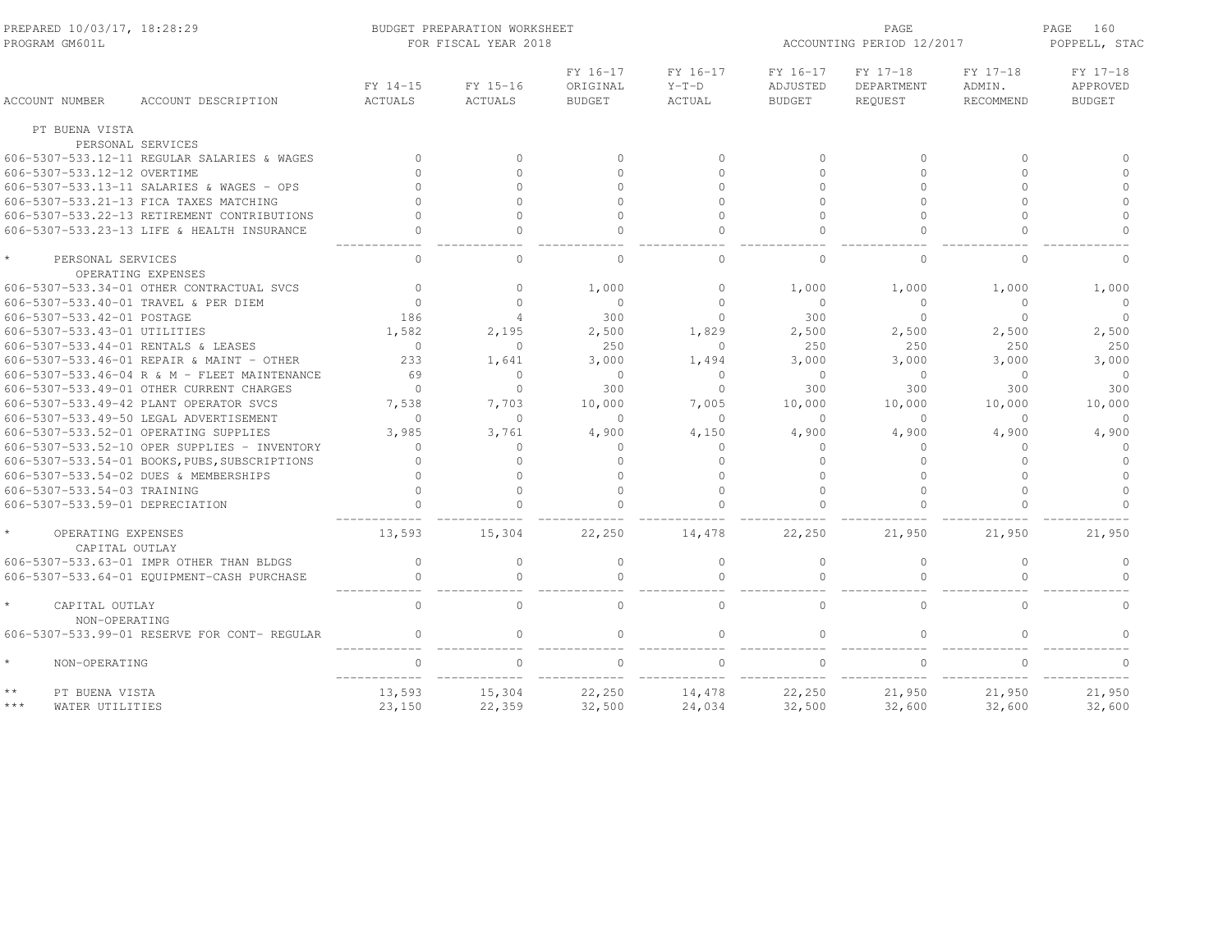PREPARED 10/03/17, 18:28:29
PROGRAM GM601L

BUDGET PREPARATION WORKSHEET
FOR FISCAL YEAR 2018

ACCOUNTING PERIOD 12/2017

POPPELL, STAC

| ACCOUNT NUMBER | ACCOUNT DESCRIPTION | FY 14-15 ACTUALS | FY 15-16 ACTUALS | FY 16-17 ORIGINAL BUDGET | FY 16-17 Y-T-D ACTUAL | FY 16-17 ADJUSTED BUDGET | FY 17-18 DEPARTMENT REQUEST | FY 17-18 ADMIN. RECOMMEND | FY 17-18 APPROVED BUDGET |
|---|---|---|---|---|---|---|---|---|---|
| PT BUENA VISTA | | | | | | | | | |
| PERSONAL SERVICES | | | | | | | | | |
| 606-5307-533.12-11 | REGULAR SALARIES & WAGES | 0 | 0 | 0 | 0 | 0 | 0 | 0 | 0 |
| 606-5307-533.12-12 | OVERTIME | 0 | 0 | 0 | 0 | 0 | 0 | 0 | 0 |
| 606-5307-533.13-11 | SALARIES & WAGES - OPS | 0 | 0 | 0 | 0 | 0 | 0 | 0 | 0 |
| 606-5307-533.21-13 | FICA TAXES MATCHING | 0 | 0 | 0 | 0 | 0 | 0 | 0 | 0 |
| 606-5307-533.22-13 | RETIREMENT CONTRIBUTIONS | 0 | 0 | 0 | 0 | 0 | 0 | 0 | 0 |
| 606-5307-533.23-13 | LIFE & HEALTH INSURANCE | 0 | 0 | 0 | 0 | 0 | 0 | 0 | 0 |
| * | PERSONAL SERVICES | 0 | 0 | 0 | 0 | 0 | 0 | 0 | 0 |
| OPERATING EXPENSES | | | | | | | | | |
| 606-5307-533.34-01 | OTHER CONTRACTUAL SVCS | 0 | 0 | 1,000 | 0 | 1,000 | 1,000 | 1,000 | 1,000 |
| 606-5307-533.40-01 | TRAVEL & PER DIEM | 0 | 0 | 0 | 0 | 0 | 0 | 0 | 0 |
| 606-5307-533.42-01 | POSTAGE | 186 | 4 | 300 | 0 | 300 | 0 | 0 | 0 |
| 606-5307-533.43-01 | UTILITIES | 1,582 | 2,195 | 2,500 | 1,829 | 2,500 | 2,500 | 2,500 | 2,500 |
| 606-5307-533.44-01 | RENTALS & LEASES | 0 | 0 | 250 | 0 | 250 | 250 | 250 | 250 |
| 606-5307-533.46-01 | REPAIR & MAINT - OTHER | 233 | 1,641 | 3,000 | 1,494 | 3,000 | 3,000 | 3,000 | 3,000 |
| 606-5307-533.46-04 | R & M - FLEET MAINTENANCE | 69 | 0 | 0 | 0 | 0 | 0 | 0 | 0 |
| 606-5307-533.49-01 | OTHER CURRENT CHARGES | 0 | 0 | 300 | 0 | 300 | 300 | 300 | 300 |
| 606-5307-533.49-42 | PLANT OPERATOR SVCS | 7,538 | 7,703 | 10,000 | 7,005 | 10,000 | 10,000 | 10,000 | 10,000 |
| 606-5307-533.49-50 | LEGAL ADVERTISEMENT | 0 | 0 | 0 | 0 | 0 | 0 | 0 | 0 |
| 606-5307-533.52-01 | OPERATING SUPPLIES | 3,985 | 3,761 | 4,900 | 4,150 | 4,900 | 4,900 | 4,900 | 4,900 |
| 606-5307-533.52-10 | OPER SUPPLIES - INVENTORY | 0 | 0 | 0 | 0 | 0 | 0 | 0 | 0 |
| 606-5307-533.54-01 | BOOKS,PUBS,SUBSCRIPTIONS | 0 | 0 | 0 | 0 | 0 | 0 | 0 | 0 |
| 606-5307-533.54-02 | DUES & MEMBERSHIPS | 0 | 0 | 0 | 0 | 0 | 0 | 0 | 0 |
| 606-5307-533.54-03 | TRAINING | 0 | 0 | 0 | 0 | 0 | 0 | 0 | 0 |
| 606-5307-533.59-01 | DEPRECIATION | 0 | 0 | 0 | 0 | 0 | 0 | 0 | 0 |
| * | OPERATING EXPENSES | 13,593 | 15,304 | 22,250 | 14,478 | 22,250 | 21,950 | 21,950 | 21,950 |
| CAPITAL OUTLAY | | | | | | | | | |
| 606-5307-533.63-01 | IMPR OTHER THAN BLDGS | 0 | 0 | 0 | 0 | 0 | 0 | 0 | 0 |
| 606-5307-533.64-01 | EQUIPMENT-CASH PURCHASE | 0 | 0 | 0 | 0 | 0 | 0 | 0 | 0 |
| * | CAPITAL OUTLAY | 0 | 0 | 0 | 0 | 0 | 0 | 0 | 0 |
| NON-OPERATING | | | | | | | | | |
| 606-5307-533.99-01 | RESERVE FOR CONT- REGULAR | 0 | 0 | 0 | 0 | 0 | 0 | 0 | 0 |
| * | NON-OPERATING | 0 | 0 | 0 | 0 | 0 | 0 | 0 | 0 |
| ** | PT BUENA VISTA | 13,593 | 15,304 | 22,250 | 14,478 | 22,250 | 21,950 | 21,950 | 21,950 |
| *** | WATER UTILITIES | 23,150 | 22,359 | 32,500 | 24,034 | 32,500 | 32,600 | 32,600 | 32,600 |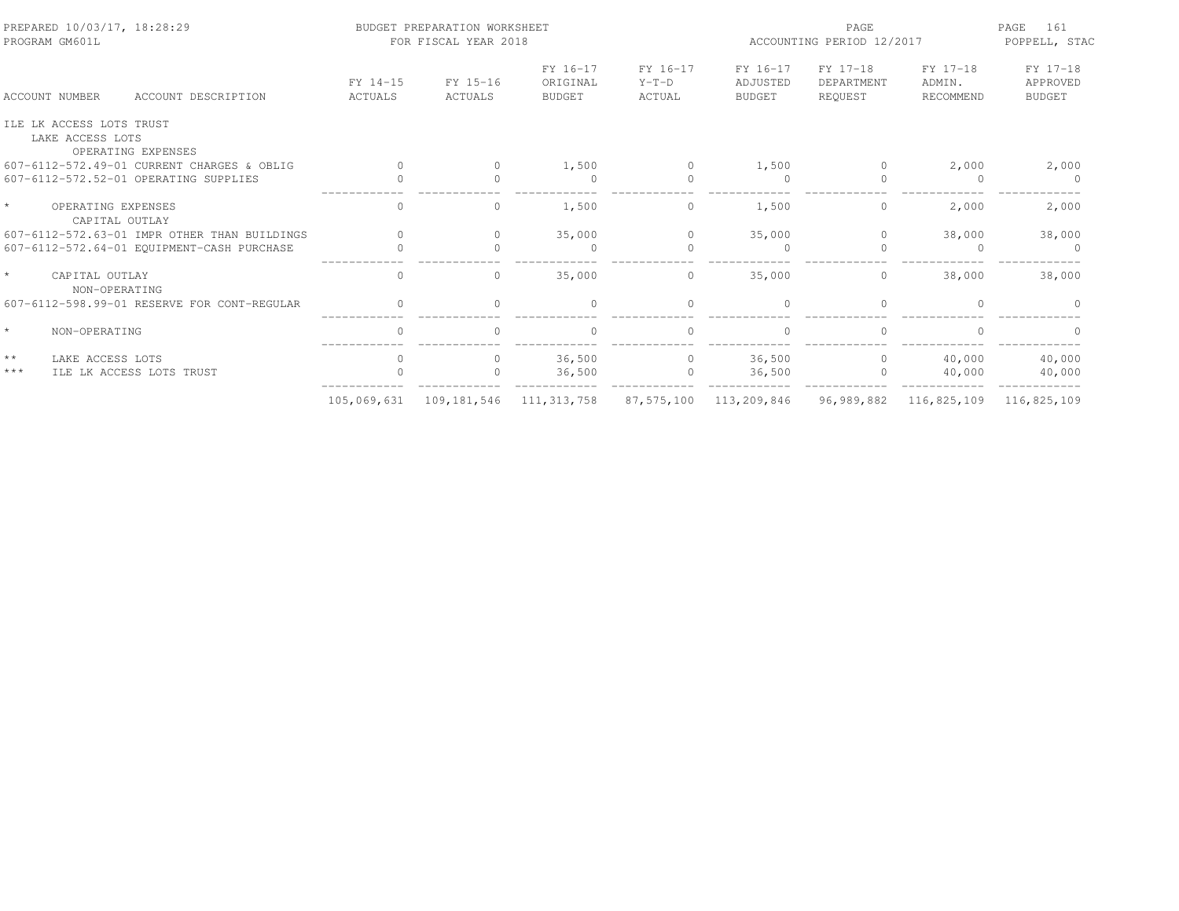| ACCOUNT NUMBER | ACCOUNT DESCRIPTION | FY 14-15 ACTUALS | FY 15-16 ACTUALS | FY 16-17 ORIGINAL BUDGET | FY 16-17 Y-T-D ACTUAL | FY 16-17 ADJUSTED BUDGET | FY 17-18 DEPARTMENT REQUEST | FY 17-18 ADMIN. RECOMMEND | FY 17-18 APPROVED BUDGET |
|---|---|---|---|---|---|---|---|---|---|
| ILE LK ACCESS LOTS TRUST | | | | | | | | | |
| LAKE ACCESS LOTS | | | | | | | | | |
| OPERATING EXPENSES | | | | | | | | | |
| 607-6112-572.49-01 | CURRENT CHARGES & OBLIG | 0 | 0 | 1,500 | 0 | 1,500 | 0 | 2,000 | 2,000 |
| 607-6112-572.52-01 | OPERATING SUPPLIES | 0 | 0 | 0 | 0 | 0 | 0 | 0 | 0 |
| * | OPERATING EXPENSES | 0 | 0 | 1,500 | 0 | 1,500 | 0 | 2,000 | 2,000 |
| CAPITAL OUTLAY | | | | | | | | | |
| 607-6112-572.63-01 | IMPR OTHER THAN BUILDINGS | 0 | 0 | 35,000 | 0 | 35,000 | 0 | 38,000 | 38,000 |
| 607-6112-572.64-01 | EQUIPMENT-CASH PURCHASE | 0 | 0 | 0 | 0 | 0 | 0 | 0 | 0 |
| * | CAPITAL OUTLAY | 0 | 0 | 35,000 | 0 | 35,000 | 0 | 38,000 | 38,000 |
| NON-OPERATING | | | | | | | | | |
| 607-6112-598.99-01 | RESERVE FOR CONT-REGULAR | 0 | 0 | 0 | 0 | 0 | 0 | 0 | 0 |
| * | NON-OPERATING | 0 | 0 | 0 | 0 | 0 | 0 | 0 | 0 |
| ** | LAKE ACCESS LOTS | 0 | 0 | 36,500 | 0 | 36,500 | 0 | 40,000 | 40,000 |
| *** | ILE LK ACCESS LOTS TRUST | 0 | 0 | 36,500 | 0 | 36,500 | 0 | 40,000 | 40,000 |
| | | 105,069,631 | 109,181,546 | 111,313,758 | 87,575,100 | 113,209,846 | 96,989,882 | 116,825,109 | 116,825,109 |